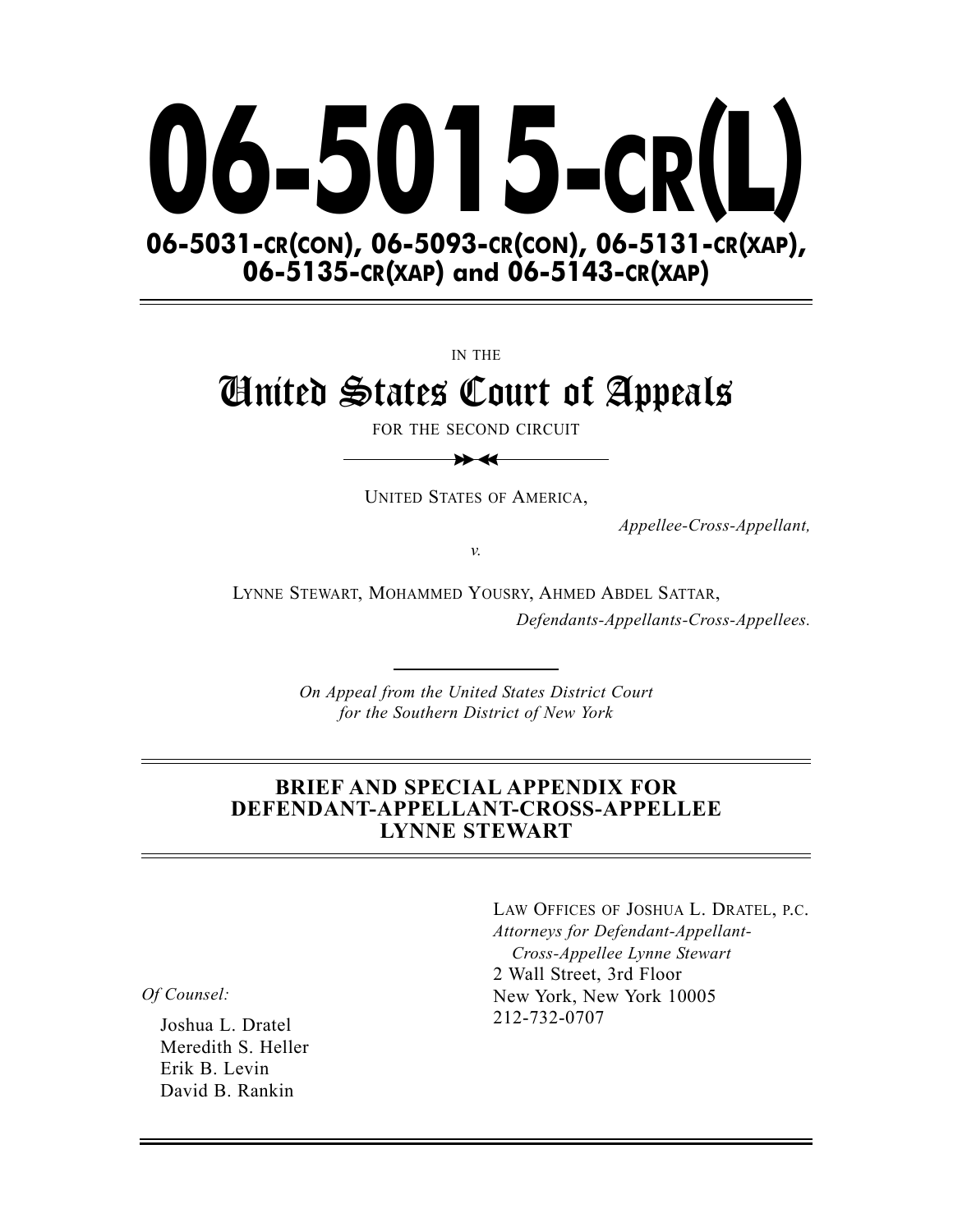# 06-5015-cr(L)

## 06-5031-cr(con), 06-5093-cr(con), 06-5131-cr(xap), 06-5135-cr(xap) and 06-5143-cr(xap)

IN THE

# United States Court of Appeals

FOR THE SECOND CIRCUIT

UNITED STATES OF AMERICA,

*Appellee-Cross-Appellant,*

*v.*

LYNNE STEWART, MOHAMMED YOUSRY, AHMED ABDEL SATTAR,

*Defendants-Appellants-Cross-Appellees.*

*On Appeal from the United States District Court for the Southern District of New York*

**BRIEF AND SPECIAL APPENDIX FOR DEFENDANT-APPELLANT-CROSS-APPELLEE LYNNE STEWART**

LAW OFFICES OF JOSHUA L. DRATEL, P.C.
*Attorneys for Defendant-Appellant-Cross-Appellee Lynne Stewart*
2 Wall Street, 3rd Floor
New York, New York 10005
212-732-0707

*Of Counsel:*

Joshua L. Dratel
Meredith S. Heller
Erik B. Levin
David B. Rankin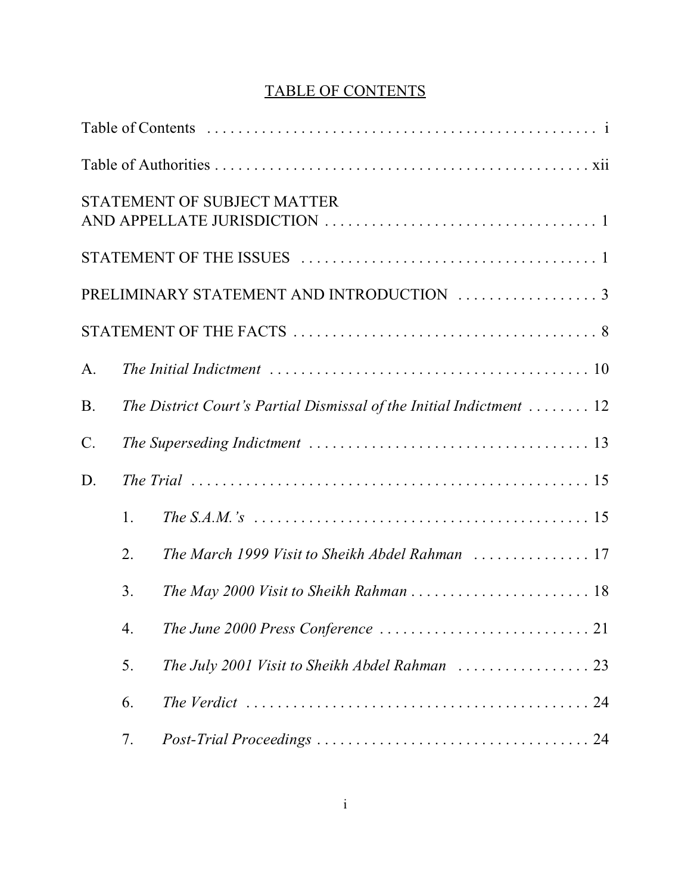# TABLE OF CONTENTS

Table of Contents . . . . . . . . . . . . . . . . . . . . . . . . . . . . . . . . . . . . . . . . . . . . . . . . . . i

Table of Authorities . . . . . . . . . . . . . . . . . . . . . . . . . . . . . . . . . . . . . . . . . . . . . . . . . xii

STATEMENT OF SUBJECT MATTER AND APPELLATE JURISDICTION . . . . . . . . . . . . . . . . . . . . . . . . . . . . . . . . . . . 1

STATEMENT OF THE ISSUES . . . . . . . . . . . . . . . . . . . . . . . . . . . . . . . . . . . . . 1

PRELIMINARY STATEMENT AND INTRODUCTION . . . . . . . . . . . . . . . . . . 3

STATEMENT OF THE FACTS . . . . . . . . . . . . . . . . . . . . . . . . . . . . . . . . . . . . . . . 8

A. *The Initial Indictment* . . . . . . . . . . . . . . . . . . . . . . . . . . . . . . . . . . . . . . . . 10

B. *The District Court's Partial Dismissal of the Initial Indictment* . . . . . . . . 12

C. *The Superseding Indictment* . . . . . . . . . . . . . . . . . . . . . . . . . . . . . . . . . . . 13

D. *The Trial* . . . . . . . . . . . . . . . . . . . . . . . . . . . . . . . . . . . . . . . . . . . . . . . . . . 15

   1. *The S.A.M.'s* . . . . . . . . . . . . . . . . . . . . . . . . . . . . . . . . . . . . . . . . . . . 15

   2. *The March 1999 Visit to Sheikh Abdel Rahman* . . . . . . . . . . . . . . . 17

   3. *The May 2000 Visit to Sheikh Rahman* . . . . . . . . . . . . . . . . . . . . . . . 18

   4. *The June 2000 Press Conference* . . . . . . . . . . . . . . . . . . . . . . . . . . . 21

   5. *The July 2001 Visit to Sheikh Abdel Rahman* . . . . . . . . . . . . . . . . . 23

   6. *The Verdict* . . . . . . . . . . . . . . . . . . . . . . . . . . . . . . . . . . . . . . . . . . . . 24

   7. *Post-Trial Proceedings* . . . . . . . . . . . . . . . . . . . . . . . . . . . . . . . . . . . 24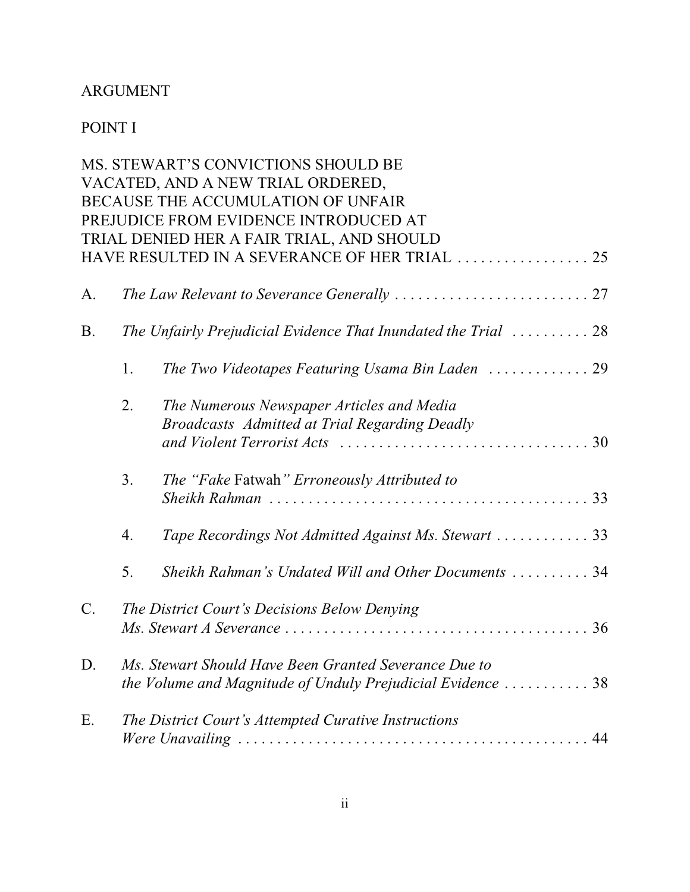ARGUMENT

POINT I

MS. STEWART'S CONVICTIONS SHOULD BE VACATED, AND A NEW TRIAL ORDERED, BECAUSE THE ACCUMULATION OF UNFAIR PREJUDICE FROM EVIDENCE INTRODUCED AT TRIAL DENIED HER A FAIR TRIAL, AND SHOULD HAVE RESULTED IN A SEVERANCE OF HER TRIAL . . . . . . . . . . . . . . . . . 25

A. *The Law Relevant to Severance Generally* . . . . . . . . . . . . . . . . . . . . . . . . . 27

B. *The Unfairly Prejudicial Evidence That Inundated the Trial* . . . . . . . . . . 28

1. *The Two Videotapes Featuring Usama Bin Laden* . . . . . . . . . . . . . 29

2. *The Numerous Newspaper Articles and Media Broadcasts Admitted at Trial Regarding Deadly and Violent Terrorist Acts* . . . . . . . . . . . . . . . . . . . . . . . . . . . . . . . . 30

3. *The "Fake* Fatwah*" Erroneously Attributed to Sheikh Rahman* . . . . . . . . . . . . . . . . . . . . . . . . . . . . . . . . . . . . . . . . . 33

4. *Tape Recordings Not Admitted Against Ms. Stewart* . . . . . . . . . . . . 33

5. *Sheikh Rahman's Undated Will and Other Documents* . . . . . . . . . . 34

C. *The District Court's Decisions Below Denying Ms. Stewart A Severance* . . . . . . . . . . . . . . . . . . . . . . . . . . . . . . . . . . . . . . . 36

D. *Ms. Stewart Should Have Been Granted Severance Due to the Volume and Magnitude of Unduly Prejudicial Evidence* . . . . . . . . . . . 38

E. *The District Court's Attempted Curative Instructions Were Unavailing* . . . . . . . . . . . . . . . . . . . . . . . . . . . . . . . . . . . . . . . . . . . . . 44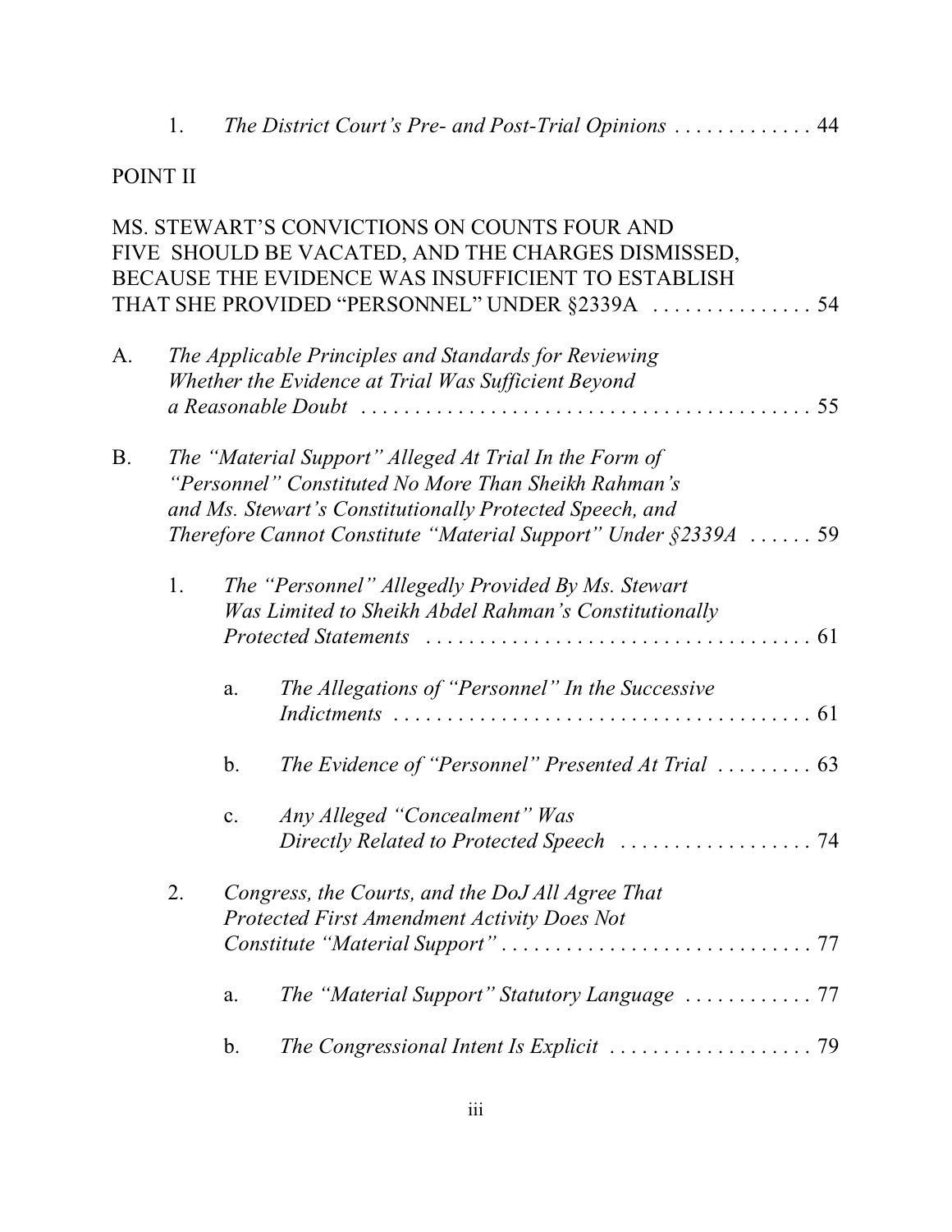1. *The District Court's Pre- and Post-Trial Opinions* . . . . . . . . . . . . . 44

POINT II

MS. STEWART'S CONVICTIONS ON COUNTS FOUR AND FIVE SHOULD BE VACATED, AND THE CHARGES DISMISSED, BECAUSE THE EVIDENCE WAS INSUFFICIENT TO ESTABLISH THAT SHE PROVIDED "PERSONNEL" UNDER §2339A . . . . . . . . . . . . . . . 54

A. *The Applicable Principles and Standards for Reviewing Whether the Evidence at Trial Was Sufficient Beyond a Reasonable Doubt* . . . . . . . . . . . . . . . . . . . . . . . . . . . . . . . . . . . . . . . . . . 55

B. *The "Material Support" Alleged At Trial In the Form of "Personnel" Constituted No More Than Sheikh Rahman's and Ms. Stewart's Constitutionally Protected Speech, and Therefore Cannot Constitute "Material Support" Under §2339A* . . . . . . 59

1. *The "Personnel" Allegedly Provided By Ms. Stewart Was Limited to Sheikh Abdel Rahman's Constitutionally Protected Statements* . . . . . . . . . . . . . . . . . . . . . . . . . . . . . . . . . . . . 61

a. *The Allegations of "Personnel" In the Successive Indictments* . . . . . . . . . . . . . . . . . . . . . . . . . . . . . . . . . . . . . . . 61

b. *The Evidence of "Personnel" Presented At Trial* . . . . . . . . . 63

c. *Any Alleged "Concealment" Was Directly Related to Protected Speech* . . . . . . . . . . . . . . . . . . 74

2. *Congress, the Courts, and the DoJ All Agree That Protected First Amendment Activity Does Not Constitute "Material Support"* . . . . . . . . . . . . . . . . . . . . . . . . . . . . . 77

a. *The "Material Support" Statutory Language* . . . . . . . . . . . . 77

b. *The Congressional Intent Is Explicit* . . . . . . . . . . . . . . . . . . . 79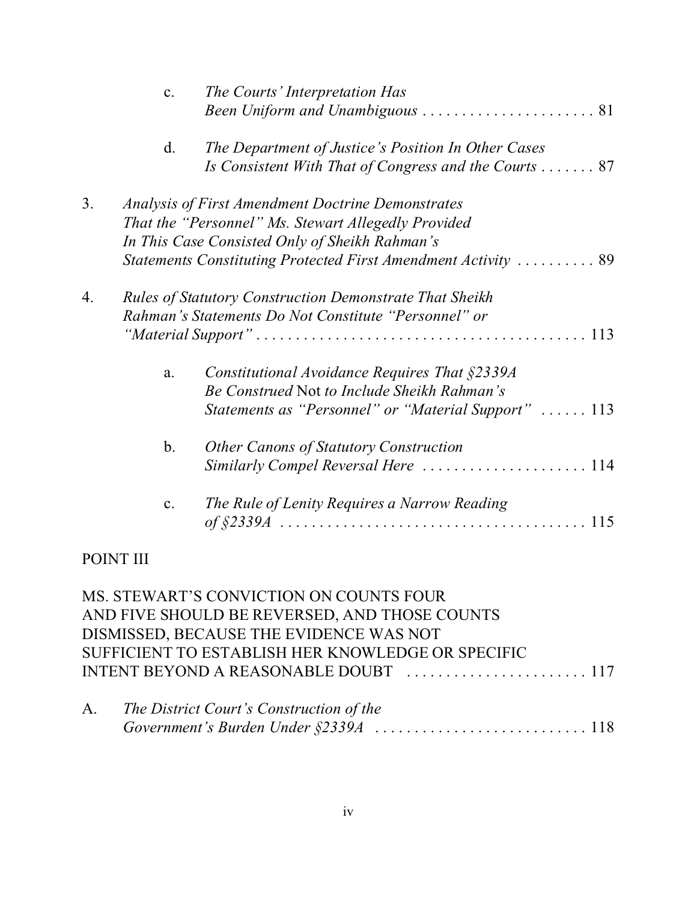c. *The Courts' Interpretation Has Been Uniform and Unambiguous* . . . . . . . . . . . . . . . . . . . . . . 81

d. *The Department of Justice's Position In Other Cases Is Consistent With That of Congress and the Courts* . . . . . . . 87

3. *Analysis of First Amendment Doctrine Demonstrates That the "Personnel" Ms. Stewart Allegedly Provided In This Case Consisted Only of Sheikh Rahman's Statements Constituting Protected First Amendment Activity* . . . . . . . . . . 89

4. *Rules of Statutory Construction Demonstrate That Sheikh Rahman's Statements Do Not Constitute "Personnel" or "Material Support"* . . . . . . . . . . . . . . . . . . . . . . . . . . . . . . . . . . . . . . . . . 113

a. *Constitutional Avoidance Requires That §2339A Be Construed* Not *to Include Sheikh Rahman's Statements as "Personnel" or "Material Support"* . . . . . . 113

b. *Other Canons of Statutory Construction Similarly Compel Reversal Here* . . . . . . . . . . . . . . . . . . . . . 114

c. *The Rule of Lenity Requires a Narrow Reading of §2339A* . . . . . . . . . . . . . . . . . . . . . . . . . . . . . . . . . . . . . . 115

POINT III

MS. STEWART'S CONVICTION ON COUNTS FOUR AND FIVE SHOULD BE REVERSED, AND THOSE COUNTS DISMISSED, BECAUSE THE EVIDENCE WAS NOT SUFFICIENT TO ESTABLISH HER KNOWLEDGE OR SPECIFIC INTENT BEYOND A REASONABLE DOUBT . . . . . . . . . . . . . . . . . . . . . . . 117

A. *The District Court's Construction of the Government's Burden Under §2339A* . . . . . . . . . . . . . . . . . . . . . . . . . . . 118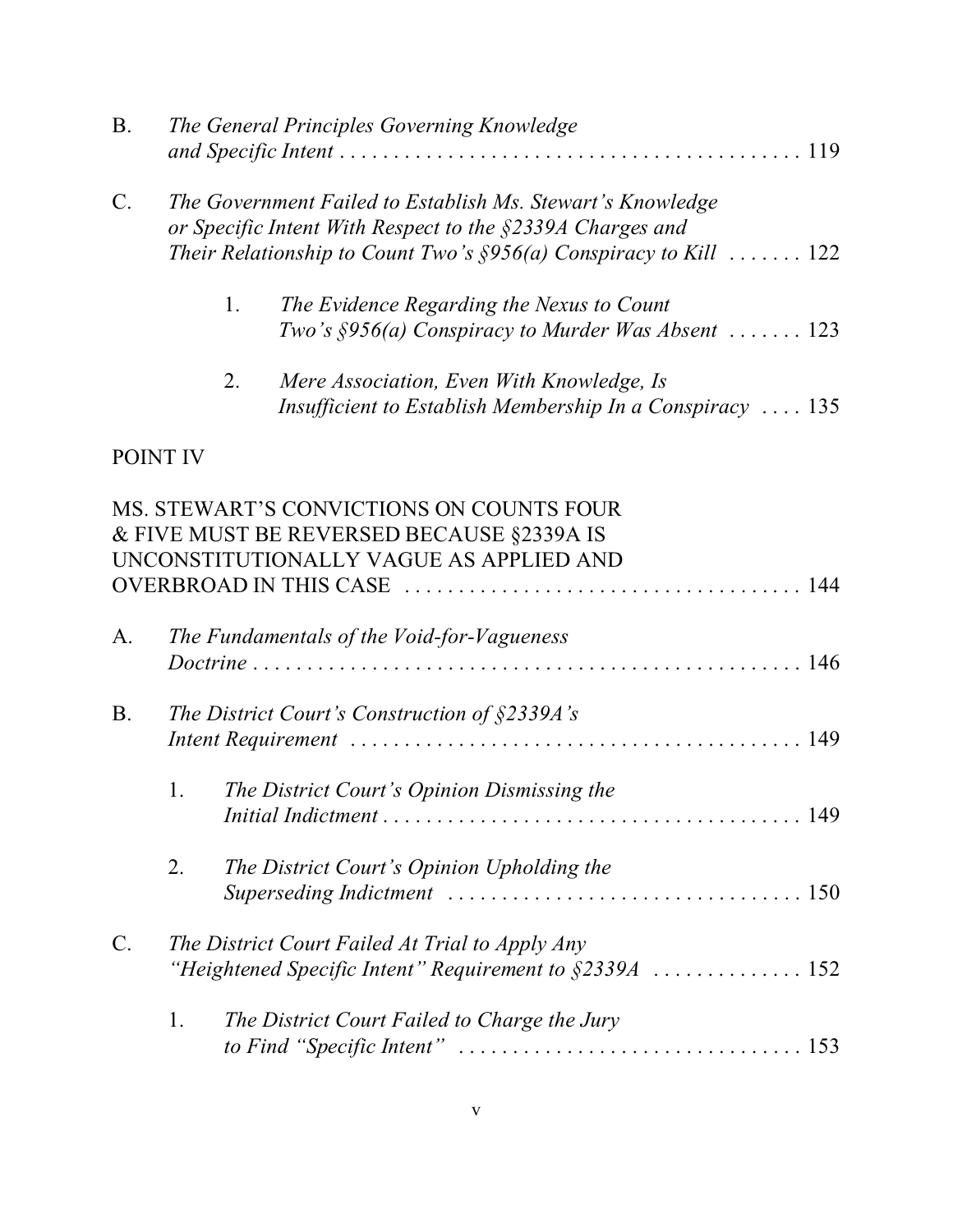B. *The General Principles Governing Knowledge and Specific Intent* . . . . . . . . . . . . . . . . . . . . . . . . . . . . . . . . . . . . . . . . . . . . 119

C. *The Government Failed to Establish Ms. Stewart's Knowledge or Specific Intent With Respect to the §2339A Charges and Their Relationship to Count Two's §956(a) Conspiracy to Kill* . . . . . . . 122

   1. *The Evidence Regarding the Nexus to Count Two's §956(a) Conspiracy to Murder Was Absent* . . . . . . . 123

   2. *Mere Association, Even With Knowledge, Is Insufficient to Establish Membership In a Conspiracy* . . . . 135

POINT IV

MS. STEWART'S CONVICTIONS ON COUNTS FOUR & FIVE MUST BE REVERSED BECAUSE §2339A IS UNCONSTITUTIONALLY VAGUE AS APPLIED AND OVERBROAD IN THIS CASE . . . . . . . . . . . . . . . . . . . . . . . . . . . . . . . . . . . . . 144

A. *The Fundamentals of the Void-for-Vagueness Doctrine* . . . . . . . . . . . . . . . . . . . . . . . . . . . . . . . . . . . . . . . . . . . . . . . . . . . 146

B. *The District Court's Construction of §2339A's Intent Requirement* . . . . . . . . . . . . . . . . . . . . . . . . . . . . . . . . . . . . . . . . . . 149

   1. *The District Court's Opinion Dismissing the Initial Indictment* . . . . . . . . . . . . . . . . . . . . . . . . . . . . . . . . . . . . . . . 149

   2. *The District Court's Opinion Upholding the Superseding Indictment* . . . . . . . . . . . . . . . . . . . . . . . . . . . . . . . . 150

C. *The District Court Failed At Trial to Apply Any "Heightened Specific Intent" Requirement to §2339A* . . . . . . . . . . . . . . 152

   1. *The District Court Failed to Charge the Jury to Find "Specific Intent"* . . . . . . . . . . . . . . . . . . . . . . . . . . . . . . . . 153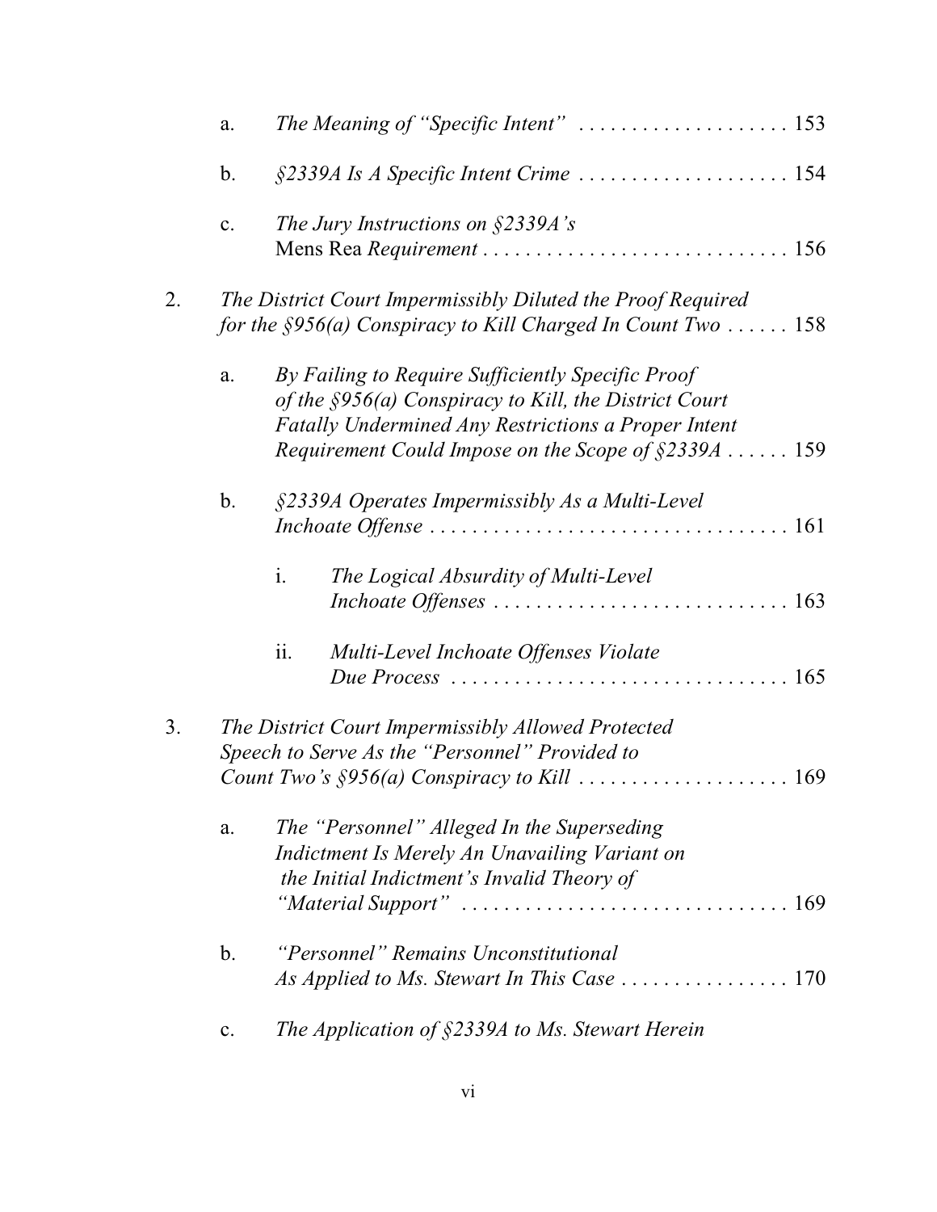a. *The Meaning of "Specific Intent"* . . . . . . . . . . . . . . . . . . . . 153

b. *§2339A Is A Specific Intent Crime* . . . . . . . . . . . . . . . . . . . . 154

c. *The Jury Instructions on §2339A's* Mens Rea *Requirement* . . . . . . . . . . . . . . . . . . . . . . . . . . . . . 156

2. *The District Court Impermissibly Diluted the Proof Required for the §956(a) Conspiracy to Kill Charged In Count Two* . . . . . . 158

a. *By Failing to Require Sufficiently Specific Proof of the §956(a) Conspiracy to Kill, the District Court Fatally Undermined Any Restrictions a Proper Intent Requirement Could Impose on the Scope of §2339A* . . . . . . 159

b. *§2339A Operates Impermissibly As a Multi-Level Inchoate Offense* . . . . . . . . . . . . . . . . . . . . . . . . . . . . . . . . . . 161

i. *The Logical Absurdity of Multi-Level Inchoate Offenses* . . . . . . . . . . . . . . . . . . . . . . . . . . . . 163

ii. *Multi-Level Inchoate Offenses Violate Due Process* . . . . . . . . . . . . . . . . . . . . . . . . . . . . . . . . 165

3. *The District Court Impermissibly Allowed Protected Speech to Serve As the "Personnel" Provided to Count Two's §956(a) Conspiracy to Kill* . . . . . . . . . . . . . . . . . . . . 169

a. *The "Personnel" Alleged In the Superseding Indictment Is Merely An Unavailing Variant on the Initial Indictment's Invalid Theory of "Material Support"* . . . . . . . . . . . . . . . . . . . . . . . . . . . . . . . 169

b. *"Personnel" Remains Unconstitutional As Applied to Ms. Stewart In This Case* . . . . . . . . . . . . . . . . 170

c. *The Application of §2339A to Ms. Stewart Herein*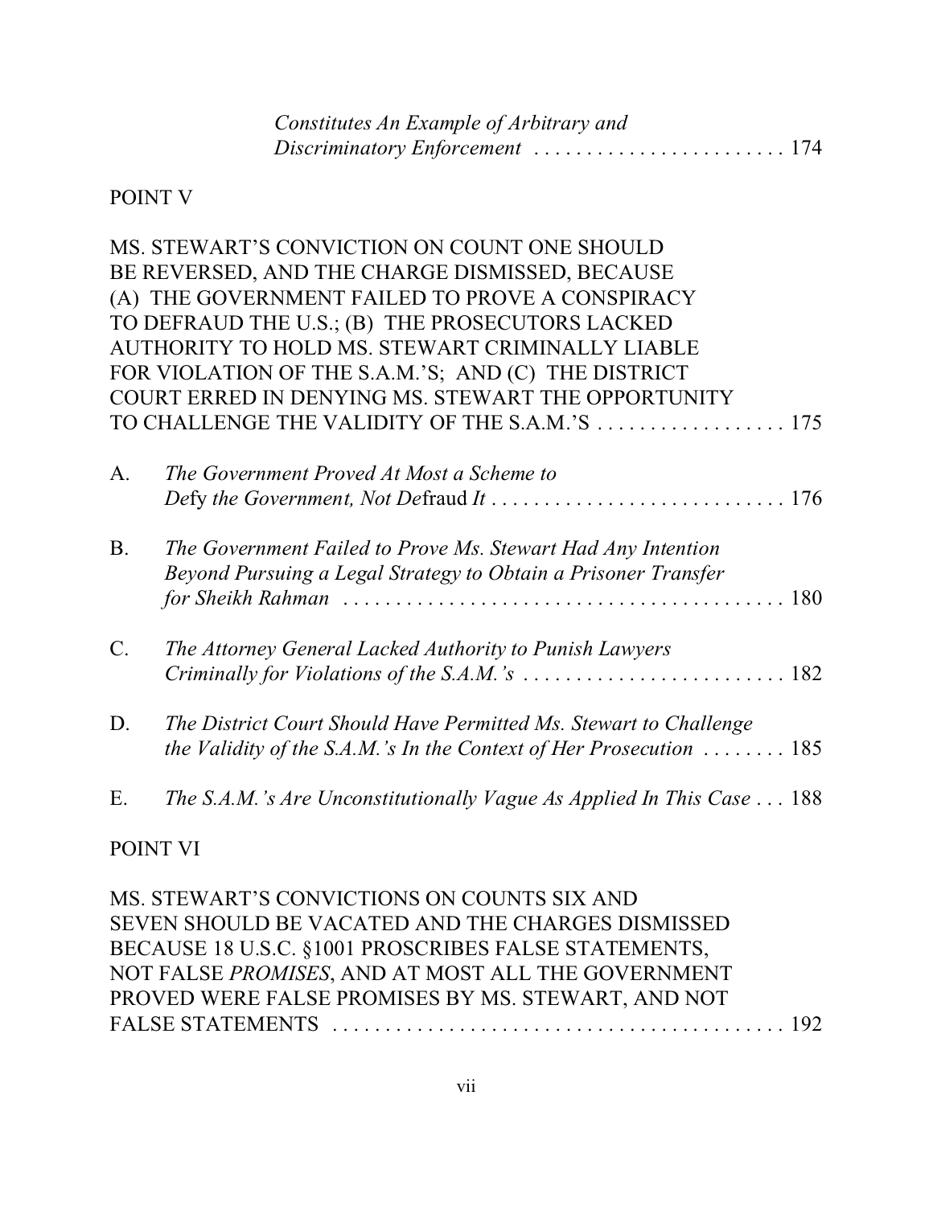*Constitutes An Example of Arbitrary and Discriminatory Enforcement* . . . . . . . . . . . . . . . . . . . . . . . . 174

POINT V

MS. STEWART'S CONVICTION ON COUNT ONE SHOULD BE REVERSED, AND THE CHARGE DISMISSED, BECAUSE (A) THE GOVERNMENT FAILED TO PROVE A CONSPIRACY TO DEFRAUD THE U.S.; (B) THE PROSECUTORS LACKED AUTHORITY TO HOLD MS. STEWART CRIMINALLY LIABLE FOR VIOLATION OF THE S.A.M.'S; AND (C) THE DISTRICT COURT ERRED IN DENYING MS. STEWART THE OPPORTUNITY TO CHALLENGE THE VALIDITY OF THE S.A.M.'S . . . . . . . . . . . . . . . . . . 175

A. *The Government Proved At Most a Scheme to Defy the Government, Not De*fraud *It* . . . . . . . . . . . . . . . . . . . . . . . . . . . . 176

B. *The Government Failed to Prove Ms. Stewart Had Any Intention Beyond Pursuing a Legal Strategy to Obtain a Prisoner Transfer for Sheikh Rahman* . . . . . . . . . . . . . . . . . . . . . . . . . . . . . . . . . . . . . . . . . . 180

C. *The Attorney General Lacked Authority to Punish Lawyers Criminally for Violations of the S.A.M.'s* . . . . . . . . . . . . . . . . . . . . . . . . . 182

D. *The District Court Should Have Permitted Ms. Stewart to Challenge the Validity of the S.A.M.'s In the Context of Her Prosecution* . . . . . . . . 185

E. *The S.A.M.'s Are Unconstitutionally Vague As Applied In This Case* . . . 188

POINT VI

MS. STEWART'S CONVICTIONS ON COUNTS SIX AND SEVEN SHOULD BE VACATED AND THE CHARGES DISMISSED BECAUSE 18 U.S.C. §1001 PROSCRIBES FALSE STATEMENTS, NOT FALSE *PROMISES*, AND AT MOST ALL THE GOVERNMENT PROVED WERE FALSE PROMISES BY MS. STEWART, AND NOT FALSE STATEMENTS . . . . . . . . . . . . . . . . . . . . . . . . . . . . . . . . . . . . . . . . . . 192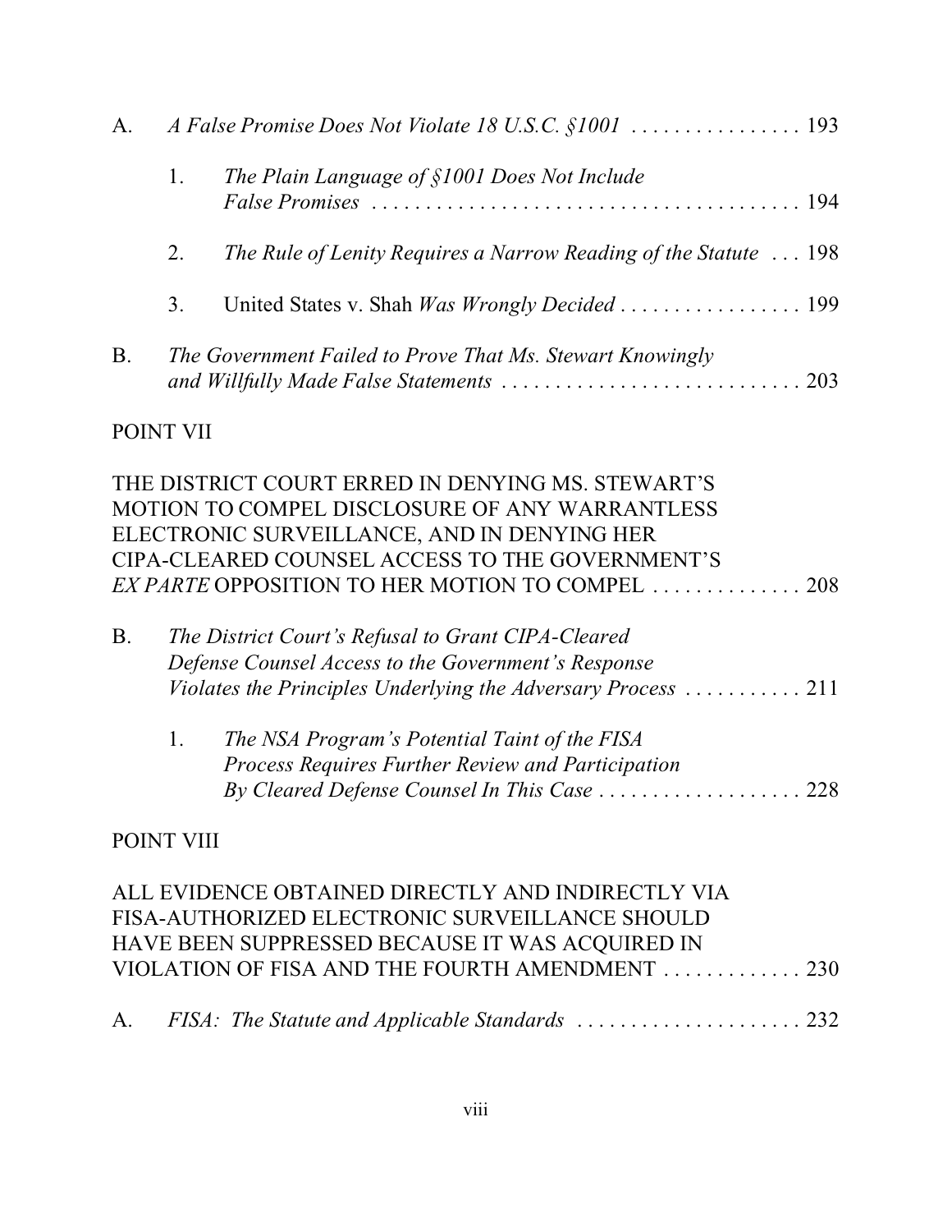A. *A False Promise Does Not Violate 18 U.S.C. §1001* . . . . . . . . . . . . . . . . 193

1. *The Plain Language of §1001 Does Not Include False Promises* . . . . . . . . . . . . . . . . . . . . . . . . . . . . . . . . . . . . . . . . 194

2. *The Rule of Lenity Requires a Narrow Reading of the Statute* . . . 198

3. United States v. Shah *Was Wrongly Decided* . . . . . . . . . . . . . . . . . 199

B. *The Government Failed to Prove That Ms. Stewart Knowingly and Willfully Made False Statements* . . . . . . . . . . . . . . . . . . . . . . . . . . . . 203

POINT VII

THE DISTRICT COURT ERRED IN DENYING MS. STEWART'S MOTION TO COMPEL DISCLOSURE OF ANY WARRANTLESS ELECTRONIC SURVEILLANCE, AND IN DENYING HER CIPA-CLEARED COUNSEL ACCESS TO THE GOVERNMENT'S *EX PARTE* OPPOSITION TO HER MOTION TO COMPEL . . . . . . . . . . . . . . 208

B. *The District Court's Refusal to Grant CIPA-Cleared Defense Counsel Access to the Government's Response Violates the Principles Underlying the Adversary Process* . . . . . . . . . . . 211

1. *The NSA Program's Potential Taint of the FISA Process Requires Further Review and Participation By Cleared Defense Counsel In This Case* . . . . . . . . . . . . . . . . . . . 228

POINT VIII

ALL EVIDENCE OBTAINED DIRECTLY AND INDIRECTLY VIA FISA-AUTHORIZED ELECTRONIC SURVEILLANCE SHOULD HAVE BEEN SUPPRESSED BECAUSE IT WAS ACQUIRED IN VIOLATION OF FISA AND THE FOURTH AMENDMENT . . . . . . . . . . . . . 230

A. *FISA: The Statute and Applicable Standards* . . . . . . . . . . . . . . . . . . . . . 232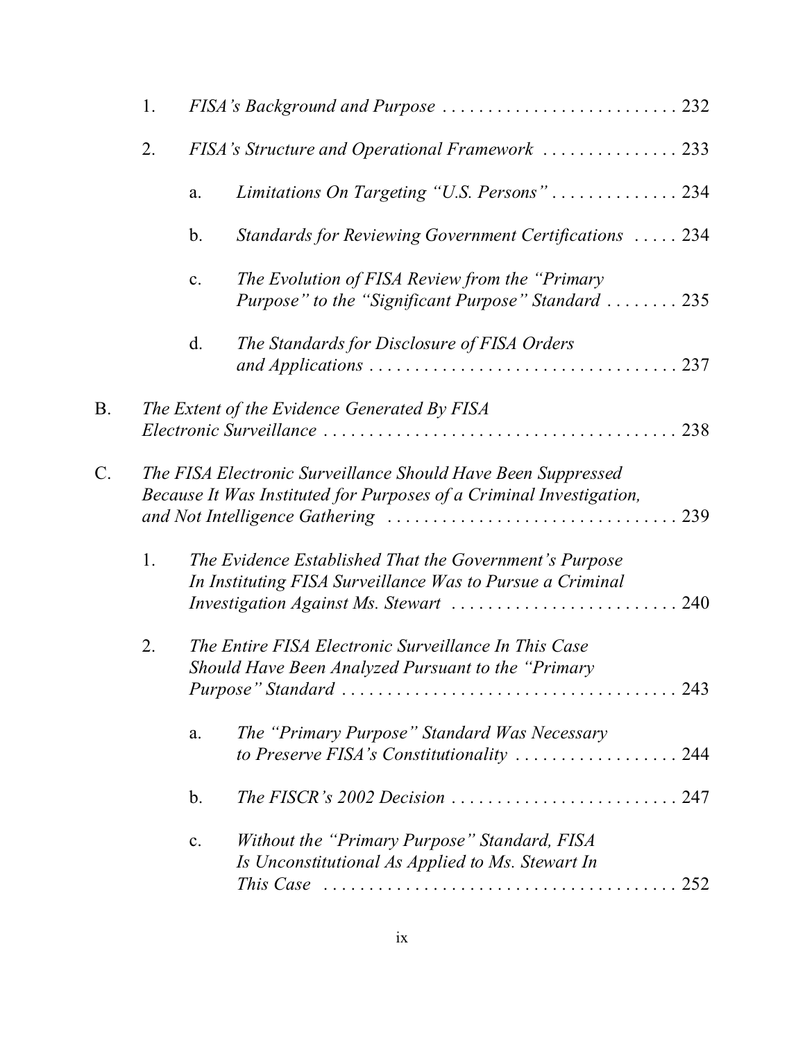1. *FISA's Background and Purpose* . . . . . . . . . . . . . . . . . . . . . . . . . . 232

2. *FISA's Structure and Operational Framework* . . . . . . . . . . . . . . . 233

   a. *Limitations On Targeting "U.S. Persons"* . . . . . . . . . . . . . . 234

   b. *Standards for Reviewing Government Certifications* . . . . . 234

   c. *The Evolution of FISA Review from the "Primary Purpose" to the "Significant Purpose" Standard* . . . . . . . . 235

   d. *The Standards for Disclosure of FISA Orders and Applications* . . . . . . . . . . . . . . . . . . . . . . . . . . . . . . . . . . 237

B. *The Extent of the Evidence Generated By FISA Electronic Surveillance* . . . . . . . . . . . . . . . . . . . . . . . . . . . . . . . . . . . . . . 238

C. *The FISA Electronic Surveillance Should Have Been Suppressed Because It Was Instituted for Purposes of a Criminal Investigation, and Not Intelligence Gathering* . . . . . . . . . . . . . . . . . . . . . . . . . . . . . . . 239

1. *The Evidence Established That the Government's Purpose In Instituting FISA Surveillance Was to Pursue a Criminal Investigation Against Ms. Stewart* . . . . . . . . . . . . . . . . . . . . . . . . . 240

2. *The Entire FISA Electronic Surveillance In This Case Should Have Been Analyzed Pursuant to the "Primary Purpose" Standard* . . . . . . . . . . . . . . . . . . . . . . . . . . . . . . . . . . . . . 243

   a. *The "Primary Purpose" Standard Was Necessary to Preserve FISA's Constitutionality* . . . . . . . . . . . . . . . . . . 244

   b. *The FISCR's 2002 Decision* . . . . . . . . . . . . . . . . . . . . . . . . . 247

   c. *Without the "Primary Purpose" Standard, FISA Is Unconstitutional As Applied to Ms. Stewart In This Case* . . . . . . . . . . . . . . . . . . . . . . . . . . . . . . . . . . . . . . . 252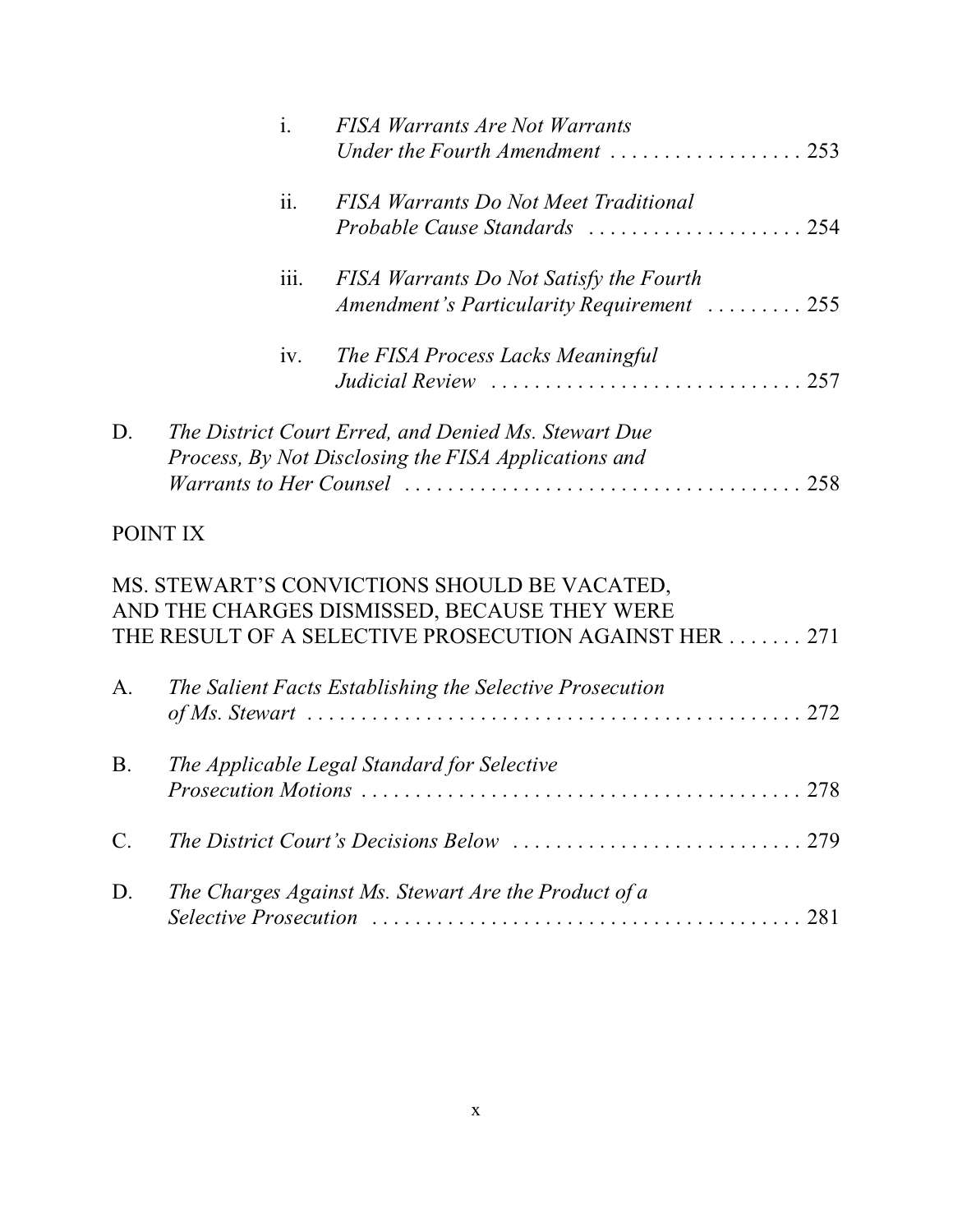i. *FISA Warrants Are Not Warrants Under the Fourth Amendment* . . . . . . . . . . . . . . . . . . 253

ii. *FISA Warrants Do Not Meet Traditional Probable Cause Standards* . . . . . . . . . . . . . . . . . . . . 254

iii. *FISA Warrants Do Not Satisfy the Fourth Amendment's Particularity Requirement* . . . . . . . . . 255

iv. *The FISA Process Lacks Meaningful Judicial Review* . . . . . . . . . . . . . . . . . . . . . . . . . . . . . 257

D. *The District Court Erred, and Denied Ms. Stewart Due Process, By Not Disclosing the FISA Applications and Warrants to Her Counsel* . . . . . . . . . . . . . . . . . . . . . . . . . . . . . . . . . . . . . 258

POINT IX

MS. STEWART'S CONVICTIONS SHOULD BE VACATED, AND THE CHARGES DISMISSED, BECAUSE THEY WERE THE RESULT OF A SELECTIVE PROSECUTION AGAINST HER . . . . . . . 271

A. *The Salient Facts Establishing the Selective Prosecution of Ms. Stewart* . . . . . . . . . . . . . . . . . . . . . . . . . . . . . . . . . . . . . . . . . . . . . . . 272

B. *The Applicable Legal Standard for Selective Prosecution Motions* . . . . . . . . . . . . . . . . . . . . . . . . . . . . . . . . . . . . . . . . . 278

C. *The District Court's Decisions Below* . . . . . . . . . . . . . . . . . . . . . . . . . . . 279

D. *The Charges Against Ms. Stewart Are the Product of a Selective Prosecution* . . . . . . . . . . . . . . . . . . . . . . . . . . . . . . . . . . . . . . . . 281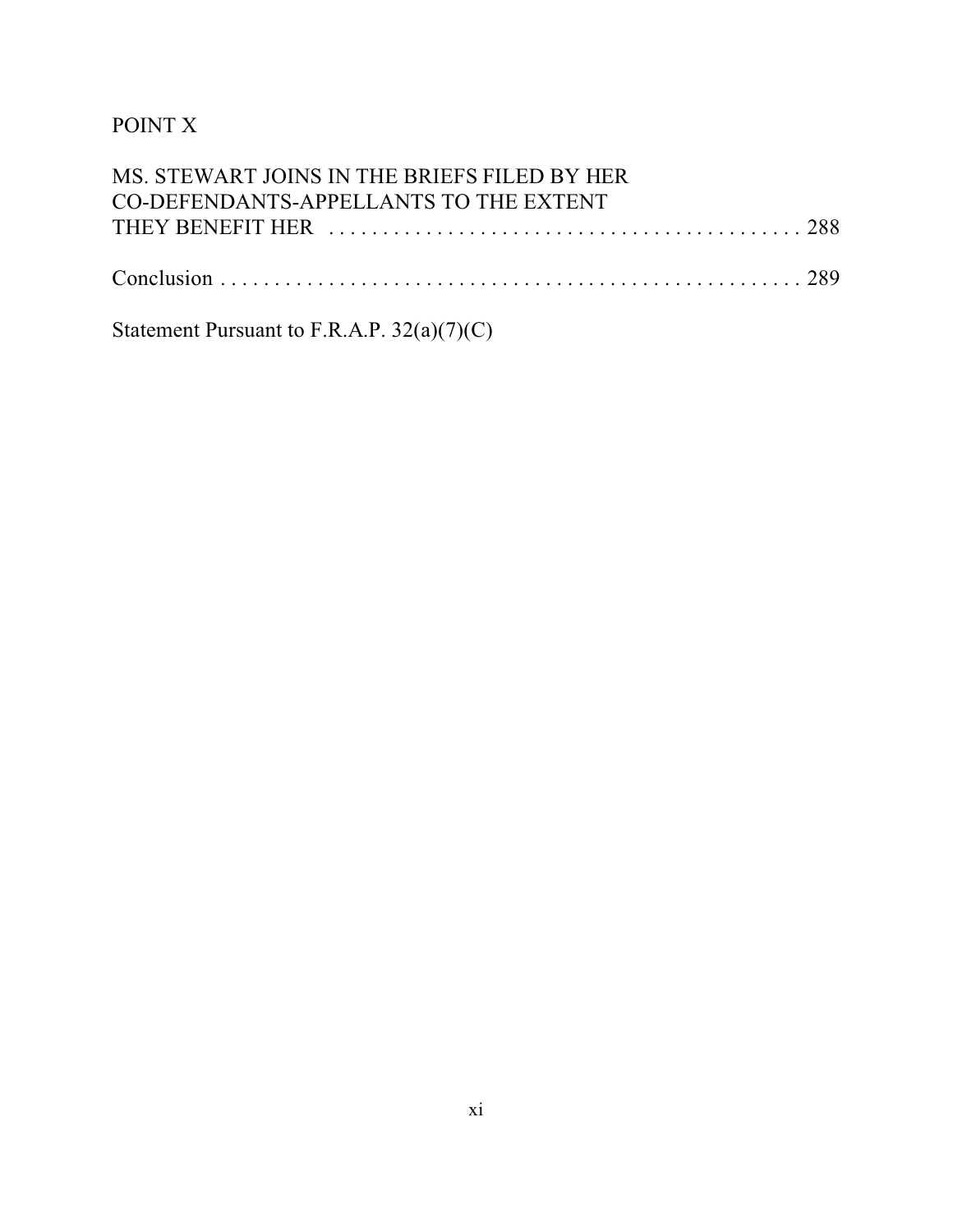POINT X

MS. STEWART JOINS IN THE BRIEFS FILED BY HER CO-DEFENDANTS-APPELLANTS TO THE EXTENT THEY BENEFIT HER . . . . . . . . . . . . . . . . . . . . . . . . . . . . . . . . . . . . . . . . . . . . . 288

Conclusion . . . . . . . . . . . . . . . . . . . . . . . . . . . . . . . . . . . . . . . . . . . . . . . . . . . . . 289

Statement Pursuant to F.R.A.P. 32(a)(7)(C)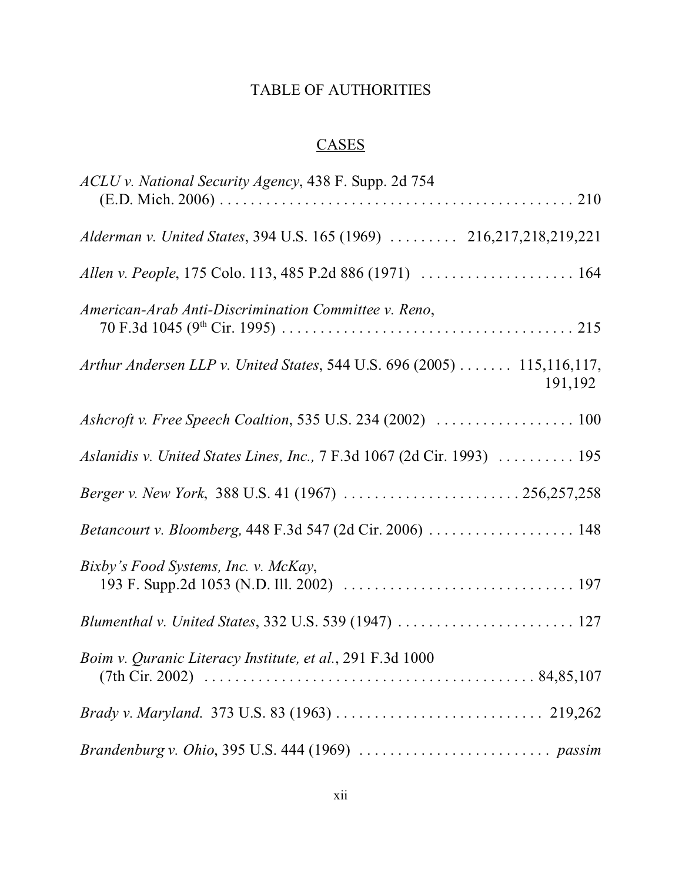# TABLE OF AUTHORITIES

## CASES

*ACLU v. National Security Agency*, 438 F. Supp. 2d 754 (E.D. Mich. 2006) . . . . . . . . . . . . . . . . . . . . . . . . . . . . . . . . . . . . . . . . . . . . . 210

*Alderman v. United States*, 394 U.S. 165 (1969) . . . . . . . . . 216,217,218,219,221

*Allen v. People*, 175 Colo. 113, 485 P.2d 886 (1971) . . . . . . . . . . . . . . . . . . . . 164

*American-Arab Anti-Discrimination Committee v. Reno*, 70 F.3d 1045 (9th Cir. 1995) . . . . . . . . . . . . . . . . . . . . . . . . . . . . . . . . . . . . . . 215

*Arthur Andersen LLP v. United States*, 544 U.S. 696 (2005) . . . . . . . 115,116,117, 191,192

*Ashcroft v. Free Speech Coaltion*, 535 U.S. 234 (2002) . . . . . . . . . . . . . . . . . . 100

*Aslanidis v. United States Lines, Inc.,* 7 F.3d 1067 (2d Cir. 1993) . . . . . . . . . . 195

*Berger v. New York*, 388 U.S. 41 (1967) . . . . . . . . . . . . . . . . . . . . . . . 256,257,258

*Betancourt v. Bloomberg,* 448 F.3d 547 (2d Cir. 2006) . . . . . . . . . . . . . . . . . . . 148

*Bixby's Food Systems, Inc. v. McKay*, 193 F. Supp.2d 1053 (N.D. Ill. 2002) . . . . . . . . . . . . . . . . . . . . . . . . . . . . . . . 197

*Blumenthal v. United States*, 332 U.S. 539 (1947) . . . . . . . . . . . . . . . . . . . . . . . 127

*Boim v. Quranic Literacy Institute, et al.*, 291 F.3d 1000 (7th Cir. 2002) . . . . . . . . . . . . . . . . . . . . . . . . . . . . . . . . . . . . . . . . . . . 84,85,107

*Brady v. Maryland.* 373 U.S. 83 (1963) . . . . . . . . . . . . . . . . . . . . . . . . . . . 219,262

*Brandenburg v. Ohio*, 395 U.S. 444 (1969) . . . . . . . . . . . . . . . . . . . . . . . . . *passim*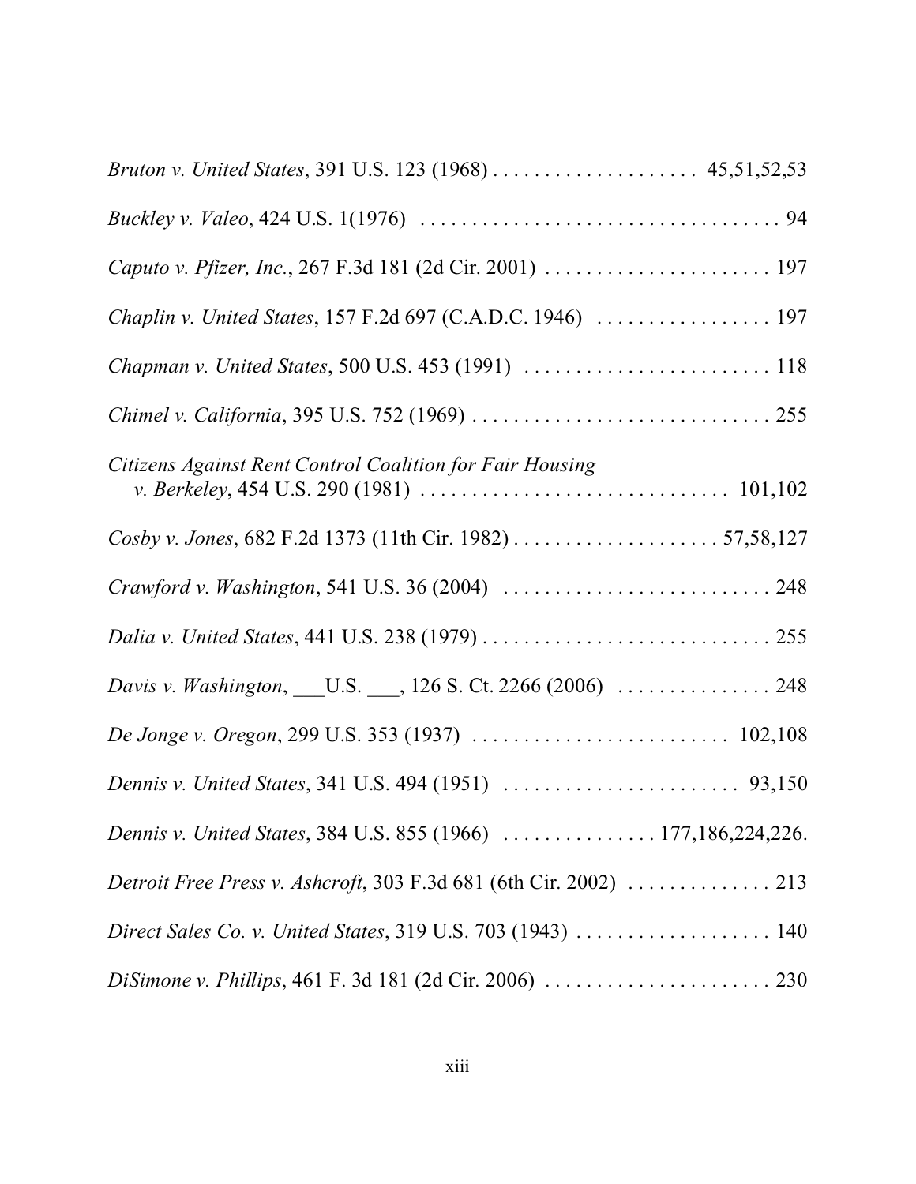*Bruton v. United States*, 391 U.S. 123 (1968) . . . . . . . . . . . . . . . . . . . . 45,51,52,53

*Buckley v. Valeo*, 424 U.S. 1(1976) . . . . . . . . . . . . . . . . . . . . . . . . . . . . . . . . . . . . 94

*Caputo v. Pfizer, Inc.*, 267 F.3d 181 (2d Cir. 2001) . . . . . . . . . . . . . . . . . . . . . . 197

*Chaplin v. United States*, 157 F.2d 697 (C.A.D.C. 1946) . . . . . . . . . . . . . . . . . 197

*Chapman v. United States*, 500 U.S. 453 (1991) . . . . . . . . . . . . . . . . . . . . . . . . 118

*Chimel v. California*, 395 U.S. 752 (1969) . . . . . . . . . . . . . . . . . . . . . . . . . . . . . . 255

*Citizens Against Rent Control Coalition for Fair Housing v. Berkeley*, 454 U.S. 290 (1981) . . . . . . . . . . . . . . . . . . . . . . . . . . . . . . 101,102

*Cosby v. Jones*, 682 F.2d 1373 (11th Cir. 1982) . . . . . . . . . . . . . . . . . . . . 57,58,127

*Crawford v. Washington*, 541 U.S. 36 (2004) . . . . . . . . . . . . . . . . . . . . . . . . . . 248

*Dalia v. United States*, 441 U.S. 238 (1979) . . . . . . . . . . . . . . . . . . . . . . . . . . . . . 255

*Davis v. Washington*, ___U.S. ___, 126 S. Ct. 2266 (2006) . . . . . . . . . . . . . . . 248

*De Jonge v. Oregon*, 299 U.S. 353 (1937) . . . . . . . . . . . . . . . . . . . . . . . . . 102,108

*Dennis v. United States*, 341 U.S. 494 (1951) . . . . . . . . . . . . . . . . . . . . . . . 93,150

*Dennis v. United States*, 384 U.S. 855 (1966) . . . . . . . . . . . . . . . 177,186,224,226.

*Detroit Free Press v. Ashcroft*, 303 F.3d 681 (6th Cir. 2002) . . . . . . . . . . . . . . 213

*Direct Sales Co. v. United States*, 319 U.S. 703 (1943) . . . . . . . . . . . . . . . . . . . 140

*DiSimone v. Phillips*, 461 F. 3d 181 (2d Cir. 2006) . . . . . . . . . . . . . . . . . . . . . . 230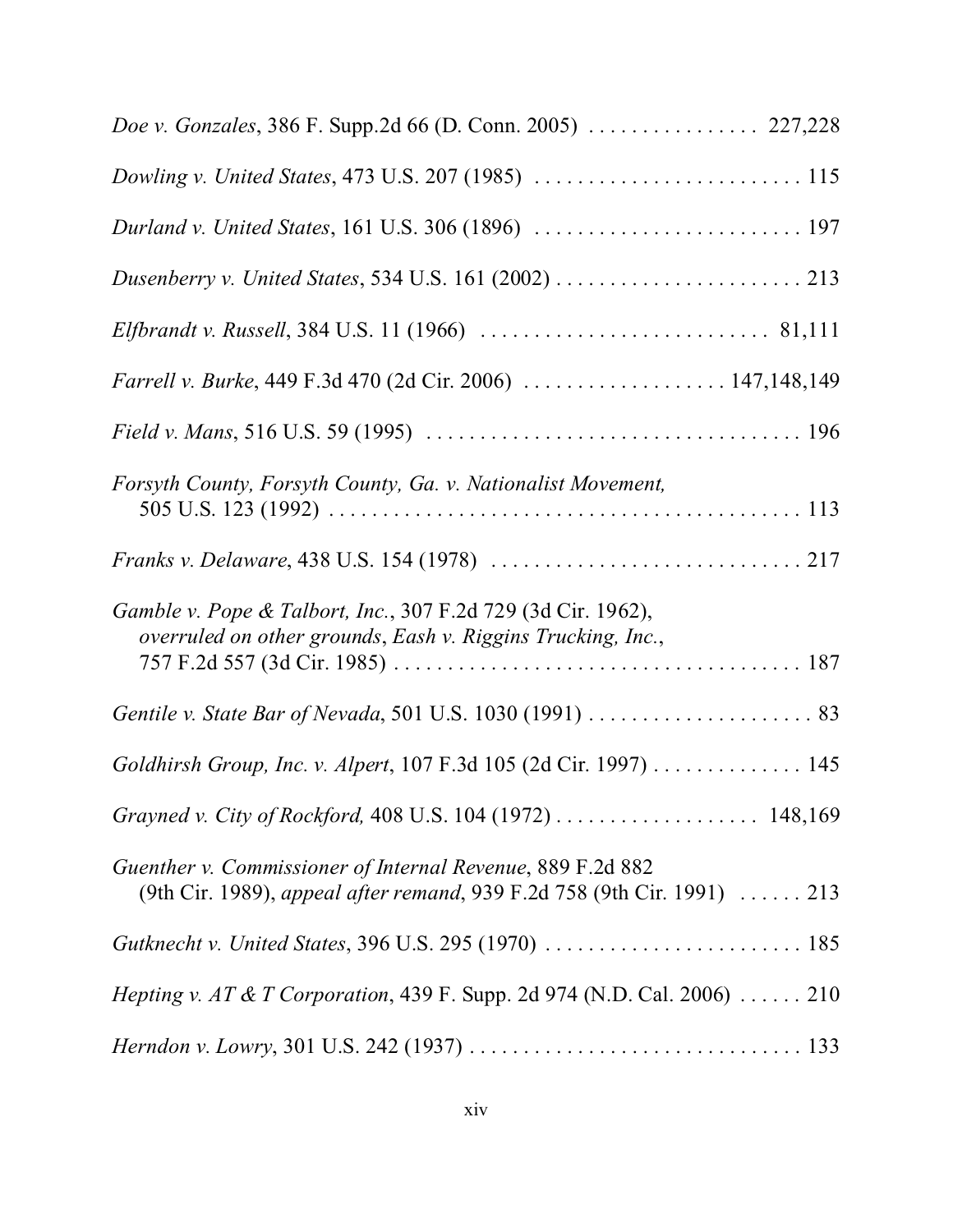*Doe v. Gonzales*, 386 F. Supp.2d 66 (D. Conn. 2005) . . . . . . . . . . . . . . . . 227,228

*Dowling v. United States*, 473 U.S. 207 (1985) . . . . . . . . . . . . . . . . . . . . . . . . . 115

*Durland v. United States*, 161 U.S. 306 (1896) . . . . . . . . . . . . . . . . . . . . . . . . . 197

*Dusenberry v. United States*, 534 U.S. 161 (2002) . . . . . . . . . . . . . . . . . . . . . . . 213

*Elfbrandt v. Russell*, 384 U.S. 11 (1966) . . . . . . . . . . . . . . . . . . . . . . . . . . . 81,111

*Farrell v. Burke*, 449 F.3d 470 (2d Cir. 2006) . . . . . . . . . . . . . . . . . . . 147,148,149

*Field v. Mans*, 516 U.S. 59 (1995) . . . . . . . . . . . . . . . . . . . . . . . . . . . . . . . . . . . 196

*Forsyth County, Forsyth County, Ga. v. Nationalist Movement,*
505 U.S. 123 (1992) . . . . . . . . . . . . . . . . . . . . . . . . . . . . . . . . . . . . . . . . . . . . 113

*Franks v. Delaware*, 438 U.S. 154 (1978) . . . . . . . . . . . . . . . . . . . . . . . . . . . . . 217

*Gamble v. Pope & Talbort, Inc.*, 307 F.2d 729 (3d Cir. 1962),
*overruled on other grounds*, *Eash v. Riggins Trucking, Inc.*,
757 F.2d 557 (3d Cir. 1985) . . . . . . . . . . . . . . . . . . . . . . . . . . . . . . . . . . . . . . 187

*Gentile v. State Bar of Nevada*, 501 U.S. 1030 (1991) . . . . . . . . . . . . . . . . . . . . . 83

*Goldhirsh Group, Inc. v. Alpert*, 107 F.3d 105 (2d Cir. 1997) . . . . . . . . . . . . . . 145

*Grayned v. City of Rockford,* 408 U.S. 104 (1972) . . . . . . . . . . . . . . . . . . . 148,169

*Guenther v. Commissioner of Internal Revenue*, 889 F.2d 882
(9th Cir. 1989), *appeal after remand*, 939 F.2d 758 (9th Cir. 1991) . . . . . . 213

*Gutknecht v. United States*, 396 U.S. 295 (1970) . . . . . . . . . . . . . . . . . . . . . . . . 185

*Hepting v. AT & T Corporation*, 439 F. Supp. 2d 974 (N.D. Cal. 2006) . . . . . . 210

*Herndon v. Lowry*, 301 U.S. 242 (1937) . . . . . . . . . . . . . . . . . . . . . . . . . . . . . . . 133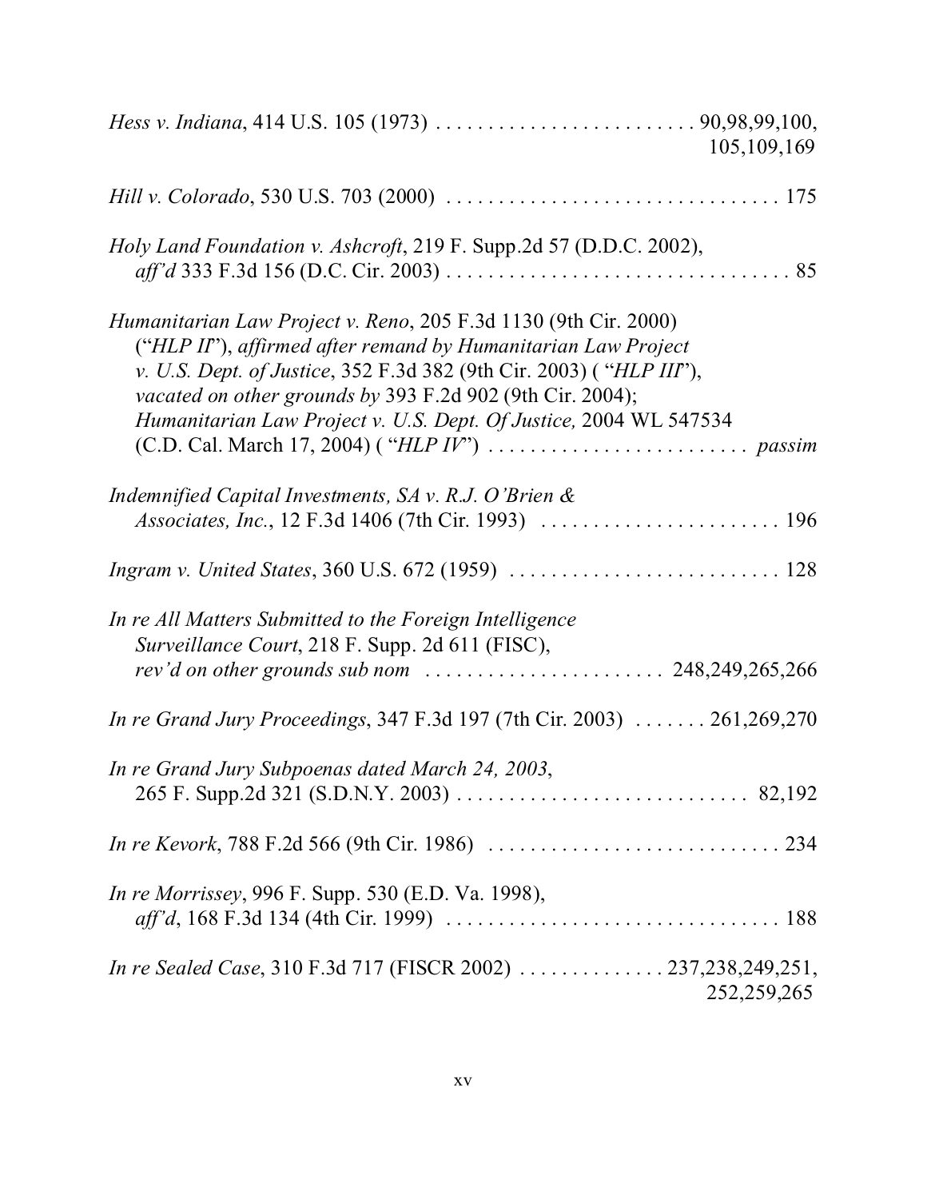*Hess v. Indiana*, 414 U.S. 105 (1973) . . . . . . . . . . . . . . . . . . . . . . . . . 90,98,99,100, 105,109,169

*Hill v. Colorado*, 530 U.S. 703 (2000) . . . . . . . . . . . . . . . . . . . . . . . . . . . . . . . . 175

*Holy Land Foundation v. Ashcroft*, 219 F. Supp.2d 57 (D.D.C. 2002), *aff'd* 333 F.3d 156 (D.C. Cir. 2003) . . . . . . . . . . . . . . . . . . . . . . . . . . . . . . . . 85

*Humanitarian Law Project v. Reno*, 205 F.3d 1130 (9th Cir. 2000) ("*HLP II*"), *affirmed after remand by Humanitarian Law Project v. U.S. Dept. of Justice*, 352 F.3d 382 (9th Cir. 2003) ( "*HLP III*"), *vacated on other grounds by* 393 F.2d 902 (9th Cir. 2004); *Humanitarian Law Project v. U.S. Dept. Of Justice,* 2004 WL 547534 (C.D. Cal. March 17, 2004) ( "*HLP IV*") . . . . . . . . . . . . . . . . . . . . . . . . . *passim*

*Indemnified Capital Investments, SA v. R.J. O'Brien & Associates, Inc.*, 12 F.3d 1406 (7th Cir. 1993) . . . . . . . . . . . . . . . . . . . . . . . 196

*Ingram v. United States*, 360 U.S. 672 (1959) . . . . . . . . . . . . . . . . . . . . . . . . . 128

*In re All Matters Submitted to the Foreign Intelligence Surveillance Court*, 218 F. Supp. 2d 611 (FISC), *rev'd on other grounds sub nom* . . . . . . . . . . . . . . . . . . . . . . 248,249,265,266

*In re Grand Jury Proceedings*, 347 F.3d 197 (7th Cir. 2003) . . . . . . . 261,269,270

*In re Grand Jury Subpoenas dated March 24, 2003*, 265 F. Supp.2d 321 (S.D.N.Y. 2003) . . . . . . . . . . . . . . . . . . . . . . . . . . . 82,192

*In re Kevork*, 788 F.2d 566 (9th Cir. 1986) . . . . . . . . . . . . . . . . . . . . . . . . . . . 234

*In re Morrissey*, 996 F. Supp. 530 (E.D. Va. 1998), *aff'd*, 168 F.3d 134 (4th Cir. 1999) . . . . . . . . . . . . . . . . . . . . . . . . . . . . . . . 188

*In re Sealed Case*, 310 F.3d 717 (FISCR 2002) . . . . . . . . . . . . . . 237,238,249,251, 252,259,265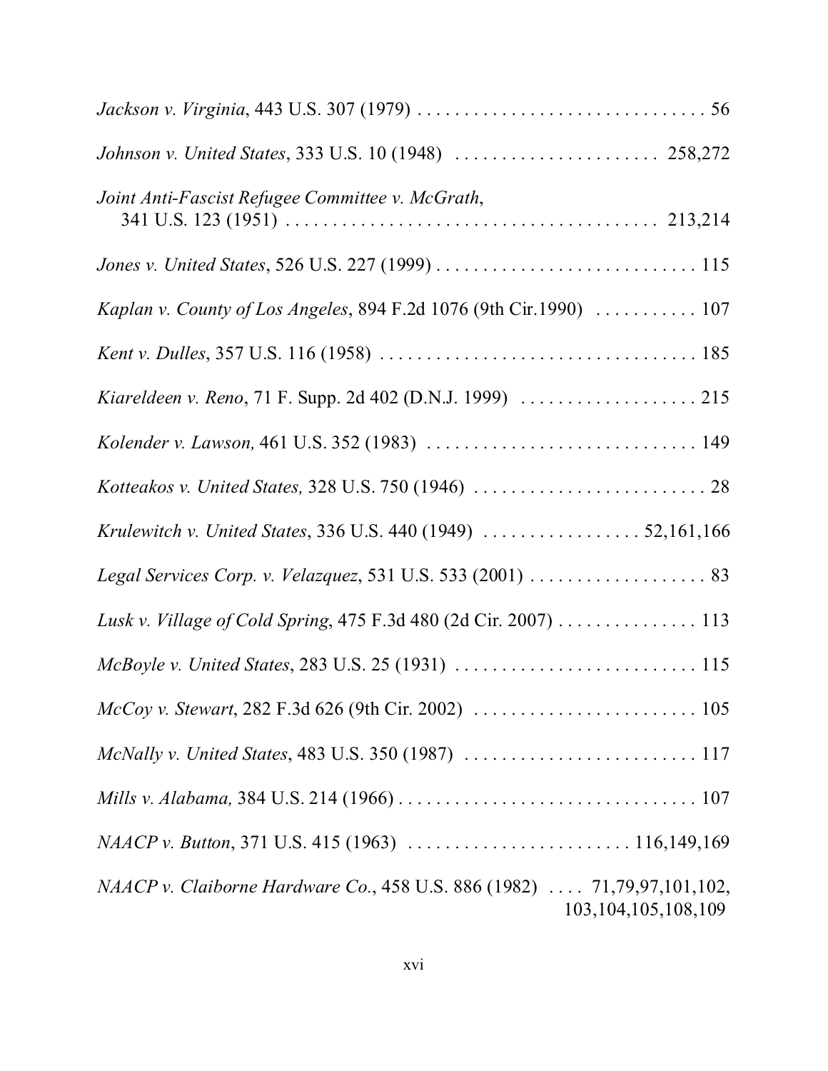*Jackson v. Virginia*, 443 U.S. 307 (1979) . . . . . . . . . . . . . . . . . . . . . . . . . . . . . . . . 56

*Johnson v. United States*, 333 U.S. 10 (1948) . . . . . . . . . . . . . . . . . . . . . . 258,272

*Joint Anti-Fascist Refugee Committee v. McGrath*, 341 U.S. 123 (1951) . . . . . . . . . . . . . . . . . . . . . . . . . . . . . . . . . . . . . . . 213,214

*Jones v. United States*, 526 U.S. 227 (1999) . . . . . . . . . . . . . . . . . . . . . . . . . . . . 115

*Kaplan v. County of Los Angeles*, 894 F.2d 1076 (9th Cir.1990) . . . . . . . . . . . 107

*Kent v. Dulles*, 357 U.S. 116 (1958) . . . . . . . . . . . . . . . . . . . . . . . . . . . . . . . . . . 185

*Kiareldeen v. Reno*, 71 F. Supp. 2d 402 (D.N.J. 1999) . . . . . . . . . . . . . . . . . . . 215

*Kolender v. Lawson,* 461 U.S. 352 (1983) . . . . . . . . . . . . . . . . . . . . . . . . . . . . . 149

*Kotteakos v. United States,* 328 U.S. 750 (1946) . . . . . . . . . . . . . . . . . . . . . . . . . 28

*Krulewitch v. United States*, 336 U.S. 440 (1949) . . . . . . . . . . . . . . . . . 52,161,166

*Legal Services Corp. v. Velazquez*, 531 U.S. 533 (2001) . . . . . . . . . . . . . . . . . . . 83

*Lusk v. Village of Cold Spring*, 475 F.3d 480 (2d Cir. 2007) . . . . . . . . . . . . . . . 113

*McBoyle v. United States*, 283 U.S. 25 (1931) . . . . . . . . . . . . . . . . . . . . . . . . . . 115

*McCoy v. Stewart*, 282 F.3d 626 (9th Cir. 2002) . . . . . . . . . . . . . . . . . . . . . . . . 105

*McNally v. United States*, 483 U.S. 350 (1987) . . . . . . . . . . . . . . . . . . . . . . . . . 117

*Mills v. Alabama,* 384 U.S. 214 (1966) . . . . . . . . . . . . . . . . . . . . . . . . . . . . . . . . 107

*NAACP v. Button*, 371 U.S. 415 (1963) . . . . . . . . . . . . . . . . . . . . . . . . 116,149,169

*NAACP v. Claiborne Hardware Co.*, 458 U.S. 886 (1982) . . . . 71,79,97,101,102, 103,104,105,108,109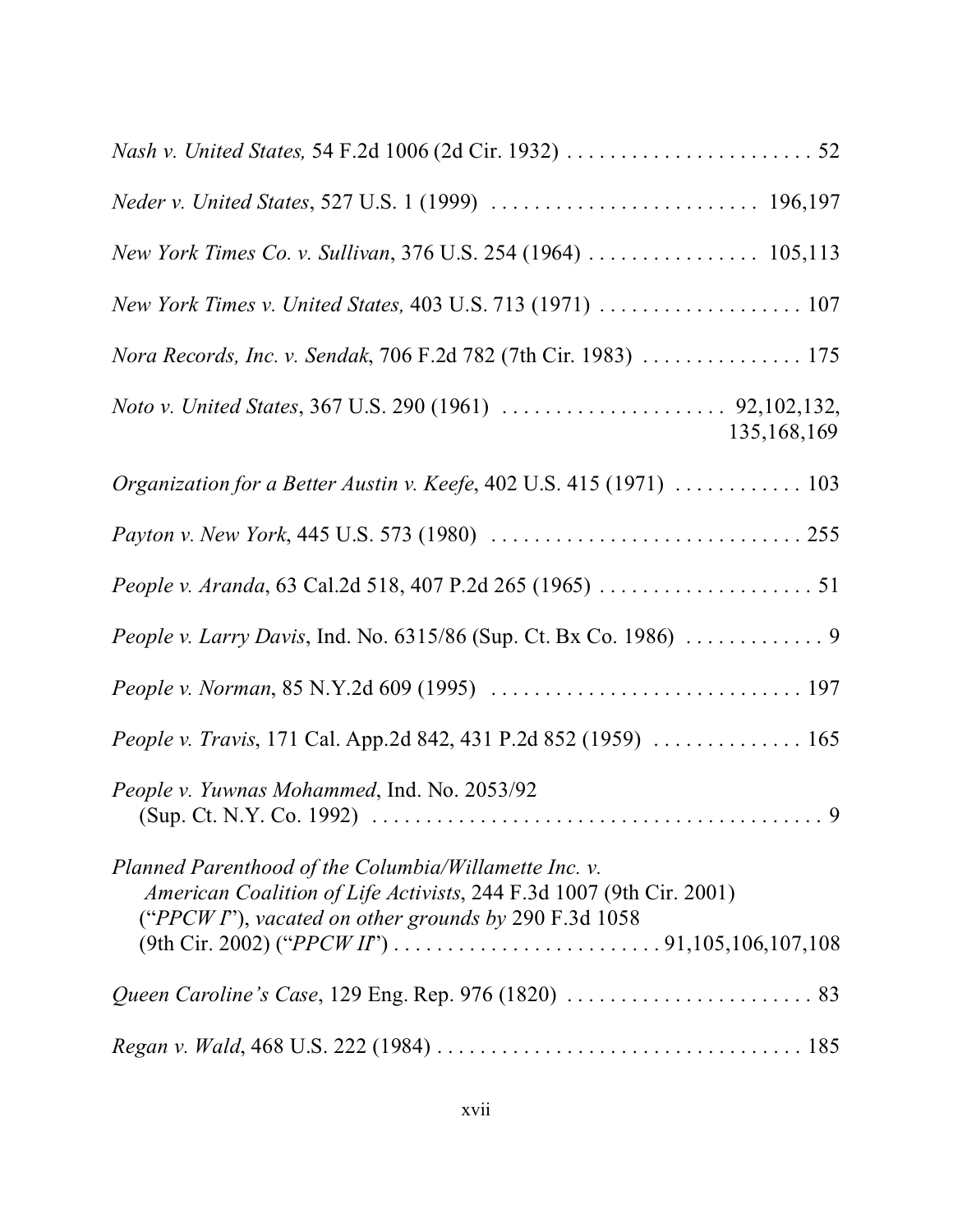*Nash v. United States,* 54 F.2d 1006 (2d Cir. 1932) . . . . . . . . . . . . . . . . . . . . . . . 52

*Neder v. United States*, 527 U.S. 1 (1999) . . . . . . . . . . . . . . . . . . . . . . . . . 196,197

*New York Times Co. v. Sullivan*, 376 U.S. 254 (1964) . . . . . . . . . . . . . . . . 105,113

*New York Times v. United States,* 403 U.S. 713 (1971) . . . . . . . . . . . . . . . . . . . 107

*Nora Records, Inc. v. Sendak*, 706 F.2d 782 (7th Cir. 1983) . . . . . . . . . . . . . . . 175

*Noto v. United States*, 367 U.S. 290 (1961) . . . . . . . . . . . . . . . . . . . . . 92,102,132, 135,168,169

*Organization for a Better Austin v. Keefe*, 402 U.S. 415 (1971) . . . . . . . . . . . . 103

*Payton v. New York*, 445 U.S. 573 (1980) . . . . . . . . . . . . . . . . . . . . . . . . . . . . 255

*People v. Aranda*, 63 Cal.2d 518, 407 P.2d 265 (1965) . . . . . . . . . . . . . . . . . . . . 51

*People v. Larry Davis*, Ind. No. 6315/86 (Sup. Ct. Bx Co. 1986) . . . . . . . . . . . . . 9

*People v. Norman*, 85 N.Y.2d 609 (1995) . . . . . . . . . . . . . . . . . . . . . . . . . . . . . 197

*People v. Travis*, 171 Cal. App.2d 842, 431 P.2d 852 (1959) . . . . . . . . . . . . . . 165

*People v. Yuwnas Mohammed*, Ind. No. 2053/92 (Sup. Ct. N.Y. Co. 1992) . . . . . . . . . . . . . . . . . . . . . . . . . . . . . . . . . . . . . . . . . . . 9

*Planned Parenthood of the Columbia/Willamette Inc. v. American Coalition of Life Activists*, 244 F.3d 1007 (9th Cir. 2001) ("*PPCW I*"), *vacated on other grounds by* 290 F.3d 1058 (9th Cir. 2002) ("*PPCW II*") . . . . . . . . . . . . . . . . . . . . . . . . 91,105,106,107,108

*Queen Caroline's Case*, 129 Eng. Rep. 976 (1820) . . . . . . . . . . . . . . . . . . . . . . . 83

*Regan v. Wald*, 468 U.S. 222 (1984) . . . . . . . . . . . . . . . . . . . . . . . . . . . . . . . . . 185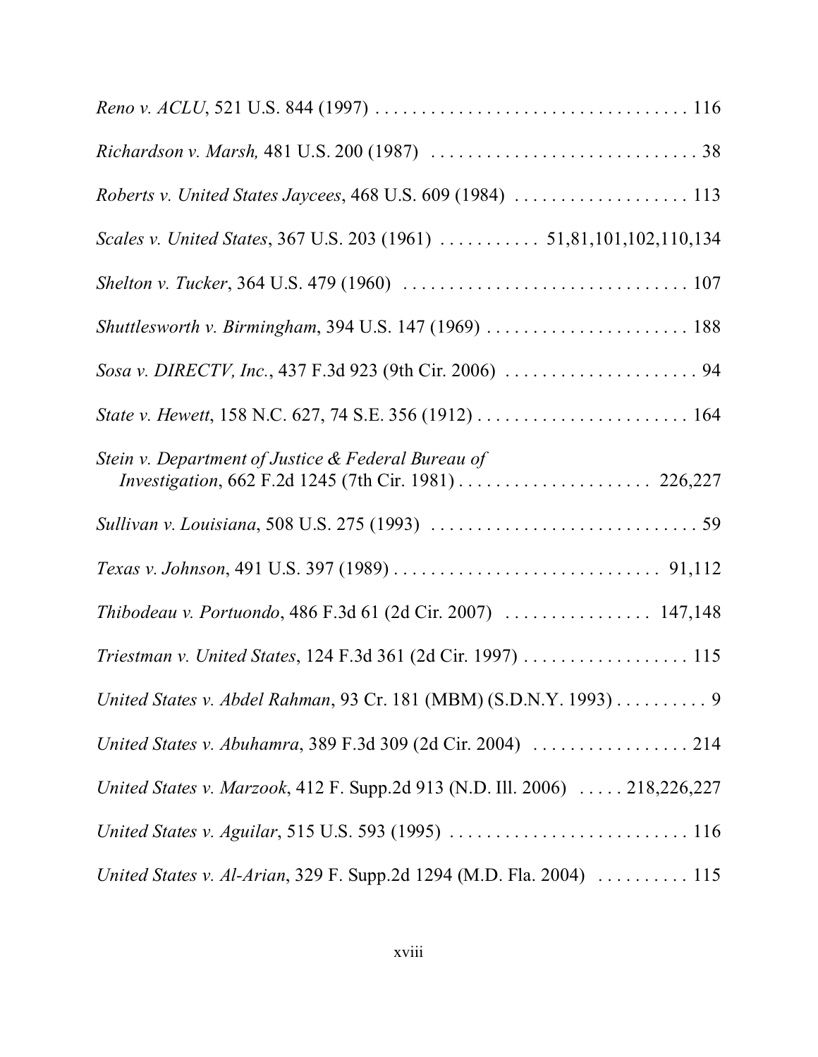*Reno v. ACLU*, 521 U.S. 844 (1997) . . . . . . . . . . . . . . . . . . . . . . . . . . . . . . . . . . 116

*Richardson v. Marsh,* 481 U.S. 200 (1987) . . . . . . . . . . . . . . . . . . . . . . . . . . . . . 38

*Roberts v. United States Jaycees*, 468 U.S. 609 (1984) . . . . . . . . . . . . . . . . . . . 113

*Scales v. United States*, 367 U.S. 203 (1961) . . . . . . . . . . . 51,81,101,102,110,134

*Shelton v. Tucker*, 364 U.S. 479 (1960) . . . . . . . . . . . . . . . . . . . . . . . . . . . . . . . 107

*Shuttlesworth v. Birmingham*, 394 U.S. 147 (1969) . . . . . . . . . . . . . . . . . . . . . . 188

*Sosa v. DIRECTV, Inc.*, 437 F.3d 923 (9th Cir. 2006) . . . . . . . . . . . . . . . . . . . . . 94

*State v. Hewett*, 158 N.C. 627, 74 S.E. 356 (1912) . . . . . . . . . . . . . . . . . . . . . . . 164

*Stein v. Department of Justice & Federal Bureau of Investigation*, 662 F.2d 1245 (7th Cir. 1981) . . . . . . . . . . . . . . . . . . . . 226,227

*Sullivan v. Louisiana*, 508 U.S. 275 (1993) . . . . . . . . . . . . . . . . . . . . . . . . . . . . . 59

*Texas v. Johnson*, 491 U.S. 397 (1989) . . . . . . . . . . . . . . . . . . . . . . . . . . . . . 91,112

*Thibodeau v. Portuondo*, 486 F.3d 61 (2d Cir. 2007) . . . . . . . . . . . . . . . . 147,148

*Triestman v. United States*, 124 F.3d 361 (2d Cir. 1997) . . . . . . . . . . . . . . . . . . 115

*United States v. Abdel Rahman*, 93 Cr. 181 (MBM) (S.D.N.Y. 1993) . . . . . . . . . . 9

*United States v. Abuhamra*, 389 F.3d 309 (2d Cir. 2004) . . . . . . . . . . . . . . . . . 214

*United States v. Marzook*, 412 F. Supp.2d 913 (N.D. Ill. 2006) . . . . . 218,226,227

*United States v. Aguilar*, 515 U.S. 593 (1995) . . . . . . . . . . . . . . . . . . . . . . . . . . 116

*United States v. Al-Arian*, 329 F. Supp.2d 1294 (M.D. Fla. 2004) . . . . . . . . . . 115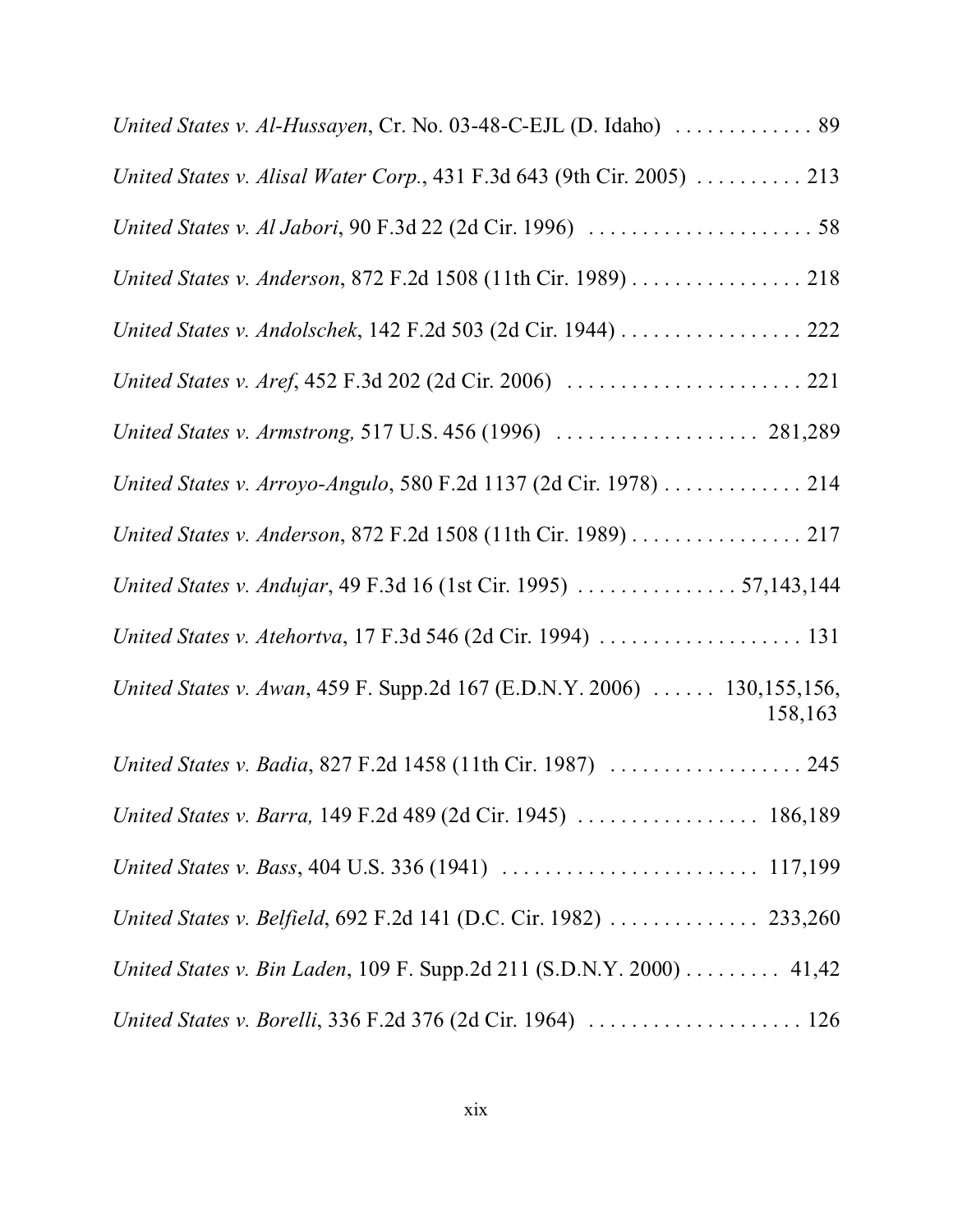*United States v. Al-Hussayen*, Cr. No. 03-48-C-EJL (D. Idaho) . . . . . . . . . . . . . 89

*United States v. Alisal Water Corp.*, 431 F.3d 643 (9th Cir. 2005) . . . . . . . . . . 213

*United States v. Al Jabori*, 90 F.3d 22 (2d Cir. 1996) . . . . . . . . . . . . . . . . . . . . . . 58

*United States v. Anderson*, 872 F.2d 1508 (11th Cir. 1989) . . . . . . . . . . . . . . . . 218

*United States v. Andolschek*, 142 F.2d 503 (2d Cir. 1944) . . . . . . . . . . . . . . . . . 222

*United States v. Aref*, 452 F.3d 202 (2d Cir. 2006) . . . . . . . . . . . . . . . . . . . . . . 221

*United States v. Armstrong,* 517 U.S. 456 (1996) . . . . . . . . . . . . . . . . . . . 281,289

*United States v. Arroyo-Angulo*, 580 F.2d 1137 (2d Cir. 1978) . . . . . . . . . . . . . 214

*United States v. Anderson*, 872 F.2d 1508 (11th Cir. 1989) . . . . . . . . . . . . . . . . 217

*United States v. Andujar*, 49 F.3d 16 (1st Cir. 1995) . . . . . . . . . . . . . . . 57,143,144

*United States v. Atehortva*, 17 F.3d 546 (2d Cir. 1994) . . . . . . . . . . . . . . . . . . . 131

*United States v. Awan*, 459 F. Supp.2d 167 (E.D.N.Y. 2006) . . . . . . 130,155,156, 158,163

*United States v. Badia*, 827 F.2d 1458 (11th Cir. 1987) . . . . . . . . . . . . . . . . . . 245

*United States v. Barra,* 149 F.2d 489 (2d Cir. 1945) . . . . . . . . . . . . . . . . . 186,189

*United States v. Bass*, 404 U.S. 336 (1941) . . . . . . . . . . . . . . . . . . . . . . . . 117,199

*United States v. Belfield*, 692 F.2d 141 (D.C. Cir. 1982) . . . . . . . . . . . . . . 233,260

*United States v. Bin Laden*, 109 F. Supp.2d 211 (S.D.N.Y. 2000) . . . . . . . . . 41,42

*United States v. Borelli*, 336 F.2d 376 (2d Cir. 1964) . . . . . . . . . . . . . . . . . . . . 126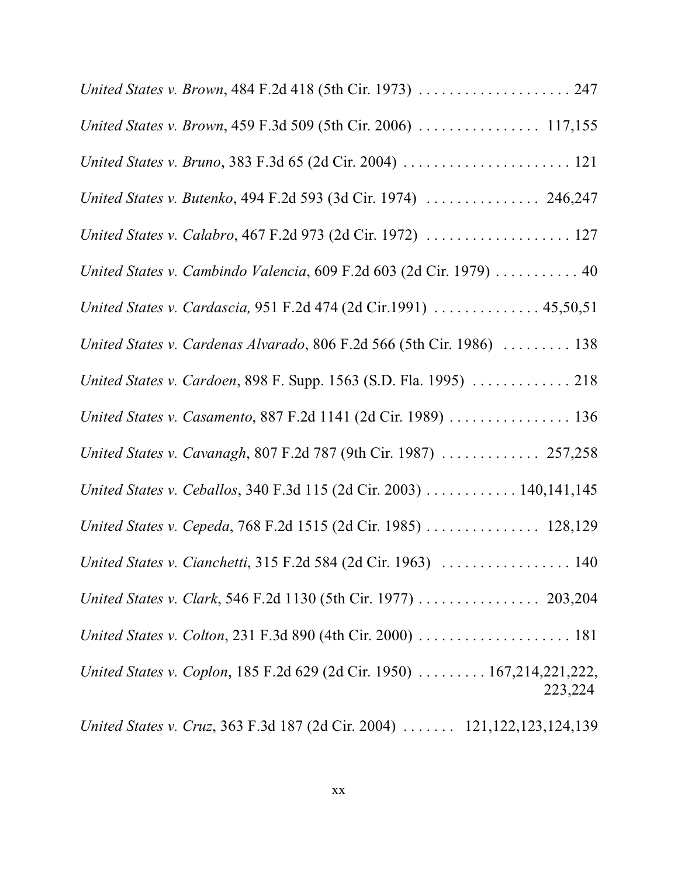*United States v. Brown*, 484 F.2d 418 (5th Cir. 1973) . . . . . . . . . . . . . . . . . . . . 247

*United States v. Brown*, 459 F.3d 509 (5th Cir. 2006) . . . . . . . . . . . . . . . . 117,155

*United States v. Bruno*, 383 F.3d 65 (2d Cir. 2004) . . . . . . . . . . . . . . . . . . . . . . . 121

*United States v. Butenko*, 494 F.2d 593 (3d Cir. 1974) . . . . . . . . . . . . . . . 246,247

*United States v. Calabro*, 467 F.2d 973 (2d Cir. 1972) . . . . . . . . . . . . . . . . . . . 127

*United States v. Cambindo Valencia*, 609 F.2d 603 (2d Cir. 1979) . . . . . . . . . . . 40

*United States v. Cardascia,* 951 F.2d 474 (2d Cir.1991) . . . . . . . . . . . . . . 45,50,51

*United States v. Cardenas Alvarado*, 806 F.2d 566 (5th Cir. 1986) . . . . . . . . . 138

*United States v. Cardoen*, 898 F. Supp. 1563 (S.D. Fla. 1995) . . . . . . . . . . . . . 218

*United States v. Casamento*, 887 F.2d 1141 (2d Cir. 1989) . . . . . . . . . . . . . . . . 136

*United States v. Cavanagh*, 807 F.2d 787 (9th Cir. 1987) . . . . . . . . . . . . . 257,258

*United States v. Ceballos*, 340 F.3d 115 (2d Cir. 2003) . . . . . . . . . . . . 140,141,145

*United States v. Cepeda*, 768 F.2d 1515 (2d Cir. 1985) . . . . . . . . . . . . . . . 128,129

*United States v. Cianchetti*, 315 F.2d 584 (2d Cir. 1963) . . . . . . . . . . . . . . . . . 140

*United States v. Clark*, 546 F.2d 1130 (5th Cir. 1977) . . . . . . . . . . . . . . . . 203,204

*United States v. Colton*, 231 F.3d 890 (4th Cir. 2000) . . . . . . . . . . . . . . . . . . . . 181

*United States v. Coplon*, 185 F.2d 629 (2d Cir. 1950) . . . . . . . . . 167,214,221,222, 223,224

*United States v. Cruz*, 363 F.3d 187 (2d Cir. 2004) . . . . . . . 121,122,123,124,139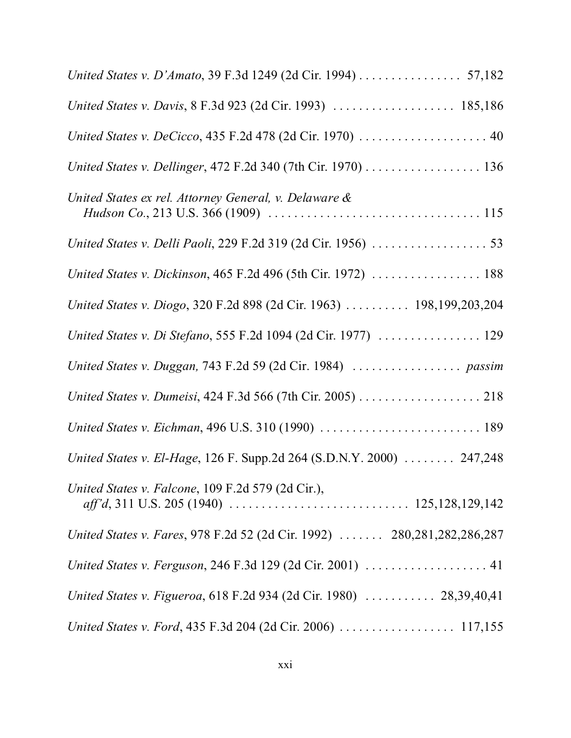*United States v. D'Amato*, 39 F.3d 1249 (2d Cir. 1994) . . . . . . . . . . . . . . . . 57,182

*United States v. Davis*, 8 F.3d 923 (2d Cir. 1993) . . . . . . . . . . . . . . . . . . . 185,186

*United States v. DeCicco*, 435 F.2d 478 (2d Cir. 1970) . . . . . . . . . . . . . . . . . . . . 40

*United States v. Dellinger*, 472 F.2d 340 (7th Cir. 1970) . . . . . . . . . . . . . . . . . . 136

*United States ex rel. Attorney General, v. Delaware & Hudson Co.*, 213 U.S. 366 (1909) . . . . . . . . . . . . . . . . . . . . . . . . . . . . . . . . . 115

*United States v. Delli Paoli*, 229 F.2d 319 (2d Cir. 1956) . . . . . . . . . . . . . . . . . . 53

*United States v. Dickinson*, 465 F.2d 496 (5th Cir. 1972) . . . . . . . . . . . . . . . . . 188

*United States v. Diogo*, 320 F.2d 898 (2d Cir. 1963) . . . . . . . . . . 198,199,203,204

*United States v. Di Stefano*, 555 F.2d 1094 (2d Cir. 1977) . . . . . . . . . . . . . . . . 129

*United States v. Duggan,* 743 F.2d 59 (2d Cir. 1984) . . . . . . . . . . . . . . . . . *passim*

*United States v. Dumeisi*, 424 F.3d 566 (7th Cir. 2005) . . . . . . . . . . . . . . . . . . . 218

*United States v. Eichman*, 496 U.S. 310 (1990) . . . . . . . . . . . . . . . . . . . . . . . . . 189

*United States v. El-Hage*, 126 F. Supp.2d 264 (S.D.N.Y. 2000) . . . . . . . . 247,248

*United States v. Falcone*, 109 F.2d 579 (2d Cir.), *aff'd*, 311 U.S. 205 (1940) . . . . . . . . . . . . . . . . . . . . . . . . . . . 125,128,129,142

*United States v. Fares*, 978 F.2d 52 (2d Cir. 1992) . . . . . . . 280,281,282,286,287

*United States v. Ferguson*, 246 F.3d 129 (2d Cir. 2001) . . . . . . . . . . . . . . . . . . . 41

*United States v. Figueroa*, 618 F.2d 934 (2d Cir. 1980) . . . . . . . . . . . 28,39,40,41

*United States v. Ford*, 435 F.3d 204 (2d Cir. 2006) . . . . . . . . . . . . . . . . . . 117,155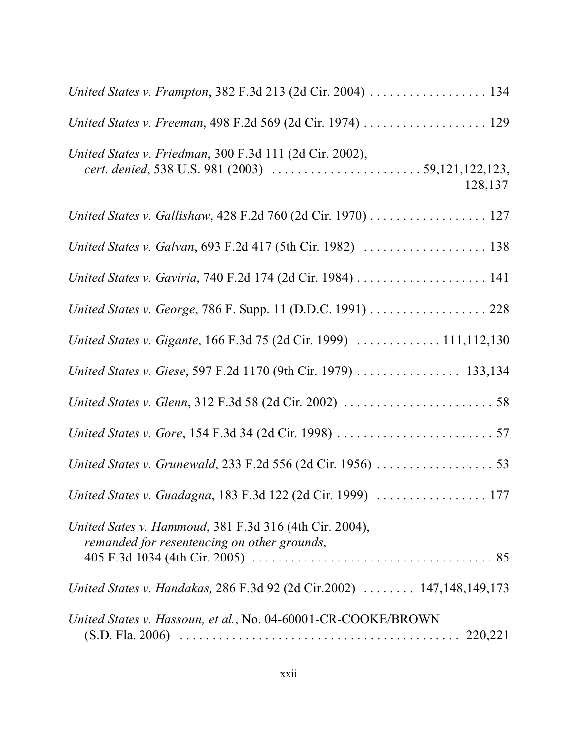*United States v. Frampton*, 382 F.3d 213 (2d Cir. 2004) . . . . . . . . . . . . . . . . . . 134

*United States v. Freeman*, 498 F.2d 569 (2d Cir. 1974) . . . . . . . . . . . . . . . . . . . 129

*United States v. Friedman*, 300 F.3d 111 (2d Cir. 2002), *cert. denied*, 538 U.S. 981 (2003) . . . . . . . . . . . . . . . . . . . . . . . 59,121,122,123, 128,137

*United States v. Gallishaw*, 428 F.2d 760 (2d Cir. 1970) . . . . . . . . . . . . . . . . . . 127

*United States v. Galvan*, 693 F.2d 417 (5th Cir. 1982) . . . . . . . . . . . . . . . . . . . 138

*United States v. Gaviria*, 740 F.2d 174 (2d Cir. 1984) . . . . . . . . . . . . . . . . . . . . 141

*United States v. George*, 786 F. Supp. 11 (D.D.C. 1991) . . . . . . . . . . . . . . . . . . 228

*United States v. Gigante*, 166 F.3d 75 (2d Cir. 1999) . . . . . . . . . . . . . 111,112,130

*United States v. Giese*, 597 F.2d 1170 (9th Cir. 1979) . . . . . . . . . . . . . . . . 133,134

*United States v. Glenn*, 312 F.3d 58 (2d Cir. 2002) . . . . . . . . . . . . . . . . . . . . . . . 58

*United States v. Gore*, 154 F.3d 34 (2d Cir. 1998) . . . . . . . . . . . . . . . . . . . . . . . . 57

*United States v. Grunewald*, 233 F.2d 556 (2d Cir. 1956) . . . . . . . . . . . . . . . . . . 53

*United States v. Guadagna*, 183 F.3d 122 (2d Cir. 1999) . . . . . . . . . . . . . . . . . 177

*United Sates v. Hammoud*, 381 F.3d 316 (4th Cir. 2004), *remanded for resentencing on other grounds*, 405 F.3d 1034 (4th Cir. 2005) . . . . . . . . . . . . . . . . . . . . . . . . . . . . . . . . . . . . . 85

*United States v. Handakas,* 286 F.3d 92 (2d Cir.2002) . . . . . . . . 147,148,149,173

*United States v. Hassoun, et al.*, No. 04-60001-CR-COOKE/BROWN (S.D. Fla. 2006) . . . . . . . . . . . . . . . . . . . . . . . . . . . . . . . . . . . . . . . . . 220,221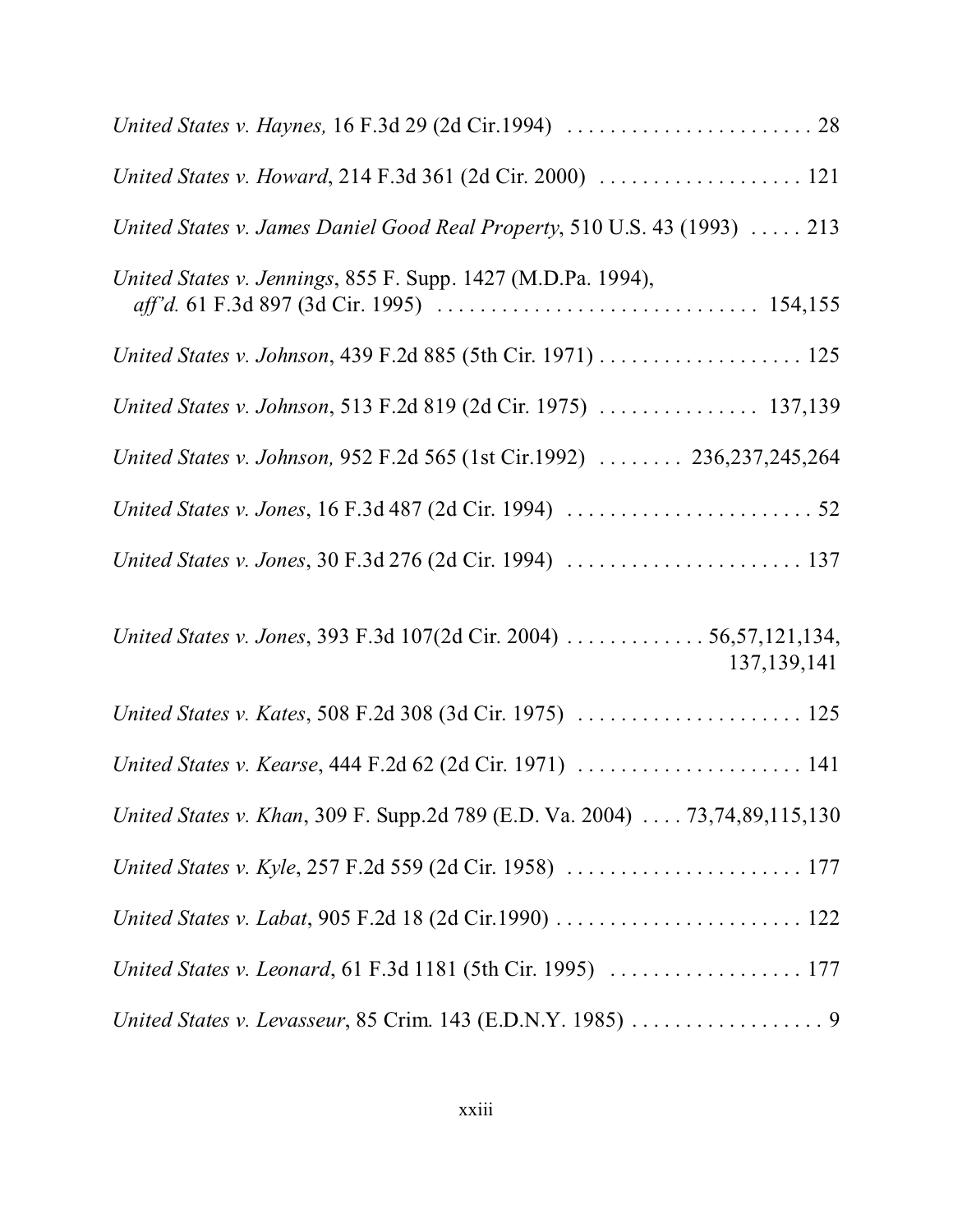*United States v. Haynes,* 16 F.3d 29 (2d Cir.1994) . . . . . . . . . . . . . . . . . . . . . . . . 28

*United States v. Howard*, 214 F.3d 361 (2d Cir. 2000) . . . . . . . . . . . . . . . . . . . 121

*United States v. James Daniel Good Real Property*, 510 U.S. 43 (1993) . . . . . 213

*United States v. Jennings*, 855 F. Supp. 1427 (M.D.Pa. 1994), *aff'd.* 61 F.3d 897 (3d Cir. 1995) . . . . . . . . . . . . . . . . . . . . . . . . . . . . . . . 154,155

*United States v. Johnson*, 439 F.2d 885 (5th Cir. 1971) . . . . . . . . . . . . . . . . . . . 125

*United States v. Johnson*, 513 F.2d 819 (2d Cir. 1975) . . . . . . . . . . . . . . . 137,139

*United States v. Johnson,* 952 F.2d 565 (1st Cir.1992) . . . . . . . . 236,237,245,264

*United States v. Jones*, 16 F.3d 487 (2d Cir. 1994) . . . . . . . . . . . . . . . . . . . . . . . 52

*United States v. Jones*, 30 F.3d 276 (2d Cir. 1994) . . . . . . . . . . . . . . . . . . . . . . 137

*United States v. Jones*, 393 F.3d 107(2d Cir. 2004) . . . . . . . . . . . . . 56,57,121,134, 137,139,141

*United States v. Kates*, 508 F.2d 308 (3d Cir. 1975) . . . . . . . . . . . . . . . . . . . . . 125

*United States v. Kearse*, 444 F.2d 62 (2d Cir. 1971) . . . . . . . . . . . . . . . . . . . . . 141

*United States v. Khan*, 309 F. Supp.2d 789 (E.D. Va. 2004) . . . . 73,74,89,115,130

*United States v. Kyle*, 257 F.2d 559 (2d Cir. 1958) . . . . . . . . . . . . . . . . . . . . . . 177

*United States v. Labat*, 905 F.2d 18 (2d Cir.1990) . . . . . . . . . . . . . . . . . . . . . . . 122

*United States v. Leonard*, 61 F.3d 1181 (5th Cir. 1995) . . . . . . . . . . . . . . . . . . 177

*United States v. Levasseur*, 85 Crim. 143 (E.D.N.Y. 1985) . . . . . . . . . . . . . . . . . . 9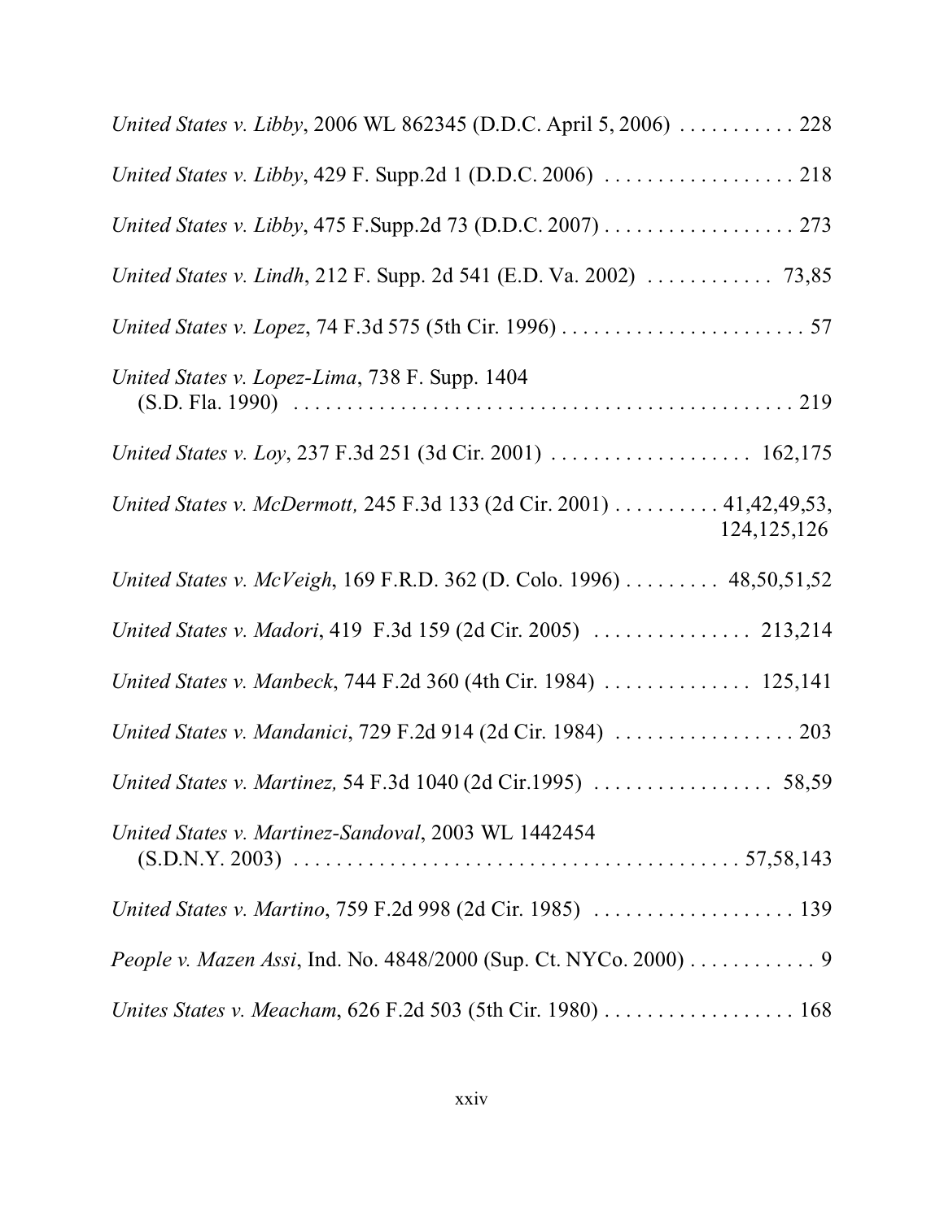*United States v. Libby*, 2006 WL 862345 (D.D.C. April 5, 2006) . . . . . . . . . . . 228

*United States v. Libby*, 429 F. Supp.2d 1 (D.D.C. 2006) . . . . . . . . . . . . . . . . . . 218

*United States v. Libby*, 475 F.Supp.2d 73 (D.D.C. 2007) . . . . . . . . . . . . . . . . . . 273

*United States v. Lindh*, 212 F. Supp. 2d 541 (E.D. Va. 2002) . . . . . . . . . . . . 73,85

*United States v. Lopez*, 74 F.3d 575 (5th Cir. 1996) . . . . . . . . . . . . . . . . . . . . . . . . 57

*United States v. Lopez-Lima*, 738 F. Supp. 1404 (S.D. Fla. 1990) . . . . . . . . . . . . . . . . . . . . . . . . . . . . . . . . . . . . . . . . . . . . . . . . . 219

*United States v. Loy*, 237 F.3d 251 (3d Cir. 2001) . . . . . . . . . . . . . . . . . . . 162,175

*United States v. McDermott,* 245 F.3d 133 (2d Cir. 2001) . . . . . . . . . . 41,42,49,53, 124,125,126

*United States v. McVeigh*, 169 F.R.D. 362 (D. Colo. 1996) . . . . . . . . . 48,50,51,52

*United States v. Madori*, 419 F.3d 159 (2d Cir. 2005) . . . . . . . . . . . . . . . 213,214

*United States v. Manbeck*, 744 F.2d 360 (4th Cir. 1984) . . . . . . . . . . . . . . 125,141

*United States v. Mandanici*, 729 F.2d 914 (2d Cir. 1984) . . . . . . . . . . . . . . . . . 203

*United States v. Martinez,* 54 F.3d 1040 (2d Cir.1995) . . . . . . . . . . . . . . . . . 58,59

*United States v. Martinez-Sandoval*, 2003 WL 1442454 (S.D.N.Y. 2003) . . . . . . . . . . . . . . . . . . . . . . . . . . . . . . . . . . . . . . . . . . 57,58,143

*United States v. Martino*, 759 F.2d 998 (2d Cir. 1985) . . . . . . . . . . . . . . . . . . . 139

*People v. Mazen Assi*, Ind. No. 4848/2000 (Sup. Ct. NYCo. 2000) . . . . . . . . . . . . 9

*Unites States v. Meacham*, 626 F.2d 503 (5th Cir. 1980) . . . . . . . . . . . . . . . . . . 168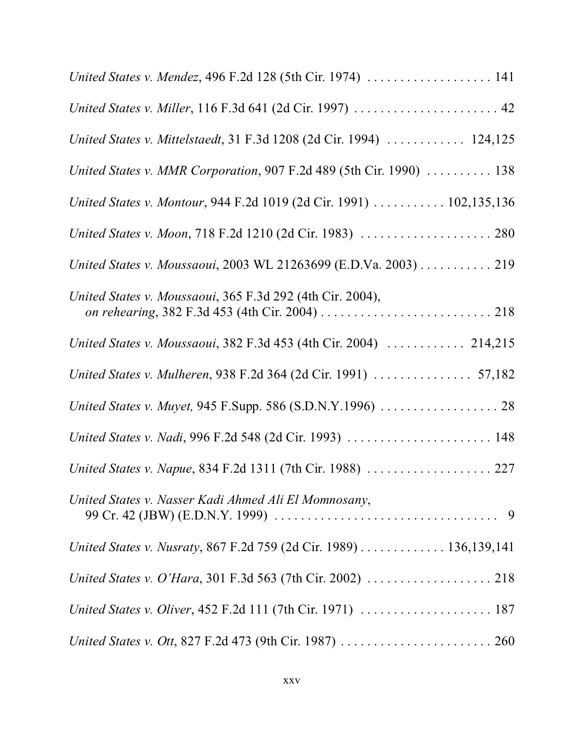*United States v. Mendez*, 496 F.2d 128 (5th Cir. 1974) . . . . . . . . . . . . . . . . . . . 141

*United States v. Miller*, 116 F.3d 641 (2d Cir. 1997) . . . . . . . . . . . . . . . . . . . . . . 42

*United States v. Mittelstaedt*, 31 F.3d 1208 (2d Cir. 1994) . . . . . . . . . . . . 124,125

*United States v. MMR Corporation*, 907 F.2d 489 (5th Cir. 1990) . . . . . . . . . . 138

*United States v. Montour*, 944 F.2d 1019 (2d Cir. 1991) . . . . . . . . . . . 102,135,136

*United States v. Moon*, 718 F.2d 1210 (2d Cir. 1983) . . . . . . . . . . . . . . . . . . . . 280

*United States v. Moussaoui*, 2003 WL 21263699 (E.D.Va. 2003) . . . . . . . . . . . 219

*United States v. Moussaoui*, 365 F.3d 292 (4th Cir. 2004), *on rehearing*, 382 F.3d 453 (4th Cir. 2004) . . . . . . . . . . . . . . . . . . . . . . . . . . 218

*United States v. Moussaoui*, 382 F.3d 453 (4th Cir. 2004) . . . . . . . . . . . . 214,215

*United States v. Mulheren*, 938 F.2d 364 (2d Cir. 1991) . . . . . . . . . . . . . . . 57,182

*United States v. Muyet,* 945 F.Supp. 586 (S.D.N.Y.1996) . . . . . . . . . . . . . . . . . . 28

*United States v. Nadi*, 996 F.2d 548 (2d Cir. 1993) . . . . . . . . . . . . . . . . . . . . . . 148

*United States v. Napue*, 834 F.2d 1311 (7th Cir. 1988) . . . . . . . . . . . . . . . . . . . 227

*United States v. Nasser Kadi Ahmed Ali El Momnosany*, 99 Cr. 42 (JBW) (E.D.N.Y. 1999) . . . . . . . . . . . . . . . . . . . . . . . . . . . . . . . . . . 9

*United States v. Nusraty*, 867 F.2d 759 (2d Cir. 1989) . . . . . . . . . . . . . 136,139,141

*United States v. O'Hara*, 301 F.3d 563 (7th Cir. 2002) . . . . . . . . . . . . . . . . . . . 218

*United States v. Oliver*, 452 F.2d 111 (7th Cir. 1971) . . . . . . . . . . . . . . . . . . . . 187

*United States v. Ott*, 827 F.2d 473 (9th Cir. 1987) . . . . . . . . . . . . . . . . . . . . . . . 260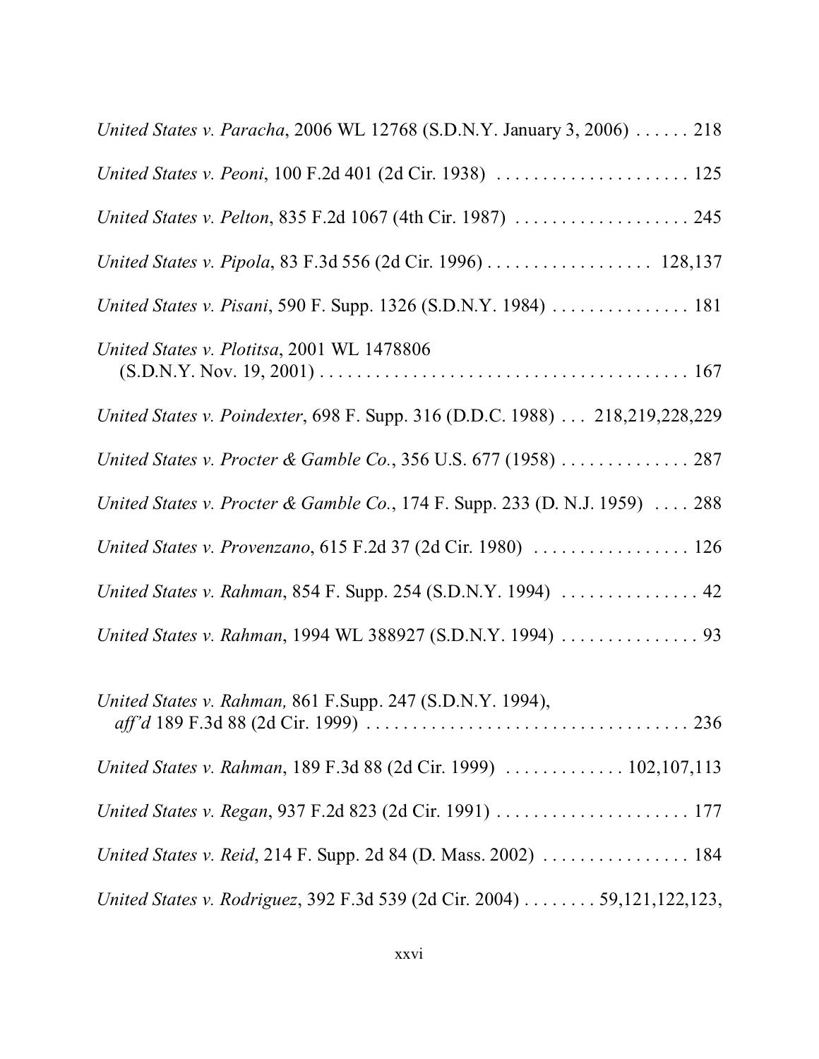*United States v. Paracha*, 2006 WL 12768 (S.D.N.Y. January 3, 2006) . . . . . . 218

*United States v. Peoni*, 100 F.2d 401 (2d Cir. 1938) . . . . . . . . . . . . . . . . . . . . . 125

*United States v. Pelton*, 835 F.2d 1067 (4th Cir. 1987) . . . . . . . . . . . . . . . . . . . 245

*United States v. Pipola*, 83 F.3d 556 (2d Cir. 1996) . . . . . . . . . . . . . . . . . . 128,137

*United States v. Pisani*, 590 F. Supp. 1326 (S.D.N.Y. 1984) . . . . . . . . . . . . . . . 181

*United States v. Plotitsa*, 2001 WL 1478806
(S.D.N.Y. Nov. 19, 2001) . . . . . . . . . . . . . . . . . . . . . . . . . . . . . . . . . . . . . . . . 167

*United States v. Poindexter*, 698 F. Supp. 316 (D.D.C. 1988) . . . 218,219,228,229

*United States v. Procter & Gamble Co.*, 356 U.S. 677 (1958) . . . . . . . . . . . . . . 287

*United States v. Procter & Gamble Co.*, 174 F. Supp. 233 (D. N.J. 1959) . . . . 288

*United States v. Provenzano*, 615 F.2d 37 (2d Cir. 1980) . . . . . . . . . . . . . . . . . 126

*United States v. Rahman*, 854 F. Supp. 254 (S.D.N.Y. 1994) . . . . . . . . . . . . . . . 42

*United States v. Rahman*, 1994 WL 388927 (S.D.N.Y. 1994) . . . . . . . . . . . . . . . 93

*United States v. Rahman,* 861 F.Supp. 247 (S.D.N.Y. 1994),
*aff'd* 189 F.3d 88 (2d Cir. 1999) . . . . . . . . . . . . . . . . . . . . . . . . . . . . . . . . . . . 236

*United States v. Rahman*, 189 F.3d 88 (2d Cir. 1999) . . . . . . . . . . . . . 102,107,113

*United States v. Regan*, 937 F.2d 823 (2d Cir. 1991) . . . . . . . . . . . . . . . . . . . . . 177

*United States v. Reid*, 214 F. Supp. 2d 84 (D. Mass. 2002) . . . . . . . . . . . . . . . . 184

*United States v. Rodriguez*, 392 F.3d 539 (2d Cir. 2004) . . . . . . . . 59,121,122,123,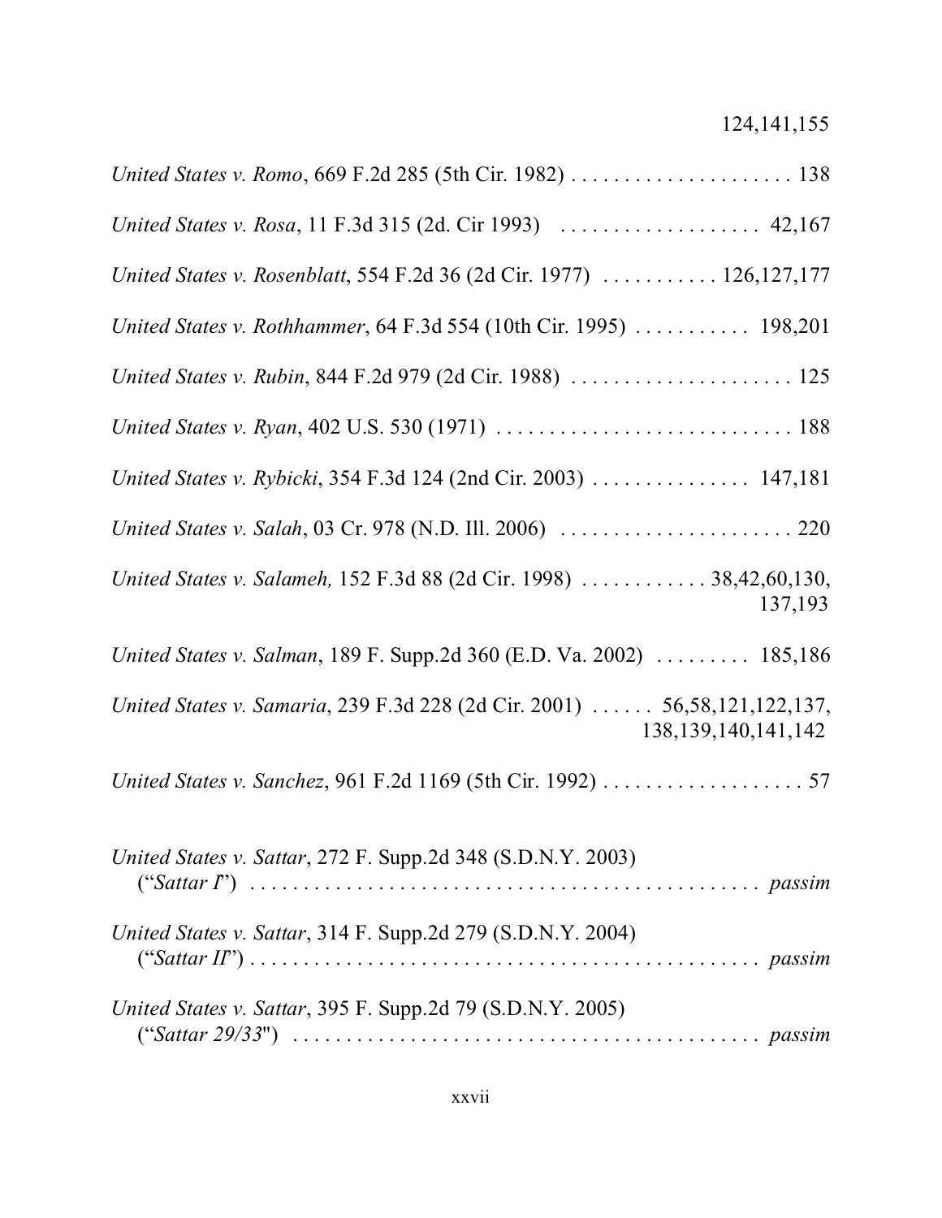124,141,155

*United States v. Romo*, 669 F.2d 285 (5th Cir. 1982) . . . . . . . . . . . . . . . . . . . . . 138

*United States v. Rosa*, 11 F.3d 315 (2d. Cir 1993) . . . . . . . . . . . . . . . . . . . 42,167

*United States v. Rosenblatt*, 554 F.2d 36 (2d Cir. 1977) . . . . . . . . . . . 126,127,177

*United States v. Rothhammer*, 64 F.3d 554 (10th Cir. 1995) . . . . . . . . . . . 198,201

*United States v. Rubin*, 844 F.2d 979 (2d Cir. 1988) . . . . . . . . . . . . . . . . . . . . . 125

*United States v. Ryan*, 402 U.S. 530 (1971) . . . . . . . . . . . . . . . . . . . . . . . . . . . . 188

*United States v. Rybicki*, 354 F.3d 124 (2nd Cir. 2003) . . . . . . . . . . . . . . . 147,181

*United States v. Salah*, 03 Cr. 978 (N.D. Ill. 2006) . . . . . . . . . . . . . . . . . . . . . . 220

*United States v. Salameh,* 152 F.3d 88 (2d Cir. 1998) . . . . . . . . . . . . 38,42,60,130, 137,193

*United States v. Salman*, 189 F. Supp.2d 360 (E.D. Va. 2002) . . . . . . . . . 185,186

*United States v. Samaria*, 239 F.3d 228 (2d Cir. 2001) . . . . . . 56,58,121,122,137, 138,139,140,141,142

*United States v. Sanchez*, 961 F.2d 1169 (5th Cir. 1992) . . . . . . . . . . . . . . . . . . . 57

*United States v. Sattar*, 272 F. Supp.2d 348 (S.D.N.Y. 2003) ("*Sattar I*") . . . . . . . . . . . . . . . . . . . . . . . . . . . . . . . . . . . . . . . . . . . . . . . *passim*

*United States v. Sattar*, 314 F. Supp.2d 279 (S.D.N.Y. 2004) ("*Sattar II*") . . . . . . . . . . . . . . . . . . . . . . . . . . . . . . . . . . . . . . . . . . . . . . . *passim*

*United States v. Sattar*, 395 F. Supp.2d 79 (S.D.N.Y. 2005) ("*Sattar 29/33*") . . . . . . . . . . . . . . . . . . . . . . . . . . . . . . . . . . . . . . . . . . . . *passim*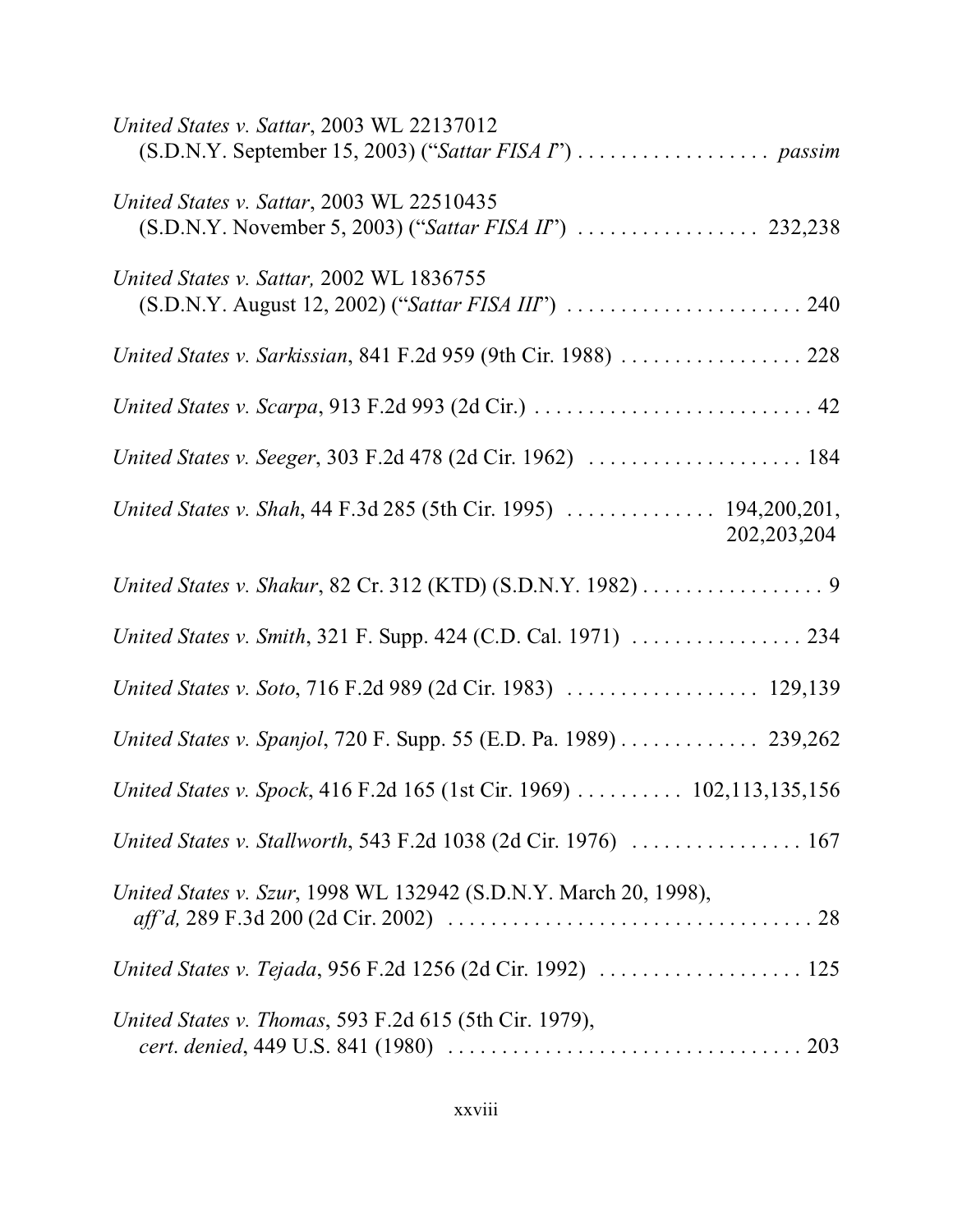*United States v. Sattar*, 2003 WL 22137012
(S.D.N.Y. September 15, 2003) ("*Sattar FISA I*") . . . . . . . . . . . . . . . . . . *passim*

*United States v. Sattar*, 2003 WL 22510435
(S.D.N.Y. November 5, 2003) ("*Sattar FISA II*") . . . . . . . . . . . . . . . . . 232,238

*United States v. Sattar,* 2002 WL 1836755
(S.D.N.Y. August 12, 2002) ("*Sattar FISA III*") . . . . . . . . . . . . . . . . . . . . . . 240

*United States v. Sarkissian*, 841 F.2d 959 (9th Cir. 1988) . . . . . . . . . . . . . . . . . 228

*United States v. Scarpa*, 913 F.2d 993 (2d Cir.) . . . . . . . . . . . . . . . . . . . . . . . . . . 42

*United States v. Seeger*, 303 F.2d 478 (2d Cir. 1962) . . . . . . . . . . . . . . . . . . . . 184

*United States v. Shah*, 44 F.3d 285 (5th Cir. 1995) . . . . . . . . . . . . . . 194,200,201,
202,203,204

*United States v. Shakur*, 82 Cr. 312 (KTD) (S.D.N.Y. 1982) . . . . . . . . . . . . . . . . . 9

*United States v. Smith*, 321 F. Supp. 424 (C.D. Cal. 1971) . . . . . . . . . . . . . . . . 234

*United States v. Soto*, 716 F.2d 989 (2d Cir. 1983) . . . . . . . . . . . . . . . . . . 129,139

*United States v. Spanjol*, 720 F. Supp. 55 (E.D. Pa. 1989) . . . . . . . . . . . . . 239,262

*United States v. Spock*, 416 F.2d 165 (1st Cir. 1969) . . . . . . . . . . 102,113,135,156

*United States v. Stallworth*, 543 F.2d 1038 (2d Cir. 1976) . . . . . . . . . . . . . . . . 167

*United States v. Szur*, 1998 WL 132942 (S.D.N.Y. March 20, 1998),
*aff'd,* 289 F.3d 200 (2d Cir. 2002) . . . . . . . . . . . . . . . . . . . . . . . . . . . . . . . . . . 28

*United States v. Tejada*, 956 F.2d 1256 (2d Cir. 1992) . . . . . . . . . . . . . . . . . . . 125

*United States v. Thomas*, 593 F.2d 615 (5th Cir. 1979),
*cert. denied*, 449 U.S. 841 (1980) . . . . . . . . . . . . . . . . . . . . . . . . . . . . . . . . . 203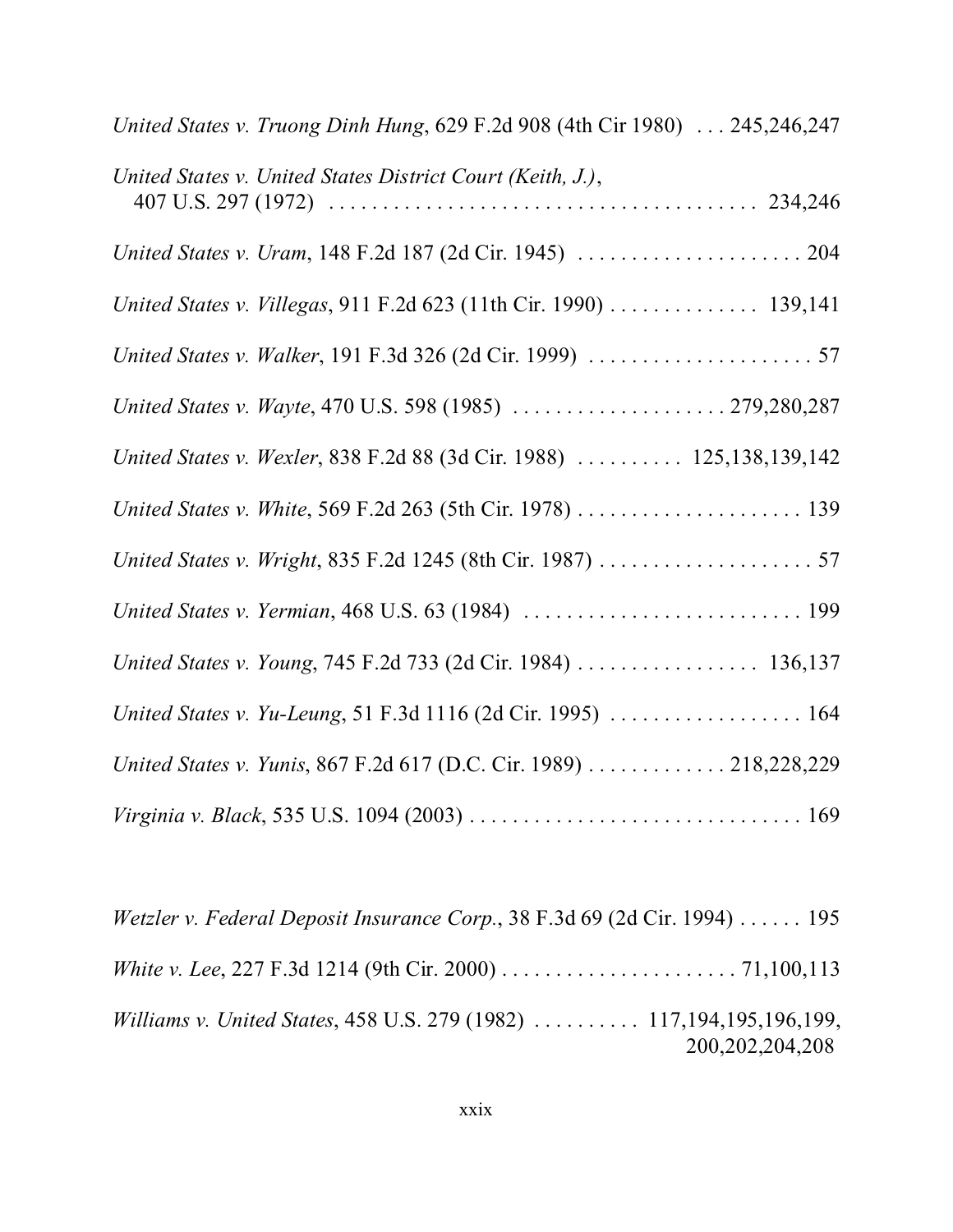*United States v. Truong Dinh Hung*, 629 F.2d 908 (4th Cir 1980) . . . 245,246,247

*United States v. United States District Court (Keith, J.)*, 407 U.S. 297 (1972) . . . . . . . . . . . . . . . . . . . . . . . . . . . . . . . . . . . . . . . . 234,246

*United States v. Uram*, 148 F.2d 187 (2d Cir. 1945) . . . . . . . . . . . . . . . . . . . . . 204

*United States v. Villegas*, 911 F.2d 623 (11th Cir. 1990) . . . . . . . . . . . . . . 139,141

*United States v. Walker*, 191 F.3d 326 (2d Cir. 1999) . . . . . . . . . . . . . . . . . . . . . 57

*United States v. Wayte*, 470 U.S. 598 (1985) . . . . . . . . . . . . . . . . . . . . 279,280,287

*United States v. Wexler*, 838 F.2d 88 (3d Cir. 1988) . . . . . . . . . . 125,138,139,142

*United States v. White*, 569 F.2d 263 (5th Cir. 1978) . . . . . . . . . . . . . . . . . . . . . 139

*United States v. Wright*, 835 F.2d 1245 (8th Cir. 1987) . . . . . . . . . . . . . . . . . . . . 57

*United States v. Yermian*, 468 U.S. 63 (1984) . . . . . . . . . . . . . . . . . . . . . . . . . . 199

*United States v. Young*, 745 F.2d 733 (2d Cir. 1984) . . . . . . . . . . . . . . . . . 136,137

*United States v. Yu-Leung*, 51 F.3d 1116 (2d Cir. 1995) . . . . . . . . . . . . . . . . . . 164

*United States v. Yunis*, 867 F.2d 617 (D.C. Cir. 1989) . . . . . . . . . . . . . 218,228,229

*Virginia v. Black*, 535 U.S. 1094 (2003) . . . . . . . . . . . . . . . . . . . . . . . . . . . . . . . 169

*Wetzler v. Federal Deposit Insurance Corp.*, 38 F.3d 69 (2d Cir. 1994) . . . . . . 195

*White v. Lee*, 227 F.3d 1214 (9th Cir. 2000) . . . . . . . . . . . . . . . . . . . . . . 71,100,113

*Williams v. United States*, 458 U.S. 279 (1982) . . . . . . . . . . 117,194,195,196,199, 200,202,204,208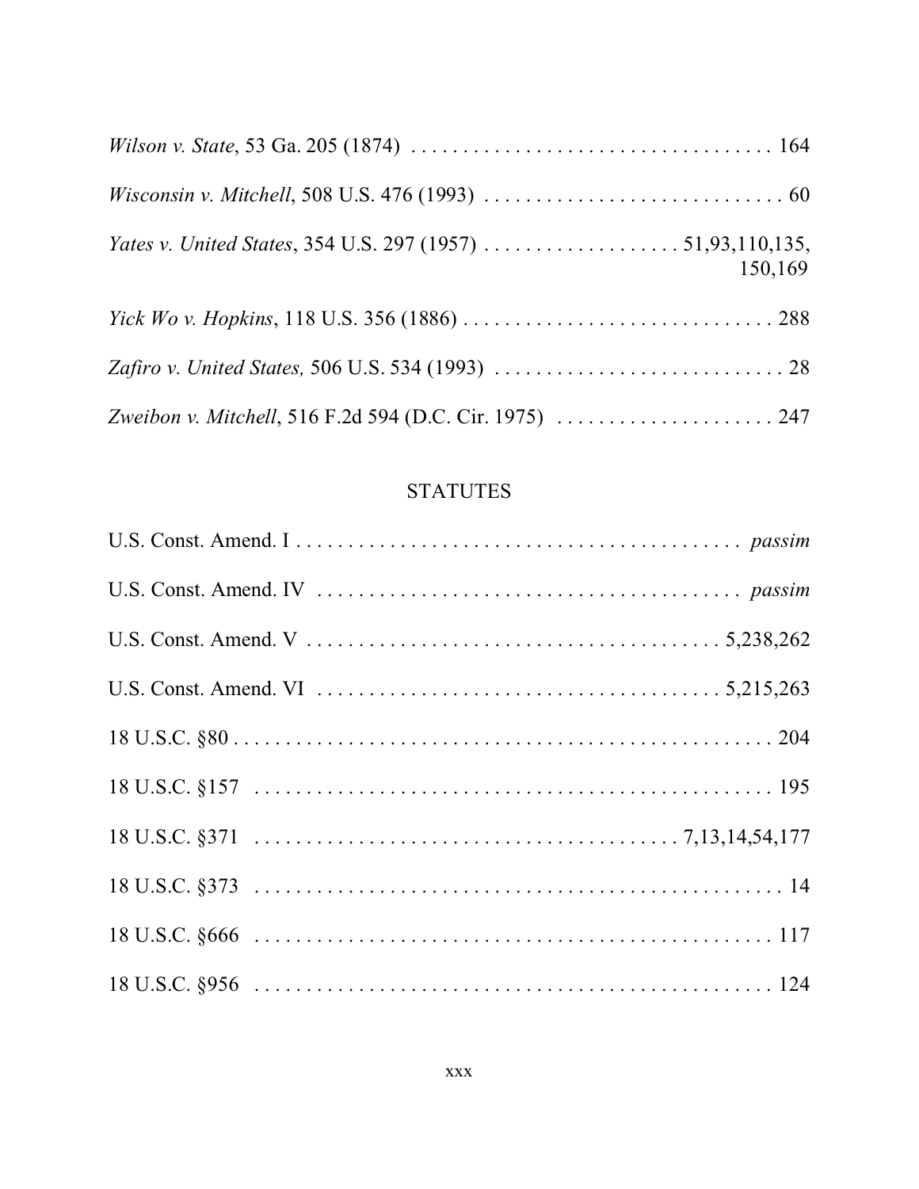*Wilson v. State*, 53 Ga. 205 (1874) . . . . . . . . . . . . . . . . . . . . . . . . . . . . . . . . . . 164

*Wisconsin v. Mitchell*, 508 U.S. 476 (1993) . . . . . . . . . . . . . . . . . . . . . . . . . . . . . 60

*Yates v. United States*, 354 U.S. 297 (1957) . . . . . . . . . . . . . . . . . . . 51,93,110,135, 150,169

*Yick Wo v. Hopkins*, 118 U.S. 356 (1886) . . . . . . . . . . . . . . . . . . . . . . . . . . . . . . 288

*Zafiro v. United States,* 506 U.S. 534 (1993) . . . . . . . . . . . . . . . . . . . . . . . . . . . . 28

*Zweibon v. Mitchell*, 516 F.2d 594 (D.C. Cir. 1975) . . . . . . . . . . . . . . . . . . . . . 247

## STATUTES

U.S. Const. Amend. I . . . . . . . . . . . . . . . . . . . . . . . . . . . . . . . . . . . . . . . . . . . *passim*

U.S. Const. Amend. IV . . . . . . . . . . . . . . . . . . . . . . . . . . . . . . . . . . . . . . . . *passim*

U.S. Const. Amend. V . . . . . . . . . . . . . . . . . . . . . . . . . . . . . . . . . . . . . . . 5,238,262

U.S. Const. Amend. VI . . . . . . . . . . . . . . . . . . . . . . . . . . . . . . . . . . . . . . 5,215,263

18 U.S.C. §80 . . . . . . . . . . . . . . . . . . . . . . . . . . . . . . . . . . . . . . . . . . . . . . . . . . 204

18 U.S.C. §157 . . . . . . . . . . . . . . . . . . . . . . . . . . . . . . . . . . . . . . . . . . . . . . . . . 195

18 U.S.C. §371 . . . . . . . . . . . . . . . . . . . . . . . . . . . . . . . . . . . . . . . . 7,13,14,54,177

18 U.S.C. §373 . . . . . . . . . . . . . . . . . . . . . . . . . . . . . . . . . . . . . . . . . . . . . . . . . . 14

18 U.S.C. §666 . . . . . . . . . . . . . . . . . . . . . . . . . . . . . . . . . . . . . . . . . . . . . . . . . 117

18 U.S.C. §956 . . . . . . . . . . . . . . . . . . . . . . . . . . . . . . . . . . . . . . . . . . . . . . . . . 124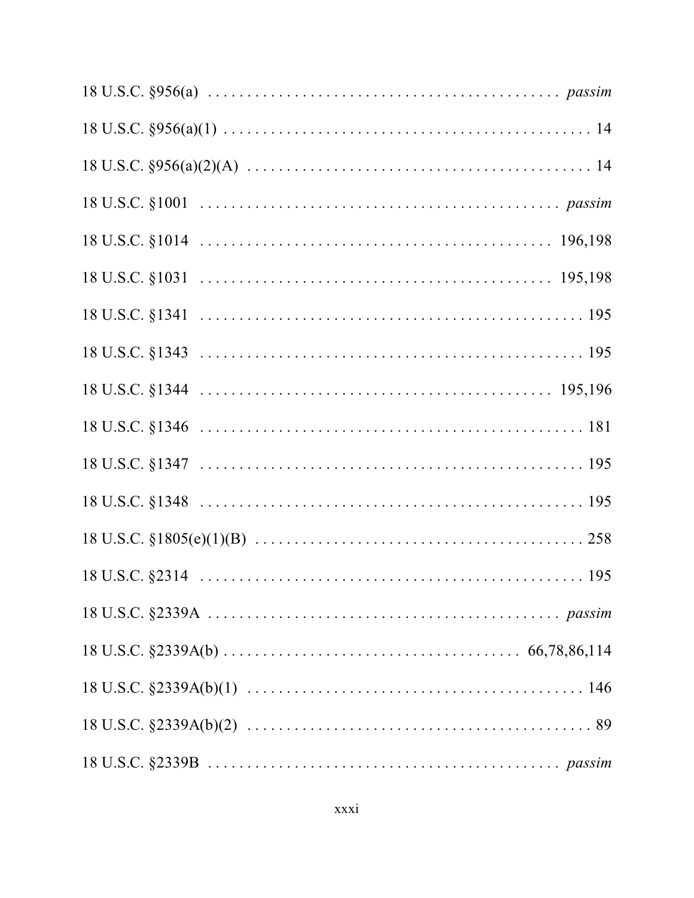18 U.S.C. §956(a) . . . . . . . . . . . . . . . . . . . . . . . . . . . . . . . . . . . . . . . . . . . . *passim*

18 U.S.C. §956(a)(1) . . . . . . . . . . . . . . . . . . . . . . . . . . . . . . . . . . . . . . . . . . . . . . 14

18 U.S.C. §956(a)(2)(A) . . . . . . . . . . . . . . . . . . . . . . . . . . . . . . . . . . . . . . . . . . . . 14

18 U.S.C. §1001 . . . . . . . . . . . . . . . . . . . . . . . . . . . . . . . . . . . . . . . . . . . . *passim*

18 U.S.C. §1014 . . . . . . . . . . . . . . . . . . . . . . . . . . . . . . . . . . . . . . . . . . . 196,198

18 U.S.C. §1031 . . . . . . . . . . . . . . . . . . . . . . . . . . . . . . . . . . . . . . . . . . . 195,198

18 U.S.C. §1341 . . . . . . . . . . . . . . . . . . . . . . . . . . . . . . . . . . . . . . . . . . . . . . . 195

18 U.S.C. §1343 . . . . . . . . . . . . . . . . . . . . . . . . . . . . . . . . . . . . . . . . . . . . . . . 195

18 U.S.C. §1344 . . . . . . . . . . . . . . . . . . . . . . . . . . . . . . . . . . . . . . . . . . . 195,196

18 U.S.C. §1346 . . . . . . . . . . . . . . . . . . . . . . . . . . . . . . . . . . . . . . . . . . . . . . . 181

18 U.S.C. §1347 . . . . . . . . . . . . . . . . . . . . . . . . . . . . . . . . . . . . . . . . . . . . . . . 195

18 U.S.C. §1348 . . . . . . . . . . . . . . . . . . . . . . . . . . . . . . . . . . . . . . . . . . . . . . . 195

18 U.S.C. §1805(e)(1)(B) . . . . . . . . . . . . . . . . . . . . . . . . . . . . . . . . . . . . . . . . . 258

18 U.S.C. §2314 . . . . . . . . . . . . . . . . . . . . . . . . . . . . . . . . . . . . . . . . . . . . . . . 195

18 U.S.C. §2339A . . . . . . . . . . . . . . . . . . . . . . . . . . . . . . . . . . . . . . . . . . . . *passim*

18 U.S.C. §2339A(b) . . . . . . . . . . . . . . . . . . . . . . . . . . . . . . . . . . . . . 66,78,86,114

18 U.S.C. §2339A(b)(1) . . . . . . . . . . . . . . . . . . . . . . . . . . . . . . . . . . . . . . . . . . 146

18 U.S.C. §2339A(b)(2) . . . . . . . . . . . . . . . . . . . . . . . . . . . . . . . . . . . . . . . . . . . 89

18 U.S.C. §2339B . . . . . . . . . . . . . . . . . . . . . . . . . . . . . . . . . . . . . . . . . . . . *passim*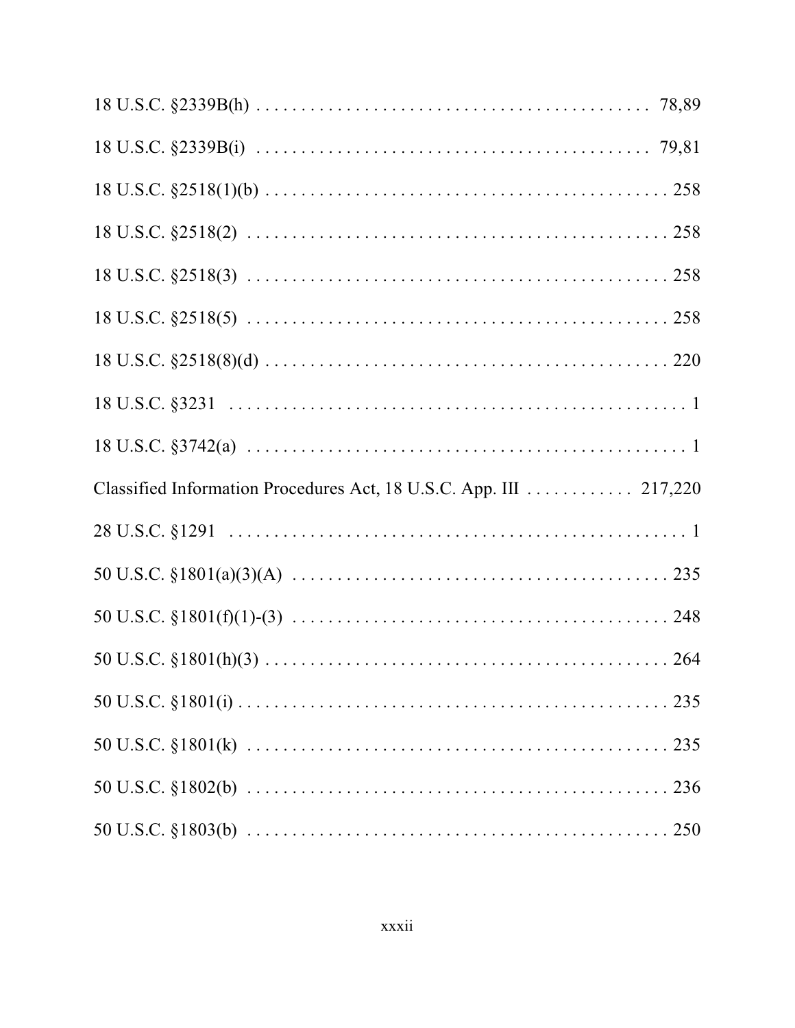18 U.S.C. §2339B(h) . . . . . . . . . . . . . . . . . . . . . . . . . . . . . . . . . . . . . . . . . . . . 78,89

18 U.S.C. §2339B(i) . . . . . . . . . . . . . . . . . . . . . . . . . . . . . . . . . . . . . . . . . . . . 79,81

18 U.S.C. §2518(1)(b) . . . . . . . . . . . . . . . . . . . . . . . . . . . . . . . . . . . . . . . . . . . . . . 258

18 U.S.C. §2518(2) . . . . . . . . . . . . . . . . . . . . . . . . . . . . . . . . . . . . . . . . . . . . . . . 258

18 U.S.C. §2518(3) . . . . . . . . . . . . . . . . . . . . . . . . . . . . . . . . . . . . . . . . . . . . . . . 258

18 U.S.C. §2518(5) . . . . . . . . . . . . . . . . . . . . . . . . . . . . . . . . . . . . . . . . . . . . . . . 258

18 U.S.C. §2518(8)(d) . . . . . . . . . . . . . . . . . . . . . . . . . . . . . . . . . . . . . . . . . . . . . . 220

18 U.S.C. §3231 . . . . . . . . . . . . . . . . . . . . . . . . . . . . . . . . . . . . . . . . . . . . . . . . . . 1

18 U.S.C. §3742(a) . . . . . . . . . . . . . . . . . . . . . . . . . . . . . . . . . . . . . . . . . . . . . . . . . 1

Classified Information Procedures Act, 18 U.S.C. App. III . . . . . . . . . . . . 217,220

28 U.S.C. §1291 . . . . . . . . . . . . . . . . . . . . . . . . . . . . . . . . . . . . . . . . . . . . . . . . . . 1

50 U.S.C. §1801(a)(3)(A) . . . . . . . . . . . . . . . . . . . . . . . . . . . . . . . . . . . . . . . . . . . 235

50 U.S.C. §1801(f)(1)-(3) . . . . . . . . . . . . . . . . . . . . . . . . . . . . . . . . . . . . . . . . . . . 248

50 U.S.C. §1801(h)(3) . . . . . . . . . . . . . . . . . . . . . . . . . . . . . . . . . . . . . . . . . . . . . . 264

50 U.S.C. §1801(i) . . . . . . . . . . . . . . . . . . . . . . . . . . . . . . . . . . . . . . . . . . . . . . . . . 235

50 U.S.C. §1801(k) . . . . . . . . . . . . . . . . . . . . . . . . . . . . . . . . . . . . . . . . . . . . . . . . 235

50 U.S.C. §1802(b) . . . . . . . . . . . . . . . . . . . . . . . . . . . . . . . . . . . . . . . . . . . . . . . . 236

50 U.S.C. §1803(b) . . . . . . . . . . . . . . . . . . . . . . . . . . . . . . . . . . . . . . . . . . . . . . . . 250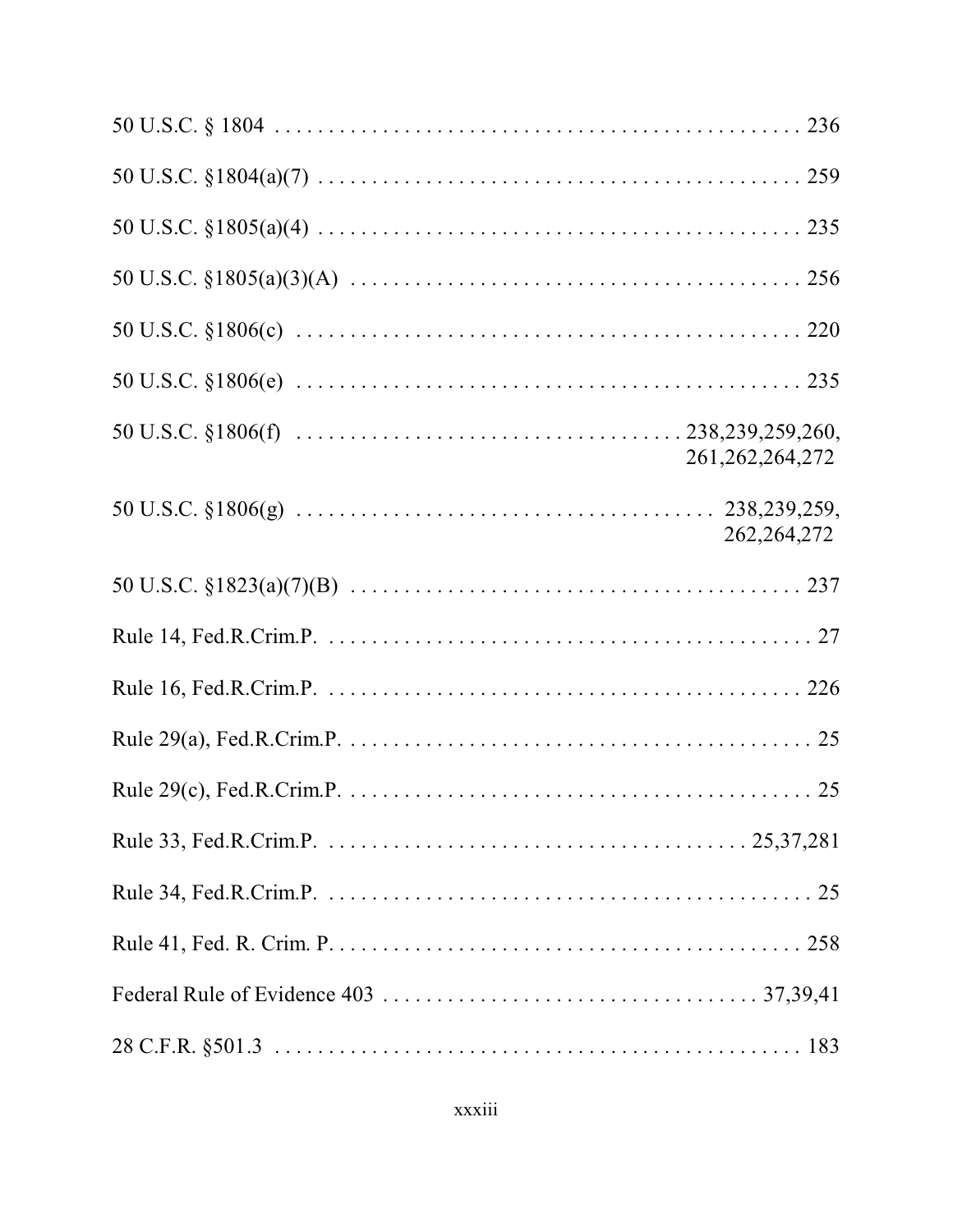50 U.S.C. § 1804 . . . . . . . . . . . . . . . . . . . . . . . . . . . . . . . . . . . . . . . . . . . . . . . . . 236

50 U.S.C. §1804(a)(7) . . . . . . . . . . . . . . . . . . . . . . . . . . . . . . . . . . . . . . . . . . . . . . 259

50 U.S.C. §1805(a)(4) . . . . . . . . . . . . . . . . . . . . . . . . . . . . . . . . . . . . . . . . . . . . . . 235

50 U.S.C. §1805(a)(3)(A) . . . . . . . . . . . . . . . . . . . . . . . . . . . . . . . . . . . . . . . . . . . 256

50 U.S.C. §1806(c) . . . . . . . . . . . . . . . . . . . . . . . . . . . . . . . . . . . . . . . . . . . . . . . 220

50 U.S.C. §1806(e) . . . . . . . . . . . . . . . . . . . . . . . . . . . . . . . . . . . . . . . . . . . . . . . 235

50 U.S.C. §1806(f) . . . . . . . . . . . . . . . . . . . . . . . . . . . . . . . . . . . 238,239,259,260, 261,262,264,272

50 U.S.C. §1806(g) . . . . . . . . . . . . . . . . . . . . . . . . . . . . . . . . . . . . . . 238,239,259, 262,264,272

50 U.S.C. §1823(a)(7)(B) . . . . . . . . . . . . . . . . . . . . . . . . . . . . . . . . . . . . . . . . . . . 237

Rule 14, Fed.R.Crim.P. . . . . . . . . . . . . . . . . . . . . . . . . . . . . . . . . . . . . . . . . . . . . . . 27

Rule 16, Fed.R.Crim.P. . . . . . . . . . . . . . . . . . . . . . . . . . . . . . . . . . . . . . . . . . . . . . 226

Rule 29(a), Fed.R.Crim.P. . . . . . . . . . . . . . . . . . . . . . . . . . . . . . . . . . . . . . . . . . . . . 25

Rule 29(c), Fed.R.Crim.P. . . . . . . . . . . . . . . . . . . . . . . . . . . . . . . . . . . . . . . . . . . . . 25

Rule 33, Fed.R.Crim.P. . . . . . . . . . . . . . . . . . . . . . . . . . . . . . . . . . . . . . . . 25,37,281

Rule 34, Fed.R.Crim.P. . . . . . . . . . . . . . . . . . . . . . . . . . . . . . . . . . . . . . . . . . . . . . . 25

Rule 41, Fed. R. Crim. P. . . . . . . . . . . . . . . . . . . . . . . . . . . . . . . . . . . . . . . . . . . . . 258

Federal Rule of Evidence 403 . . . . . . . . . . . . . . . . . . . . . . . . . . . . . . . . . . . 37,39,41

28 C.F.R. §501.3 . . . . . . . . . . . . . . . . . . . . . . . . . . . . . . . . . . . . . . . . . . . . . . . . . 183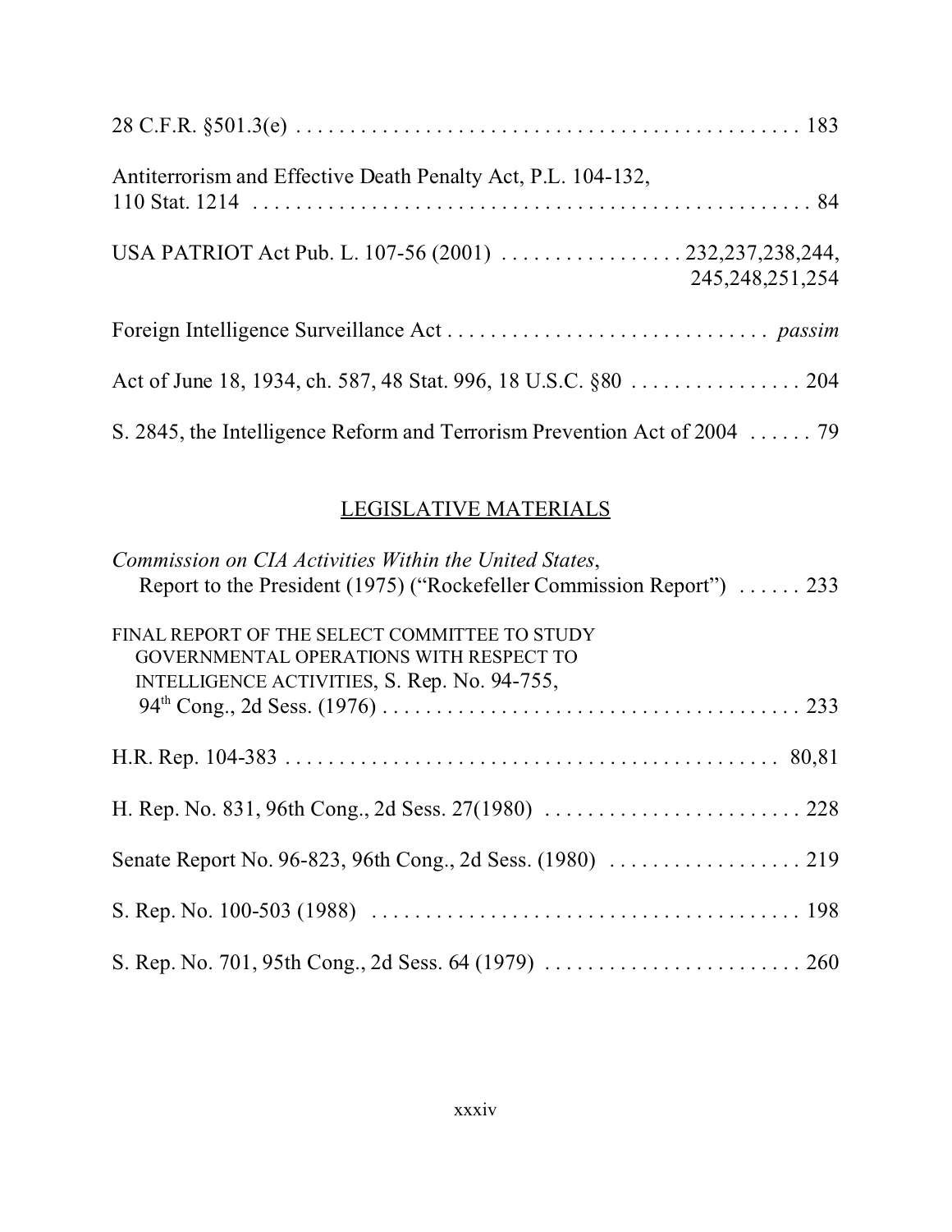28 C.F.R. §501.3(e) . . . . . . . . . . . . . . . . . . . . . . . . . . . . . . . . . . . . . . . . . . . . . . . 183

Antiterrorism and Effective Death Penalty Act, P.L. 104-132, 110 Stat. 1214 . . . . . . . . . . . . . . . . . . . . . . . . . . . . . . . . . . . . . . . . . . . . . . . . . . . . . 84

USA PATRIOT Act Pub. L. 107-56 (2001) . . . . . . . . . . . . . . . . . 232,237,238,244, 245,248,251,254

Foreign Intelligence Surveillance Act . . . . . . . . . . . . . . . . . . . . . . . . . . . . . . *passim*

Act of June 18, 1934, ch. 587, 48 Stat. 996, 18 U.S.C. §80 . . . . . . . . . . . . . . . . 204

S. 2845, the Intelligence Reform and Terrorism Prevention Act of 2004 . . . . . . 79

## LEGISLATIVE MATERIALS

*Commission on CIA Activities Within the United States*, Report to the President (1975) ("Rockefeller Commission Report") . . . . . . 233

FINAL REPORT OF THE SELECT COMMITTEE TO STUDY GOVERNMENTAL OPERATIONS WITH RESPECT TO INTELLIGENCE ACTIVITIES, S. Rep. No. 94-755, 94th Cong., 2d Sess. (1976) . . . . . . . . . . . . . . . . . . . . . . . . . . . . . . . . . . . . . . . . 233

H.R. Rep. 104-383 . . . . . . . . . . . . . . . . . . . . . . . . . . . . . . . . . . . . . . . . . . . . . . 80,81

H. Rep. No. 831, 96th Cong., 2d Sess. 27(1980) . . . . . . . . . . . . . . . . . . . . . . . . 228

Senate Report No. 96-823, 96th Cong., 2d Sess. (1980) . . . . . . . . . . . . . . . . . . 219

S. Rep. No. 100-503 (1988) . . . . . . . . . . . . . . . . . . . . . . . . . . . . . . . . . . . . . . . . 198

S. Rep. No. 701, 95th Cong., 2d Sess. 64 (1979) . . . . . . . . . . . . . . . . . . . . . . . . 260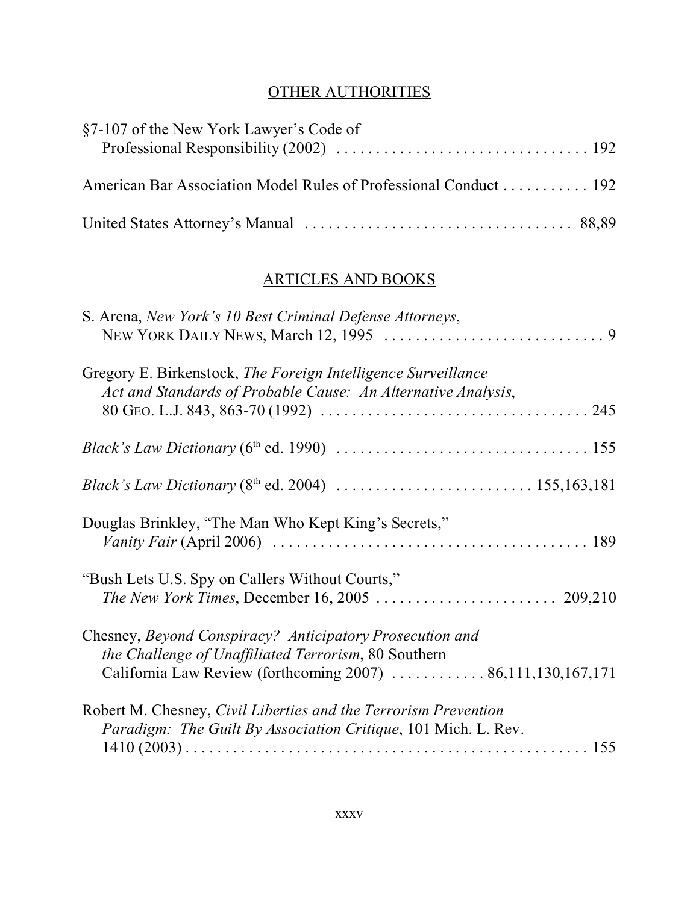## OTHER AUTHORITIES

§7-107 of the New York Lawyer's Code of Professional Responsibility (2002) . . . . . . . . . . . . . . . . . . . . . . . . . . . . . . . . 192

American Bar Association Model Rules of Professional Conduct . . . . . . . . . . . 192

United States Attorney's Manual . . . . . . . . . . . . . . . . . . . . . . . . . . . . . . . . . . 88,89

## ARTICLES AND BOOKS

S. Arena, *New York's 10 Best Criminal Defense Attorneys*, NEW YORK DAILY NEWS, March 12, 1995 . . . . . . . . . . . . . . . . . . . . . . . . . . . . 9

Gregory E. Birkenstock, *The Foreign Intelligence Surveillance Act and Standards of Probable Cause: An Alternative Analysis*, 80 GEO. L.J. 843, 863-70 (1992) . . . . . . . . . . . . . . . . . . . . . . . . . . . . . . . . . 245

*Black's Law Dictionary* (6th ed. 1990) . . . . . . . . . . . . . . . . . . . . . . . . . . . . . . . 155

*Black's Law Dictionary* (8th ed. 2004) . . . . . . . . . . . . . . . . . . . . . . . . . 155,163,181

Douglas Brinkley, "The Man Who Kept King's Secrets," *Vanity Fair* (April 2006) . . . . . . . . . . . . . . . . . . . . . . . . . . . . . . . . . . . . . . . 189

"Bush Lets U.S. Spy on Callers Without Courts," *The New York Times*, December 16, 2005 . . . . . . . . . . . . . . . . . . . . . . . 209,210

Chesney, *Beyond Conspiracy? Anticipatory Prosecution and the Challenge of Unaffiliated Terrorism*, 80 Southern California Law Review (forthcoming 2007) . . . . . . . . . . . . 86,111,130,167,171

Robert M. Chesney, *Civil Liberties and the Terrorism Prevention Paradigm: The Guilt By Association Critique*, 101 Mich. L. Rev. 1410 (2003) . . . . . . . . . . . . . . . . . . . . . . . . . . . . . . . . . . . . . . . . . . . . . . . . . . . 155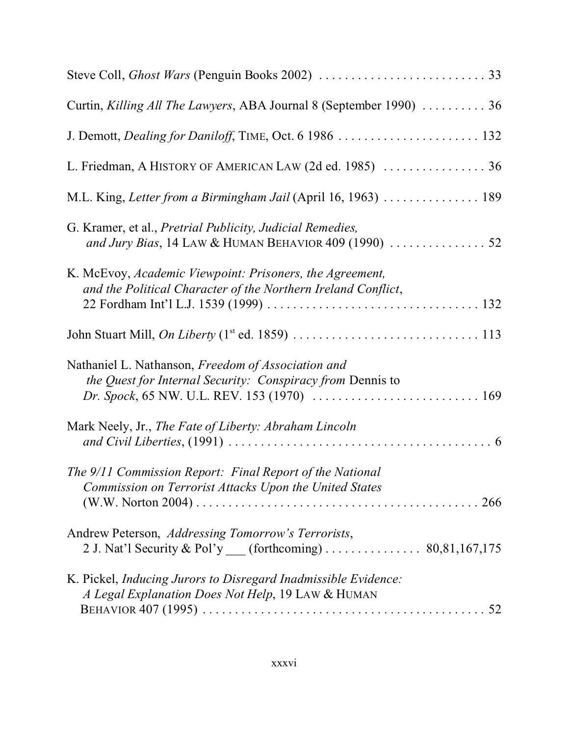Steve Coll, *Ghost Wars* (Penguin Books 2002) . . . . . . . . . . . . . . . . . . . . . . . . . . 33

Curtin, *Killing All The Lawyers*, ABA Journal 8 (September 1990) . . . . . . . . . . 36

J. Demott, *Dealing for Daniloff*, TIME, Oct. 6 1986 . . . . . . . . . . . . . . . . . . . . . . 132

L. Friedman, A HISTORY OF AMERICAN LAW (2d ed. 1985) . . . . . . . . . . . . . . . . 36

M.L. King, *Letter from a Birmingham Jail* (April 16, 1963) . . . . . . . . . . . . . . . 189

G. Kramer, et al., *Pretrial Publicity, Judicial Remedies, and Jury Bias*, 14 LAW & HUMAN BEHAVIOR 409 (1990) . . . . . . . . . . . . . . . 52

K. McEvoy, *Academic Viewpoint: Prisoners, the Agreement, and the Political Character of the Northern Ireland Conflict*, 22 Fordham Int'l L.J. 1539 (1999) . . . . . . . . . . . . . . . . . . . . . . . . . . . . . . . . 132

John Stuart Mill, *On Liberty* (1st ed. 1859) . . . . . . . . . . . . . . . . . . . . . . . . . . . . . 113

Nathaniel L. Nathanson, *Freedom of Association and the Quest for Internal Security: Conspiracy from* Dennis to *Dr. Spock*, 65 NW. U.L. REV. 153 (1970) . . . . . . . . . . . . . . . . . . . . . . . . . 169

Mark Neely, Jr., *The Fate of Liberty: Abraham Lincoln and Civil Liberties*, (1991) . . . . . . . . . . . . . . . . . . . . . . . . . . . . . . . . . . . . . . . . 6

*The 9/11 Commission Report: Final Report of the National Commission on Terrorist Attacks Upon the United States* (W.W. Norton 2004) . . . . . . . . . . . . . . . . . . . . . . . . . . . . . . . . . . . . . . . . . . . . 266

Andrew Peterson, *Addressing Tomorrow's Terrorists*, 2 J. Nat'l Security & Pol'y ___ (forthcoming) . . . . . . . . . . . . . . . 80,81,167,175

K. Pickel, *Inducing Jurors to Disregard Inadmissible Evidence: A Legal Explanation Does Not Help*, 19 LAW & HUMAN BEHAVIOR 407 (1995) . . . . . . . . . . . . . . . . . . . . . . . . . . . . . . . . . . . . . . . . . . . 52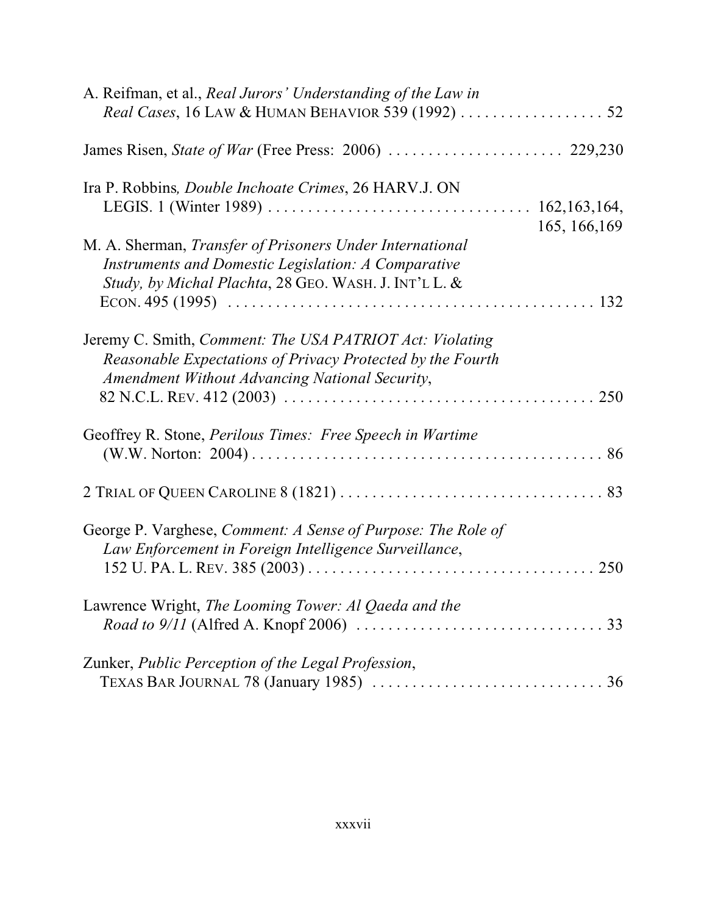A. Reifman, et al., *Real Jurors' Understanding of the Law in Real Cases*, 16 LAW & HUMAN BEHAVIOR 539 (1992) . . . . . . . . . . . . . . . . . . 52

James Risen, *State of War* (Free Press: 2006) . . . . . . . . . . . . . . . . . . . . . . 229,230

Ira P. Robbins*, Double Inchoate Crimes*, 26 HARV.J. ON LEGIS. 1 (Winter 1989) . . . . . . . . . . . . . . . . . . . . . . . . . . . . . . . . 162,163,164, 165, 166,169

M. A. Sherman, *Transfer of Prisoners Under International Instruments and Domestic Legislation: A Comparative Study, by Michal Plachta*, 28 GEO. WASH. J. INT'L L. & ECON. 495 (1995) . . . . . . . . . . . . . . . . . . . . . . . . . . . . . . . . . . . . . . . . . . . . . 132

Jeremy C. Smith, *Comment: The USA PATRIOT Act: Violating Reasonable Expectations of Privacy Protected by the Fourth Amendment Without Advancing National Security*, 82 N.C.L. REV. 412 (2003) . . . . . . . . . . . . . . . . . . . . . . . . . . . . . . . . . . . . . . . 250

Geoffrey R. Stone, *Perilous Times: Free Speech in Wartime* (W.W. Norton: 2004) . . . . . . . . . . . . . . . . . . . . . . . . . . . . . . . . . . . . . . . . . . . . 86

2 TRIAL OF QUEEN CAROLINE 8 (1821) . . . . . . . . . . . . . . . . . . . . . . . . . . . . . . . . . 83

George P. Varghese, *Comment: A Sense of Purpose: The Role of Law Enforcement in Foreign Intelligence Surveillance*, 152 U. PA. L. REV. 385 (2003) . . . . . . . . . . . . . . . . . . . . . . . . . . . . . . . . . . . . 250

Lawrence Wright, *The Looming Tower: Al Qaeda and the Road to 9/11* (Alfred A. Knopf 2006) . . . . . . . . . . . . . . . . . . . . . . . . . . . . . . . 33

Zunker, *Public Perception of the Legal Profession*, TEXAS BAR JOURNAL 78 (January 1985) . . . . . . . . . . . . . . . . . . . . . . . . . . . . . 36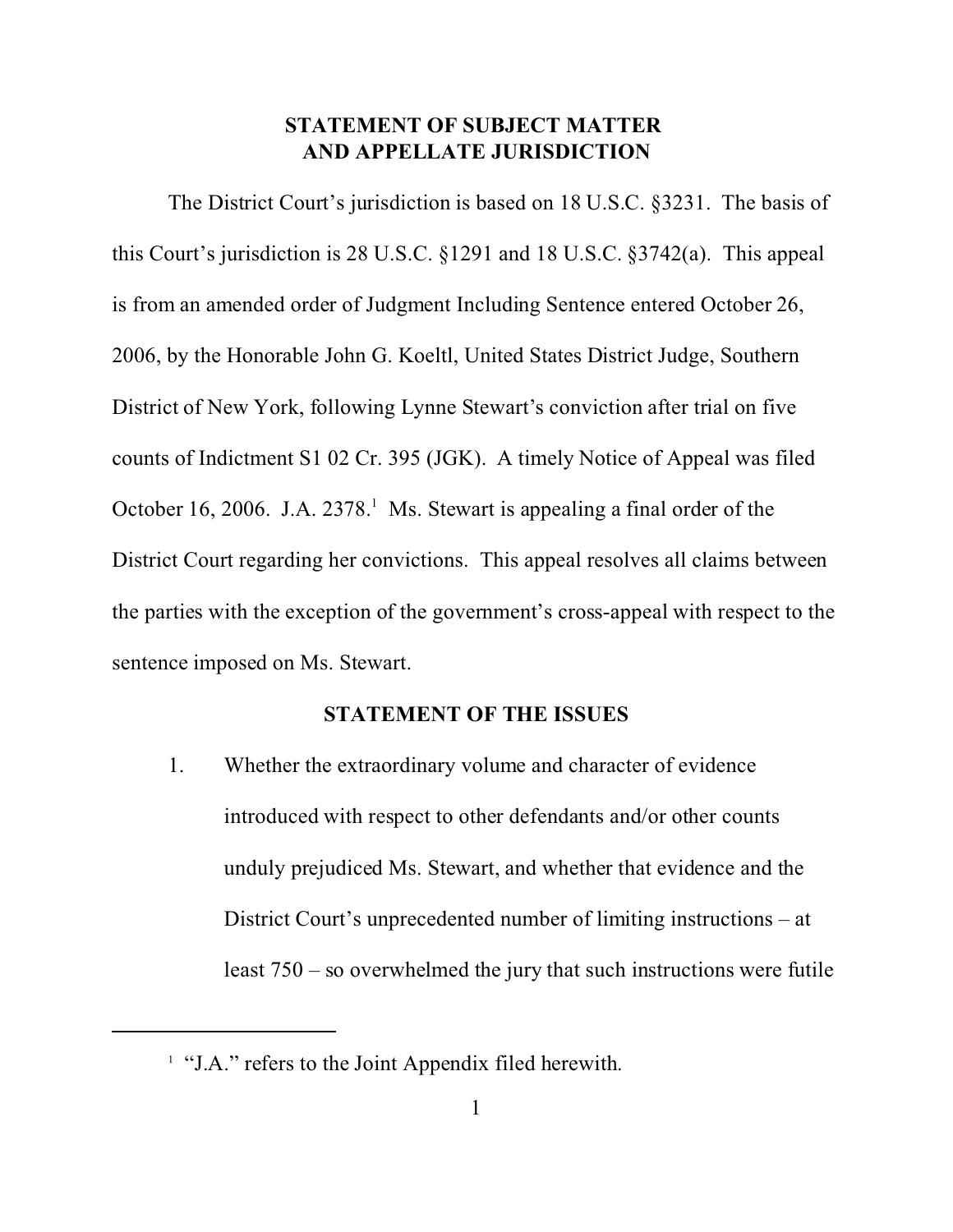## STATEMENT OF SUBJECT MATTER AND APPELLATE JURISDICTION

The District Court's jurisdiction is based on 18 U.S.C. §3231. The basis of this Court's jurisdiction is 28 U.S.C. §1291 and 18 U.S.C. §3742(a). This appeal is from an amended order of Judgment Including Sentence entered October 26, 2006, by the Honorable John G. Koeltl, United States District Judge, Southern District of New York, following Lynne Stewart's conviction after trial on five counts of Indictment S1 02 Cr. 395 (JGK). A timely Notice of Appeal was filed October 16, 2006. J.A. 2378.[1] Ms. Stewart is appealing a final order of the District Court regarding her convictions. This appeal resolves all claims between the parties with the exception of the government's cross-appeal with respect to the sentence imposed on Ms. Stewart.

## STATEMENT OF THE ISSUES

1. Whether the extraordinary volume and character of evidence introduced with respect to other defendants and/or other counts unduly prejudiced Ms. Stewart, and whether that evidence and the District Court's unprecedented number of limiting instructions – at least 750 – so overwhelmed the jury that such instructions were futile

---

[1] "J.A." refers to the Joint Appendix filed herewith.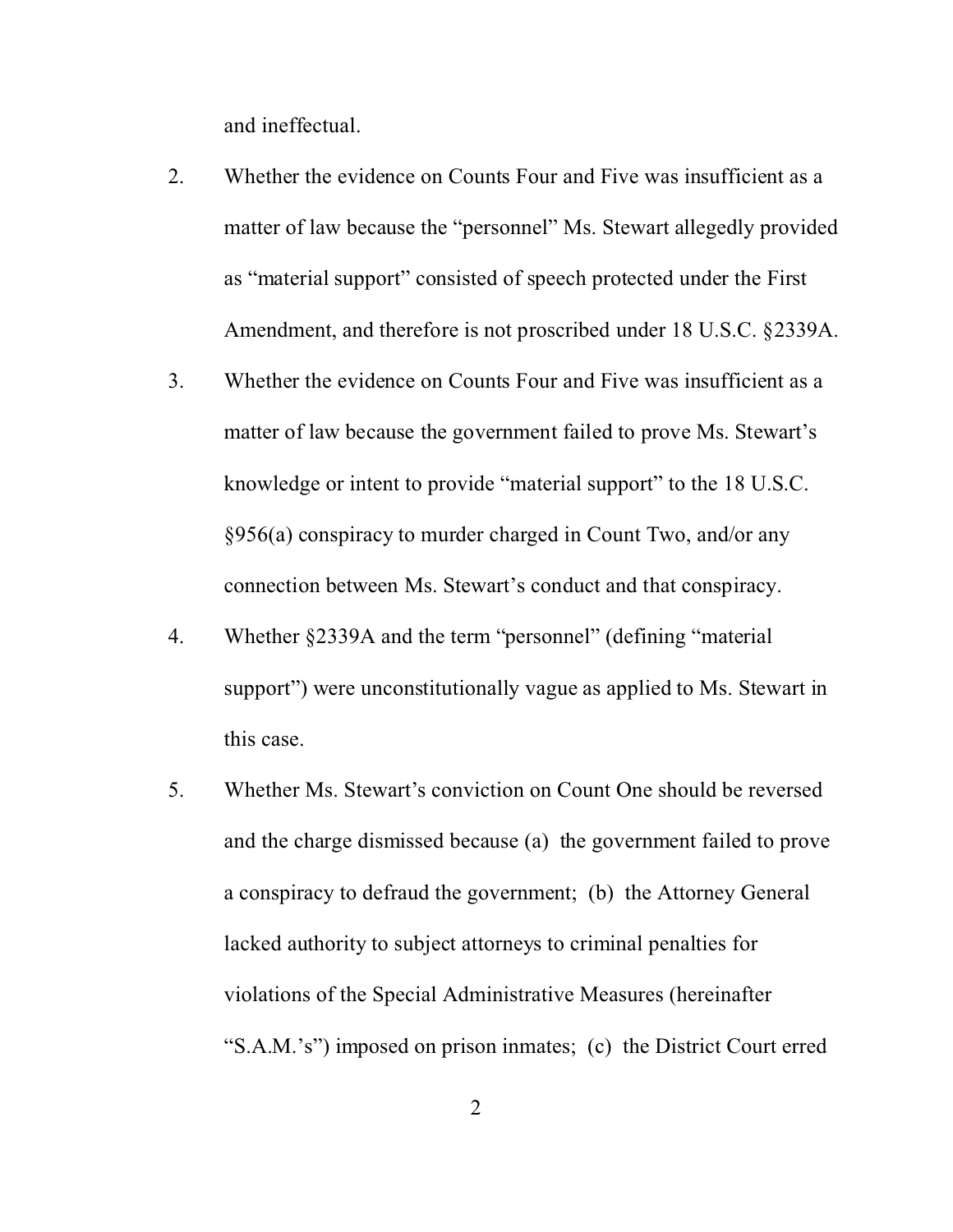and ineffectual.

2. Whether the evidence on Counts Four and Five was insufficient as a matter of law because the "personnel" Ms. Stewart allegedly provided as "material support" consisted of speech protected under the First Amendment, and therefore is not proscribed under 18 U.S.C. §2339A.

3. Whether the evidence on Counts Four and Five was insufficient as a matter of law because the government failed to prove Ms. Stewart's knowledge or intent to provide "material support" to the 18 U.S.C. §956(a) conspiracy to murder charged in Count Two, and/or any connection between Ms. Stewart's conduct and that conspiracy.

4. Whether §2339A and the term "personnel" (defining "material support") were unconstitutionally vague as applied to Ms. Stewart in this case.

5. Whether Ms. Stewart's conviction on Count One should be reversed and the charge dismissed because (a) the government failed to prove a conspiracy to defraud the government; (b) the Attorney General lacked authority to subject attorneys to criminal penalties for violations of the Special Administrative Measures (hereinafter "S.A.M.'s") imposed on prison inmates; (c) the District Court erred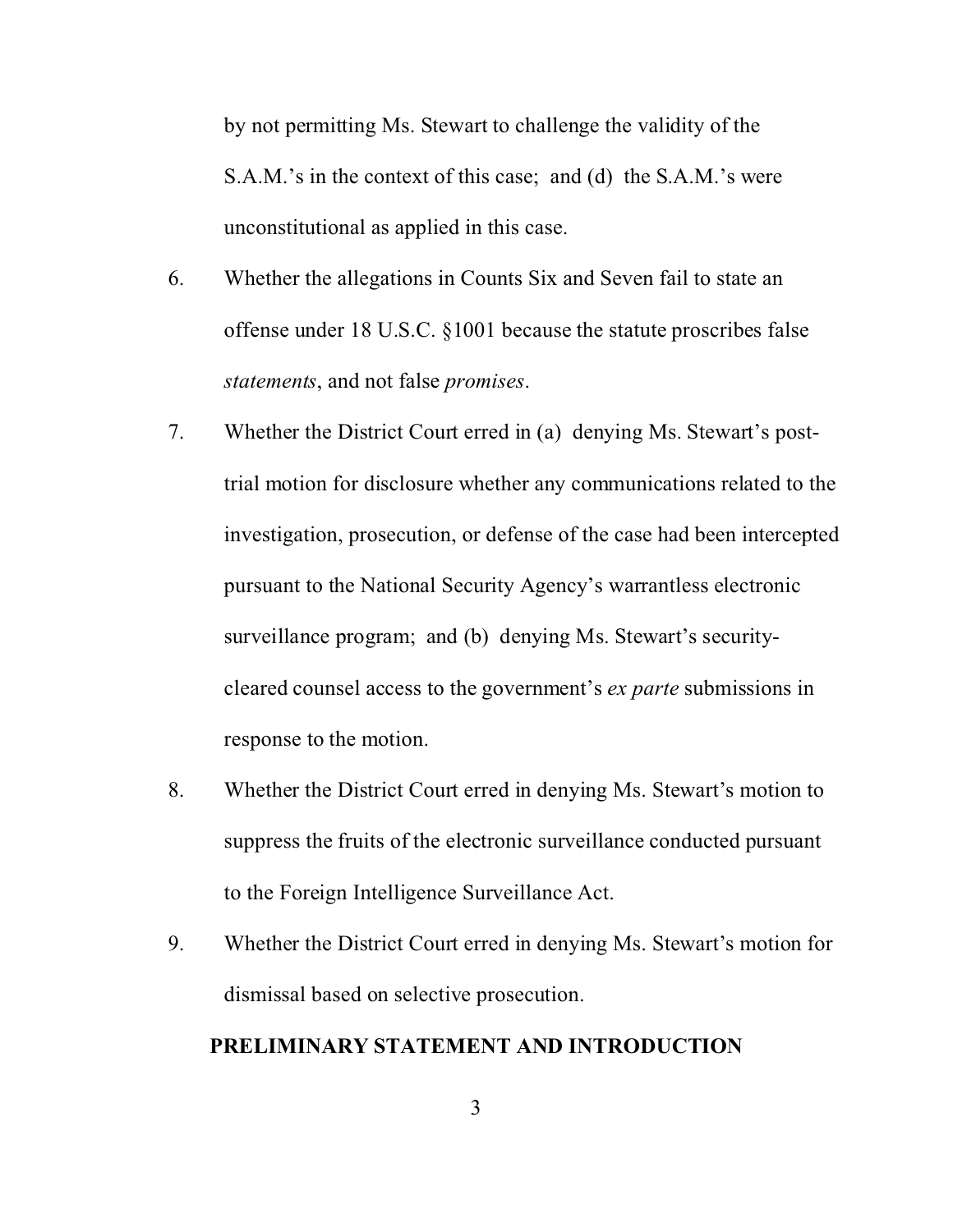by not permitting Ms. Stewart to challenge the validity of the S.A.M.'s in the context of this case; and (d) the S.A.M.'s were unconstitutional as applied in this case.

6. Whether the allegations in Counts Six and Seven fail to state an offense under 18 U.S.C. §1001 because the statute proscribes false *statements*, and not false *promises*.

7. Whether the District Court erred in (a) denying Ms. Stewart's post-trial motion for disclosure whether any communications related to the investigation, prosecution, or defense of the case had been intercepted pursuant to the National Security Agency's warrantless electronic surveillance program; and (b) denying Ms. Stewart's security-cleared counsel access to the government's *ex parte* submissions in response to the motion.

8. Whether the District Court erred in denying Ms. Stewart's motion to suppress the fruits of the electronic surveillance conducted pursuant to the Foreign Intelligence Surveillance Act.

9. Whether the District Court erred in denying Ms. Stewart's motion for dismissal based on selective prosecution.

## PRELIMINARY STATEMENT AND INTRODUCTION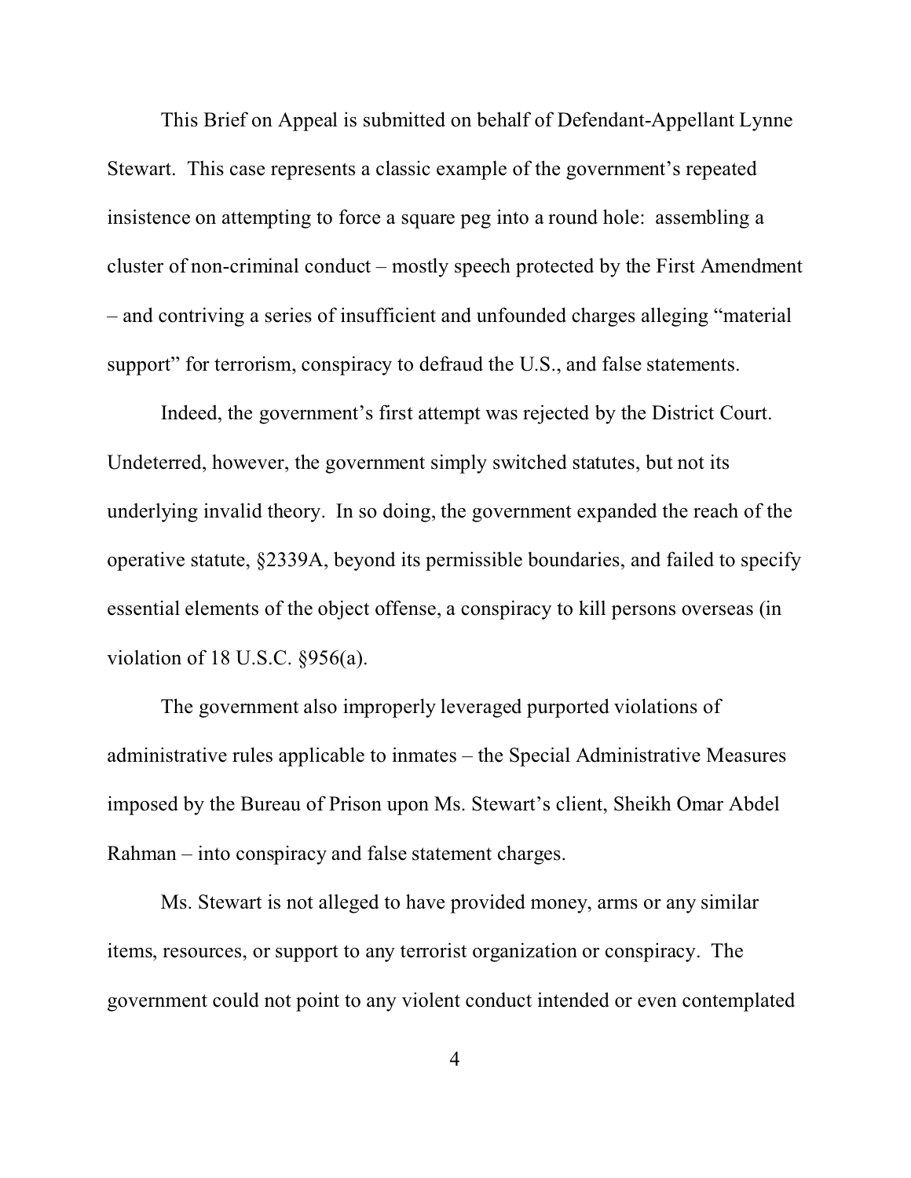This Brief on Appeal is submitted on behalf of Defendant-Appellant Lynne Stewart. This case represents a classic example of the government's repeated insistence on attempting to force a square peg into a round hole: assembling a cluster of non-criminal conduct – mostly speech protected by the First Amendment – and contriving a series of insufficient and unfounded charges alleging "material support" for terrorism, conspiracy to defraud the U.S., and false statements.

Indeed, the government's first attempt was rejected by the District Court. Undeterred, however, the government simply switched statutes, but not its underlying invalid theory. In so doing, the government expanded the reach of the operative statute, §2339A, beyond its permissible boundaries, and failed to specify essential elements of the object offense, a conspiracy to kill persons overseas (in violation of 18 U.S.C. §956(a).

The government also improperly leveraged purported violations of administrative rules applicable to inmates – the Special Administrative Measures imposed by the Bureau of Prison upon Ms. Stewart's client, Sheikh Omar Abdel Rahman – into conspiracy and false statement charges.

Ms. Stewart is not alleged to have provided money, arms or any similar items, resources, or support to any terrorist organization or conspiracy. The government could not point to any violent conduct intended or even contemplated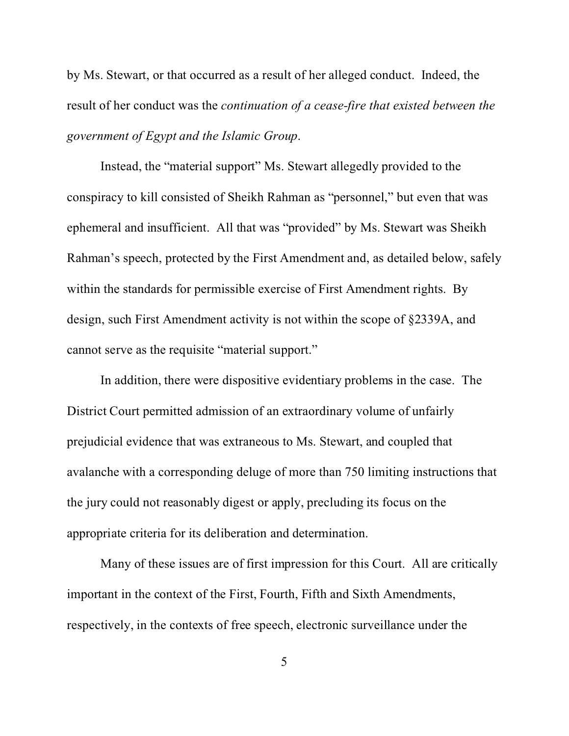by Ms. Stewart, or that occurred as a result of her alleged conduct. Indeed, the result of her conduct was the *continuation of a cease-fire that existed between the government of Egypt and the Islamic Group*.

Instead, the "material support" Ms. Stewart allegedly provided to the conspiracy to kill consisted of Sheikh Rahman as "personnel," but even that was ephemeral and insufficient. All that was "provided" by Ms. Stewart was Sheikh Rahman's speech, protected by the First Amendment and, as detailed below, safely within the standards for permissible exercise of First Amendment rights. By design, such First Amendment activity is not within the scope of §2339A, and cannot serve as the requisite "material support."

In addition, there were dispositive evidentiary problems in the case. The District Court permitted admission of an extraordinary volume of unfairly prejudicial evidence that was extraneous to Ms. Stewart, and coupled that avalanche with a corresponding deluge of more than 750 limiting instructions that the jury could not reasonably digest or apply, precluding its focus on the appropriate criteria for its deliberation and determination.

Many of these issues are of first impression for this Court. All are critically important in the context of the First, Fourth, Fifth and Sixth Amendments, respectively, in the contexts of free speech, electronic surveillance under the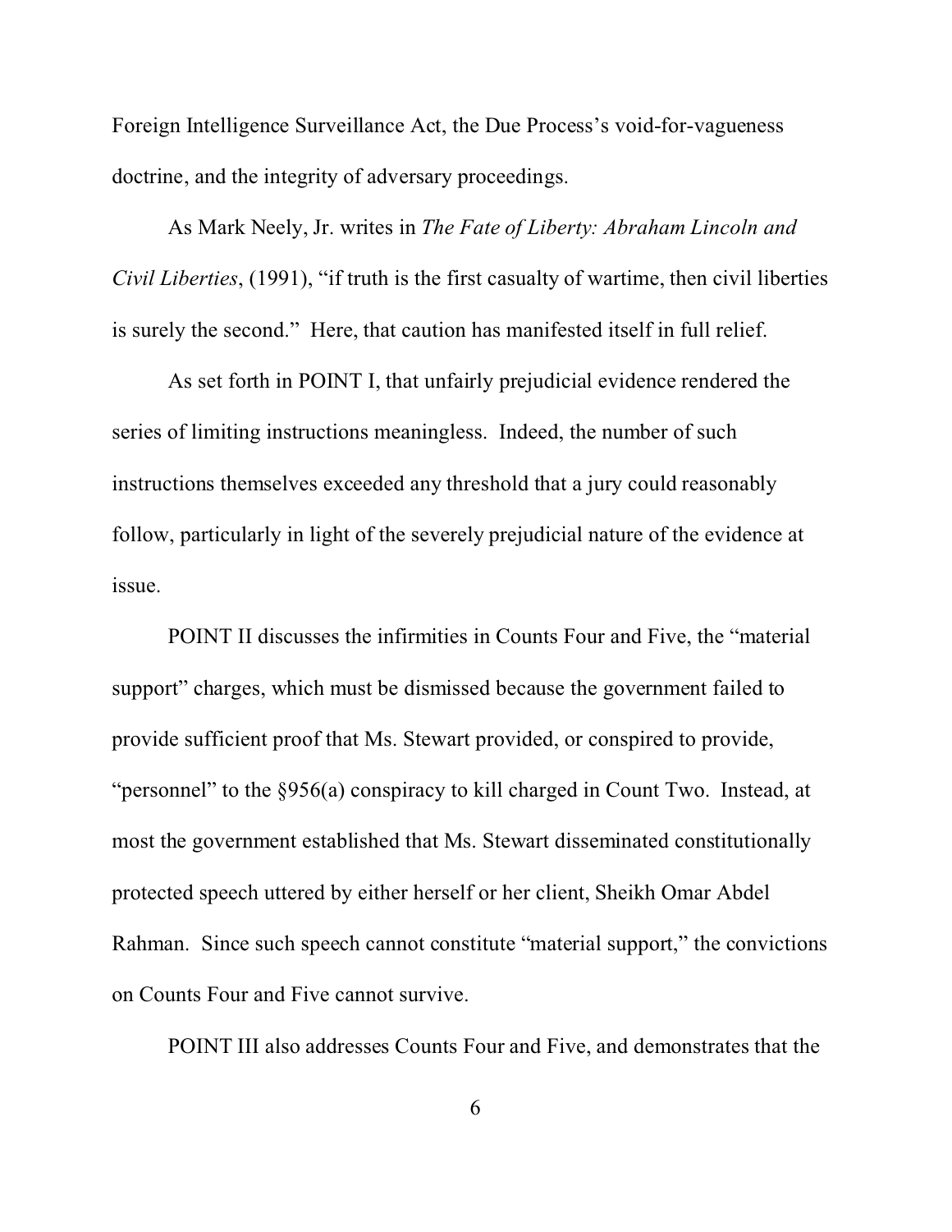Foreign Intelligence Surveillance Act, the Due Process's void-for-vagueness doctrine, and the integrity of adversary proceedings.

As Mark Neely, Jr. writes in *The Fate of Liberty: Abraham Lincoln and Civil Liberties*, (1991), "if truth is the first casualty of wartime, then civil liberties is surely the second." Here, that caution has manifested itself in full relief.

As set forth in POINT I, that unfairly prejudicial evidence rendered the series of limiting instructions meaningless. Indeed, the number of such instructions themselves exceeded any threshold that a jury could reasonably follow, particularly in light of the severely prejudicial nature of the evidence at issue.

POINT II discusses the infirmities in Counts Four and Five, the "material support" charges, which must be dismissed because the government failed to provide sufficient proof that Ms. Stewart provided, or conspired to provide, "personnel" to the §956(a) conspiracy to kill charged in Count Two. Instead, at most the government established that Ms. Stewart disseminated constitutionally protected speech uttered by either herself or her client, Sheikh Omar Abdel Rahman. Since such speech cannot constitute "material support," the convictions on Counts Four and Five cannot survive.

POINT III also addresses Counts Four and Five, and demonstrates that the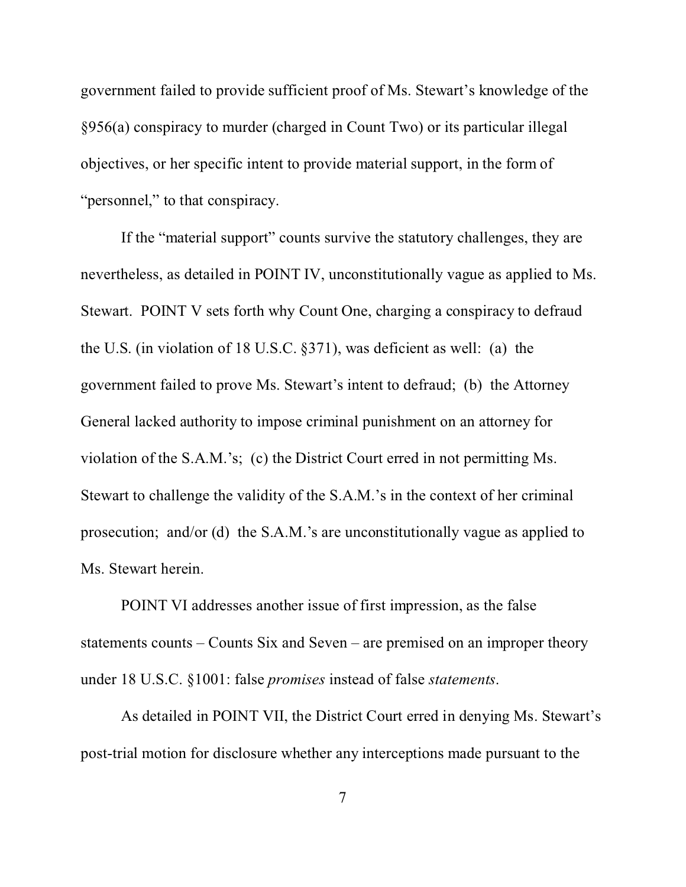government failed to provide sufficient proof of Ms. Stewart's knowledge of the §956(a) conspiracy to murder (charged in Count Two) or its particular illegal objectives, or her specific intent to provide material support, in the form of "personnel," to that conspiracy.

If the "material support" counts survive the statutory challenges, they are nevertheless, as detailed in POINT IV, unconstitutionally vague as applied to Ms. Stewart. POINT V sets forth why Count One, charging a conspiracy to defraud the U.S. (in violation of 18 U.S.C. §371), was deficient as well: (a) the government failed to prove Ms. Stewart's intent to defraud; (b) the Attorney General lacked authority to impose criminal punishment on an attorney for violation of the S.A.M.'s; (c) the District Court erred in not permitting Ms. Stewart to challenge the validity of the S.A.M.'s in the context of her criminal prosecution; and/or (d) the S.A.M.'s are unconstitutionally vague as applied to Ms. Stewart herein.

POINT VI addresses another issue of first impression, as the false statements counts – Counts Six and Seven – are premised on an improper theory under 18 U.S.C. §1001: false *promises* instead of false *statements*.

As detailed in POINT VII, the District Court erred in denying Ms. Stewart's post-trial motion for disclosure whether any interceptions made pursuant to the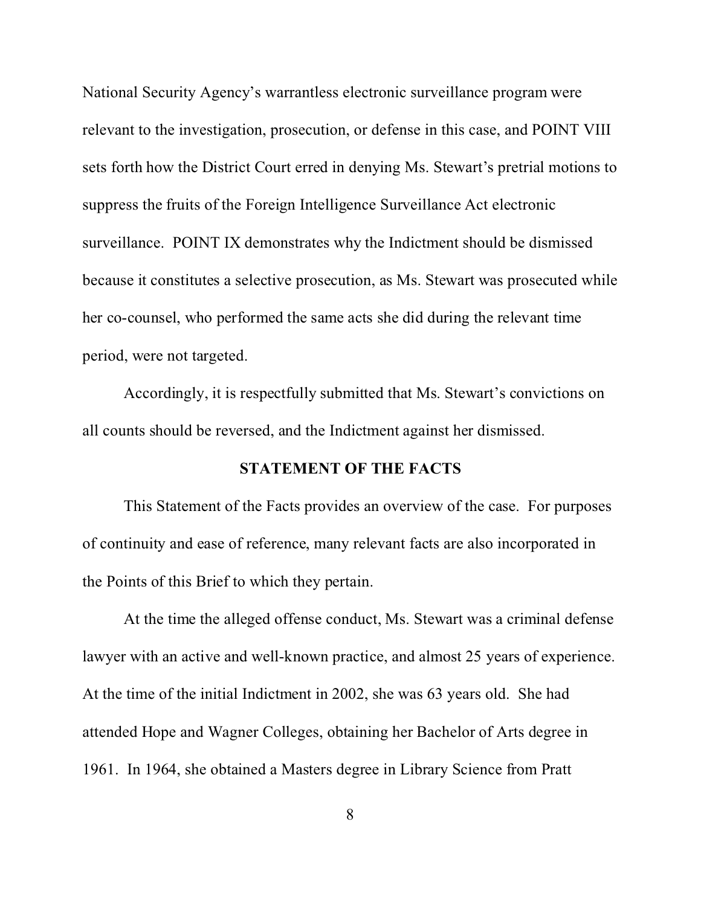National Security Agency's warrantless electronic surveillance program were relevant to the investigation, prosecution, or defense in this case, and POINT VIII sets forth how the District Court erred in denying Ms. Stewart's pretrial motions to suppress the fruits of the Foreign Intelligence Surveillance Act electronic surveillance. POINT IX demonstrates why the Indictment should be dismissed because it constitutes a selective prosecution, as Ms. Stewart was prosecuted while her co-counsel, who performed the same acts she did during the relevant time period, were not targeted.

Accordingly, it is respectfully submitted that Ms. Stewart's convictions on all counts should be reversed, and the Indictment against her dismissed.

## STATEMENT OF THE FACTS

This Statement of the Facts provides an overview of the case. For purposes of continuity and ease of reference, many relevant facts are also incorporated in the Points of this Brief to which they pertain.

At the time the alleged offense conduct, Ms. Stewart was a criminal defense lawyer with an active and well-known practice, and almost 25 years of experience. At the time of the initial Indictment in 2002, she was 63 years old. She had attended Hope and Wagner Colleges, obtaining her Bachelor of Arts degree in 1961. In 1964, she obtained a Masters degree in Library Science from Pratt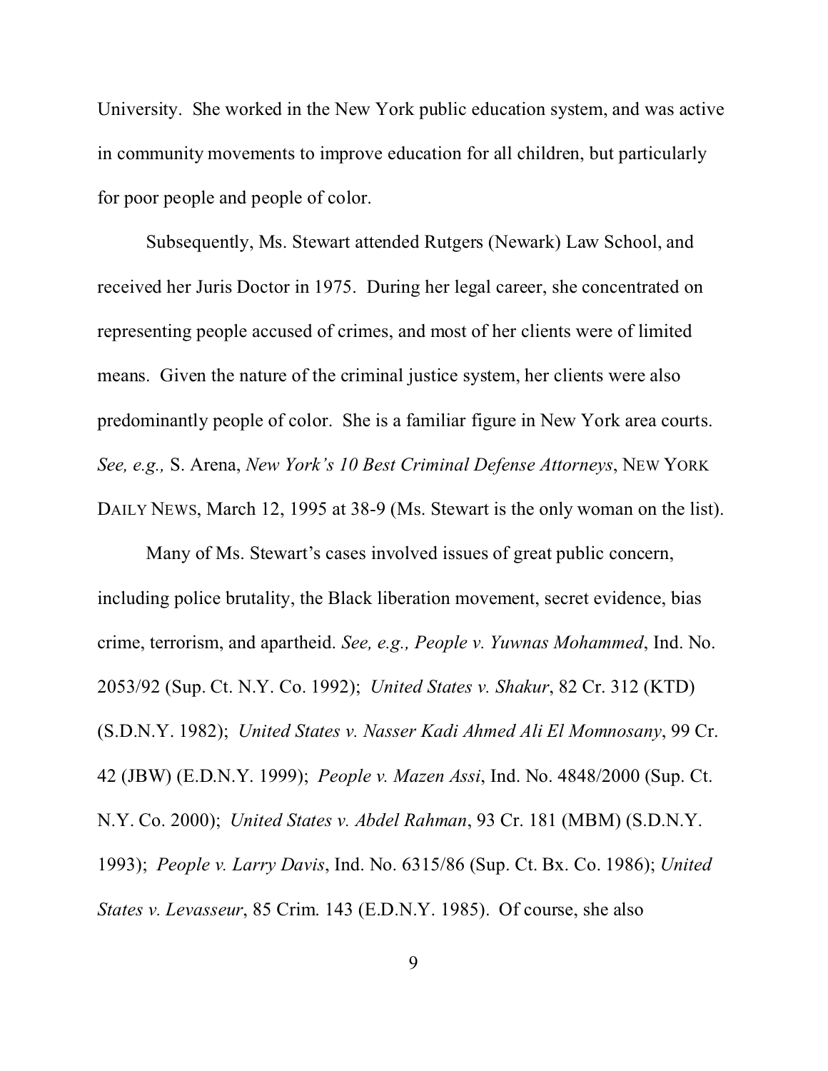University. She worked in the New York public education system, and was active in community movements to improve education for all children, but particularly for poor people and people of color.

Subsequently, Ms. Stewart attended Rutgers (Newark) Law School, and received her Juris Doctor in 1975. During her legal career, she concentrated on representing people accused of crimes, and most of her clients were of limited means. Given the nature of the criminal justice system, her clients were also predominantly people of color. She is a familiar figure in New York area courts. *See, e.g.,* S. Arena, *New York's 10 Best Criminal Defense Attorneys*, NEW YORK DAILY NEWS, March 12, 1995 at 38-9 (Ms. Stewart is the only woman on the list).

Many of Ms. Stewart's cases involved issues of great public concern, including police brutality, the Black liberation movement, secret evidence, bias crime, terrorism, and apartheid. *See, e.g., People v. Yuwnas Mohammed*, Ind. No. 2053/92 (Sup. Ct. N.Y. Co. 1992); *United States v. Shakur*, 82 Cr. 312 (KTD) (S.D.N.Y. 1982); *United States v. Nasser Kadi Ahmed Ali El Momnosany*, 99 Cr. 42 (JBW) (E.D.N.Y. 1999); *People v. Mazen Assi*, Ind. No. 4848/2000 (Sup. Ct. N.Y. Co. 2000); *United States v. Abdel Rahman*, 93 Cr. 181 (MBM) (S.D.N.Y. 1993); *People v. Larry Davis*, Ind. No. 6315/86 (Sup. Ct. Bx. Co. 1986); *United States v. Levasseur*, 85 Crim. 143 (E.D.N.Y. 1985). Of course, she also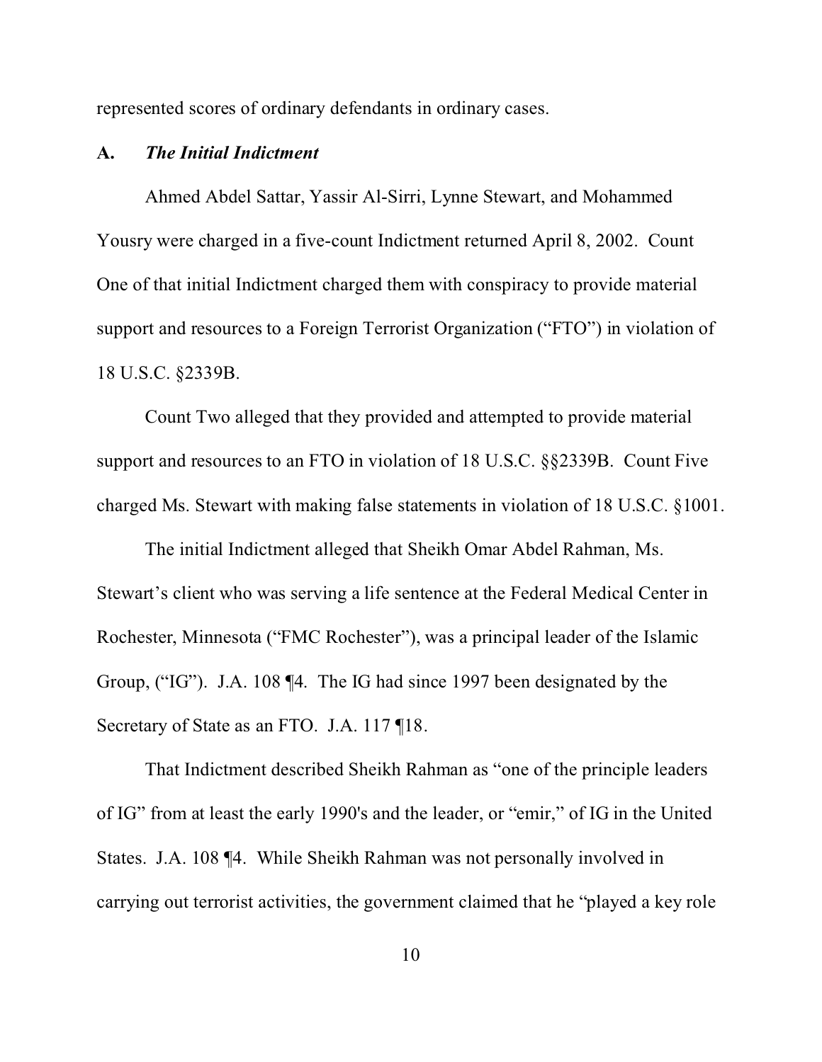represented scores of ordinary defendants in ordinary cases.

### A. *The Initial Indictment*

Ahmed Abdel Sattar, Yassir Al-Sirri, Lynne Stewart, and Mohammed Yousry were charged in a five-count Indictment returned April 8, 2002. Count One of that initial Indictment charged them with conspiracy to provide material support and resources to a Foreign Terrorist Organization ("FTO") in violation of 18 U.S.C. §2339B.

Count Two alleged that they provided and attempted to provide material support and resources to an FTO in violation of 18 U.S.C. §§2339B. Count Five charged Ms. Stewart with making false statements in violation of 18 U.S.C. §1001.

The initial Indictment alleged that Sheikh Omar Abdel Rahman, Ms. Stewart's client who was serving a life sentence at the Federal Medical Center in Rochester, Minnesota ("FMC Rochester"), was a principal leader of the Islamic Group, ("IG"). J.A. 108 ¶4. The IG had since 1997 been designated by the Secretary of State as an FTO. J.A. 117 ¶18.

That Indictment described Sheikh Rahman as "one of the principle leaders of IG" from at least the early 1990's and the leader, or "emir," of IG in the United States. J.A. 108 ¶4. While Sheikh Rahman was not personally involved in carrying out terrorist activities, the government claimed that he "played a key role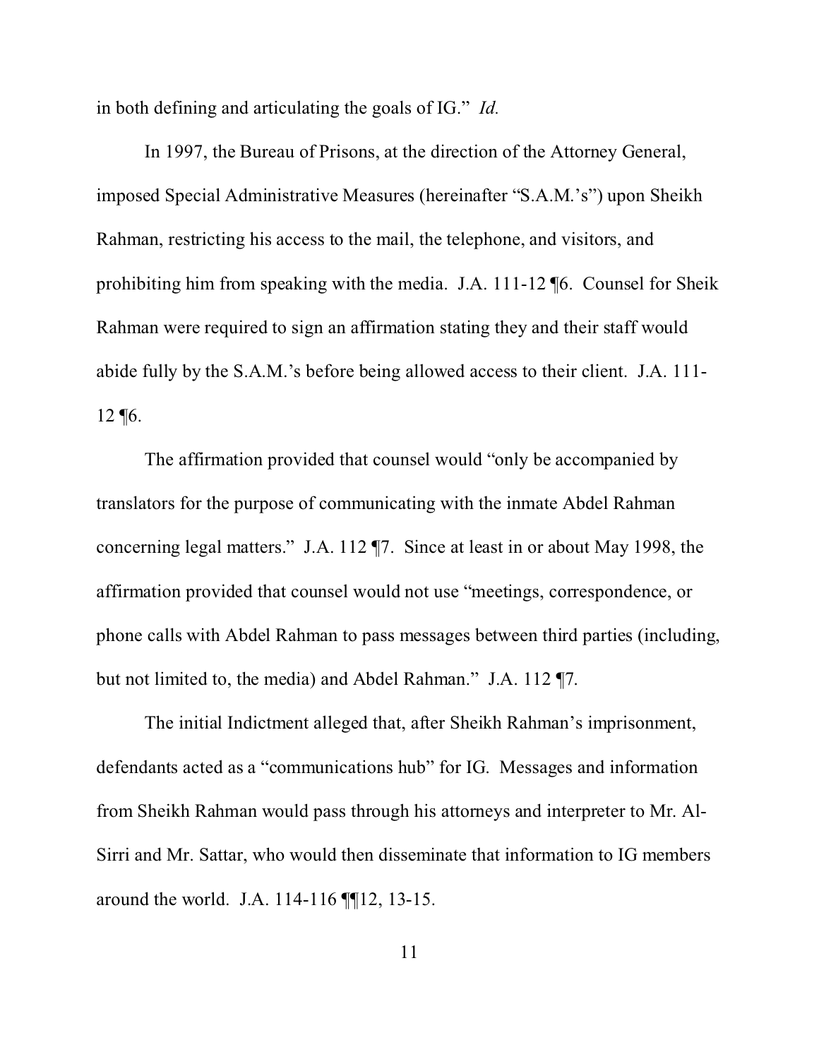in both defining and articulating the goals of IG." *Id.*

In 1997, the Bureau of Prisons, at the direction of the Attorney General, imposed Special Administrative Measures (hereinafter "S.A.M.'s") upon Sheikh Rahman, restricting his access to the mail, the telephone, and visitors, and prohibiting him from speaking with the media. J.A. 111-12 ¶6. Counsel for Sheik Rahman were required to sign an affirmation stating they and their staff would abide fully by the S.A.M.'s before being allowed access to their client. J.A. 111-12 ¶6.

The affirmation provided that counsel would "only be accompanied by translators for the purpose of communicating with the inmate Abdel Rahman concerning legal matters." J.A. 112 ¶7. Since at least in or about May 1998, the affirmation provided that counsel would not use "meetings, correspondence, or phone calls with Abdel Rahman to pass messages between third parties (including, but not limited to, the media) and Abdel Rahman." J.A. 112 ¶7.

The initial Indictment alleged that, after Sheikh Rahman's imprisonment, defendants acted as a "communications hub" for IG. Messages and information from Sheikh Rahman would pass through his attorneys and interpreter to Mr. Al-Sirri and Mr. Sattar, who would then disseminate that information to IG members around the world. J.A. 114-116 ¶¶12, 13-15.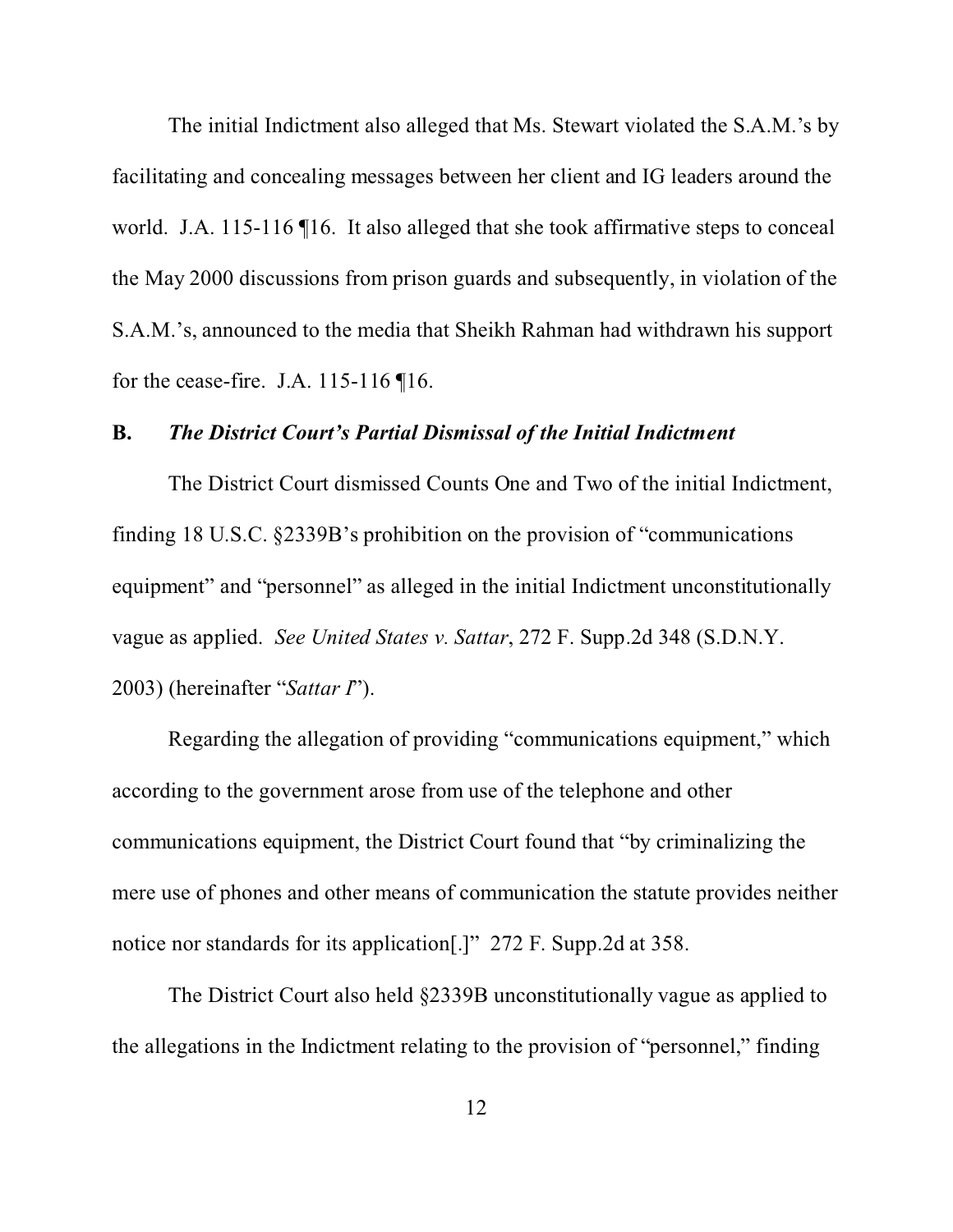The initial Indictment also alleged that Ms. Stewart violated the S.A.M.'s by facilitating and concealing messages between her client and IG leaders around the world. J.A. 115-116 ¶16. It also alleged that she took affirmative steps to conceal the May 2000 discussions from prison guards and subsequently, in violation of the S.A.M.'s, announced to the media that Sheikh Rahman had withdrawn his support for the cease-fire. J.A. 115-116 ¶16.

### B. *The District Court's Partial Dismissal of the Initial Indictment*

The District Court dismissed Counts One and Two of the initial Indictment, finding 18 U.S.C. §2339B's prohibition on the provision of "communications equipment" and "personnel" as alleged in the initial Indictment unconstitutionally vague as applied. *See United States v. Sattar*, 272 F. Supp.2d 348 (S.D.N.Y. 2003) (hereinafter "*Sattar I*").

Regarding the allegation of providing "communications equipment," which according to the government arose from use of the telephone and other communications equipment, the District Court found that "by criminalizing the mere use of phones and other means of communication the statute provides neither notice nor standards for its application[.]" 272 F. Supp.2d at 358.

The District Court also held §2339B unconstitutionally vague as applied to the allegations in the Indictment relating to the provision of "personnel," finding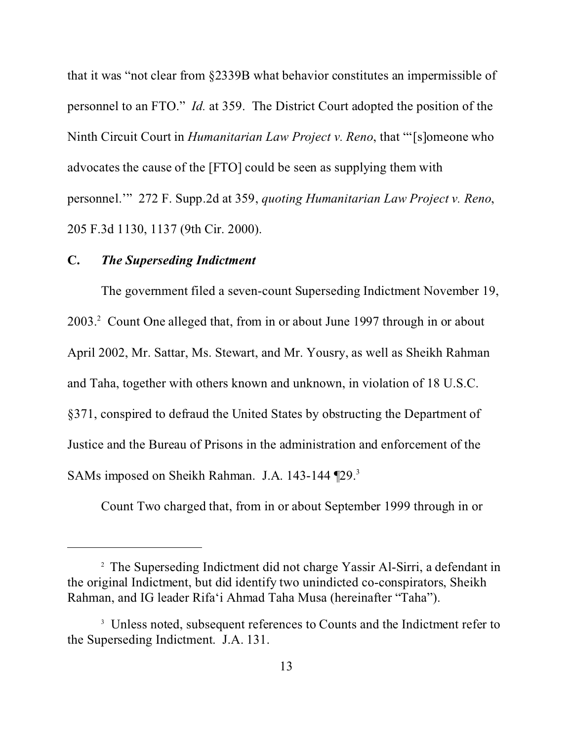that it was "not clear from §2339B what behavior constitutes an impermissible of personnel to an FTO." *Id.* at 359. The District Court adopted the position of the Ninth Circuit Court in *Humanitarian Law Project v. Reno*, that "'[s]omeone who advocates the cause of the [FTO] could be seen as supplying them with personnel.'" 272 F. Supp.2d at 359, *quoting Humanitarian Law Project v. Reno*, 205 F.3d 1130, 1137 (9th Cir. 2000).

### C. *The Superseding Indictment*

The government filed a seven-count Superseding Indictment November 19, 2003.[2] Count One alleged that, from in or about June 1997 through in or about April 2002, Mr. Sattar, Ms. Stewart, and Mr. Yousry, as well as Sheikh Rahman and Taha, together with others known and unknown, in violation of 18 U.S.C. §371, conspired to defraud the United States by obstructing the Department of Justice and the Bureau of Prisons in the administration and enforcement of the SAMs imposed on Sheikh Rahman. J.A. 143-144 ¶29.[3]

Count Two charged that, from in or about September 1999 through in or

---

[2] The Superseding Indictment did not charge Yassir Al-Sirri, a defendant in the original Indictment, but did identify two unindicted co-conspirators, Sheikh Rahman, and IG leader Rifa'i Ahmad Taha Musa (hereinafter "Taha").

[3] Unless noted, subsequent references to Counts and the Indictment refer to the Superseding Indictment. J.A. 131.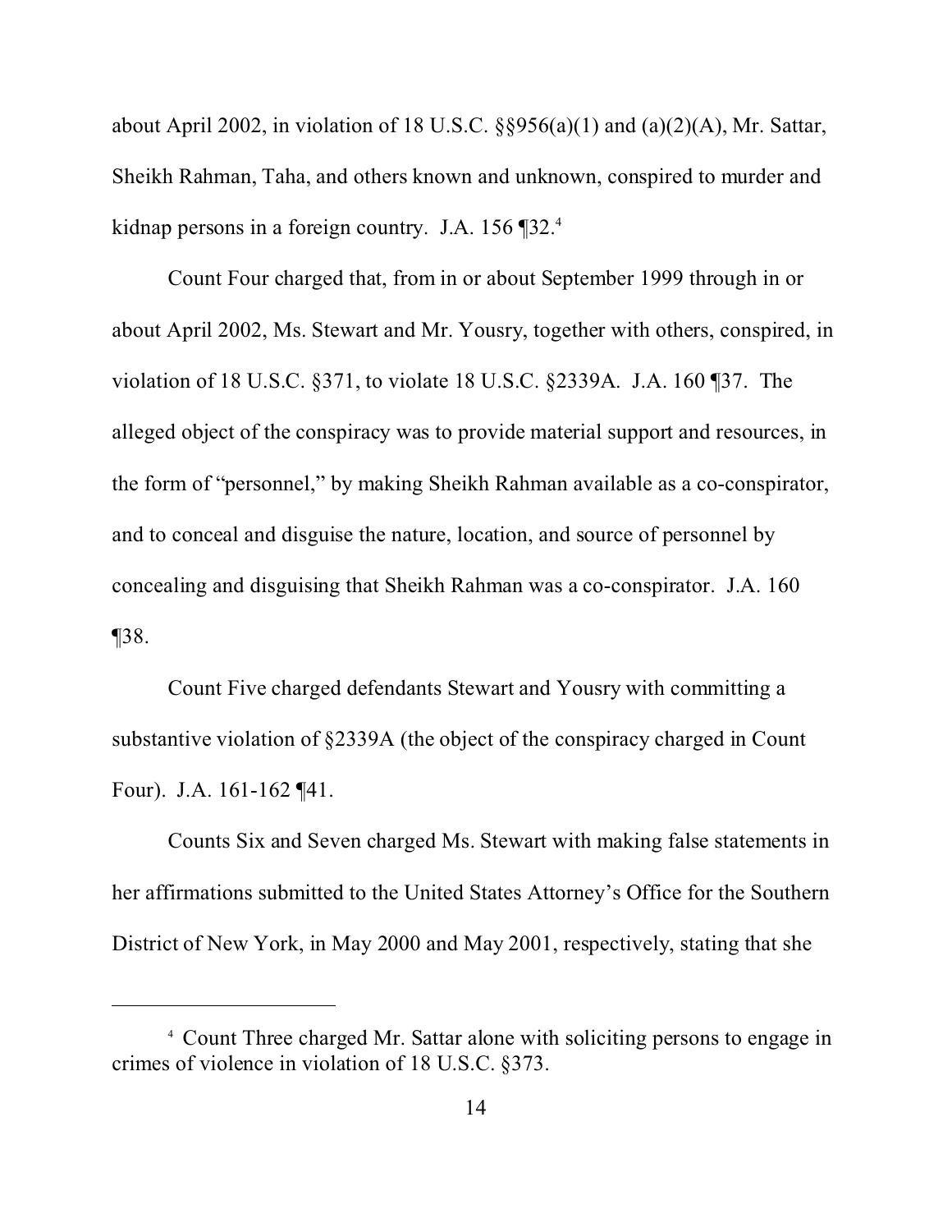about April 2002, in violation of 18 U.S.C. §§956(a)(1) and (a)(2)(A), Mr. Sattar, Sheikh Rahman, Taha, and others known and unknown, conspired to murder and kidnap persons in a foreign country. J.A. 156 ¶32.[4]

Count Four charged that, from in or about September 1999 through in or about April 2002, Ms. Stewart and Mr. Yousry, together with others, conspired, in violation of 18 U.S.C. §371, to violate 18 U.S.C. §2339A. J.A. 160 ¶37. The alleged object of the conspiracy was to provide material support and resources, in the form of "personnel," by making Sheikh Rahman available as a co-conspirator, and to conceal and disguise the nature, location, and source of personnel by concealing and disguising that Sheikh Rahman was a co-conspirator. J.A. 160 ¶38.

Count Five charged defendants Stewart and Yousry with committing a substantive violation of §2339A (the object of the conspiracy charged in Count Four). J.A. 161-162 ¶41.

Counts Six and Seven charged Ms. Stewart with making false statements in her affirmations submitted to the United States Attorney's Office for the Southern District of New York, in May 2000 and May 2001, respectively, stating that she

---

[4] Count Three charged Mr. Sattar alone with soliciting persons to engage in crimes of violence in violation of 18 U.S.C. §373.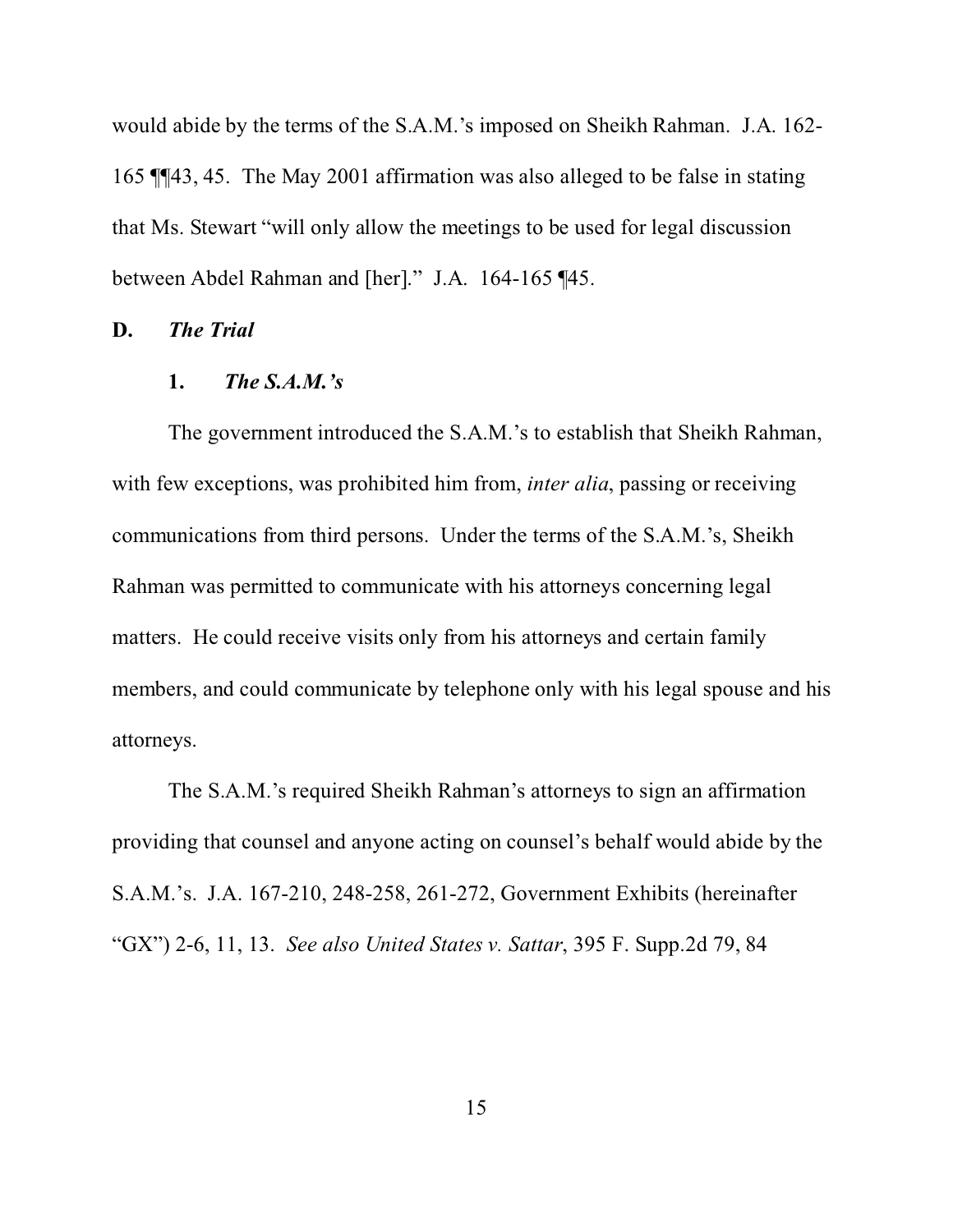would abide by the terms of the S.A.M.'s imposed on Sheikh Rahman. J.A. 162-165 ¶¶43, 45. The May 2001 affirmation was also alleged to be false in stating that Ms. Stewart "will only allow the meetings to be used for legal discussion between Abdel Rahman and [her]." J.A. 164-165 ¶45.

### D. *The Trial*

#### 1. *The S.A.M.'s*

The government introduced the S.A.M.'s to establish that Sheikh Rahman, with few exceptions, was prohibited him from, *inter alia*, passing or receiving communications from third persons. Under the terms of the S.A.M.'s, Sheikh Rahman was permitted to communicate with his attorneys concerning legal matters. He could receive visits only from his attorneys and certain family members, and could communicate by telephone only with his legal spouse and his attorneys.

The S.A.M.'s required Sheikh Rahman's attorneys to sign an affirmation providing that counsel and anyone acting on counsel's behalf would abide by the S.A.M.'s. J.A. 167-210, 248-258, 261-272, Government Exhibits (hereinafter "GX") 2-6, 11, 13. *See also United States v. Sattar*, 395 F. Supp.2d 79, 84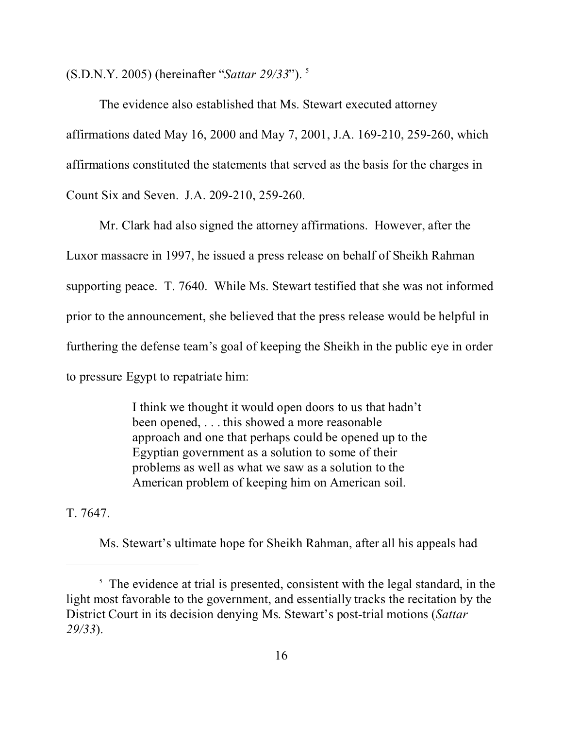(S.D.N.Y. 2005) (hereinafter "*Sattar 29/33*").[5]

The evidence also established that Ms. Stewart executed attorney affirmations dated May 16, 2000 and May 7, 2001, J.A. 169-210, 259-260, which affirmations constituted the statements that served as the basis for the charges in Count Six and Seven. J.A. 209-210, 259-260.

Mr. Clark had also signed the attorney affirmations. However, after the Luxor massacre in 1997, he issued a press release on behalf of Sheikh Rahman supporting peace. T. 7640. While Ms. Stewart testified that she was not informed prior to the announcement, she believed that the press release would be helpful in furthering the defense team's goal of keeping the Sheikh in the public eye in order to pressure Egypt to repatriate him:

> I think we thought it would open doors to us that hadn't been opened, . . . this showed a more reasonable approach and one that perhaps could be opened up to the Egyptian government as a solution to some of their problems as well as what we saw as a solution to the American problem of keeping him on American soil.

T. 7647.

Ms. Stewart's ultimate hope for Sheikh Rahman, after all his appeals had

---

[5] The evidence at trial is presented, consistent with the legal standard, in the light most favorable to the government, and essentially tracks the recitation by the District Court in its decision denying Ms. Stewart's post-trial motions (*Sattar 29/33*).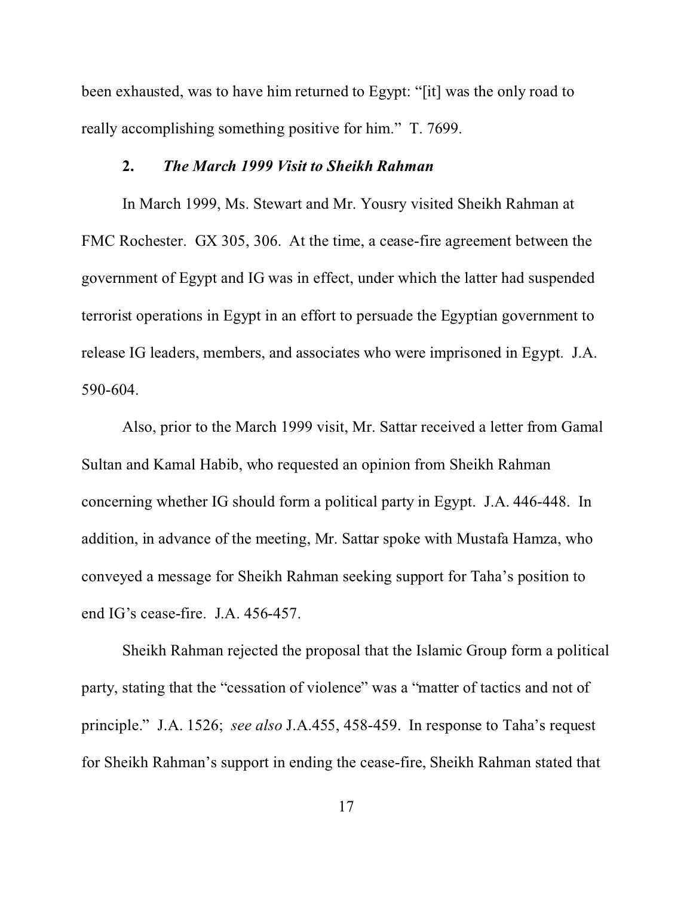been exhausted, was to have him returned to Egypt: "[it] was the only road to really accomplishing something positive for him." T. 7699.

### 2. *The March 1999 Visit to Sheikh Rahman*

In March 1999, Ms. Stewart and Mr. Yousry visited Sheikh Rahman at FMC Rochester. GX 305, 306. At the time, a cease-fire agreement between the government of Egypt and IG was in effect, under which the latter had suspended terrorist operations in Egypt in an effort to persuade the Egyptian government to release IG leaders, members, and associates who were imprisoned in Egypt. J.A. 590-604.

Also, prior to the March 1999 visit, Mr. Sattar received a letter from Gamal Sultan and Kamal Habib, who requested an opinion from Sheikh Rahman concerning whether IG should form a political party in Egypt. J.A. 446-448. In addition, in advance of the meeting, Mr. Sattar spoke with Mustafa Hamza, who conveyed a message for Sheikh Rahman seeking support for Taha's position to end IG's cease-fire. J.A. 456-457.

Sheikh Rahman rejected the proposal that the Islamic Group form a political party, stating that the "cessation of violence" was a "matter of tactics and not of principle." J.A. 1526; *see also* J.A.455, 458-459. In response to Taha's request for Sheikh Rahman's support in ending the cease-fire, Sheikh Rahman stated that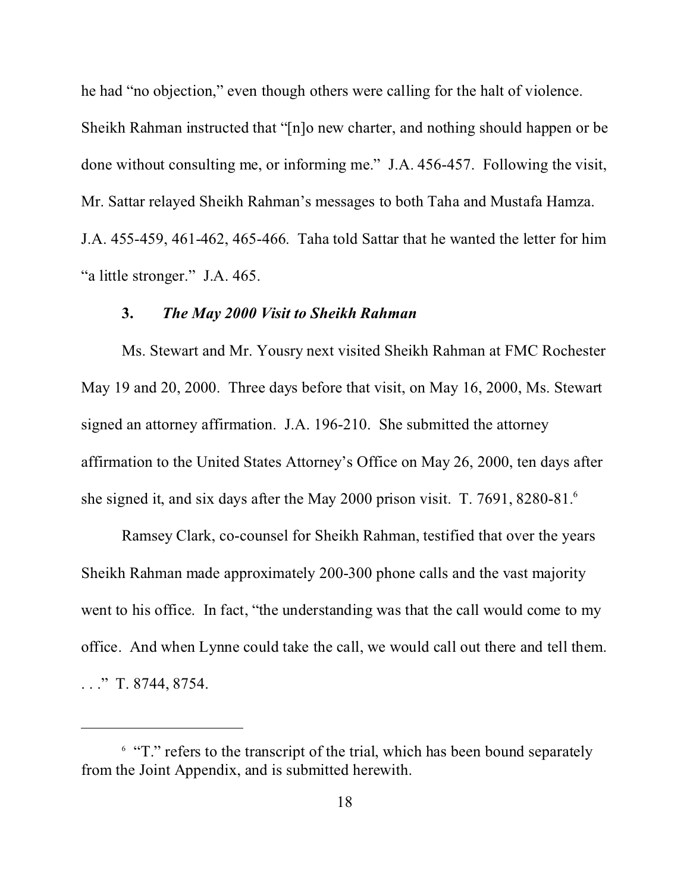he had "no objection," even though others were calling for the halt of violence. Sheikh Rahman instructed that "[n]o new charter, and nothing should happen or be done without consulting me, or informing me." J.A. 456-457. Following the visit, Mr. Sattar relayed Sheikh Rahman's messages to both Taha and Mustafa Hamza. J.A. 455-459, 461-462, 465-466. Taha told Sattar that he wanted the letter for him "a little stronger." J.A. 465.

### 3. *The May 2000 Visit to Sheikh Rahman*

Ms. Stewart and Mr. Yousry next visited Sheikh Rahman at FMC Rochester May 19 and 20, 2000. Three days before that visit, on May 16, 2000, Ms. Stewart signed an attorney affirmation. J.A. 196-210. She submitted the attorney affirmation to the United States Attorney's Office on May 26, 2000, ten days after she signed it, and six days after the May 2000 prison visit. T. 7691, 8280-81.[6]

Ramsey Clark, co-counsel for Sheikh Rahman, testified that over the years Sheikh Rahman made approximately 200-300 phone calls and the vast majority went to his office. In fact, "the understanding was that the call would come to my office. And when Lynne could take the call, we would call out there and tell them. . . ." T. 8744, 8754.

---

[6] "T." refers to the transcript of the trial, which has been bound separately from the Joint Appendix, and is submitted herewith.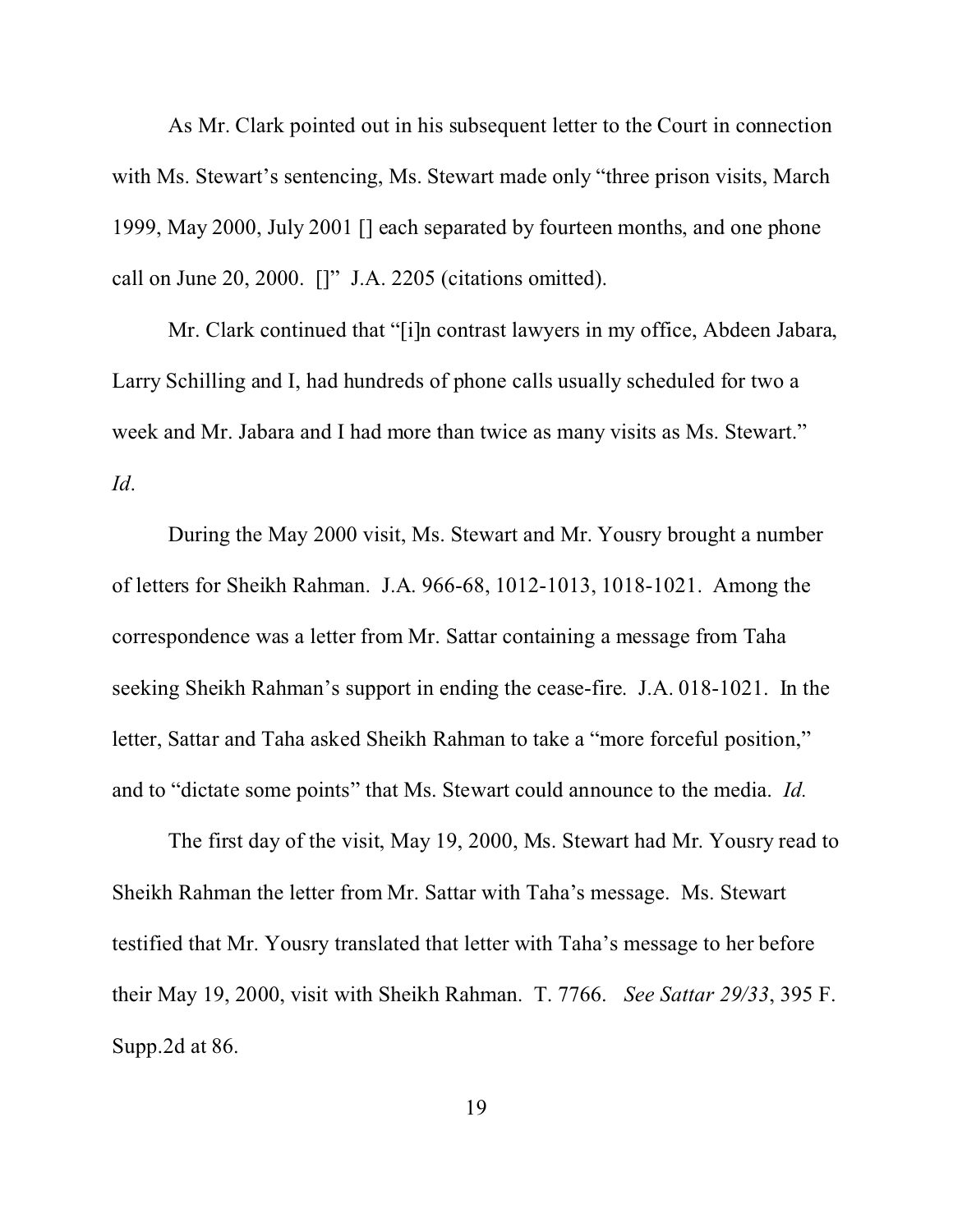As Mr. Clark pointed out in his subsequent letter to the Court in connection with Ms. Stewart's sentencing, Ms. Stewart made only "three prison visits, March 1999, May 2000, July 2001 [] each separated by fourteen months, and one phone call on June 20, 2000. []" J.A. 2205 (citations omitted).

Mr. Clark continued that "[i]n contrast lawyers in my office, Abdeen Jabara, Larry Schilling and I, had hundreds of phone calls usually scheduled for two a week and Mr. Jabara and I had more than twice as many visits as Ms. Stewart." *Id*.

During the May 2000 visit, Ms. Stewart and Mr. Yousry brought a number of letters for Sheikh Rahman. J.A. 966-68, 1012-1013, 1018-1021. Among the correspondence was a letter from Mr. Sattar containing a message from Taha seeking Sheikh Rahman's support in ending the cease-fire. J.A. 018-1021. In the letter, Sattar and Taha asked Sheikh Rahman to take a "more forceful position," and to "dictate some points" that Ms. Stewart could announce to the media. *Id.*

The first day of the visit, May 19, 2000, Ms. Stewart had Mr. Yousry read to Sheikh Rahman the letter from Mr. Sattar with Taha's message. Ms. Stewart testified that Mr. Yousry translated that letter with Taha's message to her before their May 19, 2000, visit with Sheikh Rahman. T. 7766. *See Sattar 29/33*, 395 F. Supp.2d at 86.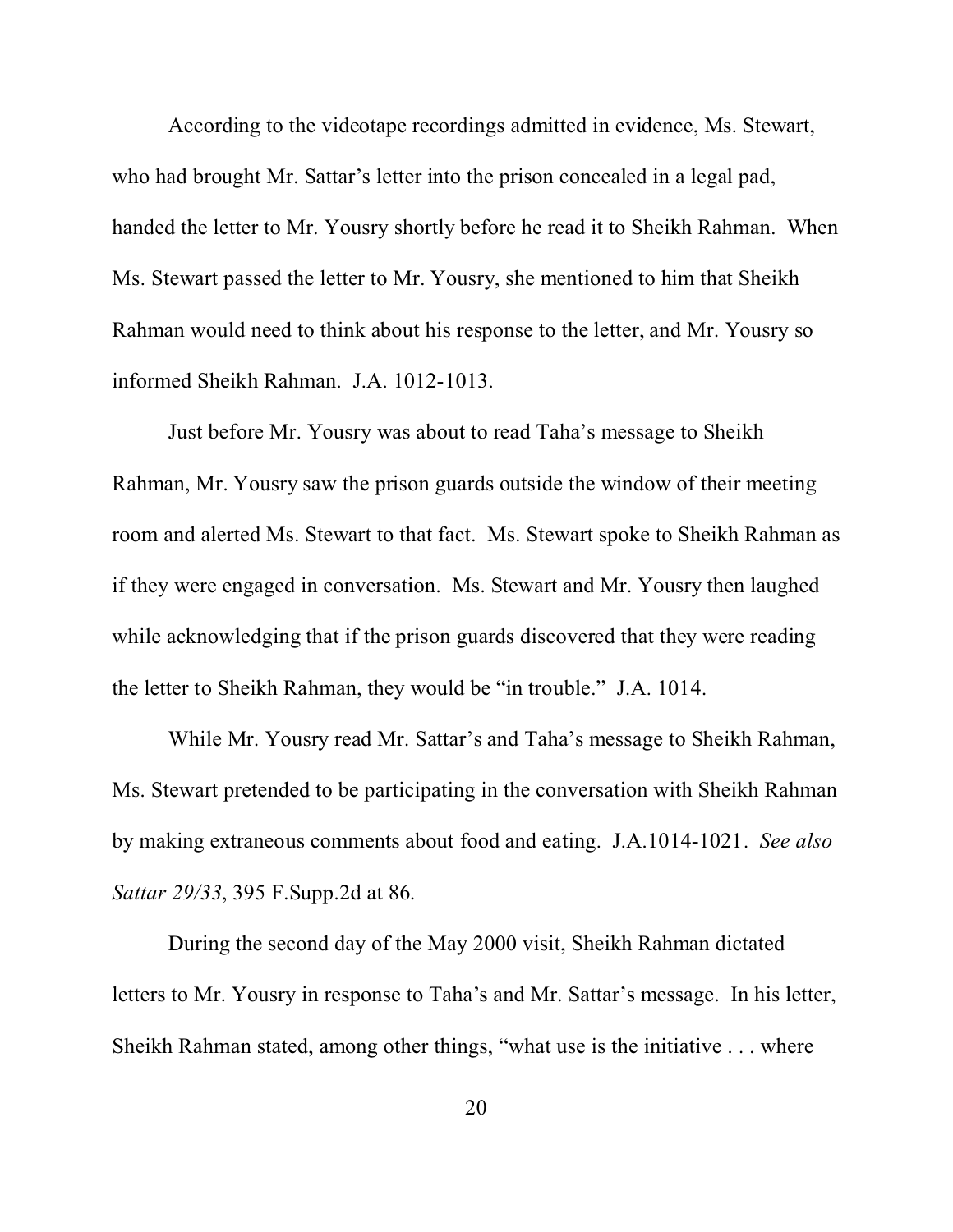According to the videotape recordings admitted in evidence, Ms. Stewart, who had brought Mr. Sattar's letter into the prison concealed in a legal pad, handed the letter to Mr. Yousry shortly before he read it to Sheikh Rahman. When Ms. Stewart passed the letter to Mr. Yousry, she mentioned to him that Sheikh Rahman would need to think about his response to the letter, and Mr. Yousry so informed Sheikh Rahman. J.A. 1012-1013.

Just before Mr. Yousry was about to read Taha's message to Sheikh Rahman, Mr. Yousry saw the prison guards outside the window of their meeting room and alerted Ms. Stewart to that fact. Ms. Stewart spoke to Sheikh Rahman as if they were engaged in conversation. Ms. Stewart and Mr. Yousry then laughed while acknowledging that if the prison guards discovered that they were reading the letter to Sheikh Rahman, they would be "in trouble." J.A. 1014.

While Mr. Yousry read Mr. Sattar's and Taha's message to Sheikh Rahman, Ms. Stewart pretended to be participating in the conversation with Sheikh Rahman by making extraneous comments about food and eating. J.A.1014-1021. *See also Sattar 29/33*, 395 F.Supp.2d at 86.

During the second day of the May 2000 visit, Sheikh Rahman dictated letters to Mr. Yousry in response to Taha's and Mr. Sattar's message. In his letter, Sheikh Rahman stated, among other things, "what use is the initiative . . . where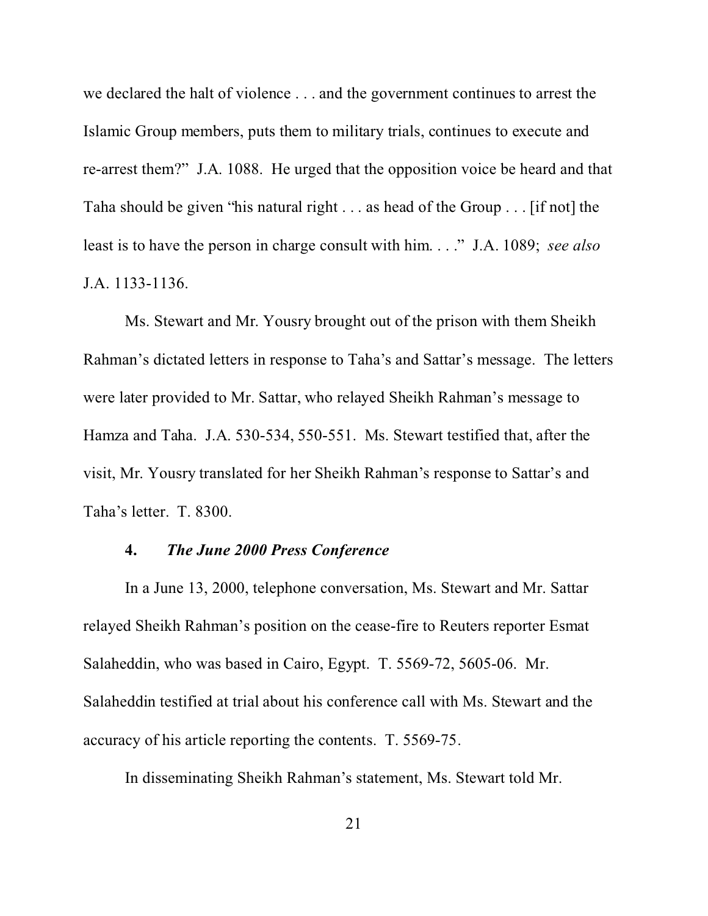we declared the halt of violence . . . and the government continues to arrest the Islamic Group members, puts them to military trials, continues to execute and re-arrest them?" J.A. 1088. He urged that the opposition voice be heard and that Taha should be given "his natural right . . . as head of the Group . . . [if not] the least is to have the person in charge consult with him. . . ." J.A. 1089; *see also* J.A. 1133-1136.

Ms. Stewart and Mr. Yousry brought out of the prison with them Sheikh Rahman's dictated letters in response to Taha's and Sattar's message. The letters were later provided to Mr. Sattar, who relayed Sheikh Rahman's message to Hamza and Taha. J.A. 530-534, 550-551. Ms. Stewart testified that, after the visit, Mr. Yousry translated for her Sheikh Rahman's response to Sattar's and Taha's letter. T. 8300.

#### 4. *The June 2000 Press Conference*

In a June 13, 2000, telephone conversation, Ms. Stewart and Mr. Sattar relayed Sheikh Rahman's position on the cease-fire to Reuters reporter Esmat Salaheddin, who was based in Cairo, Egypt. T. 5569-72, 5605-06. Mr. Salaheddin testified at trial about his conference call with Ms. Stewart and the accuracy of his article reporting the contents. T. 5569-75.

In disseminating Sheikh Rahman's statement, Ms. Stewart told Mr.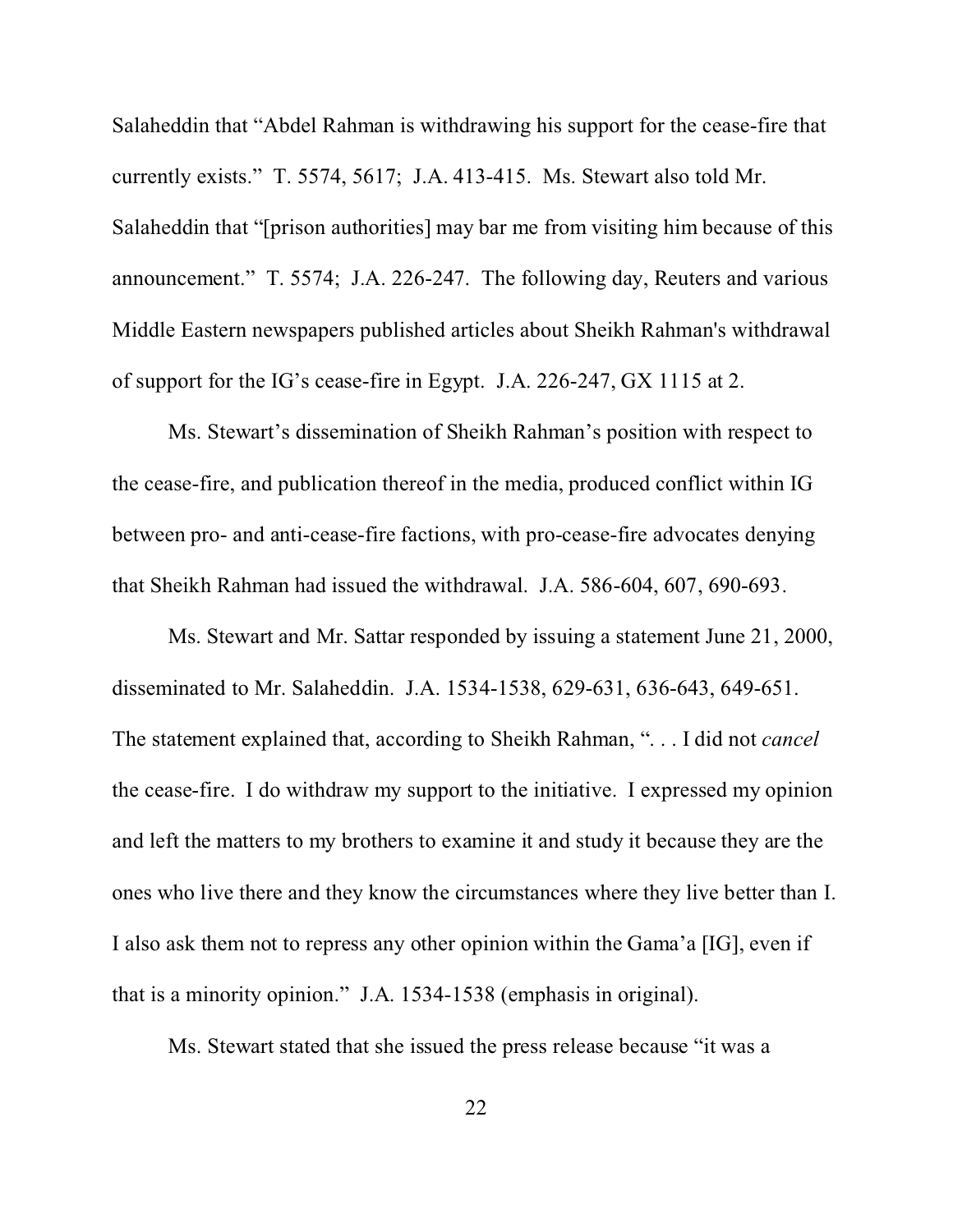Salaheddin that "Abdel Rahman is withdrawing his support for the cease-fire that currently exists." T. 5574, 5617; J.A. 413-415. Ms. Stewart also told Mr. Salaheddin that "[prison authorities] may bar me from visiting him because of this announcement." T. 5574; J.A. 226-247. The following day, Reuters and various Middle Eastern newspapers published articles about Sheikh Rahman's withdrawal of support for the IG's cease-fire in Egypt. J.A. 226-247, GX 1115 at 2.

Ms. Stewart's dissemination of Sheikh Rahman's position with respect to the cease-fire, and publication thereof in the media, produced conflict within IG between pro- and anti-cease-fire factions, with pro-cease-fire advocates denying that Sheikh Rahman had issued the withdrawal. J.A. 586-604, 607, 690-693.

Ms. Stewart and Mr. Sattar responded by issuing a statement June 21, 2000, disseminated to Mr. Salaheddin. J.A. 1534-1538, 629-631, 636-643, 649-651. The statement explained that, according to Sheikh Rahman, ". . . I did not *cancel* the cease-fire. I do withdraw my support to the initiative. I expressed my opinion and left the matters to my brothers to examine it and study it because they are the ones who live there and they know the circumstances where they live better than I. I also ask them not to repress any other opinion within the Gama'a [IG], even if that is a minority opinion." J.A. 1534-1538 (emphasis in original).

Ms. Stewart stated that she issued the press release because "it was a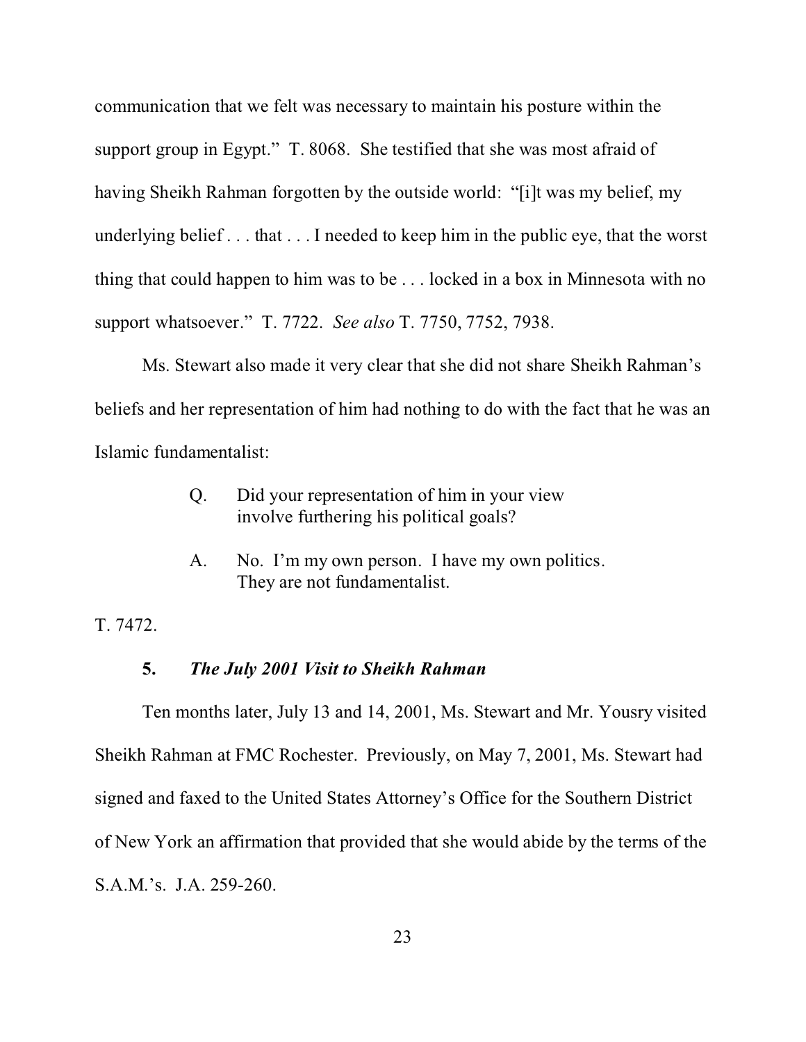communication that we felt was necessary to maintain his posture within the support group in Egypt." T. 8068. She testified that she was most afraid of having Sheikh Rahman forgotten by the outside world: "[i]t was my belief, my underlying belief . . . that . . . I needed to keep him in the public eye, that the worst thing that could happen to him was to be . . . locked in a box in Minnesota with no support whatsoever." T. 7722. *See also* T. 7750, 7752, 7938.

Ms. Stewart also made it very clear that she did not share Sheikh Rahman's beliefs and her representation of him had nothing to do with the fact that he was an Islamic fundamentalist:

> Q. Did your representation of him in your view involve furthering his political goals?
>
> A. No. I'm my own person. I have my own politics. They are not fundamentalist.

T. 7472.

### **5.** ***The July 2001 Visit to Sheikh Rahman***

Ten months later, July 13 and 14, 2001, Ms. Stewart and Mr. Yousry visited Sheikh Rahman at FMC Rochester. Previously, on May 7, 2001, Ms. Stewart had signed and faxed to the United States Attorney's Office for the Southern District of New York an affirmation that provided that she would abide by the terms of the S.A.M.'s. J.A. 259-260.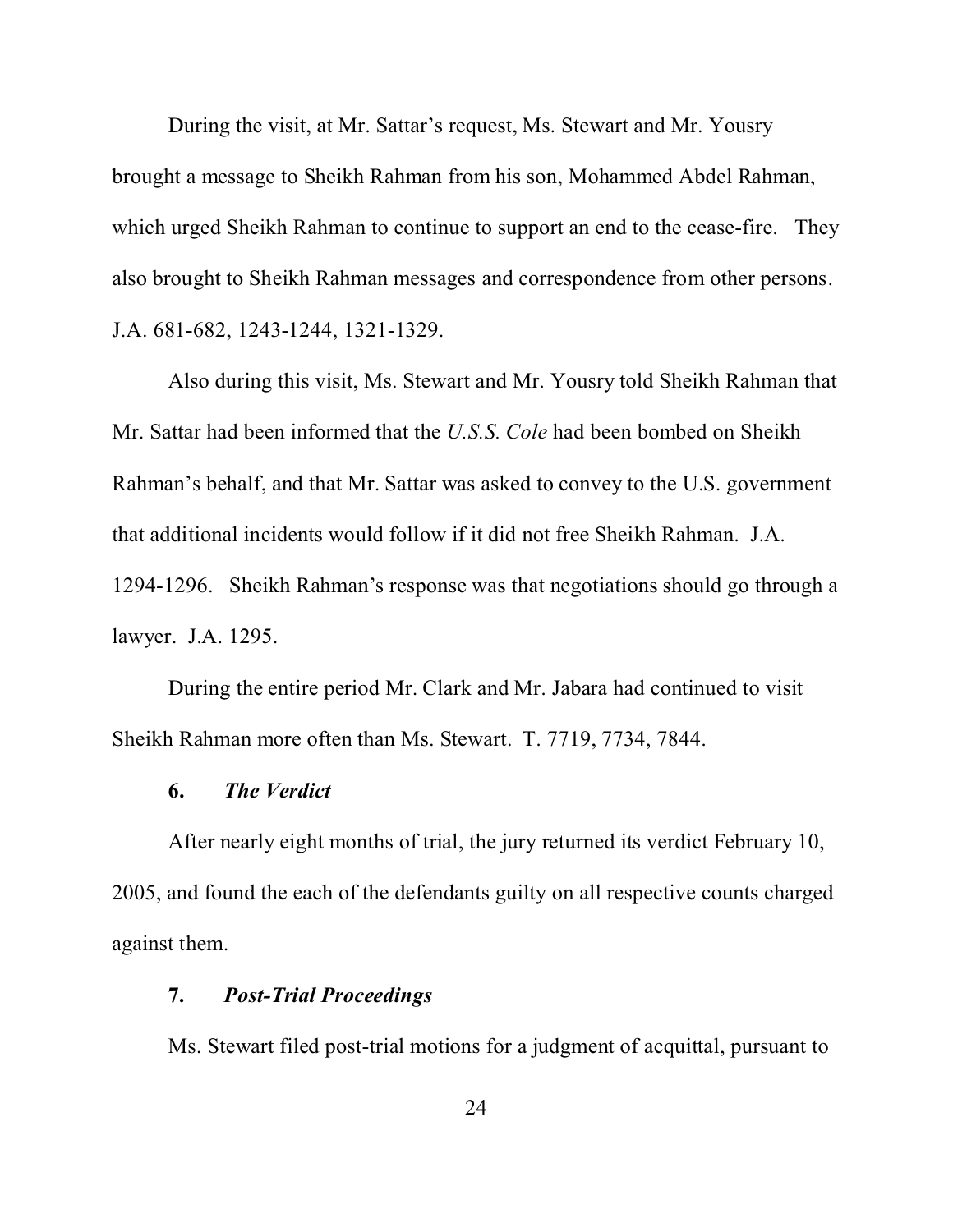During the visit, at Mr. Sattar's request, Ms. Stewart and Mr. Yousry brought a message to Sheikh Rahman from his son, Mohammed Abdel Rahman, which urged Sheikh Rahman to continue to support an end to the cease-fire. They also brought to Sheikh Rahman messages and correspondence from other persons. J.A. 681-682, 1243-1244, 1321-1329.

Also during this visit, Ms. Stewart and Mr. Yousry told Sheikh Rahman that Mr. Sattar had been informed that the *U.S.S. Cole* had been bombed on Sheikh Rahman's behalf, and that Mr. Sattar was asked to convey to the U.S. government that additional incidents would follow if it did not free Sheikh Rahman. J.A. 1294-1296. Sheikh Rahman's response was that negotiations should go through a lawyer. J.A. 1295.

During the entire period Mr. Clark and Mr. Jabara had continued to visit Sheikh Rahman more often than Ms. Stewart. T. 7719, 7734, 7844.

### 6. *The Verdict*

After nearly eight months of trial, the jury returned its verdict February 10, 2005, and found the each of the defendants guilty on all respective counts charged against them.

### 7. *Post-Trial Proceedings*

Ms. Stewart filed post-trial motions for a judgment of acquittal, pursuant to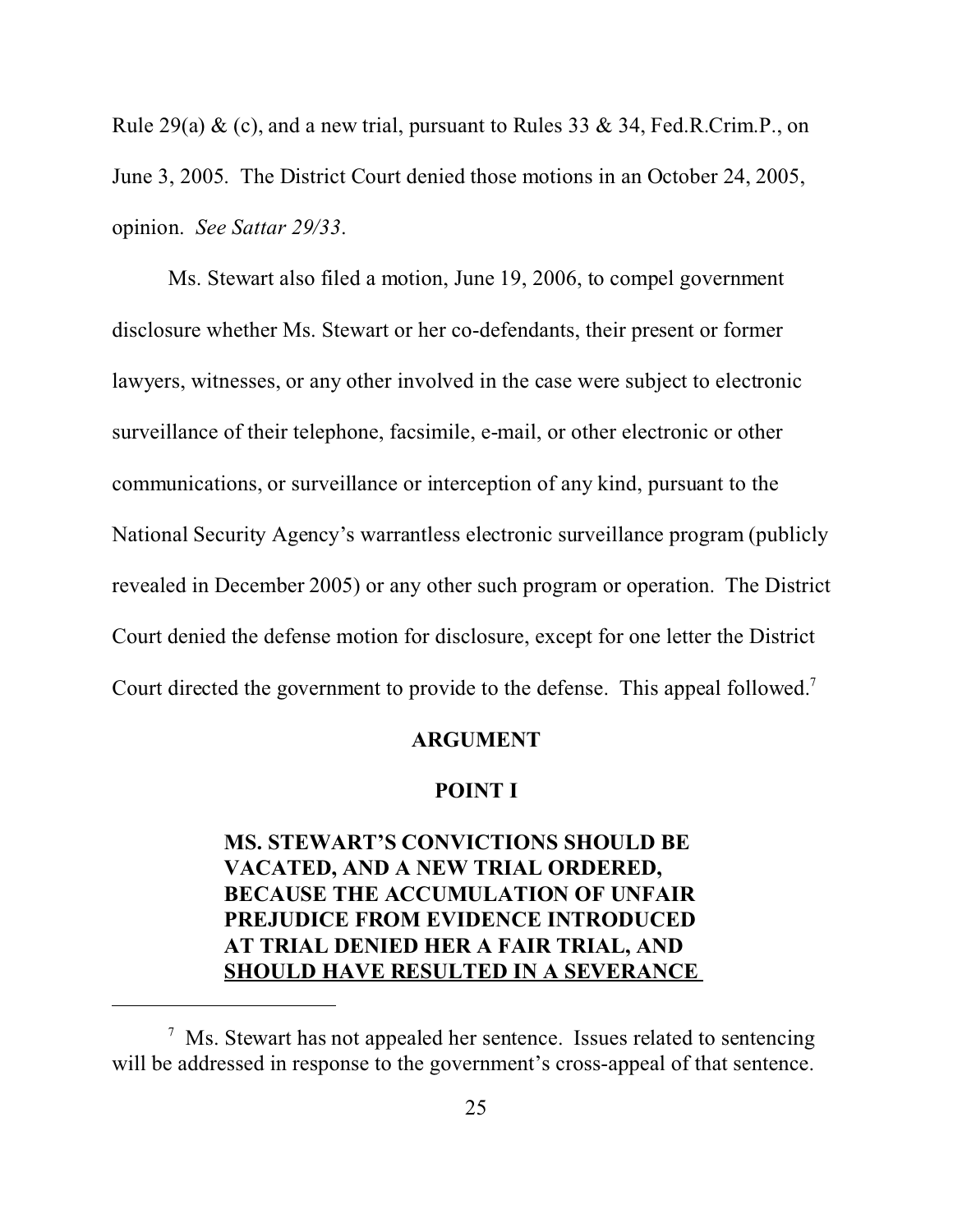Rule 29(a) & (c), and a new trial, pursuant to Rules 33 & 34, Fed.R.Crim.P., on June 3, 2005. The District Court denied those motions in an October 24, 2005, opinion. *See Sattar 29/33*.

Ms. Stewart also filed a motion, June 19, 2006, to compel government disclosure whether Ms. Stewart or her co-defendants, their present or former lawyers, witnesses, or any other involved in the case were subject to electronic surveillance of their telephone, facsimile, e-mail, or other electronic or other communications, or surveillance or interception of any kind, pursuant to the National Security Agency's warrantless electronic surveillance program (publicly revealed in December 2005) or any other such program or operation. The District Court denied the defense motion for disclosure, except for one letter the District Court directed the government to provide to the defense. This appeal followed.[7]

## ARGUMENT

### POINT I

**MS. STEWART'S CONVICTIONS SHOULD BE VACATED, AND A NEW TRIAL ORDERED, BECAUSE THE ACCUMULATION OF UNFAIR PREJUDICE FROM EVIDENCE INTRODUCED AT TRIAL DENIED HER A FAIR TRIAL, AND <u>SHOULD HAVE RESULTED IN A SEVERANCE</u>**

---

[7] Ms. Stewart has not appealed her sentence. Issues related to sentencing will be addressed in response to the government's cross-appeal of that sentence.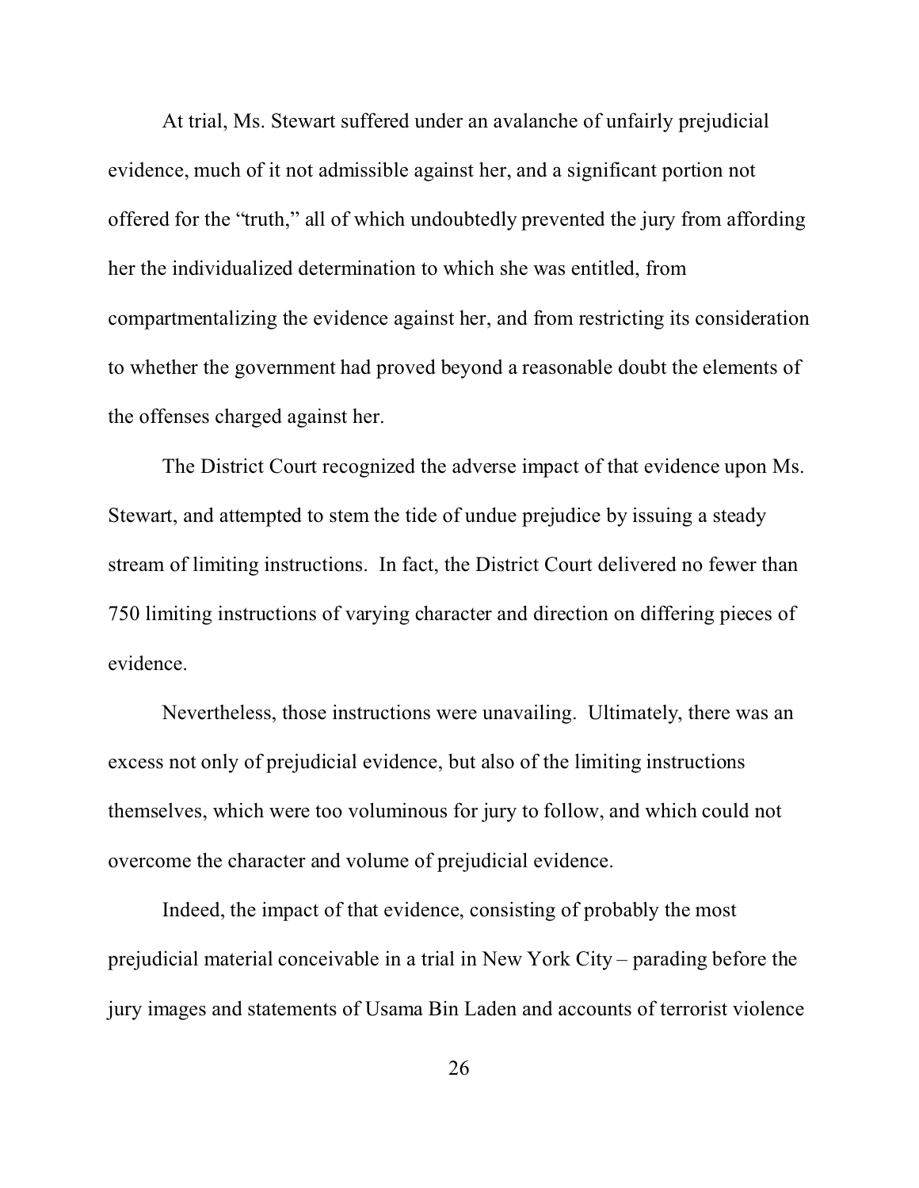At trial, Ms. Stewart suffered under an avalanche of unfairly prejudicial evidence, much of it not admissible against her, and a significant portion not offered for the "truth," all of which undoubtedly prevented the jury from affording her the individualized determination to which she was entitled, from compartmentalizing the evidence against her, and from restricting its consideration to whether the government had proved beyond a reasonable doubt the elements of the offenses charged against her.

The District Court recognized the adverse impact of that evidence upon Ms. Stewart, and attempted to stem the tide of undue prejudice by issuing a steady stream of limiting instructions. In fact, the District Court delivered no fewer than 750 limiting instructions of varying character and direction on differing pieces of evidence.

Nevertheless, those instructions were unavailing. Ultimately, there was an excess not only of prejudicial evidence, but also of the limiting instructions themselves, which were too voluminous for jury to follow, and which could not overcome the character and volume of prejudicial evidence.

Indeed, the impact of that evidence, consisting of probably the most prejudicial material conceivable in a trial in New York City – parading before the jury images and statements of Usama Bin Laden and accounts of terrorist violence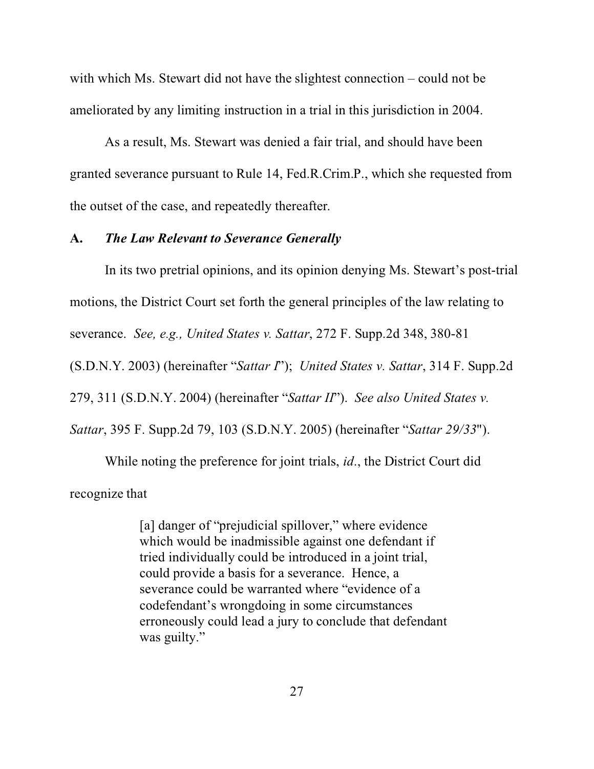with which Ms. Stewart did not have the slightest connection – could not be ameliorated by any limiting instruction in a trial in this jurisdiction in 2004.

As a result, Ms. Stewart was denied a fair trial, and should have been granted severance pursuant to Rule 14, Fed.R.Crim.P., which she requested from the outset of the case, and repeatedly thereafter.

### A. *The Law Relevant to Severance Generally*

In its two pretrial opinions, and its opinion denying Ms. Stewart's post-trial motions, the District Court set forth the general principles of the law relating to severance. *See, e.g., United States v. Sattar*, 272 F. Supp.2d 348, 380-81 (S.D.N.Y. 2003) (hereinafter "*Sattar I*"); *United States v. Sattar*, 314 F. Supp.2d 279, 311 (S.D.N.Y. 2004) (hereinafter "*Sattar II*"). *See also United States v. Sattar*, 395 F. Supp.2d 79, 103 (S.D.N.Y. 2005) (hereinafter "*Sattar 29/33*").

While noting the preference for joint trials, *id*., the District Court did recognize that

> [a] danger of "prejudicial spillover," where evidence which would be inadmissible against one defendant if tried individually could be introduced in a joint trial, could provide a basis for a severance. Hence, a severance could be warranted where "evidence of a codefendant's wrongdoing in some circumstances erroneously could lead a jury to conclude that defendant was guilty."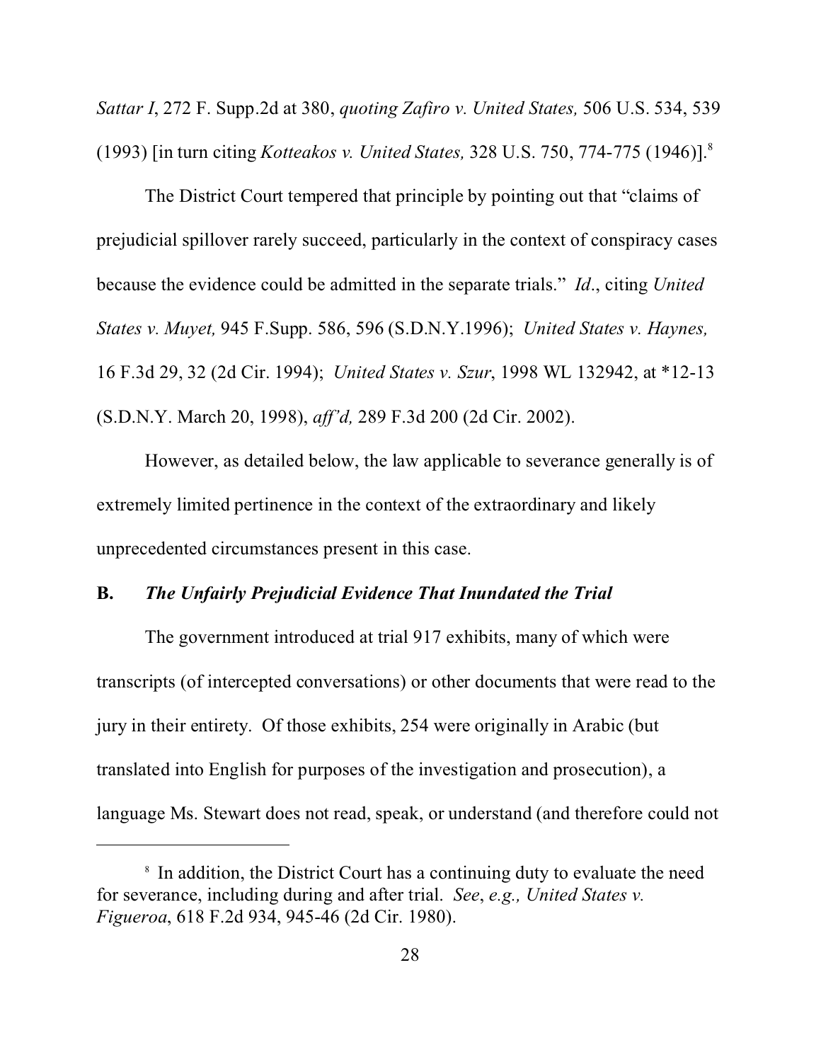*Sattar I*, 272 F. Supp.2d at 380, *quoting Zafiro v. United States,* 506 U.S. 534, 539 (1993) [in turn citing *Kotteakos v. United States,* 328 U.S. 750, 774-775 (1946)].[8]

The District Court tempered that principle by pointing out that "claims of prejudicial spillover rarely succeed, particularly in the context of conspiracy cases because the evidence could be admitted in the separate trials." *Id*., citing *United States v. Muyet,* 945 F.Supp. 586, 596 (S.D.N.Y.1996); *United States v. Haynes,* 16 F.3d 29, 32 (2d Cir. 1994); *United States v. Szur*, 1998 WL 132942, at *12-13 (S.D.N.Y. March 20, 1998), *aff'd,* 289 F.3d 200 (2d Cir. 2002).

However, as detailed below, the law applicable to severance generally is of extremely limited pertinence in the context of the extraordinary and likely unprecedented circumstances present in this case.

**B. *The Unfairly Prejudicial Evidence That Inundated the Trial***

The government introduced at trial 917 exhibits, many of which were transcripts (of intercepted conversations) or other documents that were read to the jury in their entirety. Of those exhibits, 254 were originally in Arabic (but translated into English for purposes of the investigation and prosecution), a language Ms. Stewart does not read, speak, or understand (and therefore could not

---

[8] In addition, the District Court has a continuing duty to evaluate the need for severance, including during and after trial. *See*, *e.g., United States v. Figueroa*, 618 F.2d 934, 945-46 (2d Cir. 1980).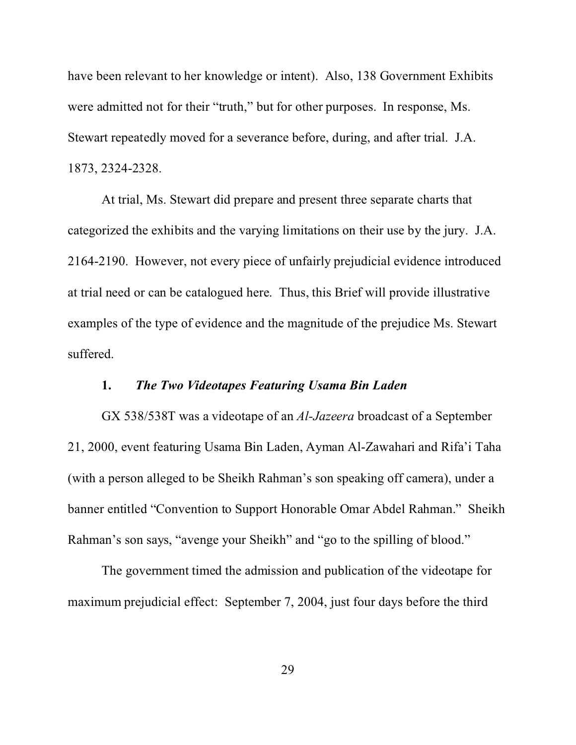have been relevant to her knowledge or intent). Also, 138 Government Exhibits were admitted not for their "truth," but for other purposes. In response, Ms. Stewart repeatedly moved for a severance before, during, and after trial. J.A. 1873, 2324-2328.

At trial, Ms. Stewart did prepare and present three separate charts that categorized the exhibits and the varying limitations on their use by the jury. J.A. 2164-2190. However, not every piece of unfairly prejudicial evidence introduced at trial need or can be catalogued here. Thus, this Brief will provide illustrative examples of the type of evidence and the magnitude of the prejudice Ms. Stewart suffered.

#### 1. *The Two Videotapes Featuring Usama Bin Laden*

GX 538/538T was a videotape of an *Al-Jazeera* broadcast of a September 21, 2000, event featuring Usama Bin Laden, Ayman Al-Zawahari and Rifa'i Taha (with a person alleged to be Sheikh Rahman's son speaking off camera), under a banner entitled "Convention to Support Honorable Omar Abdel Rahman." Sheikh Rahman's son says, "avenge your Sheikh" and "go to the spilling of blood."

The government timed the admission and publication of the videotape for maximum prejudicial effect: September 7, 2004, just four days before the third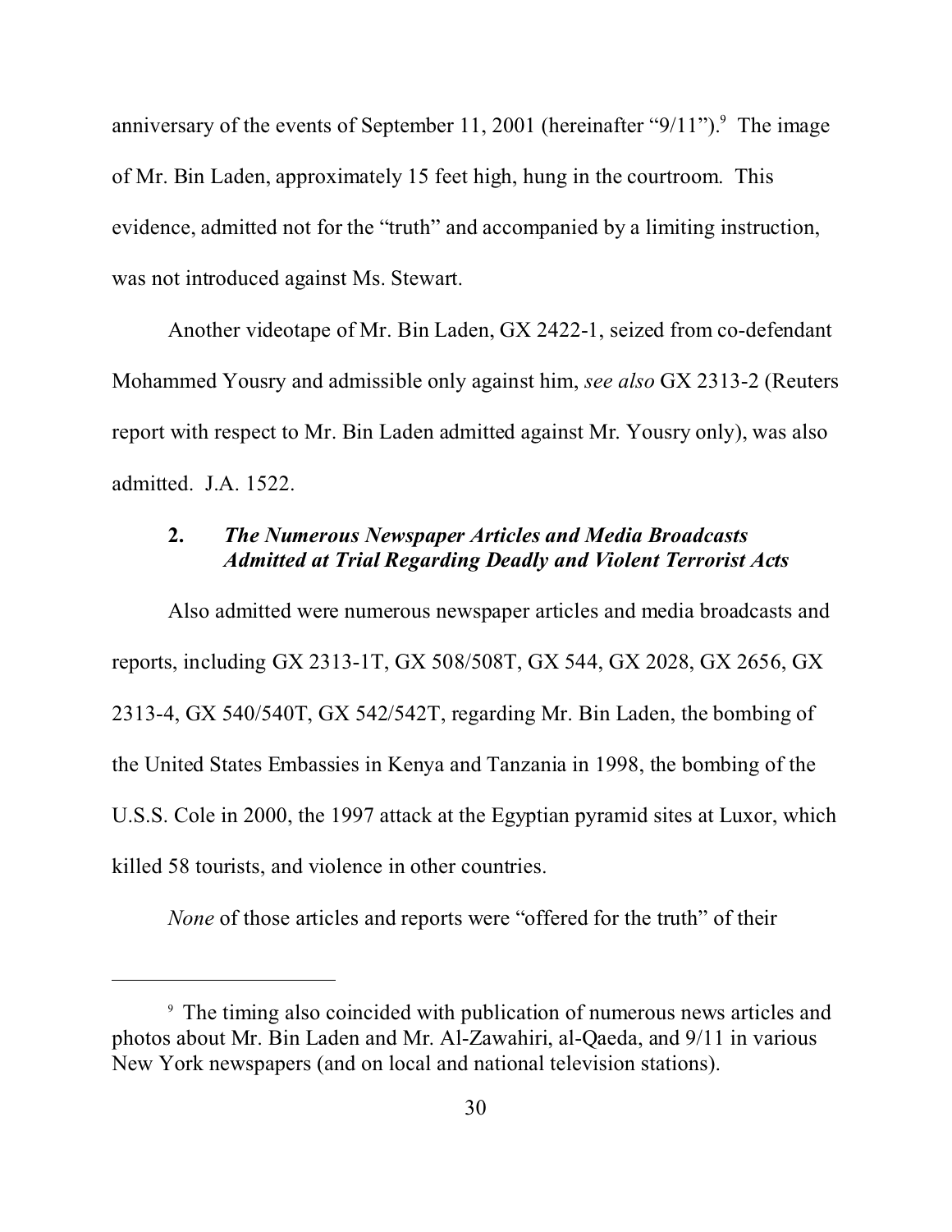anniversary of the events of September 11, 2001 (hereinafter "9/11").[9] The image of Mr. Bin Laden, approximately 15 feet high, hung in the courtroom. This evidence, admitted not for the "truth" and accompanied by a limiting instruction, was not introduced against Ms. Stewart.

Another videotape of Mr. Bin Laden, GX 2422-1, seized from co-defendant Mohammed Yousry and admissible only against him, *see also* GX 2313-2 (Reuters report with respect to Mr. Bin Laden admitted against Mr. Yousry only), was also admitted. J.A. 1522.

### 2. *The Numerous Newspaper Articles and Media Broadcasts Admitted at Trial Regarding Deadly and Violent Terrorist Acts*

Also admitted were numerous newspaper articles and media broadcasts and reports, including GX 2313-1T, GX 508/508T, GX 544, GX 2028, GX 2656, GX 2313-4, GX 540/540T, GX 542/542T, regarding Mr. Bin Laden, the bombing of the United States Embassies in Kenya and Tanzania in 1998, the bombing of the U.S.S. Cole in 2000, the 1997 attack at the Egyptian pyramid sites at Luxor, which killed 58 tourists, and violence in other countries.

*None* of those articles and reports were "offered for the truth" of their

---

[9] The timing also coincided with publication of numerous news articles and photos about Mr. Bin Laden and Mr. Al-Zawahiri, al-Qaeda, and 9/11 in various New York newspapers (and on local and national television stations).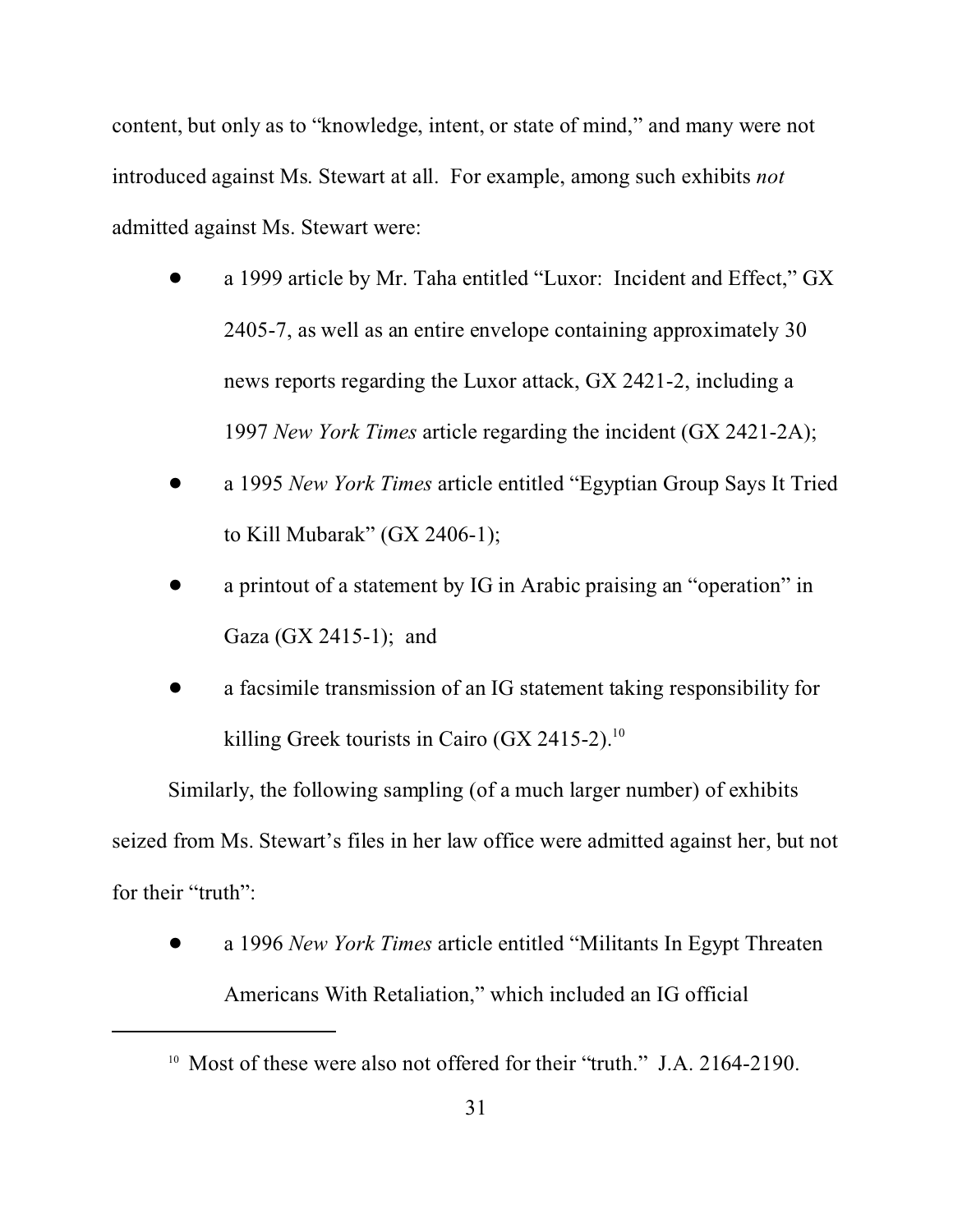content, but only as to "knowledge, intent, or state of mind," and many were not introduced against Ms. Stewart at all. For example, among such exhibits *not* admitted against Ms. Stewart were:

- a 1999 article by Mr. Taha entitled "Luxor: Incident and Effect," GX 2405-7, as well as an entire envelope containing approximately 30 news reports regarding the Luxor attack, GX 2421-2, including a 1997 *New York Times* article regarding the incident (GX 2421-2A);
- a 1995 *New York Times* article entitled "Egyptian Group Says It Tried to Kill Mubarak" (GX 2406-1);
- a printout of a statement by IG in Arabic praising an "operation" in Gaza (GX 2415-1); and
- a facsimile transmission of an IG statement taking responsibility for killing Greek tourists in Cairo (GX 2415-2).[10]

Similarly, the following sampling (of a much larger number) of exhibits seized from Ms. Stewart's files in her law office were admitted against her, but not for their "truth":

- a 1996 *New York Times* article entitled "Militants In Egypt Threaten Americans With Retaliation," which included an IG official

---

[10] Most of these were also not offered for their "truth." J.A. 2164-2190.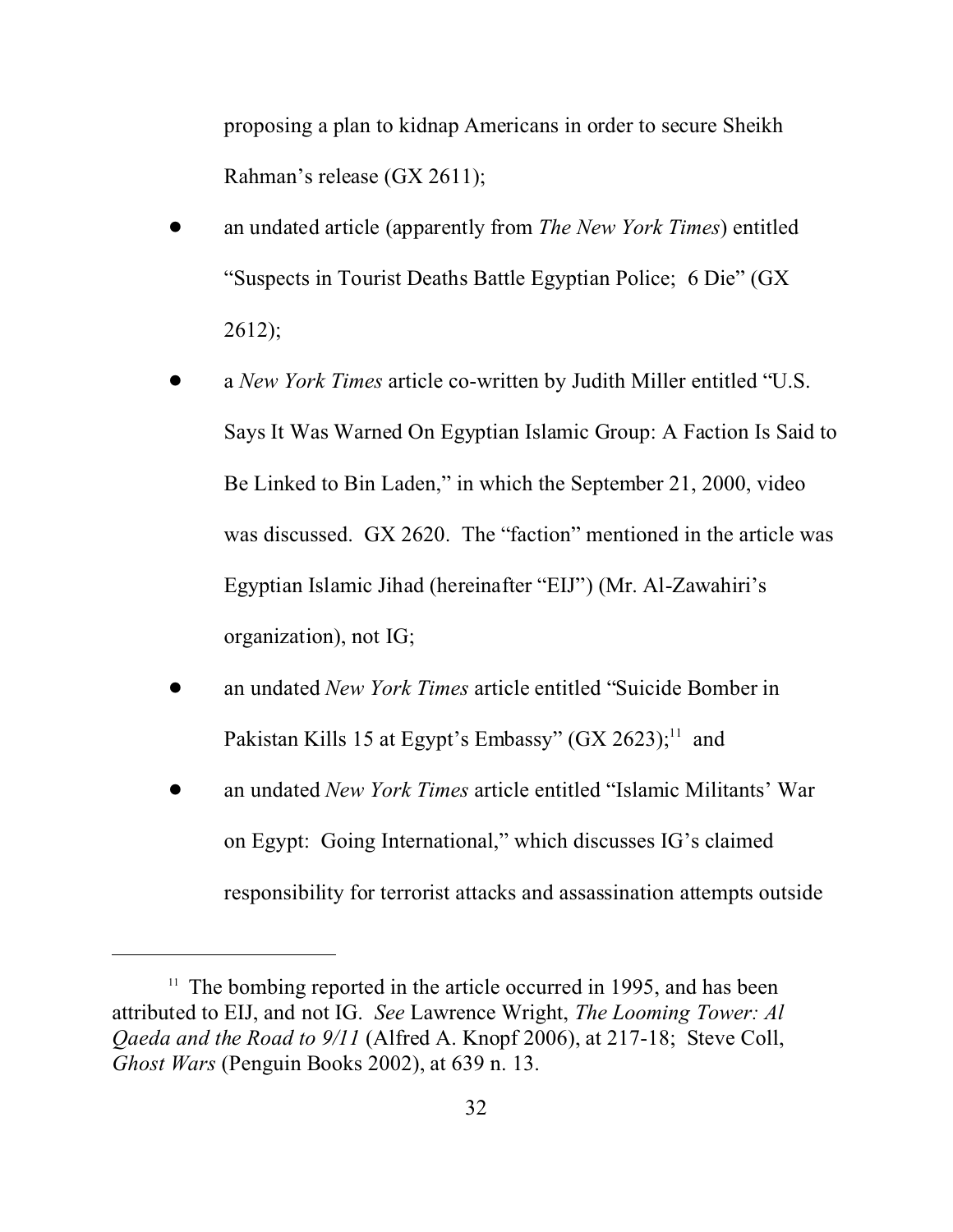proposing a plan to kidnap Americans in order to secure Sheikh Rahman's release (GX 2611);

- an undated article (apparently from *The New York Times*) entitled "Suspects in Tourist Deaths Battle Egyptian Police; 6 Die" (GX 2612);
- a *New York Times* article co-written by Judith Miller entitled "U.S. Says It Was Warned On Egyptian Islamic Group: A Faction Is Said to Be Linked to Bin Laden," in which the September 21, 2000, video was discussed. GX 2620. The "faction" mentioned in the article was Egyptian Islamic Jihad (hereinafter "EIJ") (Mr. Al-Zawahiri's organization), not IG;
- an undated *New York Times* article entitled "Suicide Bomber in Pakistan Kills 15 at Egypt's Embassy" (GX 2623);[11] and
- an undated *New York Times* article entitled "Islamic Militants' War on Egypt: Going International," which discusses IG's claimed responsibility for terrorist attacks and assassination attempts outside

---

[11] The bombing reported in the article occurred in 1995, and has been attributed to EIJ, and not IG. *See* Lawrence Wright, *The Looming Tower: Al Qaeda and the Road to 9/11* (Alfred A. Knopf 2006), at 217-18; Steve Coll, *Ghost Wars* (Penguin Books 2002), at 639 n. 13.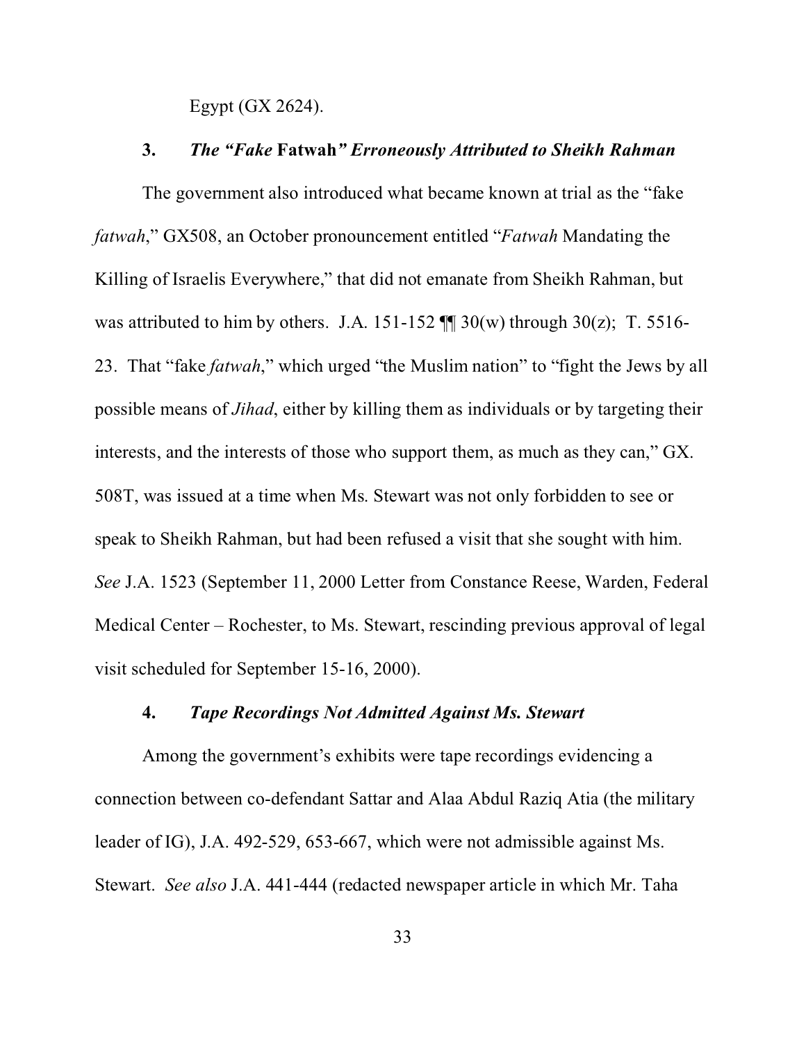Egypt (GX 2624).

### 3. *The "Fake* **Fatwah***" Erroneously Attributed to Sheikh Rahman*

The government also introduced what became known at trial as the "fake *fatwah*," GX508, an October pronouncement entitled "*Fatwah* Mandating the Killing of Israelis Everywhere," that did not emanate from Sheikh Rahman, but was attributed to him by others. J.A. 151-152 ¶¶ 30(w) through 30(z); T. 5516-23. That "fake *fatwah*," which urged "the Muslim nation" to "fight the Jews by all possible means of *Jihad*, either by killing them as individuals or by targeting their interests, and the interests of those who support them, as much as they can," GX. 508T, was issued at a time when Ms. Stewart was not only forbidden to see or speak to Sheikh Rahman, but had been refused a visit that she sought with him. *See* J.A. 1523 (September 11, 2000 Letter from Constance Reese, Warden, Federal Medical Center – Rochester, to Ms. Stewart, rescinding previous approval of legal visit scheduled for September 15-16, 2000).

### 4. *Tape Recordings Not Admitted Against Ms. Stewart*

Among the government's exhibits were tape recordings evidencing a connection between co-defendant Sattar and Alaa Abdul Raziq Atia (the military leader of IG), J.A. 492-529, 653-667, which were not admissible against Ms. Stewart. *See also* J.A. 441-444 (redacted newspaper article in which Mr. Taha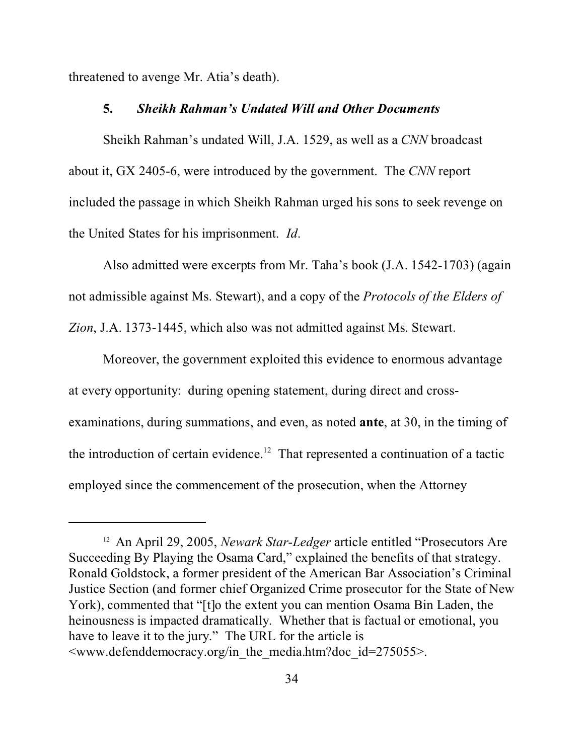threatened to avenge Mr. Atia's death).

### 5. ***Sheikh Rahman's Undated Will and Other Documents***

Sheikh Rahman's undated Will, J.A. 1529, as well as a *CNN* broadcast about it, GX 2405-6, were introduced by the government. The *CNN* report included the passage in which Sheikh Rahman urged his sons to seek revenge on the United States for his imprisonment. *Id*.

Also admitted were excerpts from Mr. Taha's book (J.A. 1542-1703) (again not admissible against Ms. Stewart), and a copy of the *Protocols of the Elders of Zion*, J.A. 1373-1445, which also was not admitted against Ms. Stewart.

Moreover, the government exploited this evidence to enormous advantage at every opportunity: during opening statement, during direct and cross-examinations, during summations, and even, as noted **ante**, at 30, in the timing of the introduction of certain evidence.[12] That represented a continuation of a tactic employed since the commencement of the prosecution, when the Attorney

---

[12] An April 29, 2005, *Newark Star-Ledger* article entitled "Prosecutors Are Succeeding By Playing the Osama Card," explained the benefits of that strategy. Ronald Goldstock, a former president of the American Bar Association's Criminal Justice Section (and former chief Organized Crime prosecutor for the State of New York), commented that "[t]o the extent you can mention Osama Bin Laden, the heinousness is impacted dramatically. Whether that is factual or emotional, you have to leave it to the jury." The URL for the article is <www.defenddemocracy.org/in_the_media.htm?doc_id=275055>.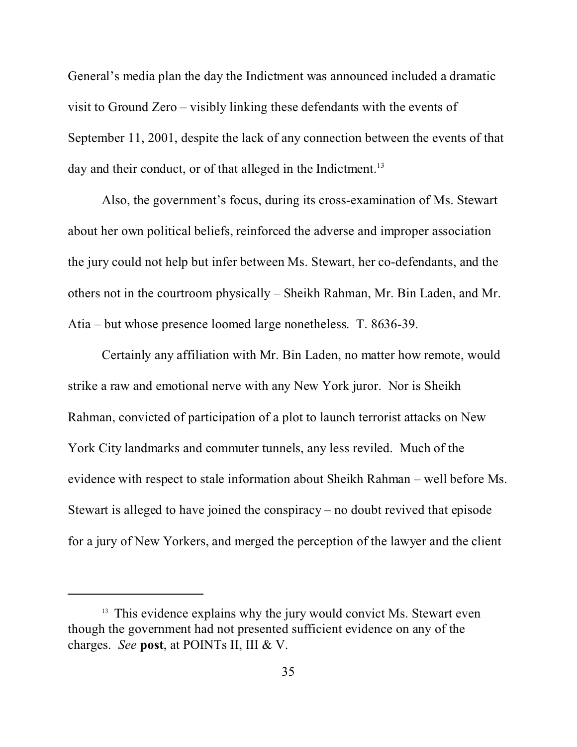General's media plan the day the Indictment was announced included a dramatic visit to Ground Zero – visibly linking these defendants with the events of September 11, 2001, despite the lack of any connection between the events of that day and their conduct, or of that alleged in the Indictment.[13]

Also, the government's focus, during its cross-examination of Ms. Stewart about her own political beliefs, reinforced the adverse and improper association the jury could not help but infer between Ms. Stewart, her co-defendants, and the others not in the courtroom physically – Sheikh Rahman, Mr. Bin Laden, and Mr. Atia – but whose presence loomed large nonetheless. T. 8636-39.

Certainly any affiliation with Mr. Bin Laden, no matter how remote, would strike a raw and emotional nerve with any New York juror. Nor is Sheikh Rahman, convicted of participation of a plot to launch terrorist attacks on New York City landmarks and commuter tunnels, any less reviled. Much of the evidence with respect to stale information about Sheikh Rahman – well before Ms. Stewart is alleged to have joined the conspiracy – no doubt revived that episode for a jury of New Yorkers, and merged the perception of the lawyer and the client

---

[13] This evidence explains why the jury would convict Ms. Stewart even though the government had not presented sufficient evidence on any of the charges. *See* **post**, at POINTs II, III & V.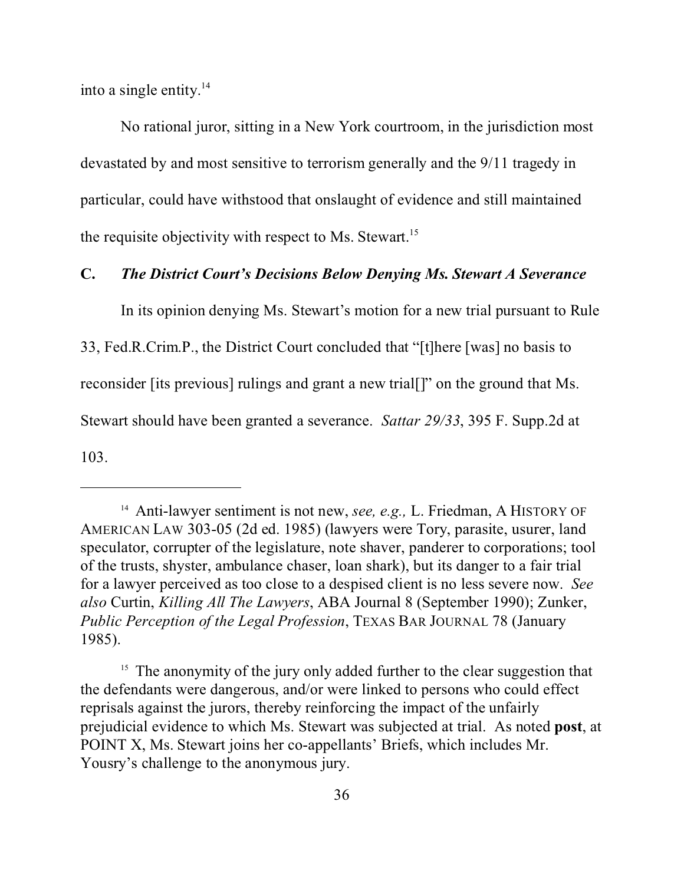into a single entity.[14]

No rational juror, sitting in a New York courtroom, in the jurisdiction most devastated by and most sensitive to terrorism generally and the 9/11 tragedy in particular, could have withstood that onslaught of evidence and still maintained the requisite objectivity with respect to Ms. Stewart.[15]

### C. *The District Court's Decisions Below Denying Ms. Stewart A Severance*

In its opinion denying Ms. Stewart's motion for a new trial pursuant to Rule 33, Fed.R.Crim.P., the District Court concluded that "[t]here [was] no basis to reconsider [its previous] rulings and grant a new trial[]" on the ground that Ms. Stewart should have been granted a severance. *Sattar 29/33*, 395 F. Supp.2d at 103.

---

[14] Anti-lawyer sentiment is not new, *see, e.g.,* L. Friedman, A HISTORY OF AMERICAN LAW 303-05 (2d ed. 1985) (lawyers were Tory, parasite, usurer, land speculator, corrupter of the legislature, note shaver, panderer to corporations; tool of the trusts, shyster, ambulance chaser, loan shark), but its danger to a fair trial for a lawyer perceived as too close to a despised client is no less severe now. *See also* Curtin, *Killing All The Lawyers*, ABA Journal 8 (September 1990); Zunker, *Public Perception of the Legal Profession*, TEXAS BAR JOURNAL 78 (January 1985).

[15] The anonymity of the jury only added further to the clear suggestion that the defendants were dangerous, and/or were linked to persons who could effect reprisals against the jurors, thereby reinforcing the impact of the unfairly prejudicial evidence to which Ms. Stewart was subjected at trial. As noted **post**, at POINT X, Ms. Stewart joins her co-appellants' Briefs, which includes Mr. Yousry's challenge to the anonymous jury.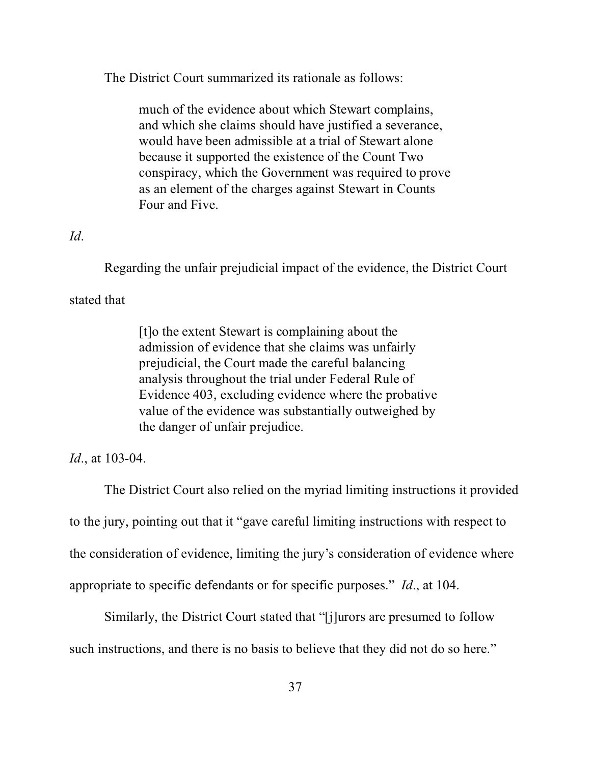The District Court summarized its rationale as follows:

> much of the evidence about which Stewart complains, and which she claims should have justified a severance, would have been admissible at a trial of Stewart alone because it supported the existence of the Count Two conspiracy, which the Government was required to prove as an element of the charges against Stewart in Counts Four and Five.

*Id*.

Regarding the unfair prejudicial impact of the evidence, the District Court stated that

> [t]o the extent Stewart is complaining about the admission of evidence that she claims was unfairly prejudicial, the Court made the careful balancing analysis throughout the trial under Federal Rule of Evidence 403, excluding evidence where the probative value of the evidence was substantially outweighed by the danger of unfair prejudice.

*Id*., at 103-04.

The District Court also relied on the myriad limiting instructions it provided to the jury, pointing out that it "gave careful limiting instructions with respect to the consideration of evidence, limiting the jury's consideration of evidence where appropriate to specific defendants or for specific purposes." *Id*., at 104.

Similarly, the District Court stated that "[j]urors are presumed to follow such instructions, and there is no basis to believe that they did not do so here."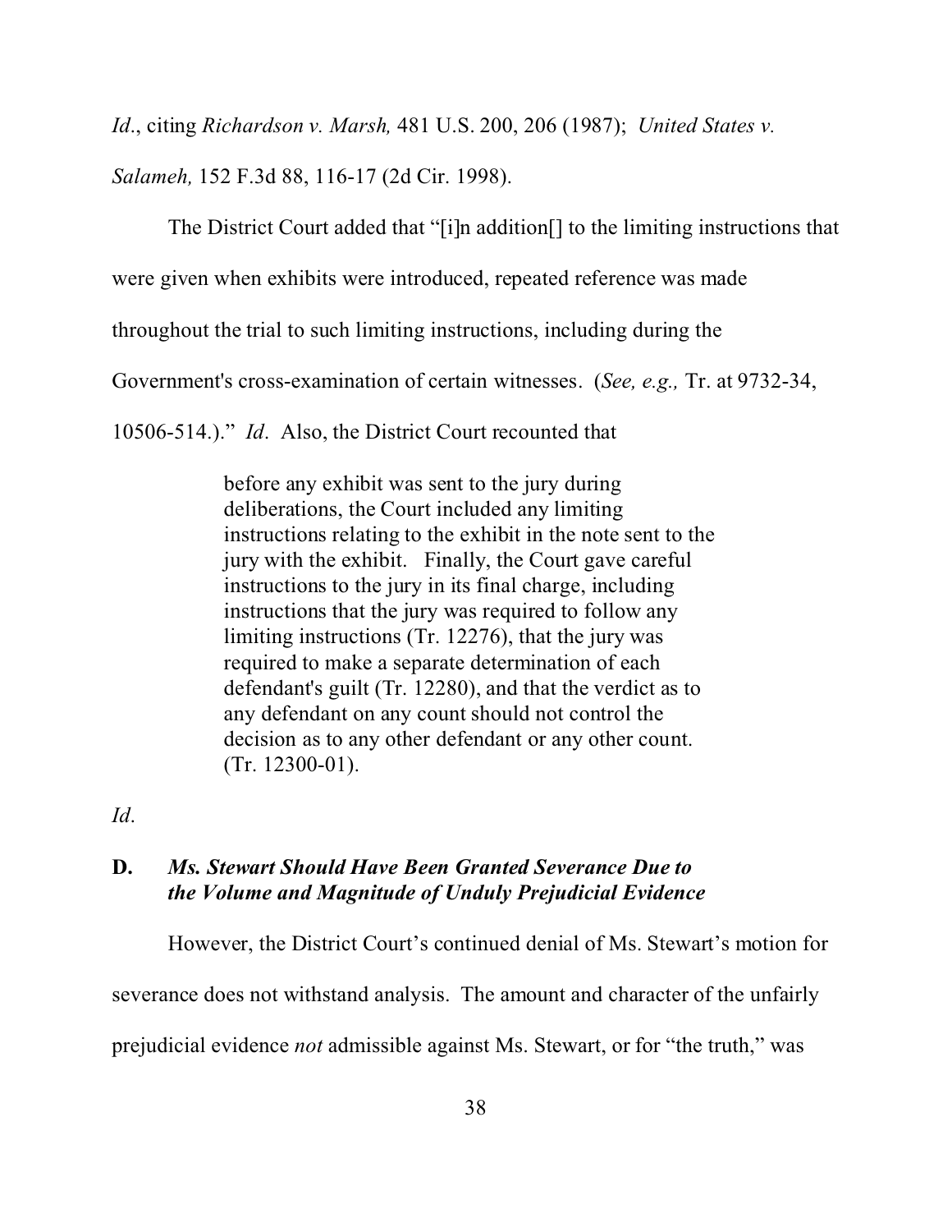*Id*., citing *Richardson v. Marsh,* 481 U.S. 200, 206 (1987); *United States v. Salameh,* 152 F.3d 88, 116-17 (2d Cir. 1998).

The District Court added that "[i]n addition[] to the limiting instructions that were given when exhibits were introduced, repeated reference was made throughout the trial to such limiting instructions, including during the Government's cross-examination of certain witnesses. (*See, e.g.,* Tr. at 9732-34, 10506-514.)." *Id*. Also, the District Court recounted that

> before any exhibit was sent to the jury during deliberations, the Court included any limiting instructions relating to the exhibit in the note sent to the jury with the exhibit. Finally, the Court gave careful instructions to the jury in its final charge, including instructions that the jury was required to follow any limiting instructions (Tr. 12276), that the jury was required to make a separate determination of each defendant's guilt (Tr. 12280), and that the verdict as to any defendant on any count should not control the decision as to any other defendant or any other count. (Tr. 12300-01).

*Id*.

### D. *Ms. Stewart Should Have Been Granted Severance Due to the Volume and Magnitude of Unduly Prejudicial Evidence*

However, the District Court's continued denial of Ms. Stewart's motion for severance does not withstand analysis. The amount and character of the unfairly prejudicial evidence *not* admissible against Ms. Stewart, or for "the truth," was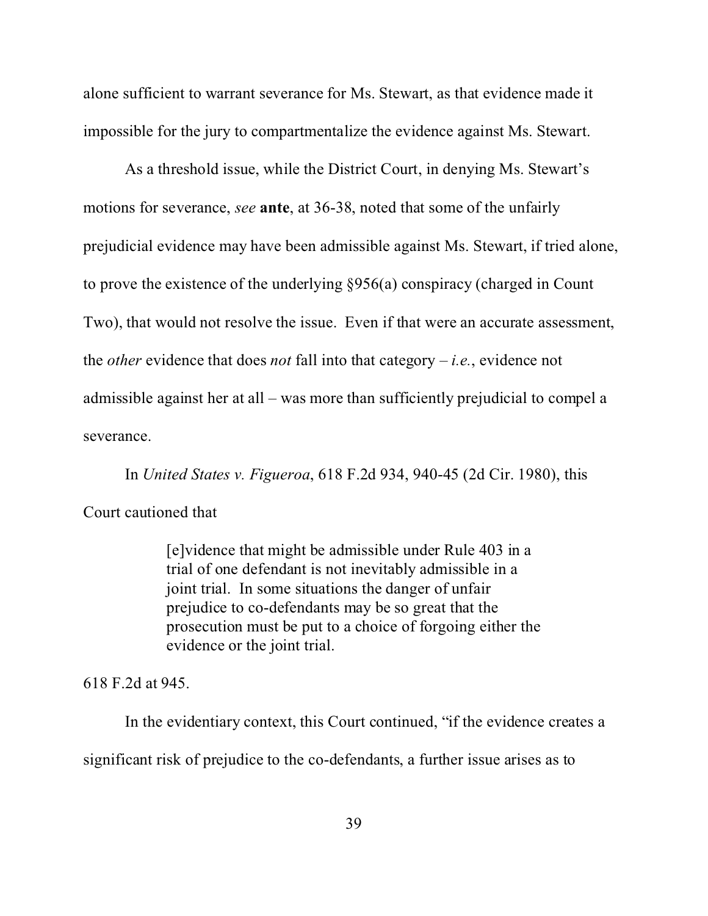alone sufficient to warrant severance for Ms. Stewart, as that evidence made it impossible for the jury to compartmentalize the evidence against Ms. Stewart.

As a threshold issue, while the District Court, in denying Ms. Stewart's motions for severance, *see* **ante**, at 36-38, noted that some of the unfairly prejudicial evidence may have been admissible against Ms. Stewart, if tried alone, to prove the existence of the underlying §956(a) conspiracy (charged in Count Two), that would not resolve the issue. Even if that were an accurate assessment, the *other* evidence that does *not* fall into that category – *i.e.*, evidence not admissible against her at all – was more than sufficiently prejudicial to compel a severance.

In *United States v. Figueroa*, 618 F.2d 934, 940-45 (2d Cir. 1980), this Court cautioned that

> [e]vidence that might be admissible under Rule 403 in a trial of one defendant is not inevitably admissible in a joint trial. In some situations the danger of unfair prejudice to co-defendants may be so great that the prosecution must be put to a choice of forgoing either the evidence or the joint trial.

618 F.2d at 945.

In the evidentiary context, this Court continued, "if the evidence creates a significant risk of prejudice to the co-defendants, a further issue arises as to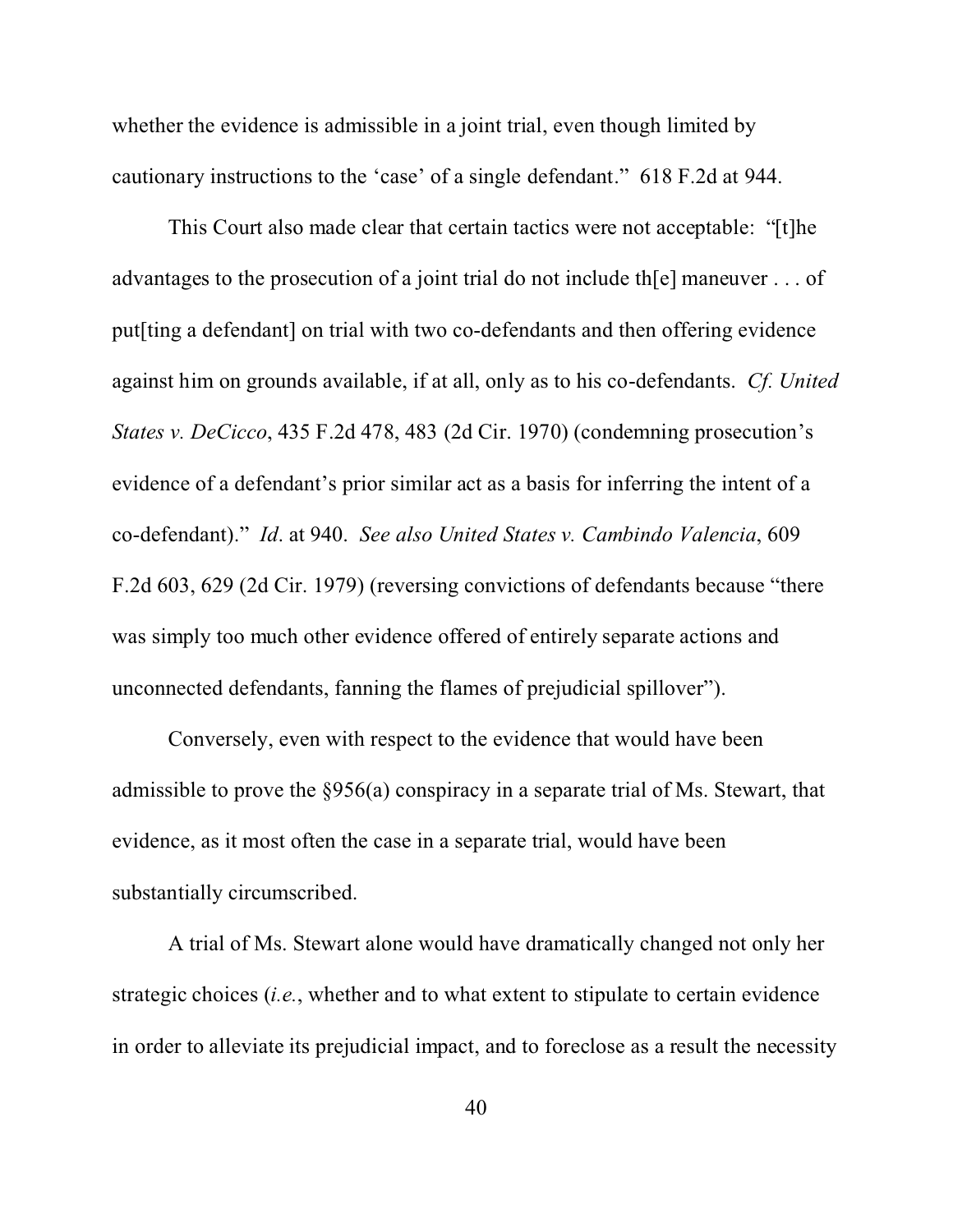whether the evidence is admissible in a joint trial, even though limited by cautionary instructions to the 'case' of a single defendant." 618 F.2d at 944.

This Court also made clear that certain tactics were not acceptable: "[t]he advantages to the prosecution of a joint trial do not include th[e] maneuver . . . of put[ting a defendant] on trial with two co-defendants and then offering evidence against him on grounds available, if at all, only as to his co-defendants. *Cf. United States v. DeCicco*, 435 F.2d 478, 483 (2d Cir. 1970) (condemning prosecution's evidence of a defendant's prior similar act as a basis for inferring the intent of a co-defendant)." *Id*. at 940. *See also United States v. Cambindo Valencia*, 609 F.2d 603, 629 (2d Cir. 1979) (reversing convictions of defendants because "there was simply too much other evidence offered of entirely separate actions and unconnected defendants, fanning the flames of prejudicial spillover").

Conversely, even with respect to the evidence that would have been admissible to prove the §956(a) conspiracy in a separate trial of Ms. Stewart, that evidence, as it most often the case in a separate trial, would have been substantially circumscribed.

A trial of Ms. Stewart alone would have dramatically changed not only her strategic choices (*i.e.*, whether and to what extent to stipulate to certain evidence in order to alleviate its prejudicial impact, and to foreclose as a result the necessity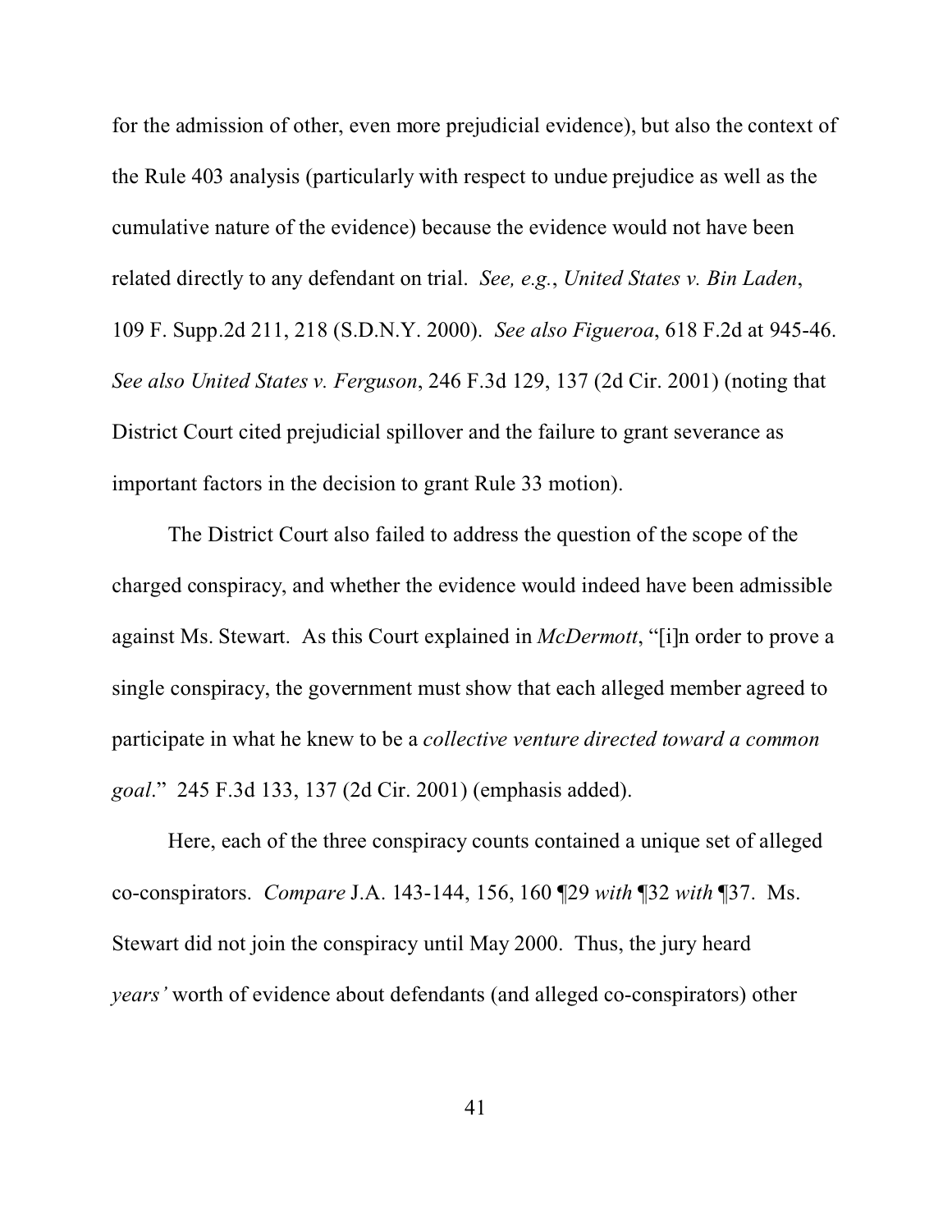for the admission of other, even more prejudicial evidence), but also the context of the Rule 403 analysis (particularly with respect to undue prejudice as well as the cumulative nature of the evidence) because the evidence would not have been related directly to any defendant on trial. *See, e.g.*, *United States v. Bin Laden*, 109 F. Supp.2d 211, 218 (S.D.N.Y. 2000). *See also Figueroa*, 618 F.2d at 945-46. *See also United States v. Ferguson*, 246 F.3d 129, 137 (2d Cir. 2001) (noting that District Court cited prejudicial spillover and the failure to grant severance as important factors in the decision to grant Rule 33 motion).

The District Court also failed to address the question of the scope of the charged conspiracy, and whether the evidence would indeed have been admissible against Ms. Stewart. As this Court explained in *McDermott*, "[i]n order to prove a single conspiracy, the government must show that each alleged member agreed to participate in what he knew to be a *collective venture directed toward a common goal*." 245 F.3d 133, 137 (2d Cir. 2001) (emphasis added).

Here, each of the three conspiracy counts contained a unique set of alleged co-conspirators. *Compare* J.A. 143-144, 156, 160 ¶29 *with* ¶32 *with* ¶37. Ms. Stewart did not join the conspiracy until May 2000. Thus, the jury heard *years'* worth of evidence about defendants (and alleged co-conspirators) other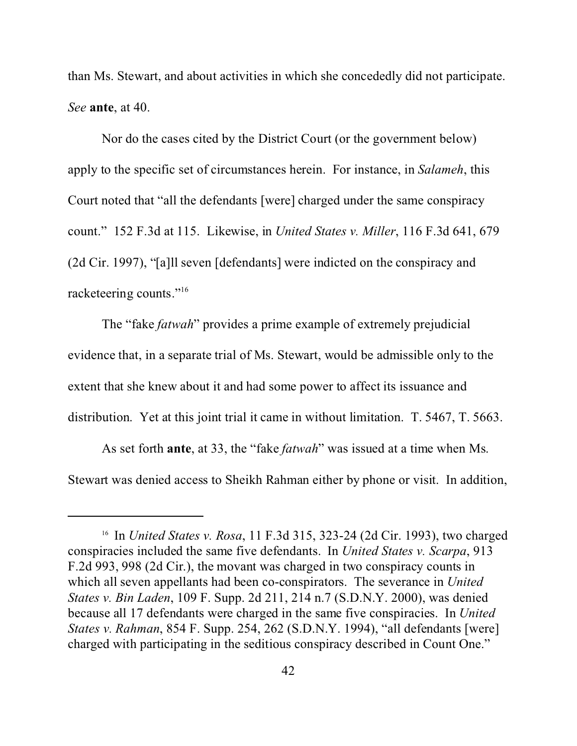than Ms. Stewart, and about activities in which she concededly did not participate. *See* **ante**, at 40.

Nor do the cases cited by the District Court (or the government below) apply to the specific set of circumstances herein. For instance, in *Salameh*, this Court noted that "all the defendants [were] charged under the same conspiracy count." 152 F.3d at 115. Likewise, in *United States v. Miller*, 116 F.3d 641, 679 (2d Cir. 1997), "[a]ll seven [defendants] were indicted on the conspiracy and racketeering counts."[16]

The "fake *fatwah*" provides a prime example of extremely prejudicial evidence that, in a separate trial of Ms. Stewart, would be admissible only to the extent that she knew about it and had some power to affect its issuance and distribution. Yet at this joint trial it came in without limitation. T. 5467, T. 5663.

As set forth **ante**, at 33, the "fake *fatwah*" was issued at a time when Ms. Stewart was denied access to Sheikh Rahman either by phone or visit. In addition,

---

[16] In *United States v. Rosa*, 11 F.3d 315, 323-24 (2d Cir. 1993), two charged conspiracies included the same five defendants. In *United States v. Scarpa*, 913 F.2d 993, 998 (2d Cir.), the movant was charged in two conspiracy counts in which all seven appellants had been co-conspirators. The severance in *United States v. Bin Laden*, 109 F. Supp. 2d 211, 214 n.7 (S.D.N.Y. 2000), was denied because all 17 defendants were charged in the same five conspiracies. In *United States v. Rahman*, 854 F. Supp. 254, 262 (S.D.N.Y. 1994), "all defendants [were] charged with participating in the seditious conspiracy described in Count One."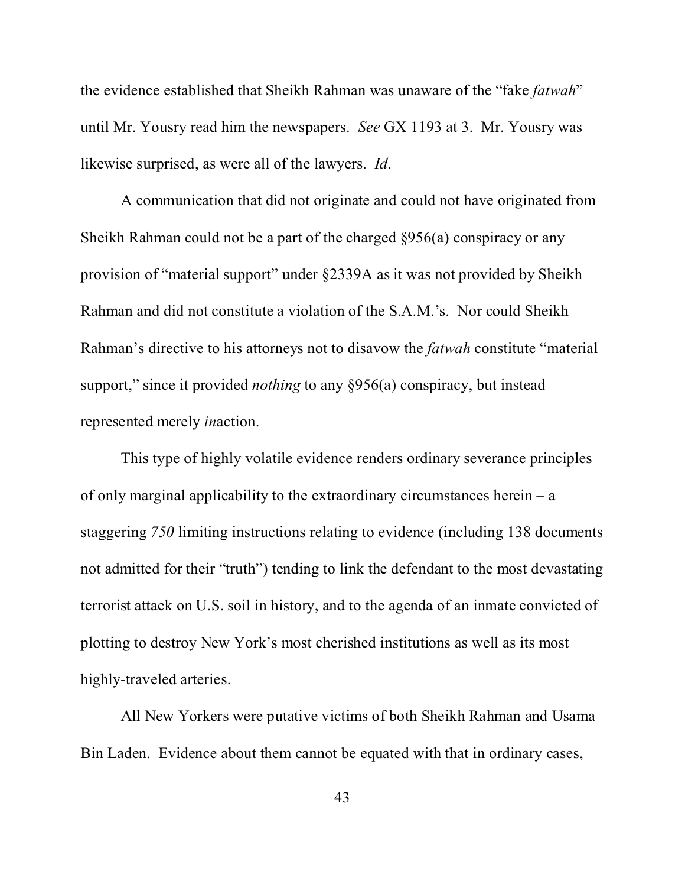the evidence established that Sheikh Rahman was unaware of the "fake *fatwah*" until Mr. Yousry read him the newspapers. *See* GX 1193 at 3. Mr. Yousry was likewise surprised, as were all of the lawyers. *Id*.

A communication that did not originate and could not have originated from Sheikh Rahman could not be a part of the charged §956(a) conspiracy or any provision of "material support" under §2339A as it was not provided by Sheikh Rahman and did not constitute a violation of the S.A.M.'s. Nor could Sheikh Rahman's directive to his attorneys not to disavow the *fatwah* constitute "material support," since it provided *nothing* to any §956(a) conspiracy, but instead represented merely *in*action.

This type of highly volatile evidence renders ordinary severance principles of only marginal applicability to the extraordinary circumstances herein – a staggering *750* limiting instructions relating to evidence (including 138 documents not admitted for their "truth") tending to link the defendant to the most devastating terrorist attack on U.S. soil in history, and to the agenda of an inmate convicted of plotting to destroy New York's most cherished institutions as well as its most highly-traveled arteries.

All New Yorkers were putative victims of both Sheikh Rahman and Usama Bin Laden. Evidence about them cannot be equated with that in ordinary cases,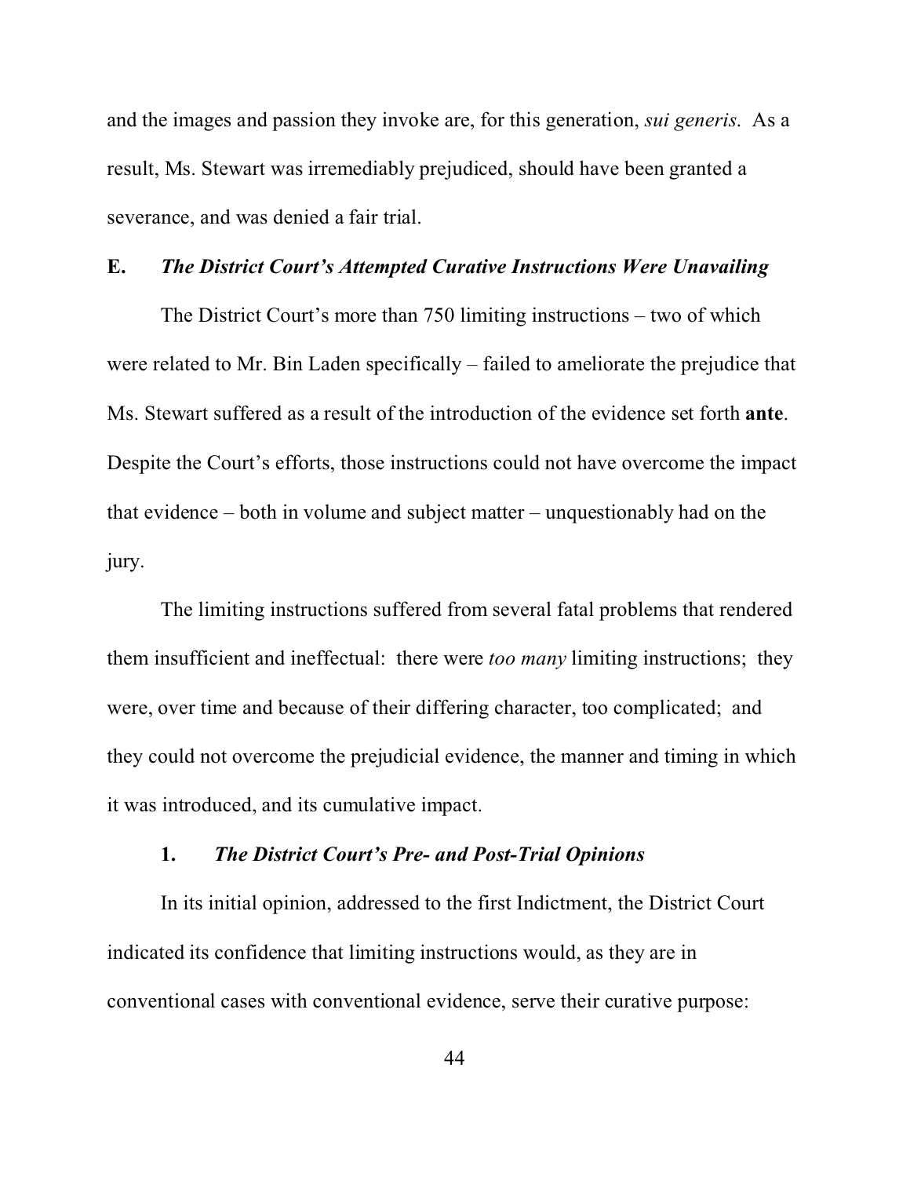and the images and passion they invoke are, for this generation, *sui generis*. As a result, Ms. Stewart was irremediably prejudiced, should have been granted a severance, and was denied a fair trial.

### E. *The District Court's Attempted Curative Instructions Were Unavailing*

The District Court's more than 750 limiting instructions – two of which were related to Mr. Bin Laden specifically – failed to ameliorate the prejudice that Ms. Stewart suffered as a result of the introduction of the evidence set forth **ante**. Despite the Court's efforts, those instructions could not have overcome the impact that evidence – both in volume and subject matter – unquestionably had on the jury.

The limiting instructions suffered from several fatal problems that rendered them insufficient and ineffectual: there were *too many* limiting instructions; they were, over time and because of their differing character, too complicated; and they could not overcome the prejudicial evidence, the manner and timing in which it was introduced, and its cumulative impact.

#### 1. *The District Court's Pre- and Post-Trial Opinions*

In its initial opinion, addressed to the first Indictment, the District Court indicated its confidence that limiting instructions would, as they are in conventional cases with conventional evidence, serve their curative purpose: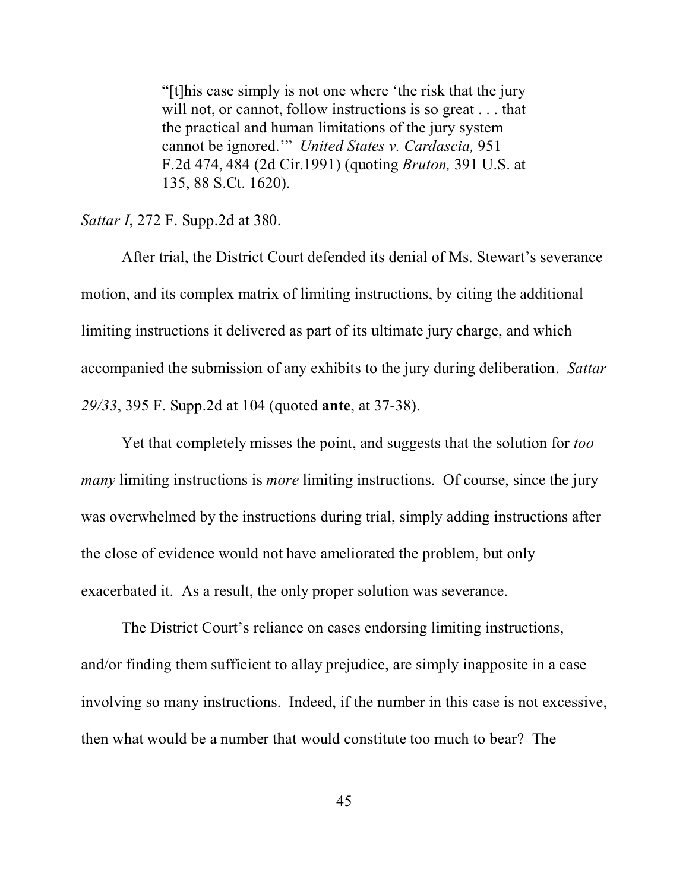> "[t]his case simply is not one where 'the risk that the jury will not, or cannot, follow instructions is so great . . . that the practical and human limitations of the jury system cannot be ignored.'" *United States v. Cardascia,* 951 F.2d 474, 484 (2d Cir.1991) (quoting *Bruton,* 391 U.S. at 135, 88 S.Ct. 1620).

*Sattar I*, 272 F. Supp.2d at 380.

After trial, the District Court defended its denial of Ms. Stewart's severance motion, and its complex matrix of limiting instructions, by citing the additional limiting instructions it delivered as part of its ultimate jury charge, and which accompanied the submission of any exhibits to the jury during deliberation. *Sattar 29/33*, 395 F. Supp.2d at 104 (quoted **ante**, at 37-38).

Yet that completely misses the point, and suggests that the solution for *too many* limiting instructions is *more* limiting instructions. Of course, since the jury was overwhelmed by the instructions during trial, simply adding instructions after the close of evidence would not have ameliorated the problem, but only exacerbated it. As a result, the only proper solution was severance.

The District Court's reliance on cases endorsing limiting instructions, and/or finding them sufficient to allay prejudice, are simply inapposite in a case involving so many instructions. Indeed, if the number in this case is not excessive, then what would be a number that would constitute too much to bear? The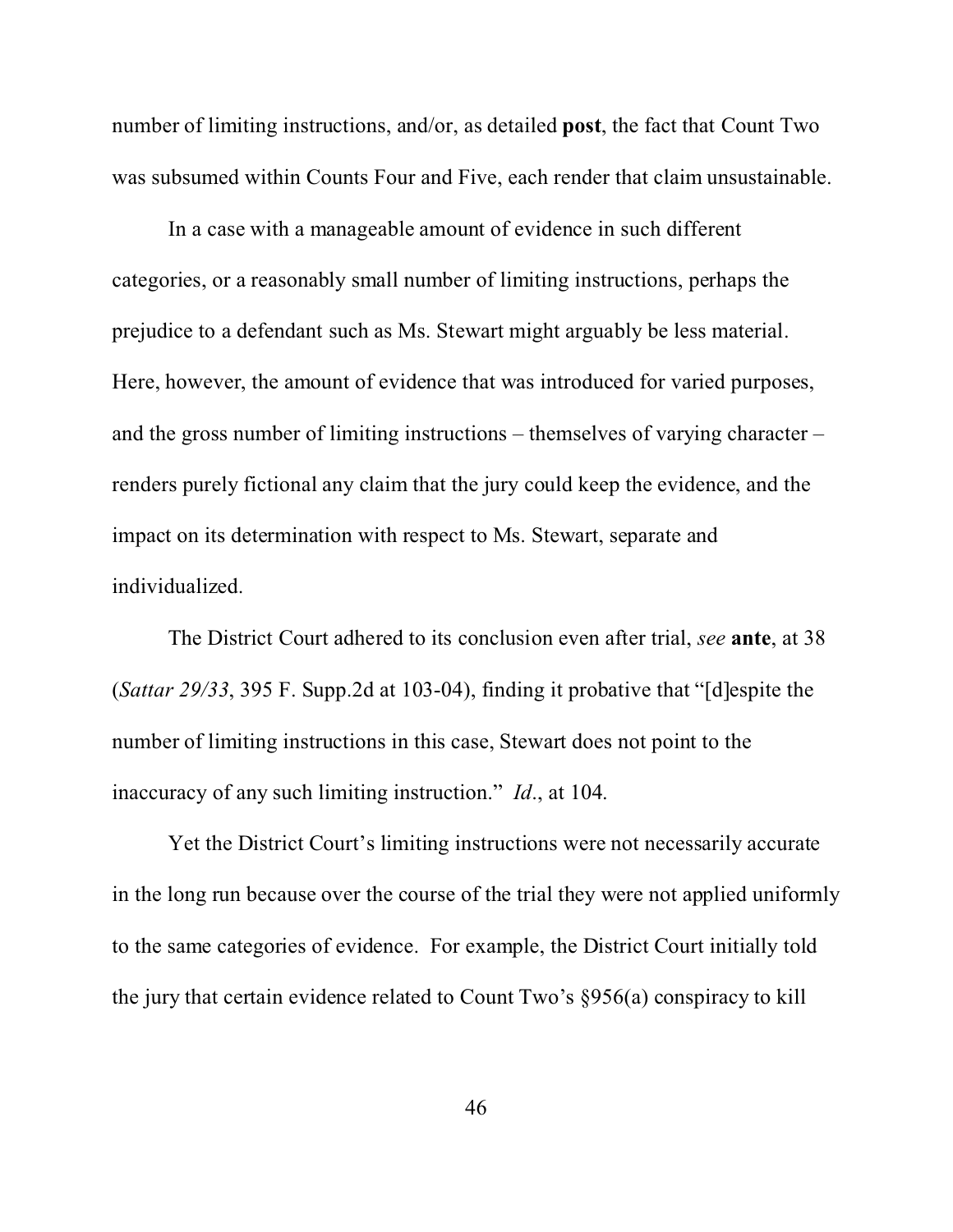number of limiting instructions, and/or, as detailed **post**, the fact that Count Two was subsumed within Counts Four and Five, each render that claim unsustainable.

In a case with a manageable amount of evidence in such different categories, or a reasonably small number of limiting instructions, perhaps the prejudice to a defendant such as Ms. Stewart might arguably be less material. Here, however, the amount of evidence that was introduced for varied purposes, and the gross number of limiting instructions – themselves of varying character – renders purely fictional any claim that the jury could keep the evidence, and the impact on its determination with respect to Ms. Stewart, separate and individualized.

The District Court adhered to its conclusion even after trial, *see* **ante**, at 38 (*Sattar 29/33*, 395 F. Supp.2d at 103-04), finding it probative that "[d]espite the number of limiting instructions in this case, Stewart does not point to the inaccuracy of any such limiting instruction." *Id*., at 104.

Yet the District Court's limiting instructions were not necessarily accurate in the long run because over the course of the trial they were not applied uniformly to the same categories of evidence. For example, the District Court initially told the jury that certain evidence related to Count Two's §956(a) conspiracy to kill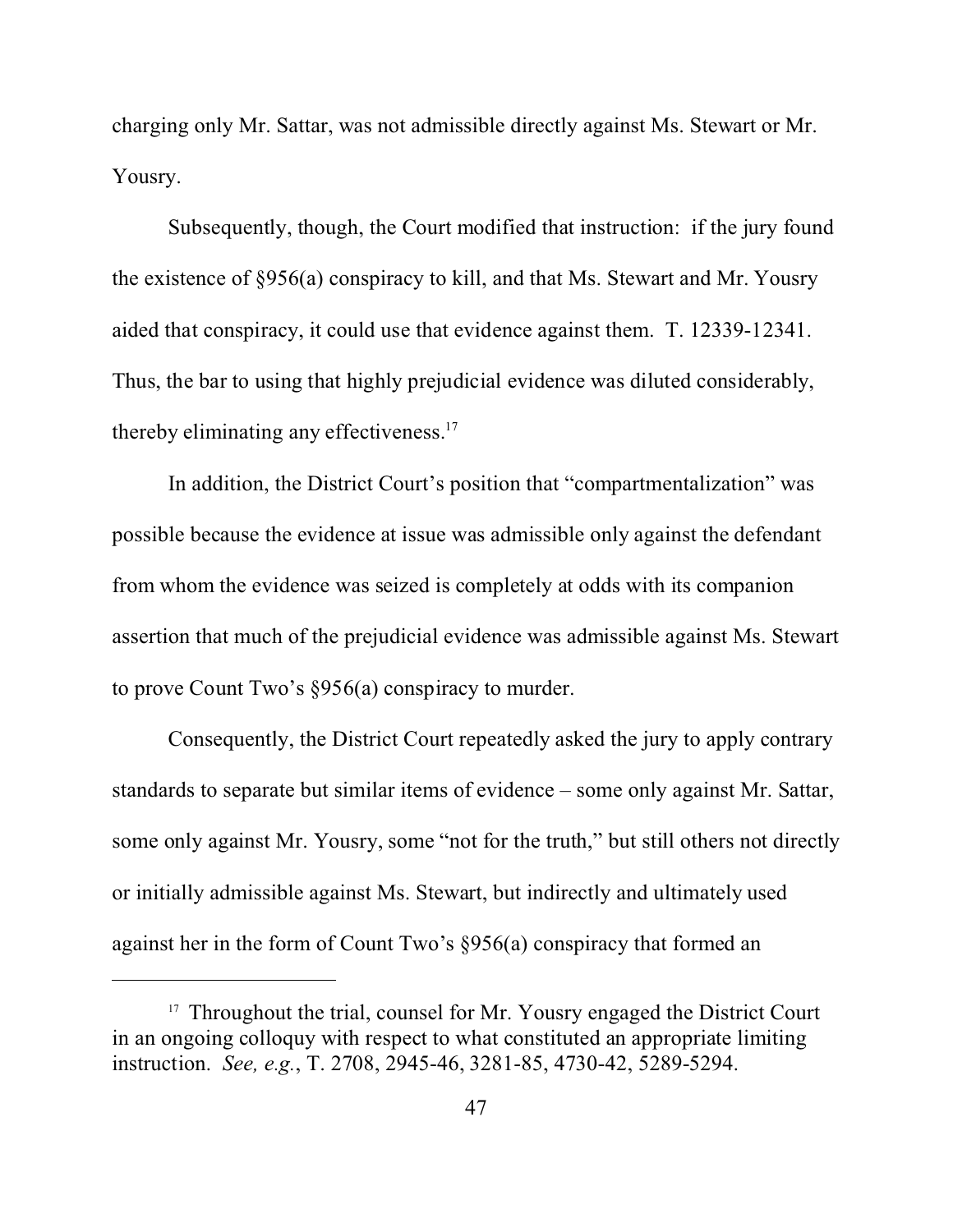charging only Mr. Sattar, was not admissible directly against Ms. Stewart or Mr. Yousry.

Subsequently, though, the Court modified that instruction: if the jury found the existence of §956(a) conspiracy to kill, and that Ms. Stewart and Mr. Yousry aided that conspiracy, it could use that evidence against them. T. 12339-12341. Thus, the bar to using that highly prejudicial evidence was diluted considerably, thereby eliminating any effectiveness.[17]

In addition, the District Court's position that "compartmentalization" was possible because the evidence at issue was admissible only against the defendant from whom the evidence was seized is completely at odds with its companion assertion that much of the prejudicial evidence was admissible against Ms. Stewart to prove Count Two's §956(a) conspiracy to murder.

Consequently, the District Court repeatedly asked the jury to apply contrary standards to separate but similar items of evidence – some only against Mr. Sattar, some only against Mr. Yousry, some "not for the truth," but still others not directly or initially admissible against Ms. Stewart, but indirectly and ultimately used against her in the form of Count Two's §956(a) conspiracy that formed an

---

[17] Throughout the trial, counsel for Mr. Yousry engaged the District Court in an ongoing colloquy with respect to what constituted an appropriate limiting instruction. *See, e.g.*, T. 2708, 2945-46, 3281-85, 4730-42, 5289-5294.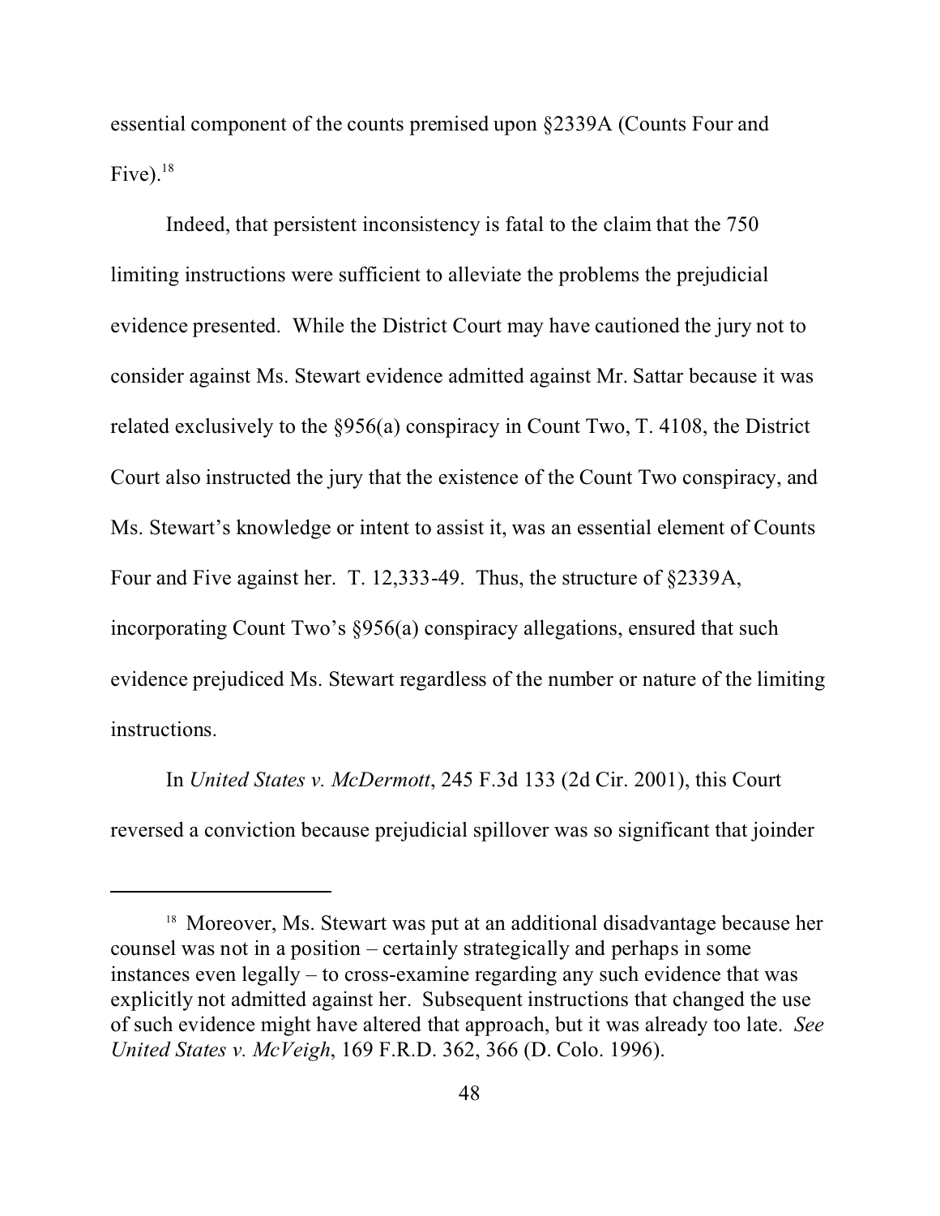essential component of the counts premised upon §2339A (Counts Four and Five).[18]

Indeed, that persistent inconsistency is fatal to the claim that the 750 limiting instructions were sufficient to alleviate the problems the prejudicial evidence presented. While the District Court may have cautioned the jury not to consider against Ms. Stewart evidence admitted against Mr. Sattar because it was related exclusively to the §956(a) conspiracy in Count Two, T. 4108, the District Court also instructed the jury that the existence of the Count Two conspiracy, and Ms. Stewart's knowledge or intent to assist it, was an essential element of Counts Four and Five against her. T. 12,333-49. Thus, the structure of §2339A, incorporating Count Two's §956(a) conspiracy allegations, ensured that such evidence prejudiced Ms. Stewart regardless of the number or nature of the limiting instructions.

In *United States v. McDermott*, 245 F.3d 133 (2d Cir. 2001), this Court reversed a conviction because prejudicial spillover was so significant that joinder

---

[18] Moreover, Ms. Stewart was put at an additional disadvantage because her counsel was not in a position – certainly strategically and perhaps in some instances even legally – to cross-examine regarding any such evidence that was explicitly not admitted against her. Subsequent instructions that changed the use of such evidence might have altered that approach, but it was already too late. *See United States v. McVeigh*, 169 F.R.D. 362, 366 (D. Colo. 1996).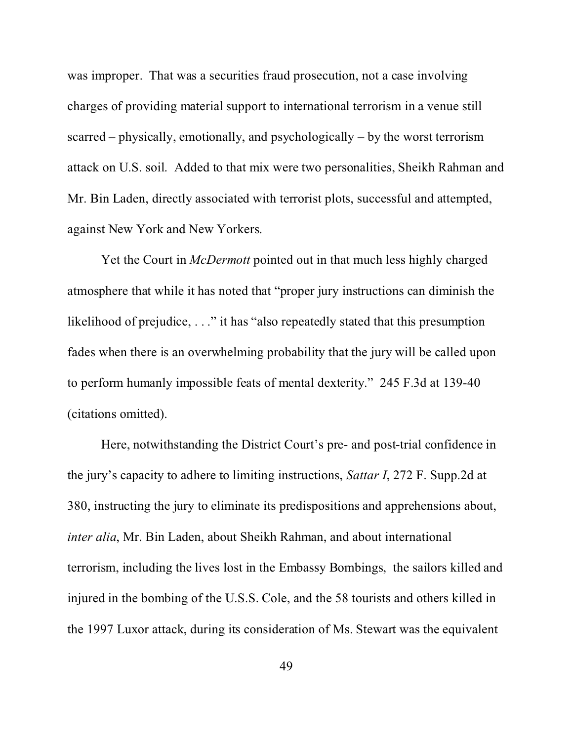was improper. That was a securities fraud prosecution, not a case involving charges of providing material support to international terrorism in a venue still scarred – physically, emotionally, and psychologically – by the worst terrorism attack on U.S. soil. Added to that mix were two personalities, Sheikh Rahman and Mr. Bin Laden, directly associated with terrorist plots, successful and attempted, against New York and New Yorkers.

Yet the Court in *McDermott* pointed out in that much less highly charged atmosphere that while it has noted that "proper jury instructions can diminish the likelihood of prejudice, . . ." it has "also repeatedly stated that this presumption fades when there is an overwhelming probability that the jury will be called upon to perform humanly impossible feats of mental dexterity." 245 F.3d at 139-40 (citations omitted).

Here, notwithstanding the District Court's pre- and post-trial confidence in the jury's capacity to adhere to limiting instructions, *Sattar I*, 272 F. Supp.2d at 380, instructing the jury to eliminate its predispositions and apprehensions about, *inter alia*, Mr. Bin Laden, about Sheikh Rahman, and about international terrorism, including the lives lost in the Embassy Bombings, the sailors killed and injured in the bombing of the U.S.S. Cole, and the 58 tourists and others killed in the 1997 Luxor attack, during its consideration of Ms. Stewart was the equivalent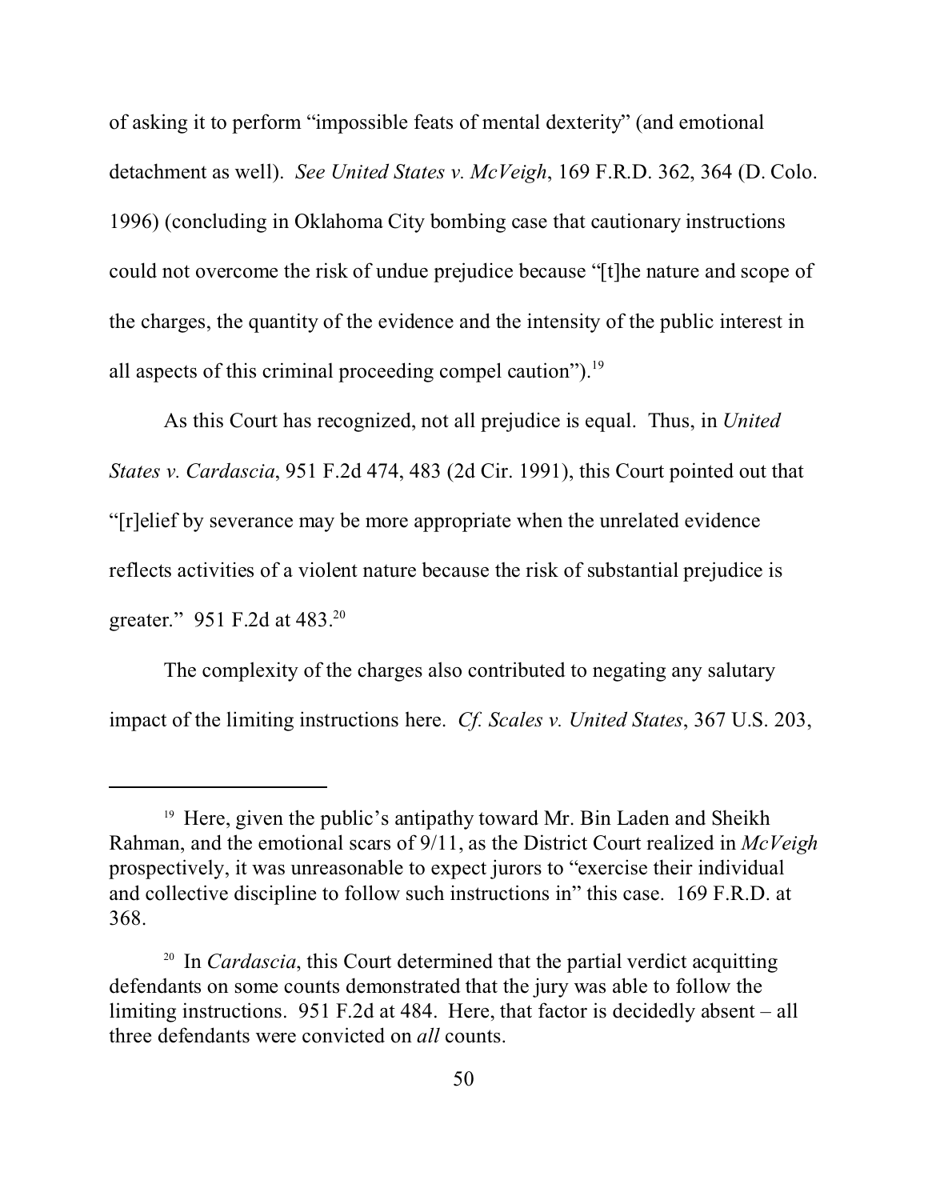of asking it to perform "impossible feats of mental dexterity" (and emotional detachment as well). *See United States v. McVeigh*, 169 F.R.D. 362, 364 (D. Colo. 1996) (concluding in Oklahoma City bombing case that cautionary instructions could not overcome the risk of undue prejudice because "[t]he nature and scope of the charges, the quantity of the evidence and the intensity of the public interest in all aspects of this criminal proceeding compel caution").[19]

As this Court has recognized, not all prejudice is equal. Thus, in *United States v. Cardascia*, 951 F.2d 474, 483 (2d Cir. 1991), this Court pointed out that "[r]elief by severance may be more appropriate when the unrelated evidence reflects activities of a violent nature because the risk of substantial prejudice is greater." 951 F.2d at 483.[20]

The complexity of the charges also contributed to negating any salutary impact of the limiting instructions here. *Cf. Scales v. United States*, 367 U.S. 203,

---

[19] Here, given the public's antipathy toward Mr. Bin Laden and Sheikh Rahman, and the emotional scars of 9/11, as the District Court realized in *McVeigh* prospectively, it was unreasonable to expect jurors to "exercise their individual and collective discipline to follow such instructions in" this case. 169 F.R.D. at 368.

[20] In *Cardascia*, this Court determined that the partial verdict acquitting defendants on some counts demonstrated that the jury was able to follow the limiting instructions. 951 F.2d at 484. Here, that factor is decidedly absent – all three defendants were convicted on *all* counts.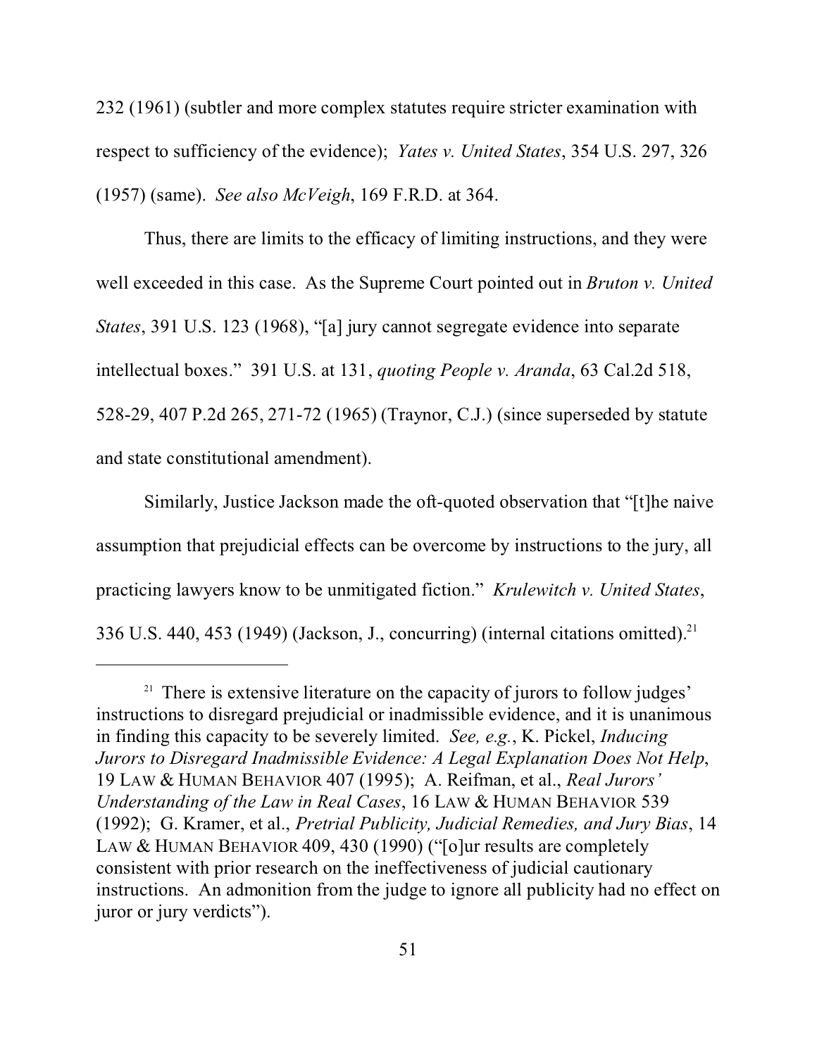232 (1961) (subtler and more complex statutes require stricter examination with respect to sufficiency of the evidence); *Yates v. United States*, 354 U.S. 297, 326 (1957) (same). *See also McVeigh*, 169 F.R.D. at 364.

Thus, there are limits to the efficacy of limiting instructions, and they were well exceeded in this case. As the Supreme Court pointed out in *Bruton v. United States*, 391 U.S. 123 (1968), "[a] jury cannot segregate evidence into separate intellectual boxes." 391 U.S. at 131, *quoting People v. Aranda*, 63 Cal.2d 518, 528-29, 407 P.2d 265, 271-72 (1965) (Traynor, C.J.) (since superseded by statute and state constitutional amendment).

Similarly, Justice Jackson made the oft-quoted observation that "[t]he naive assumption that prejudicial effects can be overcome by instructions to the jury, all practicing lawyers know to be unmitigated fiction." *Krulewitch v. United States*, 336 U.S. 440, 453 (1949) (Jackson, J., concurring) (internal citations omitted).[21]

---

[21] There is extensive literature on the capacity of jurors to follow judges' instructions to disregard prejudicial or inadmissible evidence, and it is unanimous in finding this capacity to be severely limited. *See, e.g.*, K. Pickel, *Inducing Jurors to Disregard Inadmissible Evidence: A Legal Explanation Does Not Help*, 19 LAW & HUMAN BEHAVIOR 407 (1995); A. Reifman, et al., *Real Jurors' Understanding of the Law in Real Cases*, 16 LAW & HUMAN BEHAVIOR 539 (1992); G. Kramer, et al., *Pretrial Publicity, Judicial Remedies, and Jury Bias*, 14 LAW & HUMAN BEHAVIOR 409, 430 (1990) ("[o]ur results are completely consistent with prior research on the ineffectiveness of judicial cautionary instructions. An admonition from the judge to ignore all publicity had no effect on juror or jury verdicts").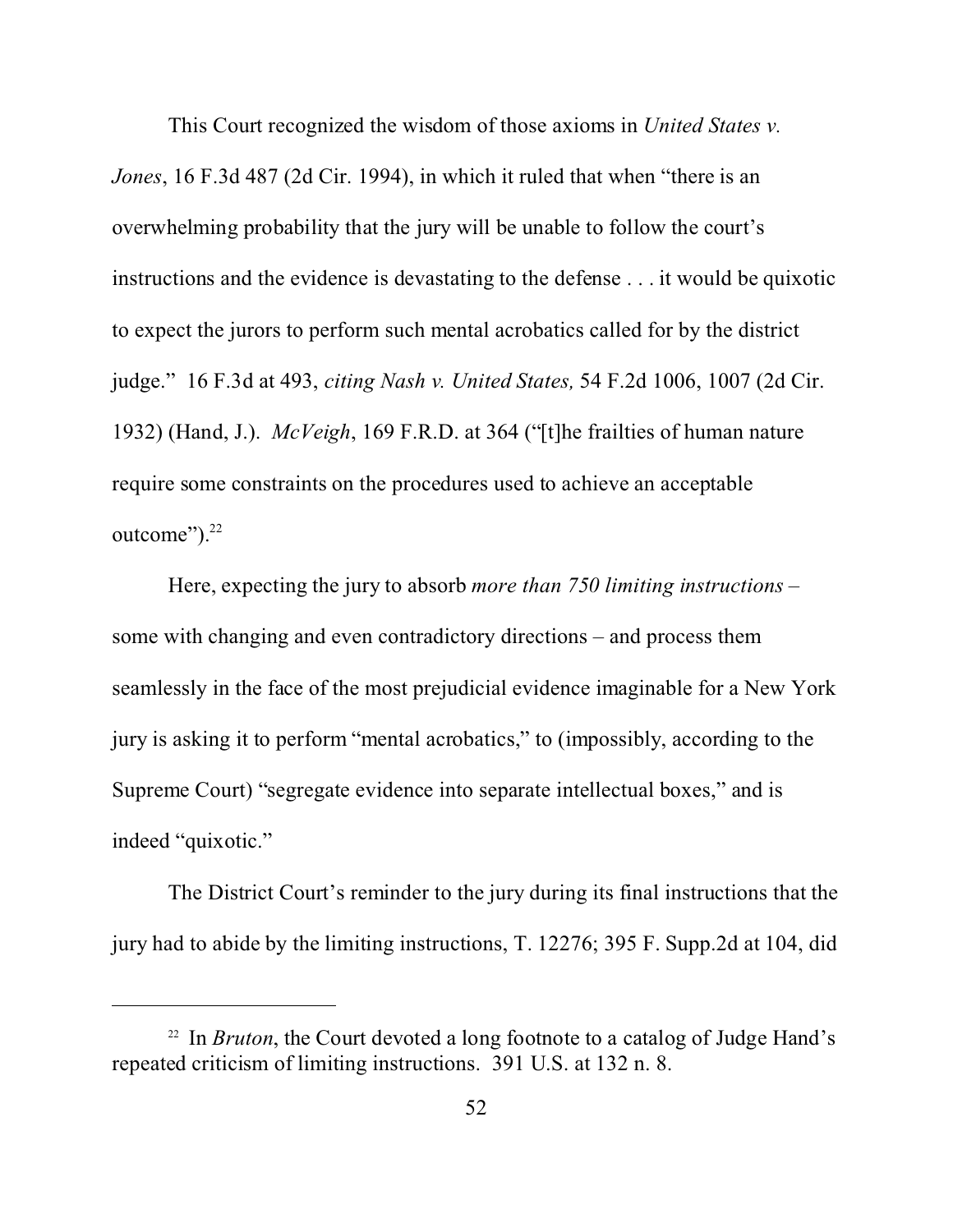This Court recognized the wisdom of those axioms in *United States v. Jones*, 16 F.3d 487 (2d Cir. 1994), in which it ruled that when "there is an overwhelming probability that the jury will be unable to follow the court's instructions and the evidence is devastating to the defense . . . it would be quixotic to expect the jurors to perform such mental acrobatics called for by the district judge." 16 F.3d at 493, *citing Nash v. United States,* 54 F.2d 1006, 1007 (2d Cir. 1932) (Hand, J.). *McVeigh*, 169 F.R.D. at 364 ("[t]he frailties of human nature require some constraints on the procedures used to achieve an acceptable outcome").[22]

Here, expecting the jury to absorb *more than 750 limiting instructions* – some with changing and even contradictory directions – and process them seamlessly in the face of the most prejudicial evidence imaginable for a New York jury is asking it to perform "mental acrobatics," to (impossibly, according to the Supreme Court) "segregate evidence into separate intellectual boxes," and is indeed "quixotic."

The District Court's reminder to the jury during its final instructions that the jury had to abide by the limiting instructions, T. 12276; 395 F. Supp.2d at 104, did

---

[22] In *Bruton*, the Court devoted a long footnote to a catalog of Judge Hand's repeated criticism of limiting instructions. 391 U.S. at 132 n. 8.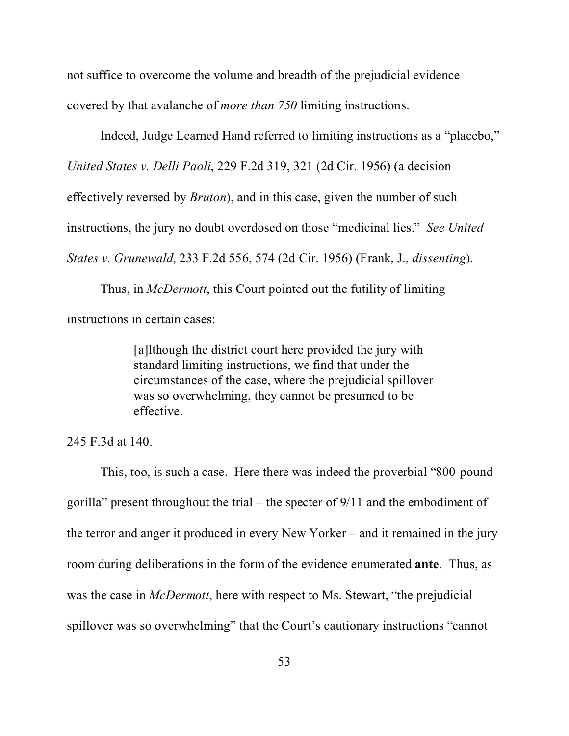not suffice to overcome the volume and breadth of the prejudicial evidence covered by that avalanche of *more than 750* limiting instructions.

Indeed, Judge Learned Hand referred to limiting instructions as a "placebo," *United States v. Delli Paoli*, 229 F.2d 319, 321 (2d Cir. 1956) (a decision effectively reversed by *Bruton*), and in this case, given the number of such instructions, the jury no doubt overdosed on those "medicinal lies." *See United States v. Grunewald*, 233 F.2d 556, 574 (2d Cir. 1956) (Frank, J., *dissenting*).

Thus, in *McDermott*, this Court pointed out the futility of limiting instructions in certain cases:

> [a]lthough the district court here provided the jury with standard limiting instructions, we find that under the circumstances of the case, where the prejudicial spillover was so overwhelming, they cannot be presumed to be effective.

245 F.3d at 140.

This, too, is such a case. Here there was indeed the proverbial "800-pound gorilla" present throughout the trial – the specter of 9/11 and the embodiment of the terror and anger it produced in every New Yorker – and it remained in the jury room during deliberations in the form of the evidence enumerated **ante**. Thus, as was the case in *McDermott*, here with respect to Ms. Stewart, "the prejudicial spillover was so overwhelming" that the Court's cautionary instructions "cannot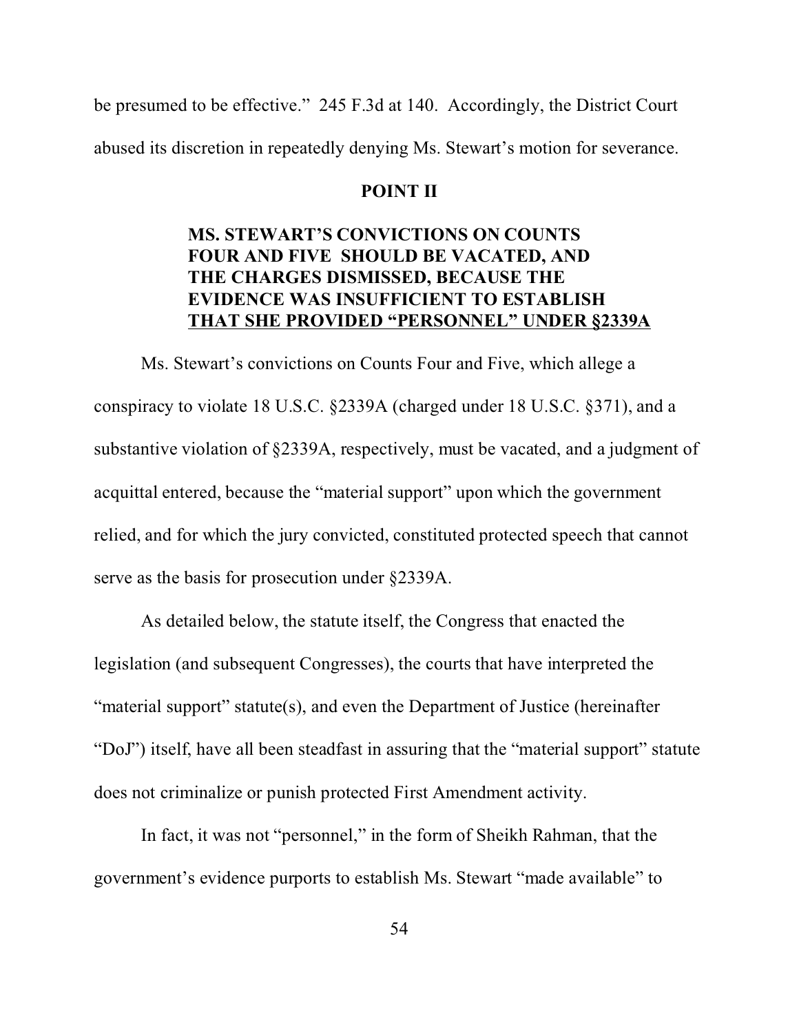be presumed to be effective." 245 F.3d at 140. Accordingly, the District Court abused its discretion in repeatedly denying Ms. Stewart's motion for severance.

## POINT II

### MS. STEWART'S CONVICTIONS ON COUNTS FOUR AND FIVE SHOULD BE VACATED, AND THE CHARGES DISMISSED, BECAUSE THE EVIDENCE WAS INSUFFICIENT TO ESTABLISH THAT SHE PROVIDED "PERSONNEL" UNDER §2339A

Ms. Stewart's convictions on Counts Four and Five, which allege a conspiracy to violate 18 U.S.C. §2339A (charged under 18 U.S.C. §371), and a substantive violation of §2339A, respectively, must be vacated, and a judgment of acquittal entered, because the "material support" upon which the government relied, and for which the jury convicted, constituted protected speech that cannot serve as the basis for prosecution under §2339A.

As detailed below, the statute itself, the Congress that enacted the legislation (and subsequent Congresses), the courts that have interpreted the "material support" statute(s), and even the Department of Justice (hereinafter "DoJ") itself, have all been steadfast in assuring that the "material support" statute does not criminalize or punish protected First Amendment activity.

In fact, it was not "personnel," in the form of Sheikh Rahman, that the government's evidence purports to establish Ms. Stewart "made available" to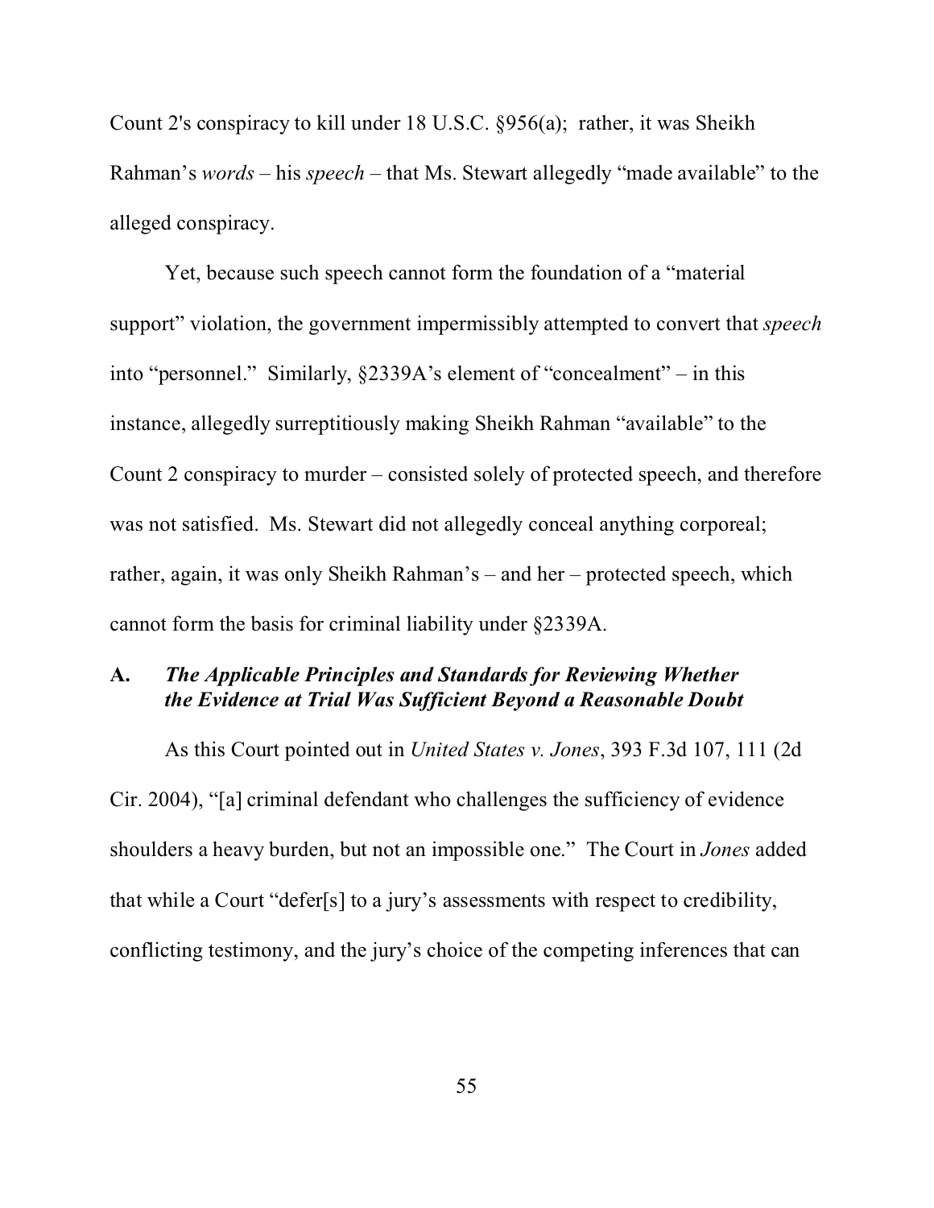Count 2's conspiracy to kill under 18 U.S.C. §956(a); rather, it was Sheikh Rahman's *words* – his *speech* – that Ms. Stewart allegedly "made available" to the alleged conspiracy.

Yet, because such speech cannot form the foundation of a "material support" violation, the government impermissibly attempted to convert that *speech* into "personnel." Similarly, §2339A's element of "concealment" – in this instance, allegedly surreptitiously making Sheikh Rahman "available" to the Count 2 conspiracy to murder – consisted solely of protected speech, and therefore was not satisfied. Ms. Stewart did not allegedly conceal anything corporeal; rather, again, it was only Sheikh Rahman's – and her – protected speech, which cannot form the basis for criminal liability under §2339A.

### A. *The Applicable Principles and Standards for Reviewing Whether the Evidence at Trial Was Sufficient Beyond a Reasonable Doubt*

As this Court pointed out in *United States v. Jones*, 393 F.3d 107, 111 (2d Cir. 2004), "[a] criminal defendant who challenges the sufficiency of evidence shoulders a heavy burden, but not an impossible one." The Court in *Jones* added that while a Court "defer[s] to a jury's assessments with respect to credibility, conflicting testimony, and the jury's choice of the competing inferences that can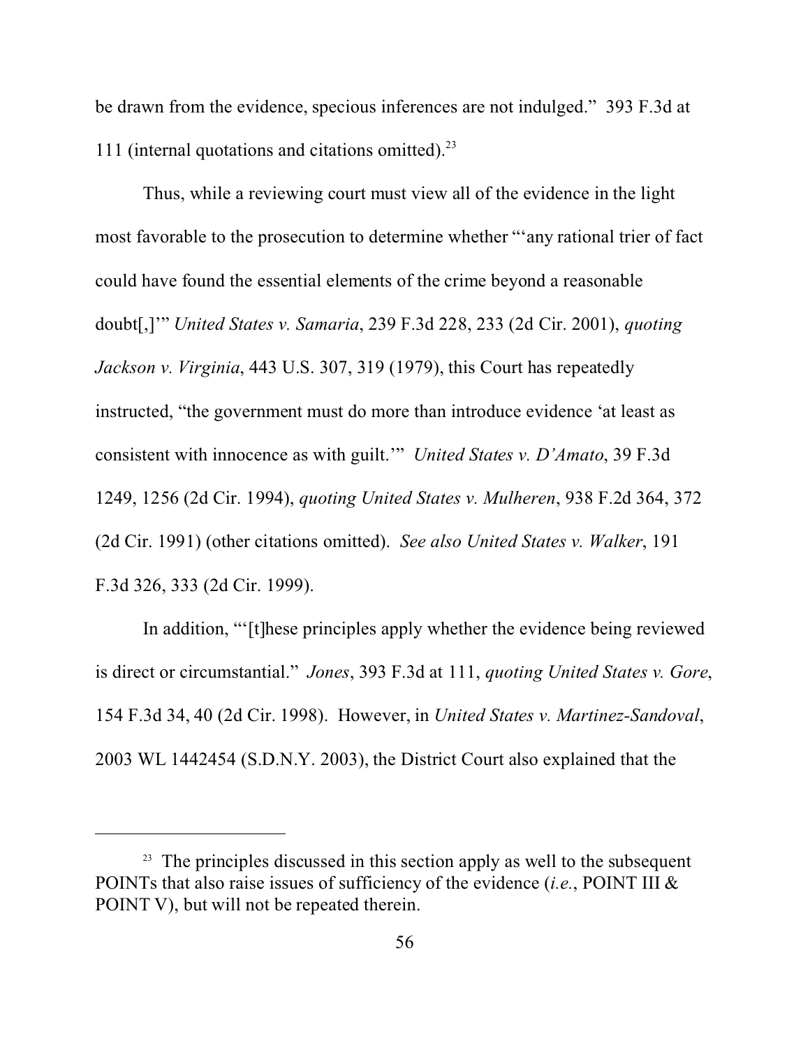be drawn from the evidence, specious inferences are not indulged." 393 F.3d at 111 (internal quotations and citations omitted).[23]

Thus, while a reviewing court must view all of the evidence in the light most favorable to the prosecution to determine whether "'any rational trier of fact could have found the essential elements of the crime beyond a reasonable doubt[,]'" *United States v. Samaria*, 239 F.3d 228, 233 (2d Cir. 2001), *quoting Jackson v. Virginia*, 443 U.S. 307, 319 (1979), this Court has repeatedly instructed, "the government must do more than introduce evidence 'at least as consistent with innocence as with guilt.'" *United States v. D'Amato*, 39 F.3d 1249, 1256 (2d Cir. 1994), *quoting United States v. Mulheren*, 938 F.2d 364, 372 (2d Cir. 1991) (other citations omitted). *See also United States v. Walker*, 191 F.3d 326, 333 (2d Cir. 1999).

In addition, "'[t]hese principles apply whether the evidence being reviewed is direct or circumstantial." *Jones*, 393 F.3d at 111, *quoting United States v. Gore*, 154 F.3d 34, 40 (2d Cir. 1998). However, in *United States v. Martinez-Sandoval*, 2003 WL 1442454 (S.D.N.Y. 2003), the District Court also explained that the

---

[23] The principles discussed in this section apply as well to the subsequent POINTs that also raise issues of sufficiency of the evidence (*i.e.*, POINT III & POINT V), but will not be repeated therein.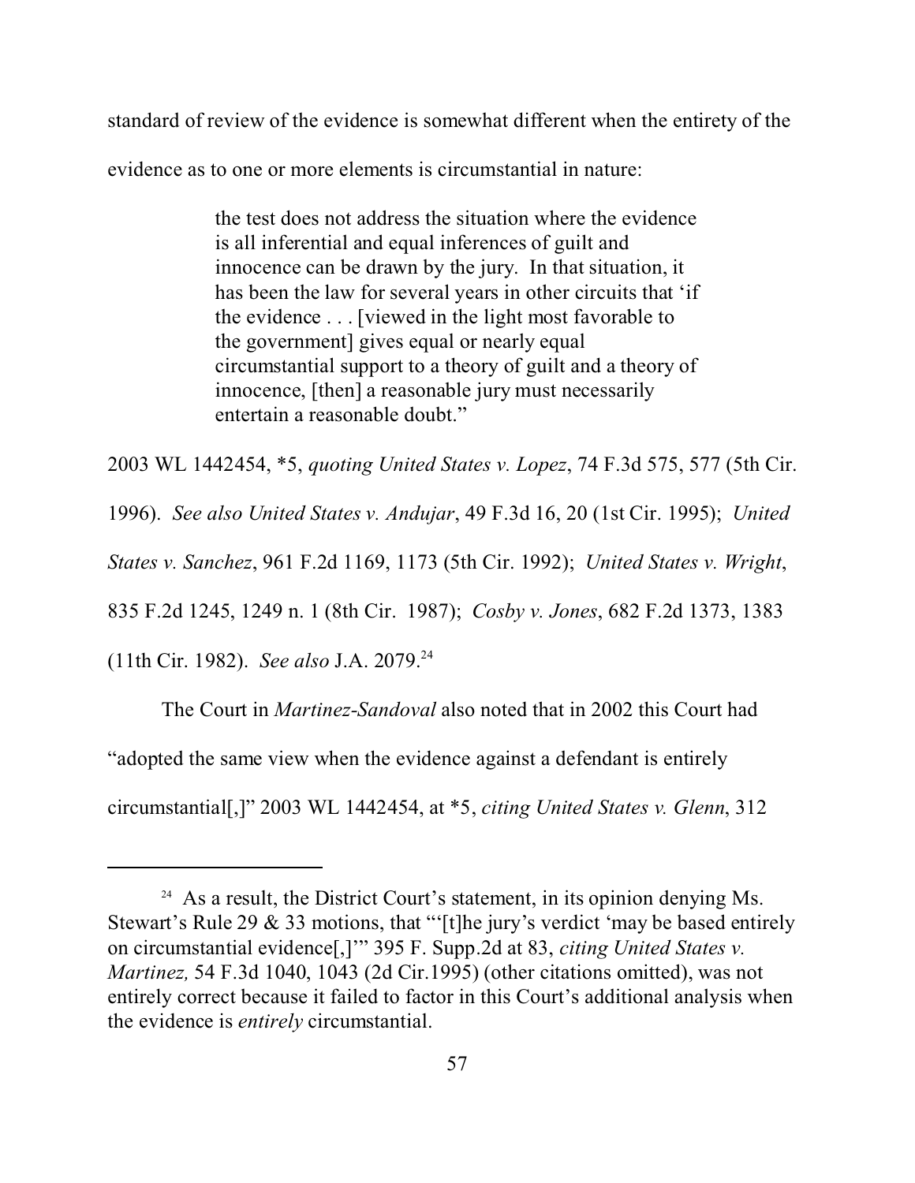standard of review of the evidence is somewhat different when the entirety of the evidence as to one or more elements is circumstantial in nature:

> the test does not address the situation where the evidence is all inferential and equal inferences of guilt and innocence can be drawn by the jury. In that situation, it has been the law for several years in other circuits that 'if the evidence . . . [viewed in the light most favorable to the government] gives equal or nearly equal circumstantial support to a theory of guilt and a theory of innocence, [then] a reasonable jury must necessarily entertain a reasonable doubt."

2003 WL 1442454, *5, *quoting United States v. Lopez*, 74 F.3d 575, 577 (5th Cir. 1996). *See also United States v. Andujar*, 49 F.3d 16, 20 (1st Cir. 1995); *United States v. Sanchez*, 961 F.2d 1169, 1173 (5th Cir. 1992); *United States v. Wright*, 835 F.2d 1245, 1249 n. 1 (8th Cir. 1987); *Cosby v. Jones*, 682 F.2d 1373, 1383 (11th Cir. 1982). *See also* J.A. 2079.[24]

The Court in *Martinez-Sandoval* also noted that in 2002 this Court had "adopted the same view when the evidence against a defendant is entirely circumstantial[,]" 2003 WL 1442454, at *5, *citing United States v. Glenn*, 312

---

[24] As a result, the District Court's statement, in its opinion denying Ms. Stewart's Rule 29 & 33 motions, that "'[t]he jury's verdict 'may be based entirely on circumstantial evidence[,]'" 395 F. Supp.2d at 83, *citing United States v. Martinez,* 54 F.3d 1040, 1043 (2d Cir.1995) (other citations omitted), was not entirely correct because it failed to factor in this Court's additional analysis when the evidence is *entirely* circumstantial.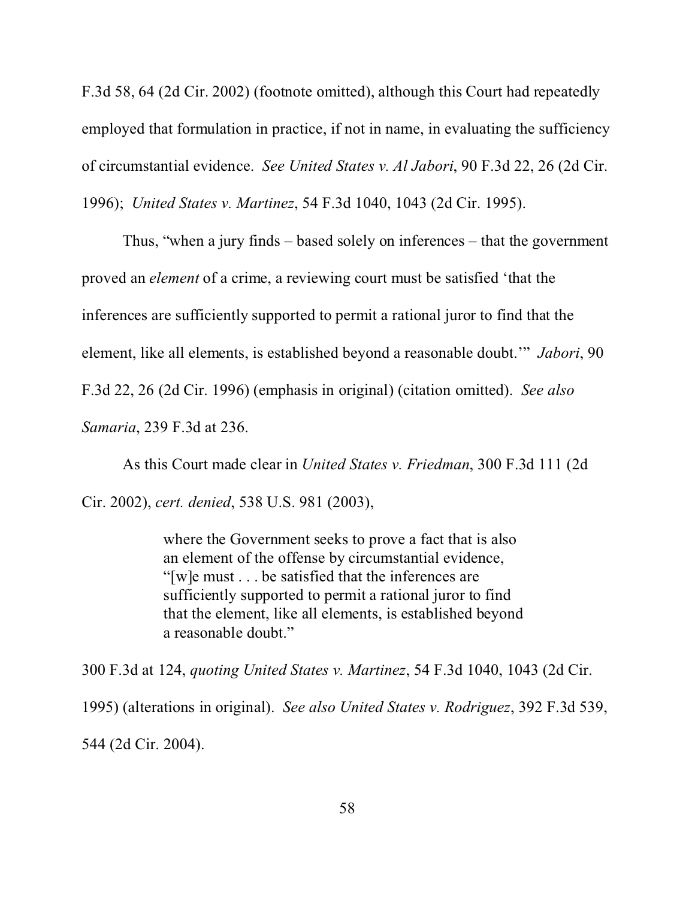F.3d 58, 64 (2d Cir. 2002) (footnote omitted), although this Court had repeatedly employed that formulation in practice, if not in name, in evaluating the sufficiency of circumstantial evidence. *See United States v. Al Jabori*, 90 F.3d 22, 26 (2d Cir. 1996); *United States v. Martinez*, 54 F.3d 1040, 1043 (2d Cir. 1995).

Thus, "when a jury finds – based solely on inferences – that the government proved an *element* of a crime, a reviewing court must be satisfied 'that the inferences are sufficiently supported to permit a rational juror to find that the element, like all elements, is established beyond a reasonable doubt.'" *Jabori*, 90 F.3d 22, 26 (2d Cir. 1996) (emphasis in original) (citation omitted). *See also Samaria*, 239 F.3d at 236.

As this Court made clear in *United States v. Friedman*, 300 F.3d 111 (2d Cir. 2002), *cert. denied*, 538 U.S. 981 (2003),

> where the Government seeks to prove a fact that is also an element of the offense by circumstantial evidence, "[w]e must . . . be satisfied that the inferences are sufficiently supported to permit a rational juror to find that the element, like all elements, is established beyond a reasonable doubt."

300 F.3d at 124, *quoting United States v. Martinez*, 54 F.3d 1040, 1043 (2d Cir. 1995) (alterations in original). *See also United States v. Rodriguez*, 392 F.3d 539, 544 (2d Cir. 2004).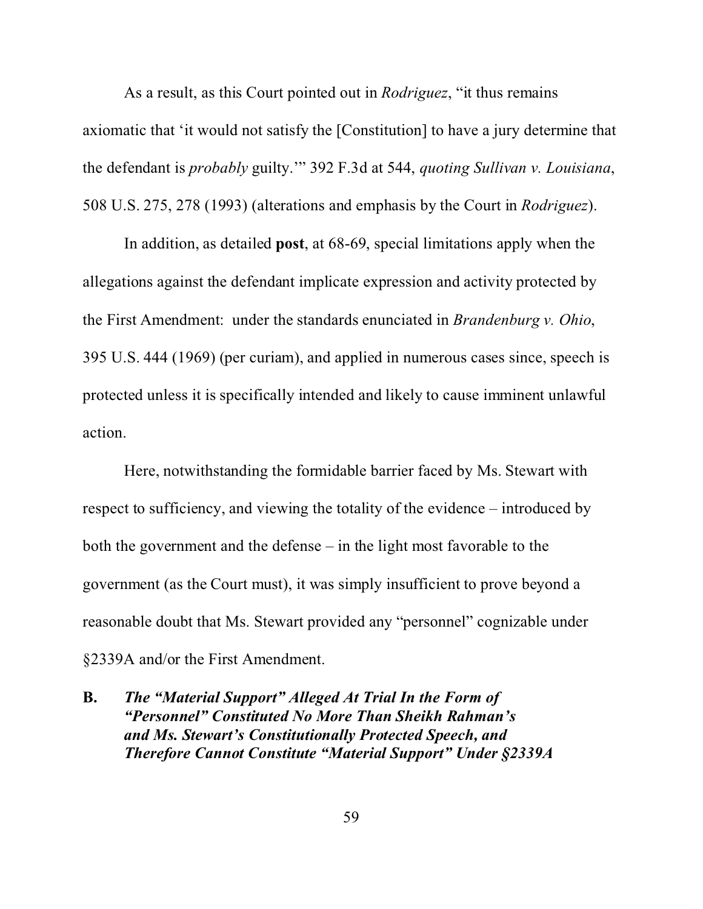As a result, as this Court pointed out in *Rodriguez*, "it thus remains axiomatic that 'it would not satisfy the [Constitution] to have a jury determine that the defendant is *probably* guilty.'" 392 F.3d at 544, *quoting Sullivan v. Louisiana*, 508 U.S. 275, 278 (1993) (alterations and emphasis by the Court in *Rodriguez*).

In addition, as detailed **post**, at 68-69, special limitations apply when the allegations against the defendant implicate expression and activity protected by the First Amendment: under the standards enunciated in *Brandenburg v. Ohio*, 395 U.S. 444 (1969) (per curiam), and applied in numerous cases since, speech is protected unless it is specifically intended and likely to cause imminent unlawful action.

Here, notwithstanding the formidable barrier faced by Ms. Stewart with respect to sufficiency, and viewing the totality of the evidence – introduced by both the government and the defense – in the light most favorable to the government (as the Court must), it was simply insufficient to prove beyond a reasonable doubt that Ms. Stewart provided any "personnel" cognizable under §2339A and/or the First Amendment.

### B. *The "Material Support" Alleged At Trial In the Form of "Personnel" Constituted No More Than Sheikh Rahman's and Ms. Stewart's Constitutionally Protected Speech, and Therefore Cannot Constitute "Material Support" Under §2339A*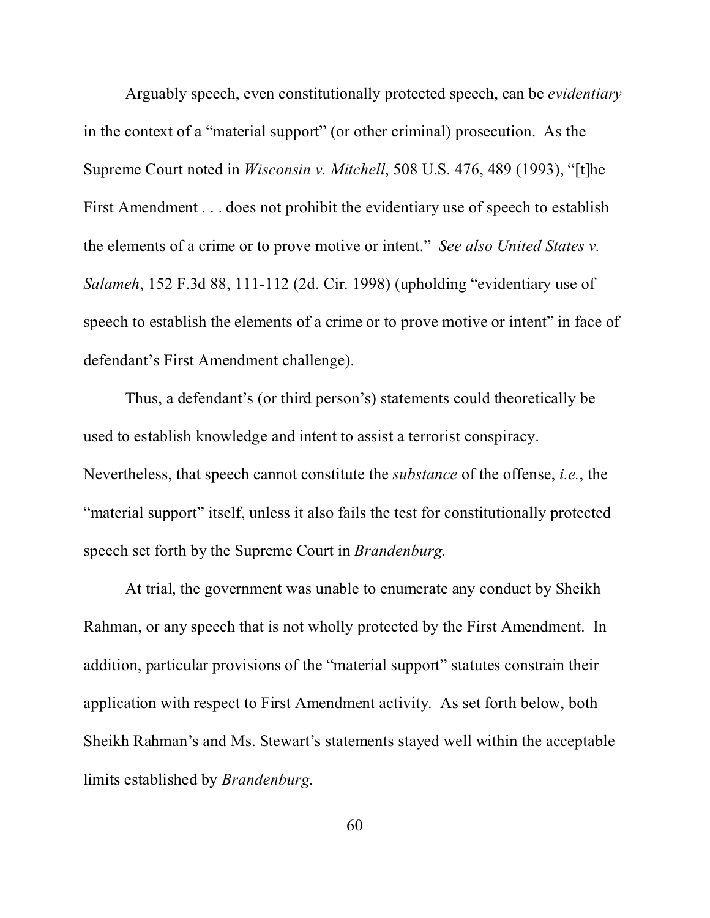Arguably speech, even constitutionally protected speech, can be *evidentiary* in the context of a "material support" (or other criminal) prosecution. As the Supreme Court noted in *Wisconsin v. Mitchell*, 508 U.S. 476, 489 (1993), "[t]he First Amendment . . . does not prohibit the evidentiary use of speech to establish the elements of a crime or to prove motive or intent." *See also United States v. Salameh*, 152 F.3d 88, 111-112 (2d. Cir. 1998) (upholding "evidentiary use of speech to establish the elements of a crime or to prove motive or intent" in face of defendant's First Amendment challenge).

Thus, a defendant's (or third person's) statements could theoretically be used to establish knowledge and intent to assist a terrorist conspiracy. Nevertheless, that speech cannot constitute the *substance* of the offense, *i.e.*, the "material support" itself, unless it also fails the test for constitutionally protected speech set forth by the Supreme Court in *Brandenburg*.

At trial, the government was unable to enumerate any conduct by Sheikh Rahman, or any speech that is not wholly protected by the First Amendment. In addition, particular provisions of the "material support" statutes constrain their application with respect to First Amendment activity. As set forth below, both Sheikh Rahman's and Ms. Stewart's statements stayed well within the acceptable limits established by *Brandenburg*.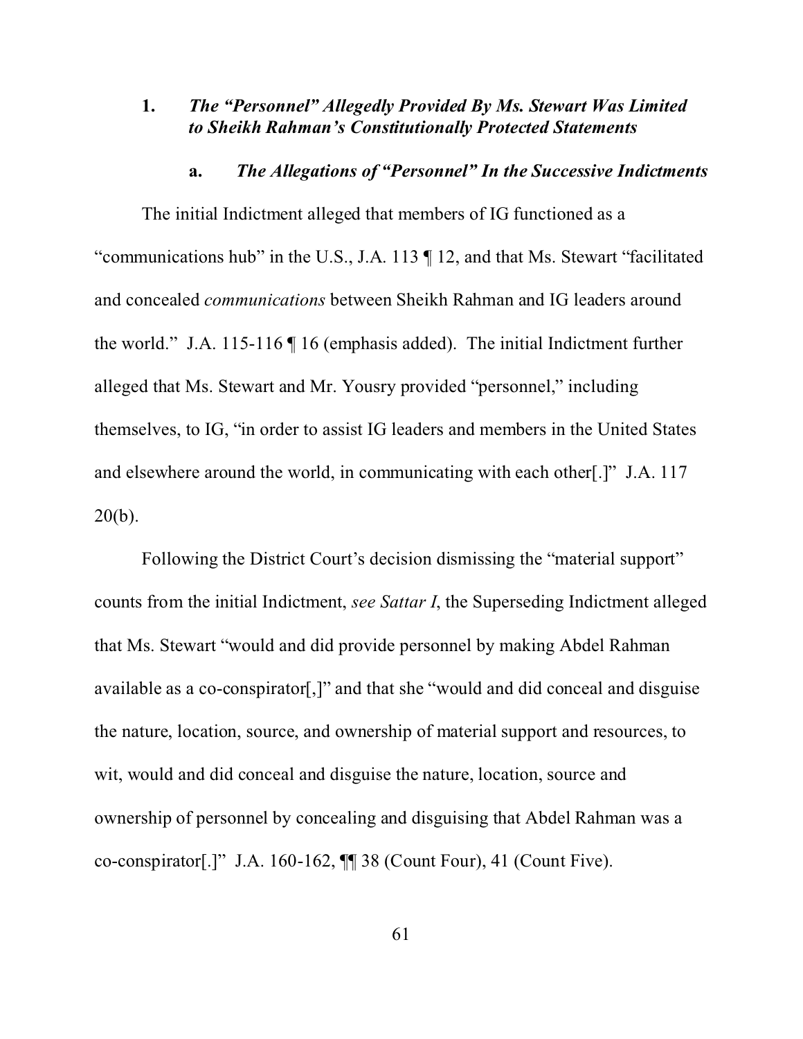### 1. *The "Personnel" Allegedly Provided By Ms. Stewart Was Limited to Sheikh Rahman's Constitutionally Protected Statements*

#### a. *The Allegations of "Personnel" In the Successive Indictments*

The initial Indictment alleged that members of IG functioned as a "communications hub" in the U.S., J.A. 113 ¶ 12, and that Ms. Stewart "facilitated and concealed *communications* between Sheikh Rahman and IG leaders around the world." J.A. 115-116 ¶ 16 (emphasis added). The initial Indictment further alleged that Ms. Stewart and Mr. Yousry provided "personnel," including themselves, to IG, "in order to assist IG leaders and members in the United States and elsewhere around the world, in communicating with each other[.]" J.A. 117 20(b).

Following the District Court's decision dismissing the "material support" counts from the initial Indictment, *see Sattar I*, the Superseding Indictment alleged that Ms. Stewart "would and did provide personnel by making Abdel Rahman available as a co-conspirator[,]" and that she "would and did conceal and disguise the nature, location, source, and ownership of material support and resources, to wit, would and did conceal and disguise the nature, location, source and ownership of personnel by concealing and disguising that Abdel Rahman was a co-conspirator[.]" J.A. 160-162, ¶¶ 38 (Count Four), 41 (Count Five).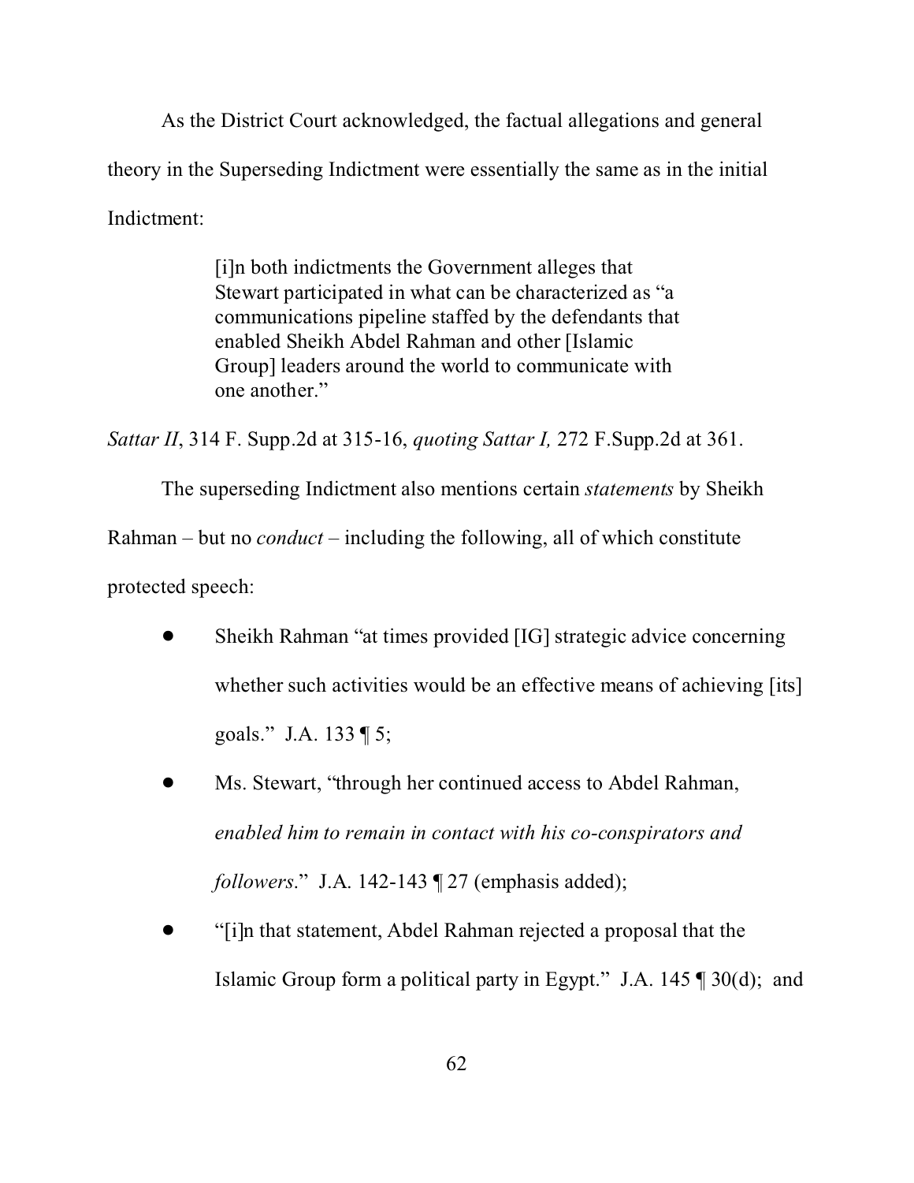As the District Court acknowledged, the factual allegations and general theory in the Superseding Indictment were essentially the same as in the initial Indictment:

> [i]n both indictments the Government alleges that Stewart participated in what can be characterized as "a communications pipeline staffed by the defendants that enabled Sheikh Abdel Rahman and other [Islamic Group] leaders around the world to communicate with one another."

*Sattar II*, 314 F. Supp.2d at 315-16, *quoting Sattar I,* 272 F.Supp.2d at 361.

The superseding Indictment also mentions certain *statements* by Sheikh Rahman – but no *conduct* – including the following, all of which constitute protected speech:

- Sheikh Rahman "at times provided [IG] strategic advice concerning whether such activities would be an effective means of achieving [its] goals." J.A. 133 ¶ 5;
- Ms. Stewart, "through her continued access to Abdel Rahman, *enabled him to remain in contact with his co-conspirators and followers*." J.A. 142-143 ¶ 27 (emphasis added);
- "[i]n that statement, Abdel Rahman rejected a proposal that the Islamic Group form a political party in Egypt." J.A. 145 ¶ 30(d); and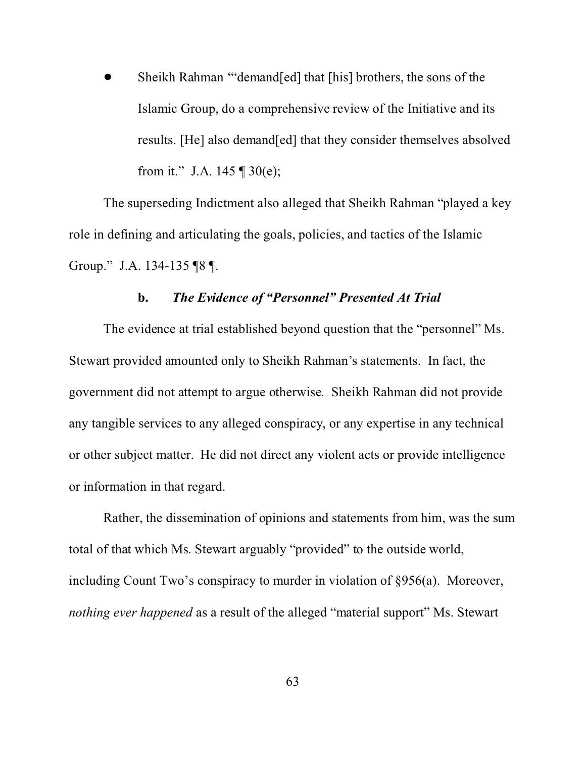- Sheikh Rahman "'demand[ed] that [his] brothers, the sons of the Islamic Group, do a comprehensive review of the Initiative and its results. [He] also demand[ed] that they consider themselves absolved from it." J.A. 145 ¶ 30(e);

The superseding Indictment also alleged that Sheikh Rahman "played a key role in defining and articulating the goals, policies, and tactics of the Islamic Group." J.A. 134-135 ¶8 ¶.

**b. *The Evidence of "Personnel" Presented At Trial***

The evidence at trial established beyond question that the "personnel" Ms. Stewart provided amounted only to Sheikh Rahman's statements. In fact, the government did not attempt to argue otherwise. Sheikh Rahman did not provide any tangible services to any alleged conspiracy, or any expertise in any technical or other subject matter. He did not direct any violent acts or provide intelligence or information in that regard.

Rather, the dissemination of opinions and statements from him, was the sum total of that which Ms. Stewart arguably "provided" to the outside world, including Count Two's conspiracy to murder in violation of §956(a). Moreover, *nothing ever happened* as a result of the alleged "material support" Ms. Stewart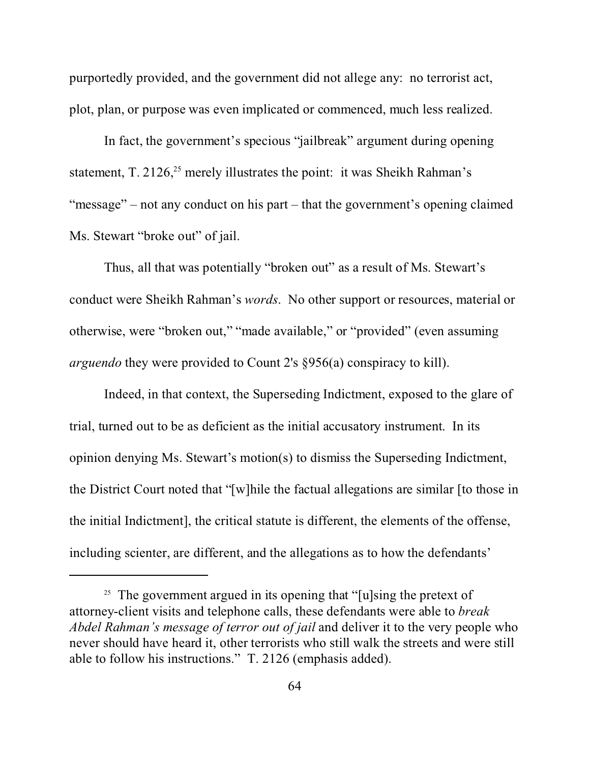purportedly provided, and the government did not allege any: no terrorist act, plot, plan, or purpose was even implicated or commenced, much less realized.

In fact, the government's specious "jailbreak" argument during opening statement, T. 2126,[25] merely illustrates the point: it was Sheikh Rahman's "message" – not any conduct on his part – that the government's opening claimed Ms. Stewart "broke out" of jail.

Thus, all that was potentially "broken out" as a result of Ms. Stewart's conduct were Sheikh Rahman's *words*. No other support or resources, material or otherwise, were "broken out," "made available," or "provided" (even assuming *arguendo* they were provided to Count 2's §956(a) conspiracy to kill).

Indeed, in that context, the Superseding Indictment, exposed to the glare of trial, turned out to be as deficient as the initial accusatory instrument. In its opinion denying Ms. Stewart's motion(s) to dismiss the Superseding Indictment, the District Court noted that "[w]hile the factual allegations are similar [to those in the initial Indictment], the critical statute is different, the elements of the offense, including scienter, are different, and the allegations as to how the defendants'

---

[25] The government argued in its opening that "[u]sing the pretext of attorney-client visits and telephone calls, these defendants were able to *break Abdel Rahman's message of terror out of jail* and deliver it to the very people who never should have heard it, other terrorists who still walk the streets and were still able to follow his instructions." T. 2126 (emphasis added).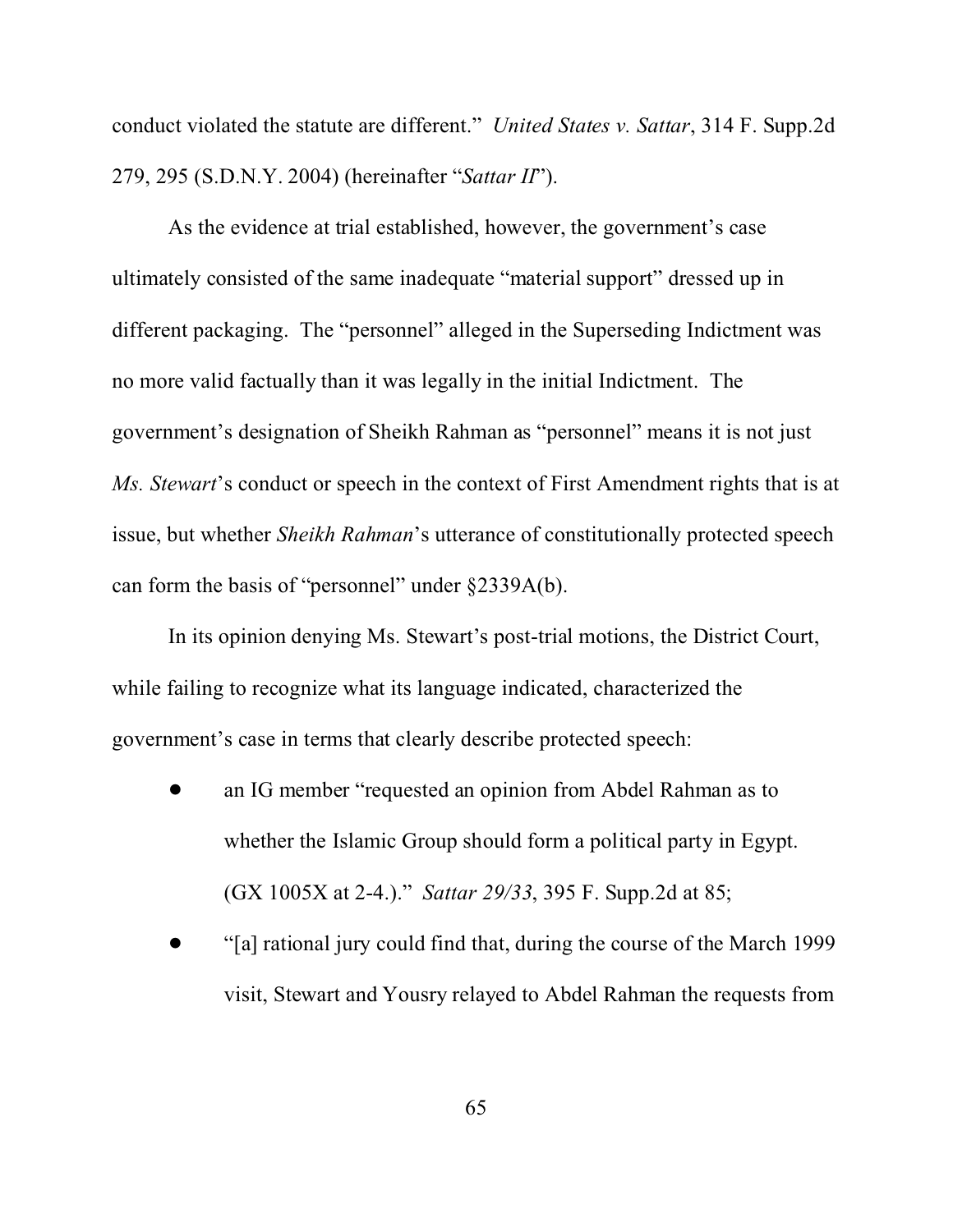conduct violated the statute are different." *United States v. Sattar*, 314 F. Supp.2d 279, 295 (S.D.N.Y. 2004) (hereinafter "*Sattar II*").

As the evidence at trial established, however, the government's case ultimately consisted of the same inadequate "material support" dressed up in different packaging. The "personnel" alleged in the Superseding Indictment was no more valid factually than it was legally in the initial Indictment. The government's designation of Sheikh Rahman as "personnel" means it is not just *Ms. Stewart*'s conduct or speech in the context of First Amendment rights that is at issue, but whether *Sheikh Rahman*'s utterance of constitutionally protected speech can form the basis of "personnel" under §2339A(b).

In its opinion denying Ms. Stewart's post-trial motions, the District Court, while failing to recognize what its language indicated, characterized the government's case in terms that clearly describe protected speech:

- an IG member "requested an opinion from Abdel Rahman as to whether the Islamic Group should form a political party in Egypt. (GX 1005X at 2-4.)." *Sattar 29/33*, 395 F. Supp.2d at 85;
- "[a] rational jury could find that, during the course of the March 1999 visit, Stewart and Yousry relayed to Abdel Rahman the requests from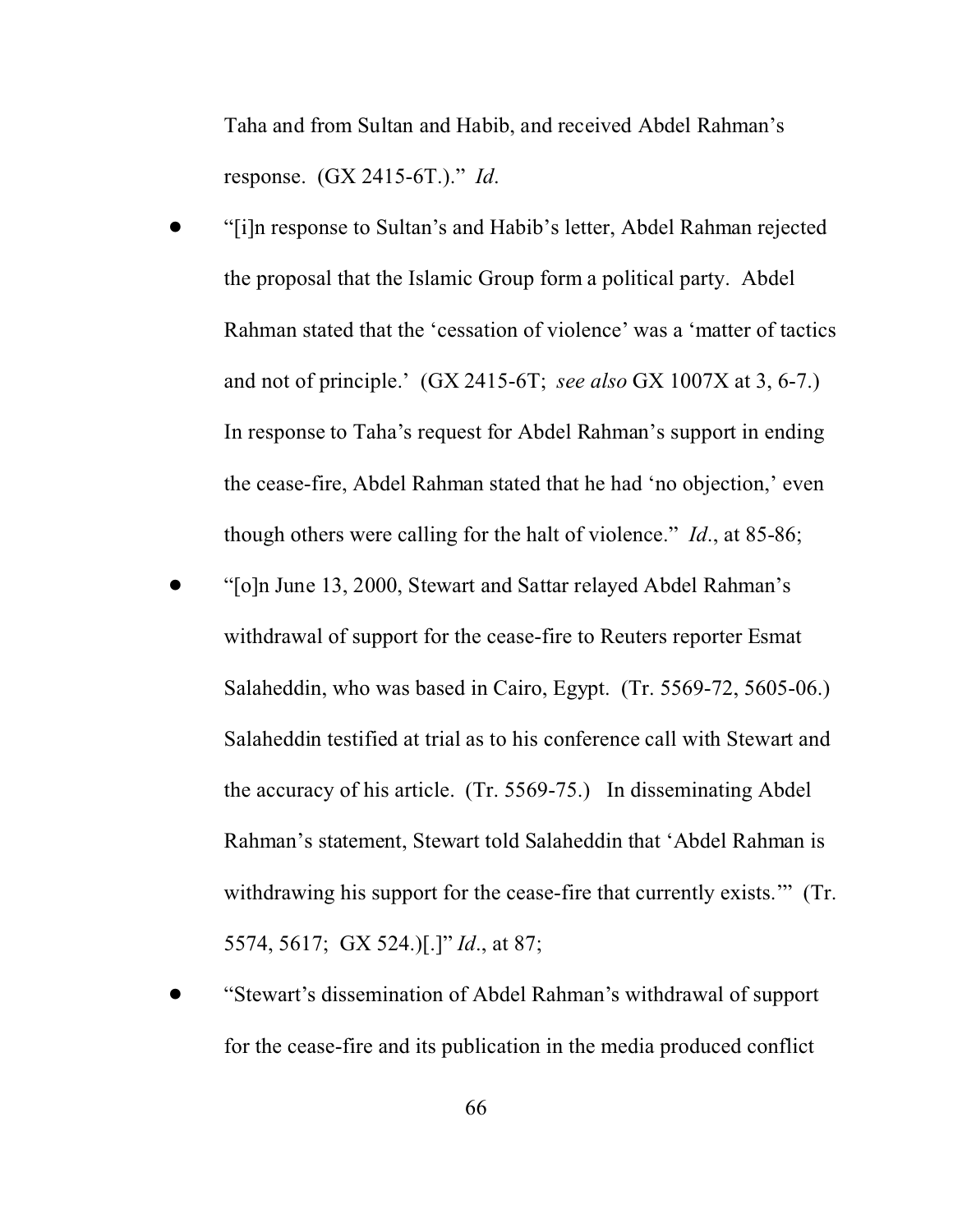Taha and from Sultan and Habib, and received Abdel Rahman's response. (GX 2415-6T.)." *Id*.

- "[i]n response to Sultan's and Habib's letter, Abdel Rahman rejected the proposal that the Islamic Group form a political party. Abdel Rahman stated that the 'cessation of violence' was a 'matter of tactics and not of principle.' (GX 2415-6T; *see also* GX 1007X at 3, 6-7.) In response to Taha's request for Abdel Rahman's support in ending the cease-fire, Abdel Rahman stated that he had 'no objection,' even though others were calling for the halt of violence." *Id*., at 85-86;
- "[o]n June 13, 2000, Stewart and Sattar relayed Abdel Rahman's withdrawal of support for the cease-fire to Reuters reporter Esmat Salaheddin, who was based in Cairo, Egypt. (Tr. 5569-72, 5605-06.) Salaheddin testified at trial as to his conference call with Stewart and the accuracy of his article. (Tr. 5569-75.) In disseminating Abdel Rahman's statement, Stewart told Salaheddin that 'Abdel Rahman is withdrawing his support for the cease-fire that currently exists.'" (Tr. 5574, 5617; GX 524.)[.]" *Id*., at 87;
- "Stewart's dissemination of Abdel Rahman's withdrawal of support for the cease-fire and its publication in the media produced conflict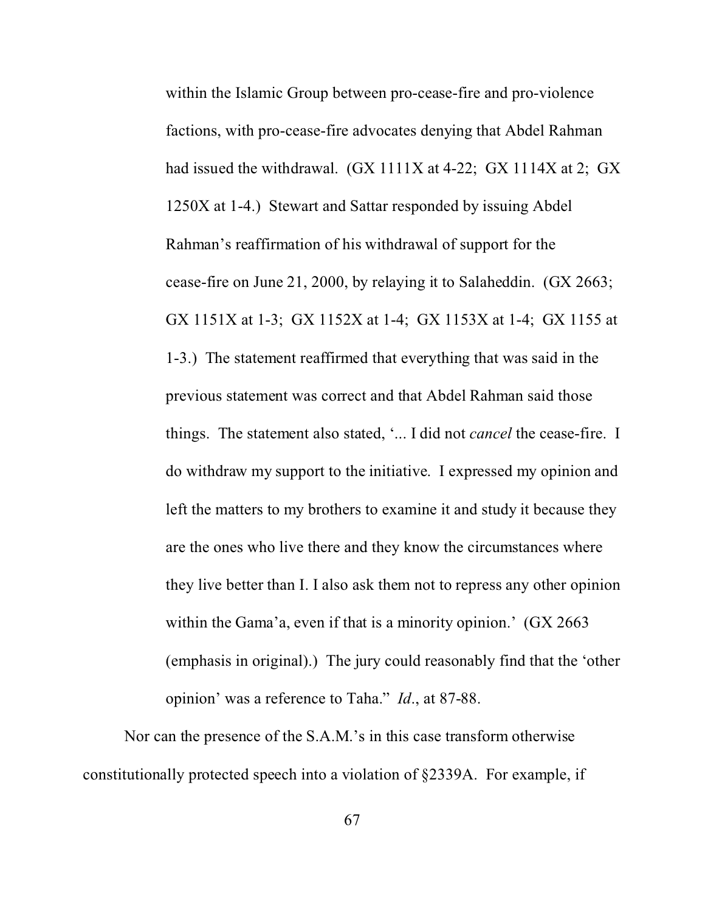> within the Islamic Group between pro-cease-fire and pro-violence factions, with pro-cease-fire advocates denying that Abdel Rahman had issued the withdrawal. (GX 1111X at 4-22; GX 1114X at 2; GX 1250X at 1-4.) Stewart and Sattar responded by issuing Abdel Rahman's reaffirmation of his withdrawal of support for the cease-fire on June 21, 2000, by relaying it to Salaheddin. (GX 2663; GX 1151X at 1-3; GX 1152X at 1-4; GX 1153X at 1-4; GX 1155 at 1-3.) The statement reaffirmed that everything that was said in the previous statement was correct and that Abdel Rahman said those things. The statement also stated, '... I did not *cancel* the cease-fire. I do withdraw my support to the initiative. I expressed my opinion and left the matters to my brothers to examine it and study it because they are the ones who live there and they know the circumstances where they live better than I. I also ask them not to repress any other opinion within the Gama'a, even if that is a minority opinion.' (GX 2663 (emphasis in original).) The jury could reasonably find that the 'other opinion' was a reference to Taha." *Id*., at 87-88.

Nor can the presence of the S.A.M.'s in this case transform otherwise constitutionally protected speech into a violation of §2339A. For example, if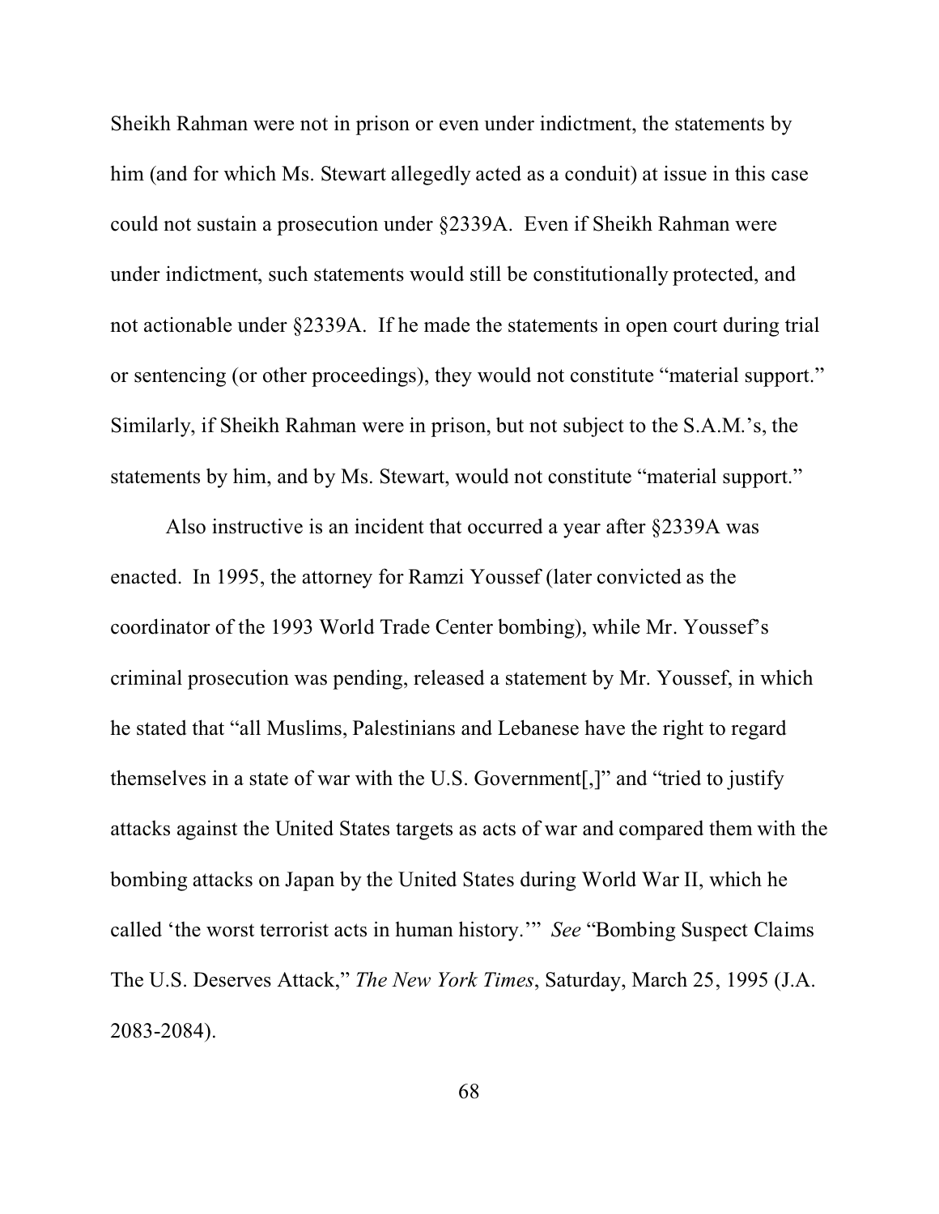Sheikh Rahman were not in prison or even under indictment, the statements by him (and for which Ms. Stewart allegedly acted as a conduit) at issue in this case could not sustain a prosecution under §2339A. Even if Sheikh Rahman were under indictment, such statements would still be constitutionally protected, and not actionable under §2339A. If he made the statements in open court during trial or sentencing (or other proceedings), they would not constitute "material support." Similarly, if Sheikh Rahman were in prison, but not subject to the S.A.M.'s, the statements by him, and by Ms. Stewart, would not constitute "material support."

Also instructive is an incident that occurred a year after §2339A was enacted. In 1995, the attorney for Ramzi Youssef (later convicted as the coordinator of the 1993 World Trade Center bombing), while Mr. Youssef's criminal prosecution was pending, released a statement by Mr. Youssef, in which he stated that "all Muslims, Palestinians and Lebanese have the right to regard themselves in a state of war with the U.S. Government[,]" and "tried to justify attacks against the United States targets as acts of war and compared them with the bombing attacks on Japan by the United States during World War II, which he called 'the worst terrorist acts in human history.'" *See* "Bombing Suspect Claims The U.S. Deserves Attack," *The New York Times*, Saturday, March 25, 1995 (J.A. 2083-2084).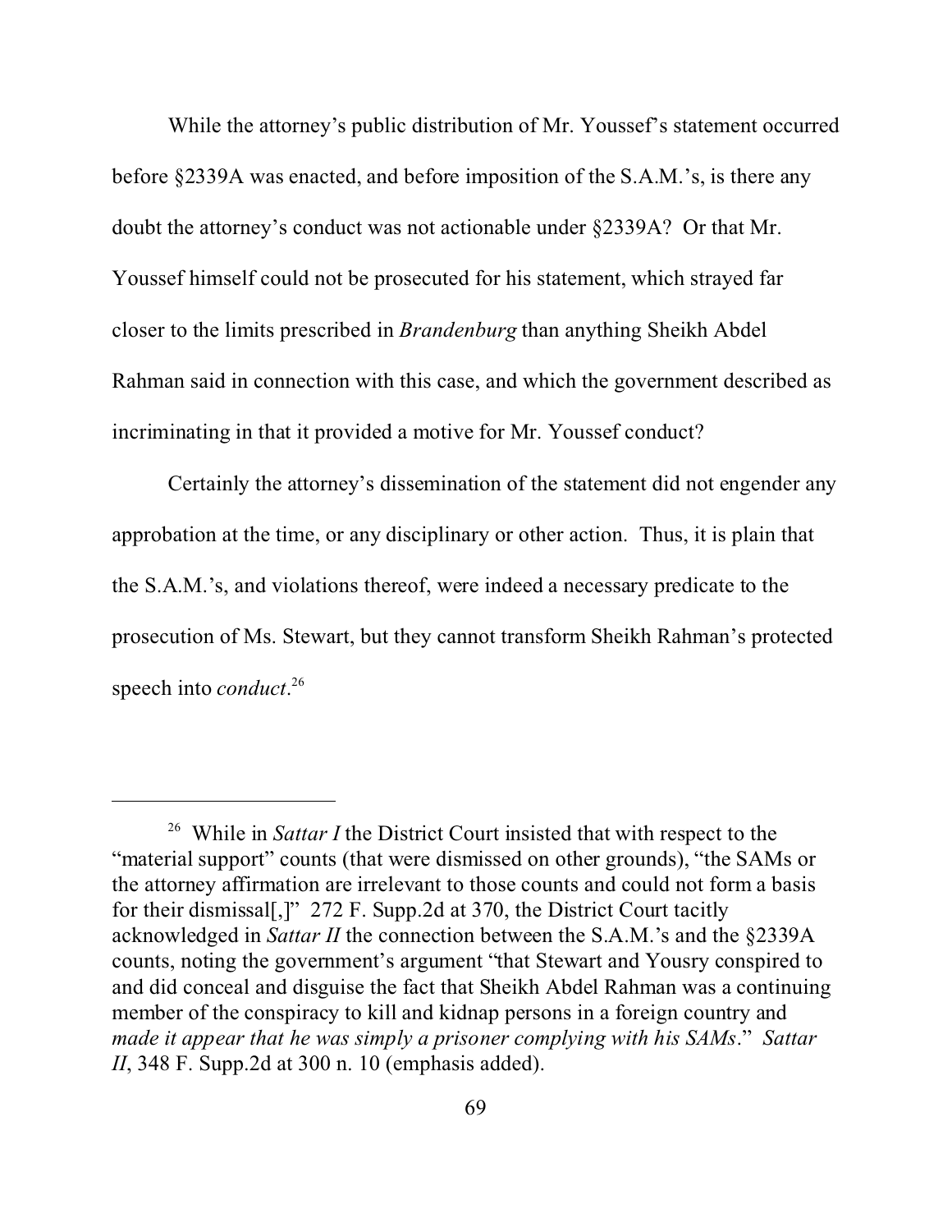While the attorney's public distribution of Mr. Youssef's statement occurred before §2339A was enacted, and before imposition of the S.A.M.'s, is there any doubt the attorney's conduct was not actionable under §2339A? Or that Mr. Youssef himself could not be prosecuted for his statement, which strayed far closer to the limits prescribed in *Brandenburg* than anything Sheikh Abdel Rahman said in connection with this case, and which the government described as incriminating in that it provided a motive for Mr. Youssef conduct?

Certainly the attorney's dissemination of the statement did not engender any approbation at the time, or any disciplinary or other action. Thus, it is plain that the S.A.M.'s, and violations thereof, were indeed a necessary predicate to the prosecution of Ms. Stewart, but they cannot transform Sheikh Rahman's protected speech into *conduct*.[26]

---

[26] While in *Sattar I* the District Court insisted that with respect to the "material support" counts (that were dismissed on other grounds), "the SAMs or the attorney affirmation are irrelevant to those counts and could not form a basis for their dismissal[,]" 272 F. Supp.2d at 370, the District Court tacitly acknowledged in *Sattar II* the connection between the S.A.M.'s and the §2339A counts, noting the government's argument "that Stewart and Yousry conspired to and did conceal and disguise the fact that Sheikh Abdel Rahman was a continuing member of the conspiracy to kill and kidnap persons in a foreign country and *made it appear that he was simply a prisoner complying with his SAMs*." *Sattar II*, 348 F. Supp.2d at 300 n. 10 (emphasis added).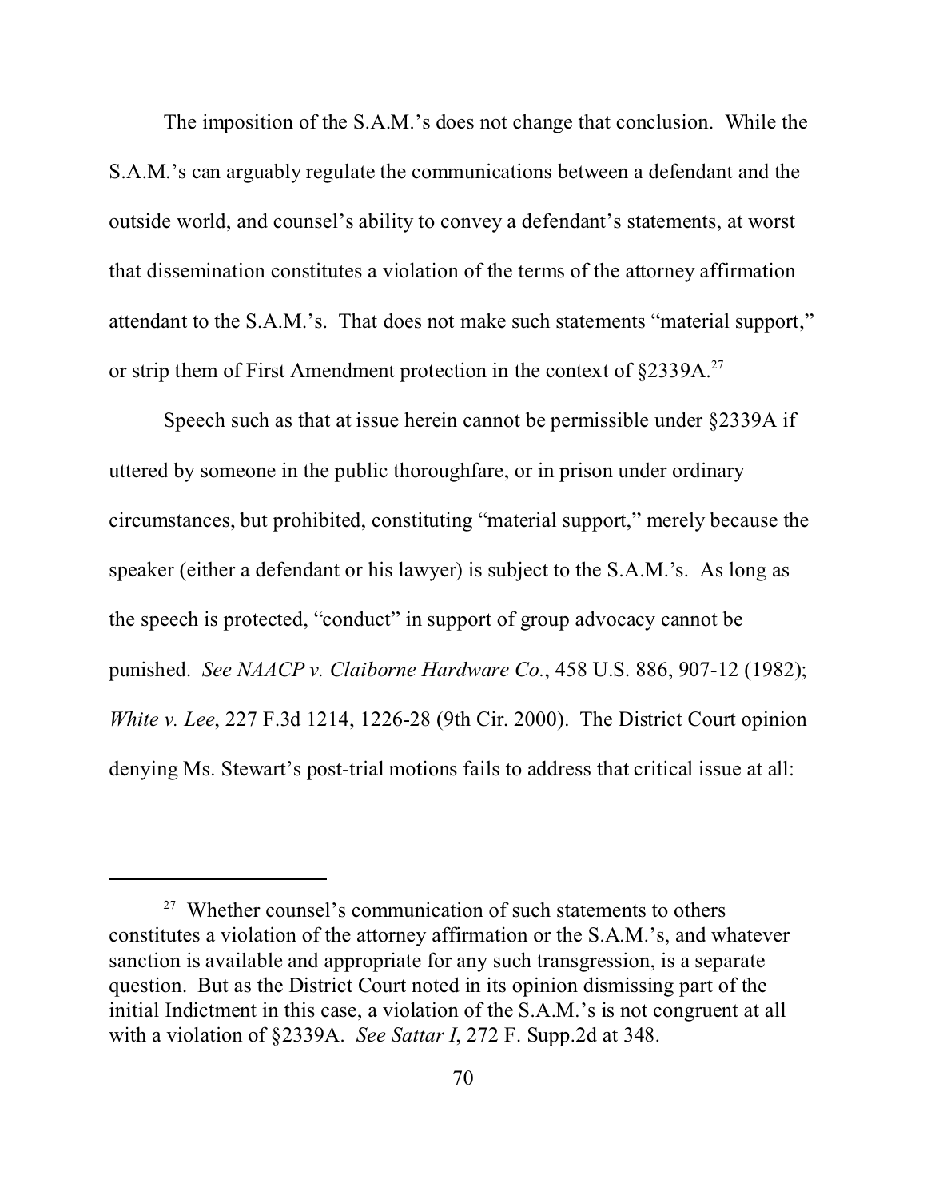The imposition of the S.A.M.'s does not change that conclusion. While the S.A.M.'s can arguably regulate the communications between a defendant and the outside world, and counsel's ability to convey a defendant's statements, at worst that dissemination constitutes a violation of the terms of the attorney affirmation attendant to the S.A.M.'s. That does not make such statements "material support," or strip them of First Amendment protection in the context of §2339A.[27]

Speech such as that at issue herein cannot be permissible under §2339A if uttered by someone in the public thoroughfare, or in prison under ordinary circumstances, but prohibited, constituting "material support," merely because the speaker (either a defendant or his lawyer) is subject to the S.A.M.'s. As long as the speech is protected, "conduct" in support of group advocacy cannot be punished. *See NAACP v. Claiborne Hardware Co.*, 458 U.S. 886, 907-12 (1982); *White v. Lee*, 227 F.3d 1214, 1226-28 (9th Cir. 2000). The District Court opinion denying Ms. Stewart's post-trial motions fails to address that critical issue at all:

---

[27] Whether counsel's communication of such statements to others constitutes a violation of the attorney affirmation or the S.A.M.'s, and whatever sanction is available and appropriate for any such transgression, is a separate question. But as the District Court noted in its opinion dismissing part of the initial Indictment in this case, a violation of the S.A.M.'s is not congruent at all with a violation of §2339A. *See Sattar I*, 272 F. Supp.2d at 348.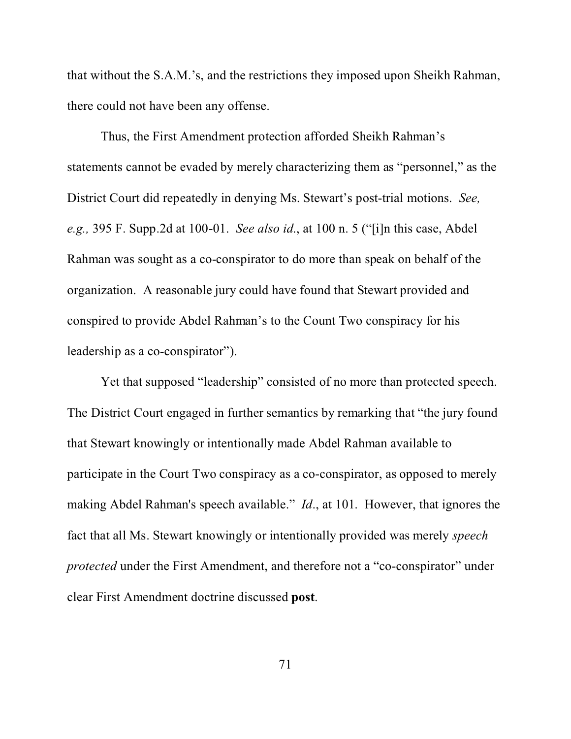that without the S.A.M.'s, and the restrictions they imposed upon Sheikh Rahman, there could not have been any offense.

Thus, the First Amendment protection afforded Sheikh Rahman's statements cannot be evaded by merely characterizing them as "personnel," as the District Court did repeatedly in denying Ms. Stewart's post-trial motions. *See, e.g.,* 395 F. Supp.2d at 100-01. *See also id.*, at 100 n. 5 ("[i]n this case, Abdel Rahman was sought as a co-conspirator to do more than speak on behalf of the organization. A reasonable jury could have found that Stewart provided and conspired to provide Abdel Rahman's to the Count Two conspiracy for his leadership as a co-conspirator").

Yet that supposed "leadership" consisted of no more than protected speech. The District Court engaged in further semantics by remarking that "the jury found that Stewart knowingly or intentionally made Abdel Rahman available to participate in the Court Two conspiracy as a co-conspirator, as opposed to merely making Abdel Rahman's speech available." *Id.*, at 101. However, that ignores the fact that all Ms. Stewart knowingly or intentionally provided was merely *speech protected* under the First Amendment, and therefore not a "co-conspirator" under clear First Amendment doctrine discussed **post**.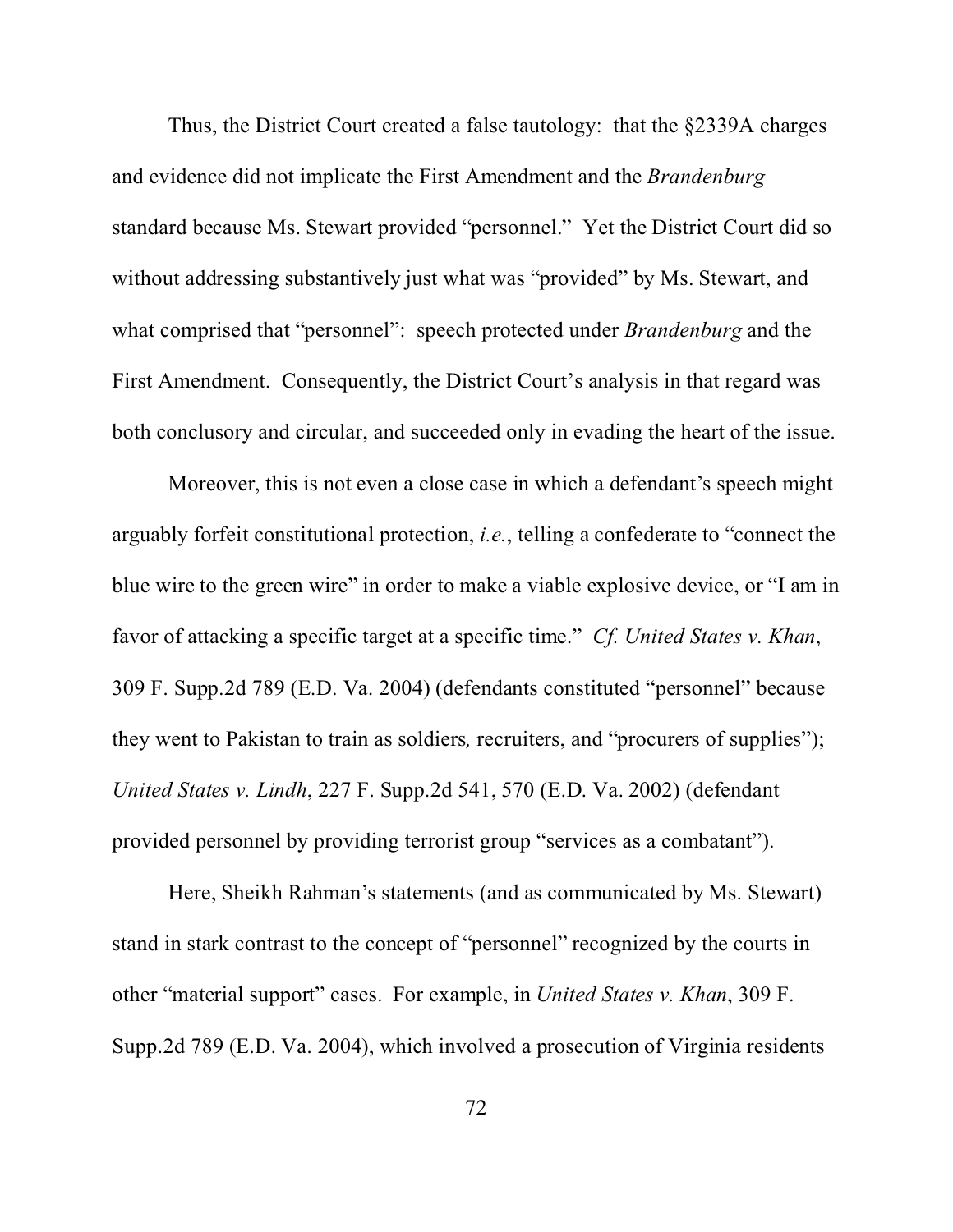Thus, the District Court created a false tautology: that the §2339A charges and evidence did not implicate the First Amendment and the *Brandenburg* standard because Ms. Stewart provided "personnel." Yet the District Court did so without addressing substantively just what was "provided" by Ms. Stewart, and what comprised that "personnel": speech protected under *Brandenburg* and the First Amendment. Consequently, the District Court's analysis in that regard was both conclusory and circular, and succeeded only in evading the heart of the issue.

Moreover, this is not even a close case in which a defendant's speech might arguably forfeit constitutional protection, *i.e.*, telling a confederate to "connect the blue wire to the green wire" in order to make a viable explosive device, or "I am in favor of attacking a specific target at a specific time." *Cf. United States v. Khan*, 309 F. Supp.2d 789 (E.D. Va. 2004) (defendants constituted "personnel" because they went to Pakistan to train as soldiers, recruiters, and "procurers of supplies"); *United States v. Lindh*, 227 F. Supp.2d 541, 570 (E.D. Va. 2002) (defendant provided personnel by providing terrorist group "services as a combatant").

Here, Sheikh Rahman's statements (and as communicated by Ms. Stewart) stand in stark contrast to the concept of "personnel" recognized by the courts in other "material support" cases. For example, in *United States v. Khan*, 309 F. Supp.2d 789 (E.D. Va. 2004), which involved a prosecution of Virginia residents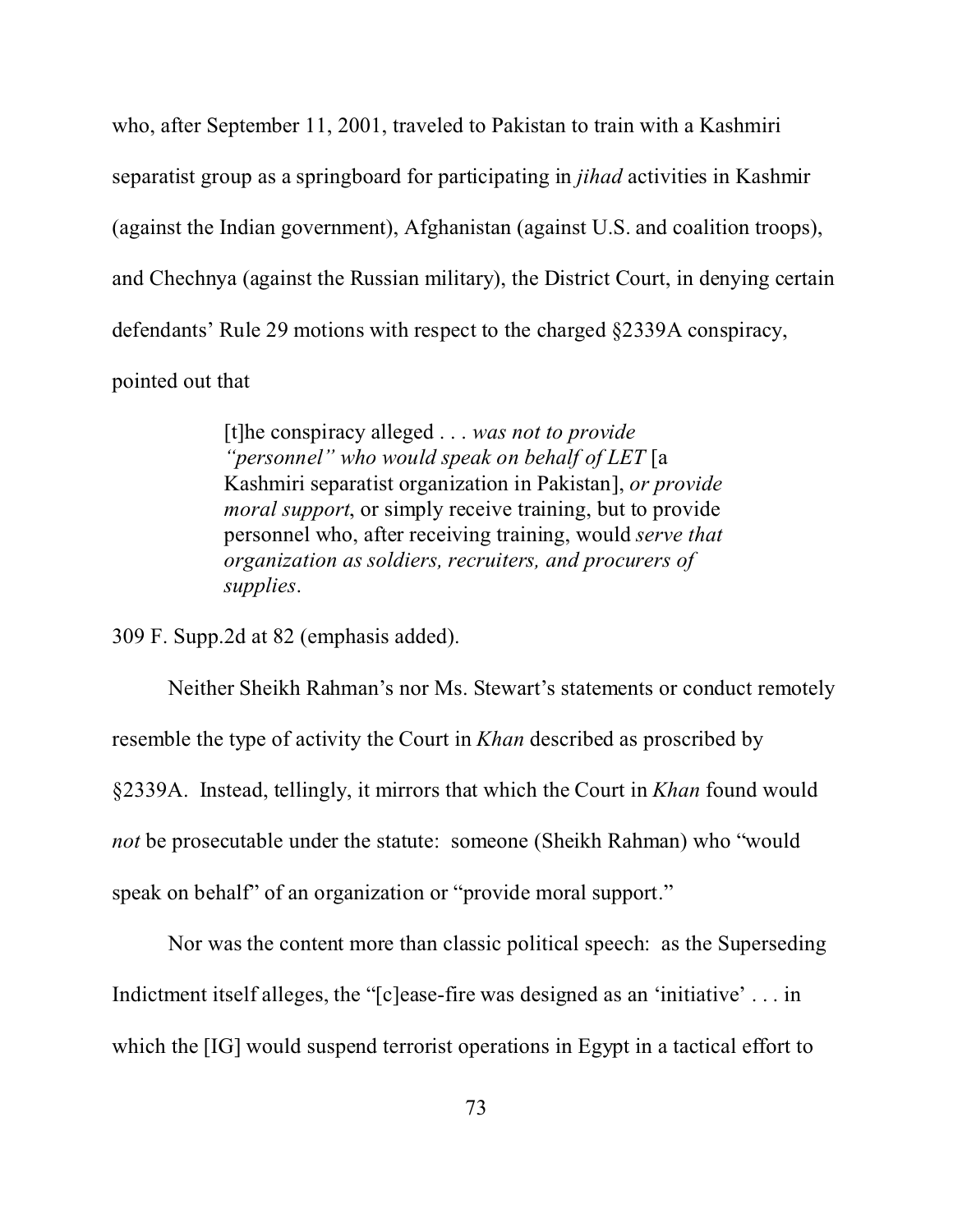who, after September 11, 2001, traveled to Pakistan to train with a Kashmiri separatist group as a springboard for participating in *jihad* activities in Kashmir (against the Indian government), Afghanistan (against U.S. and coalition troops), and Chechnya (against the Russian military), the District Court, in denying certain defendants' Rule 29 motions with respect to the charged §2339A conspiracy, pointed out that

> [t]he conspiracy alleged . . . *was not to provide "personnel" who would speak on behalf of LET* [a Kashmiri separatist organization in Pakistan], *or provide moral support*, or simply receive training, but to provide personnel who, after receiving training, would *serve that organization as soldiers, recruiters, and procurers of supplies*.

309 F. Supp.2d at 82 (emphasis added).

Neither Sheikh Rahman's nor Ms. Stewart's statements or conduct remotely resemble the type of activity the Court in *Khan* described as proscribed by §2339A. Instead, tellingly, it mirrors that which the Court in *Khan* found would *not* be prosecutable under the statute: someone (Sheikh Rahman) who "would speak on behalf" of an organization or "provide moral support."

Nor was the content more than classic political speech: as the Superseding Indictment itself alleges, the "[c]ease-fire was designed as an 'initiative' . . . in which the [IG] would suspend terrorist operations in Egypt in a tactical effort to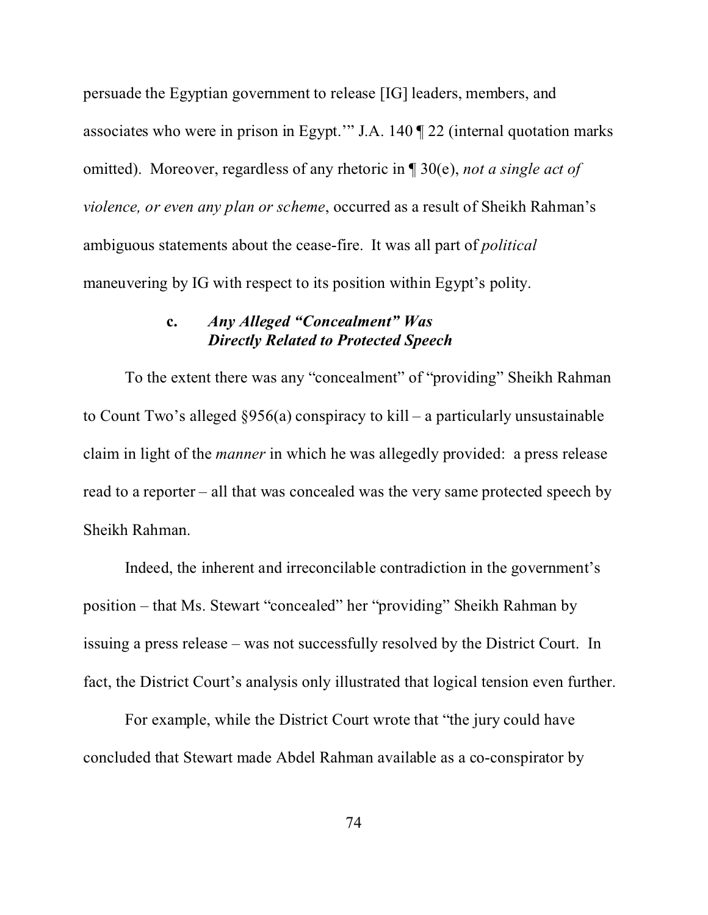persuade the Egyptian government to release [IG] leaders, members, and associates who were in prison in Egypt.'" J.A. 140 ¶ 22 (internal quotation marks omitted). Moreover, regardless of any rhetoric in ¶ 30(e), *not a single act of violence, or even any plan or scheme*, occurred as a result of Sheikh Rahman's ambiguous statements about the cease-fire. It was all part of *political* maneuvering by IG with respect to its position within Egypt's polity.

#### c. *Any Alleged "Concealment" Was Directly Related to Protected Speech*

To the extent there was any "concealment" of "providing" Sheikh Rahman to Count Two's alleged §956(a) conspiracy to kill – a particularly unsustainable claim in light of the *manner* in which he was allegedly provided: a press release read to a reporter – all that was concealed was the very same protected speech by Sheikh Rahman.

Indeed, the inherent and irreconcilable contradiction in the government's position – that Ms. Stewart "concealed" her "providing" Sheikh Rahman by issuing a press release – was not successfully resolved by the District Court. In fact, the District Court's analysis only illustrated that logical tension even further.

For example, while the District Court wrote that "the jury could have concluded that Stewart made Abdel Rahman available as a co-conspirator by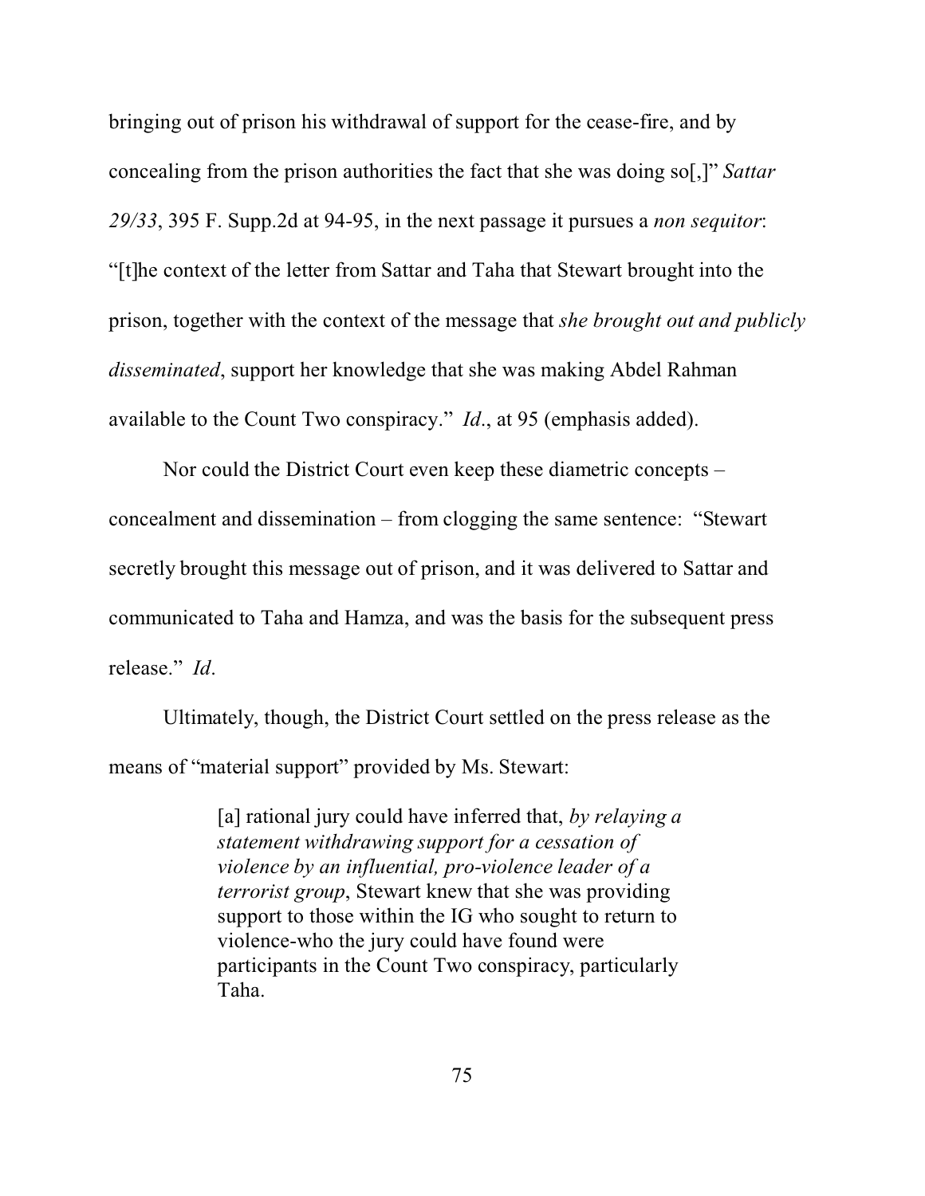bringing out of prison his withdrawal of support for the cease-fire, and by concealing from the prison authorities the fact that she was doing so[,]" *Sattar 29/33*, 395 F. Supp.2d at 94-95, in the next passage it pursues a *non sequitor*: "[t]he context of the letter from Sattar and Taha that Stewart brought into the prison, together with the context of the message that *she brought out and publicly disseminated*, support her knowledge that she was making Abdel Rahman available to the Count Two conspiracy." *Id*., at 95 (emphasis added).

Nor could the District Court even keep these diametric concepts – concealment and dissemination – from clogging the same sentence: "Stewart secretly brought this message out of prison, and it was delivered to Sattar and communicated to Taha and Hamza, and was the basis for the subsequent press release." *Id*.

Ultimately, though, the District Court settled on the press release as the means of "material support" provided by Ms. Stewart:

> [a] rational jury could have inferred that, *by relaying a statement withdrawing support for a cessation of violence by an influential, pro-violence leader of a terrorist group*, Stewart knew that she was providing support to those within the IG who sought to return to violence-who the jury could have found were participants in the Count Two conspiracy, particularly Taha.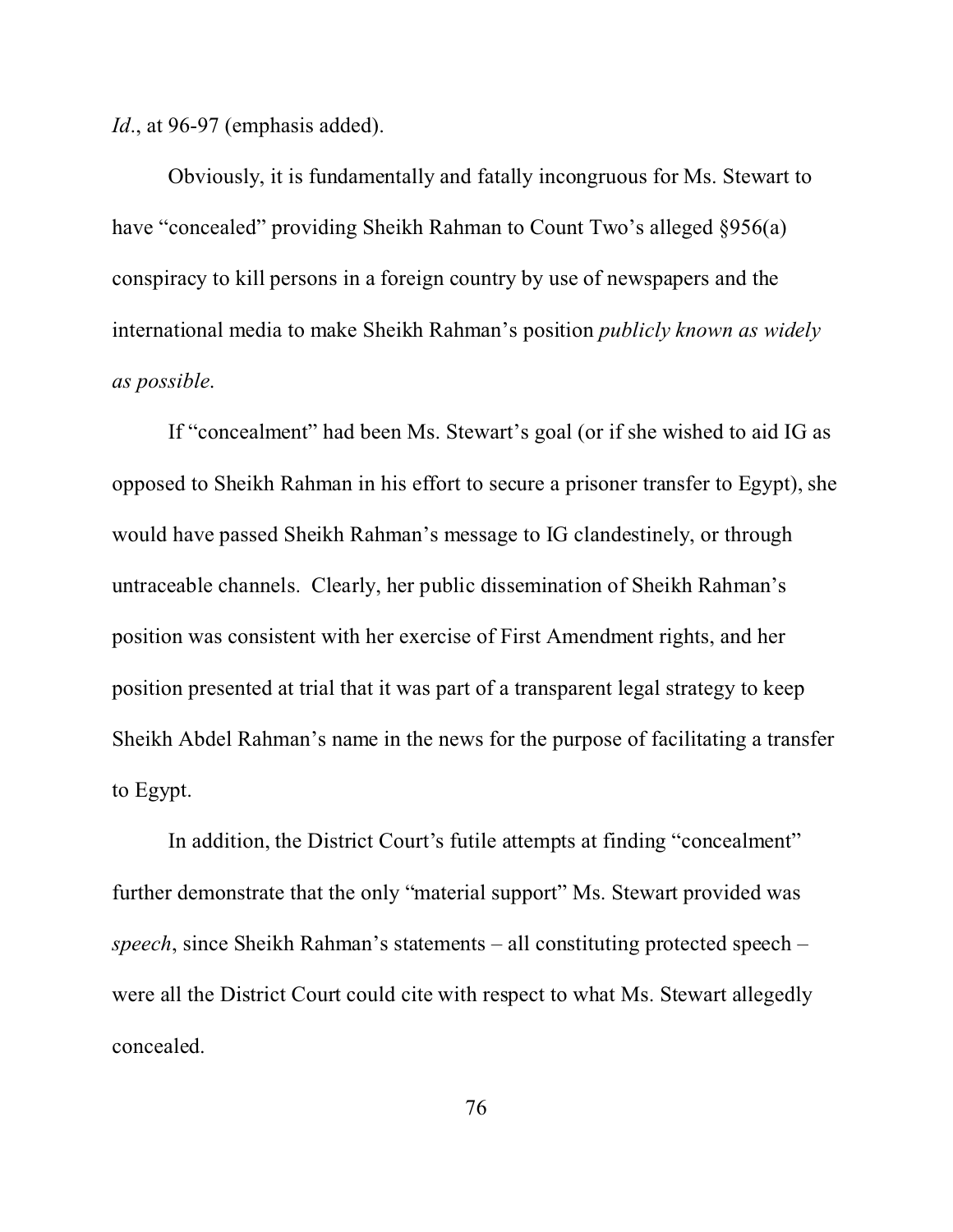*Id*., at 96-97 (emphasis added).

Obviously, it is fundamentally and fatally incongruous for Ms. Stewart to have "concealed" providing Sheikh Rahman to Count Two's alleged §956(a) conspiracy to kill persons in a foreign country by use of newspapers and the international media to make Sheikh Rahman's position *publicly known as widely as possible*.

If "concealment" had been Ms. Stewart's goal (or if she wished to aid IG as opposed to Sheikh Rahman in his effort to secure a prisoner transfer to Egypt), she would have passed Sheikh Rahman's message to IG clandestinely, or through untraceable channels. Clearly, her public dissemination of Sheikh Rahman's position was consistent with her exercise of First Amendment rights, and her position presented at trial that it was part of a transparent legal strategy to keep Sheikh Abdel Rahman's name in the news for the purpose of facilitating a transfer to Egypt.

In addition, the District Court's futile attempts at finding "concealment" further demonstrate that the only "material support" Ms. Stewart provided was *speech*, since Sheikh Rahman's statements – all constituting protected speech – were all the District Court could cite with respect to what Ms. Stewart allegedly concealed.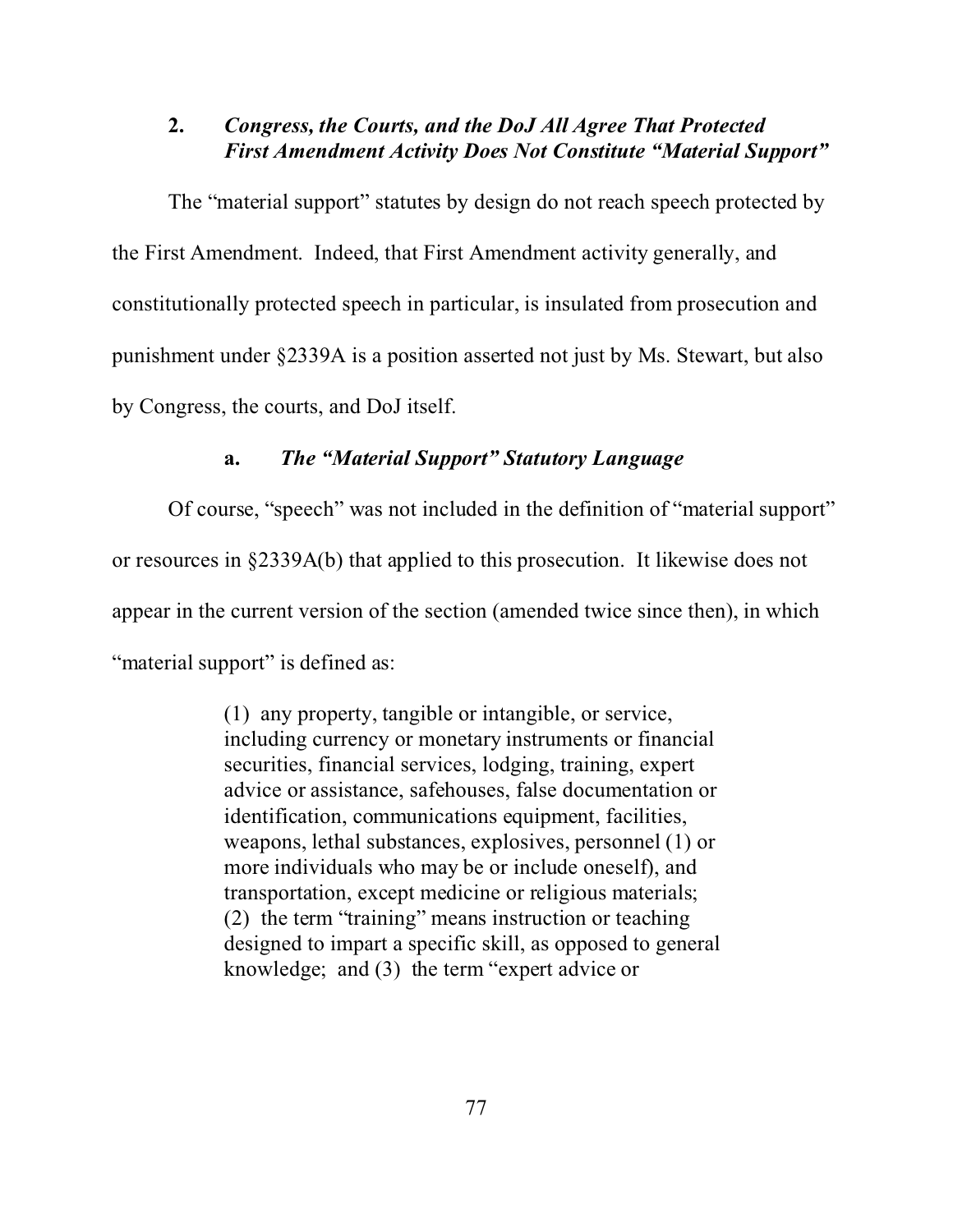### 2. *Congress, the Courts, and the DoJ All Agree That Protected First Amendment Activity Does Not Constitute "Material Support"*

The "material support" statutes by design do not reach speech protected by the First Amendment. Indeed, that First Amendment activity generally, and constitutionally protected speech in particular, is insulated from prosecution and punishment under §2339A is a position asserted not just by Ms. Stewart, but also by Congress, the courts, and DoJ itself.

#### a. *The "Material Support" Statutory Language*

Of course, "speech" was not included in the definition of "material support" or resources in §2339A(b) that applied to this prosecution. It likewise does not appear in the current version of the section (amended twice since then), in which "material support" is defined as:

> (1) any property, tangible or intangible, or service, including currency or monetary instruments or financial securities, financial services, lodging, training, expert advice or assistance, safehouses, false documentation or identification, communications equipment, facilities, weapons, lethal substances, explosives, personnel (1) or more individuals who may be or include oneself), and transportation, except medicine or religious materials; (2) the term "training" means instruction or teaching designed to impart a specific skill, as opposed to general knowledge; and (3) the term "expert advice or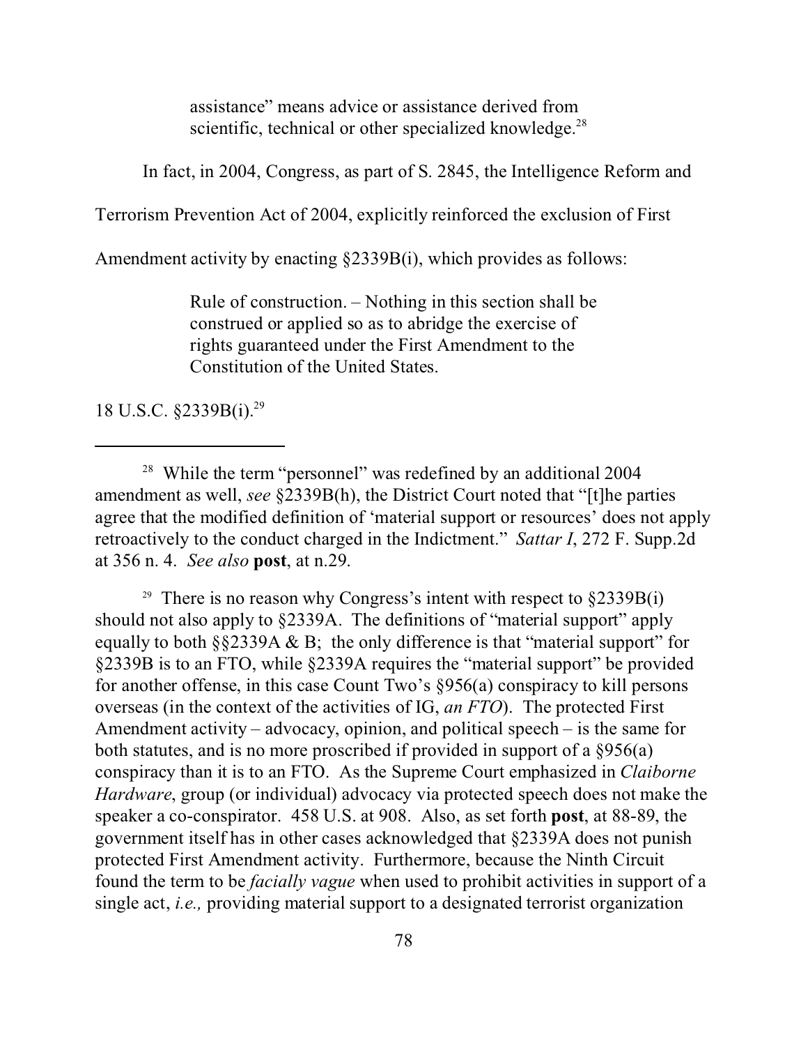> assistance" means advice or assistance derived from scientific, technical or other specialized knowledge.[28]

In fact, in 2004, Congress, as part of S. 2845, the Intelligence Reform and Terrorism Prevention Act of 2004, explicitly reinforced the exclusion of First Amendment activity by enacting §2339B(i), which provides as follows:

> Rule of construction. – Nothing in this section shall be construed or applied so as to abridge the exercise of rights guaranteed under the First Amendment to the Constitution of the United States.

18 U.S.C. §2339B(i).[29]

---

[28] While the term "personnel" was redefined by an additional 2004 amendment as well, *see* §2339B(h), the District Court noted that "[t]he parties agree that the modified definition of 'material support or resources' does not apply retroactively to the conduct charged in the Indictment." *Sattar I*, 272 F. Supp.2d at 356 n. 4. *See also* **post**, at n.29.

[29] There is no reason why Congress's intent with respect to §2339B(i) should not also apply to §2339A. The definitions of "material support" apply equally to both §§2339A & B; the only difference is that "material support" for §2339B is to an FTO, while §2339A requires the "material support" be provided for another offense, in this case Count Two's §956(a) conspiracy to kill persons overseas (in the context of the activities of IG, *an FTO*). The protected First Amendment activity – advocacy, opinion, and political speech – is the same for both statutes, and is no more proscribed if provided in support of a §956(a) conspiracy than it is to an FTO. As the Supreme Court emphasized in *Claiborne Hardware*, group (or individual) advocacy via protected speech does not make the speaker a co-conspirator. 458 U.S. at 908. Also, as set forth **post**, at 88-89, the government itself has in other cases acknowledged that §2339A does not punish protected First Amendment activity. Furthermore, because the Ninth Circuit found the term to be *facially vague* when used to prohibit activities in support of a single act, *i.e.,* providing material support to a designated terrorist organization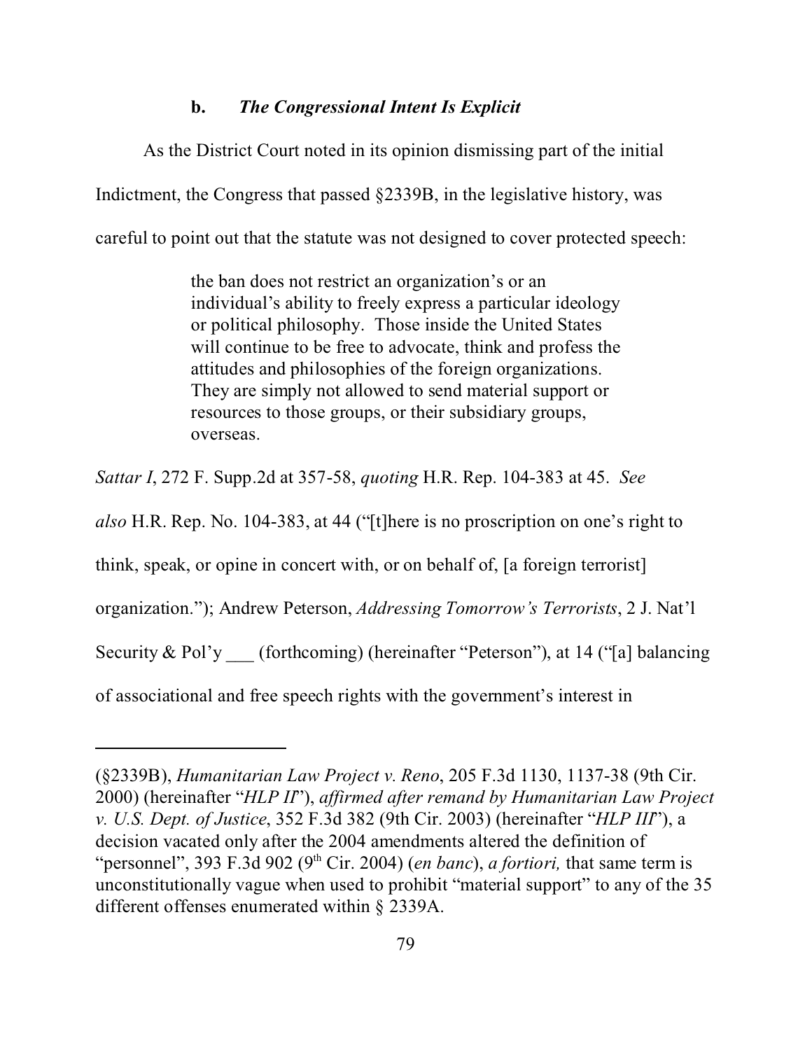### b. *The Congressional Intent Is Explicit*

As the District Court noted in its opinion dismissing part of the initial Indictment, the Congress that passed §2339B, in the legislative history, was careful to point out that the statute was not designed to cover protected speech:

> the ban does not restrict an organization's or an individual's ability to freely express a particular ideology or political philosophy. Those inside the United States will continue to be free to advocate, think and profess the attitudes and philosophies of the foreign organizations. They are simply not allowed to send material support or resources to those groups, or their subsidiary groups, overseas.

*Sattar I*, 272 F. Supp.2d at 357-58, *quoting* H.R. Rep. 104-383 at 45. *See also* H.R. Rep. No. 104-383, at 44 ("[t]here is no proscription on one's right to think, speak, or opine in concert with, or on behalf of, [a foreign terrorist] organization."); Andrew Peterson, *Addressing Tomorrow's Terrorists*, 2 J. Nat'l Security & Pol'y ___ (forthcoming) (hereinafter "Peterson"), at 14 ("[a] balancing of associational and free speech rights with the government's interest in

---

(§2339B), *Humanitarian Law Project v. Reno*, 205 F.3d 1130, 1137-38 (9th Cir. 2000) (hereinafter "*HLP II*"), *affirmed after remand by Humanitarian Law Project v. U.S. Dept. of Justice*, 352 F.3d 382 (9th Cir. 2003) (hereinafter "*HLP III*"), a decision vacated only after the 2004 amendments altered the definition of "personnel", 393 F.3d 902 (9th Cir. 2004) (*en banc*), *a fortiori,* that same term is unconstitutionally vague when used to prohibit "material support" to any of the 35 different offenses enumerated within § 2339A.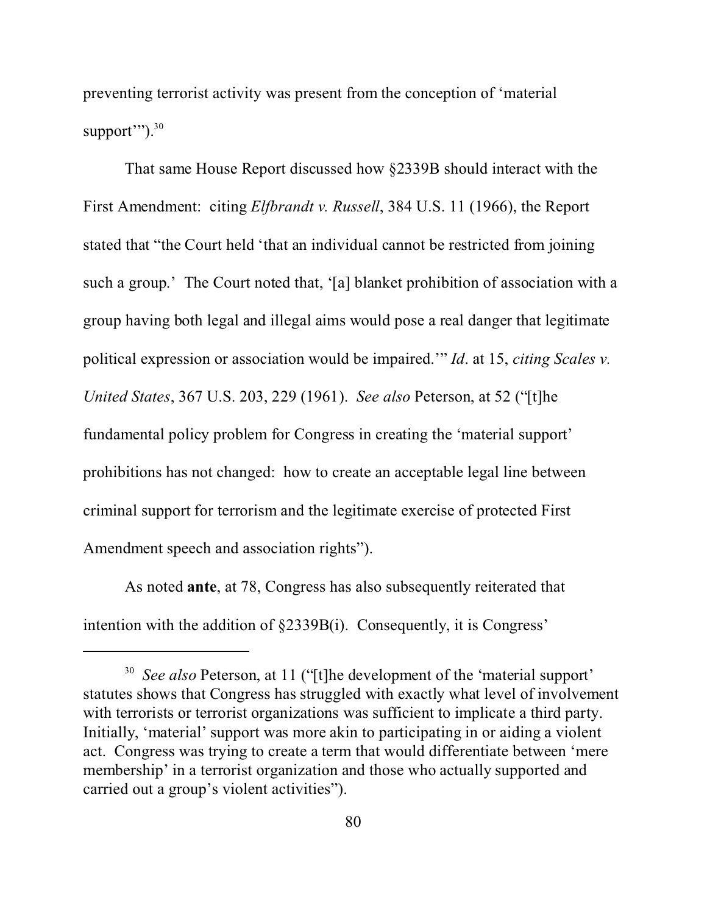preventing terrorist activity was present from the conception of 'material support'").[30]

That same House Report discussed how §2339B should interact with the First Amendment: citing *Elfbrandt v. Russell*, 384 U.S. 11 (1966), the Report stated that "the Court held 'that an individual cannot be restricted from joining such a group.' The Court noted that, '[a] blanket prohibition of association with a group having both legal and illegal aims would pose a real danger that legitimate political expression or association would be impaired.'" *Id*. at 15, *citing Scales v. United States*, 367 U.S. 203, 229 (1961). *See also* Peterson, at 52 ("[t]he fundamental policy problem for Congress in creating the 'material support' prohibitions has not changed: how to create an acceptable legal line between criminal support for terrorism and the legitimate exercise of protected First Amendment speech and association rights").

As noted **ante**, at 78, Congress has also subsequently reiterated that intention with the addition of §2339B(i). Consequently, it is Congress'

---

[30] *See also* Peterson, at 11 ("[t]he development of the 'material support' statutes shows that Congress has struggled with exactly what level of involvement with terrorists or terrorist organizations was sufficient to implicate a third party. Initially, 'material' support was more akin to participating in or aiding a violent act. Congress was trying to create a term that would differentiate between 'mere membership' in a terrorist organization and those who actually supported and carried out a group's violent activities").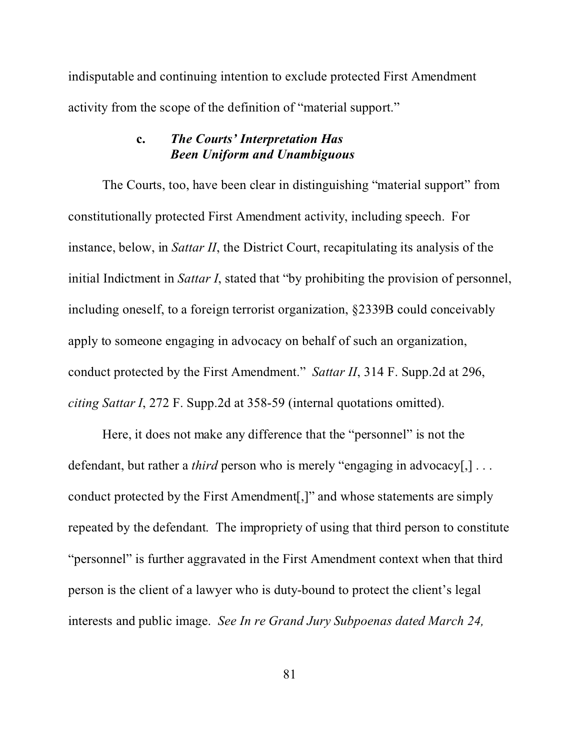indisputable and continuing intention to exclude protected First Amendment activity from the scope of the definition of "material support."

### c. *The Courts' Interpretation Has Been Uniform and Unambiguous*

The Courts, too, have been clear in distinguishing "material support" from constitutionally protected First Amendment activity, including speech. For instance, below, in *Sattar II*, the District Court, recapitulating its analysis of the initial Indictment in *Sattar I*, stated that "by prohibiting the provision of personnel, including oneself, to a foreign terrorist organization, §2339B could conceivably apply to someone engaging in advocacy on behalf of such an organization, conduct protected by the First Amendment." *Sattar II*, 314 F. Supp.2d at 296, *citing Sattar I*, 272 F. Supp.2d at 358-59 (internal quotations omitted).

Here, it does not make any difference that the "personnel" is not the defendant, but rather a *third* person who is merely "engaging in advocacy[,] . . . conduct protected by the First Amendment[,]" and whose statements are simply repeated by the defendant. The impropriety of using that third person to constitute "personnel" is further aggravated in the First Amendment context when that third person is the client of a lawyer who is duty-bound to protect the client's legal interests and public image. *See In re Grand Jury Subpoenas dated March 24,*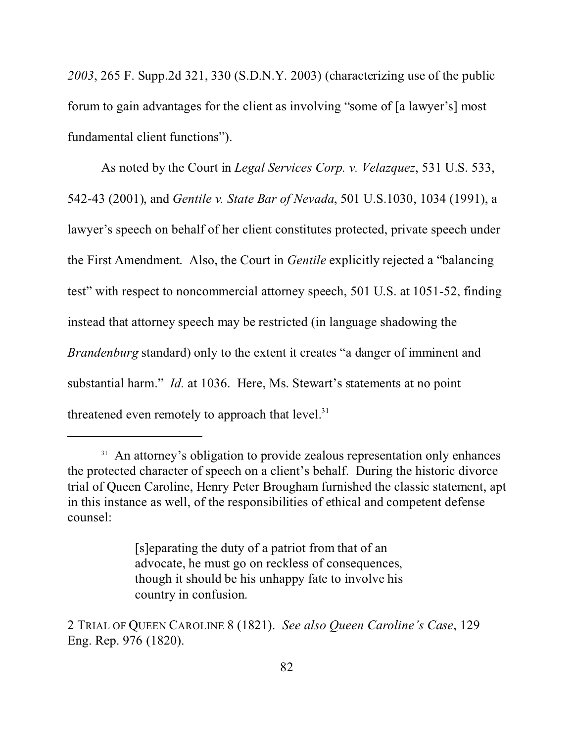*2003*, 265 F. Supp.2d 321, 330 (S.D.N.Y. 2003) (characterizing use of the public forum to gain advantages for the client as involving "some of [a lawyer's] most fundamental client functions").

As noted by the Court in *Legal Services Corp. v. Velazquez*, 531 U.S. 533, 542-43 (2001), and *Gentile v. State Bar of Nevada*, 501 U.S.1030, 1034 (1991), a lawyer's speech on behalf of her client constitutes protected, private speech under the First Amendment. Also, the Court in *Gentile* explicitly rejected a "balancing test" with respect to noncommercial attorney speech, 501 U.S. at 1051-52, finding instead that attorney speech may be restricted (in language shadowing the *Brandenburg* standard) only to the extent it creates "a danger of imminent and substantial harm." *Id.* at 1036. Here, Ms. Stewart's statements at no point threatened even remotely to approach that level.[31]

---

[31] An attorney's obligation to provide zealous representation only enhances the protected character of speech on a client's behalf. During the historic divorce trial of Queen Caroline, Henry Peter Brougham furnished the classic statement, apt in this instance as well, of the responsibilities of ethical and competent defense counsel:

> [s]eparating the duty of a patriot from that of an advocate, he must go on reckless of consequences, though it should be his unhappy fate to involve his country in confusion.

2 TRIAL OF QUEEN CAROLINE 8 (1821). *See also Queen Caroline's Case*, 129 Eng. Rep. 976 (1820).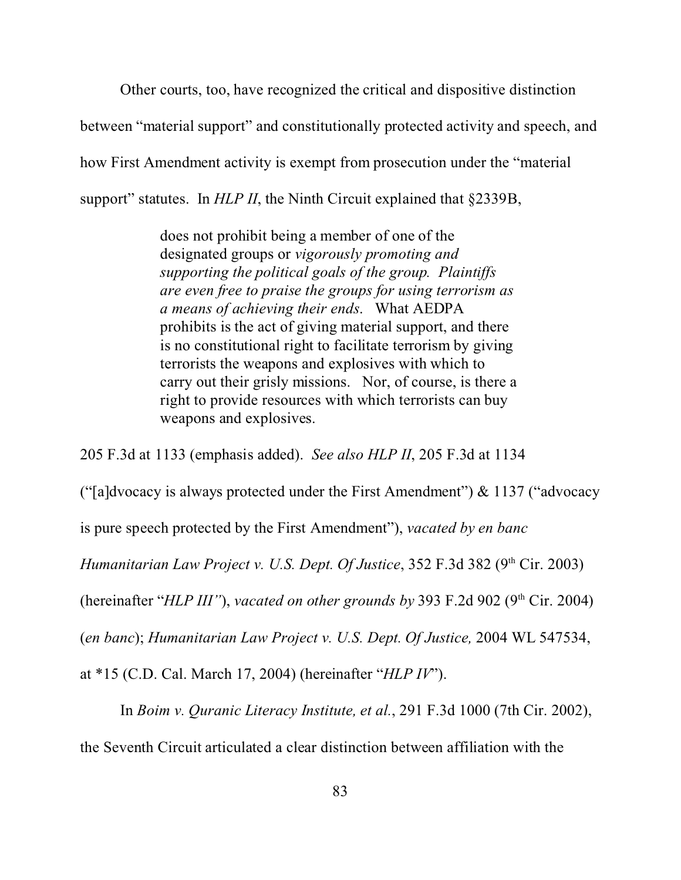Other courts, too, have recognized the critical and dispositive distinction between "material support" and constitutionally protected activity and speech, and how First Amendment activity is exempt from prosecution under the "material support" statutes. In *HLP II*, the Ninth Circuit explained that §2339B,

> does not prohibit being a member of one of the designated groups or *vigorously promoting and supporting the political goals of the group. Plaintiffs are even free to praise the groups for using terrorism as a means of achieving their ends*. What AEDPA prohibits is the act of giving material support, and there is no constitutional right to facilitate terrorism by giving terrorists the weapons and explosives with which to carry out their grisly missions. Nor, of course, is there a right to provide resources with which terrorists can buy weapons and explosives.

205 F.3d at 1133 (emphasis added). *See also HLP II*, 205 F.3d at 1134 ("[a]dvocacy is always protected under the First Amendment") & 1137 ("advocacy is pure speech protected by the First Amendment"), *vacated by en banc Humanitarian Law Project v. U.S. Dept. Of Justice*, 352 F.3d 382 (9th Cir. 2003) (hereinafter "*HLP III"*), *vacated on other grounds by* 393 F.2d 902 (9th Cir. 2004) (*en banc*); *Humanitarian Law Project v. U.S. Dept. Of Justice,* 2004 WL 547534, at *15 (C.D. Cal. March 17, 2004) (hereinafter "*HLP IV*").

In *Boim v. Quranic Literacy Institute, et al.*, 291 F.3d 1000 (7th Cir. 2002), the Seventh Circuit articulated a clear distinction between affiliation with the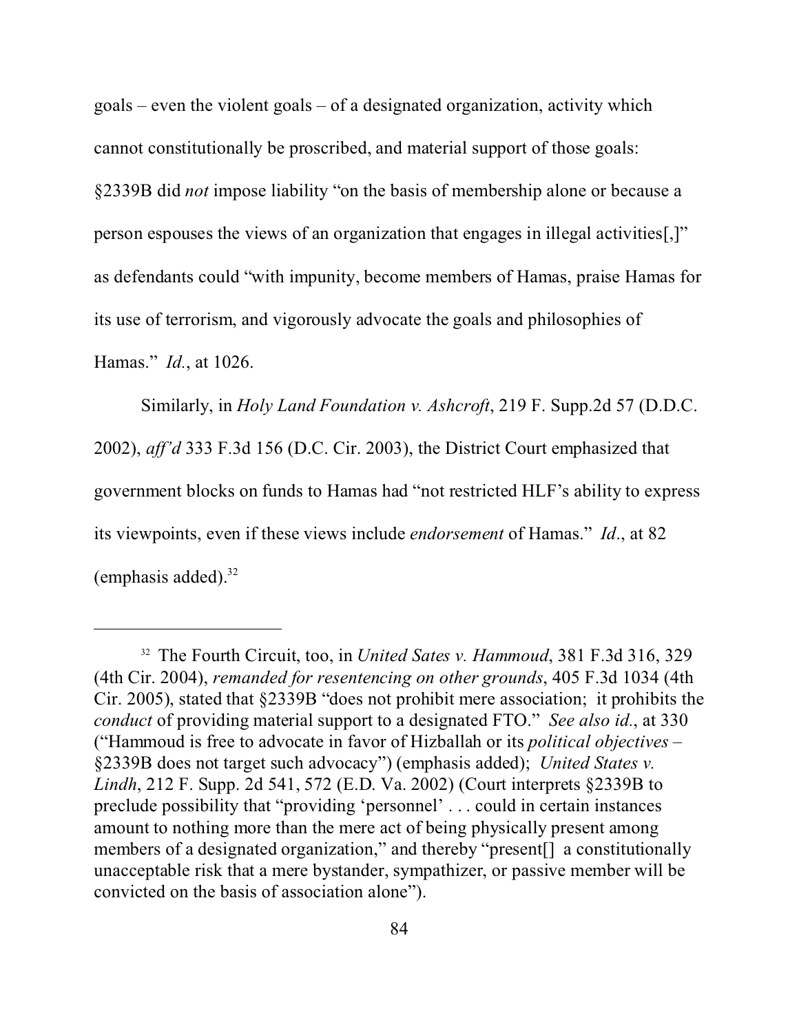goals – even the violent goals – of a designated organization, activity which cannot constitutionally be proscribed, and material support of those goals: §2339B did *not* impose liability "on the basis of membership alone or because a person espouses the views of an organization that engages in illegal activities[,]" as defendants could "with impunity, become members of Hamas, praise Hamas for its use of terrorism, and vigorously advocate the goals and philosophies of Hamas." *Id.*, at 1026.

Similarly, in *Holy Land Foundation v. Ashcroft*, 219 F. Supp.2d 57 (D.D.C. 2002), *aff'd* 333 F.3d 156 (D.C. Cir. 2003), the District Court emphasized that government blocks on funds to Hamas had "not restricted HLF's ability to express its viewpoints, even if these views include *endorsement* of Hamas." *Id*., at 82 (emphasis added).[32]

---

[32] The Fourth Circuit, too, in *United Sates v. Hammoud*, 381 F.3d 316, 329 (4th Cir. 2004), *remanded for resentencing on other grounds*, 405 F.3d 1034 (4th Cir. 2005), stated that §2339B "does not prohibit mere association; it prohibits the *conduct* of providing material support to a designated FTO." *See also id.*, at 330 ("Hammoud is free to advocate in favor of Hizballah or its *political objectives* – §2339B does not target such advocacy") (emphasis added); *United States v. Lindh*, 212 F. Supp. 2d 541, 572 (E.D. Va. 2002) (Court interprets §2339B to preclude possibility that "providing 'personnel' . . . could in certain instances amount to nothing more than the mere act of being physically present among members of a designated organization," and thereby "present[] a constitutionally unacceptable risk that a mere bystander, sympathizer, or passive member will be convicted on the basis of association alone").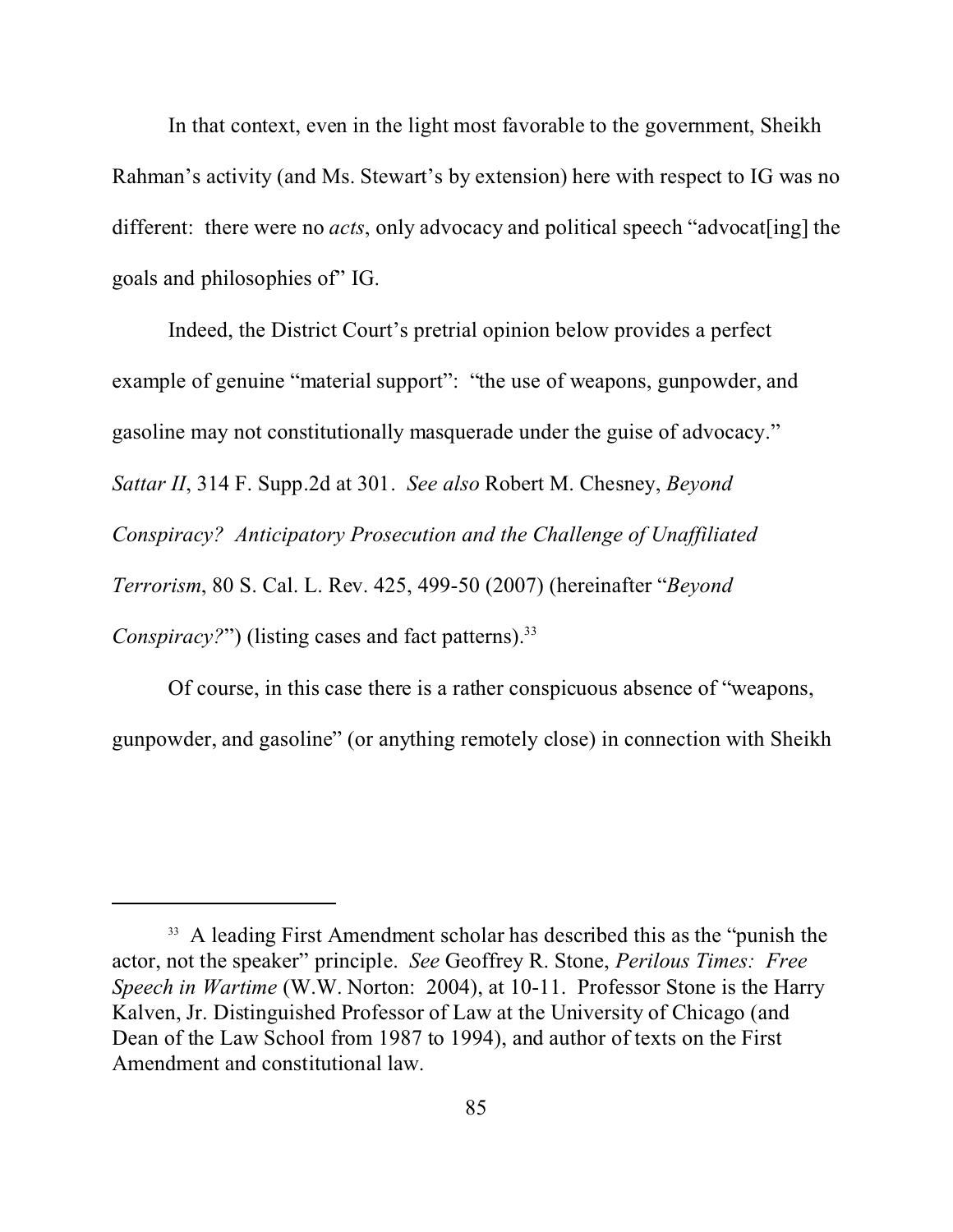In that context, even in the light most favorable to the government, Sheikh Rahman's activity (and Ms. Stewart's by extension) here with respect to IG was no different: there were no *acts*, only advocacy and political speech "advocat[ing] the goals and philosophies of" IG.

Indeed, the District Court's pretrial opinion below provides a perfect example of genuine "material support": "the use of weapons, gunpowder, and gasoline may not constitutionally masquerade under the guise of advocacy." *Sattar II*, 314 F. Supp.2d at 301. *See also* Robert M. Chesney, *Beyond Conspiracy? Anticipatory Prosecution and the Challenge of Unaffiliated Terrorism*, 80 S. Cal. L. Rev. 425, 499-50 (2007) (hereinafter "*Beyond Conspiracy?*") (listing cases and fact patterns).[33]

Of course, in this case there is a rather conspicuous absence of "weapons, gunpowder, and gasoline" (or anything remotely close) in connection with Sheikh

---

[33] A leading First Amendment scholar has described this as the "punish the actor, not the speaker" principle. *See* Geoffrey R. Stone, *Perilous Times: Free Speech in Wartime* (W.W. Norton: 2004), at 10-11. Professor Stone is the Harry Kalven, Jr. Distinguished Professor of Law at the University of Chicago (and Dean of the Law School from 1987 to 1994), and author of texts on the First Amendment and constitutional law.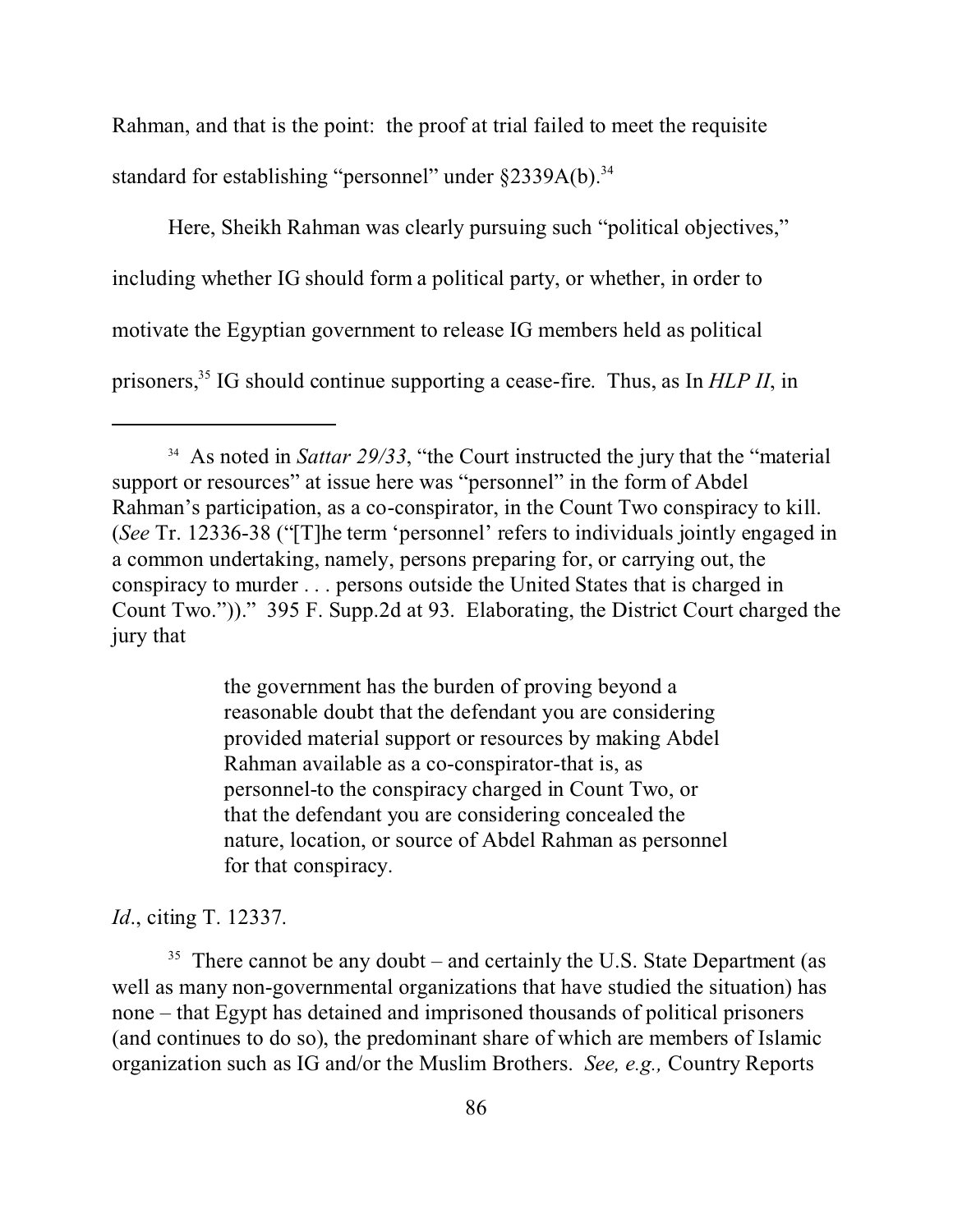Rahman, and that is the point: the proof at trial failed to meet the requisite standard for establishing "personnel" under §2339A(b).[34]

Here, Sheikh Rahman was clearly pursuing such "political objectives," including whether IG should form a political party, or whether, in order to motivate the Egyptian government to release IG members held as political prisoners,[35] IG should continue supporting a cease-fire. Thus, as In *HLP II*, in

---

[34] As noted in *Sattar 29/33*, "the Court instructed the jury that the "material support or resources" at issue here was "personnel" in the form of Abdel Rahman's participation, as a co-conspirator, in the Count Two conspiracy to kill. (*See* Tr. 12336-38 ("[T]he term 'personnel' refers to individuals jointly engaged in a common undertaking, namely, persons preparing for, or carrying out, the conspiracy to murder . . . persons outside the United States that is charged in Count Two."))." 395 F. Supp.2d at 93. Elaborating, the District Court charged the jury that

> the government has the burden of proving beyond a reasonable doubt that the defendant you are considering provided material support or resources by making Abdel Rahman available as a co-conspirator-that is, as personnel-to the conspiracy charged in Count Two, or that the defendant you are considering concealed the nature, location, or source of Abdel Rahman as personnel for that conspiracy.

*Id*., citing T. 12337.

[35] There cannot be any doubt – and certainly the U.S. State Department (as well as many non-governmental organizations that have studied the situation) has none – that Egypt has detained and imprisoned thousands of political prisoners (and continues to do so), the predominant share of which are members of Islamic organization such as IG and/or the Muslim Brothers. *See, e.g.,* Country Reports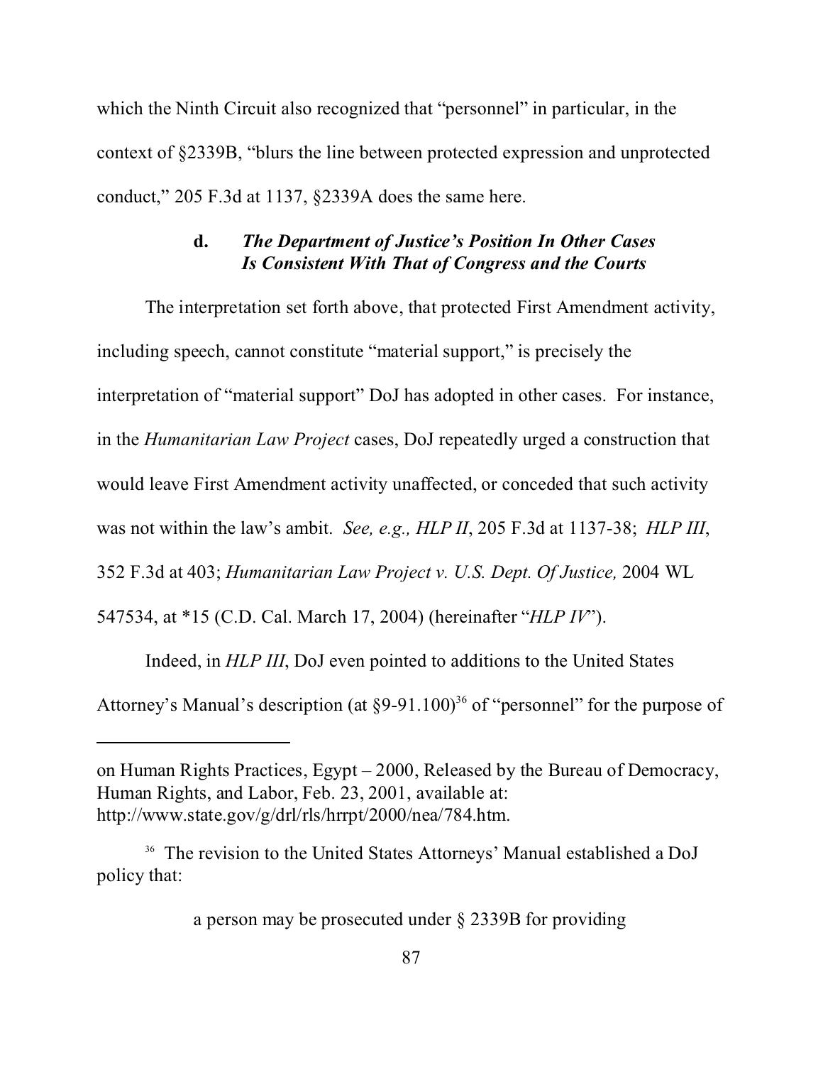which the Ninth Circuit also recognized that "personnel" in particular, in the context of §2339B, "blurs the line between protected expression and unprotected conduct," 205 F.3d at 1137, §2339A does the same here.

#### d. *The Department of Justice's Position In Other Cases Is Consistent With That of Congress and the Courts*

The interpretation set forth above, that protected First Amendment activity, including speech, cannot constitute "material support," is precisely the interpretation of "material support" DoJ has adopted in other cases. For instance, in the *Humanitarian Law Project* cases, DoJ repeatedly urged a construction that would leave First Amendment activity unaffected, or conceded that such activity was not within the law's ambit. *See, e.g., HLP II*, 205 F.3d at 1137-38; *HLP III*, 352 F.3d at 403; *Humanitarian Law Project v. U.S. Dept. Of Justice,* 2004 WL 547534, at *15 (C.D. Cal. March 17, 2004) (hereinafter "*HLP IV*").

Indeed, in *HLP III*, DoJ even pointed to additions to the United States Attorney's Manual's description (at §9-91.100)[36] of "personnel" for the purpose of

---

on Human Rights Practices, Egypt – 2000, Released by the Bureau of Democracy, Human Rights, and Labor, Feb. 23, 2001, available at: http://www.state.gov/g/drl/rls/hrrpt/2000/nea/784.htm.

[36] The revision to the United States Attorneys' Manual established a DoJ policy that:

> a person may be prosecuted under § 2339B for providing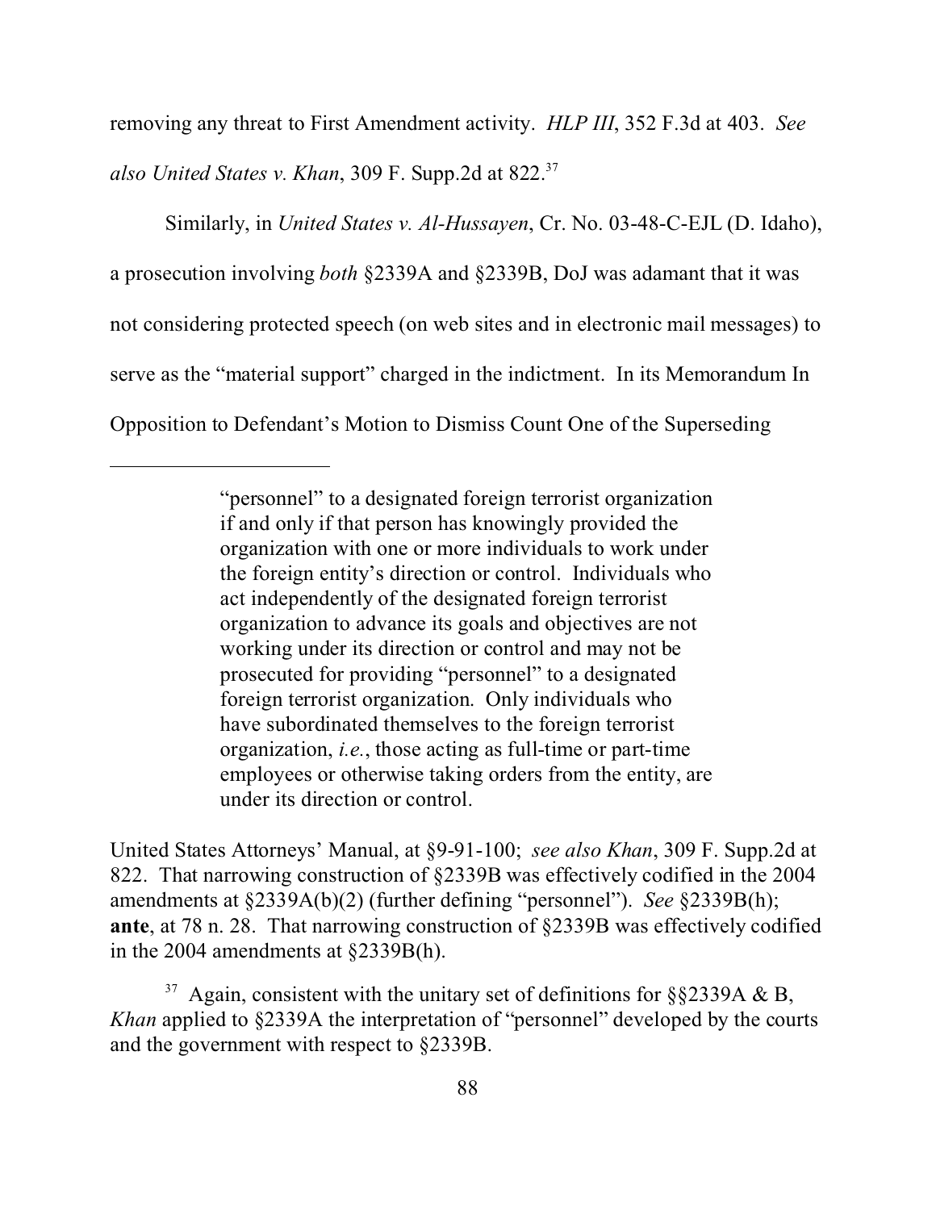removing any threat to First Amendment activity. *HLP III*, 352 F.3d at 403. *See also United States v. Khan*, 309 F. Supp.2d at 822.[37]

Similarly, in *United States v. Al-Hussayen*, Cr. No. 03-48-C-EJL (D. Idaho), a prosecution involving *both* §2339A and §2339B, DoJ was adamant that it was not considering protected speech (on web sites and in electronic mail messages) to serve as the "material support" charged in the indictment. In its Memorandum In Opposition to Defendant's Motion to Dismiss Count One of the Superseding

---

> "personnel" to a designated foreign terrorist organization if and only if that person has knowingly provided the organization with one or more individuals to work under the foreign entity's direction or control. Individuals who act independently of the designated foreign terrorist organization to advance its goals and objectives are not working under its direction or control and may not be prosecuted for providing "personnel" to a designated foreign terrorist organization. Only individuals who have subordinated themselves to the foreign terrorist organization, *i.e.*, those acting as full-time or part-time employees or otherwise taking orders from the entity, are under its direction or control.

United States Attorneys' Manual, at §9-91-100; *see also Khan*, 309 F. Supp.2d at 822. That narrowing construction of §2339B was effectively codified in the 2004 amendments at §2339A(b)(2) (further defining "personnel"). *See* §2339B(h); **ante**, at 78 n. 28. That narrowing construction of §2339B was effectively codified in the 2004 amendments at §2339B(h).

[37] Again, consistent with the unitary set of definitions for §§2339A & B, *Khan* applied to §2339A the interpretation of "personnel" developed by the courts and the government with respect to §2339B.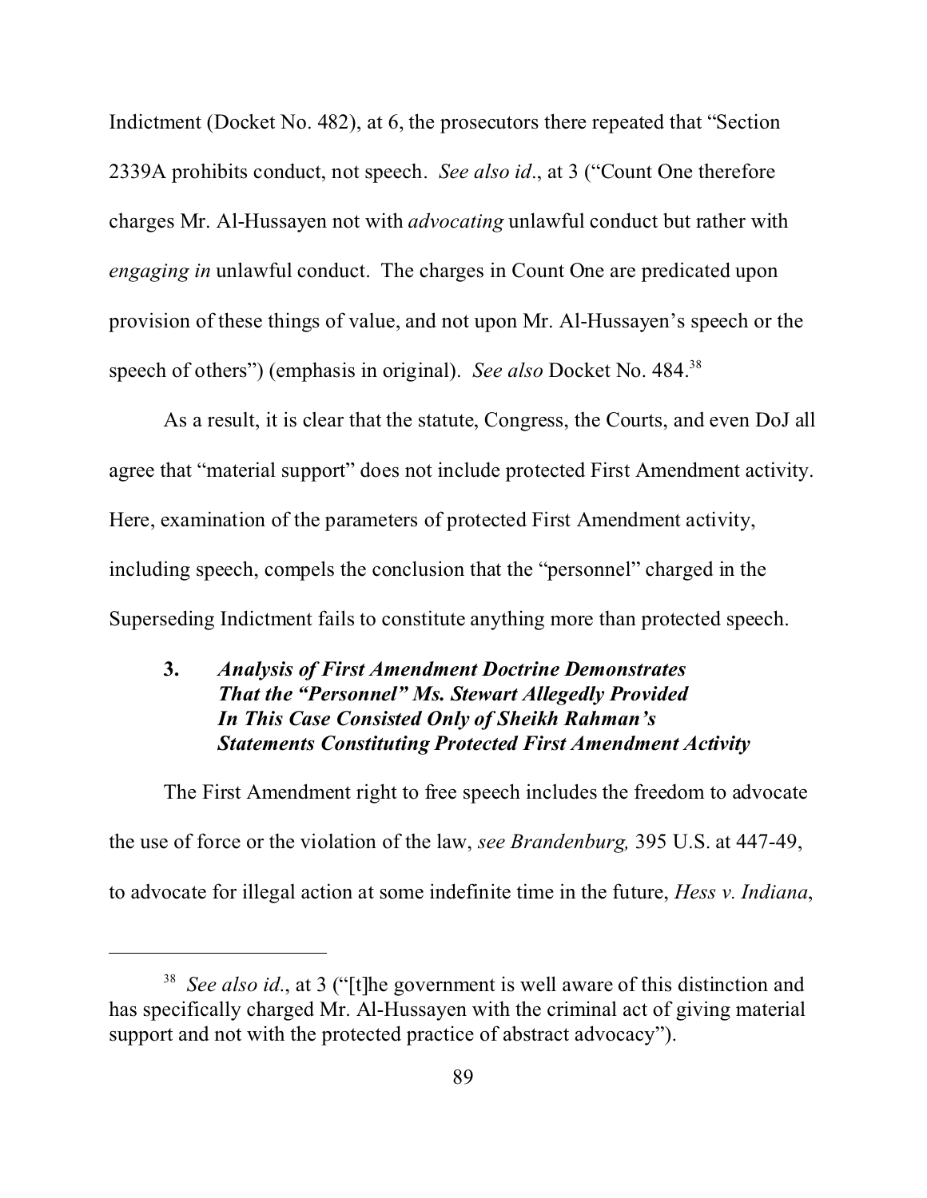Indictment (Docket No. 482), at 6, the prosecutors there repeated that "Section 2339A prohibits conduct, not speech. *See also id*., at 3 ("Count One therefore charges Mr. Al-Hussayen not with *advocating* unlawful conduct but rather with *engaging in* unlawful conduct. The charges in Count One are predicated upon provision of these things of value, and not upon Mr. Al-Hussayen's speech or the speech of others") (emphasis in original). *See also* Docket No. 484.[38]

As a result, it is clear that the statute, Congress, the Courts, and even DoJ all agree that "material support" does not include protected First Amendment activity. Here, examination of the parameters of protected First Amendment activity, including speech, compels the conclusion that the "personnel" charged in the Superseding Indictment fails to constitute anything more than protected speech.

### 3. *Analysis of First Amendment Doctrine Demonstrates That the "Personnel" Ms. Stewart Allegedly Provided In This Case Consisted Only of Sheikh Rahman's Statements Constituting Protected First Amendment Activity*

The First Amendment right to free speech includes the freedom to advocate the use of force or the violation of the law, *see Brandenburg,* 395 U.S. at 447-49, to advocate for illegal action at some indefinite time in the future, *Hess v. Indiana*,

---

[38] *See also id*., at 3 ("[t]he government is well aware of this distinction and has specifically charged Mr. Al-Hussayen with the criminal act of giving material support and not with the protected practice of abstract advocacy").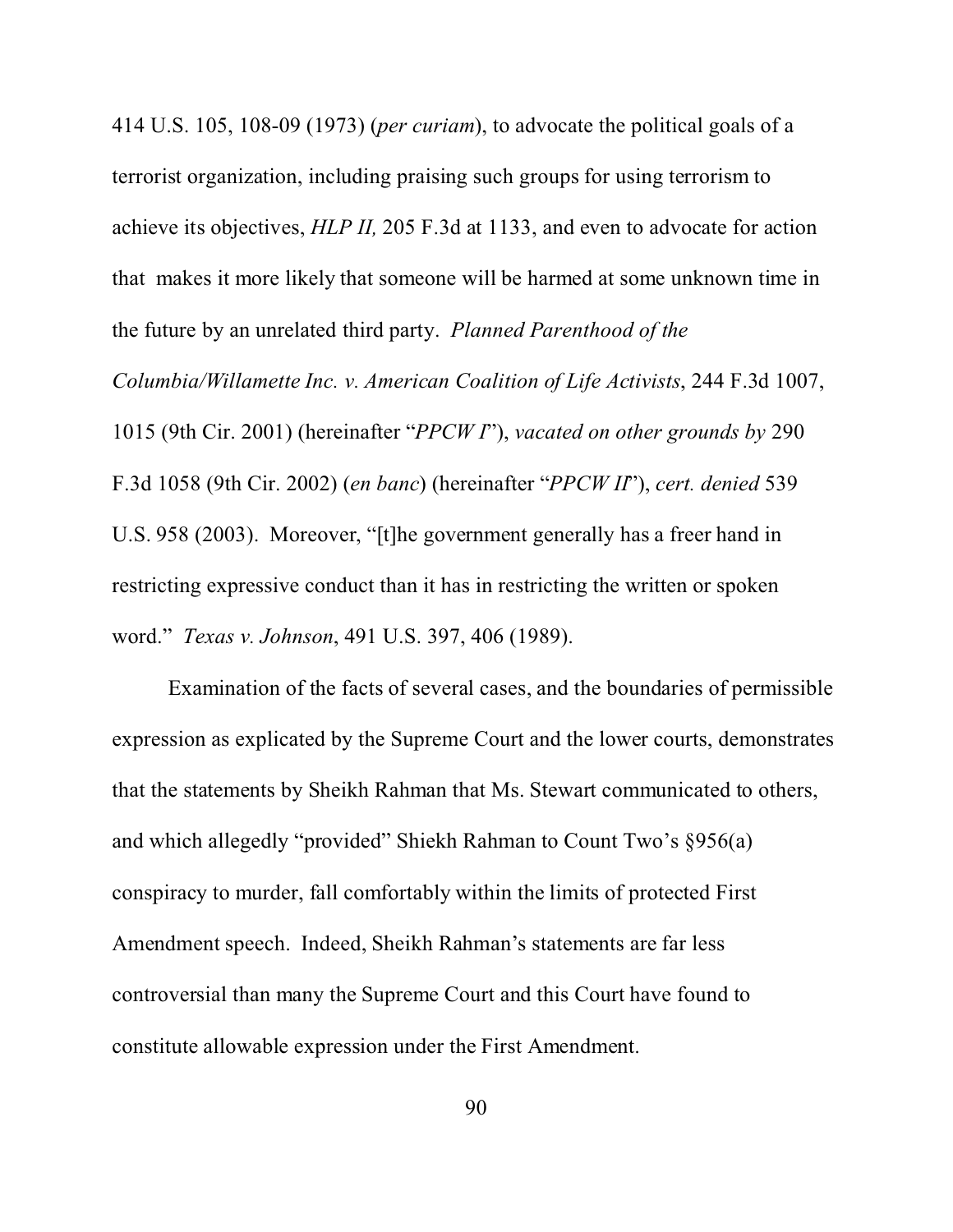414 U.S. 105, 108-09 (1973) (*per curiam*), to advocate the political goals of a terrorist organization, including praising such groups for using terrorism to achieve its objectives, *HLP II,* 205 F.3d at 1133, and even to advocate for action that makes it more likely that someone will be harmed at some unknown time in the future by an unrelated third party. *Planned Parenthood of the Columbia/Willamette Inc. v. American Coalition of Life Activists*, 244 F.3d 1007, 1015 (9th Cir. 2001) (hereinafter "*PPCW I*"), *vacated on other grounds by* 290 F.3d 1058 (9th Cir. 2002) (*en banc*) (hereinafter "*PPCW II*"), *cert. denied* 539 U.S. 958 (2003). Moreover, "[t]he government generally has a freer hand in restricting expressive conduct than it has in restricting the written or spoken word." *Texas v. Johnson*, 491 U.S. 397, 406 (1989).

Examination of the facts of several cases, and the boundaries of permissible expression as explicated by the Supreme Court and the lower courts, demonstrates that the statements by Sheikh Rahman that Ms. Stewart communicated to others, and which allegedly "provided" Shiekh Rahman to Count Two's §956(a) conspiracy to murder, fall comfortably within the limits of protected First Amendment speech. Indeed, Sheikh Rahman's statements are far less controversial than many the Supreme Court and this Court have found to constitute allowable expression under the First Amendment.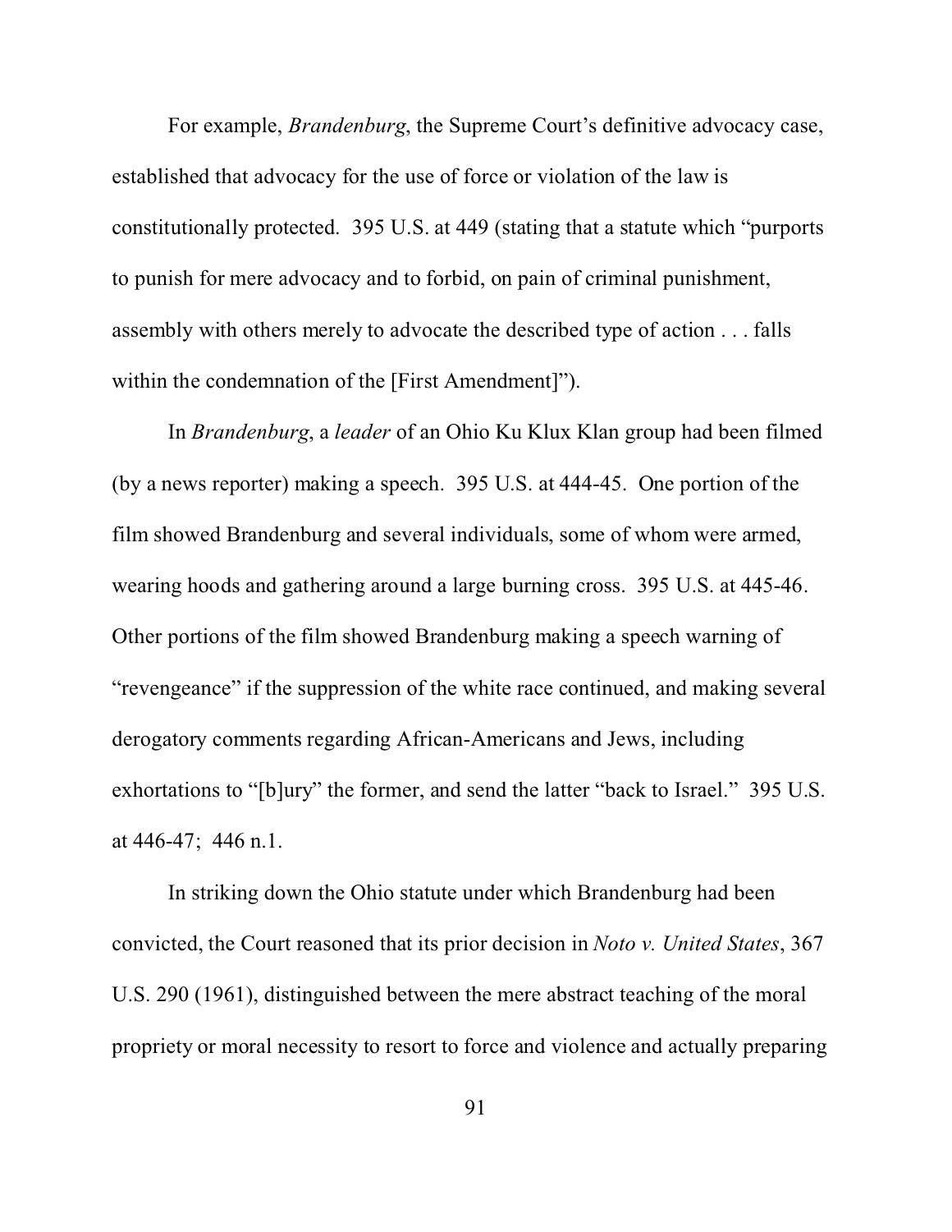For example, *Brandenburg*, the Supreme Court's definitive advocacy case, established that advocacy for the use of force or violation of the law is constitutionally protected. 395 U.S. at 449 (stating that a statute which "purports to punish for mere advocacy and to forbid, on pain of criminal punishment, assembly with others merely to advocate the described type of action . . . falls within the condemnation of the [First Amendment]").

In *Brandenburg*, a *leader* of an Ohio Ku Klux Klan group had been filmed (by a news reporter) making a speech. 395 U.S. at 444-45. One portion of the film showed Brandenburg and several individuals, some of whom were armed, wearing hoods and gathering around a large burning cross. 395 U.S. at 445-46. Other portions of the film showed Brandenburg making a speech warning of "revengeance" if the suppression of the white race continued, and making several derogatory comments regarding African-Americans and Jews, including exhortations to "[b]ury" the former, and send the latter "back to Israel." 395 U.S. at 446-47; 446 n.1.

In striking down the Ohio statute under which Brandenburg had been convicted, the Court reasoned that its prior decision in *Noto v. United States*, 367 U.S. 290 (1961), distinguished between the mere abstract teaching of the moral propriety or moral necessity to resort to force and violence and actually preparing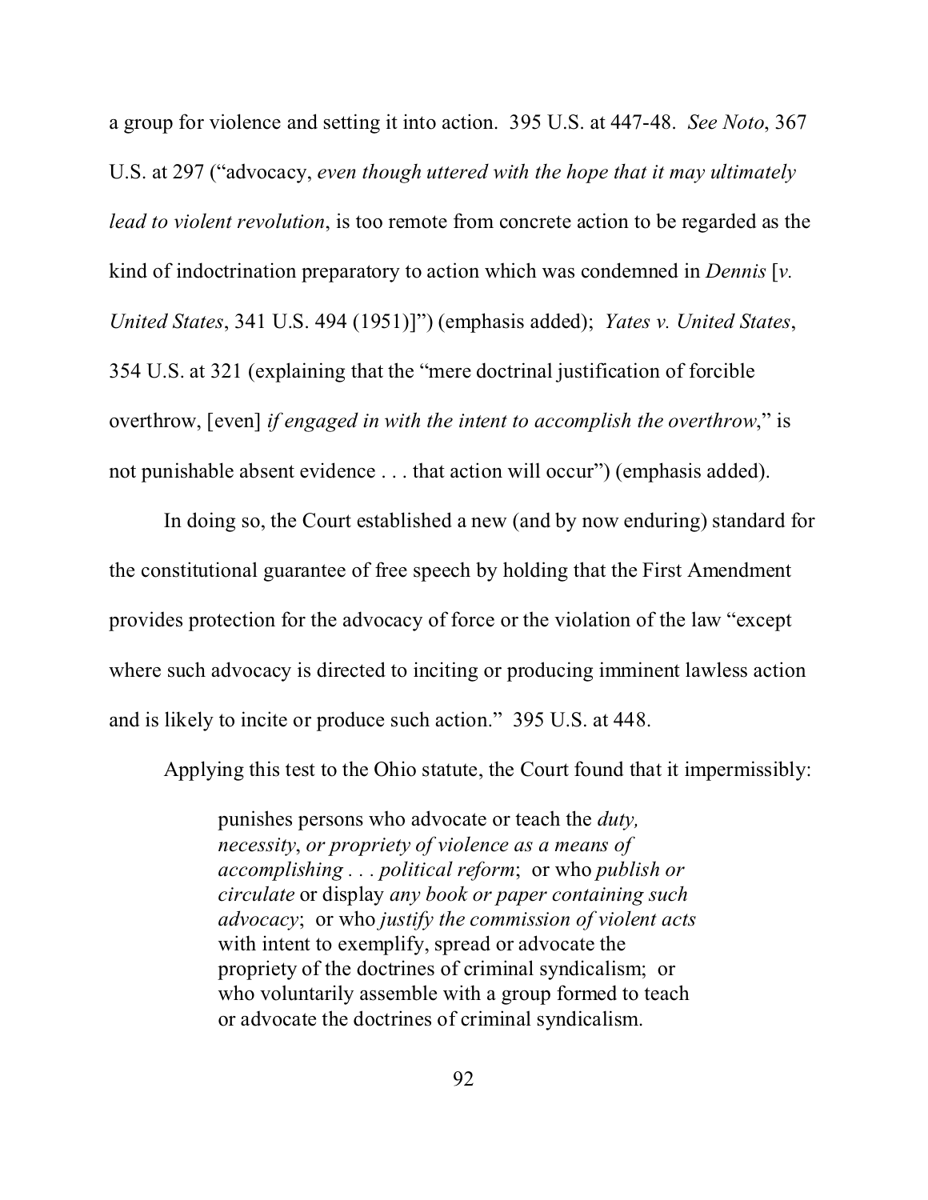a group for violence and setting it into action. 395 U.S. at 447-48. *See Noto*, 367 U.S. at 297 ("advocacy, *even though uttered with the hope that it may ultimately lead to violent revolution*, is too remote from concrete action to be regarded as the kind of indoctrination preparatory to action which was condemned in *Dennis* [*v. United States*, 341 U.S. 494 (1951)]") (emphasis added); *Yates v. United States*, 354 U.S. at 321 (explaining that the "mere doctrinal justification of forcible overthrow, [even] *if engaged in with the intent to accomplish the overthrow*," is not punishable absent evidence . . . that action will occur") (emphasis added).

In doing so, the Court established a new (and by now enduring) standard for the constitutional guarantee of free speech by holding that the First Amendment provides protection for the advocacy of force or the violation of the law "except where such advocacy is directed to inciting or producing imminent lawless action and is likely to incite or produce such action." 395 U.S. at 448.

Applying this test to the Ohio statute, the Court found that it impermissibly:

> punishes persons who advocate or teach the *duty, necessity*, *or propriety of violence as a means of accomplishing . . . political reform*; or who *publish or circulate* or display *any book or paper containing such advocacy*; or who *justify the commission of violent acts* with intent to exemplify, spread or advocate the propriety of the doctrines of criminal syndicalism; or who voluntarily assemble with a group formed to teach or advocate the doctrines of criminal syndicalism.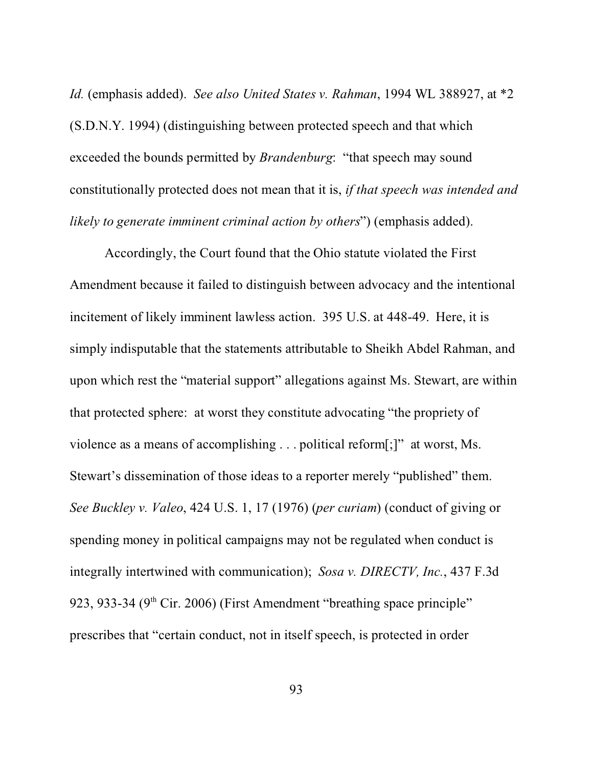*Id.* (emphasis added). *See also United States v. Rahman*, 1994 WL 388927, at *2 (S.D.N.Y. 1994) (distinguishing between protected speech and that which exceeded the bounds permitted by *Brandenburg*: "that speech may sound constitutionally protected does not mean that it is, *if that speech was intended and likely to generate imminent criminal action by others*") (emphasis added).

Accordingly, the Court found that the Ohio statute violated the First Amendment because it failed to distinguish between advocacy and the intentional incitement of likely imminent lawless action. 395 U.S. at 448-49. Here, it is simply indisputable that the statements attributable to Sheikh Abdel Rahman, and upon which rest the "material support" allegations against Ms. Stewart, are within that protected sphere: at worst they constitute advocating "the propriety of violence as a means of accomplishing . . . political reform[;]" at worst, Ms. Stewart's dissemination of those ideas to a reporter merely "published" them. *See Buckley v. Valeo*, 424 U.S. 1, 17 (1976) (*per curiam*) (conduct of giving or spending money in political campaigns may not be regulated when conduct is integrally intertwined with communication); *Sosa v. DIRECTV, Inc.*, 437 F.3d 923, 933-34 (9th Cir. 2006) (First Amendment "breathing space principle" prescribes that "certain conduct, not in itself speech, is protected in order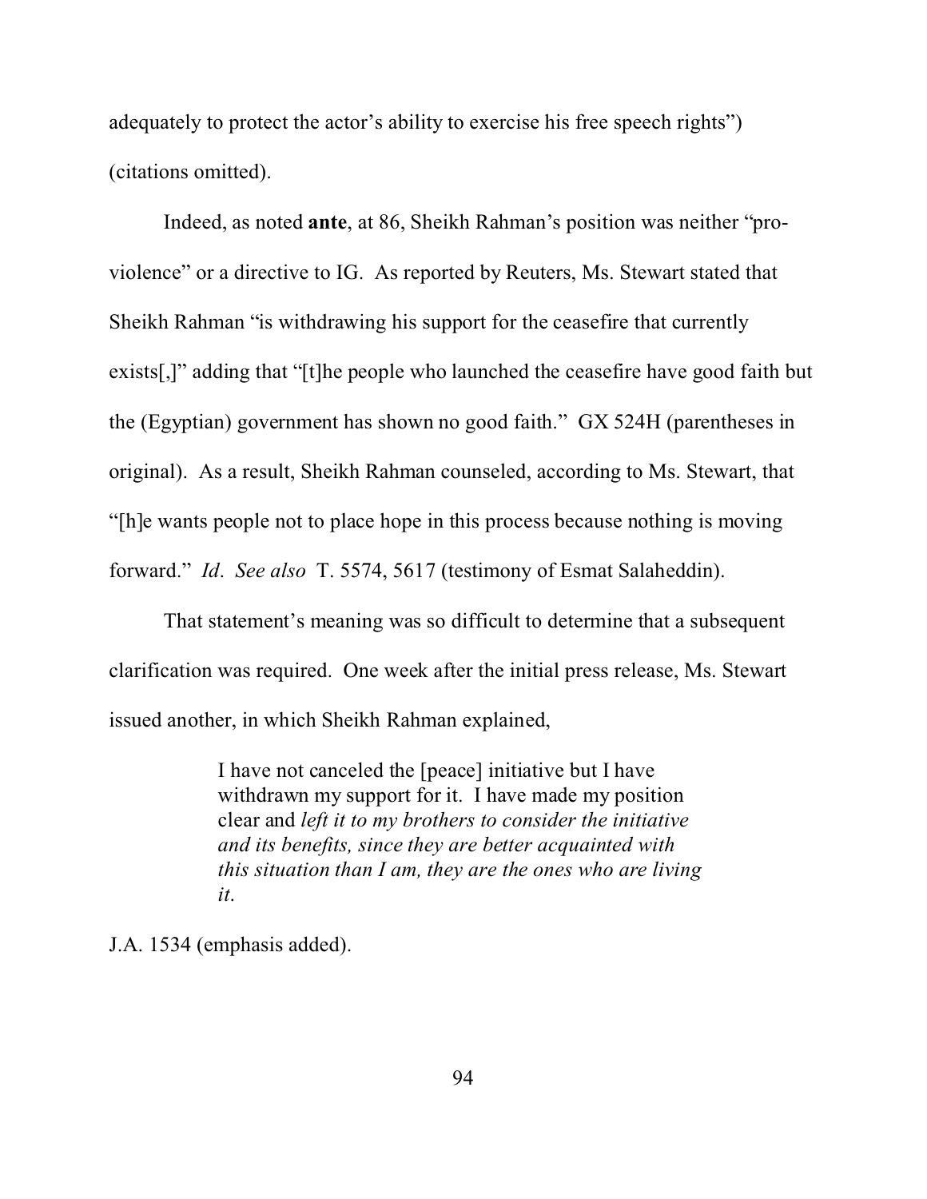adequately to protect the actor's ability to exercise his free speech rights") (citations omitted).

Indeed, as noted **ante**, at 86, Sheikh Rahman's position was neither "pro-violence" or a directive to IG. As reported by Reuters, Ms. Stewart stated that Sheikh Rahman "is withdrawing his support for the ceasefire that currently exists[,]" adding that "[t]he people who launched the ceasefire have good faith but the (Egyptian) government has shown no good faith." GX 524H (parentheses in original). As a result, Sheikh Rahman counseled, according to Ms. Stewart, that "[h]e wants people not to place hope in this process because nothing is moving forward." *Id*. *See also* T. 5574, 5617 (testimony of Esmat Salaheddin).

That statement's meaning was so difficult to determine that a subsequent clarification was required. One week after the initial press release, Ms. Stewart issued another, in which Sheikh Rahman explained,

> I have not canceled the [peace] initiative but I have withdrawn my support for it. I have made my position clear and *left it to my brothers to consider the initiative and its benefits, since they are better acquainted with this situation than I am, they are the ones who are living it*.

J.A. 1534 (emphasis added).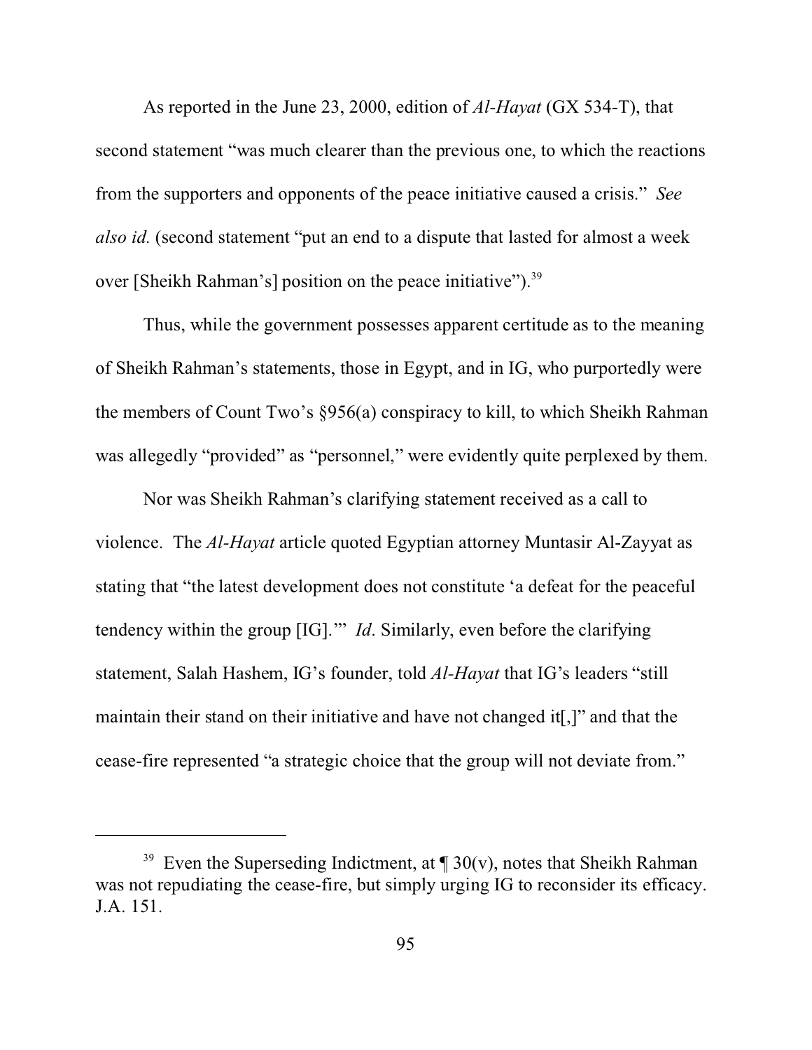As reported in the June 23, 2000, edition of *Al-Hayat* (GX 534-T), that second statement "was much clearer than the previous one, to which the reactions from the supporters and opponents of the peace initiative caused a crisis." *See also id.* (second statement "put an end to a dispute that lasted for almost a week over [Sheikh Rahman's] position on the peace initiative").[39]

Thus, while the government possesses apparent certitude as to the meaning of Sheikh Rahman's statements, those in Egypt, and in IG, who purportedly were the members of Count Two's §956(a) conspiracy to kill, to which Sheikh Rahman was allegedly "provided" as "personnel," were evidently quite perplexed by them.

Nor was Sheikh Rahman's clarifying statement received as a call to violence. The *Al-Hayat* article quoted Egyptian attorney Muntasir Al-Zayyat as stating that "the latest development does not constitute 'a defeat for the peaceful tendency within the group [IG].'" *Id*. Similarly, even before the clarifying statement, Salah Hashem, IG's founder, told *Al-Hayat* that IG's leaders "still maintain their stand on their initiative and have not changed it[,]" and that the cease-fire represented "a strategic choice that the group will not deviate from."

---

[39] Even the Superseding Indictment, at ¶ 30(v), notes that Sheikh Rahman was not repudiating the cease-fire, but simply urging IG to reconsider its efficacy. J.A. 151.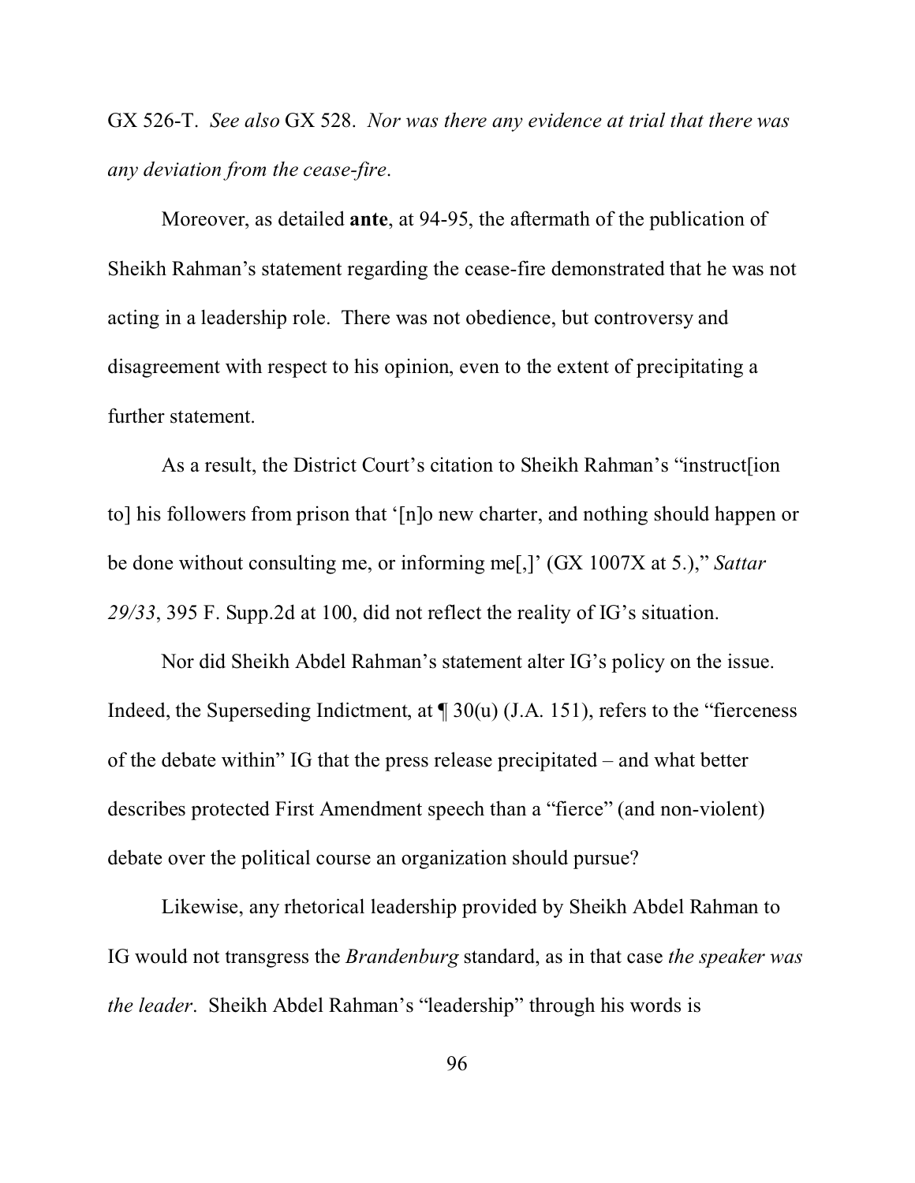GX 526-T. *See also* GX 528. *Nor was there any evidence at trial that there was any deviation from the cease-fire*.

Moreover, as detailed **ante**, at 94-95, the aftermath of the publication of Sheikh Rahman's statement regarding the cease-fire demonstrated that he was not acting in a leadership role. There was not obedience, but controversy and disagreement with respect to his opinion, even to the extent of precipitating a further statement.

As a result, the District Court's citation to Sheikh Rahman's "instruct[ion to] his followers from prison that '[n]o new charter, and nothing should happen or be done without consulting me, or informing me[,]' (GX 1007X at 5.)," *Sattar 29/33*, 395 F. Supp.2d at 100, did not reflect the reality of IG's situation.

Nor did Sheikh Abdel Rahman's statement alter IG's policy on the issue. Indeed, the Superseding Indictment, at ¶ 30(u) (J.A. 151), refers to the "fierceness of the debate within" IG that the press release precipitated – and what better describes protected First Amendment speech than a "fierce" (and non-violent) debate over the political course an organization should pursue?

Likewise, any rhetorical leadership provided by Sheikh Abdel Rahman to IG would not transgress the *Brandenburg* standard, as in that case *the speaker was the leader*. Sheikh Abdel Rahman's "leadership" through his words is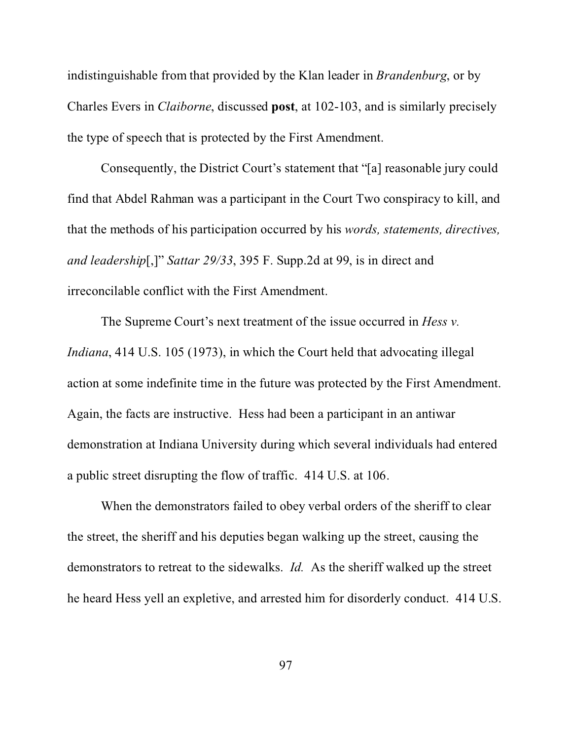indistinguishable from that provided by the Klan leader in *Brandenburg*, or by Charles Evers in *Claiborne*, discussed **post**, at 102-103, and is similarly precisely the type of speech that is protected by the First Amendment.

Consequently, the District Court's statement that "[a] reasonable jury could find that Abdel Rahman was a participant in the Court Two conspiracy to kill, and that the methods of his participation occurred by his *words, statements, directives, and leadership*[,]" *Sattar 29/33*, 395 F. Supp.2d at 99, is in direct and irreconcilable conflict with the First Amendment.

The Supreme Court's next treatment of the issue occurred in *Hess v. Indiana*, 414 U.S. 105 (1973), in which the Court held that advocating illegal action at some indefinite time in the future was protected by the First Amendment. Again, the facts are instructive. Hess had been a participant in an antiwar demonstration at Indiana University during which several individuals had entered a public street disrupting the flow of traffic. 414 U.S. at 106.

When the demonstrators failed to obey verbal orders of the sheriff to clear the street, the sheriff and his deputies began walking up the street, causing the demonstrators to retreat to the sidewalks. *Id.* As the sheriff walked up the street he heard Hess yell an expletive, and arrested him for disorderly conduct. 414 U.S.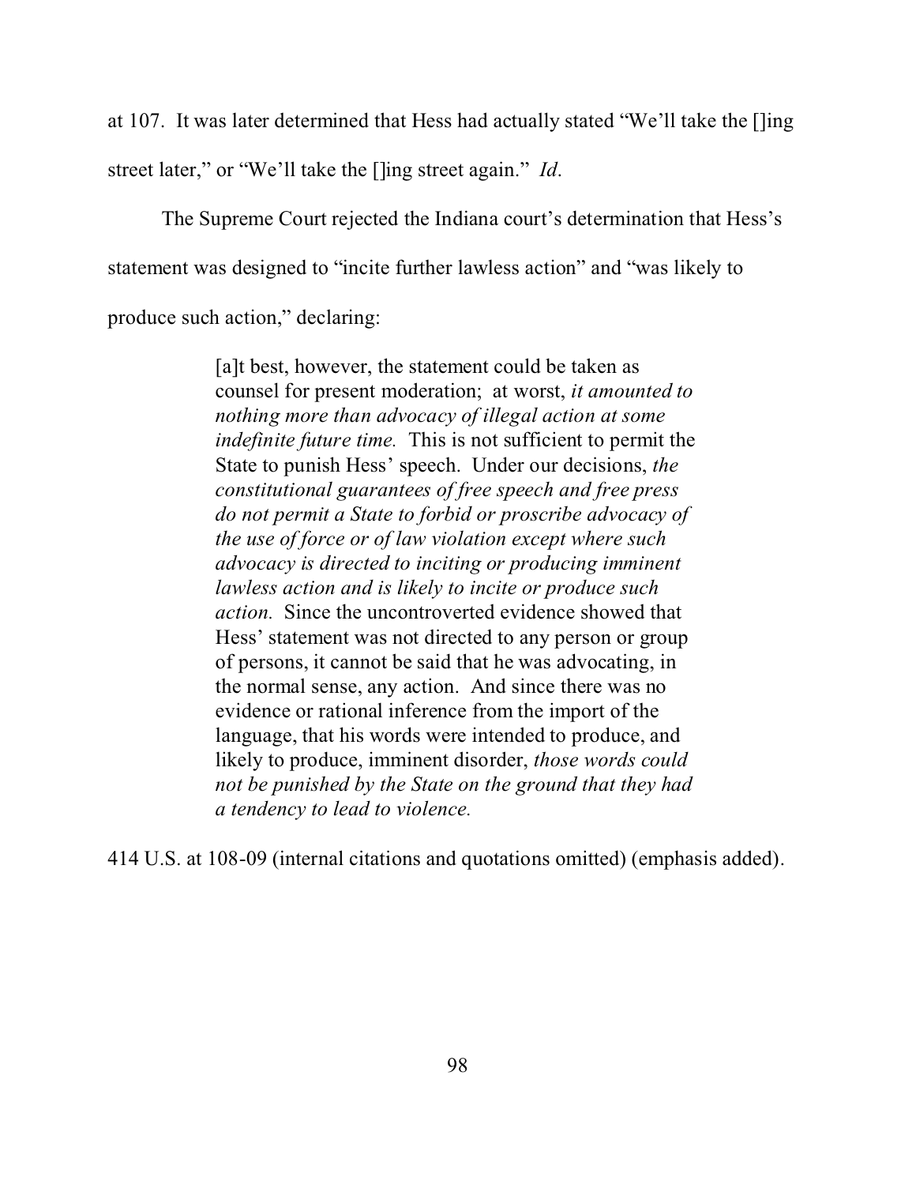at 107. It was later determined that Hess had actually stated "We'll take the []ing street later," or "We'll take the []ing street again." *Id.*

The Supreme Court rejected the Indiana court's determination that Hess's statement was designed to "incite further lawless action" and "was likely to produce such action," declaring:

> [a]t best, however, the statement could be taken as counsel for present moderation; at worst, *it amounted to nothing more than advocacy of illegal action at some indefinite future time.* This is not sufficient to permit the State to punish Hess' speech. Under our decisions, *the constitutional guarantees of free speech and free press do not permit a State to forbid or proscribe advocacy of the use of force or of law violation except where such advocacy is directed to inciting or producing imminent lawless action and is likely to incite or produce such action.* Since the uncontroverted evidence showed that Hess' statement was not directed to any person or group of persons, it cannot be said that he was advocating, in the normal sense, any action. And since there was no evidence or rational inference from the import of the language, that his words were intended to produce, and likely to produce, imminent disorder, *those words could not be punished by the State on the ground that they had a tendency to lead to violence.*

414 U.S. at 108-09 (internal citations and quotations omitted) (emphasis added).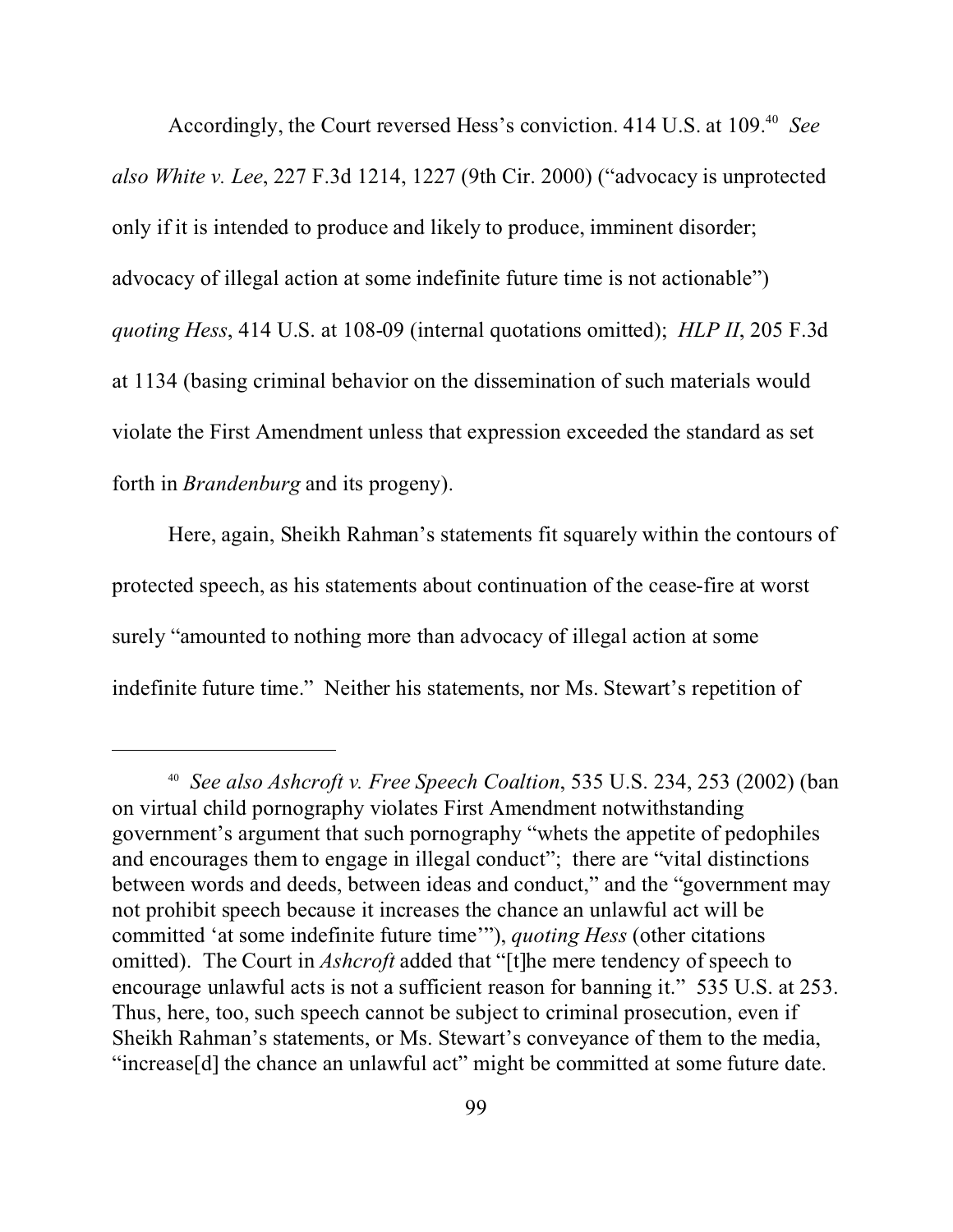Accordingly, the Court reversed Hess's conviction. 414 U.S. at 109.[40] *See also White v. Lee*, 227 F.3d 1214, 1227 (9th Cir. 2000) ("advocacy is unprotected only if it is intended to produce and likely to produce, imminent disorder; advocacy of illegal action at some indefinite future time is not actionable") *quoting Hess*, 414 U.S. at 108-09 (internal quotations omitted); *HLP II*, 205 F.3d at 1134 (basing criminal behavior on the dissemination of such materials would violate the First Amendment unless that expression exceeded the standard as set forth in *Brandenburg* and its progeny).

Here, again, Sheikh Rahman's statements fit squarely within the contours of protected speech, as his statements about continuation of the cease-fire at worst surely "amounted to nothing more than advocacy of illegal action at some indefinite future time." Neither his statements, nor Ms. Stewart's repetition of

---

[40] *See also Ashcroft v. Free Speech Coaltion*, 535 U.S. 234, 253 (2002) (ban on virtual child pornography violates First Amendment notwithstanding government's argument that such pornography "whets the appetite of pedophiles and encourages them to engage in illegal conduct"; there are "vital distinctions between words and deeds, between ideas and conduct," and the "government may not prohibit speech because it increases the chance an unlawful act will be committed 'at some indefinite future time'"), *quoting Hess* (other citations omitted). The Court in *Ashcroft* added that "[t]he mere tendency of speech to encourage unlawful acts is not a sufficient reason for banning it." 535 U.S. at 253. Thus, here, too, such speech cannot be subject to criminal prosecution, even if Sheikh Rahman's statements, or Ms. Stewart's conveyance of them to the media, "increase[d] the chance an unlawful act" might be committed at some future date.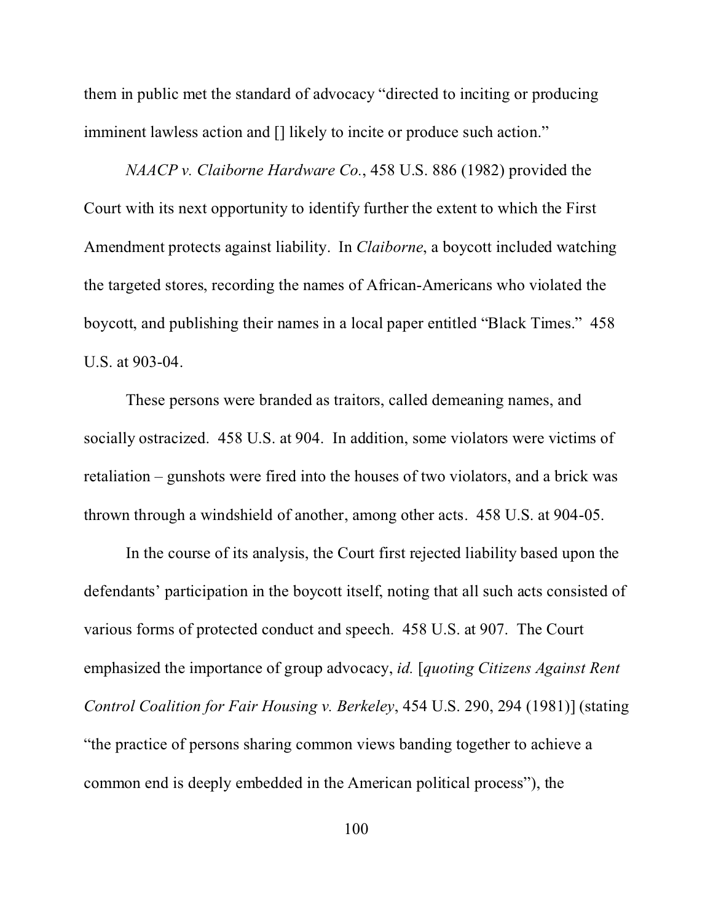them in public met the standard of advocacy "directed to inciting or producing imminent lawless action and [] likely to incite or produce such action."

*NAACP v. Claiborne Hardware Co.*, 458 U.S. 886 (1982) provided the Court with its next opportunity to identify further the extent to which the First Amendment protects against liability. In *Claiborne*, a boycott included watching the targeted stores, recording the names of African-Americans who violated the boycott, and publishing their names in a local paper entitled "Black Times." 458 U.S. at 903-04.

These persons were branded as traitors, called demeaning names, and socially ostracized. 458 U.S. at 904. In addition, some violators were victims of retaliation – gunshots were fired into the houses of two violators, and a brick was thrown through a windshield of another, among other acts. 458 U.S. at 904-05.

In the course of its analysis, the Court first rejected liability based upon the defendants' participation in the boycott itself, noting that all such acts consisted of various forms of protected conduct and speech. 458 U.S. at 907. The Court emphasized the importance of group advocacy, *id.* [*quoting Citizens Against Rent Control Coalition for Fair Housing v. Berkeley*, 454 U.S. 290, 294 (1981)] (stating "the practice of persons sharing common views banding together to achieve a common end is deeply embedded in the American political process"), the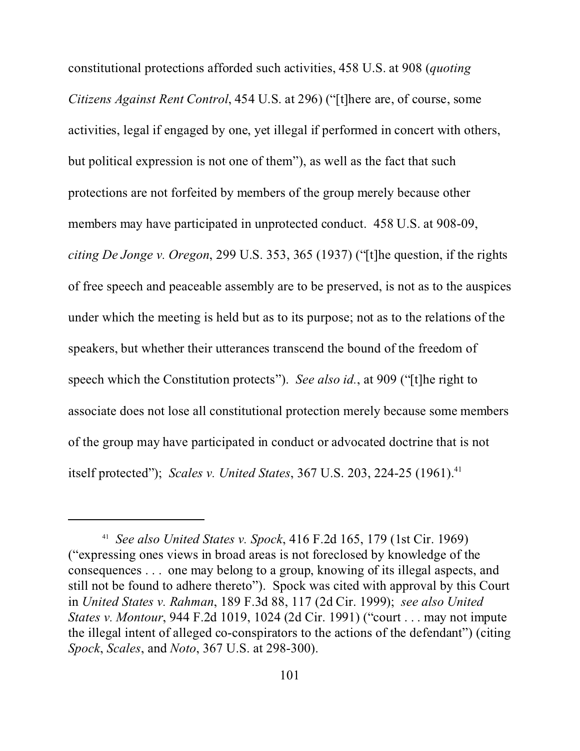constitutional protections afforded such activities, 458 U.S. at 908 (*quoting Citizens Against Rent Control*, 454 U.S. at 296) ("[t]here are, of course, some activities, legal if engaged by one, yet illegal if performed in concert with others, but political expression is not one of them"), as well as the fact that such protections are not forfeited by members of the group merely because other members may have participated in unprotected conduct. 458 U.S. at 908-09, *citing De Jonge v. Oregon*, 299 U.S. 353, 365 (1937) ("[t]he question, if the rights of free speech and peaceable assembly are to be preserved, is not as to the auspices under which the meeting is held but as to its purpose; not as to the relations of the speakers, but whether their utterances transcend the bound of the freedom of speech which the Constitution protects"). *See also id.*, at 909 ("[t]he right to associate does not lose all constitutional protection merely because some members of the group may have participated in conduct or advocated doctrine that is not itself protected"); *Scales v. United States*, 367 U.S. 203, 224-25 (1961).[41]

---

[41] *See also United States v. Spock*, 416 F.2d 165, 179 (1st Cir. 1969) ("expressing ones views in broad areas is not foreclosed by knowledge of the consequences . . . one may belong to a group, knowing of its illegal aspects, and still not be found to adhere thereto"). Spock was cited with approval by this Court in *United States v. Rahman*, 189 F.3d 88, 117 (2d Cir. 1999); *see also United States v. Montour*, 944 F.2d 1019, 1024 (2d Cir. 1991) ("court . . . may not impute the illegal intent of alleged co-conspirators to the actions of the defendant") (citing *Spock*, *Scales*, and *Noto*, 367 U.S. at 298-300).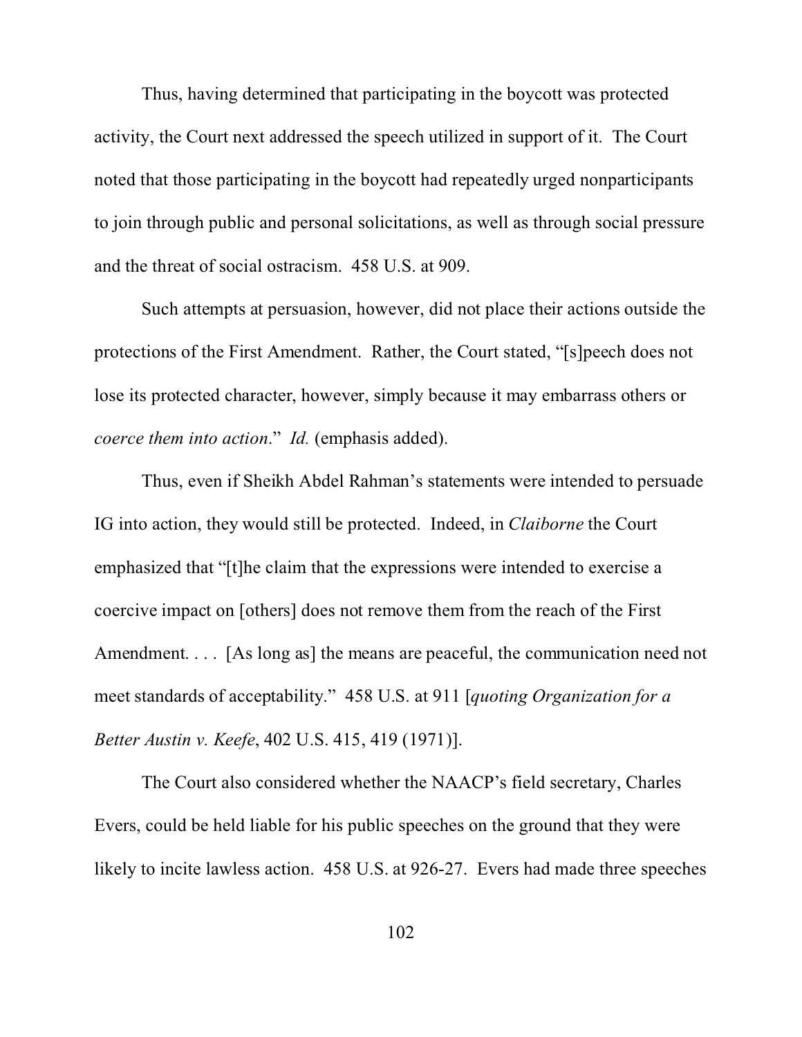Thus, having determined that participating in the boycott was protected activity, the Court next addressed the speech utilized in support of it. The Court noted that those participating in the boycott had repeatedly urged nonparticipants to join through public and personal solicitations, as well as through social pressure and the threat of social ostracism. 458 U.S. at 909.

Such attempts at persuasion, however, did not place their actions outside the protections of the First Amendment. Rather, the Court stated, "[s]peech does not lose its protected character, however, simply because it may embarrass others or *coerce them into action*." *Id.* (emphasis added).

Thus, even if Sheikh Abdel Rahman's statements were intended to persuade IG into action, they would still be protected. Indeed, in *Claiborne* the Court emphasized that "[t]he claim that the expressions were intended to exercise a coercive impact on [others] does not remove them from the reach of the First Amendment. . . . [As long as] the means are peaceful, the communication need not meet standards of acceptability." 458 U.S. at 911 [*quoting Organization for a Better Austin v. Keefe*, 402 U.S. 415, 419 (1971)].

The Court also considered whether the NAACP's field secretary, Charles Evers, could be held liable for his public speeches on the ground that they were likely to incite lawless action. 458 U.S. at 926-27. Evers had made three speeches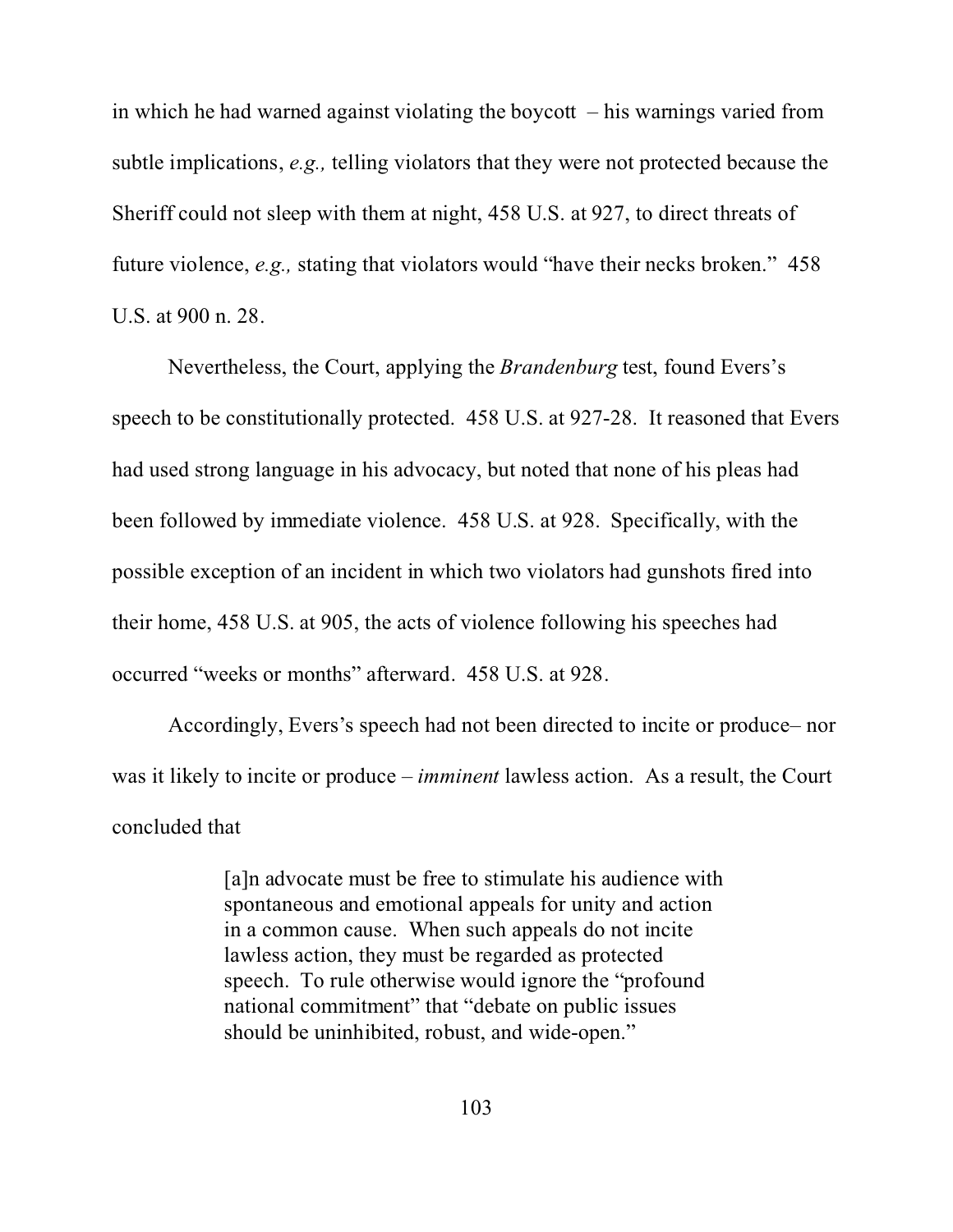in which he had warned against violating the boycott – his warnings varied from subtle implications, *e.g.,* telling violators that they were not protected because the Sheriff could not sleep with them at night, 458 U.S. at 927, to direct threats of future violence, *e.g.,* stating that violators would "have their necks broken." 458 U.S. at 900 n. 28.

Nevertheless, the Court, applying the *Brandenburg* test, found Evers's speech to be constitutionally protected. 458 U.S. at 927-28. It reasoned that Evers had used strong language in his advocacy, but noted that none of his pleas had been followed by immediate violence. 458 U.S. at 928. Specifically, with the possible exception of an incident in which two violators had gunshots fired into their home, 458 U.S. at 905, the acts of violence following his speeches had occurred "weeks or months" afterward. 458 U.S. at 928.

Accordingly, Evers's speech had not been directed to incite or produce– nor was it likely to incite or produce – *imminent* lawless action. As a result, the Court concluded that

> [a]n advocate must be free to stimulate his audience with spontaneous and emotional appeals for unity and action in a common cause. When such appeals do not incite lawless action, they must be regarded as protected speech. To rule otherwise would ignore the "profound national commitment" that "debate on public issues should be uninhibited, robust, and wide-open."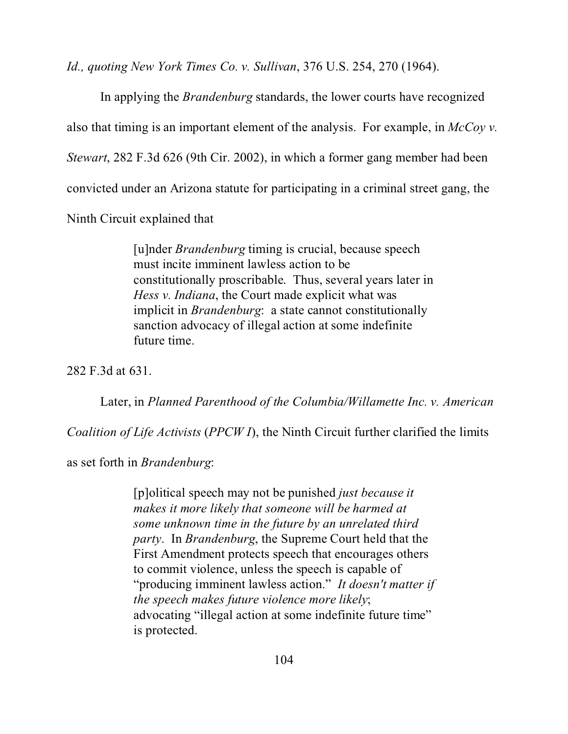*Id., quoting New York Times Co. v. Sullivan*, 376 U.S. 254, 270 (1964).

In applying the *Brandenburg* standards, the lower courts have recognized also that timing is an important element of the analysis. For example, in *McCoy v. Stewart*, 282 F.3d 626 (9th Cir. 2002), in which a former gang member had been convicted under an Arizona statute for participating in a criminal street gang, the Ninth Circuit explained that

> [u]nder *Brandenburg* timing is crucial, because speech must incite imminent lawless action to be constitutionally proscribable. Thus, several years later in *Hess v. Indiana*, the Court made explicit what was implicit in *Brandenburg*: a state cannot constitutionally sanction advocacy of illegal action at some indefinite future time.

282 F.3d at 631.

Later, in *Planned Parenthood of the Columbia/Willamette Inc. v. American Coalition of Life Activists* (*PPCW I*), the Ninth Circuit further clarified the limits as set forth in *Brandenburg*:

> [p]olitical speech may not be punished *just because it makes it more likely that someone will be harmed at some unknown time in the future by an unrelated third party*. In *Brandenburg*, the Supreme Court held that the First Amendment protects speech that encourages others to commit violence, unless the speech is capable of "producing imminent lawless action." *It doesn't matter if the speech makes future violence more likely*; advocating "illegal action at some indefinite future time" is protected.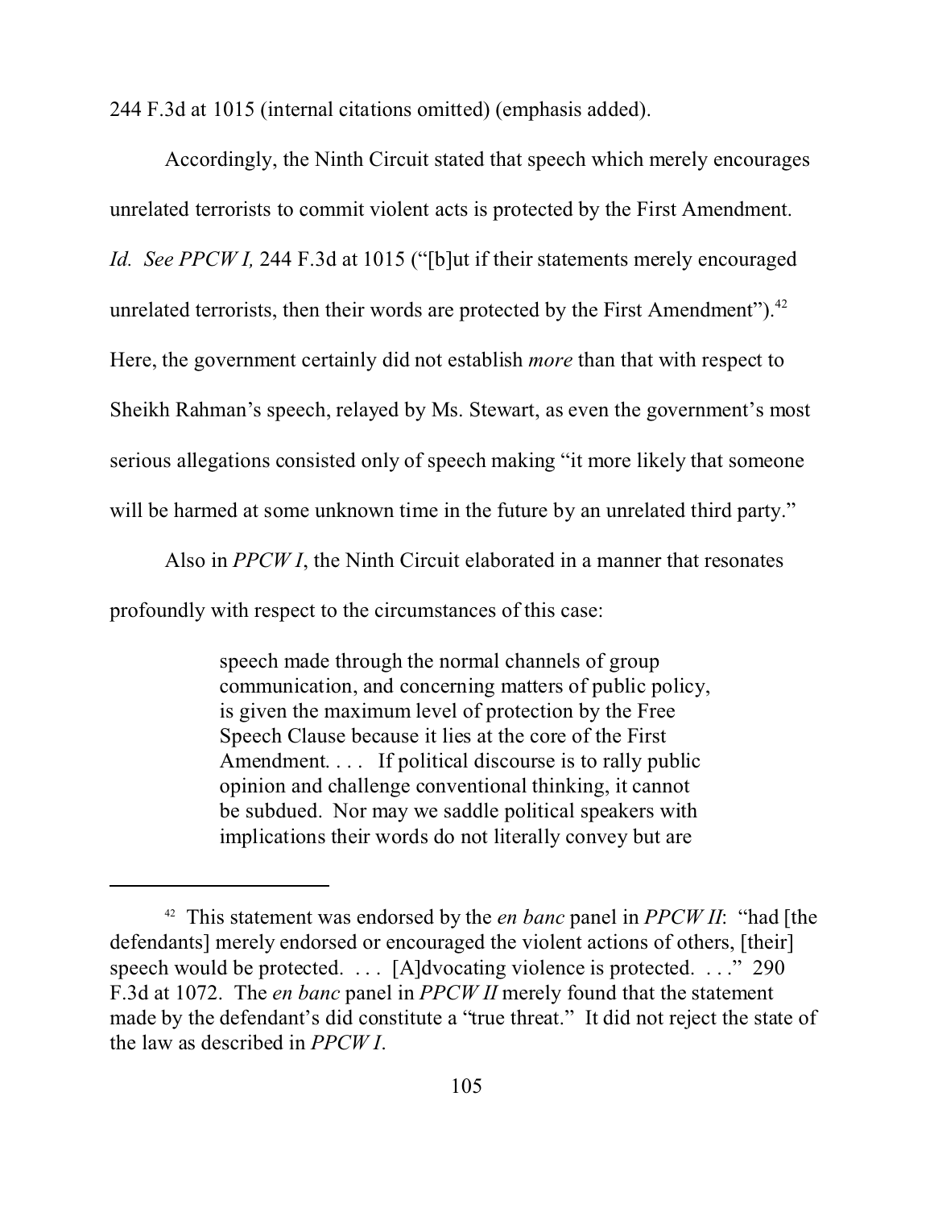244 F.3d at 1015 (internal citations omitted) (emphasis added).

Accordingly, the Ninth Circuit stated that speech which merely encourages unrelated terrorists to commit violent acts is protected by the First Amendment. *Id. See PPCW I,* 244 F.3d at 1015 ("[b]ut if their statements merely encouraged unrelated terrorists, then their words are protected by the First Amendment").[42] Here, the government certainly did not establish *more* than that with respect to Sheikh Rahman's speech, relayed by Ms. Stewart, as even the government's most serious allegations consisted only of speech making "it more likely that someone will be harmed at some unknown time in the future by an unrelated third party."

Also in *PPCW I*, the Ninth Circuit elaborated in a manner that resonates profoundly with respect to the circumstances of this case:

> speech made through the normal channels of group communication, and concerning matters of public policy, is given the maximum level of protection by the Free Speech Clause because it lies at the core of the First Amendment. . . . If political discourse is to rally public opinion and challenge conventional thinking, it cannot be subdued. Nor may we saddle political speakers with implications their words do not literally convey but are

---

[42] This statement was endorsed by the *en banc* panel in *PPCW II*: "had [the defendants] merely endorsed or encouraged the violent actions of others, [their] speech would be protected. . . . [A]dvocating violence is protected. . . ." 290 F.3d at 1072. The *en banc* panel in *PPCW II* merely found that the statement made by the defendant's did constitute a "true threat." It did not reject the state of the law as described in *PPCW I*.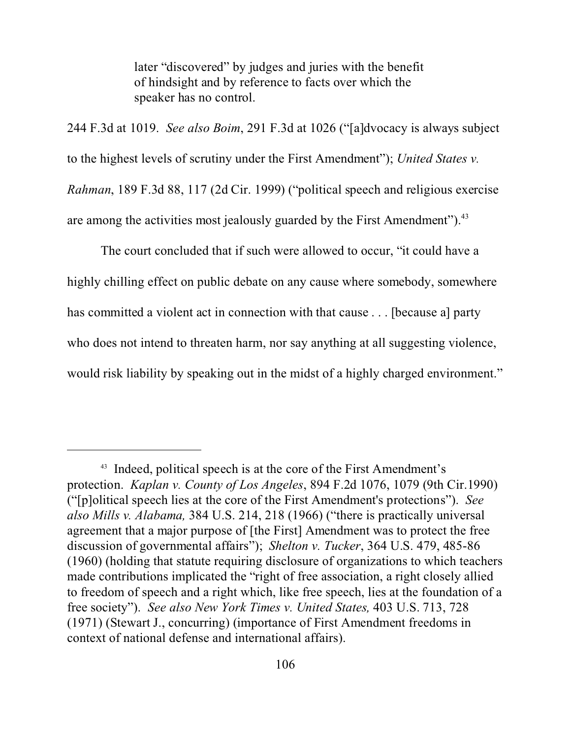> later "discovered" by judges and juries with the benefit of hindsight and by reference to facts over which the speaker has no control.

244 F.3d at 1019. *See also Boim*, 291 F.3d at 1026 ("[a]dvocacy is always subject to the highest levels of scrutiny under the First Amendment"); *United States v. Rahman*, 189 F.3d 88, 117 (2d Cir. 1999) ("political speech and religious exercise are among the activities most jealously guarded by the First Amendment").[43]

The court concluded that if such were allowed to occur, "it could have a highly chilling effect on public debate on any cause where somebody, somewhere has committed a violent act in connection with that cause . . . [because a] party who does not intend to threaten harm, nor say anything at all suggesting violence, would risk liability by speaking out in the midst of a highly charged environment."

---

[43] Indeed, political speech is at the core of the First Amendment's protection. *Kaplan v. County of Los Angeles*, 894 F.2d 1076, 1079 (9th Cir.1990) ("[p]olitical speech lies at the core of the First Amendment's protections"). *See also Mills v. Alabama,* 384 U.S. 214, 218 (1966) ("there is practically universal agreement that a major purpose of [the First] Amendment was to protect the free discussion of governmental affairs"); *Shelton v. Tucker*, 364 U.S. 479, 485-86 (1960) (holding that statute requiring disclosure of organizations to which teachers made contributions implicated the "right of free association, a right closely allied to freedom of speech and a right which, like free speech, lies at the foundation of a free society"). *See also New York Times v. United States,* 403 U.S. 713, 728 (1971) (Stewart J., concurring) (importance of First Amendment freedoms in context of national defense and international affairs).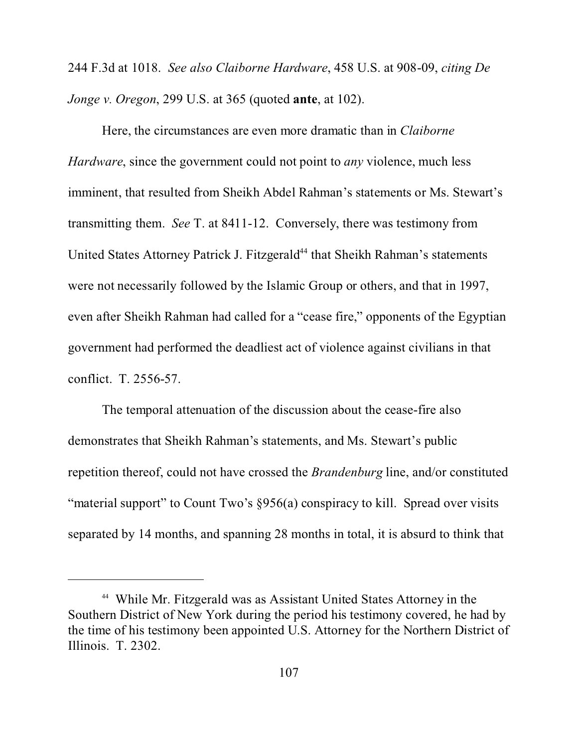244 F.3d at 1018. *See also Claiborne Hardware*, 458 U.S. at 908-09, *citing De Jonge v. Oregon*, 299 U.S. at 365 (quoted **ante**, at 102).

Here, the circumstances are even more dramatic than in *Claiborne Hardware*, since the government could not point to *any* violence, much less imminent, that resulted from Sheikh Abdel Rahman's statements or Ms. Stewart's transmitting them. *See* T. at 8411-12. Conversely, there was testimony from United States Attorney Patrick J. Fitzgerald[44] that Sheikh Rahman's statements were not necessarily followed by the Islamic Group or others, and that in 1997, even after Sheikh Rahman had called for a "cease fire," opponents of the Egyptian government had performed the deadliest act of violence against civilians in that conflict. T. 2556-57.

The temporal attenuation of the discussion about the cease-fire also demonstrates that Sheikh Rahman's statements, and Ms. Stewart's public repetition thereof, could not have crossed the *Brandenburg* line, and/or constituted "material support" to Count Two's §956(a) conspiracy to kill. Spread over visits separated by 14 months, and spanning 28 months in total, it is absurd to think that

---

[44] While Mr. Fitzgerald was as Assistant United States Attorney in the Southern District of New York during the period his testimony covered, he had by the time of his testimony been appointed U.S. Attorney for the Northern District of Illinois. T. 2302.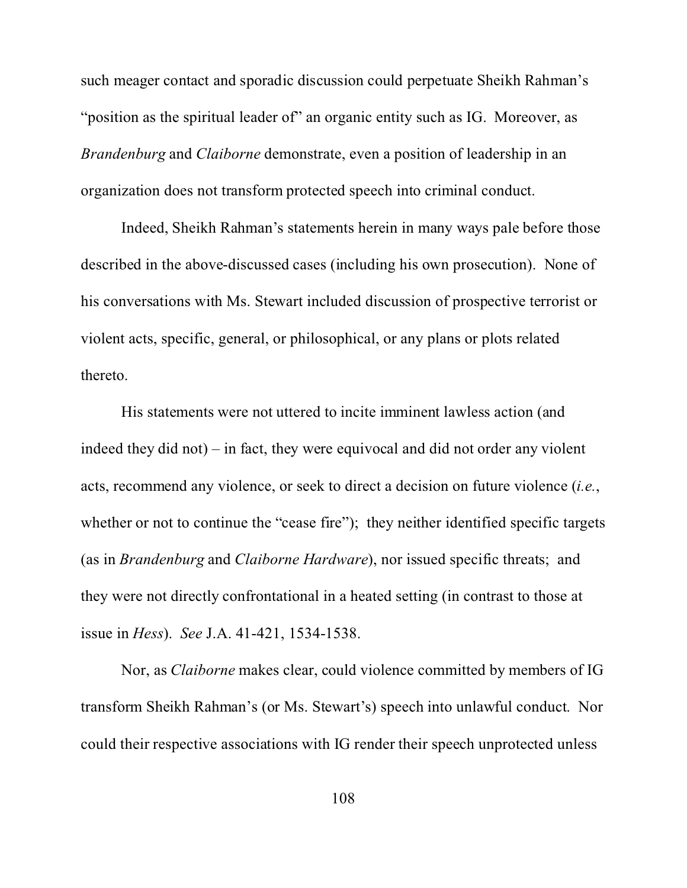such meager contact and sporadic discussion could perpetuate Sheikh Rahman's "position as the spiritual leader of" an organic entity such as IG. Moreover, as *Brandenburg* and *Claiborne* demonstrate, even a position of leadership in an organization does not transform protected speech into criminal conduct.

Indeed, Sheikh Rahman's statements herein in many ways pale before those described in the above-discussed cases (including his own prosecution). None of his conversations with Ms. Stewart included discussion of prospective terrorist or violent acts, specific, general, or philosophical, or any plans or plots related thereto.

His statements were not uttered to incite imminent lawless action (and indeed they did not) – in fact, they were equivocal and did not order any violent acts, recommend any violence, or seek to direct a decision on future violence (*i.e.*, whether or not to continue the "cease fire"); they neither identified specific targets (as in *Brandenburg* and *Claiborne Hardware*), nor issued specific threats; and they were not directly confrontational in a heated setting (in contrast to those at issue in *Hess*). *See* J.A. 41-421, 1534-1538.

Nor, as *Claiborne* makes clear, could violence committed by members of IG transform Sheikh Rahman's (or Ms. Stewart's) speech into unlawful conduct. Nor could their respective associations with IG render their speech unprotected unless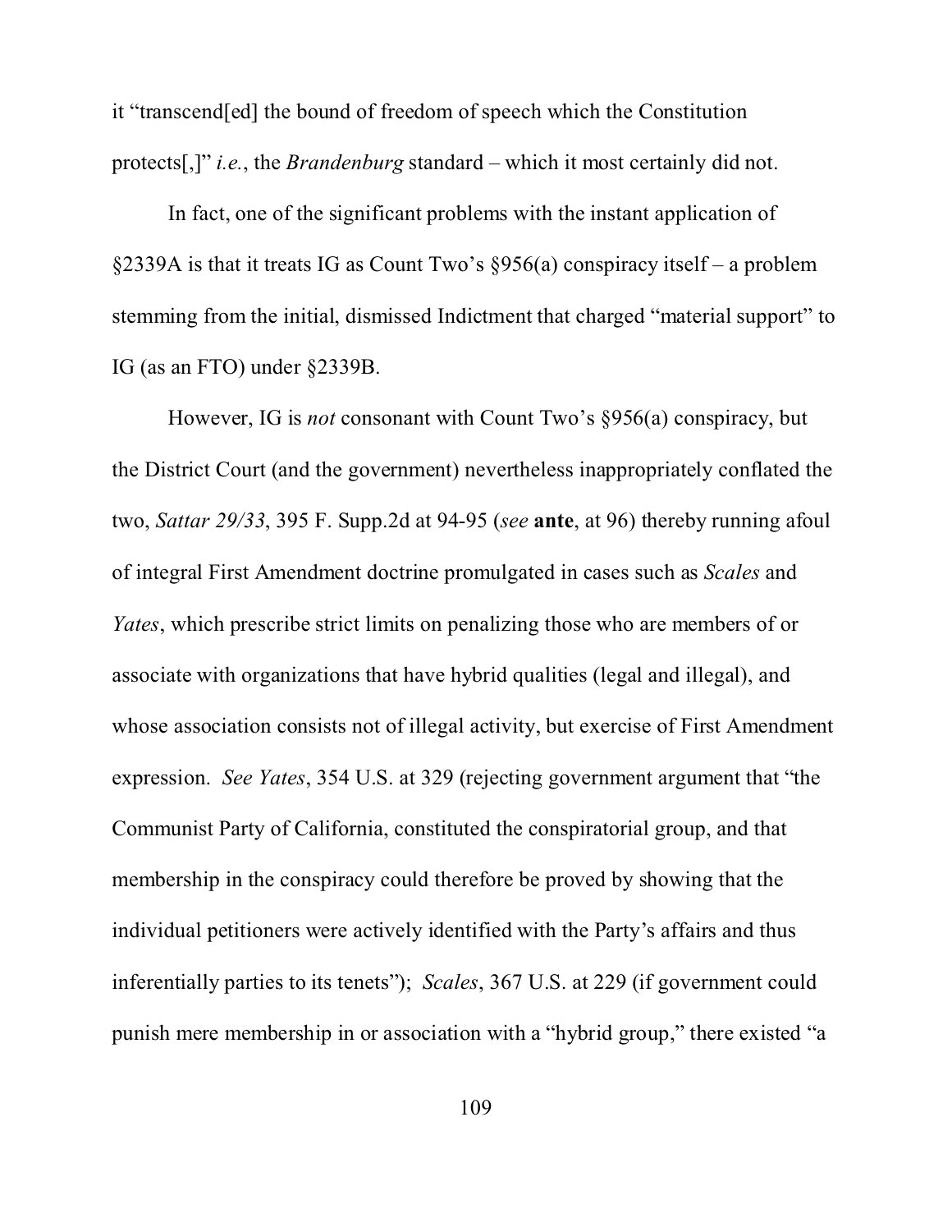it "transcend[ed] the bound of freedom of speech which the Constitution protects[,]" *i.e.*, the *Brandenburg* standard – which it most certainly did not.

In fact, one of the significant problems with the instant application of §2339A is that it treats IG as Count Two's §956(a) conspiracy itself – a problem stemming from the initial, dismissed Indictment that charged "material support" to IG (as an FTO) under §2339B.

However, IG is *not* consonant with Count Two's §956(a) conspiracy, but the District Court (and the government) nevertheless inappropriately conflated the two, *Sattar 29/33*, 395 F. Supp.2d at 94-95 (*see* **ante**, at 96) thereby running afoul of integral First Amendment doctrine promulgated in cases such as *Scales* and *Yates*, which prescribe strict limits on penalizing those who are members of or associate with organizations that have hybrid qualities (legal and illegal), and whose association consists not of illegal activity, but exercise of First Amendment expression. *See Yates*, 354 U.S. at 329 (rejecting government argument that "the Communist Party of California, constituted the conspiratorial group, and that membership in the conspiracy could therefore be proved by showing that the individual petitioners were actively identified with the Party's affairs and thus inferentially parties to its tenets"); *Scales*, 367 U.S. at 229 (if government could punish mere membership in or association with a "hybrid group," there existed "a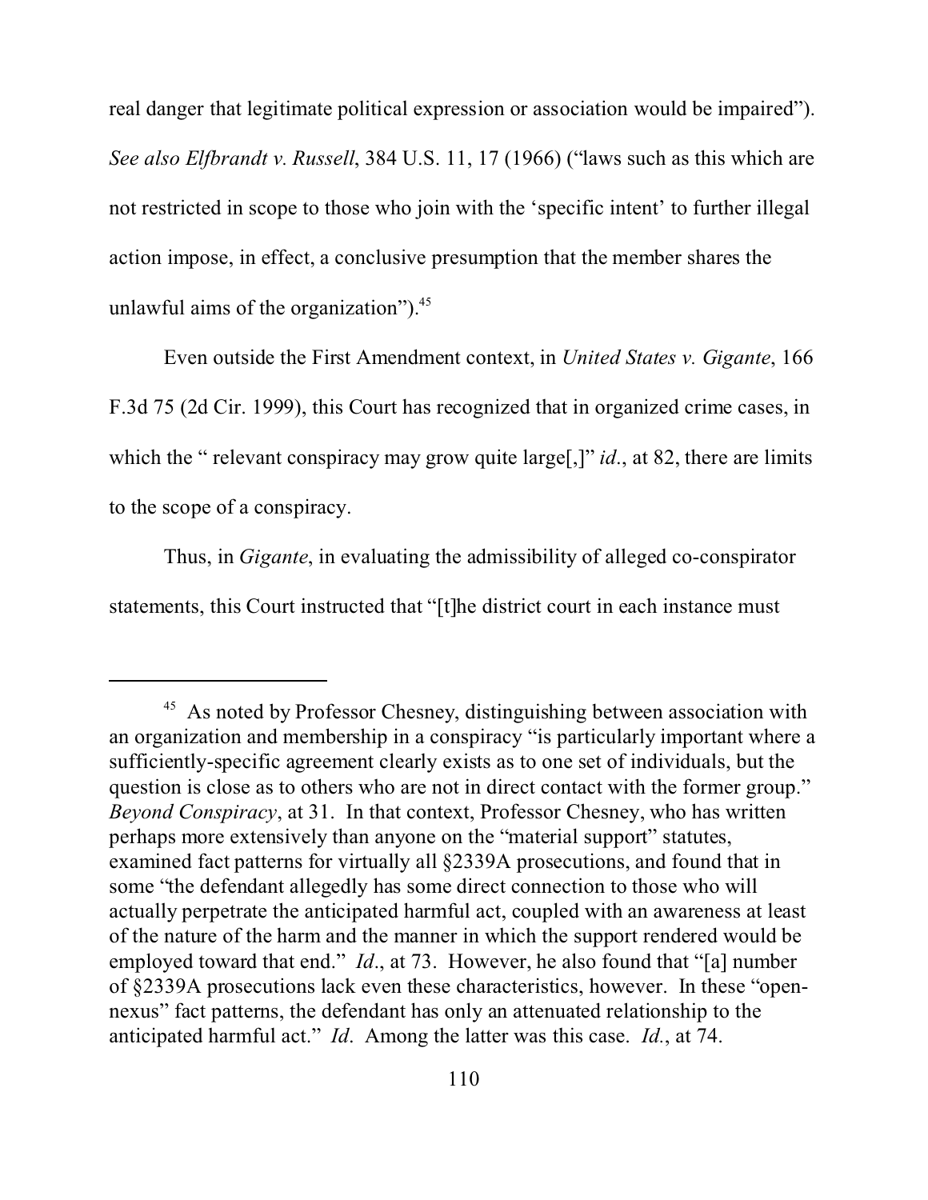real danger that legitimate political expression or association would be impaired"). *See also Elfbrandt v. Russell*, 384 U.S. 11, 17 (1966) ("laws such as this which are not restricted in scope to those who join with the 'specific intent' to further illegal action impose, in effect, a conclusive presumption that the member shares the unlawful aims of the organization").[45]

Even outside the First Amendment context, in *United States v. Gigante*, 166 F.3d 75 (2d Cir. 1999), this Court has recognized that in organized crime cases, in which the " relevant conspiracy may grow quite large[,]" *id*., at 82, there are limits to the scope of a conspiracy.

Thus, in *Gigante*, in evaluating the admissibility of alleged co-conspirator statements, this Court instructed that "[t]he district court in each instance must

---

[45] As noted by Professor Chesney, distinguishing between association with an organization and membership in a conspiracy "is particularly important where a sufficiently-specific agreement clearly exists as to one set of individuals, but the question is close as to others who are not in direct contact with the former group." *Beyond Conspiracy*, at 31. In that context, Professor Chesney, who has written perhaps more extensively than anyone on the "material support" statutes, examined fact patterns for virtually all §2339A prosecutions, and found that in some "the defendant allegedly has some direct connection to those who will actually perpetrate the anticipated harmful act, coupled with an awareness at least of the nature of the harm and the manner in which the support rendered would be employed toward that end." *Id*., at 73. However, he also found that "[a] number of §2339A prosecutions lack even these characteristics, however. In these "open-nexus" fact patterns, the defendant has only an attenuated relationship to the anticipated harmful act." *Id*. Among the latter was this case. *Id*., at 74.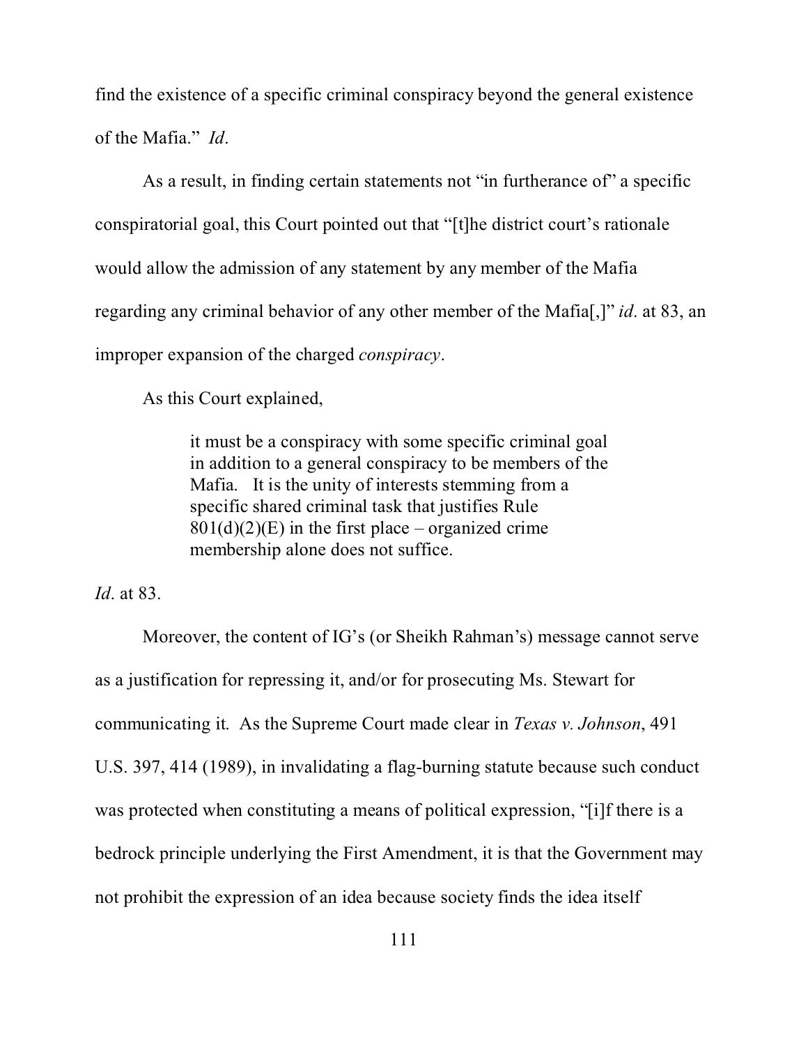find the existence of a specific criminal conspiracy beyond the general existence of the Mafia." *Id*.

As a result, in finding certain statements not "in furtherance of" a specific conspiratorial goal, this Court pointed out that "[t]he district court's rationale would allow the admission of any statement by any member of the Mafia regarding any criminal behavior of any other member of the Mafia[,]" *id*. at 83, an improper expansion of the charged *conspiracy*.

As this Court explained,

> it must be a conspiracy with some specific criminal goal in addition to a general conspiracy to be members of the Mafia. It is the unity of interests stemming from a specific shared criminal task that justifies Rule 801(d)(2)(E) in the first place – organized crime membership alone does not suffice.

*Id*. at 83.

Moreover, the content of IG's (or Sheikh Rahman's) message cannot serve as a justification for repressing it, and/or for prosecuting Ms. Stewart for communicating it. As the Supreme Court made clear in *Texas v. Johnson*, 491 U.S. 397, 414 (1989), in invalidating a flag-burning statute because such conduct was protected when constituting a means of political expression, "[i]f there is a bedrock principle underlying the First Amendment, it is that the Government may not prohibit the expression of an idea because society finds the idea itself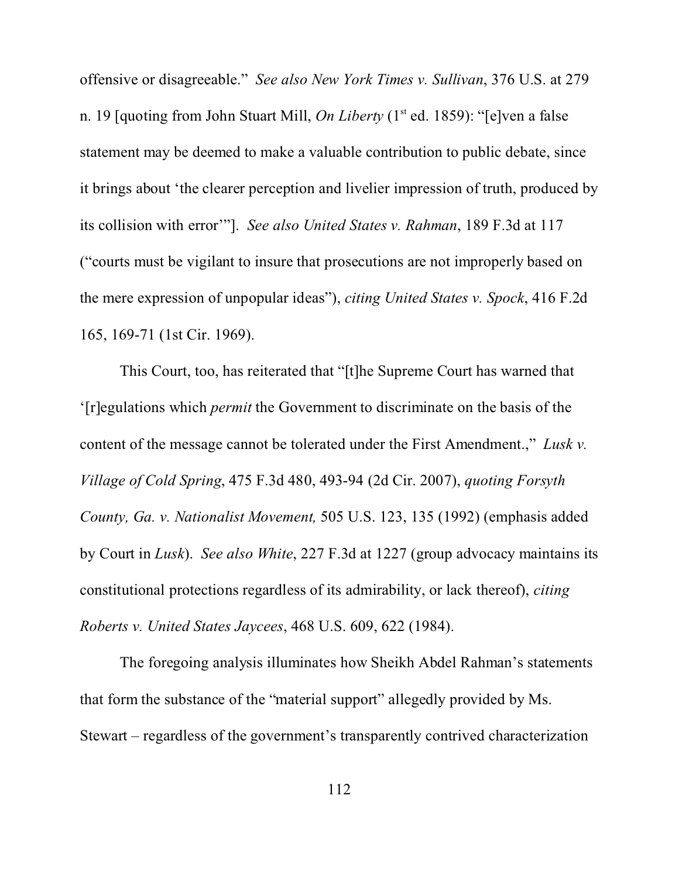offensive or disagreeable." *See also New York Times v. Sullivan*, 376 U.S. at 279 n. 19 [quoting from John Stuart Mill, *On Liberty* (1st ed. 1859): "[e]ven a false statement may be deemed to make a valuable contribution to public debate, since it brings about 'the clearer perception and livelier impression of truth, produced by its collision with error'"]. *See also United States v. Rahman*, 189 F.3d at 117 ("courts must be vigilant to insure that prosecutions are not improperly based on the mere expression of unpopular ideas"), *citing United States v. Spock*, 416 F.2d 165, 169-71 (1st Cir. 1969).

This Court, too, has reiterated that "[t]he Supreme Court has warned that '[r]egulations which *permit* the Government to discriminate on the basis of the content of the message cannot be tolerated under the First Amendment.,'" *Lusk v. Village of Cold Spring*, 475 F.3d 480, 493-94 (2d Cir. 2007), *quoting Forsyth County, Ga. v. Nationalist Movement,* 505 U.S. 123, 135 (1992) (emphasis added by Court in *Lusk*). *See also White*, 227 F.3d at 1227 (group advocacy maintains its constitutional protections regardless of its admirability, or lack thereof), *citing Roberts v. United States Jaycees*, 468 U.S. 609, 622 (1984).

The foregoing analysis illuminates how Sheikh Abdel Rahman's statements that form the substance of the "material support" allegedly provided by Ms. Stewart – regardless of the government's transparently contrived characterization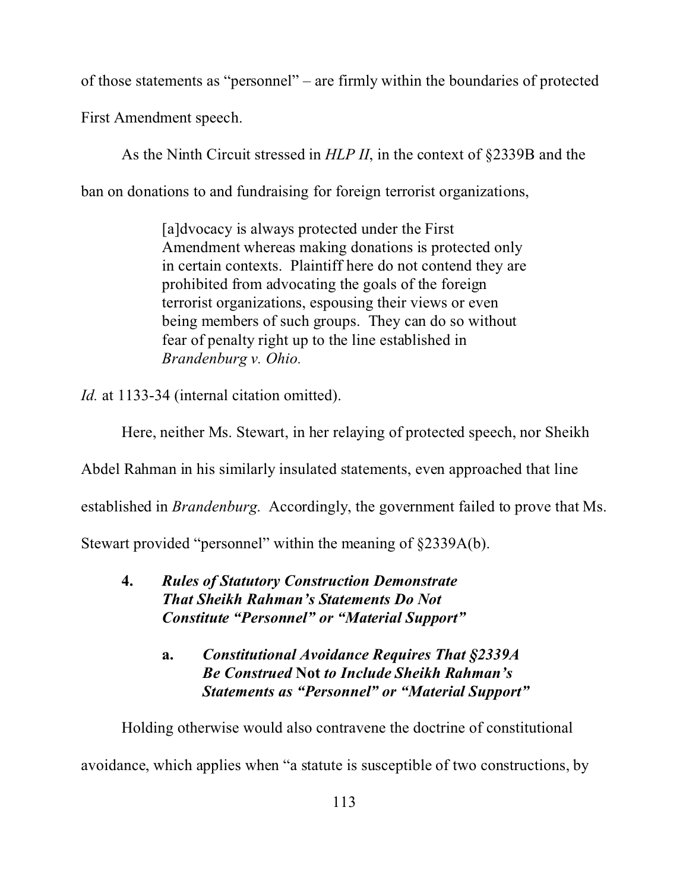of those statements as "personnel" – are firmly within the boundaries of protected First Amendment speech.

As the Ninth Circuit stressed in *HLP II*, in the context of §2339B and the ban on donations to and fundraising for foreign terrorist organizations,

> [a]dvocacy is always protected under the First Amendment whereas making donations is protected only in certain contexts. Plaintiff here do not contend they are prohibited from advocating the goals of the foreign terrorist organizations, espousing their views or even being members of such groups. They can do so without fear of penalty right up to the line established in *Brandenburg v. Ohio.*

*Id.* at 1133-34 (internal citation omitted).

Here, neither Ms. Stewart, in her relaying of protected speech, nor Sheikh Abdel Rahman in his similarly insulated statements, even approached that line established in *Brandenburg*. Accordingly, the government failed to prove that Ms. Stewart provided "personnel" within the meaning of §2339A(b).

### 4. ***Rules of Statutory Construction Demonstrate That Sheikh Rahman's Statements Do Not Constitute "Personnel" or "Material Support"***

#### a. ***Constitutional Avoidance Requires That §2339A Be Construed* Not *to Include Sheikh Rahman's Statements as "Personnel" or "Material Support"***

Holding otherwise would also contravene the doctrine of constitutional avoidance, which applies when "a statute is susceptible of two constructions, by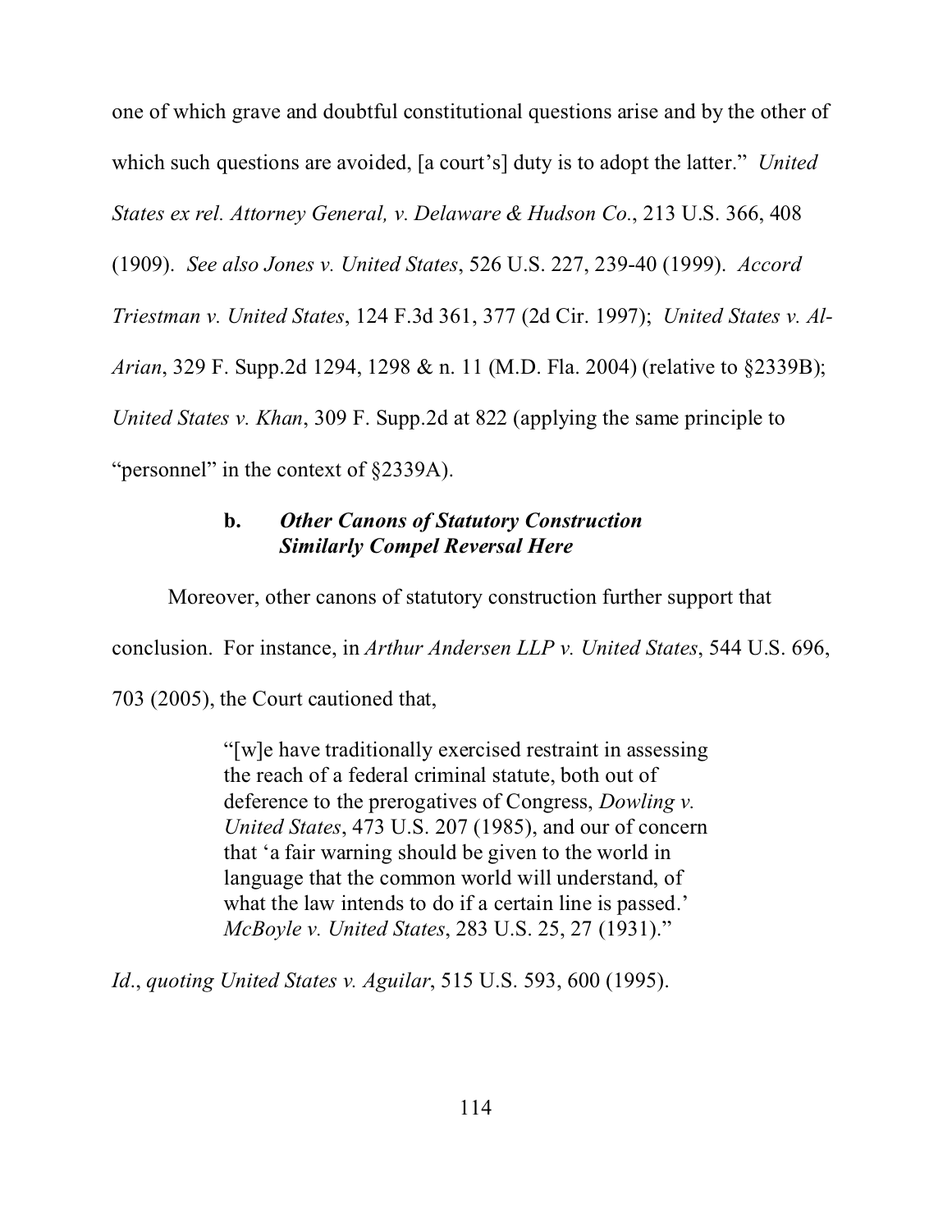one of which grave and doubtful constitutional questions arise and by the other of which such questions are avoided, [a court's] duty is to adopt the latter." *United States ex rel. Attorney General, v. Delaware & Hudson Co.*, 213 U.S. 366, 408 (1909). *See also Jones v. United States*, 526 U.S. 227, 239-40 (1999). *Accord Triestman v. United States*, 124 F.3d 361, 377 (2d Cir. 1997); *United States v. Al-Arian*, 329 F. Supp.2d 1294, 1298 & n. 11 (M.D. Fla. 2004) (relative to §2339B); *United States v. Khan*, 309 F. Supp.2d at 822 (applying the same principle to "personnel" in the context of §2339A).

**b.** ***Other Canons of Statutory Construction Similarly Compel Reversal Here***

Moreover, other canons of statutory construction further support that conclusion. For instance, in *Arthur Andersen LLP v. United States*, 544 U.S. 696, 703 (2005), the Court cautioned that,

> "[w]e have traditionally exercised restraint in assessing the reach of a federal criminal statute, both out of deference to the prerogatives of Congress, *Dowling v. United States*, 473 U.S. 207 (1985), and our of concern that 'a fair warning should be given to the world in language that the common world will understand, of what the law intends to do if a certain line is passed.' *McBoyle v. United States*, 283 U.S. 25, 27 (1931)."

*Id.*, *quoting United States v. Aguilar*, 515 U.S. 593, 600 (1995).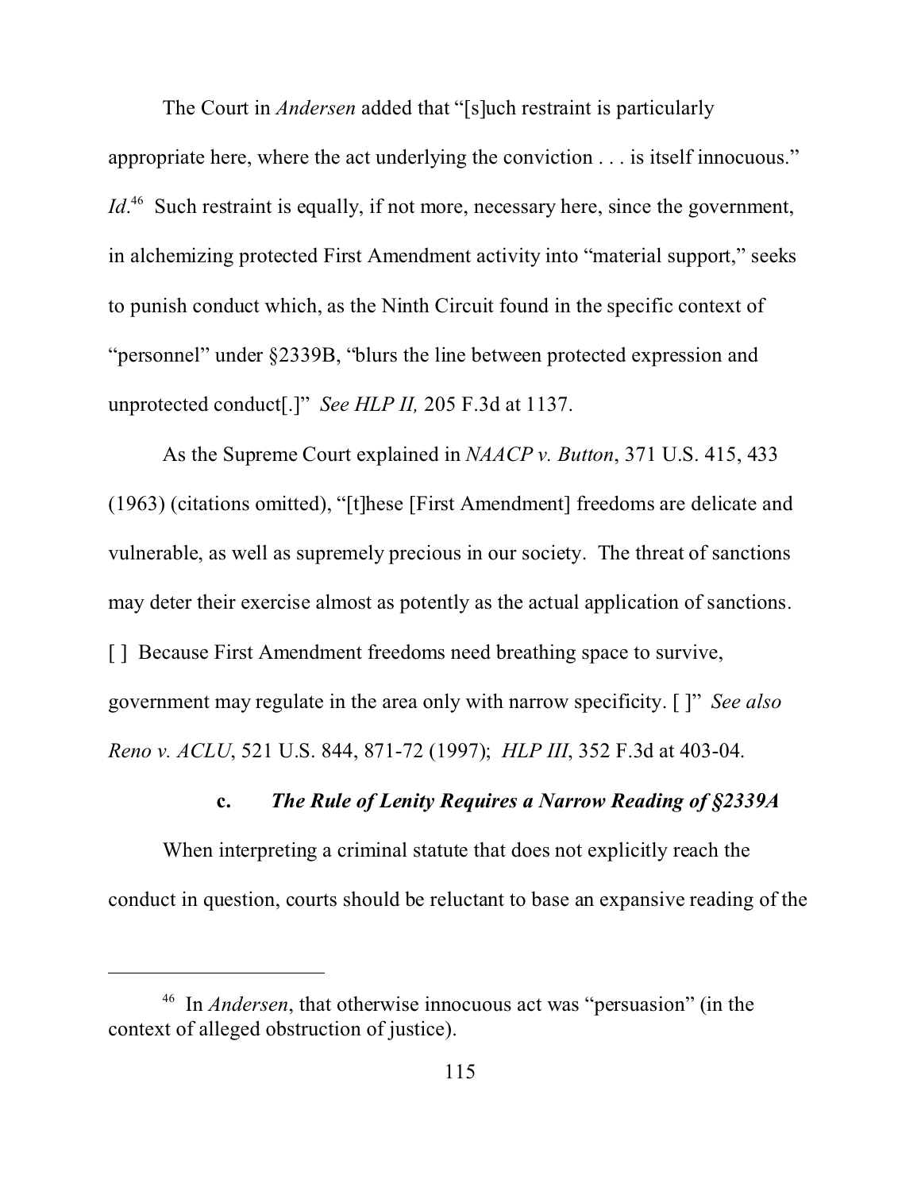The Court in *Andersen* added that "[s]uch restraint is particularly appropriate here, where the act underlying the conviction . . . is itself innocuous." *Id*.[46] Such restraint is equally, if not more, necessary here, since the government, in alchemizing protected First Amendment activity into "material support," seeks to punish conduct which, as the Ninth Circuit found in the specific context of "personnel" under §2339B, "blurs the line between protected expression and unprotected conduct[.]" *See HLP II,* 205 F.3d at 1137.

As the Supreme Court explained in *NAACP v. Button*, 371 U.S. 415, 433 (1963) (citations omitted), "[t]hese [First Amendment] freedoms are delicate and vulnerable, as well as supremely precious in our society. The threat of sanctions may deter their exercise almost as potently as the actual application of sanctions. [ ] Because First Amendment freedoms need breathing space to survive, government may regulate in the area only with narrow specificity. [ ]" *See also Reno v. ACLU*, 521 U.S. 844, 871-72 (1997); *HLP III*, 352 F.3d at 403-04.

#### c. *The Rule of Lenity Requires a Narrow Reading of §2339A*

When interpreting a criminal statute that does not explicitly reach the conduct in question, courts should be reluctant to base an expansive reading of the

---

[46] In *Andersen*, that otherwise innocuous act was "persuasion" (in the context of alleged obstruction of justice).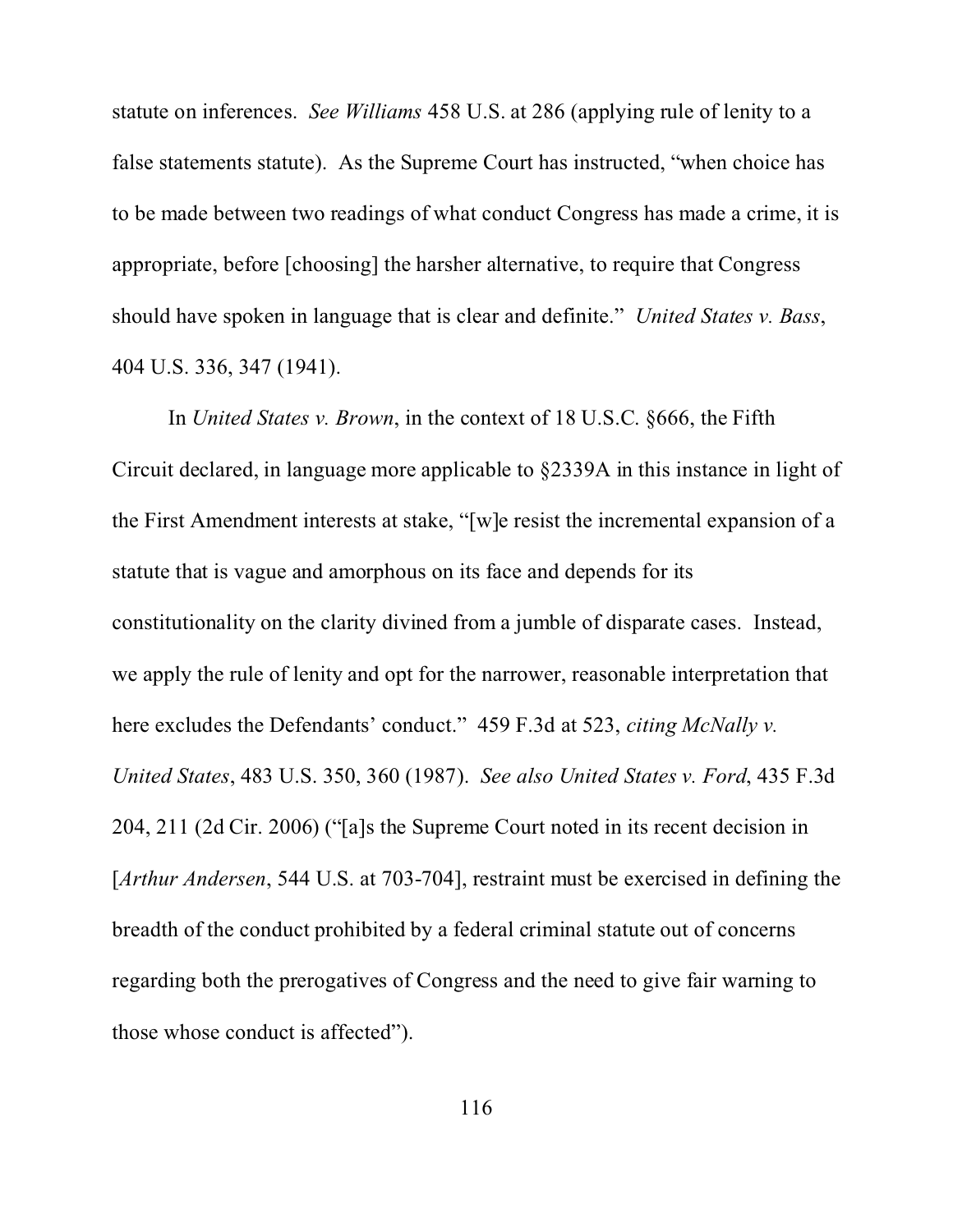statute on inferences. *See Williams* 458 U.S. at 286 (applying rule of lenity to a false statements statute). As the Supreme Court has instructed, "when choice has to be made between two readings of what conduct Congress has made a crime, it is appropriate, before [choosing] the harsher alternative, to require that Congress should have spoken in language that is clear and definite." *United States v. Bass*, 404 U.S. 336, 347 (1941).

In *United States v. Brown*, in the context of 18 U.S.C. §666, the Fifth Circuit declared, in language more applicable to §2339A in this instance in light of the First Amendment interests at stake, "[w]e resist the incremental expansion of a statute that is vague and amorphous on its face and depends for its constitutionality on the clarity divined from a jumble of disparate cases. Instead, we apply the rule of lenity and opt for the narrower, reasonable interpretation that here excludes the Defendants' conduct." 459 F.3d at 523, *citing McNally v. United States*, 483 U.S. 350, 360 (1987). *See also United States v. Ford*, 435 F.3d 204, 211 (2d Cir. 2006) ("[a]s the Supreme Court noted in its recent decision in [*Arthur Andersen*, 544 U.S. at 703-704], restraint must be exercised in defining the breadth of the conduct prohibited by a federal criminal statute out of concerns regarding both the prerogatives of Congress and the need to give fair warning to those whose conduct is affected").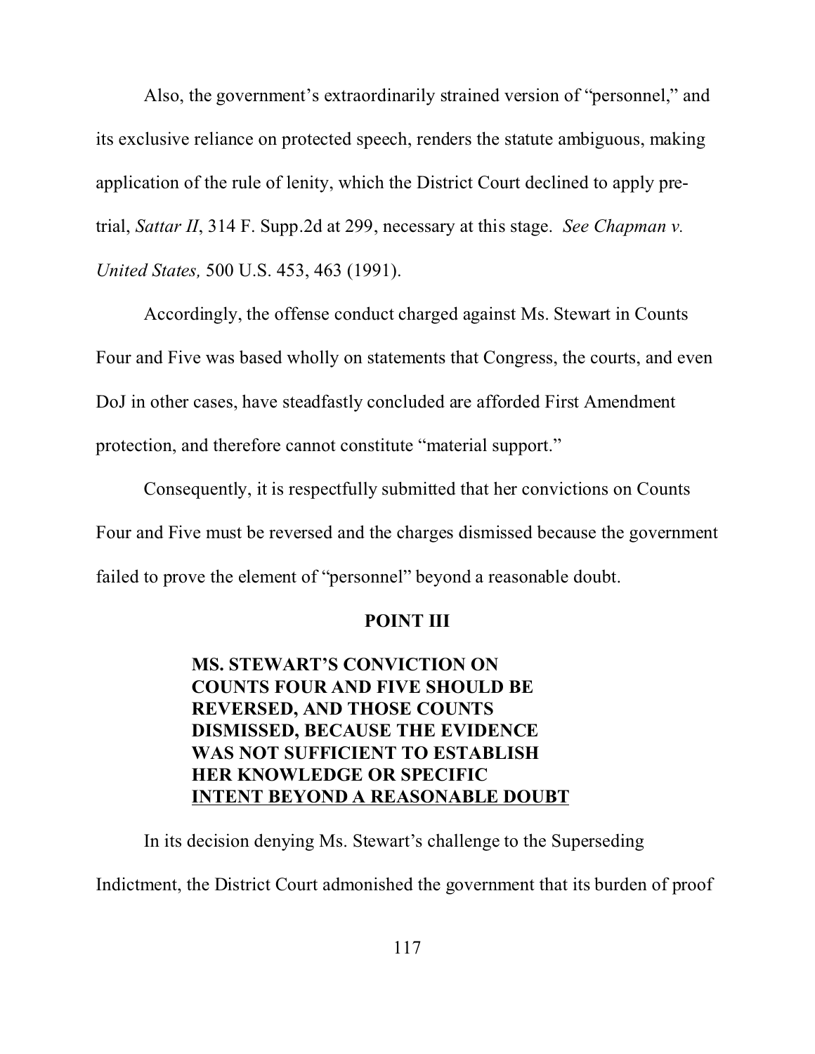Also, the government's extraordinarily strained version of "personnel," and its exclusive reliance on protected speech, renders the statute ambiguous, making application of the rule of lenity, which the District Court declined to apply pre-trial, *Sattar II*, 314 F. Supp.2d at 299, necessary at this stage. *See Chapman v. United States,* 500 U.S. 453, 463 (1991).

Accordingly, the offense conduct charged against Ms. Stewart in Counts Four and Five was based wholly on statements that Congress, the courts, and even DoJ in other cases, have steadfastly concluded are afforded First Amendment protection, and therefore cannot constitute "material support."

Consequently, it is respectfully submitted that her convictions on Counts Four and Five must be reversed and the charges dismissed because the government failed to prove the element of "personnel" beyond a reasonable doubt.

## POINT III

### MS. STEWART'S CONVICTION ON COUNTS FOUR AND FIVE SHOULD BE REVERSED, AND THOSE COUNTS DISMISSED, BECAUSE THE EVIDENCE WAS NOT SUFFICIENT TO ESTABLISH HER KNOWLEDGE OR SPECIFIC INTENT BEYOND A REASONABLE DOUBT

In its decision denying Ms. Stewart's challenge to the Superseding Indictment, the District Court admonished the government that its burden of proof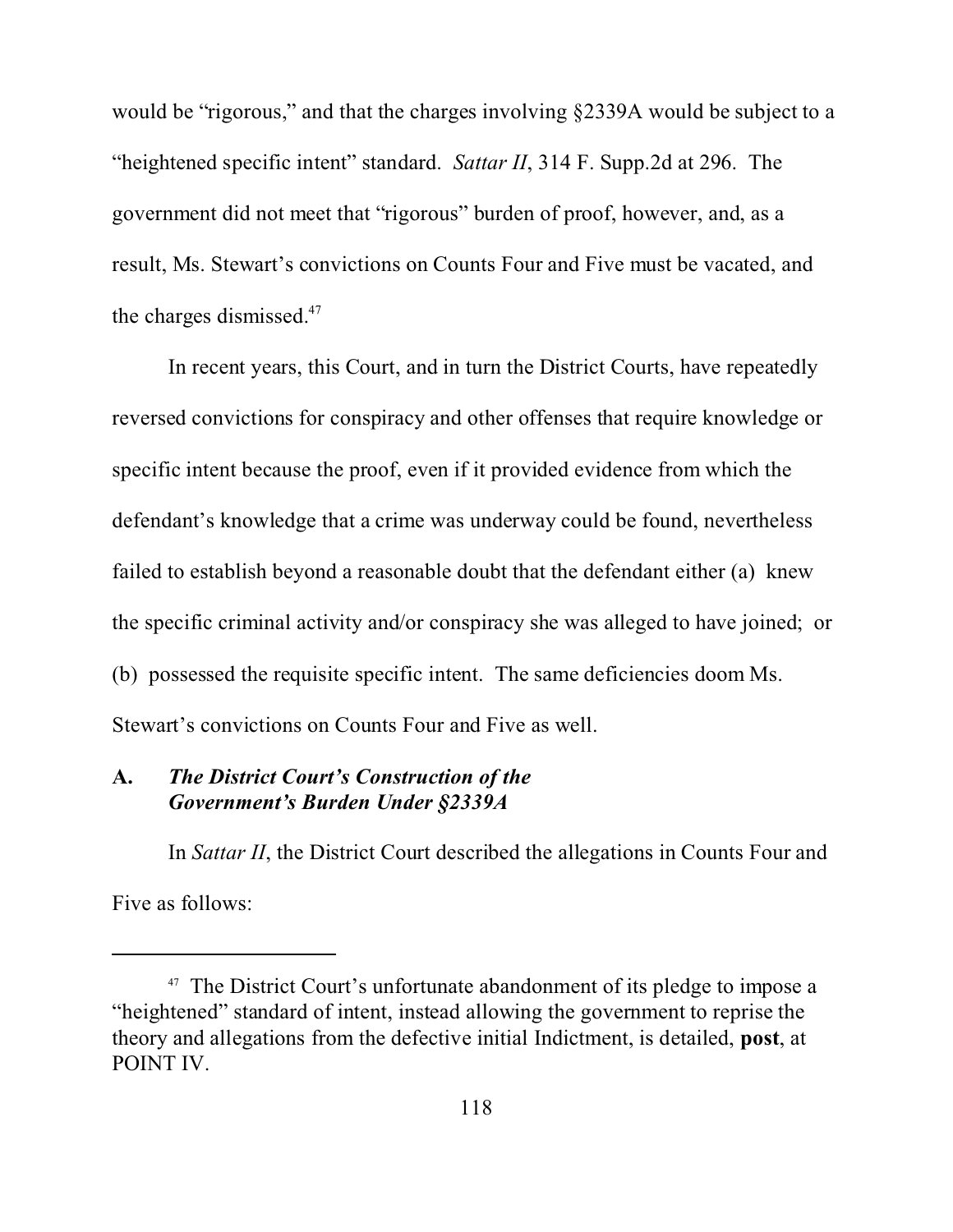would be "rigorous," and that the charges involving §2339A would be subject to a "heightened specific intent" standard. *Sattar II*, 314 F. Supp.2d at 296. The government did not meet that "rigorous" burden of proof, however, and, as a result, Ms. Stewart's convictions on Counts Four and Five must be vacated, and the charges dismissed.[47]

In recent years, this Court, and in turn the District Courts, have repeatedly reversed convictions for conspiracy and other offenses that require knowledge or specific intent because the proof, even if it provided evidence from which the defendant's knowledge that a crime was underway could be found, nevertheless failed to establish beyond a reasonable doubt that the defendant either (a) knew the specific criminal activity and/or conspiracy she was alleged to have joined; or (b) possessed the requisite specific intent. The same deficiencies doom Ms. Stewart's convictions on Counts Four and Five as well.

### A. *The District Court's Construction of the Government's Burden Under §2339A*

In *Sattar II*, the District Court described the allegations in Counts Four and Five as follows:

---

[47] The District Court's unfortunate abandonment of its pledge to impose a "heightened" standard of intent, instead allowing the government to reprise the theory and allegations from the defective initial Indictment, is detailed, **post**, at POINT IV.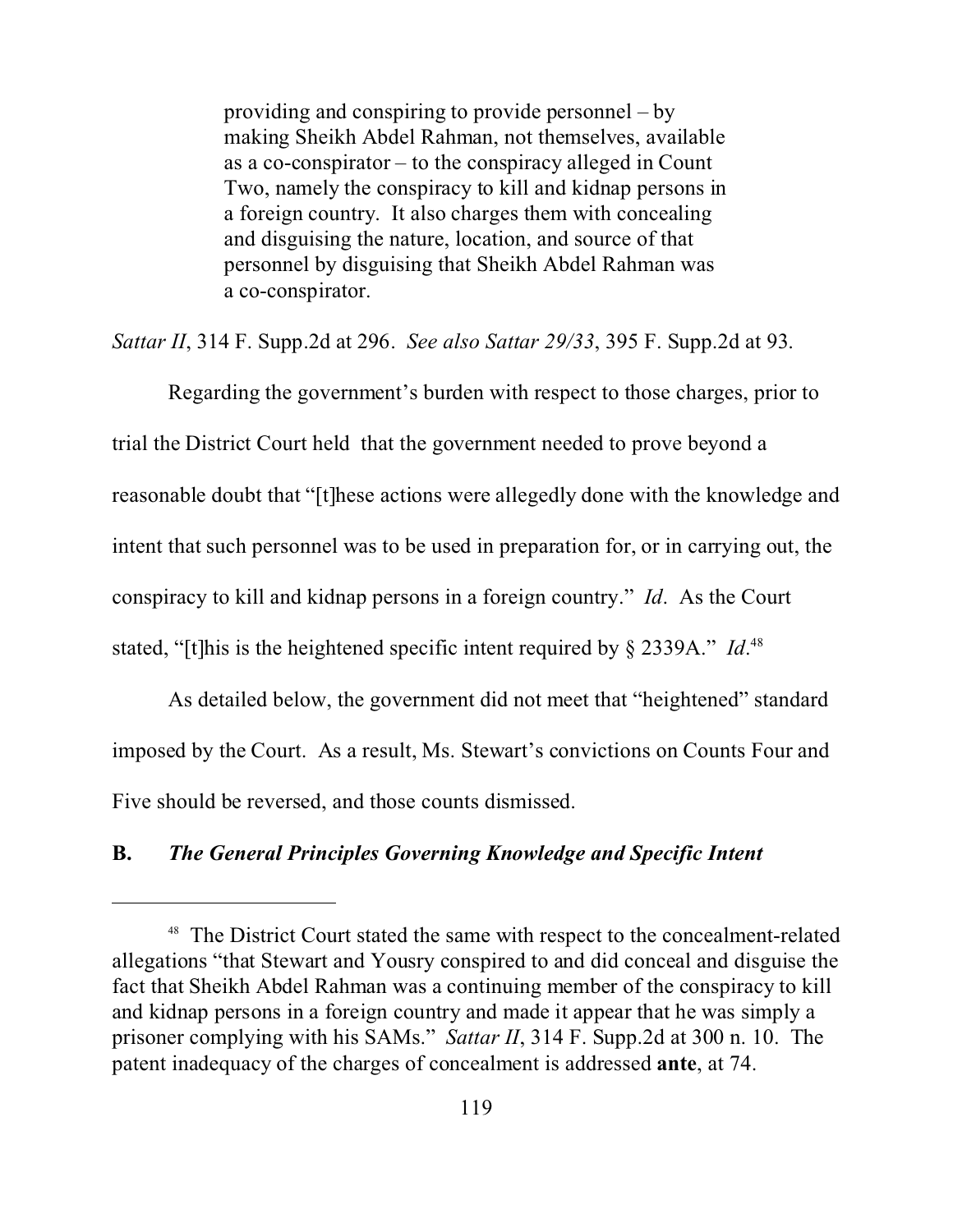> providing and conspiring to provide personnel – by making Sheikh Abdel Rahman, not themselves, available as a co-conspirator – to the conspiracy alleged in Count Two, namely the conspiracy to kill and kidnap persons in a foreign country. It also charges them with concealing and disguising the nature, location, and source of that personnel by disguising that Sheikh Abdel Rahman was a co-conspirator.

*Sattar II*, 314 F. Supp.2d at 296. *See also Sattar 29/33*, 395 F. Supp.2d at 93.

Regarding the government's burden with respect to those charges, prior to trial the District Court held that the government needed to prove beyond a reasonable doubt that "[t]hese actions were allegedly done with the knowledge and intent that such personnel was to be used in preparation for, or in carrying out, the conspiracy to kill and kidnap persons in a foreign country." *Id*. As the Court stated, "[t]his is the heightened specific intent required by § 2339A." *Id*.[48]

As detailed below, the government did not meet that "heightened" standard imposed by the Court. As a result, Ms. Stewart's convictions on Counts Four and Five should be reversed, and those counts dismissed.

**B.** ***The General Principles Governing Knowledge and Specific Intent***

---

[48] The District Court stated the same with respect to the concealment-related allegations "that Stewart and Yousry conspired to and did conceal and disguise the fact that Sheikh Abdel Rahman was a continuing member of the conspiracy to kill and kidnap persons in a foreign country and made it appear that he was simply a prisoner complying with his SAMs." *Sattar II*, 314 F. Supp.2d at 300 n. 10. The patent inadequacy of the charges of concealment is addressed **ante**, at 74.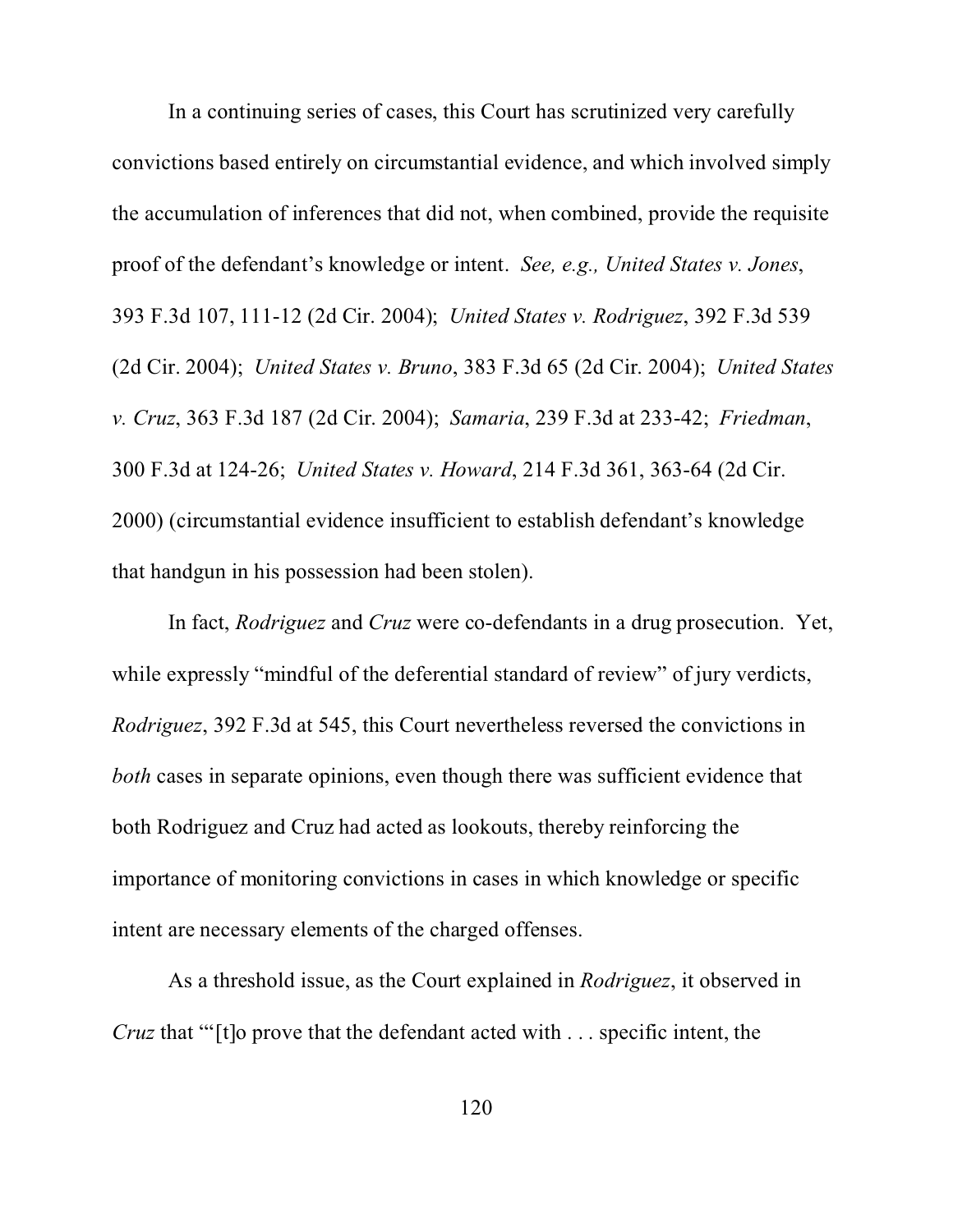In a continuing series of cases, this Court has scrutinized very carefully convictions based entirely on circumstantial evidence, and which involved simply the accumulation of inferences that did not, when combined, provide the requisite proof of the defendant's knowledge or intent. *See, e.g., United States v. Jones*, 393 F.3d 107, 111-12 (2d Cir. 2004); *United States v. Rodriguez*, 392 F.3d 539 (2d Cir. 2004); *United States v. Bruno*, 383 F.3d 65 (2d Cir. 2004); *United States v. Cruz*, 363 F.3d 187 (2d Cir. 2004); *Samaria*, 239 F.3d at 233-42; *Friedman*, 300 F.3d at 124-26; *United States v. Howard*, 214 F.3d 361, 363-64 (2d Cir. 2000) (circumstantial evidence insufficient to establish defendant's knowledge that handgun in his possession had been stolen).

In fact, *Rodriguez* and *Cruz* were co-defendants in a drug prosecution. Yet, while expressly "mindful of the deferential standard of review" of jury verdicts, *Rodriguez*, 392 F.3d at 545, this Court nevertheless reversed the convictions in *both* cases in separate opinions, even though there was sufficient evidence that both Rodriguez and Cruz had acted as lookouts, thereby reinforcing the importance of monitoring convictions in cases in which knowledge or specific intent are necessary elements of the charged offenses.

As a threshold issue, as the Court explained in *Rodriguez*, it observed in *Cruz* that "'[t]o prove that the defendant acted with . . . specific intent, the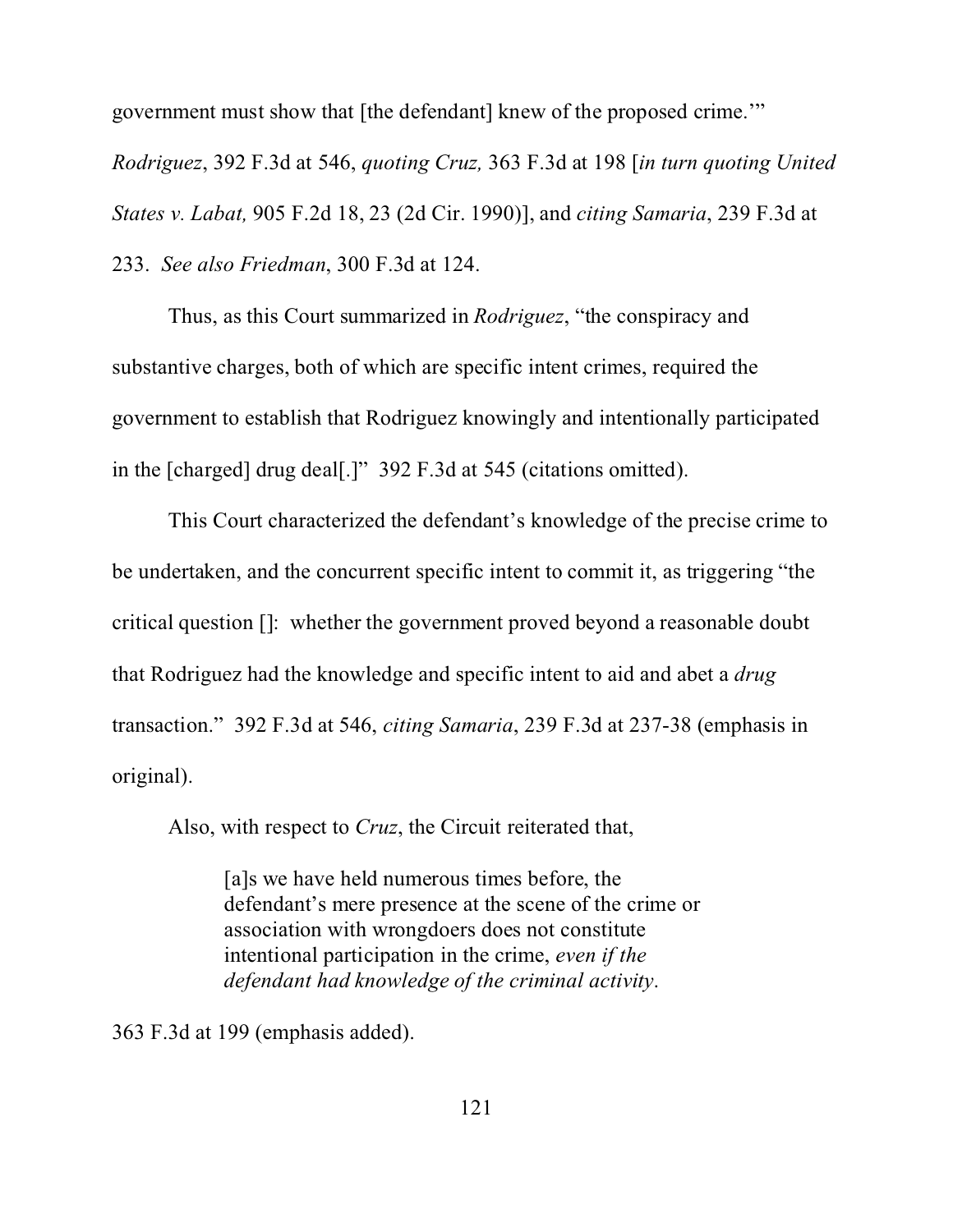government must show that [the defendant] knew of the proposed crime.'" *Rodriguez*, 392 F.3d at 546, *quoting Cruz,* 363 F.3d at 198 [*in turn quoting United States v. Labat,* 905 F.2d 18, 23 (2d Cir. 1990)], and *citing Samaria*, 239 F.3d at 233. *See also Friedman*, 300 F.3d at 124.

Thus, as this Court summarized in *Rodriguez*, "the conspiracy and substantive charges, both of which are specific intent crimes, required the government to establish that Rodriguez knowingly and intentionally participated in the [charged] drug deal[.]" 392 F.3d at 545 (citations omitted).

This Court characterized the defendant's knowledge of the precise crime to be undertaken, and the concurrent specific intent to commit it, as triggering "the critical question []: whether the government proved beyond a reasonable doubt that Rodriguez had the knowledge and specific intent to aid and abet a *drug* transaction." 392 F.3d at 546, *citing Samaria*, 239 F.3d at 237-38 (emphasis in original).

Also, with respect to *Cruz*, the Circuit reiterated that,

> [a]s we have held numerous times before, the defendant's mere presence at the scene of the crime or association with wrongdoers does not constitute intentional participation in the crime, *even if the defendant had knowledge of the criminal activity*.

363 F.3d at 199 (emphasis added).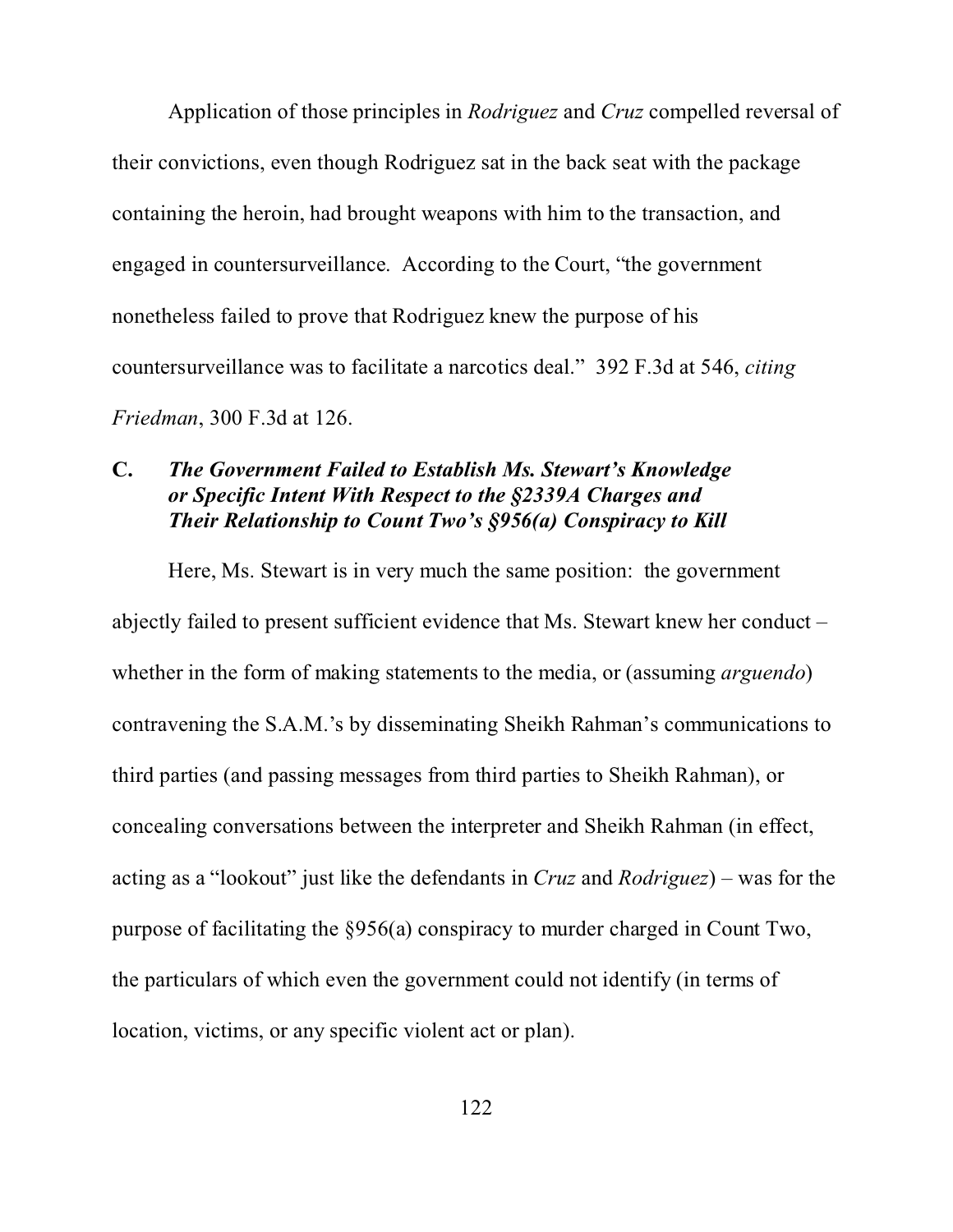Application of those principles in *Rodriguez* and *Cruz* compelled reversal of their convictions, even though Rodriguez sat in the back seat with the package containing the heroin, had brought weapons with him to the transaction, and engaged in countersurveillance. According to the Court, "the government nonetheless failed to prove that Rodriguez knew the purpose of his countersurveillance was to facilitate a narcotics deal." 392 F.3d at 546, *citing Friedman*, 300 F.3d at 126.

### C. *The Government Failed to Establish Ms. Stewart's Knowledge or Specific Intent With Respect to the §2339A Charges and Their Relationship to Count Two's §956(a) Conspiracy to Kill*

Here, Ms. Stewart is in very much the same position: the government abjectly failed to present sufficient evidence that Ms. Stewart knew her conduct – whether in the form of making statements to the media, or (assuming *arguendo*) contravening the S.A.M.'s by disseminating Sheikh Rahman's communications to third parties (and passing messages from third parties to Sheikh Rahman), or concealing conversations between the interpreter and Sheikh Rahman (in effect, acting as a "lookout" just like the defendants in *Cruz* and *Rodriguez*) – was for the purpose of facilitating the §956(a) conspiracy to murder charged in Count Two, the particulars of which even the government could not identify (in terms of location, victims, or any specific violent act or plan).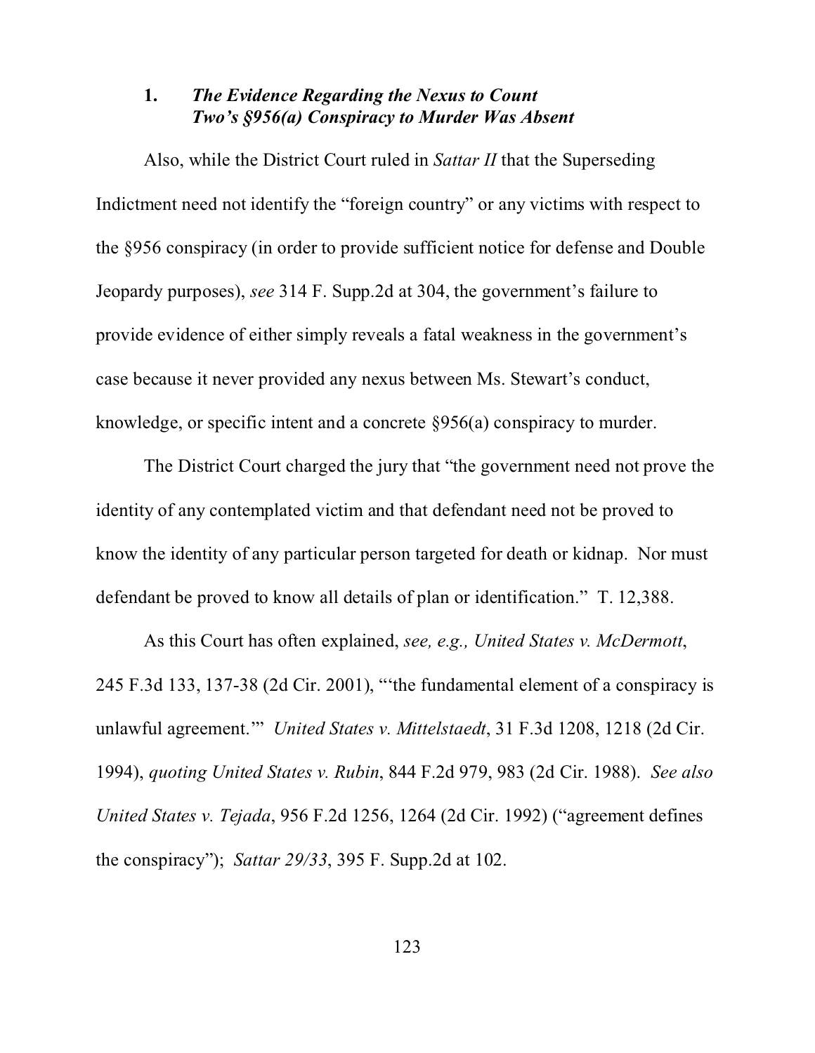### 1. *The Evidence Regarding the Nexus to Count Two's §956(a) Conspiracy to Murder Was Absent*

Also, while the District Court ruled in *Sattar II* that the Superseding Indictment need not identify the "foreign country" or any victims with respect to the §956 conspiracy (in order to provide sufficient notice for defense and Double Jeopardy purposes), *see* 314 F. Supp.2d at 304, the government's failure to provide evidence of either simply reveals a fatal weakness in the government's case because it never provided any nexus between Ms. Stewart's conduct, knowledge, or specific intent and a concrete §956(a) conspiracy to murder.

The District Court charged the jury that "the government need not prove the identity of any contemplated victim and that defendant need not be proved to know the identity of any particular person targeted for death or kidnap. Nor must defendant be proved to know all details of plan or identification." T. 12,388.

As this Court has often explained, *see, e.g., United States v. McDermott*, 245 F.3d 133, 137-38 (2d Cir. 2001), "'the fundamental element of a conspiracy is unlawful agreement.'" *United States v. Mittelstaedt*, 31 F.3d 1208, 1218 (2d Cir. 1994), *quoting United States v. Rubin*, 844 F.2d 979, 983 (2d Cir. 1988). *See also United States v. Tejada*, 956 F.2d 1256, 1264 (2d Cir. 1992) ("agreement defines the conspiracy"); *Sattar 29/33*, 395 F. Supp.2d at 102.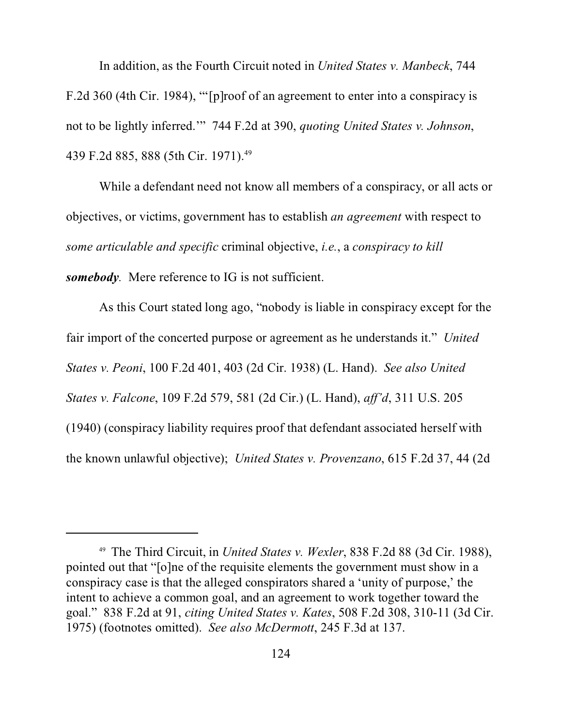In addition, as the Fourth Circuit noted in *United States v. Manbeck*, 744 F.2d 360 (4th Cir. 1984), "'[p]roof of an agreement to enter into a conspiracy is not to be lightly inferred.'" 744 F.2d at 390, *quoting United States v. Johnson*, 439 F.2d 885, 888 (5th Cir. 1971).[49]

While a defendant need not know all members of a conspiracy, or all acts or objectives, or victims, government has to establish *an agreement* with respect to *some articulable and specific* criminal objective, *i.e.*, a *conspiracy to kill **somebody***. Mere reference to IG is not sufficient.

As this Court stated long ago, "nobody is liable in conspiracy except for the fair import of the concerted purpose or agreement as he understands it." *United States v. Peoni*, 100 F.2d 401, 403 (2d Cir. 1938) (L. Hand). *See also United States v. Falcone*, 109 F.2d 579, 581 (2d Cir.) (L. Hand), *aff'd*, 311 U.S. 205 (1940) (conspiracy liability requires proof that defendant associated herself with the known unlawful objective); *United States v. Provenzano*, 615 F.2d 37, 44 (2d

---

[49] The Third Circuit, in *United States v. Wexler*, 838 F.2d 88 (3d Cir. 1988), pointed out that "[o]ne of the requisite elements the government must show in a conspiracy case is that the alleged conspirators shared a 'unity of purpose,' the intent to achieve a common goal, and an agreement to work together toward the goal." 838 F.2d at 91, *citing United States v. Kates*, 508 F.2d 308, 310-11 (3d Cir. 1975) (footnotes omitted). *See also McDermott*, 245 F.3d at 137.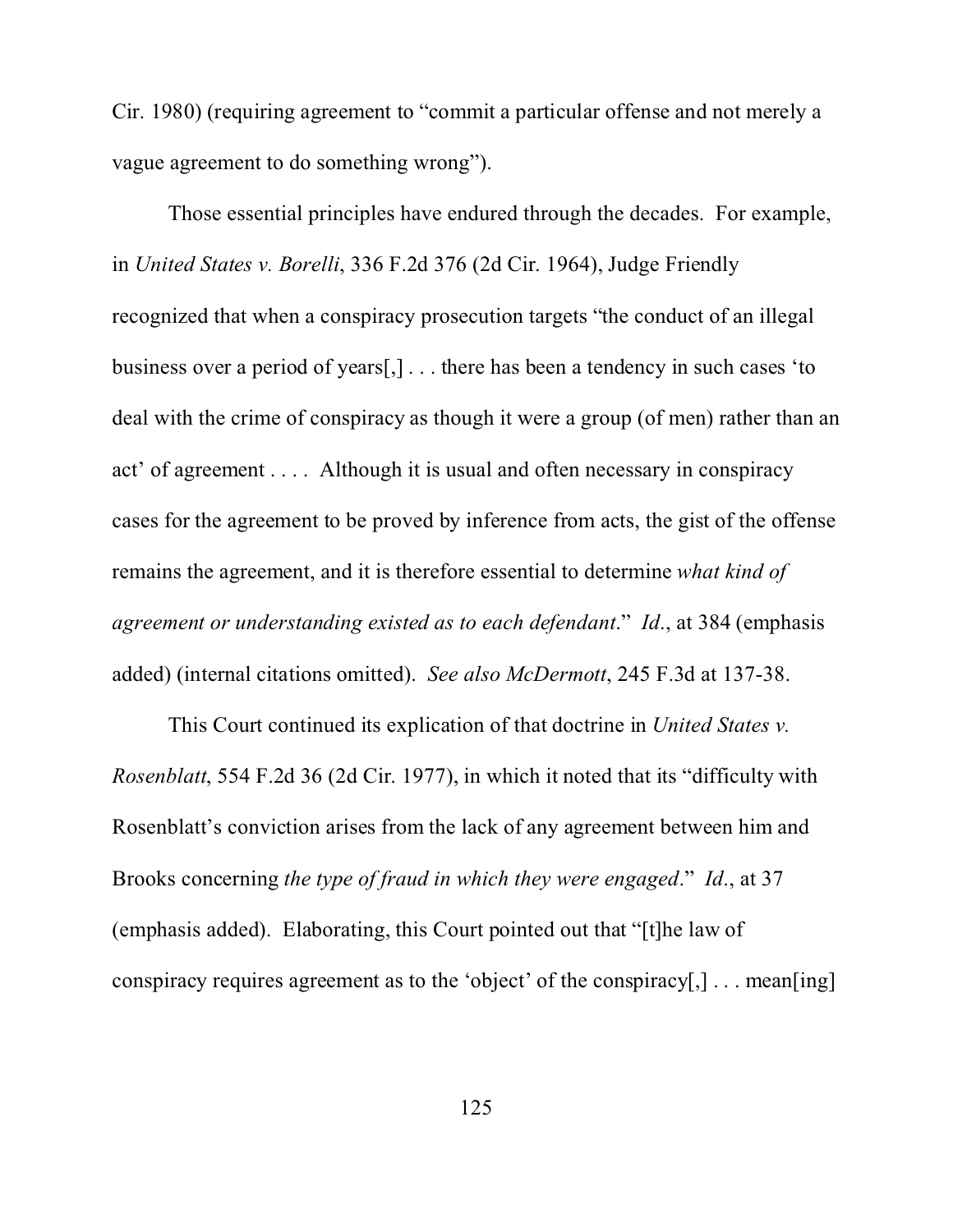Cir. 1980) (requiring agreement to "commit a particular offense and not merely a vague agreement to do something wrong").

Those essential principles have endured through the decades. For example, in *United States v. Borelli*, 336 F.2d 376 (2d Cir. 1964), Judge Friendly recognized that when a conspiracy prosecution targets "the conduct of an illegal business over a period of years[,] . . . there has been a tendency in such cases 'to deal with the crime of conspiracy as though it were a group (of men) rather than an act' of agreement . . . . Although it is usual and often necessary in conspiracy cases for the agreement to be proved by inference from acts, the gist of the offense remains the agreement, and it is therefore essential to determine *what kind of agreement or understanding existed as to each defendant*." *Id*., at 384 (emphasis added) (internal citations omitted). *See also McDermott*, 245 F.3d at 137-38.

This Court continued its explication of that doctrine in *United States v. Rosenblatt*, 554 F.2d 36 (2d Cir. 1977), in which it noted that its "difficulty with Rosenblatt's conviction arises from the lack of any agreement between him and Brooks concerning *the type of fraud in which they were engaged*." *Id*., at 37 (emphasis added). Elaborating, this Court pointed out that "[t]he law of conspiracy requires agreement as to the 'object' of the conspiracy[,] . . . mean[ing]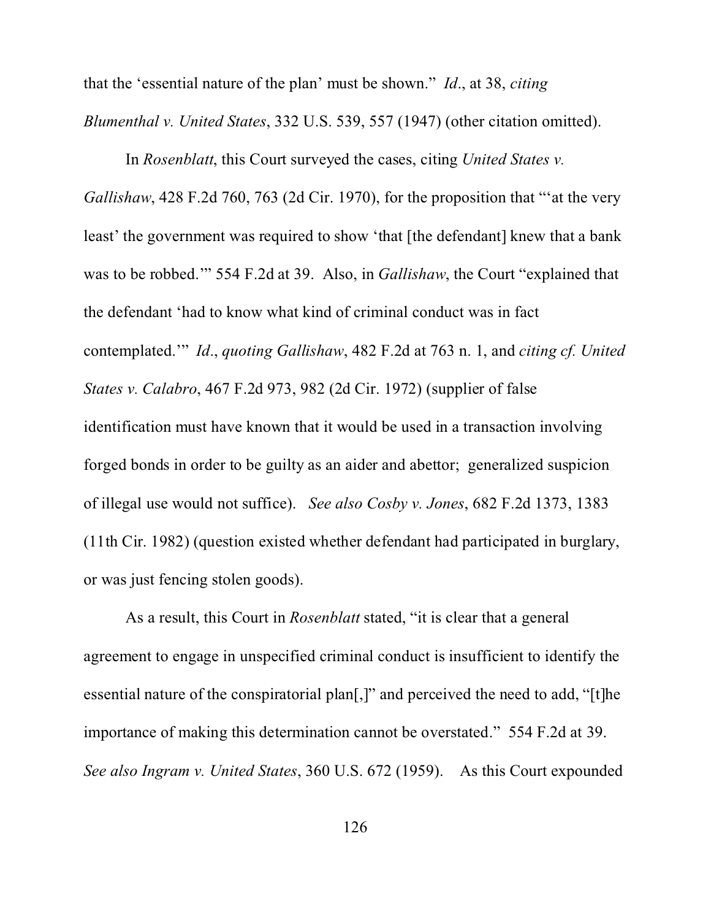that the 'essential nature of the plan' must be shown." *Id*., at 38, *citing Blumenthal v. United States*, 332 U.S. 539, 557 (1947) (other citation omitted).

In *Rosenblatt*, this Court surveyed the cases, citing *United States v. Gallishaw*, 428 F.2d 760, 763 (2d Cir. 1970), for the proposition that "'at the very least' the government was required to show 'that [the defendant] knew that a bank was to be robbed.'" 554 F.2d at 39. Also, in *Gallishaw*, the Court "explained that the defendant 'had to know what kind of criminal conduct was in fact contemplated.'" *Id*., *quoting Gallishaw*, 482 F.2d at 763 n. 1, and *citing cf. United States v. Calabro*, 467 F.2d 973, 982 (2d Cir. 1972) (supplier of false identification must have known that it would be used in a transaction involving forged bonds in order to be guilty as an aider and abettor; generalized suspicion of illegal use would not suffice). *See also Cosby v. Jones*, 682 F.2d 1373, 1383 (11th Cir. 1982) (question existed whether defendant had participated in burglary, or was just fencing stolen goods).

As a result, this Court in *Rosenblatt* stated, "it is clear that a general agreement to engage in unspecified criminal conduct is insufficient to identify the essential nature of the conspiratorial plan[,]" and perceived the need to add, "[t]he importance of making this determination cannot be overstated." 554 F.2d at 39. *See also Ingram v. United States*, 360 U.S. 672 (1959). As this Court expounded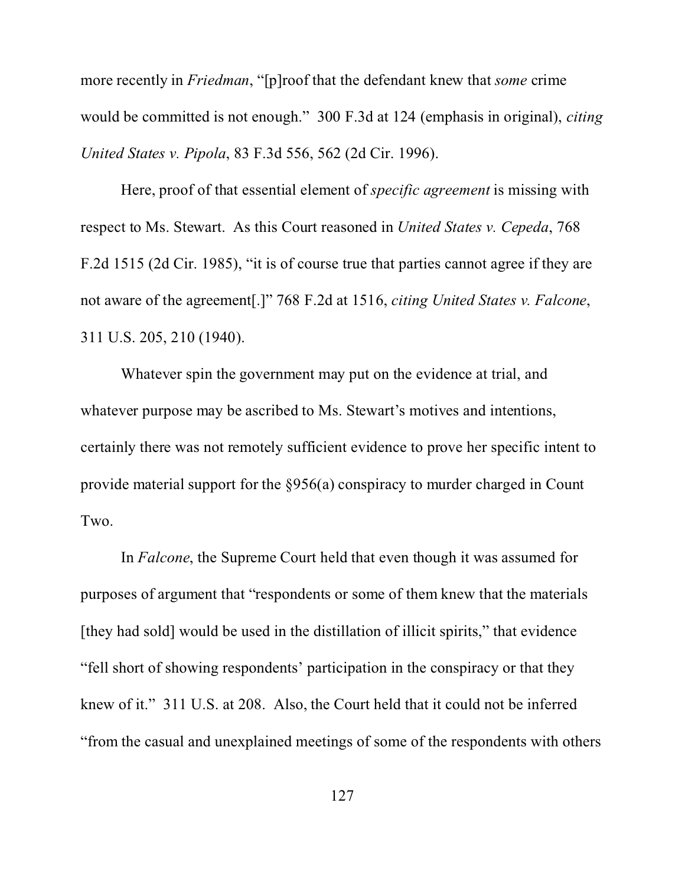more recently in *Friedman*, "[p]roof that the defendant knew that *some* crime would be committed is not enough." 300 F.3d at 124 (emphasis in original), *citing United States v. Pipola*, 83 F.3d 556, 562 (2d Cir. 1996).

Here, proof of that essential element of *specific agreement* is missing with respect to Ms. Stewart. As this Court reasoned in *United States v. Cepeda*, 768 F.2d 1515 (2d Cir. 1985), "it is of course true that parties cannot agree if they are not aware of the agreement[.]" 768 F.2d at 1516, *citing United States v. Falcone*, 311 U.S. 205, 210 (1940).

Whatever spin the government may put on the evidence at trial, and whatever purpose may be ascribed to Ms. Stewart's motives and intentions, certainly there was not remotely sufficient evidence to prove her specific intent to provide material support for the §956(a) conspiracy to murder charged in Count Two.

In *Falcone*, the Supreme Court held that even though it was assumed for purposes of argument that "respondents or some of them knew that the materials [they had sold] would be used in the distillation of illicit spirits," that evidence "fell short of showing respondents' participation in the conspiracy or that they knew of it." 311 U.S. at 208. Also, the Court held that it could not be inferred "from the casual and unexplained meetings of some of the respondents with others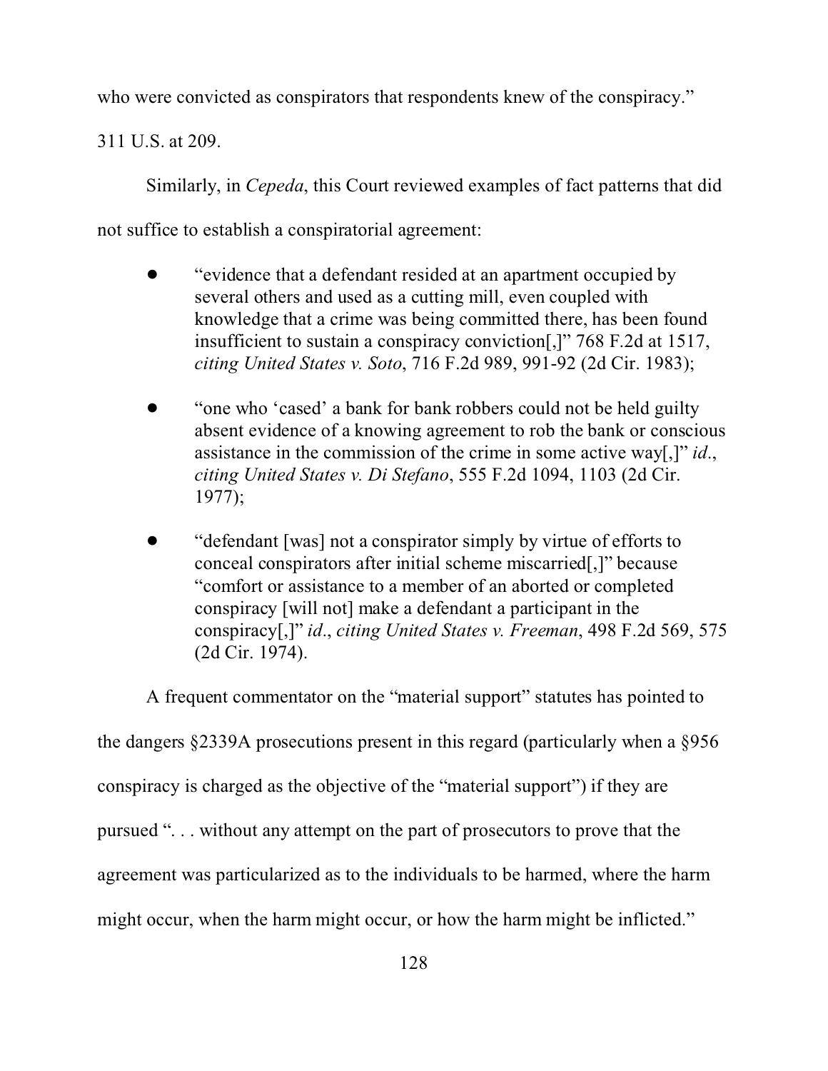who were convicted as conspirators that respondents knew of the conspiracy." 311 U.S. at 209.

Similarly, in *Cepeda*, this Court reviewed examples of fact patterns that did not suffice to establish a conspiratorial agreement:

- "evidence that a defendant resided at an apartment occupied by several others and used as a cutting mill, even coupled with knowledge that a crime was being committed there, has been found insufficient to sustain a conspiracy conviction[,]" 768 F.2d at 1517, *citing United States v. Soto*, 716 F.2d 989, 991-92 (2d Cir. 1983);

- "one who 'cased' a bank for bank robbers could not be held guilty absent evidence of a knowing agreement to rob the bank or conscious assistance in the commission of the crime in some active way[,]" *id*., *citing United States v. Di Stefano*, 555 F.2d 1094, 1103 (2d Cir. 1977);

- "defendant [was] not a conspirator simply by virtue of efforts to conceal conspirators after initial scheme miscarried[,]" because "comfort or assistance to a member of an aborted or completed conspiracy [will not] make a defendant a participant in the conspiracy[,]" *id*., *citing United States v. Freeman*, 498 F.2d 569, 575 (2d Cir. 1974).

A frequent commentator on the "material support" statutes has pointed to the dangers §2339A prosecutions present in this regard (particularly when a §956 conspiracy is charged as the objective of the "material support") if they are pursued ". . . without any attempt on the part of prosecutors to prove that the agreement was particularized as to the individuals to be harmed, where the harm might occur, when the harm might occur, or how the harm might be inflicted."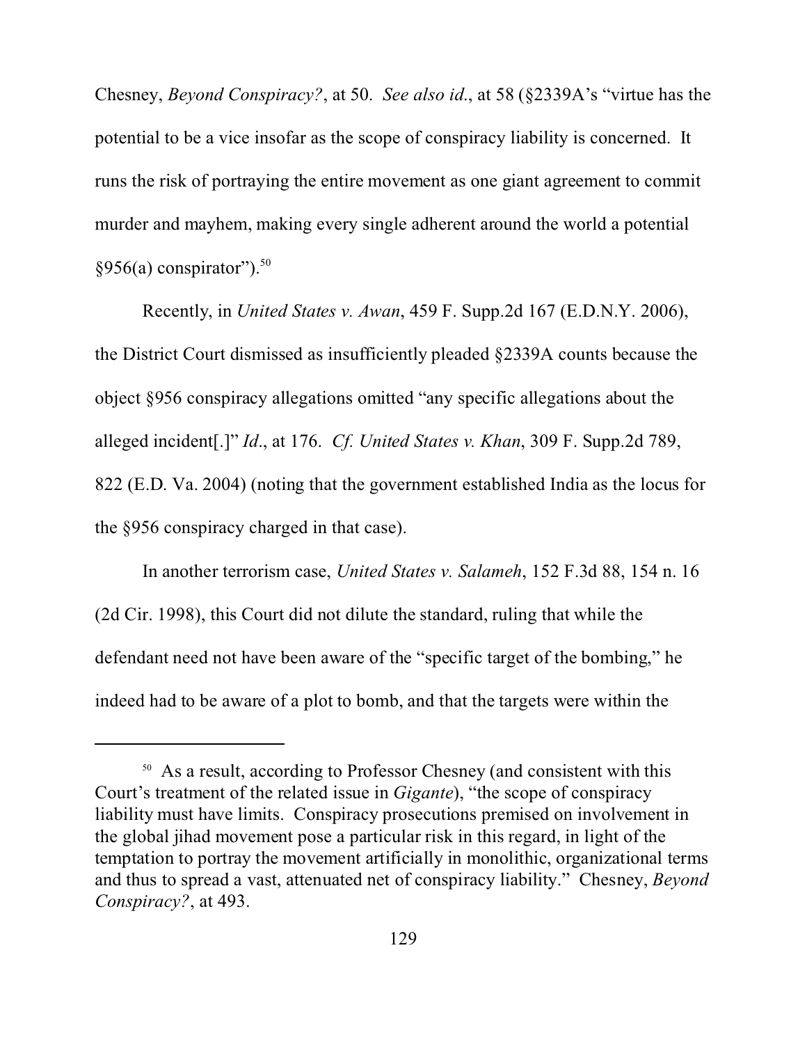Chesney, *Beyond Conspiracy?*, at 50. *See also id*., at 58 (§2339A's "virtue has the potential to be a vice insofar as the scope of conspiracy liability is concerned. It runs the risk of portraying the entire movement as one giant agreement to commit murder and mayhem, making every single adherent around the world a potential §956(a) conspirator").[50]

Recently, in *United States v. Awan*, 459 F. Supp.2d 167 (E.D.N.Y. 2006), the District Court dismissed as insufficiently pleaded §2339A counts because the object §956 conspiracy allegations omitted "any specific allegations about the alleged incident[.]" *Id*., at 176. *Cf. United States v. Khan*, 309 F. Supp.2d 789, 822 (E.D. Va. 2004) (noting that the government established India as the locus for the §956 conspiracy charged in that case).

In another terrorism case, *United States v. Salameh*, 152 F.3d 88, 154 n. 16 (2d Cir. 1998), this Court did not dilute the standard, ruling that while the defendant need not have been aware of the "specific target of the bombing," he indeed had to be aware of a plot to bomb, and that the targets were within the

---

[50] As a result, according to Professor Chesney (and consistent with this Court's treatment of the related issue in *Gigante*), "the scope of conspiracy liability must have limits. Conspiracy prosecutions premised on involvement in the global jihad movement pose a particular risk in this regard, in light of the temptation to portray the movement artificially in monolithic, organizational terms and thus to spread a vast, attenuated net of conspiracy liability." Chesney, *Beyond Conspiracy?*, at 493.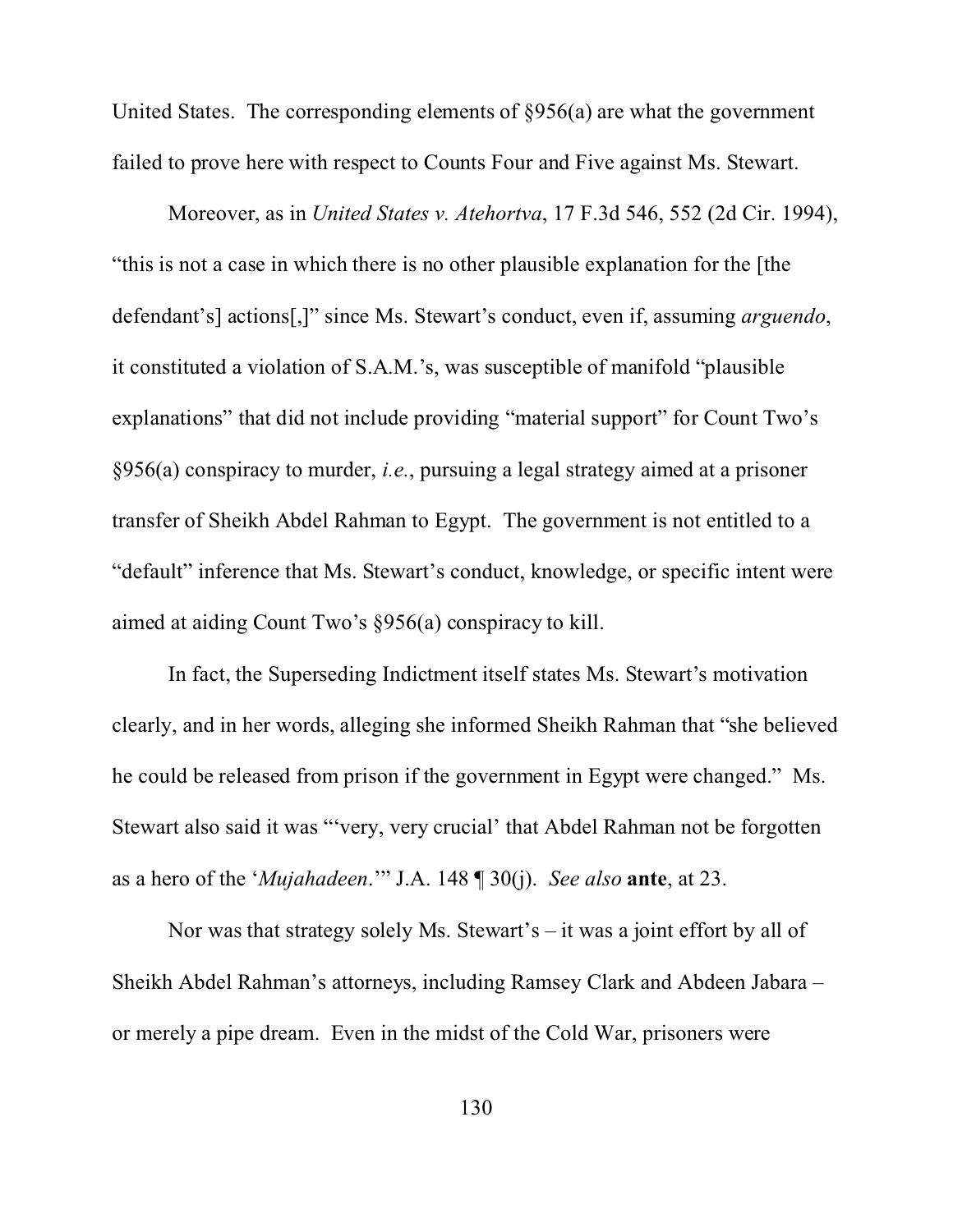United States. The corresponding elements of §956(a) are what the government failed to prove here with respect to Counts Four and Five against Ms. Stewart.

Moreover, as in *United States v. Atehortva*, 17 F.3d 546, 552 (2d Cir. 1994), "this is not a case in which there is no other plausible explanation for the [the defendant's] actions[,]" since Ms. Stewart's conduct, even if, assuming *arguendo*, it constituted a violation of S.A.M.'s, was susceptible of manifold "plausible explanations" that did not include providing "material support" for Count Two's §956(a) conspiracy to murder, *i.e.*, pursuing a legal strategy aimed at a prisoner transfer of Sheikh Abdel Rahman to Egypt. The government is not entitled to a "default" inference that Ms. Stewart's conduct, knowledge, or specific intent were aimed at aiding Count Two's §956(a) conspiracy to kill.

In fact, the Superseding Indictment itself states Ms. Stewart's motivation clearly, and in her words, alleging she informed Sheikh Rahman that "she believed he could be released from prison if the government in Egypt were changed." Ms. Stewart also said it was "'very, very crucial' that Abdel Rahman not be forgotten as a hero of the '*Mujahadeen*.'" J.A. 148 ¶ 30(j). *See also* **ante**, at 23.

Nor was that strategy solely Ms. Stewart's – it was a joint effort by all of Sheikh Abdel Rahman's attorneys, including Ramsey Clark and Abdeen Jabara – or merely a pipe dream. Even in the midst of the Cold War, prisoners were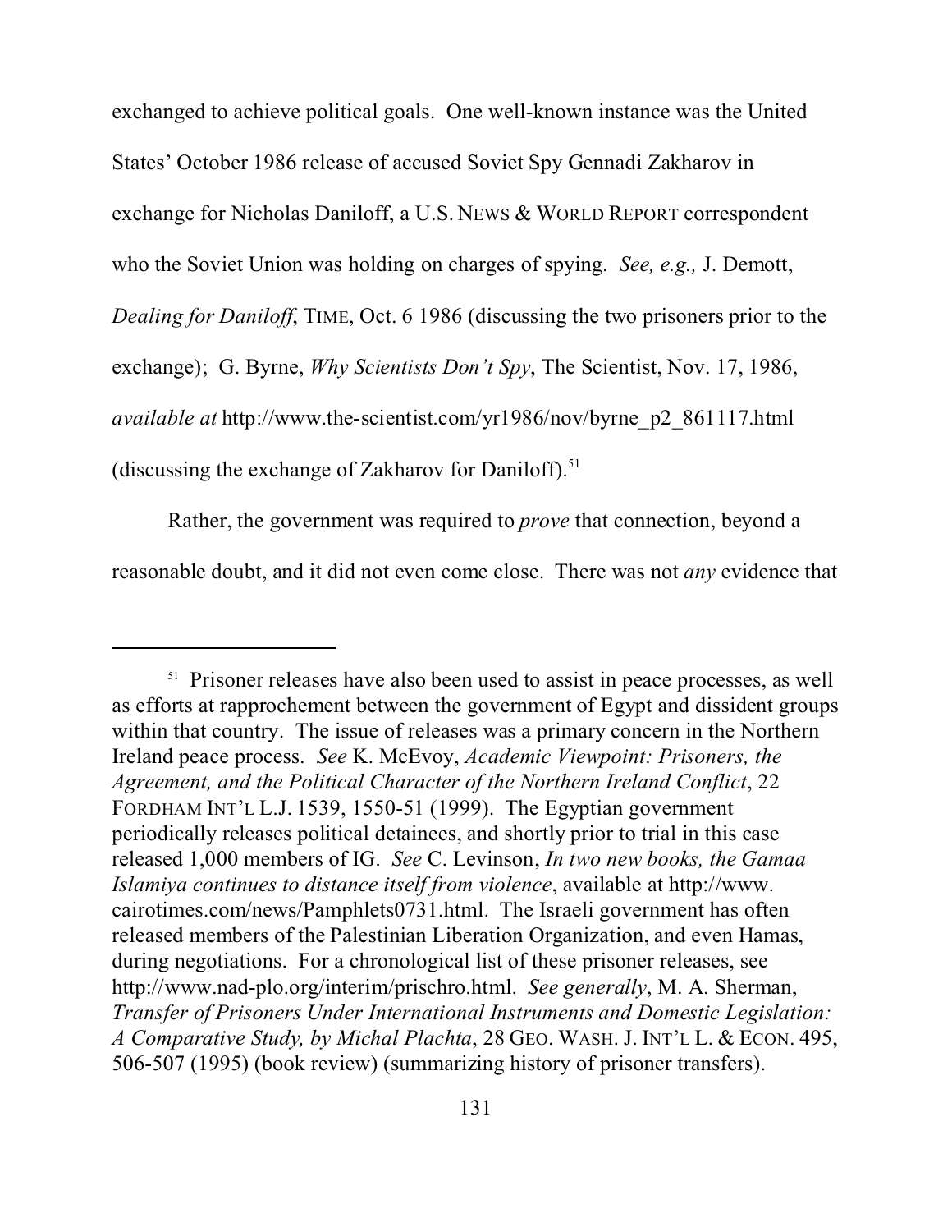exchanged to achieve political goals. One well-known instance was the United States' October 1986 release of accused Soviet Spy Gennadi Zakharov in exchange for Nicholas Daniloff, a U.S. NEWS & WORLD REPORT correspondent who the Soviet Union was holding on charges of spying. *See, e.g.,* J. Demott, *Dealing for Daniloff*, TIME, Oct. 6 1986 (discussing the two prisoners prior to the exchange); G. Byrne, *Why Scientists Don't Spy*, The Scientist, Nov. 17, 1986, *available at* http://www.the-scientist.com/yr1986/nov/byrne_p2_861117.html (discussing the exchange of Zakharov for Daniloff).[51]

Rather, the government was required to *prove* that connection, beyond a reasonable doubt, and it did not even come close. There was not *any* evidence that

---

[51] Prisoner releases have also been used to assist in peace processes, as well as efforts at rapprochement between the government of Egypt and dissident groups within that country. The issue of releases was a primary concern in the Northern Ireland peace process. *See* K. McEvoy, *Academic Viewpoint: Prisoners, the Agreement, and the Political Character of the Northern Ireland Conflict*, 22 FORDHAM INT'L L.J. 1539, 1550-51 (1999). The Egyptian government periodically releases political detainees, and shortly prior to trial in this case released 1,000 members of IG. *See* C. Levinson, *In two new books, the Gamaa Islamiya continues to distance itself from violence*, available at http://www.cairotimes.com/news/Pamphlets0731.html. The Israeli government has often released members of the Palestinian Liberation Organization, and even Hamas, during negotiations. For a chronological list of these prisoner releases, see http://www.nad-plo.org/interim/prischro.html. *See generally*, M. A. Sherman, *Transfer of Prisoners Under International Instruments and Domestic Legislation: A Comparative Study, by Michal Plachta*, 28 GEO. WASH. J. INT'L L. & ECON. 495, 506-507 (1995) (book review) (summarizing history of prisoner transfers).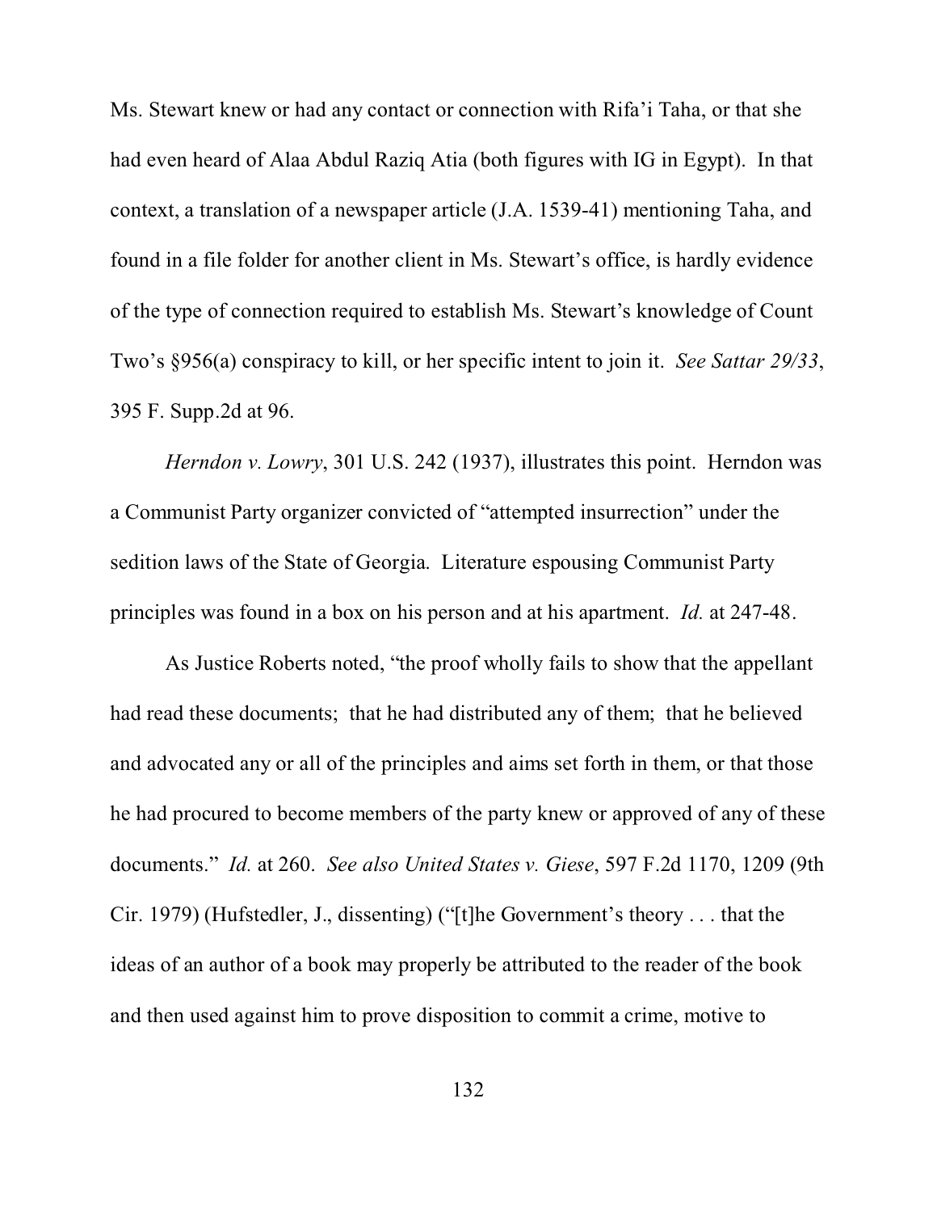Ms. Stewart knew or had any contact or connection with Rifa'i Taha, or that she had even heard of Alaa Abdul Raziq Atia (both figures with IG in Egypt). In that context, a translation of a newspaper article (J.A. 1539-41) mentioning Taha, and found in a file folder for another client in Ms. Stewart's office, is hardly evidence of the type of connection required to establish Ms. Stewart's knowledge of Count Two's §956(a) conspiracy to kill, or her specific intent to join it. *See Sattar 29/33*, 395 F. Supp.2d at 96.

*Herndon v. Lowry*, 301 U.S. 242 (1937), illustrates this point. Herndon was a Communist Party organizer convicted of "attempted insurrection" under the sedition laws of the State of Georgia. Literature espousing Communist Party principles was found in a box on his person and at his apartment. *Id.* at 247-48.

As Justice Roberts noted, "the proof wholly fails to show that the appellant had read these documents; that he had distributed any of them; that he believed and advocated any or all of the principles and aims set forth in them, or that those he had procured to become members of the party knew or approved of any of these documents." *Id.* at 260. *See also United States v. Giese*, 597 F.2d 1170, 1209 (9th Cir. 1979) (Hufstedler, J., dissenting) ("[t]he Government's theory . . . that the ideas of an author of a book may properly be attributed to the reader of the book and then used against him to prove disposition to commit a crime, motive to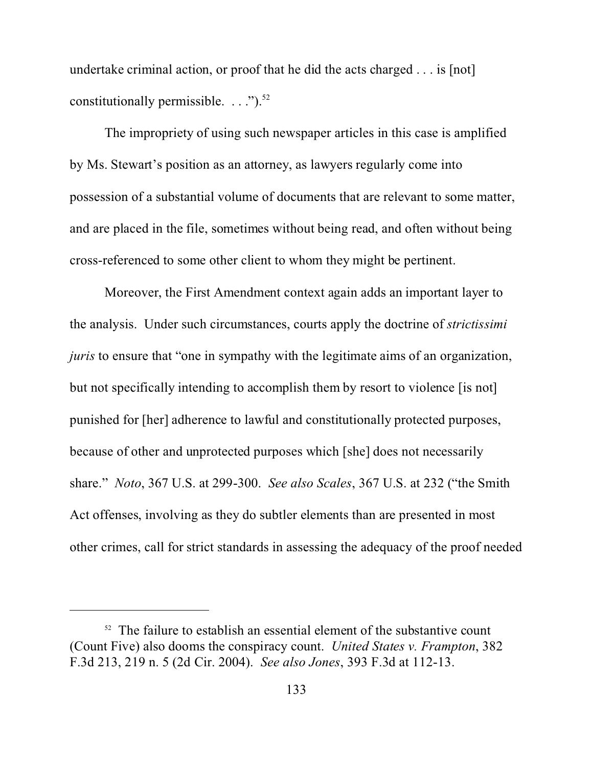undertake criminal action, or proof that he did the acts charged . . . is [not] constitutionally permissible. . . .").[52]

The impropriety of using such newspaper articles in this case is amplified by Ms. Stewart's position as an attorney, as lawyers regularly come into possession of a substantial volume of documents that are relevant to some matter, and are placed in the file, sometimes without being read, and often without being cross-referenced to some other client to whom they might be pertinent.

Moreover, the First Amendment context again adds an important layer to the analysis. Under such circumstances, courts apply the doctrine of *strictissimi juris* to ensure that "one in sympathy with the legitimate aims of an organization, but not specifically intending to accomplish them by resort to violence [is not] punished for [her] adherence to lawful and constitutionally protected purposes, because of other and unprotected purposes which [she] does not necessarily share." *Noto*, 367 U.S. at 299-300. *See also Scales*, 367 U.S. at 232 ("the Smith Act offenses, involving as they do subtler elements than are presented in most other crimes, call for strict standards in assessing the adequacy of the proof needed

---

[52] The failure to establish an essential element of the substantive count (Count Five) also dooms the conspiracy count. *United States v. Frampton*, 382 F.3d 213, 219 n. 5 (2d Cir. 2004). *See also Jones*, 393 F.3d at 112-13.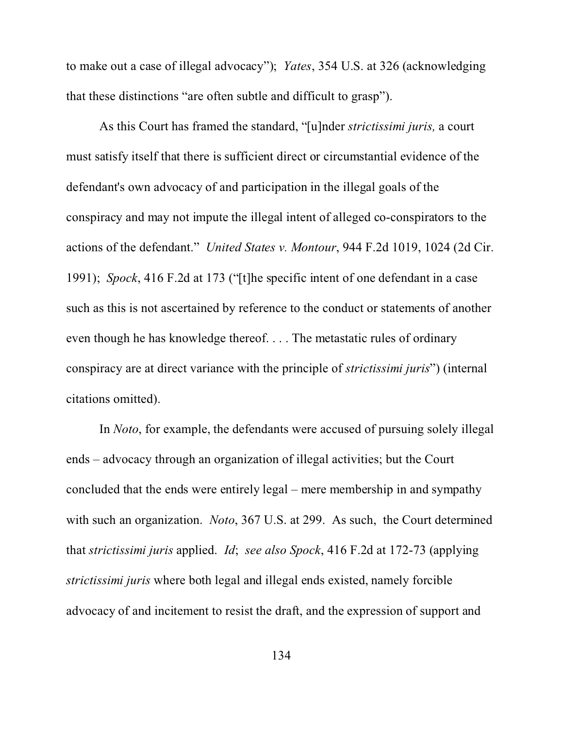to make out a case of illegal advocacy"); *Yates*, 354 U.S. at 326 (acknowledging that these distinctions "are often subtle and difficult to grasp").

As this Court has framed the standard, "[u]nder *strictissimi juris,* a court must satisfy itself that there is sufficient direct or circumstantial evidence of the defendant's own advocacy of and participation in the illegal goals of the conspiracy and may not impute the illegal intent of alleged co-conspirators to the actions of the defendant." *United States v. Montour*, 944 F.2d 1019, 1024 (2d Cir. 1991); *Spock*, 416 F.2d at 173 ("[t]he specific intent of one defendant in a case such as this is not ascertained by reference to the conduct or statements of another even though he has knowledge thereof. . . . The metastatic rules of ordinary conspiracy are at direct variance with the principle of *strictissimi juris*") (internal citations omitted).

In *Noto*, for example, the defendants were accused of pursuing solely illegal ends – advocacy through an organization of illegal activities; but the Court concluded that the ends were entirely legal – mere membership in and sympathy with such an organization. *Noto*, 367 U.S. at 299. As such, the Court determined that *strictissimi juris* applied. *Id*; *see also Spock*, 416 F.2d at 172-73 (applying *strictissimi juris* where both legal and illegal ends existed, namely forcible advocacy of and incitement to resist the draft, and the expression of support and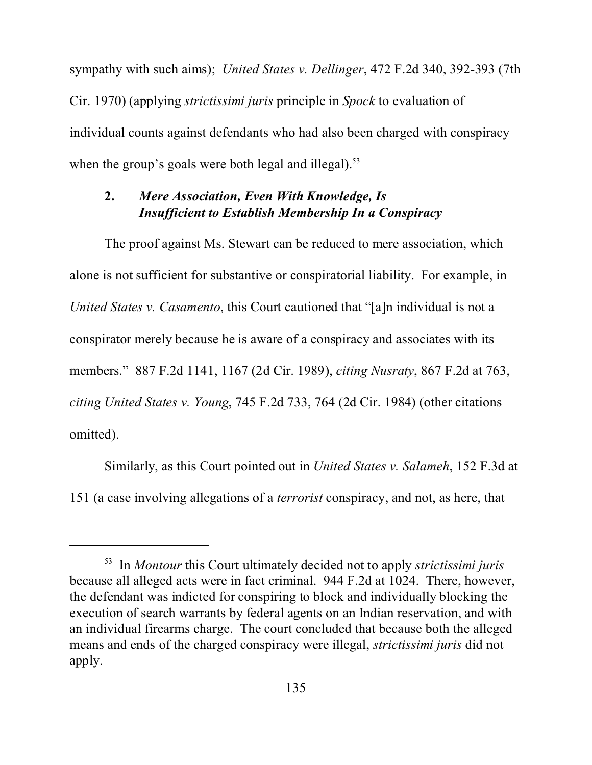sympathy with such aims); *United States v. Dellinger*, 472 F.2d 340, 392-393 (7th Cir. 1970) (applying *strictissimi juris* principle in *Spock* to evaluation of individual counts against defendants who had also been charged with conspiracy when the group's goals were both legal and illegal).[53]

### 2. *Mere Association, Even With Knowledge, Is Insufficient to Establish Membership In a Conspiracy*

The proof against Ms. Stewart can be reduced to mere association, which alone is not sufficient for substantive or conspiratorial liability. For example, in *United States v. Casamento*, this Court cautioned that "[a]n individual is not a conspirator merely because he is aware of a conspiracy and associates with its members." 887 F.2d 1141, 1167 (2d Cir. 1989), *citing Nusraty*, 867 F.2d at 763, *citing United States v. Young*, 745 F.2d 733, 764 (2d Cir. 1984) (other citations omitted).

Similarly, as this Court pointed out in *United States v. Salameh*, 152 F.3d at 151 (a case involving allegations of a *terrorist* conspiracy, and not, as here, that

---

[53] In *Montour* this Court ultimately decided not to apply *strictissimi juris* because all alleged acts were in fact criminal. 944 F.2d at 1024. There, however, the defendant was indicted for conspiring to block and individually blocking the execution of search warrants by federal agents on an Indian reservation, and with an individual firearms charge. The court concluded that because both the alleged means and ends of the charged conspiracy were illegal, *strictissimi juris* did not apply.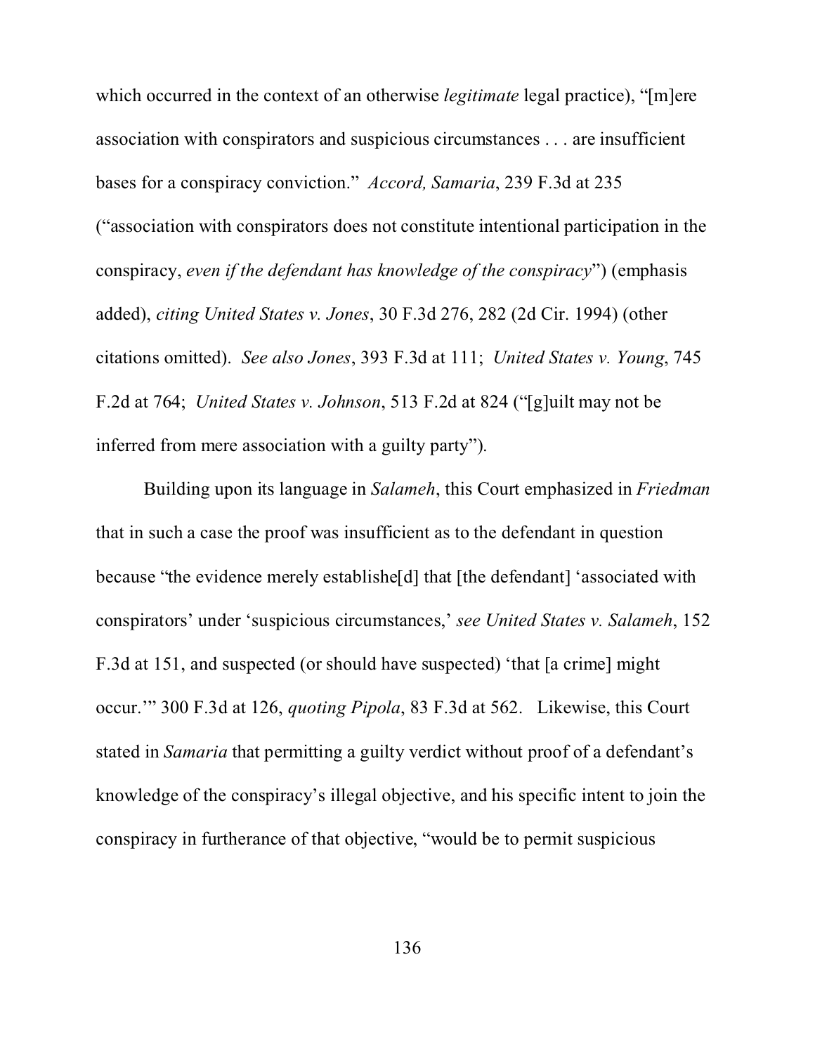which occurred in the context of an otherwise *legitimate* legal practice), "[m]ere association with conspirators and suspicious circumstances . . . are insufficient bases for a conspiracy conviction." *Accord, Samaria*, 239 F.3d at 235 ("association with conspirators does not constitute intentional participation in the conspiracy, *even if the defendant has knowledge of the conspiracy*") (emphasis added), *citing United States v. Jones*, 30 F.3d 276, 282 (2d Cir. 1994) (other citations omitted). *See also Jones*, 393 F.3d at 111; *United States v. Young*, 745 F.2d at 764; *United States v. Johnson*, 513 F.2d at 824 ("[g]uilt may not be inferred from mere association with a guilty party").

Building upon its language in *Salameh*, this Court emphasized in *Friedman* that in such a case the proof was insufficient as to the defendant in question because "the evidence merely establishe[d] that [the defendant] 'associated with conspirators' under 'suspicious circumstances,' *see United States v. Salameh*, 152 F.3d at 151, and suspected (or should have suspected) 'that [a crime] might occur.'" 300 F.3d at 126, *quoting Pipola*, 83 F.3d at 562. Likewise, this Court stated in *Samaria* that permitting a guilty verdict without proof of a defendant's knowledge of the conspiracy's illegal objective, and his specific intent to join the conspiracy in furtherance of that objective, "would be to permit suspicious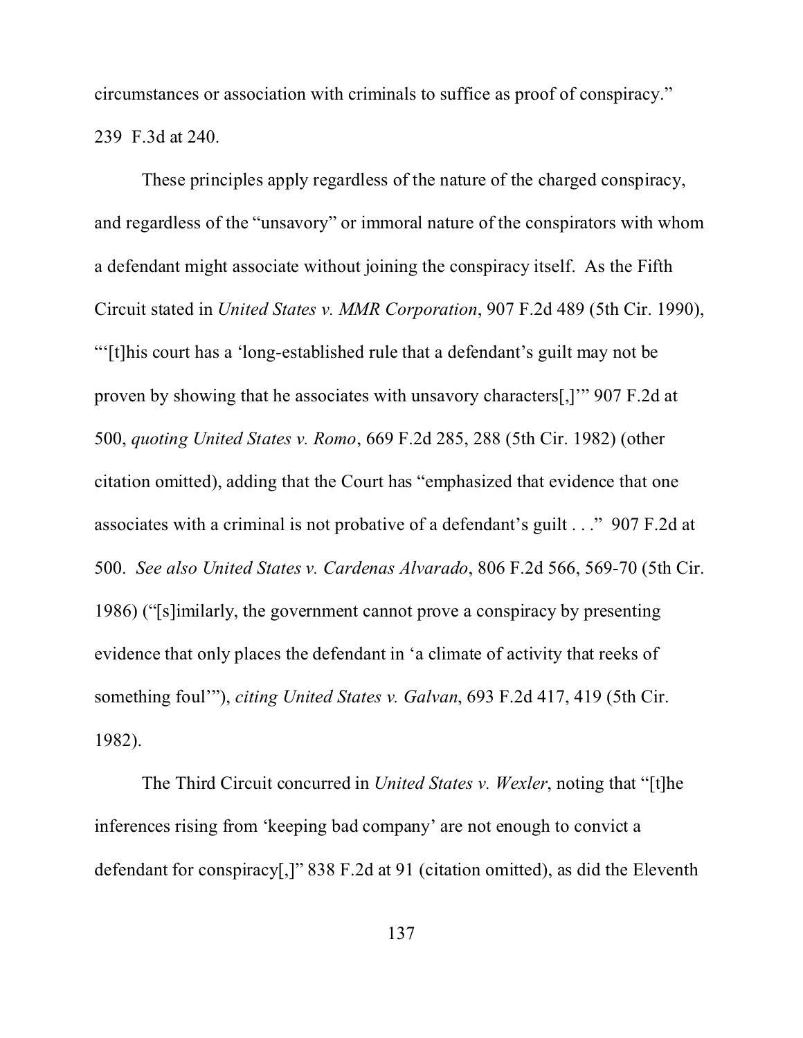circumstances or association with criminals to suffice as proof of conspiracy." 239 F.3d at 240.

These principles apply regardless of the nature of the charged conspiracy, and regardless of the "unsavory" or immoral nature of the conspirators with whom a defendant might associate without joining the conspiracy itself. As the Fifth Circuit stated in *United States v. MMR Corporation*, 907 F.2d 489 (5th Cir. 1990), "'[t]his court has a 'long-established rule that a defendant's guilt may not be proven by showing that he associates with unsavory characters[,]'" 907 F.2d at 500, *quoting United States v. Romo*, 669 F.2d 285, 288 (5th Cir. 1982) (other citation omitted), adding that the Court has "emphasized that evidence that one associates with a criminal is not probative of a defendant's guilt . . ." 907 F.2d at 500. *See also United States v. Cardenas Alvarado*, 806 F.2d 566, 569-70 (5th Cir. 1986) ("[s]imilarly, the government cannot prove a conspiracy by presenting evidence that only places the defendant in 'a climate of activity that reeks of something foul'"), *citing United States v. Galvan*, 693 F.2d 417, 419 (5th Cir. 1982).

The Third Circuit concurred in *United States v. Wexler*, noting that "[t]he inferences rising from 'keeping bad company' are not enough to convict a defendant for conspiracy[,]" 838 F.2d at 91 (citation omitted), as did the Eleventh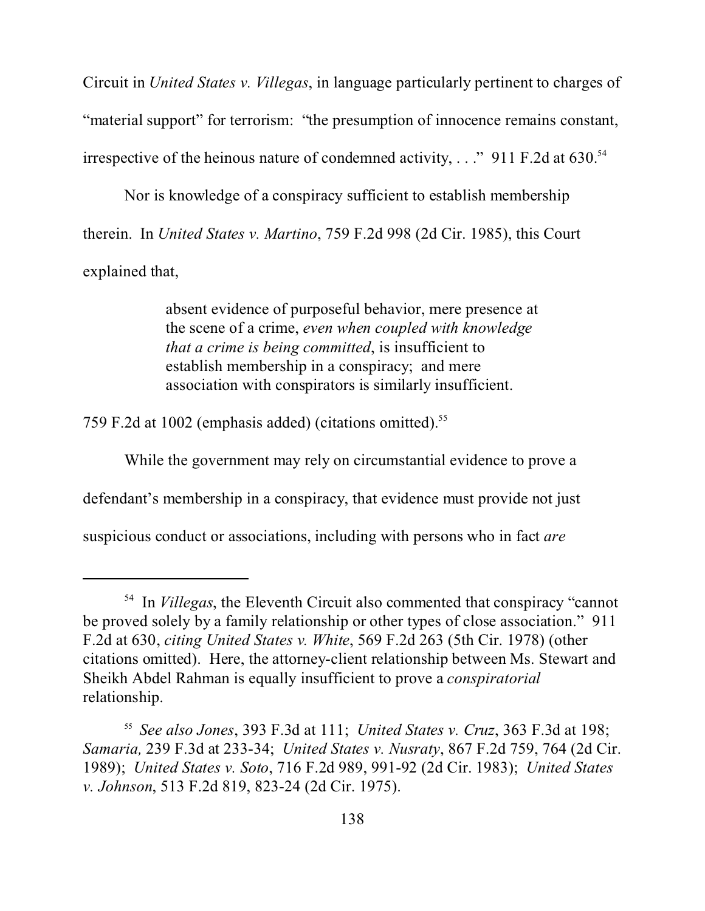Circuit in *United States v. Villegas*, in language particularly pertinent to charges of "material support" for terrorism: "the presumption of innocence remains constant, irrespective of the heinous nature of condemned activity, . . ." 911 F.2d at 630.[54]

Nor is knowledge of a conspiracy sufficient to establish membership therein. In *United States v. Martino*, 759 F.2d 998 (2d Cir. 1985), this Court explained that,

> absent evidence of purposeful behavior, mere presence at the scene of a crime, *even when coupled with knowledge that a crime is being committed*, is insufficient to establish membership in a conspiracy; and mere association with conspirators is similarly insufficient.

759 F.2d at 1002 (emphasis added) (citations omitted).[55]

While the government may rely on circumstantial evidence to prove a defendant's membership in a conspiracy, that evidence must provide not just suspicious conduct or associations, including with persons who in fact *are*

---

[54] In *Villegas*, the Eleventh Circuit also commented that conspiracy "cannot be proved solely by a family relationship or other types of close association." 911 F.2d at 630, *citing United States v. White*, 569 F.2d 263 (5th Cir. 1978) (other citations omitted). Here, the attorney-client relationship between Ms. Stewart and Sheikh Abdel Rahman is equally insufficient to prove a *conspiratorial* relationship.

[55] *See also Jones*, 393 F.3d at 111; *United States v. Cruz*, 363 F.3d at 198; *Samaria,* 239 F.3d at 233-34; *United States v. Nusraty*, 867 F.2d 759, 764 (2d Cir. 1989); *United States v. Soto*, 716 F.2d 989, 991-92 (2d Cir. 1983); *United States v. Johnson*, 513 F.2d 819, 823-24 (2d Cir. 1975).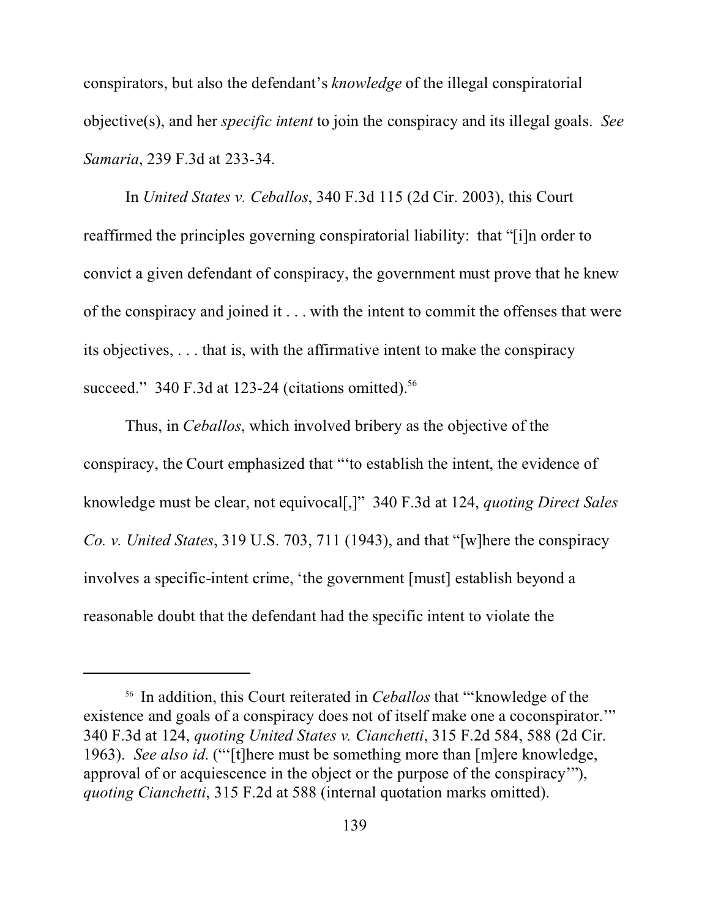conspirators, but also the defendant's *knowledge* of the illegal conspiratorial objective(s), and her *specific intent* to join the conspiracy and its illegal goals. *See Samaria*, 239 F.3d at 233-34.

In *United States v. Ceballos*, 340 F.3d 115 (2d Cir. 2003), this Court reaffirmed the principles governing conspiratorial liability: that "[i]n order to convict a given defendant of conspiracy, the government must prove that he knew of the conspiracy and joined it . . . with the intent to commit the offenses that were its objectives, . . . that is, with the affirmative intent to make the conspiracy succeed." 340 F.3d at 123-24 (citations omitted).[56]

Thus, in *Ceballos*, which involved bribery as the objective of the conspiracy, the Court emphasized that "'to establish the intent, the evidence of knowledge must be clear, not equivocal[,]" 340 F.3d at 124, *quoting Direct Sales Co. v. United States*, 319 U.S. 703, 711 (1943), and that "[w]here the conspiracy involves a specific-intent crime, 'the government [must] establish beyond a reasonable doubt that the defendant had the specific intent to violate the

---

[56] In addition, this Court reiterated in *Ceballos* that "'knowledge of the existence and goals of a conspiracy does not of itself make one a coconspirator.'" 340 F.3d at 124, *quoting United States v. Cianchetti*, 315 F.2d 584, 588 (2d Cir. 1963). *See also id.* ("'[t]here must be something more than [m]ere knowledge, approval of or acquiescence in the object or the purpose of the conspiracy'"), *quoting Cianchetti*, 315 F.2d at 588 (internal quotation marks omitted).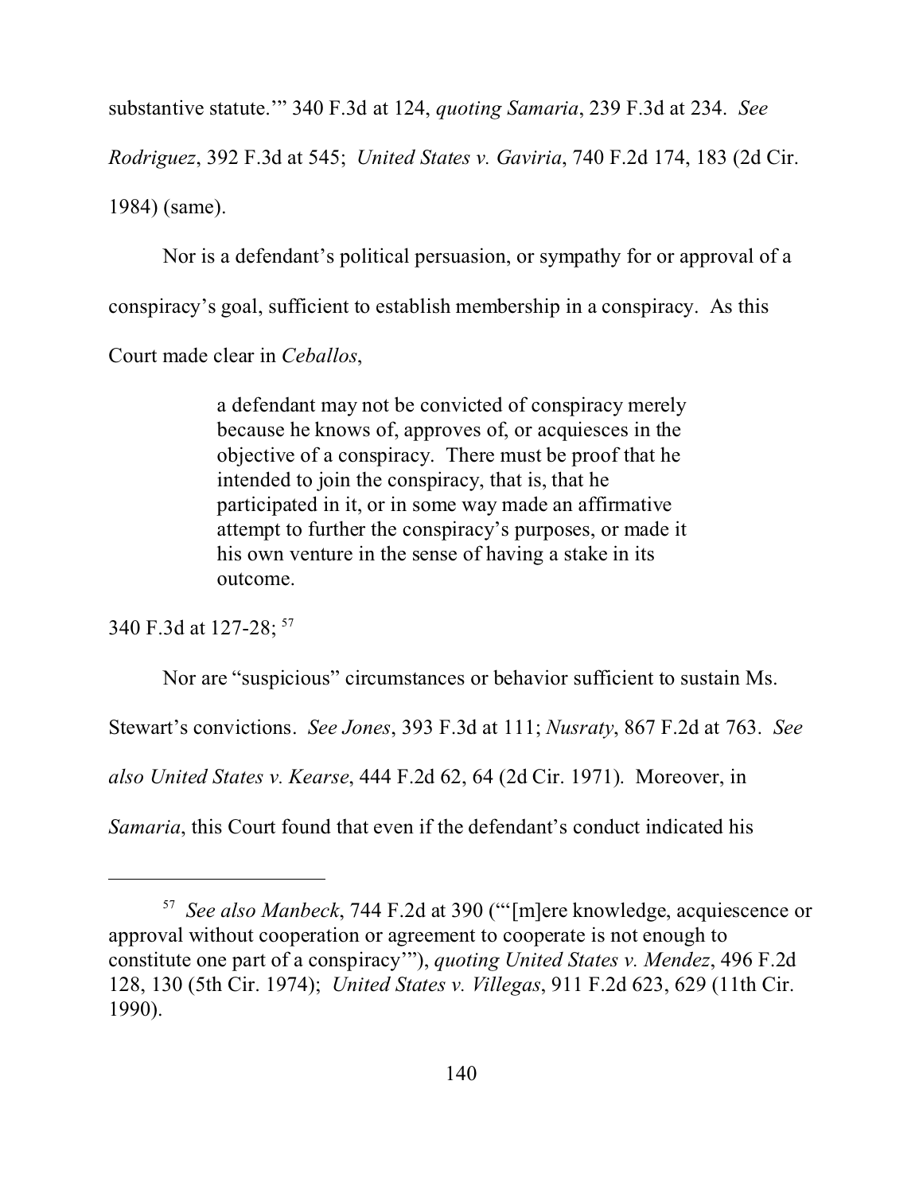substantive statute.'" 340 F.3d at 124, *quoting Samaria*, 239 F.3d at 234. *See Rodriguez*, 392 F.3d at 545; *United States v. Gaviria*, 740 F.2d 174, 183 (2d Cir. 1984) (same).

Nor is a defendant's political persuasion, or sympathy for or approval of a conspiracy's goal, sufficient to establish membership in a conspiracy. As this Court made clear in *Ceballos*,

> a defendant may not be convicted of conspiracy merely because he knows of, approves of, or acquiesces in the objective of a conspiracy. There must be proof that he intended to join the conspiracy, that is, that he participated in it, or in some way made an affirmative attempt to further the conspiracy's purposes, or made it his own venture in the sense of having a stake in its outcome.

340 F.3d at 127-28; [57]

Nor are "suspicious" circumstances or behavior sufficient to sustain Ms. Stewart's convictions. *See Jones*, 393 F.3d at 111; *Nusraty*, 867 F.2d at 763. *See also United States v. Kearse*, 444 F.2d 62, 64 (2d Cir. 1971). Moreover, in *Samaria*, this Court found that even if the defendant's conduct indicated his

---

[57] *See also Manbeck*, 744 F.2d at 390 ("'[m]ere knowledge, acquiescence or approval without cooperation or agreement to cooperate is not enough to constitute one part of a conspiracy'"), *quoting United States v. Mendez*, 496 F.2d 128, 130 (5th Cir. 1974); *United States v. Villegas*, 911 F.2d 623, 629 (11th Cir. 1990).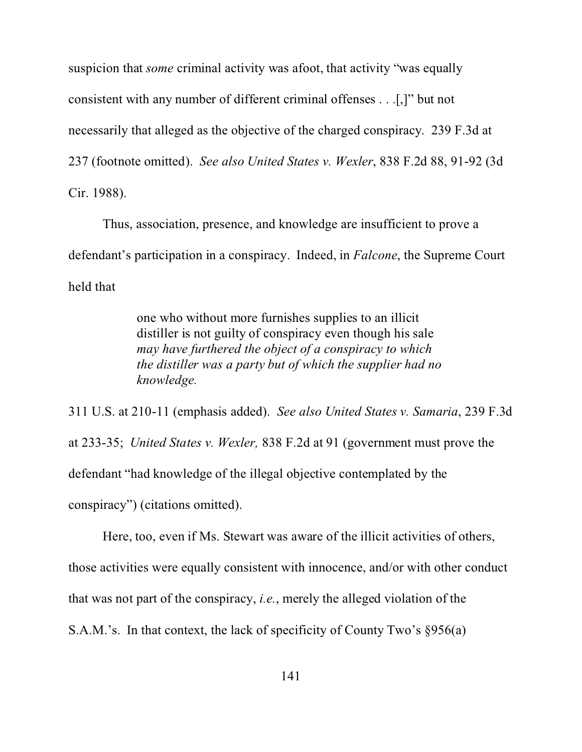suspicion that *some* criminal activity was afoot, that activity "was equally consistent with any number of different criminal offenses . . .[,]" but not necessarily that alleged as the objective of the charged conspiracy. 239 F.3d at 237 (footnote omitted). *See also United States v. Wexler*, 838 F.2d 88, 91-92 (3d Cir. 1988).

Thus, association, presence, and knowledge are insufficient to prove a defendant's participation in a conspiracy. Indeed, in *Falcone*, the Supreme Court held that

> one who without more furnishes supplies to an illicit distiller is not guilty of conspiracy even though his sale *may have furthered the object of a conspiracy to which the distiller was a party but of which the supplier had no knowledge.*

311 U.S. at 210-11 (emphasis added). *See also United States v. Samaria*, 239 F.3d at 233-35; *United States v. Wexler,* 838 F.2d at 91 (government must prove the defendant "had knowledge of the illegal objective contemplated by the conspiracy") (citations omitted).

Here, too, even if Ms. Stewart was aware of the illicit activities of others, those activities were equally consistent with innocence, and/or with other conduct that was not part of the conspiracy, *i.e.*, merely the alleged violation of the S.A.M.'s. In that context, the lack of specificity of County Two's §956(a)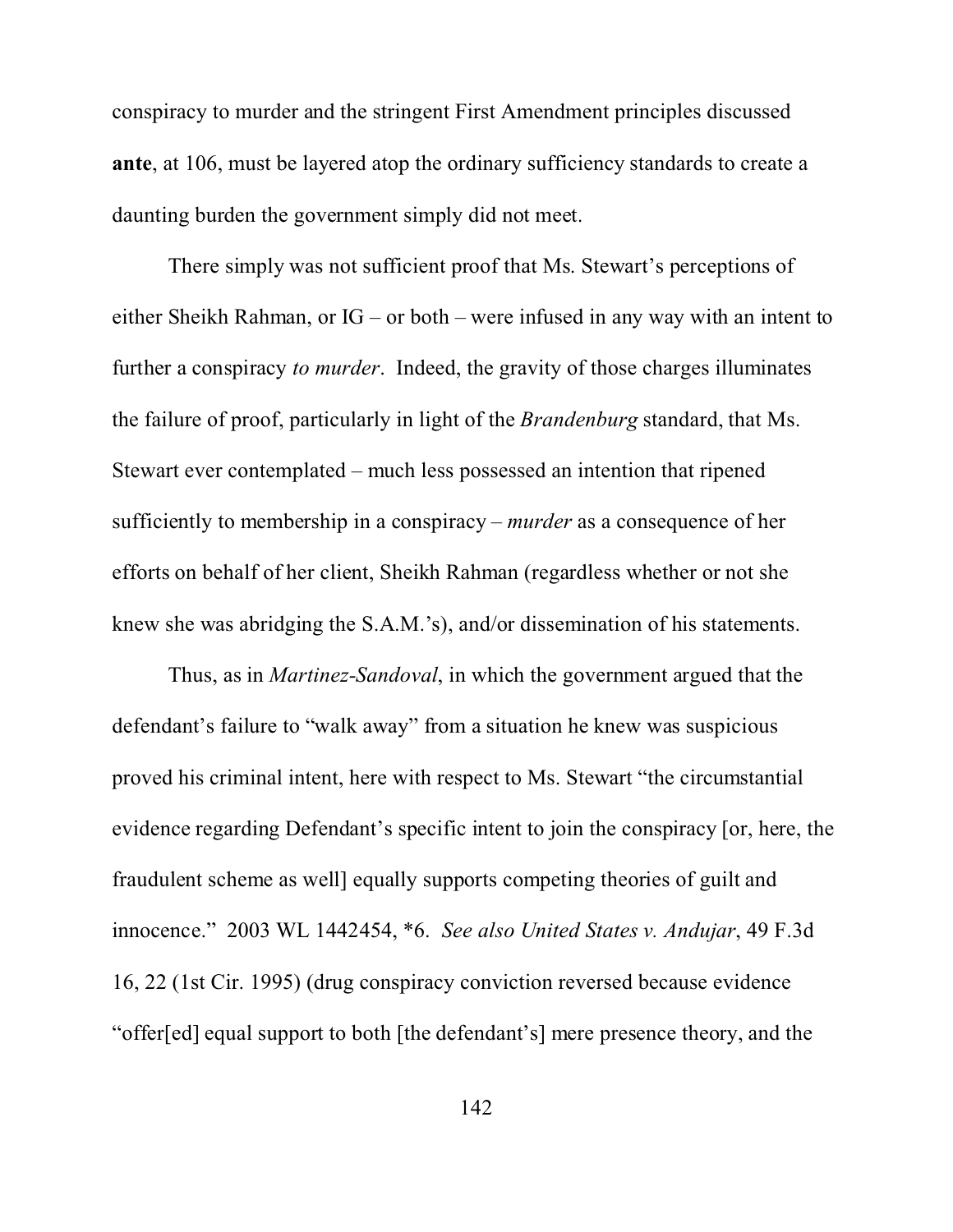conspiracy to murder and the stringent First Amendment principles discussed **ante**, at 106, must be layered atop the ordinary sufficiency standards to create a daunting burden the government simply did not meet.

There simply was not sufficient proof that Ms. Stewart's perceptions of either Sheikh Rahman, or IG – or both – were infused in any way with an intent to further a conspiracy *to murder*. Indeed, the gravity of those charges illuminates the failure of proof, particularly in light of the *Brandenburg* standard, that Ms. Stewart ever contemplated – much less possessed an intention that ripened sufficiently to membership in a conspiracy – *murder* as a consequence of her efforts on behalf of her client, Sheikh Rahman (regardless whether or not she knew she was abridging the S.A.M.'s), and/or dissemination of his statements.

Thus, as in *Martinez-Sandoval*, in which the government argued that the defendant's failure to "walk away" from a situation he knew was suspicious proved his criminal intent, here with respect to Ms. Stewart "the circumstantial evidence regarding Defendant's specific intent to join the conspiracy [or, here, the fraudulent scheme as well] equally supports competing theories of guilt and innocence." 2003 WL 1442454, *6. *See also United States v. Andujar*, 49 F.3d 16, 22 (1st Cir. 1995) (drug conspiracy conviction reversed because evidence "offer[ed] equal support to both [the defendant's] mere presence theory, and the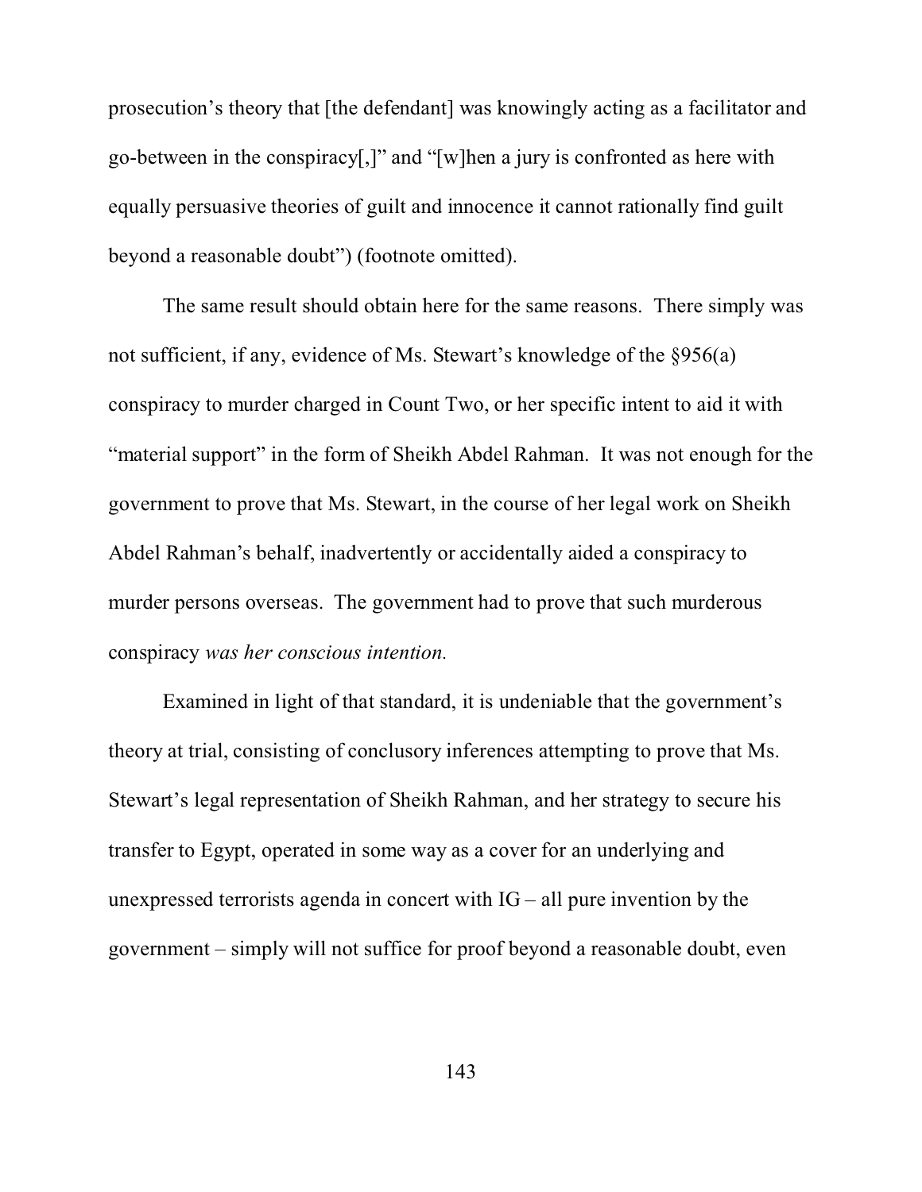prosecution's theory that [the defendant] was knowingly acting as a facilitator and go-between in the conspiracy[,]" and "[w]hen a jury is confronted as here with equally persuasive theories of guilt and innocence it cannot rationally find guilt beyond a reasonable doubt") (footnote omitted).

The same result should obtain here for the same reasons. There simply was not sufficient, if any, evidence of Ms. Stewart's knowledge of the §956(a) conspiracy to murder charged in Count Two, or her specific intent to aid it with "material support" in the form of Sheikh Abdel Rahman. It was not enough for the government to prove that Ms. Stewart, in the course of her legal work on Sheikh Abdel Rahman's behalf, inadvertently or accidentally aided a conspiracy to murder persons overseas. The government had to prove that such murderous conspiracy *was her conscious intention.*

Examined in light of that standard, it is undeniable that the government's theory at trial, consisting of conclusory inferences attempting to prove that Ms. Stewart's legal representation of Sheikh Rahman, and her strategy to secure his transfer to Egypt, operated in some way as a cover for an underlying and unexpressed terrorists agenda in concert with IG – all pure invention by the government – simply will not suffice for proof beyond a reasonable doubt, even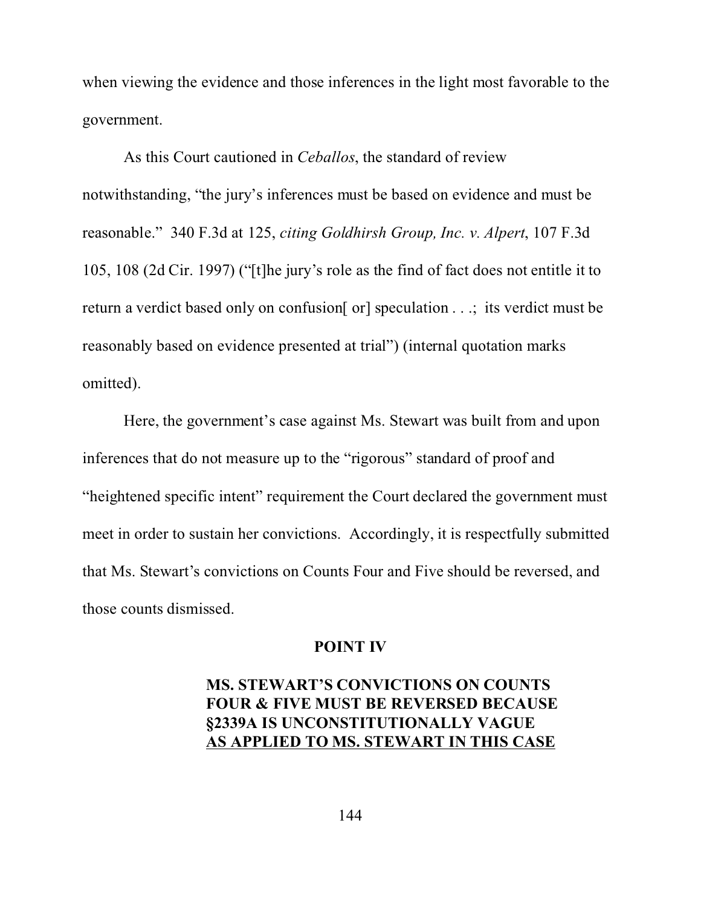when viewing the evidence and those inferences in the light most favorable to the government.

As this Court cautioned in *Ceballos*, the standard of review notwithstanding, "the jury's inferences must be based on evidence and must be reasonable." 340 F.3d at 125, *citing Goldhirsh Group, Inc. v. Alpert*, 107 F.3d 105, 108 (2d Cir. 1997) ("[t]he jury's role as the find of fact does not entitle it to return a verdict based only on confusion[ or] speculation . . .; its verdict must be reasonably based on evidence presented at trial") (internal quotation marks omitted).

Here, the government's case against Ms. Stewart was built from and upon inferences that do not measure up to the "rigorous" standard of proof and "heightened specific intent" requirement the Court declared the government must meet in order to sustain her convictions. Accordingly, it is respectfully submitted that Ms. Stewart's convictions on Counts Four and Five should be reversed, and those counts dismissed.

## POINT IV

### MS. STEWART'S CONVICTIONS ON COUNTS FOUR & FIVE MUST BE REVERSED BECAUSE §2339A IS UNCONSTITUTIONALLY VAGUE AS APPLIED TO MS. STEWART IN THIS CASE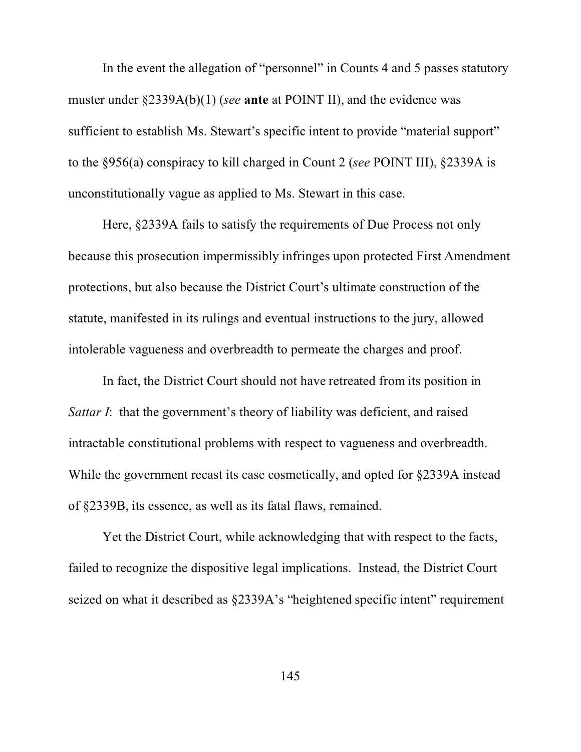In the event the allegation of "personnel" in Counts 4 and 5 passes statutory muster under §2339A(b)(1) (*see* **ante** at POINT II), and the evidence was sufficient to establish Ms. Stewart's specific intent to provide "material support" to the §956(a) conspiracy to kill charged in Count 2 (*see* POINT III), §2339A is unconstitutionally vague as applied to Ms. Stewart in this case.

Here, §2339A fails to satisfy the requirements of Due Process not only because this prosecution impermissibly infringes upon protected First Amendment protections, but also because the District Court's ultimate construction of the statute, manifested in its rulings and eventual instructions to the jury, allowed intolerable vagueness and overbreadth to permeate the charges and proof.

In fact, the District Court should not have retreated from its position in *Sattar I*: that the government's theory of liability was deficient, and raised intractable constitutional problems with respect to vagueness and overbreadth. While the government recast its case cosmetically, and opted for §2339A instead of §2339B, its essence, as well as its fatal flaws, remained.

Yet the District Court, while acknowledging that with respect to the facts, failed to recognize the dispositive legal implications. Instead, the District Court seized on what it described as §2339A's "heightened specific intent" requirement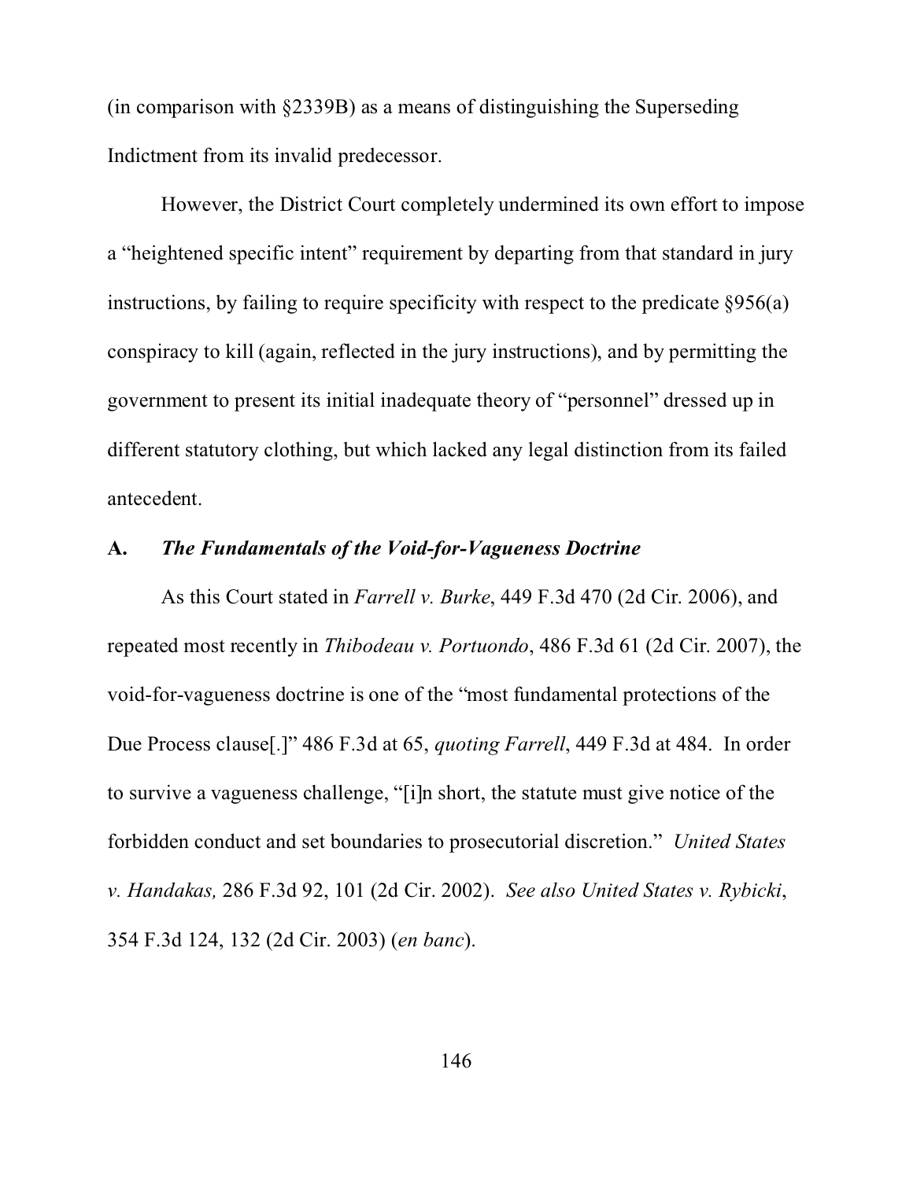(in comparison with §2339B) as a means of distinguishing the Superseding Indictment from its invalid predecessor.

However, the District Court completely undermined its own effort to impose a "heightened specific intent" requirement by departing from that standard in jury instructions, by failing to require specificity with respect to the predicate §956(a) conspiracy to kill (again, reflected in the jury instructions), and by permitting the government to present its initial inadequate theory of "personnel" dressed up in different statutory clothing, but which lacked any legal distinction from its failed antecedent.

### A. *The Fundamentals of the Void-for-Vagueness Doctrine*

As this Court stated in *Farrell v. Burke*, 449 F.3d 470 (2d Cir. 2006), and repeated most recently in *Thibodeau v. Portuondo*, 486 F.3d 61 (2d Cir. 2007), the void-for-vagueness doctrine is one of the "most fundamental protections of the Due Process clause[.]" 486 F.3d at 65, *quoting Farrell*, 449 F.3d at 484. In order to survive a vagueness challenge, "[i]n short, the statute must give notice of the forbidden conduct and set boundaries to prosecutorial discretion." *United States v. Handakas,* 286 F.3d 92, 101 (2d Cir. 2002). *See also United States v. Rybicki*, 354 F.3d 124, 132 (2d Cir. 2003) (*en banc*).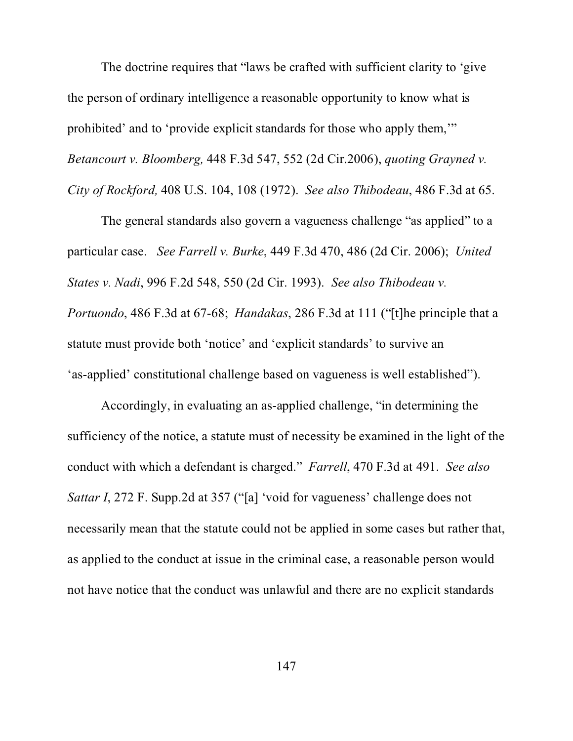The doctrine requires that "laws be crafted with sufficient clarity to 'give the person of ordinary intelligence a reasonable opportunity to know what is prohibited' and to 'provide explicit standards for those who apply them,'" *Betancourt v. Bloomberg,* 448 F.3d 547, 552 (2d Cir.2006), *quoting Grayned v. City of Rockford,* 408 U.S. 104, 108 (1972). *See also Thibodeau*, 486 F.3d at 65.

The general standards also govern a vagueness challenge "as applied" to a particular case. *See Farrell v. Burke*, 449 F.3d 470, 486 (2d Cir. 2006); *United States v. Nadi*, 996 F.2d 548, 550 (2d Cir. 1993). *See also Thibodeau v. Portuondo*, 486 F.3d at 67-68; *Handakas*, 286 F.3d at 111 ("[t]he principle that a statute must provide both 'notice' and 'explicit standards' to survive an 'as-applied' constitutional challenge based on vagueness is well established").

Accordingly, in evaluating an as-applied challenge, "in determining the sufficiency of the notice, a statute must of necessity be examined in the light of the conduct with which a defendant is charged." *Farrell*, 470 F.3d at 491. *See also Sattar I*, 272 F. Supp.2d at 357 ("[a] 'void for vagueness' challenge does not necessarily mean that the statute could not be applied in some cases but rather that, as applied to the conduct at issue in the criminal case, a reasonable person would not have notice that the conduct was unlawful and there are no explicit standards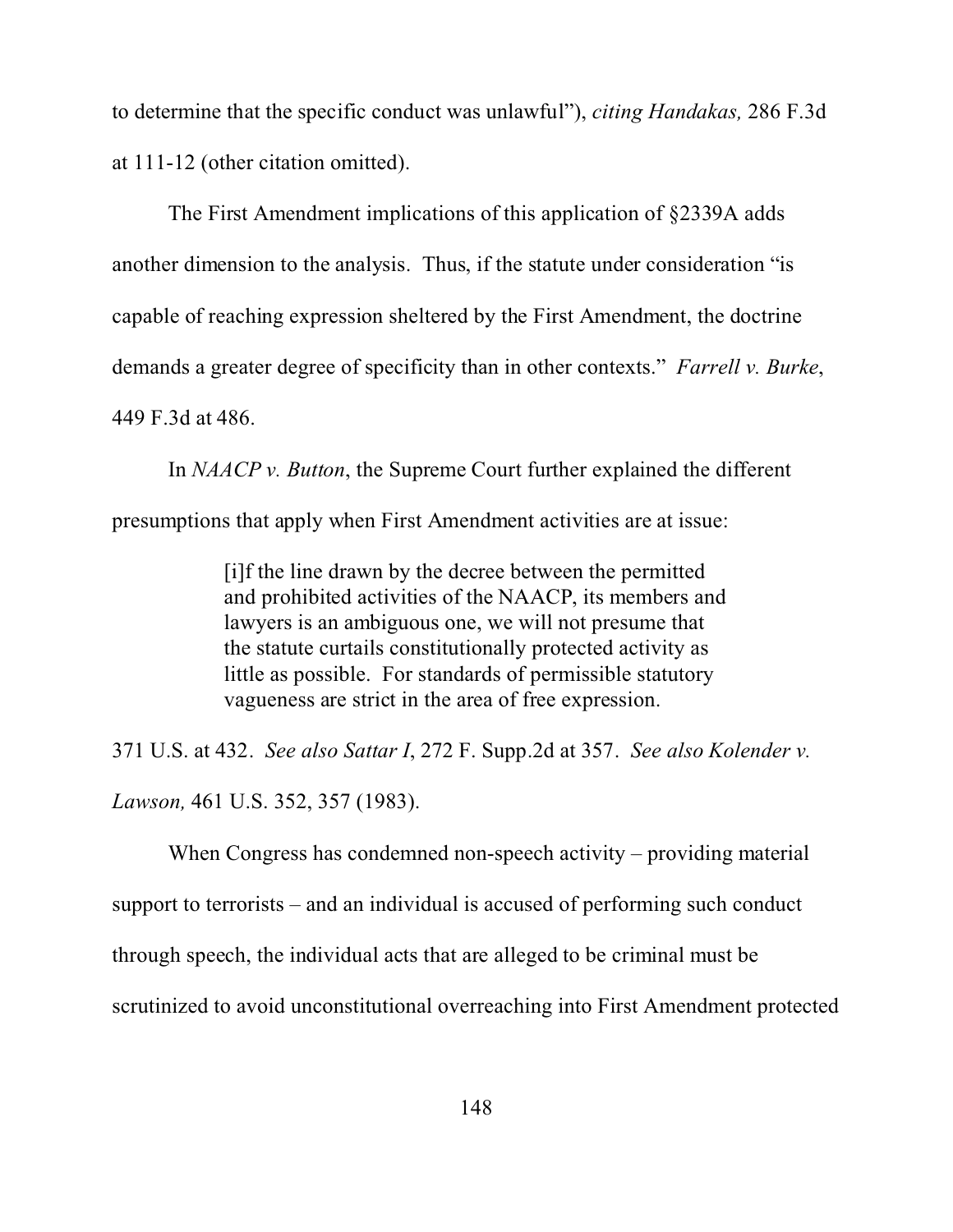to determine that the specific conduct was unlawful"), *citing Handakas,* 286 F.3d at 111-12 (other citation omitted).

The First Amendment implications of this application of §2339A adds another dimension to the analysis. Thus, if the statute under consideration "is capable of reaching expression sheltered by the First Amendment, the doctrine demands a greater degree of specificity than in other contexts." *Farrell v. Burke*, 449 F.3d at 486.

In *NAACP v. Button*, the Supreme Court further explained the different presumptions that apply when First Amendment activities are at issue:

> [i]f the line drawn by the decree between the permitted and prohibited activities of the NAACP, its members and lawyers is an ambiguous one, we will not presume that the statute curtails constitutionally protected activity as little as possible. For standards of permissible statutory vagueness are strict in the area of free expression.

371 U.S. at 432. *See also Sattar I*, 272 F. Supp.2d at 357. *See also Kolender v. Lawson,* 461 U.S. 352, 357 (1983).

When Congress has condemned non-speech activity – providing material support to terrorists – and an individual is accused of performing such conduct through speech, the individual acts that are alleged to be criminal must be scrutinized to avoid unconstitutional overreaching into First Amendment protected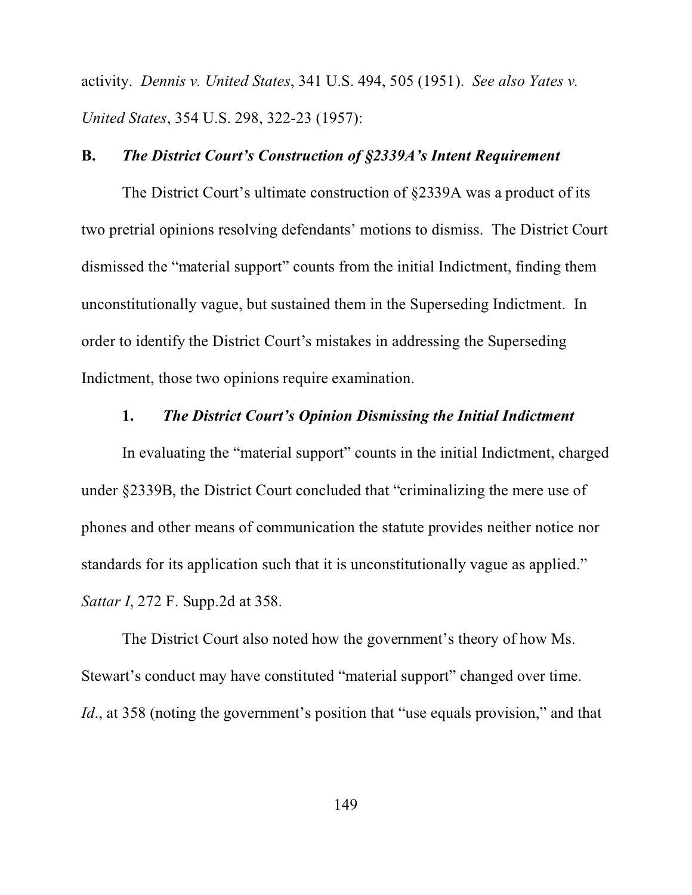activity. *Dennis v. United States*, 341 U.S. 494, 505 (1951). *See also Yates v. United States*, 354 U.S. 298, 322-23 (1957):

## B. *The District Court's Construction of §2339A's Intent Requirement*

The District Court's ultimate construction of §2339A was a product of its two pretrial opinions resolving defendants' motions to dismiss. The District Court dismissed the "material support" counts from the initial Indictment, finding them unconstitutionally vague, but sustained them in the Superseding Indictment. In order to identify the District Court's mistakes in addressing the Superseding Indictment, those two opinions require examination.

### 1. *The District Court's Opinion Dismissing the Initial Indictment*

In evaluating the "material support" counts in the initial Indictment, charged under §2339B, the District Court concluded that "criminalizing the mere use of phones and other means of communication the statute provides neither notice nor standards for its application such that it is unconstitutionally vague as applied." *Sattar I*, 272 F. Supp.2d at 358.

The District Court also noted how the government's theory of how Ms. Stewart's conduct may have constituted "material support" changed over time. *Id*., at 358 (noting the government's position that "use equals provision," and that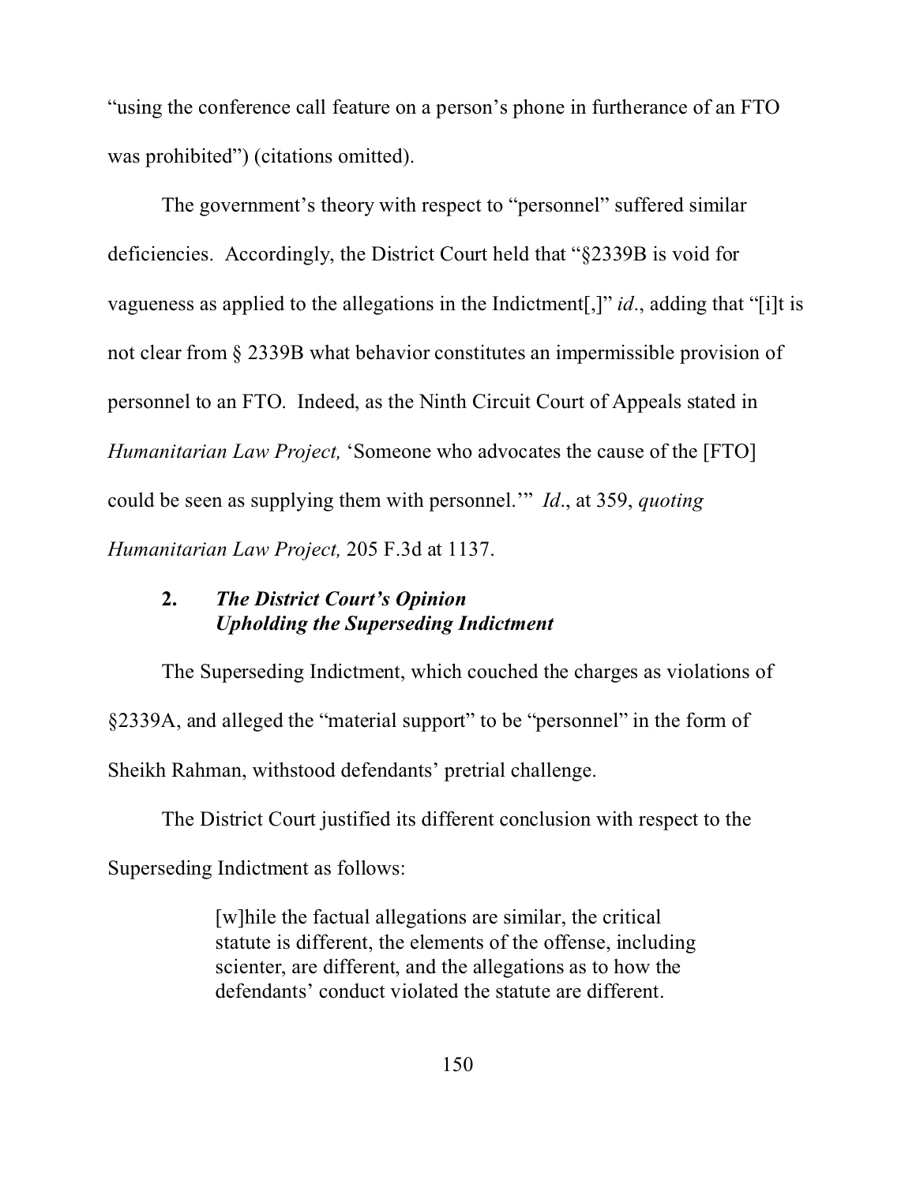"using the conference call feature on a person's phone in furtherance of an FTO was prohibited") (citations omitted).

The government's theory with respect to "personnel" suffered similar deficiencies. Accordingly, the District Court held that "§2339B is void for vagueness as applied to the allegations in the Indictment[,]" *id*., adding that "[i]t is not clear from § 2339B what behavior constitutes an impermissible provision of personnel to an FTO. Indeed, as the Ninth Circuit Court of Appeals stated in *Humanitarian Law Project,* 'Someone who advocates the cause of the [FTO] could be seen as supplying them with personnel.'" *Id*., at 359, *quoting Humanitarian Law Project,* 205 F.3d at 1137.

### 2. *The District Court's Opinion Upholding the Superseding Indictment*

The Superseding Indictment, which couched the charges as violations of §2339A, and alleged the "material support" to be "personnel" in the form of Sheikh Rahman, withstood defendants' pretrial challenge.

The District Court justified its different conclusion with respect to the Superseding Indictment as follows:

> [w]hile the factual allegations are similar, the critical statute is different, the elements of the offense, including scienter, are different, and the allegations as to how the defendants' conduct violated the statute are different.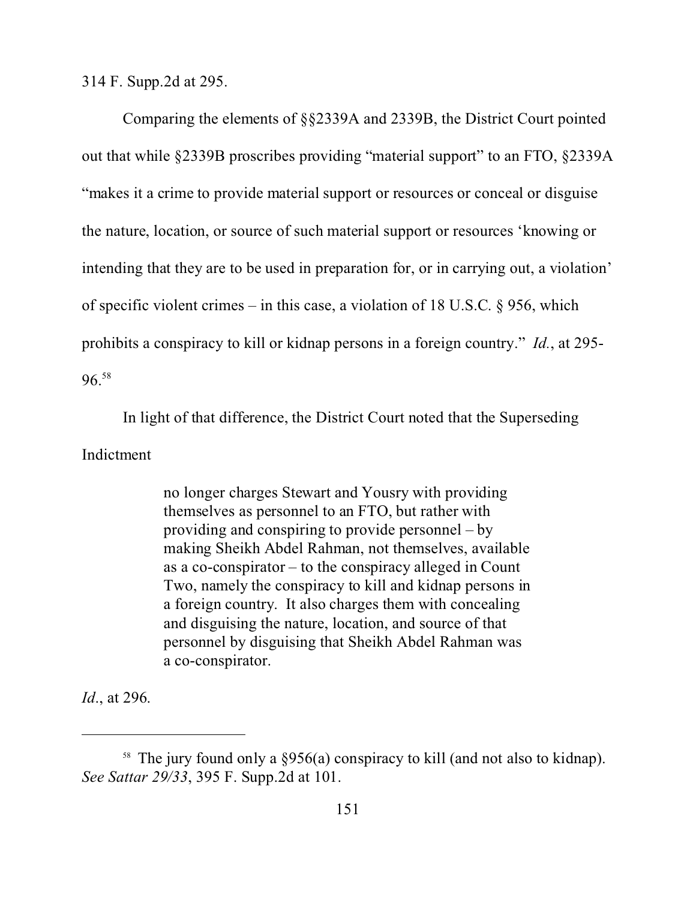314 F. Supp.2d at 295.

Comparing the elements of §§2339A and 2339B, the District Court pointed out that while §2339B proscribes providing "material support" to an FTO, §2339A "makes it a crime to provide material support or resources or conceal or disguise the nature, location, or source of such material support or resources 'knowing or intending that they are to be used in preparation for, or in carrying out, a violation' of specific violent crimes – in this case, a violation of 18 U.S.C. § 956, which prohibits a conspiracy to kill or kidnap persons in a foreign country." *Id.*, at 295-96.[58]

In light of that difference, the District Court noted that the Superseding Indictment

> no longer charges Stewart and Yousry with providing themselves as personnel to an FTO, but rather with providing and conspiring to provide personnel – by making Sheikh Abdel Rahman, not themselves, available as a co-conspirator – to the conspiracy alleged in Count Two, namely the conspiracy to kill and kidnap persons in a foreign country. It also charges them with concealing and disguising the nature, location, and source of that personnel by disguising that Sheikh Abdel Rahman was a co-conspirator.

*Id.*, at 296.

---

[58] The jury found only a §956(a) conspiracy to kill (and not also to kidnap). *See Sattar 29/33*, 395 F. Supp.2d at 101.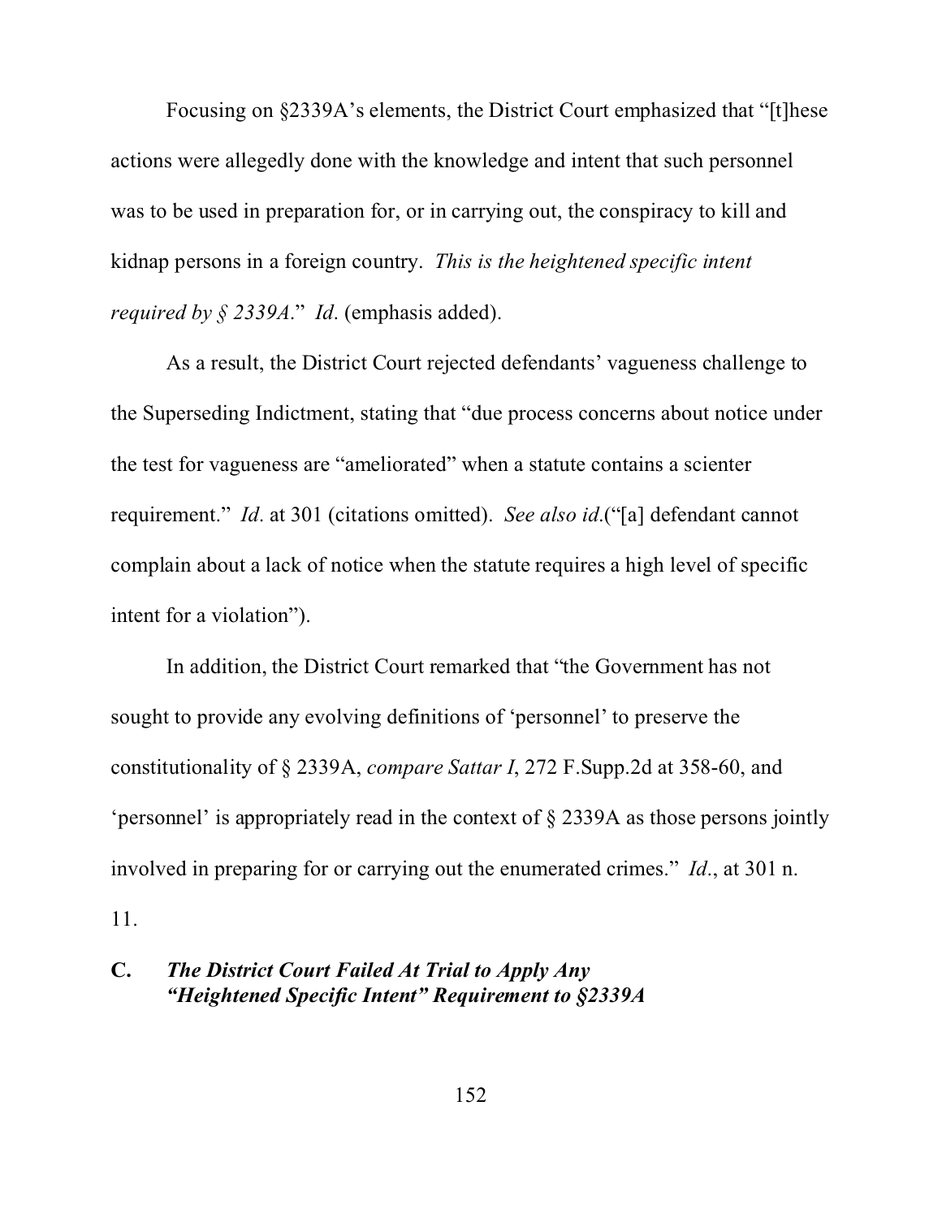Focusing on §2339A's elements, the District Court emphasized that "[t]hese actions were allegedly done with the knowledge and intent that such personnel was to be used in preparation for, or in carrying out, the conspiracy to kill and kidnap persons in a foreign country. *This is the heightened specific intent required by § 2339A*." *Id*. (emphasis added).

As a result, the District Court rejected defendants' vagueness challenge to the Superseding Indictment, stating that "due process concerns about notice under the test for vagueness are "ameliorated" when a statute contains a scienter requirement." *Id*. at 301 (citations omitted). *See also id*.("[a] defendant cannot complain about a lack of notice when the statute requires a high level of specific intent for a violation").

In addition, the District Court remarked that "the Government has not sought to provide any evolving definitions of 'personnel' to preserve the constitutionality of § 2339A, *compare Sattar I*, 272 F.Supp.2d at 358-60, and 'personnel' is appropriately read in the context of § 2339A as those persons jointly involved in preparing for or carrying out the enumerated crimes." *Id*., at 301 n. 11.

### C. *The District Court Failed At Trial to Apply Any "Heightened Specific Intent" Requirement to §2339A*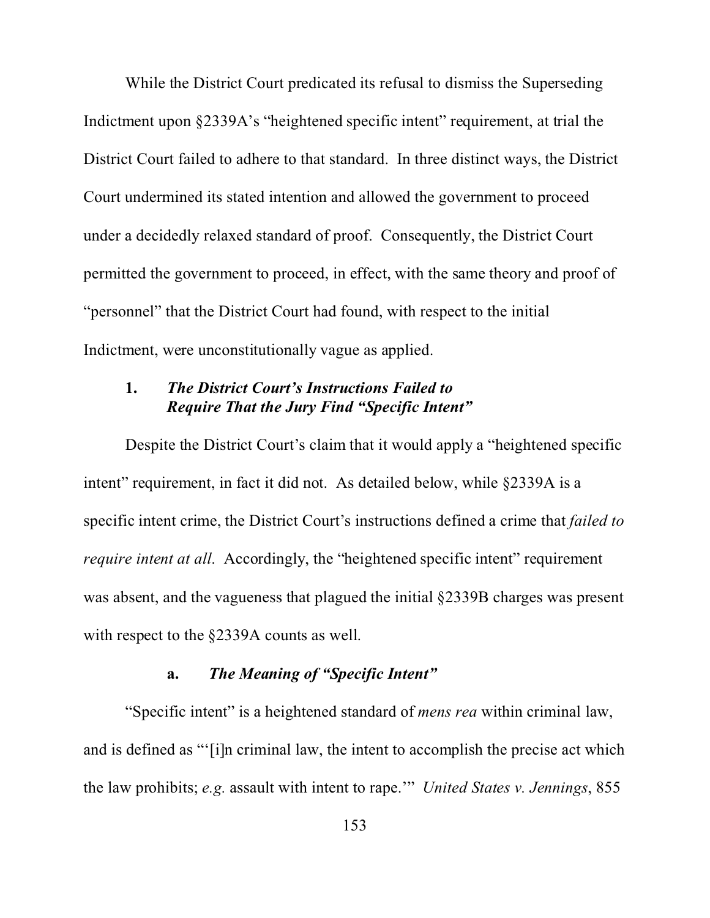While the District Court predicated its refusal to dismiss the Superseding Indictment upon §2339A's "heightened specific intent" requirement, at trial the District Court failed to adhere to that standard. In three distinct ways, the District Court undermined its stated intention and allowed the government to proceed under a decidedly relaxed standard of proof. Consequently, the District Court permitted the government to proceed, in effect, with the same theory and proof of "personnel" that the District Court had found, with respect to the initial Indictment, were unconstitutionally vague as applied.

### 1. *The District Court's Instructions Failed to Require That the Jury Find "Specific Intent"*

Despite the District Court's claim that it would apply a "heightened specific intent" requirement, in fact it did not. As detailed below, while §2339A is a specific intent crime, the District Court's instructions defined a crime that *failed to require intent at all*. Accordingly, the "heightened specific intent" requirement was absent, and the vagueness that plagued the initial §2339B charges was present with respect to the §2339A counts as well.

#### a. *The Meaning of "Specific Intent"*

"Specific intent" is a heightened standard of *mens rea* within criminal law, and is defined as "'[i]n criminal law, the intent to accomplish the precise act which the law prohibits; *e.g.* assault with intent to rape.'" *United States v. Jennings*, 855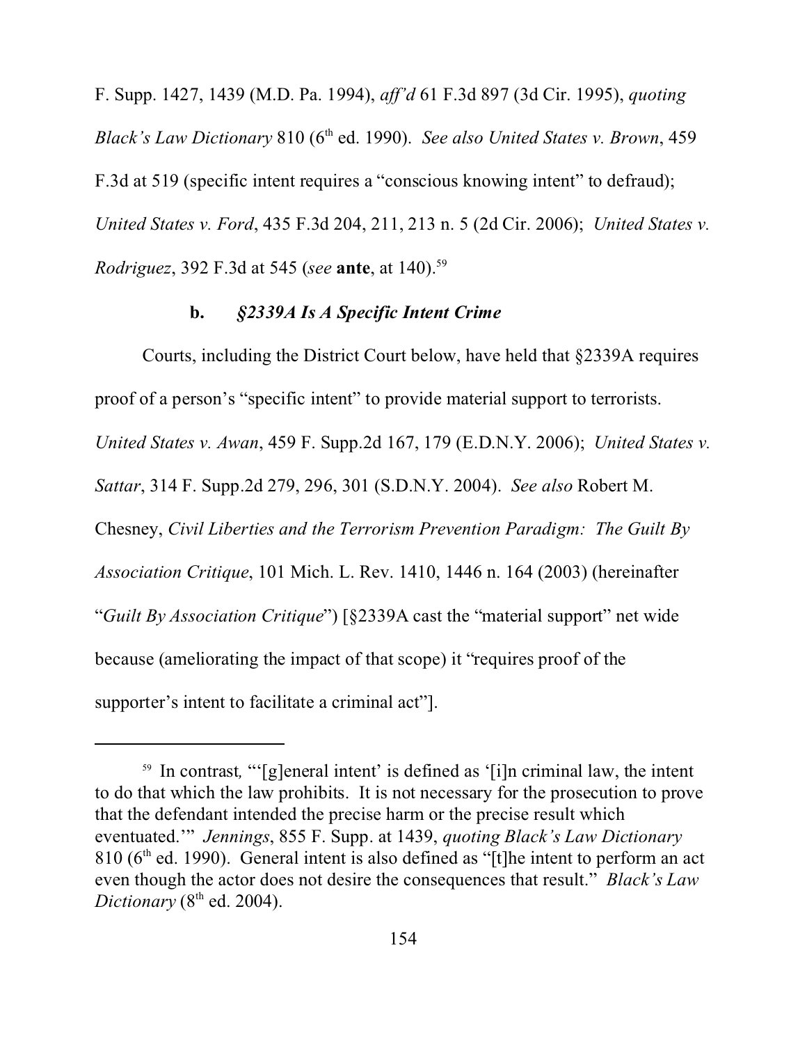F. Supp. 1427, 1439 (M.D. Pa. 1994), *aff'd* 61 F.3d 897 (3d Cir. 1995), *quoting Black's Law Dictionary* 810 (6th ed. 1990). *See also United States v. Brown*, 459 F.3d at 519 (specific intent requires a "conscious knowing intent" to defraud); *United States v. Ford*, 435 F.3d 204, 211, 213 n. 5 (2d Cir. 2006); *United States v. Rodriguez*, 392 F.3d at 545 (*see* **ante**, at 140).[59]

### b. *§2339A Is A Specific Intent Crime*

Courts, including the District Court below, have held that §2339A requires proof of a person's "specific intent" to provide material support to terrorists. *United States v. Awan*, 459 F. Supp.2d 167, 179 (E.D.N.Y. 2006); *United States v. Sattar*, 314 F. Supp.2d 279, 296, 301 (S.D.N.Y. 2004). *See also* Robert M. Chesney, *Civil Liberties and the Terrorism Prevention Paradigm: The Guilt By Association Critique*, 101 Mich. L. Rev. 1410, 1446 n. 164 (2003) (hereinafter "*Guilt By Association Critique*") [§2339A cast the "material support" net wide because (ameliorating the impact of that scope) it "requires proof of the supporter's intent to facilitate a criminal act"].

---

[59] In contrast, "'[g]eneral intent' is defined as '[i]n criminal law, the intent to do that which the law prohibits. It is not necessary for the prosecution to prove that the defendant intended the precise harm or the precise result which eventuated.'" *Jennings*, 855 F. Supp. at 1439, *quoting Black's Law Dictionary* 810 (6th ed. 1990). General intent is also defined as "[t]he intent to perform an act even though the actor does not desire the consequences that result." *Black's Law Dictionary* (8th ed. 2004).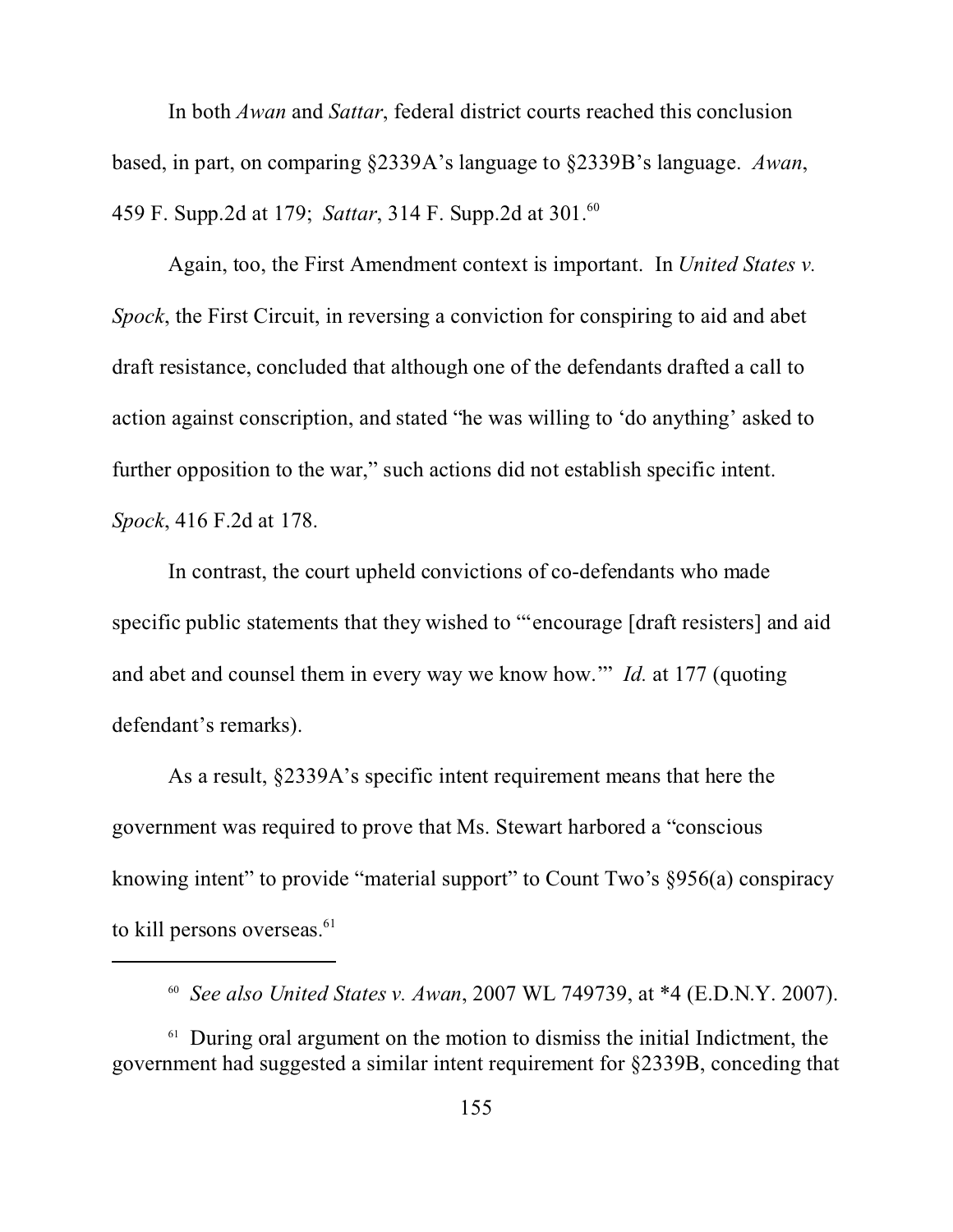In both *Awan* and *Sattar*, federal district courts reached this conclusion based, in part, on comparing §2339A's language to §2339B's language. *Awan*, 459 F. Supp.2d at 179; *Sattar*, 314 F. Supp.2d at 301.[60]

Again, too, the First Amendment context is important. In *United States v. Spock*, the First Circuit, in reversing a conviction for conspiring to aid and abet draft resistance, concluded that although one of the defendants drafted a call to action against conscription, and stated "he was willing to 'do anything' asked to further opposition to the war," such actions did not establish specific intent. *Spock*, 416 F.2d at 178.

In contrast, the court upheld convictions of co-defendants who made specific public statements that they wished to "'encourage [draft resisters] and aid and abet and counsel them in every way we know how.'" *Id.* at 177 (quoting defendant's remarks).

As a result, §2339A's specific intent requirement means that here the government was required to prove that Ms. Stewart harbored a "conscious knowing intent" to provide "material support" to Count Two's §956(a) conspiracy to kill persons overseas.[61]

---

[60] *See also United States v. Awan*, 2007 WL 749739, at *4 (E.D.N.Y. 2007).

[61] During oral argument on the motion to dismiss the initial Indictment, the government had suggested a similar intent requirement for §2339B, conceding that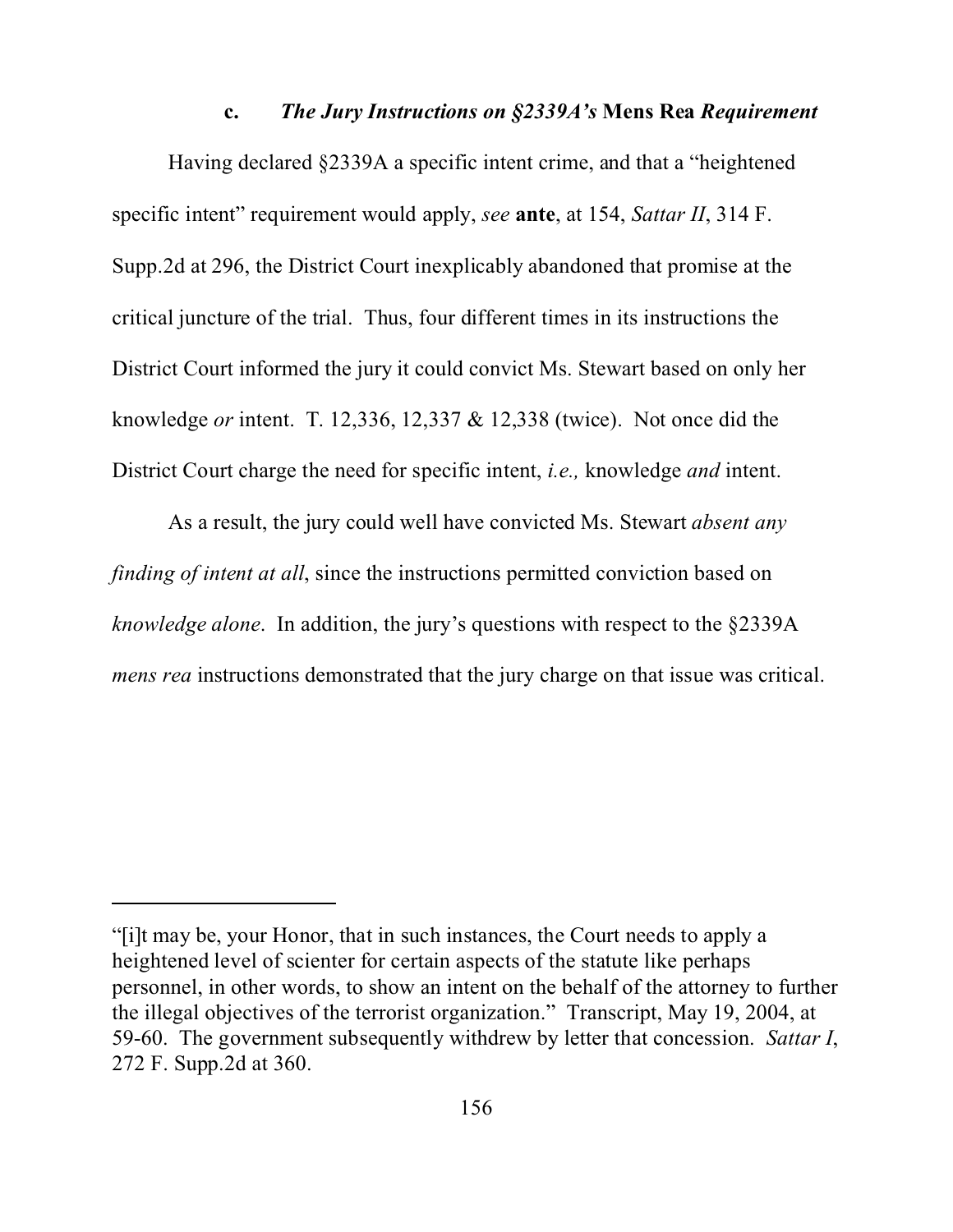### c. *The Jury Instructions on §2339A's* **Mens Rea** *Requirement*

Having declared §2339A a specific intent crime, and that a "heightened specific intent" requirement would apply, *see* **ante**, at 154, *Sattar II*, 314 F. Supp.2d at 296, the District Court inexplicably abandoned that promise at the critical juncture of the trial. Thus, four different times in its instructions the District Court informed the jury it could convict Ms. Stewart based on only her knowledge *or* intent. T. 12,336, 12,337 & 12,338 (twice). Not once did the District Court charge the need for specific intent, *i.e.,* knowledge *and* intent.

As a result, the jury could well have convicted Ms. Stewart *absent any finding of intent at all*, since the instructions permitted conviction based on *knowledge alone*. In addition, the jury's questions with respect to the §2339A *mens rea* instructions demonstrated that the jury charge on that issue was critical.

---

"[i]t may be, your Honor, that in such instances, the Court needs to apply a heightened level of scienter for certain aspects of the statute like perhaps personnel, in other words, to show an intent on the behalf of the attorney to further the illegal objectives of the terrorist organization." Transcript, May 19, 2004, at 59-60. The government subsequently withdrew by letter that concession. *Sattar I*, 272 F. Supp.2d at 360.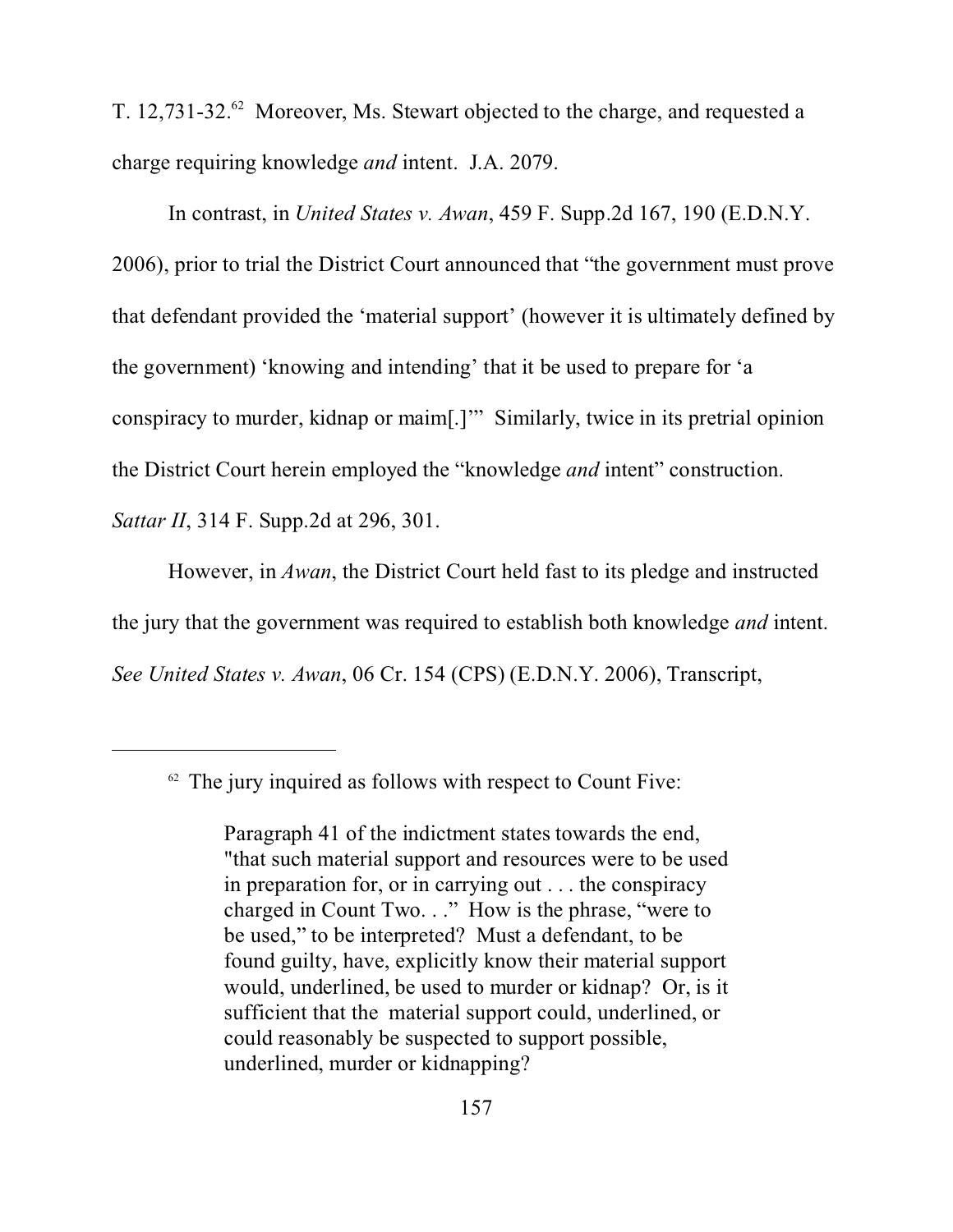T. 12,731-32.[62] Moreover, Ms. Stewart objected to the charge, and requested a charge requiring knowledge *and* intent. J.A. 2079.

In contrast, in *United States v. Awan*, 459 F. Supp.2d 167, 190 (E.D.N.Y. 2006), prior to trial the District Court announced that "the government must prove that defendant provided the 'material support' (however it is ultimately defined by the government) 'knowing and intending' that it be used to prepare for 'a conspiracy to murder, kidnap or maim[.]'" Similarly, twice in its pretrial opinion the District Court herein employed the "knowledge *and* intent" construction. *Sattar II*, 314 F. Supp.2d at 296, 301.

However, in *Awan*, the District Court held fast to its pledge and instructed the jury that the government was required to establish both knowledge *and* intent. *See United States v. Awan*, 06 Cr. 154 (CPS) (E.D.N.Y. 2006), Transcript,

---

[62] The jury inquired as follows with respect to Count Five:

> Paragraph 41 of the indictment states towards the end, "that such material support and resources were to be used in preparation for, or in carrying out . . . the conspiracy charged in Count Two. . ." How is the phrase, "were to be used," to be interpreted? Must a defendant, to be found guilty, have, explicitly know their material support would, underlined, be used to murder or kidnap? Or, is it sufficient that the material support could, underlined, or could reasonably be suspected to support possible, underlined, murder or kidnapping?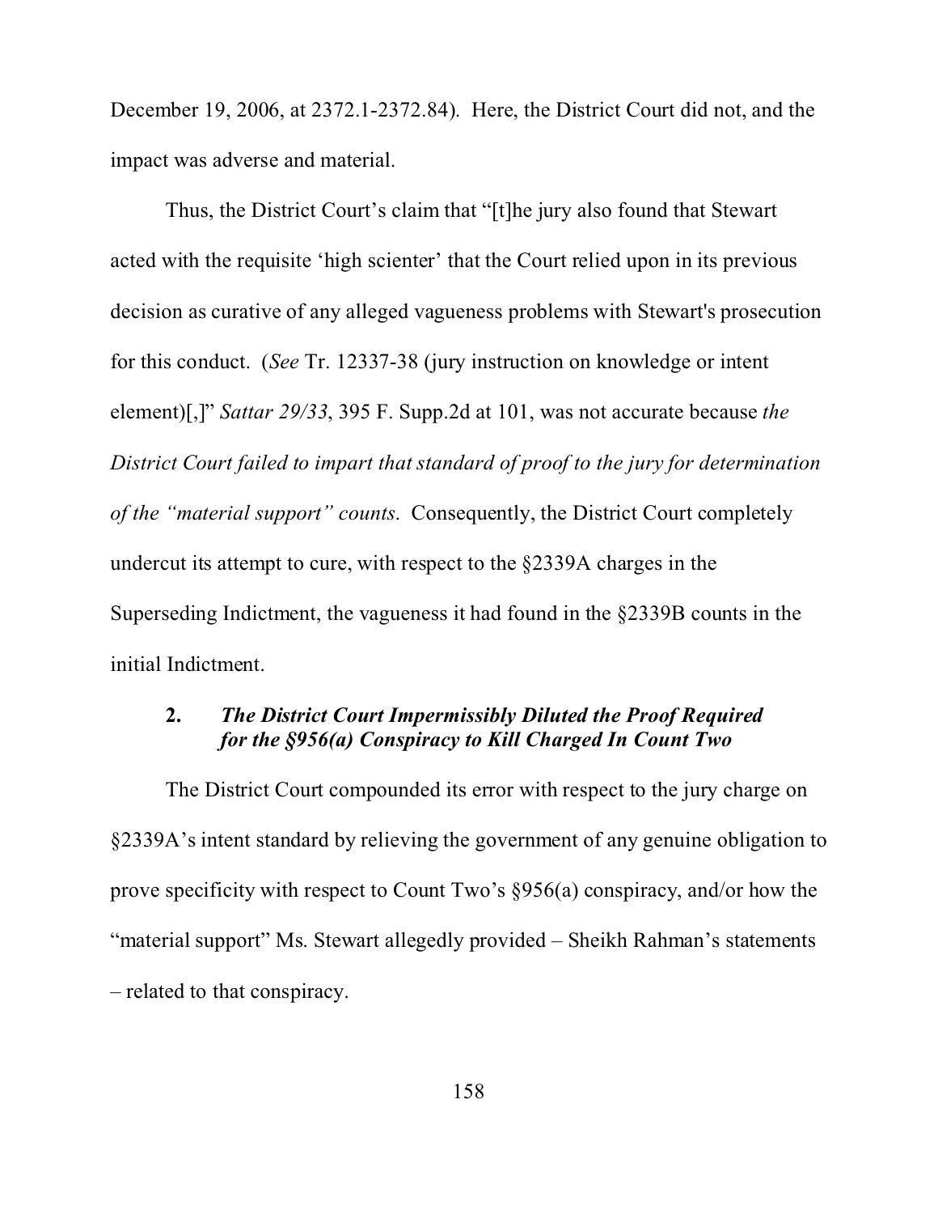December 19, 2006, at 2372.1-2372.84). Here, the District Court did not, and the impact was adverse and material.

Thus, the District Court's claim that "[t]he jury also found that Stewart acted with the requisite 'high scienter' that the Court relied upon in its previous decision as curative of any alleged vagueness problems with Stewart's prosecution for this conduct. (*See* Tr. 12337-38 (jury instruction on knowledge or intent element)[,]" *Sattar 29/33*, 395 F. Supp.2d at 101, was not accurate because *the District Court failed to impart that standard of proof to the jury for determination of the "material support" counts*. Consequently, the District Court completely undercut its attempt to cure, with respect to the §2339A charges in the Superseding Indictment, the vagueness it had found in the §2339B counts in the initial Indictment.

### 2. *The District Court Impermissibly Diluted the Proof Required for the §956(a) Conspiracy to Kill Charged In Count Two*

The District Court compounded its error with respect to the jury charge on §2339A's intent standard by relieving the government of any genuine obligation to prove specificity with respect to Count Two's §956(a) conspiracy, and/or how the "material support" Ms. Stewart allegedly provided – Sheikh Rahman's statements – related to that conspiracy.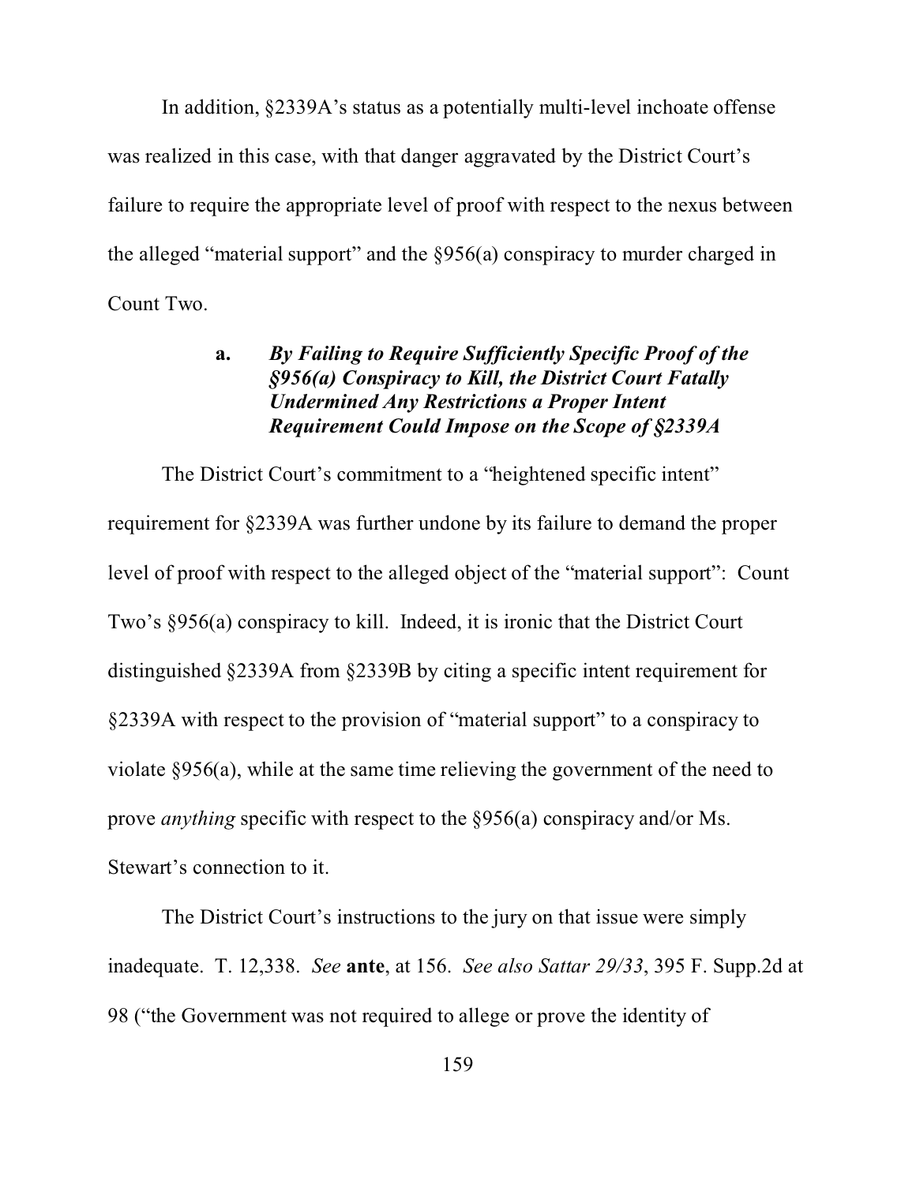In addition, §2339A's status as a potentially multi-level inchoate offense was realized in this case, with that danger aggravated by the District Court's failure to require the appropriate level of proof with respect to the nexus between the alleged "material support" and the §956(a) conspiracy to murder charged in Count Two.

### a. *By Failing to Require Sufficiently Specific Proof of the §956(a) Conspiracy to Kill, the District Court Fatally Undermined Any Restrictions a Proper Intent Requirement Could Impose on the Scope of §2339A*

The District Court's commitment to a "heightened specific intent" requirement for §2339A was further undone by its failure to demand the proper level of proof with respect to the alleged object of the "material support": Count Two's §956(a) conspiracy to kill. Indeed, it is ironic that the District Court distinguished §2339A from §2339B by citing a specific intent requirement for §2339A with respect to the provision of "material support" to a conspiracy to violate §956(a), while at the same time relieving the government of the need to prove *anything* specific with respect to the §956(a) conspiracy and/or Ms. Stewart's connection to it.

The District Court's instructions to the jury on that issue were simply inadequate. T. 12,338. *See* **ante**, at 156. *See also Sattar 29/33*, 395 F. Supp.2d at 98 ("the Government was not required to allege or prove the identity of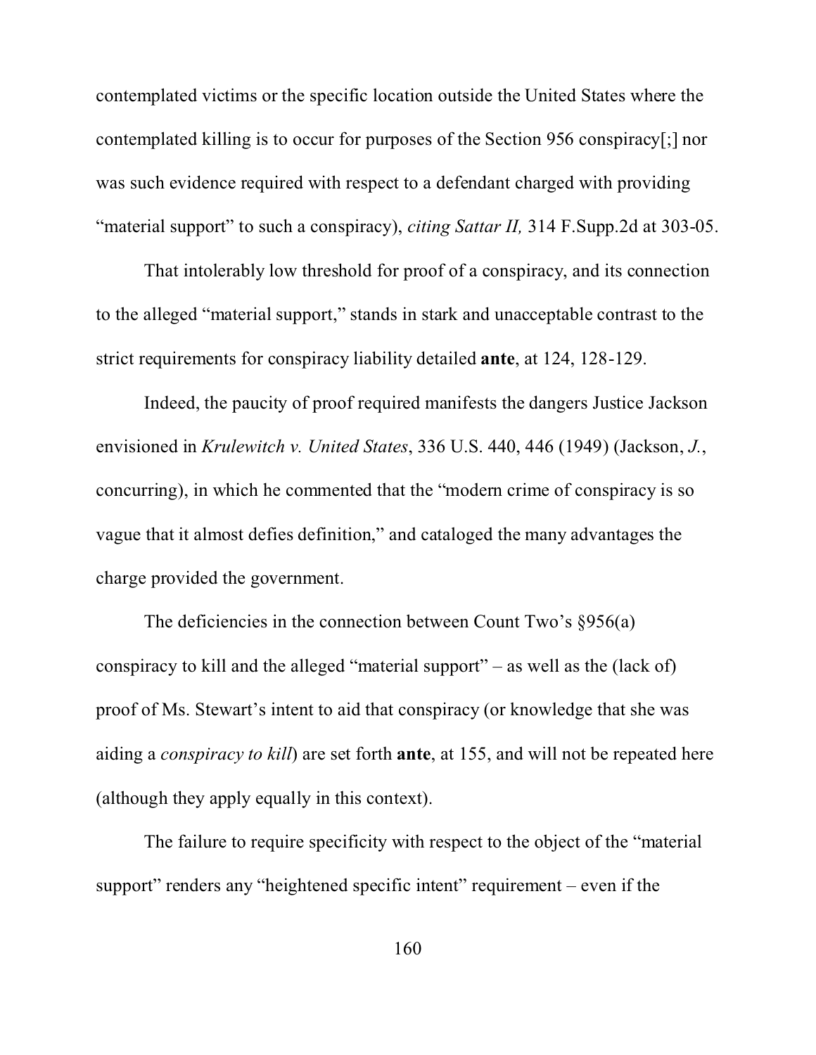contemplated victims or the specific location outside the United States where the contemplated killing is to occur for purposes of the Section 956 conspiracy[;] nor was such evidence required with respect to a defendant charged with providing "material support" to such a conspiracy), *citing Sattar II,* 314 F.Supp.2d at 303-05.

That intolerably low threshold for proof of a conspiracy, and its connection to the alleged "material support," stands in stark and unacceptable contrast to the strict requirements for conspiracy liability detailed **ante**, at 124, 128-129.

Indeed, the paucity of proof required manifests the dangers Justice Jackson envisioned in *Krulewitch v. United States*, 336 U.S. 440, 446 (1949) (Jackson, *J.*, concurring), in which he commented that the "modern crime of conspiracy is so vague that it almost defies definition," and cataloged the many advantages the charge provided the government.

The deficiencies in the connection between Count Two's §956(a) conspiracy to kill and the alleged "material support" – as well as the (lack of) proof of Ms. Stewart's intent to aid that conspiracy (or knowledge that she was aiding a *conspiracy to kill*) are set forth **ante**, at 155, and will not be repeated here (although they apply equally in this context).

The failure to require specificity with respect to the object of the "material support" renders any "heightened specific intent" requirement – even if the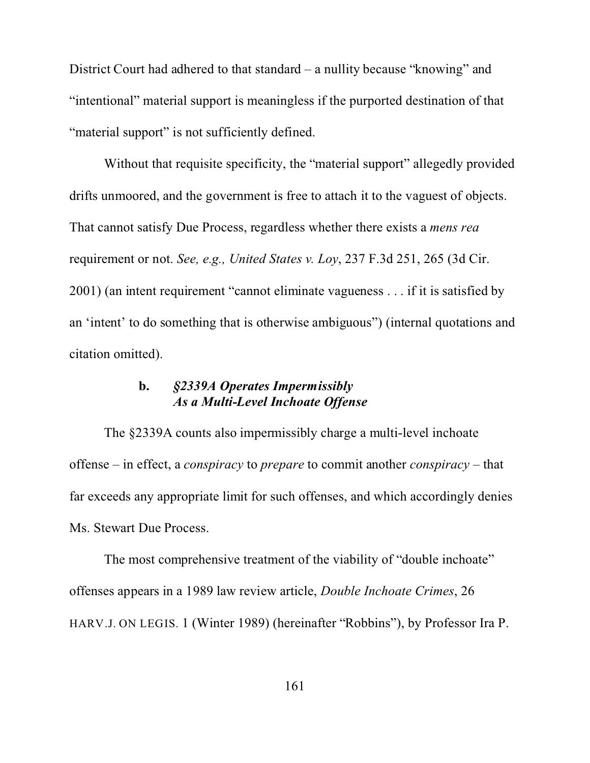District Court had adhered to that standard – a nullity because "knowing" and "intentional" material support is meaningless if the purported destination of that "material support" is not sufficiently defined.

Without that requisite specificity, the "material support" allegedly provided drifts unmoored, and the government is free to attach it to the vaguest of objects. That cannot satisfy Due Process, regardless whether there exists a *mens rea* requirement or not. *See, e.g., United States v. Loy*, 237 F.3d 251, 265 (3d Cir. 2001) (an intent requirement "cannot eliminate vagueness . . . if it is satisfied by an 'intent' to do something that is otherwise ambiguous") (internal quotations and citation omitted).

#### b. *§2339A Operates Impermissibly As a Multi-Level Inchoate Offense*

The §2339A counts also impermissibly charge a multi-level inchoate offense – in effect, a *conspiracy* to *prepare* to commit another *conspiracy* – that far exceeds any appropriate limit for such offenses, and which accordingly denies Ms. Stewart Due Process.

The most comprehensive treatment of the viability of "double inchoate" offenses appears in a 1989 law review article, *Double Inchoate Crimes*, 26 HARV.J. ON LEGIS. 1 (Winter 1989) (hereinafter "Robbins"), by Professor Ira P.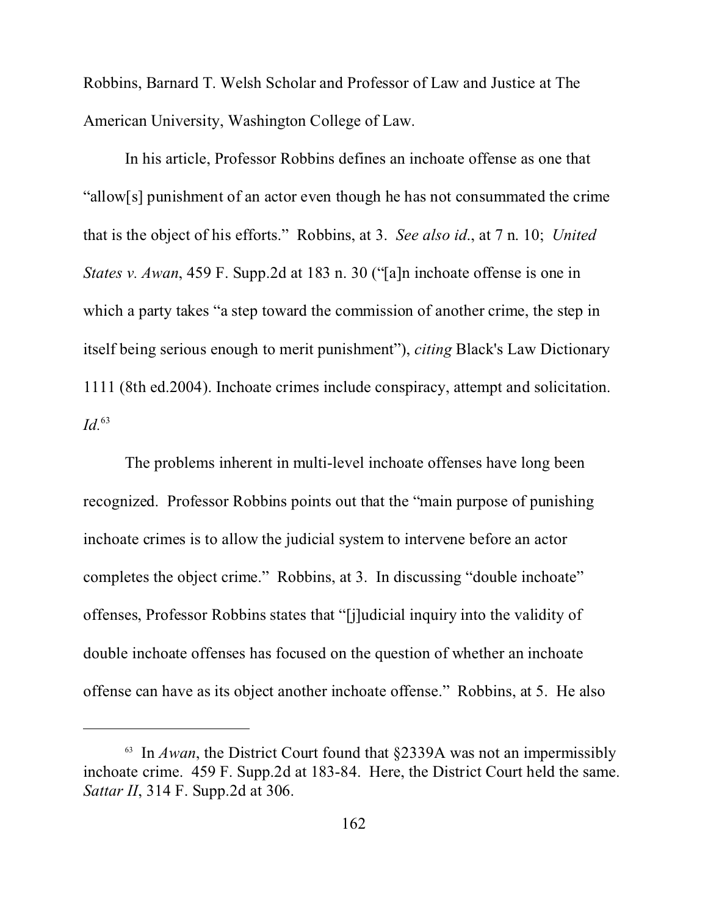Robbins, Barnard T. Welsh Scholar and Professor of Law and Justice at The American University, Washington College of Law.

In his article, Professor Robbins defines an inchoate offense as one that "allow[s] punishment of an actor even though he has not consummated the crime that is the object of his efforts." Robbins, at 3. *See also id*., at 7 n. 10; *United States v. Awan*, 459 F. Supp.2d at 183 n. 30 ("[a]n inchoate offense is one in which a party takes "a step toward the commission of another crime, the step in itself being serious enough to merit punishment"), *citing* Black's Law Dictionary 1111 (8th ed.2004). Inchoate crimes include conspiracy, attempt and solicitation. *Id.*[63]

The problems inherent in multi-level inchoate offenses have long been recognized. Professor Robbins points out that the "main purpose of punishing inchoate crimes is to allow the judicial system to intervene before an actor completes the object crime." Robbins, at 3. In discussing "double inchoate" offenses, Professor Robbins states that "[j]udicial inquiry into the validity of double inchoate offenses has focused on the question of whether an inchoate offense can have as its object another inchoate offense." Robbins, at 5. He also

---

[63] In *Awan*, the District Court found that §2339A was not an impermissibly inchoate crime. 459 F. Supp.2d at 183-84. Here, the District Court held the same. *Sattar II*, 314 F. Supp.2d at 306.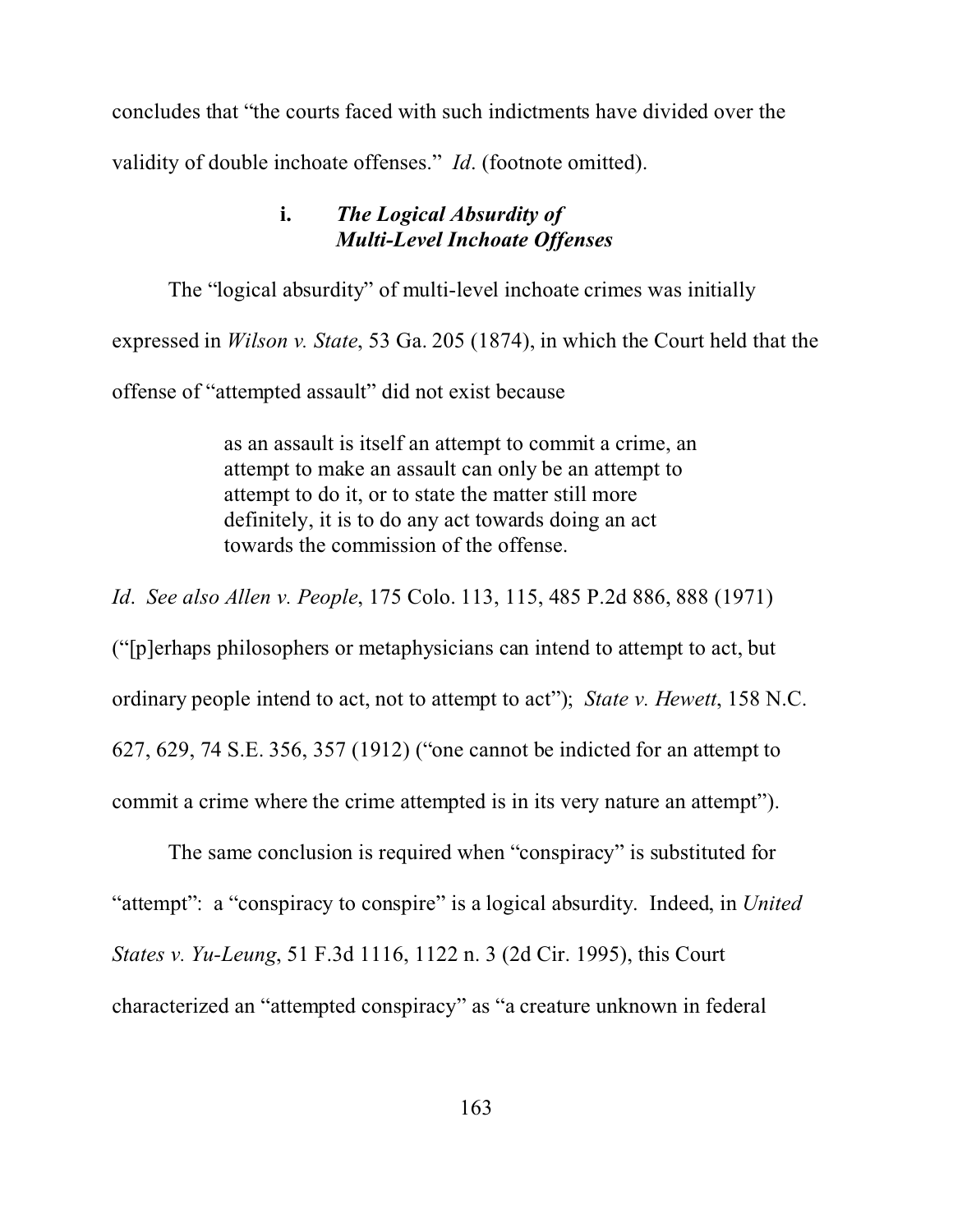concludes that "the courts faced with such indictments have divided over the validity of double inchoate offenses." *Id*. (footnote omitted).

#### i. *The Logical Absurdity of Multi-Level Inchoate Offenses*

The "logical absurdity" of multi-level inchoate crimes was initially expressed in *Wilson v. State*, 53 Ga. 205 (1874), in which the Court held that the offense of "attempted assault" did not exist because

> as an assault is itself an attempt to commit a crime, an attempt to make an assault can only be an attempt to attempt to do it, or to state the matter still more definitely, it is to do any act towards doing an act towards the commission of the offense.

*Id*. *See also Allen v. People*, 175 Colo. 113, 115, 485 P.2d 886, 888 (1971) ("[p]erhaps philosophers or metaphysicians can intend to attempt to act, but ordinary people intend to act, not to attempt to act"); *State v. Hewett*, 158 N.C. 627, 629, 74 S.E. 356, 357 (1912) ("one cannot be indicted for an attempt to commit a crime where the crime attempted is in its very nature an attempt").

The same conclusion is required when "conspiracy" is substituted for "attempt": a "conspiracy to conspire" is a logical absurdity. Indeed, in *United States v. Yu-Leung*, 51 F.3d 1116, 1122 n. 3 (2d Cir. 1995), this Court characterized an "attempted conspiracy" as "a creature unknown in federal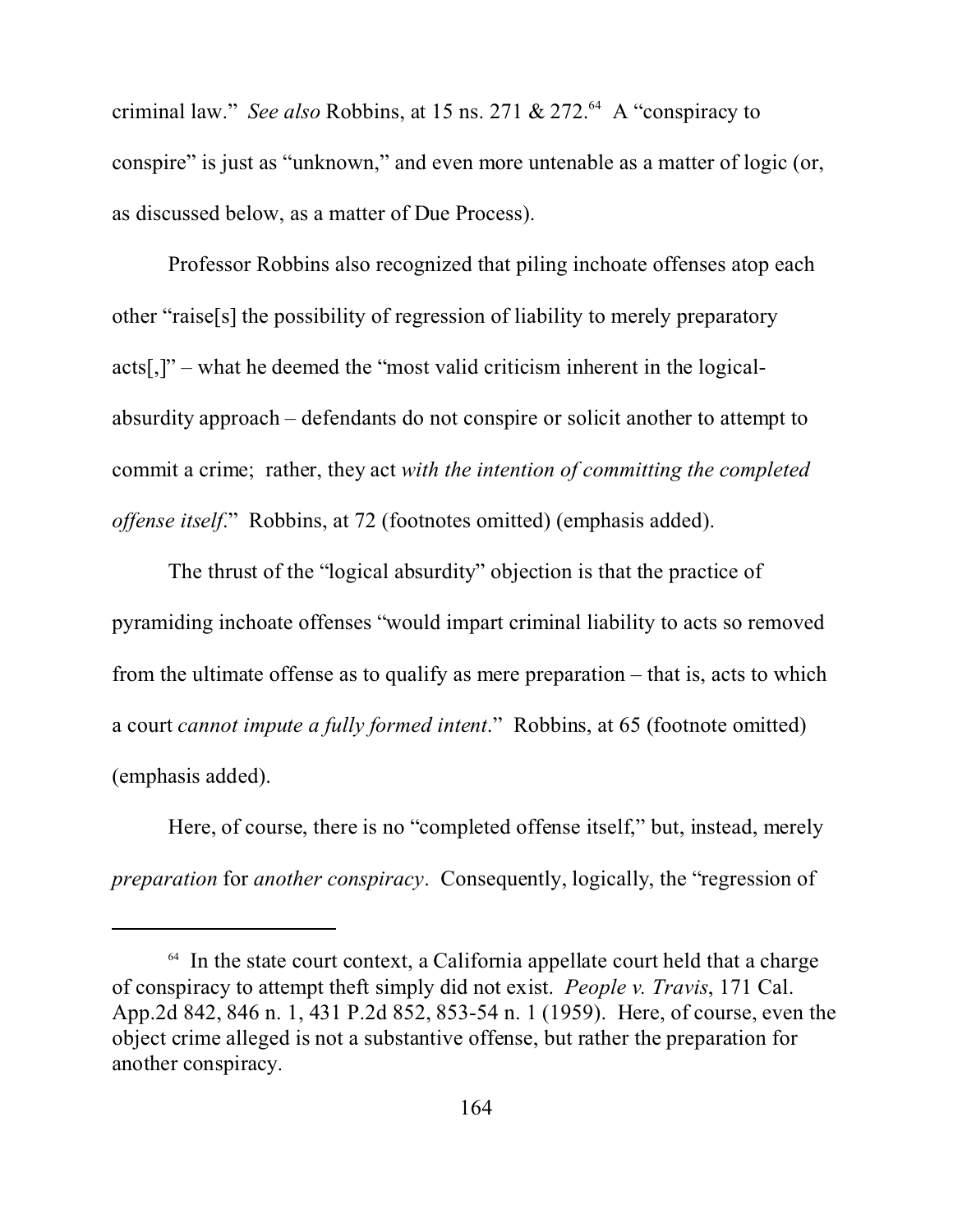criminal law." *See also* Robbins, at 15 ns. 271 & 272.[64] A "conspiracy to conspire" is just as "unknown," and even more untenable as a matter of logic (or, as discussed below, as a matter of Due Process).

Professor Robbins also recognized that piling inchoate offenses atop each other "raise[s] the possibility of regression of liability to merely preparatory acts[,]" – what he deemed the "most valid criticism inherent in the logical-absurdity approach – defendants do not conspire or solicit another to attempt to commit a crime; rather, they act *with the intention of committing the completed offense itself*." Robbins, at 72 (footnotes omitted) (emphasis added).

The thrust of the "logical absurdity" objection is that the practice of pyramiding inchoate offenses "would impart criminal liability to acts so removed from the ultimate offense as to qualify as mere preparation – that is, acts to which a court *cannot impute a fully formed intent*." Robbins, at 65 (footnote omitted) (emphasis added).

Here, of course, there is no "completed offense itself," but, instead, merely *preparation* for *another conspiracy*. Consequently, logically, the "regression of

---

[64] In the state court context, a California appellate court held that a charge of conspiracy to attempt theft simply did not exist. *People v. Travis*, 171 Cal. App.2d 842, 846 n. 1, 431 P.2d 852, 853-54 n. 1 (1959). Here, of course, even the object crime alleged is not a substantive offense, but rather the preparation for another conspiracy.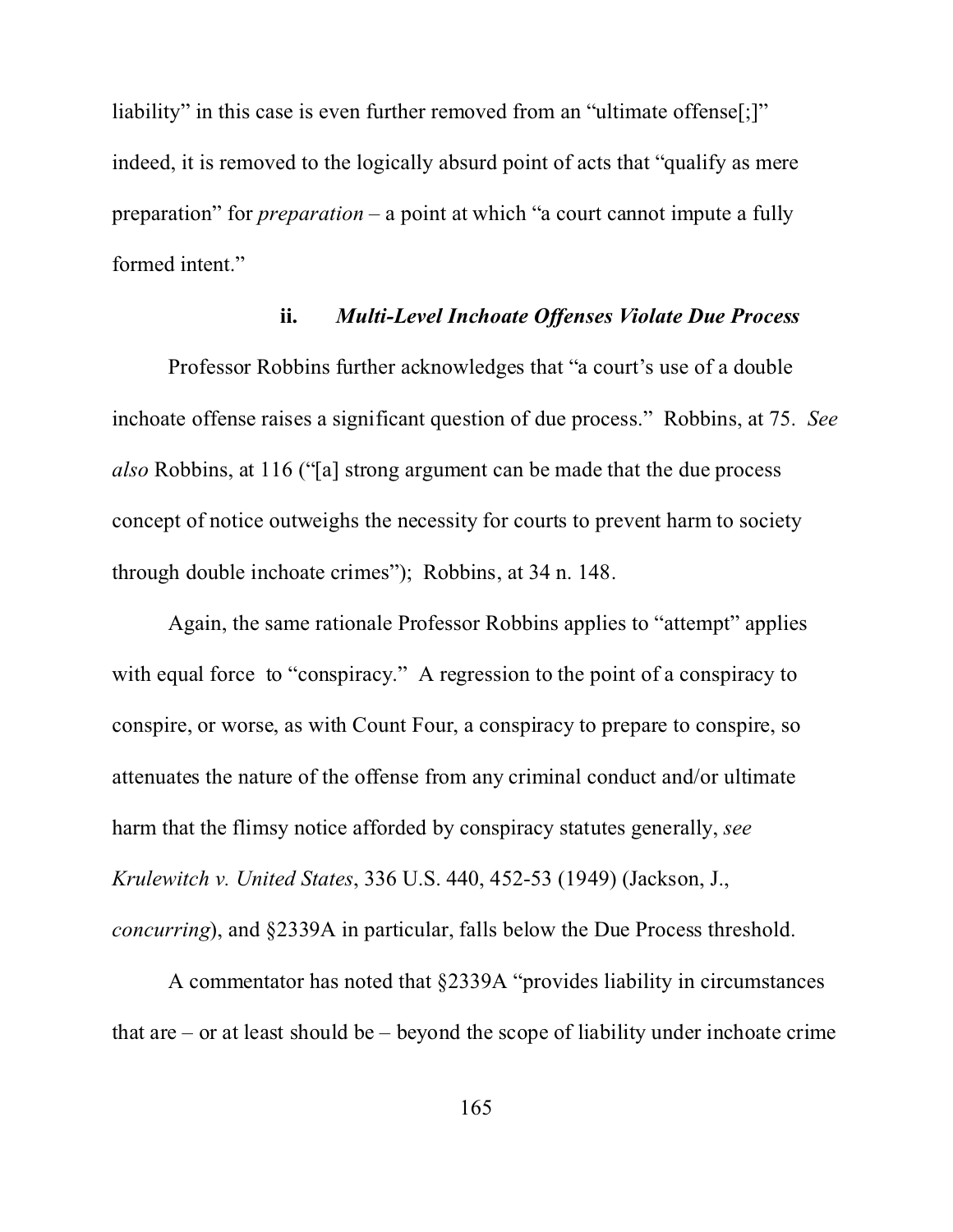liability" in this case is even further removed from an "ultimate offense[;]" indeed, it is removed to the logically absurd point of acts that "qualify as mere preparation" for *preparation* – a point at which "a court cannot impute a fully formed intent."

#### ii. *Multi-Level Inchoate Offenses Violate Due Process*

Professor Robbins further acknowledges that "a court's use of a double inchoate offense raises a significant question of due process." Robbins, at 75. *See also* Robbins, at 116 ("[a] strong argument can be made that the due process concept of notice outweighs the necessity for courts to prevent harm to society through double inchoate crimes"); Robbins, at 34 n. 148.

Again, the same rationale Professor Robbins applies to "attempt" applies with equal force to "conspiracy." A regression to the point of a conspiracy to conspire, or worse, as with Count Four, a conspiracy to prepare to conspire, so attenuates the nature of the offense from any criminal conduct and/or ultimate harm that the flimsy notice afforded by conspiracy statutes generally, *see Krulewitch v. United States*, 336 U.S. 440, 452-53 (1949) (Jackson, J., *concurring*), and §2339A in particular, falls below the Due Process threshold.

A commentator has noted that §2339A "provides liability in circumstances that are – or at least should be – beyond the scope of liability under inchoate crime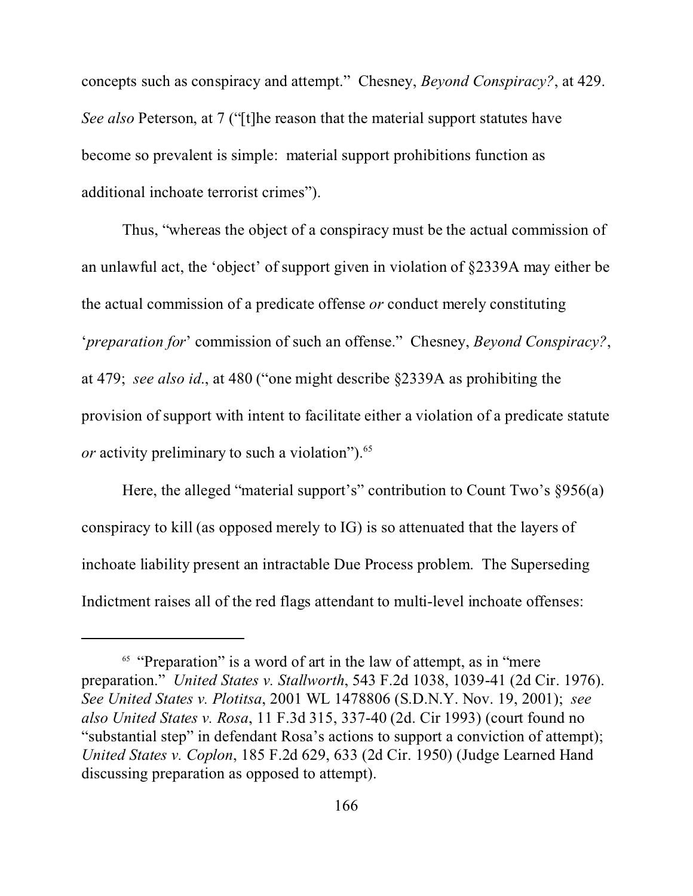concepts such as conspiracy and attempt." Chesney, *Beyond Conspiracy?*, at 429. *See also* Peterson, at 7 ("[t]he reason that the material support statutes have become so prevalent is simple: material support prohibitions function as additional inchoate terrorist crimes").

Thus, "whereas the object of a conspiracy must be the actual commission of an unlawful act, the 'object' of support given in violation of §2339A may either be the actual commission of a predicate offense *or* conduct merely constituting '*preparation for*' commission of such an offense." Chesney, *Beyond Conspiracy?*, at 479; *see also id.*, at 480 ("one might describe §2339A as prohibiting the provision of support with intent to facilitate either a violation of a predicate statute *or* activity preliminary to such a violation").[65]

Here, the alleged "material support's" contribution to Count Two's §956(a) conspiracy to kill (as opposed merely to IG) is so attenuated that the layers of inchoate liability present an intractable Due Process problem. The Superseding Indictment raises all of the red flags attendant to multi-level inchoate offenses:

---

[65] "Preparation" is a word of art in the law of attempt, as in "mere preparation." *United States v. Stallworth*, 543 F.2d 1038, 1039-41 (2d Cir. 1976). *See United States v. Plotitsa*, 2001 WL 1478806 (S.D.N.Y. Nov. 19, 2001); *see also United States v. Rosa*, 11 F.3d 315, 337-40 (2d. Cir 1993) (court found no "substantial step" in defendant Rosa's actions to support a conviction of attempt); *United States v. Coplon*, 185 F.2d 629, 633 (2d Cir. 1950) (Judge Learned Hand discussing preparation as opposed to attempt).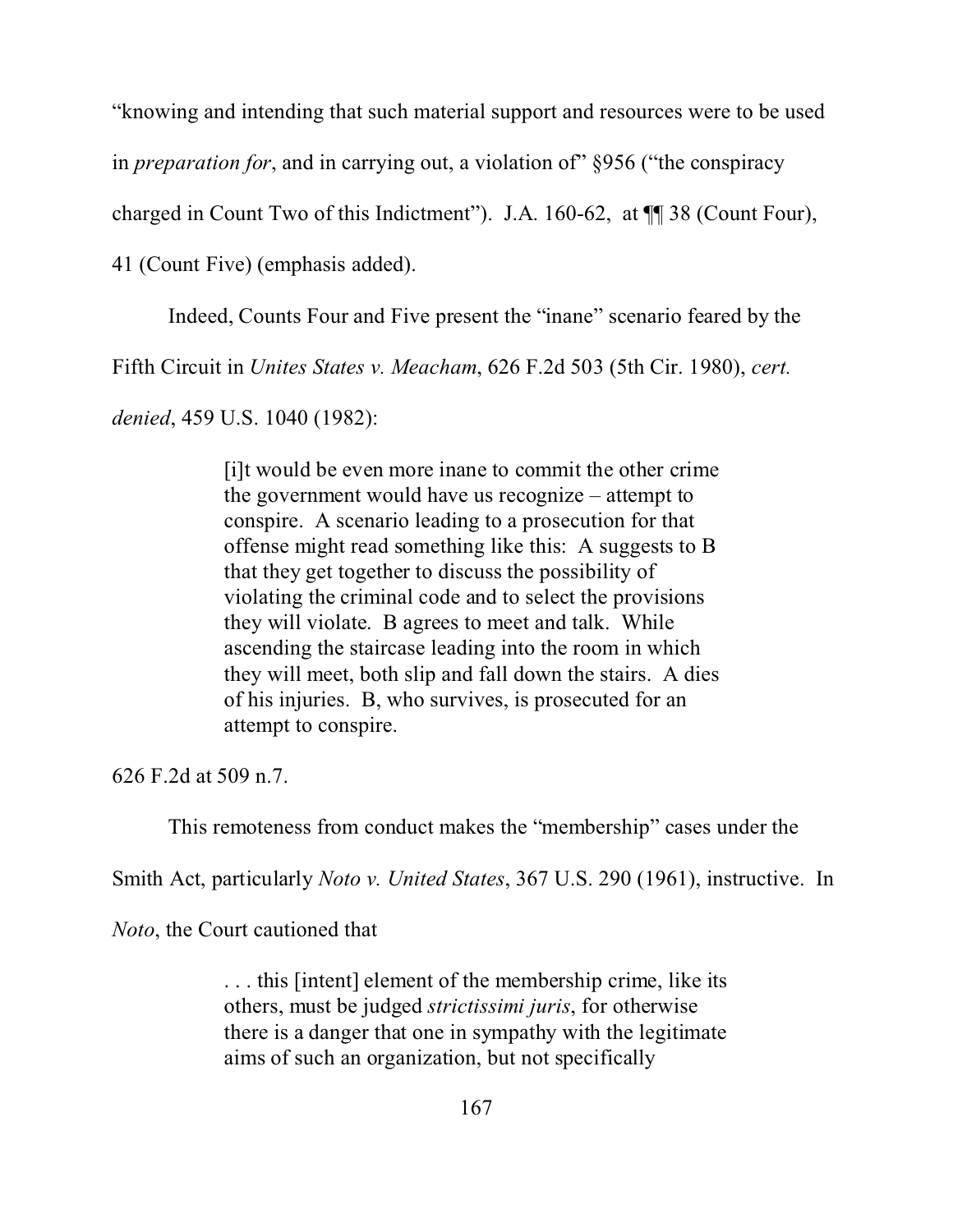"knowing and intending that such material support and resources were to be used in *preparation for*, and in carrying out, a violation of" §956 ("the conspiracy charged in Count Two of this Indictment"). J.A. 160-62, at ¶¶ 38 (Count Four), 41 (Count Five) (emphasis added).

Indeed, Counts Four and Five present the "inane" scenario feared by the Fifth Circuit in *Unites States v. Meacham*, 626 F.2d 503 (5th Cir. 1980), *cert. denied*, 459 U.S. 1040 (1982):

> [i]t would be even more inane to commit the other crime the government would have us recognize – attempt to conspire. A scenario leading to a prosecution for that offense might read something like this: A suggests to B that they get together to discuss the possibility of violating the criminal code and to select the provisions they will violate. B agrees to meet and talk. While ascending the staircase leading into the room in which they will meet, both slip and fall down the stairs. A dies of his injuries. B, who survives, is prosecuted for an attempt to conspire.

626 F.2d at 509 n.7.

This remoteness from conduct makes the "membership" cases under the Smith Act, particularly *Noto v. United States*, 367 U.S. 290 (1961), instructive. In *Noto*, the Court cautioned that

> . . . this [intent] element of the membership crime, like its others, must be judged *strictissimi juris*, for otherwise there is a danger that one in sympathy with the legitimate aims of such an organization, but not specifically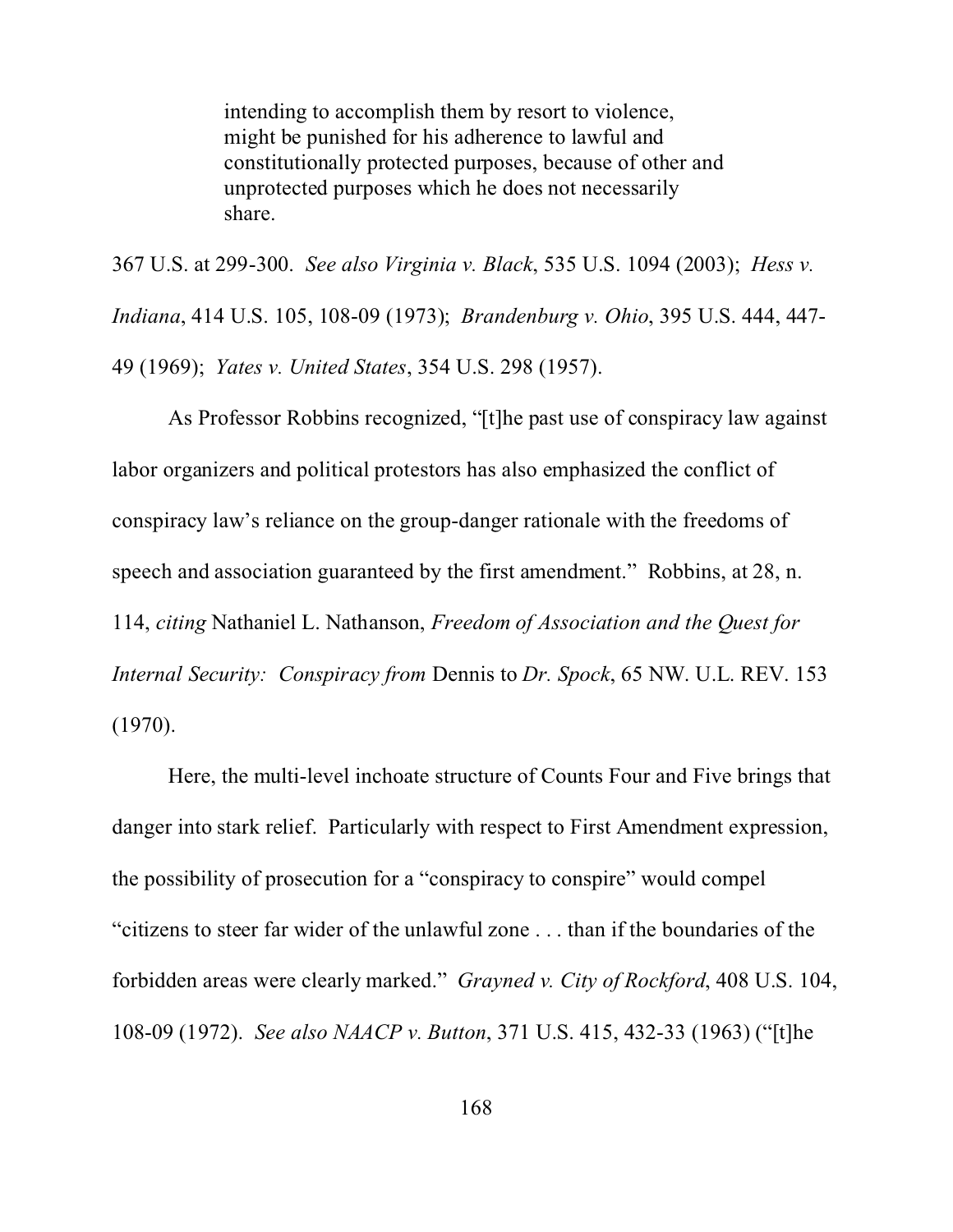> intending to accomplish them by resort to violence, might be punished for his adherence to lawful and constitutionally protected purposes, because of other and unprotected purposes which he does not necessarily share.

367 U.S. at 299-300. *See also Virginia v. Black*, 535 U.S. 1094 (2003); *Hess v. Indiana*, 414 U.S. 105, 108-09 (1973); *Brandenburg v. Ohio*, 395 U.S. 444, 447-49 (1969); *Yates v. United States*, 354 U.S. 298 (1957).

As Professor Robbins recognized, "[t]he past use of conspiracy law against labor organizers and political protestors has also emphasized the conflict of conspiracy law's reliance on the group-danger rationale with the freedoms of speech and association guaranteed by the first amendment." Robbins, at 28, n. 114, *citing* Nathaniel L. Nathanson, *Freedom of Association and the Quest for Internal Security: Conspiracy from* Dennis to *Dr. Spock*, 65 NW. U.L. REV. 153 (1970).

Here, the multi-level inchoate structure of Counts Four and Five brings that danger into stark relief. Particularly with respect to First Amendment expression, the possibility of prosecution for a "conspiracy to conspire" would compel "citizens to steer far wider of the unlawful zone . . . than if the boundaries of the forbidden areas were clearly marked." *Grayned v. City of Rockford*, 408 U.S. 104, 108-09 (1972). *See also NAACP v. Button*, 371 U.S. 415, 432-33 (1963) ("[t]he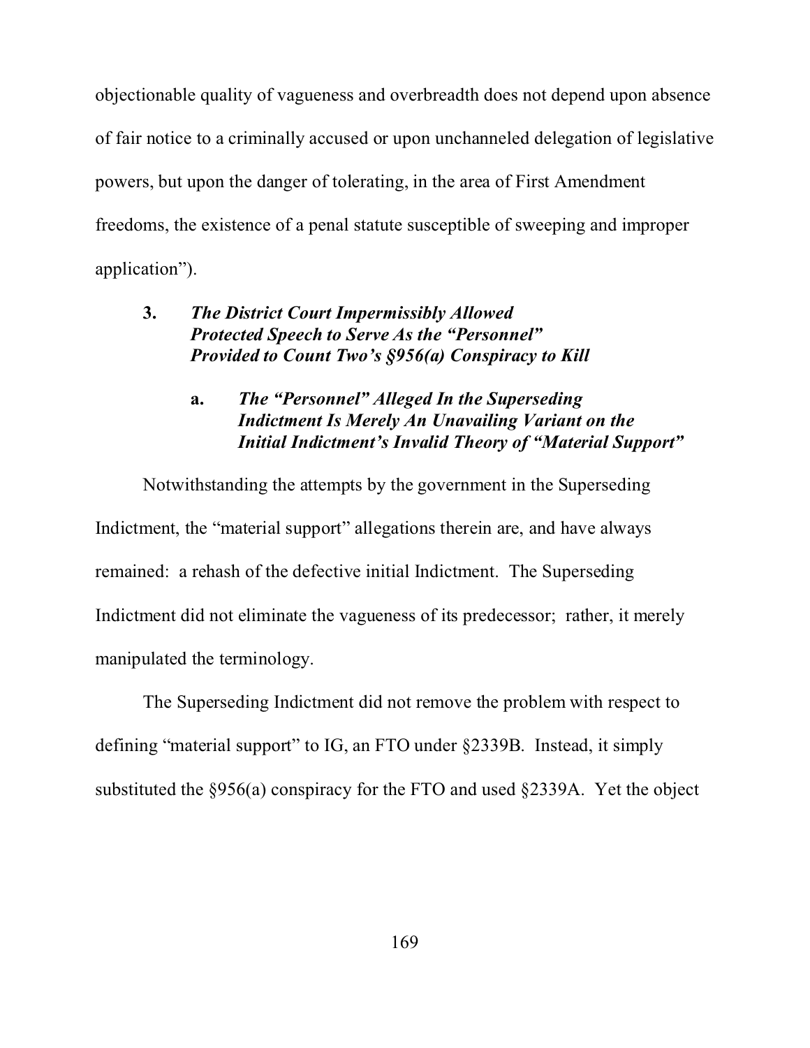objectionable quality of vagueness and overbreadth does not depend upon absence of fair notice to a criminally accused or upon unchanneled delegation of legislative powers, but upon the danger of tolerating, in the area of First Amendment freedoms, the existence of a penal statute susceptible of sweeping and improper application").

### 3. *The District Court Impermissibly Allowed Protected Speech to Serve As the "Personnel" Provided to Count Two's §956(a) Conspiracy to Kill*

#### a. *The "Personnel" Alleged In the Superseding Indictment Is Merely An Unavailing Variant on the Initial Indictment's Invalid Theory of "Material Support"*

Notwithstanding the attempts by the government in the Superseding Indictment, the "material support" allegations therein are, and have always remained: a rehash of the defective initial Indictment. The Superseding Indictment did not eliminate the vagueness of its predecessor; rather, it merely manipulated the terminology.

The Superseding Indictment did not remove the problem with respect to defining "material support" to IG, an FTO under §2339B. Instead, it simply substituted the §956(a) conspiracy for the FTO and used §2339A. Yet the object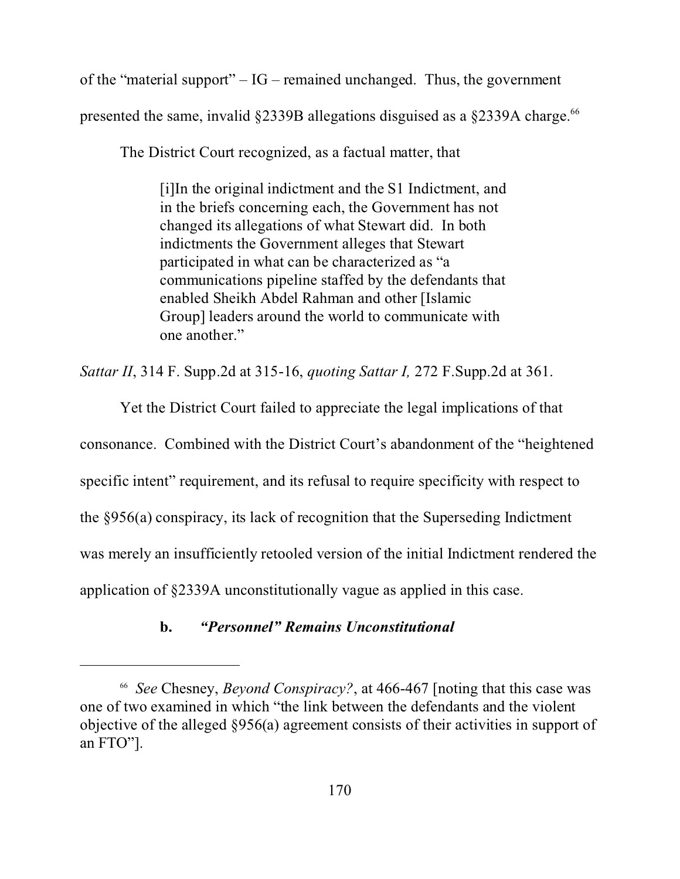of the "material support" – IG – remained unchanged. Thus, the government presented the same, invalid §2339B allegations disguised as a §2339A charge.[66]

The District Court recognized, as a factual matter, that

> [i]In the original indictment and the S1 Indictment, and in the briefs concerning each, the Government has not changed its allegations of what Stewart did. In both indictments the Government alleges that Stewart participated in what can be characterized as "a communications pipeline staffed by the defendants that enabled Sheikh Abdel Rahman and other [Islamic Group] leaders around the world to communicate with one another."

*Sattar II*, 314 F. Supp.2d at 315-16, *quoting Sattar I,* 272 F.Supp.2d at 361.

Yet the District Court failed to appreciate the legal implications of that consonance. Combined with the District Court's abandonment of the "heightened specific intent" requirement, and its refusal to require specificity with respect to the §956(a) conspiracy, its lack of recognition that the Superseding Indictment was merely an insufficiently retooled version of the initial Indictment rendered the application of §2339A unconstitutionally vague as applied in this case.

#### b. *"Personnel" Remains Unconstitutional*

---

[66] *See* Chesney, *Beyond Conspiracy?*, at 466-467 [noting that this case was one of two examined in which "the link between the defendants and the violent objective of the alleged §956(a) agreement consists of their activities in support of an FTO"].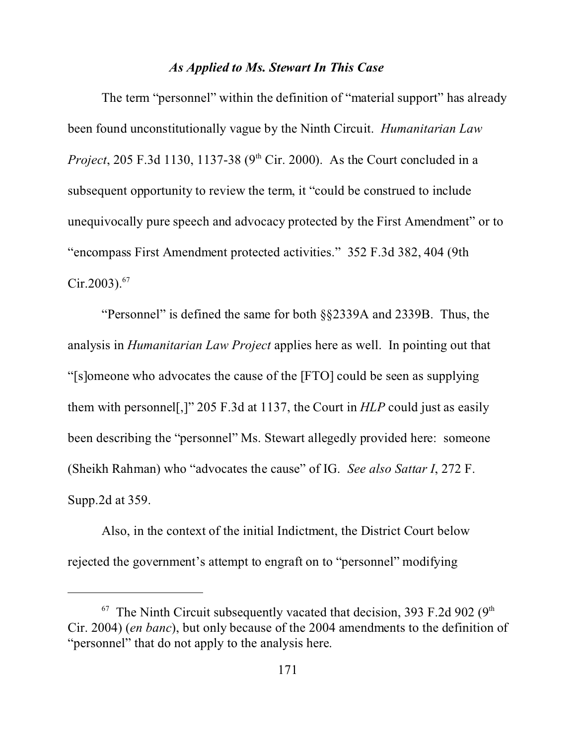*As Applied to Ms. Stewart In This Case*

The term "personnel" within the definition of "material support" has already been found unconstitutionally vague by the Ninth Circuit. *Humanitarian Law Project*, 205 F.3d 1130, 1137-38 (9th Cir. 2000). As the Court concluded in a subsequent opportunity to review the term, it "could be construed to include unequivocally pure speech and advocacy protected by the First Amendment" or to "encompass First Amendment protected activities." 352 F.3d 382, 404 (9th Cir.2003).[67]

"Personnel" is defined the same for both §§2339A and 2339B. Thus, the analysis in *Humanitarian Law Project* applies here as well. In pointing out that "[s]omeone who advocates the cause of the [FTO] could be seen as supplying them with personnel[,]" 205 F.3d at 1137, the Court in *HLP* could just as easily been describing the "personnel" Ms. Stewart allegedly provided here: someone (Sheikh Rahman) who "advocates the cause" of IG. *See also Sattar I*, 272 F. Supp.2d at 359.

Also, in the context of the initial Indictment, the District Court below rejected the government's attempt to engraft on to "personnel" modifying

---

[67] The Ninth Circuit subsequently vacated that decision, 393 F.2d 902 (9th Cir. 2004) (*en banc*), but only because of the 2004 amendments to the definition of "personnel" that do not apply to the analysis here.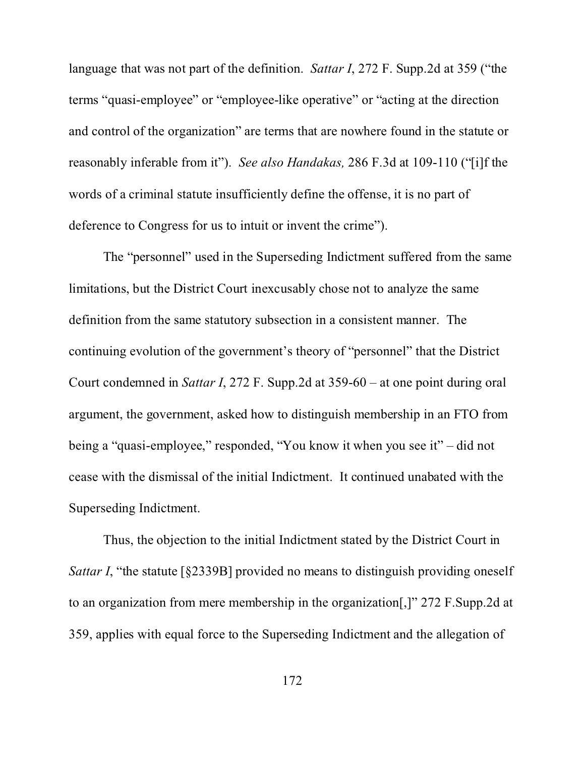language that was not part of the definition. *Sattar I*, 272 F. Supp.2d at 359 ("the terms "quasi-employee" or "employee-like operative" or "acting at the direction and control of the organization" are terms that are nowhere found in the statute or reasonably inferable from it"). *See also Handakas,* 286 F.3d at 109-110 ("[i]f the words of a criminal statute insufficiently define the offense, it is no part of deference to Congress for us to intuit or invent the crime").

The "personnel" used in the Superseding Indictment suffered from the same limitations, but the District Court inexcusably chose not to analyze the same definition from the same statutory subsection in a consistent manner. The continuing evolution of the government's theory of "personnel" that the District Court condemned in *Sattar I*, 272 F. Supp.2d at 359-60 – at one point during oral argument, the government, asked how to distinguish membership in an FTO from being a "quasi-employee," responded, "You know it when you see it" – did not cease with the dismissal of the initial Indictment. It continued unabated with the Superseding Indictment.

Thus, the objection to the initial Indictment stated by the District Court in *Sattar I*, "the statute [§2339B] provided no means to distinguish providing oneself to an organization from mere membership in the organization[,]" 272 F.Supp.2d at 359, applies with equal force to the Superseding Indictment and the allegation of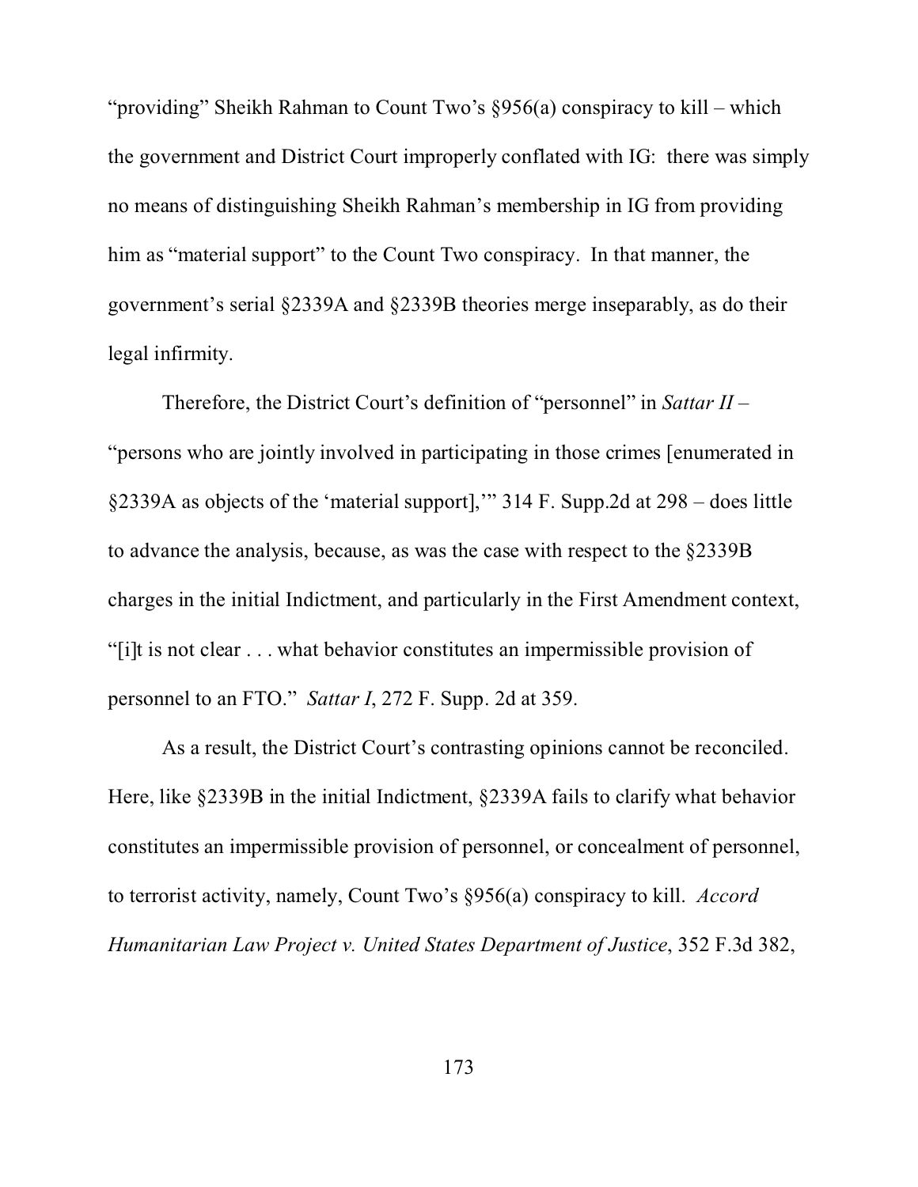"providing" Sheikh Rahman to Count Two's §956(a) conspiracy to kill – which the government and District Court improperly conflated with IG: there was simply no means of distinguishing Sheikh Rahman's membership in IG from providing him as "material support" to the Count Two conspiracy. In that manner, the government's serial §2339A and §2339B theories merge inseparably, as do their legal infirmity.

Therefore, the District Court's definition of "personnel" in *Sattar II* – "persons who are jointly involved in participating in those crimes [enumerated in §2339A as objects of the 'material support],'" 314 F. Supp.2d at 298 – does little to advance the analysis, because, as was the case with respect to the §2339B charges in the initial Indictment, and particularly in the First Amendment context, "[i]t is not clear . . . what behavior constitutes an impermissible provision of personnel to an FTO." *Sattar I*, 272 F. Supp. 2d at 359.

As a result, the District Court's contrasting opinions cannot be reconciled. Here, like §2339B in the initial Indictment, §2339A fails to clarify what behavior constitutes an impermissible provision of personnel, or concealment of personnel, to terrorist activity, namely, Count Two's §956(a) conspiracy to kill. *Accord Humanitarian Law Project v. United States Department of Justice*, 352 F.3d 382,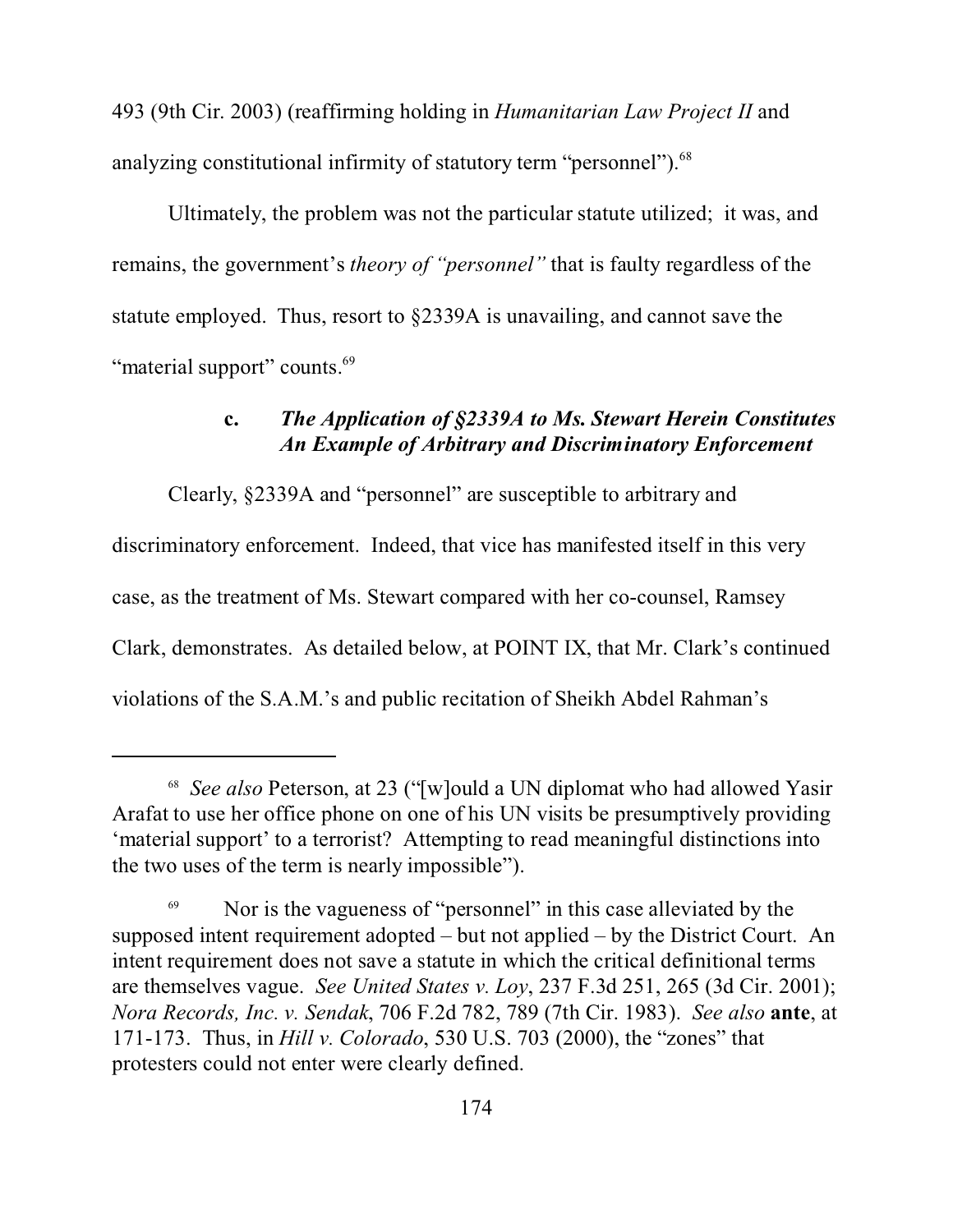493 (9th Cir. 2003) (reaffirming holding in *Humanitarian Law Project II* and analyzing constitutional infirmity of statutory term "personnel").[68]

Ultimately, the problem was not the particular statute utilized; it was, and remains, the government's *theory of "personnel"* that is faulty regardless of the statute employed. Thus, resort to §2339A is unavailing, and cannot save the "material support" counts.[69]

#### c. *The Application of §2339A to Ms. Stewart Herein Constitutes An Example of Arbitrary and Discriminatory Enforcement*

Clearly, §2339A and "personnel" are susceptible to arbitrary and discriminatory enforcement. Indeed, that vice has manifested itself in this very case, as the treatment of Ms. Stewart compared with her co-counsel, Ramsey Clark, demonstrates. As detailed below, at POINT IX, that Mr. Clark's continued violations of the S.A.M.'s and public recitation of Sheikh Abdel Rahman's

---

[68] *See also* Peterson, at 23 ("[w]ould a UN diplomat who had allowed Yasir Arafat to use her office phone on one of his UN visits be presumptively providing 'material support' to a terrorist? Attempting to read meaningful distinctions into the two uses of the term is nearly impossible").

[69] Nor is the vagueness of "personnel" in this case alleviated by the supposed intent requirement adopted – but not applied – by the District Court. An intent requirement does not save a statute in which the critical definitional terms are themselves vague. *See United States v. Loy*, 237 F.3d 251, 265 (3d Cir. 2001); *Nora Records, Inc. v. Sendak*, 706 F.2d 782, 789 (7th Cir. 1983). *See also* **ante**, at 171-173. Thus, in *Hill v. Colorado*, 530 U.S. 703 (2000), the "zones" that protesters could not enter were clearly defined.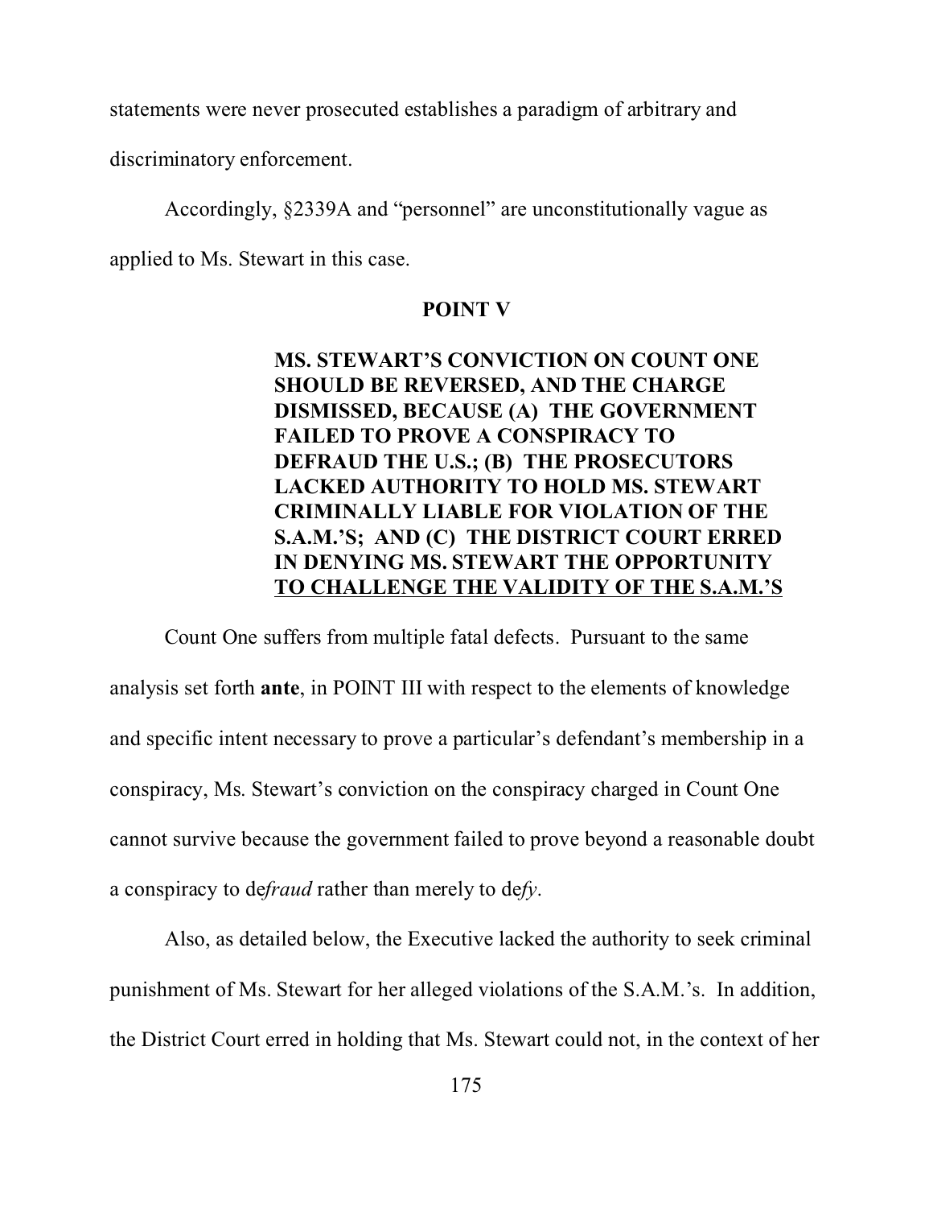statements were never prosecuted establishes a paradigm of arbitrary and discriminatory enforcement.

Accordingly, §2339A and "personnel" are unconstitutionally vague as applied to Ms. Stewart in this case.

## POINT V

**MS. STEWART'S CONVICTION ON COUNT ONE SHOULD BE REVERSED, AND THE CHARGE DISMISSED, BECAUSE (A) THE GOVERNMENT FAILED TO PROVE A CONSPIRACY TO DEFRAUD THE U.S.; (B) THE PROSECUTORS LACKED AUTHORITY TO HOLD MS. STEWART CRIMINALLY LIABLE FOR VIOLATION OF THE S.A.M.'S; AND (C) THE DISTRICT COURT ERRED IN DENYING MS. STEWART THE OPPORTUNITY TO CHALLENGE THE VALIDITY OF THE S.A.M.'S**

Count One suffers from multiple fatal defects. Pursuant to the same analysis set forth **ante**, in POINT III with respect to the elements of knowledge and specific intent necessary to prove a particular's defendant's membership in a conspiracy, Ms. Stewart's conviction on the conspiracy charged in Count One cannot survive because the government failed to prove beyond a reasonable doubt a conspiracy to de*fraud* rather than merely to de*fy*.

Also, as detailed below, the Executive lacked the authority to seek criminal punishment of Ms. Stewart for her alleged violations of the S.A.M.'s. In addition, the District Court erred in holding that Ms. Stewart could not, in the context of her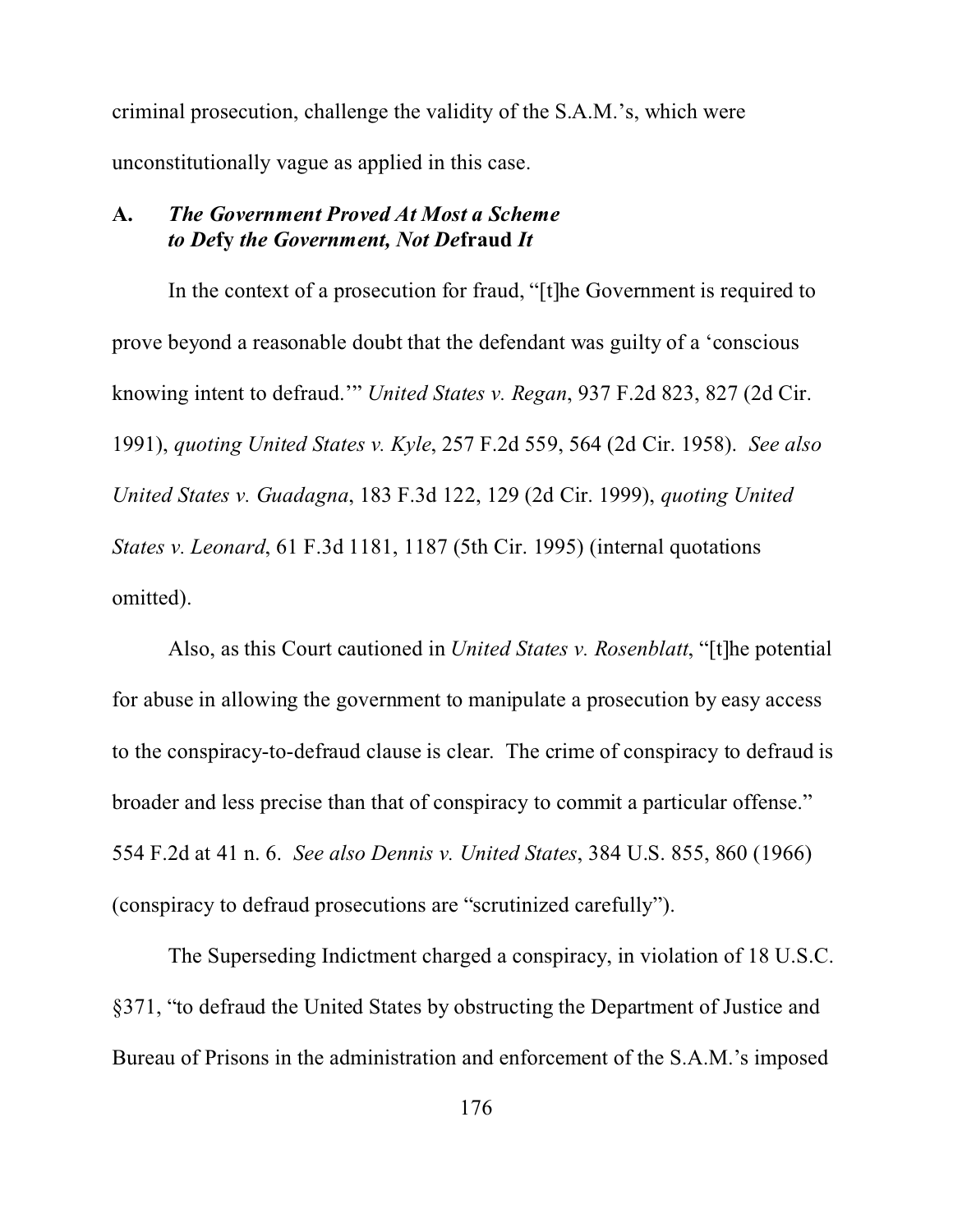criminal prosecution, challenge the validity of the S.A.M.'s, which were unconstitutionally vague as applied in this case.

### A. *The Government Proved At Most a Scheme to De***fy** *the Government, Not De***fraud** *It*

In the context of a prosecution for fraud, "[t]he Government is required to prove beyond a reasonable doubt that the defendant was guilty of a 'conscious knowing intent to defraud.'" *United States v. Regan*, 937 F.2d 823, 827 (2d Cir. 1991), *quoting United States v. Kyle*, 257 F.2d 559, 564 (2d Cir. 1958). *See also United States v. Guadagna*, 183 F.3d 122, 129 (2d Cir. 1999), *quoting United States v. Leonard*, 61 F.3d 1181, 1187 (5th Cir. 1995) (internal quotations omitted).

Also, as this Court cautioned in *United States v. Rosenblatt*, "[t]he potential for abuse in allowing the government to manipulate a prosecution by easy access to the conspiracy-to-defraud clause is clear. The crime of conspiracy to defraud is broader and less precise than that of conspiracy to commit a particular offense." 554 F.2d at 41 n. 6. *See also Dennis v. United States*, 384 U.S. 855, 860 (1966) (conspiracy to defraud prosecutions are "scrutinized carefully").

The Superseding Indictment charged a conspiracy, in violation of 18 U.S.C. §371, "to defraud the United States by obstructing the Department of Justice and Bureau of Prisons in the administration and enforcement of the S.A.M.'s imposed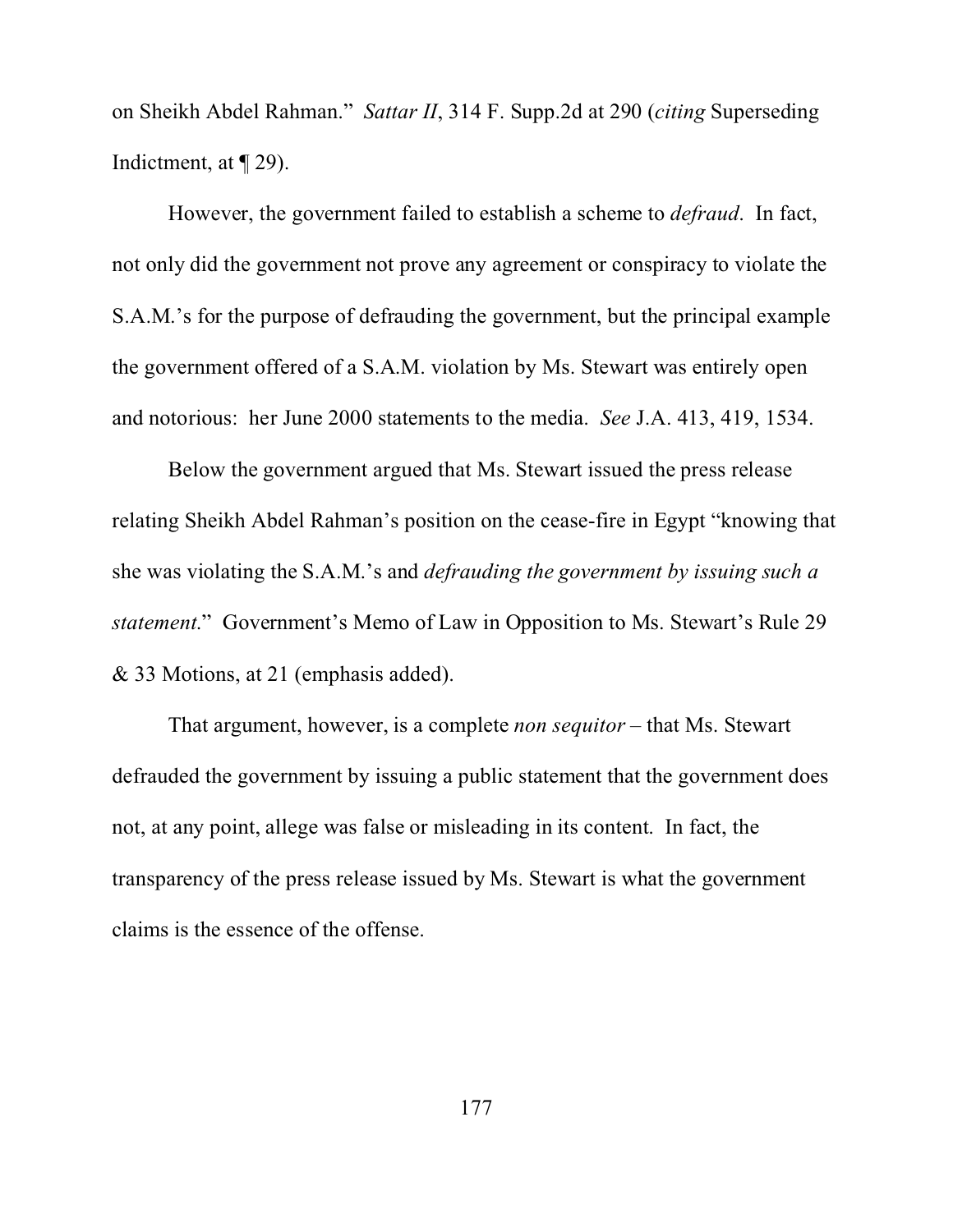on Sheikh Abdel Rahman." *Sattar II*, 314 F. Supp.2d at 290 (*citing* Superseding Indictment, at ¶ 29).

However, the government failed to establish a scheme to *defraud*. In fact, not only did the government not prove any agreement or conspiracy to violate the S.A.M.'s for the purpose of defrauding the government, but the principal example the government offered of a S.A.M. violation by Ms. Stewart was entirely open and notorious: her June 2000 statements to the media. *See* J.A. 413, 419, 1534.

Below the government argued that Ms. Stewart issued the press release relating Sheikh Abdel Rahman's position on the cease-fire in Egypt "knowing that she was violating the S.A.M.'s and *defrauding the government by issuing such a statement*." Government's Memo of Law in Opposition to Ms. Stewart's Rule 29 & 33 Motions, at 21 (emphasis added).

That argument, however, is a complete *non sequitor* – that Ms. Stewart defrauded the government by issuing a public statement that the government does not, at any point, allege was false or misleading in its content. In fact, the transparency of the press release issued by Ms. Stewart is what the government claims is the essence of the offense.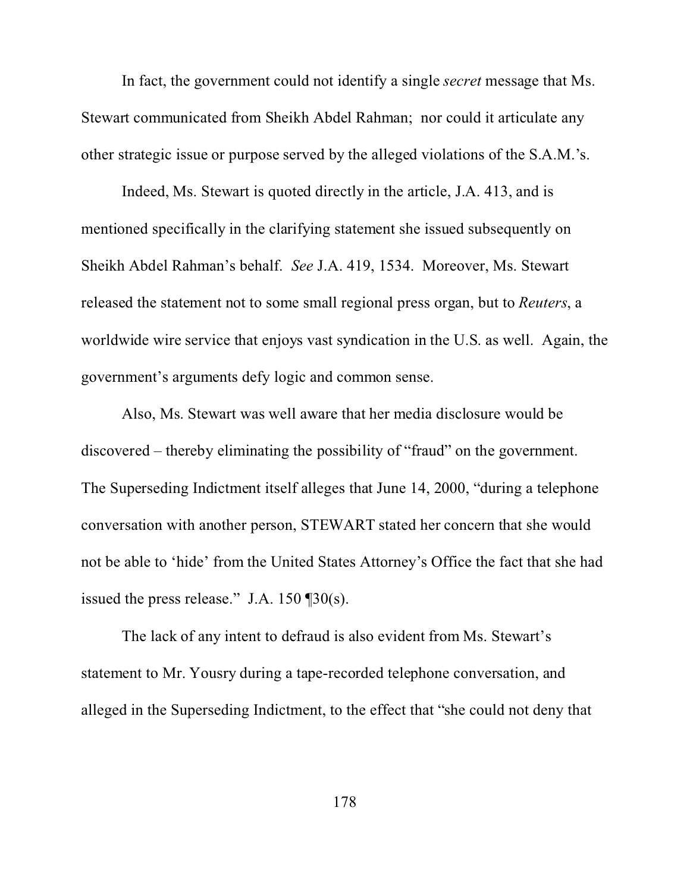In fact, the government could not identify a single *secret* message that Ms. Stewart communicated from Sheikh Abdel Rahman; nor could it articulate any other strategic issue or purpose served by the alleged violations of the S.A.M.'s.

Indeed, Ms. Stewart is quoted directly in the article, J.A. 413, and is mentioned specifically in the clarifying statement she issued subsequently on Sheikh Abdel Rahman's behalf. *See* J.A. 419, 1534. Moreover, Ms. Stewart released the statement not to some small regional press organ, but to *Reuters*, a worldwide wire service that enjoys vast syndication in the U.S. as well. Again, the government's arguments defy logic and common sense.

Also, Ms. Stewart was well aware that her media disclosure would be discovered – thereby eliminating the possibility of "fraud" on the government. The Superseding Indictment itself alleges that June 14, 2000, "during a telephone conversation with another person, STEWART stated her concern that she would not be able to 'hide' from the United States Attorney's Office the fact that she had issued the press release." J.A. 150 ¶30(s).

The lack of any intent to defraud is also evident from Ms. Stewart's statement to Mr. Yousry during a tape-recorded telephone conversation, and alleged in the Superseding Indictment, to the effect that "she could not deny that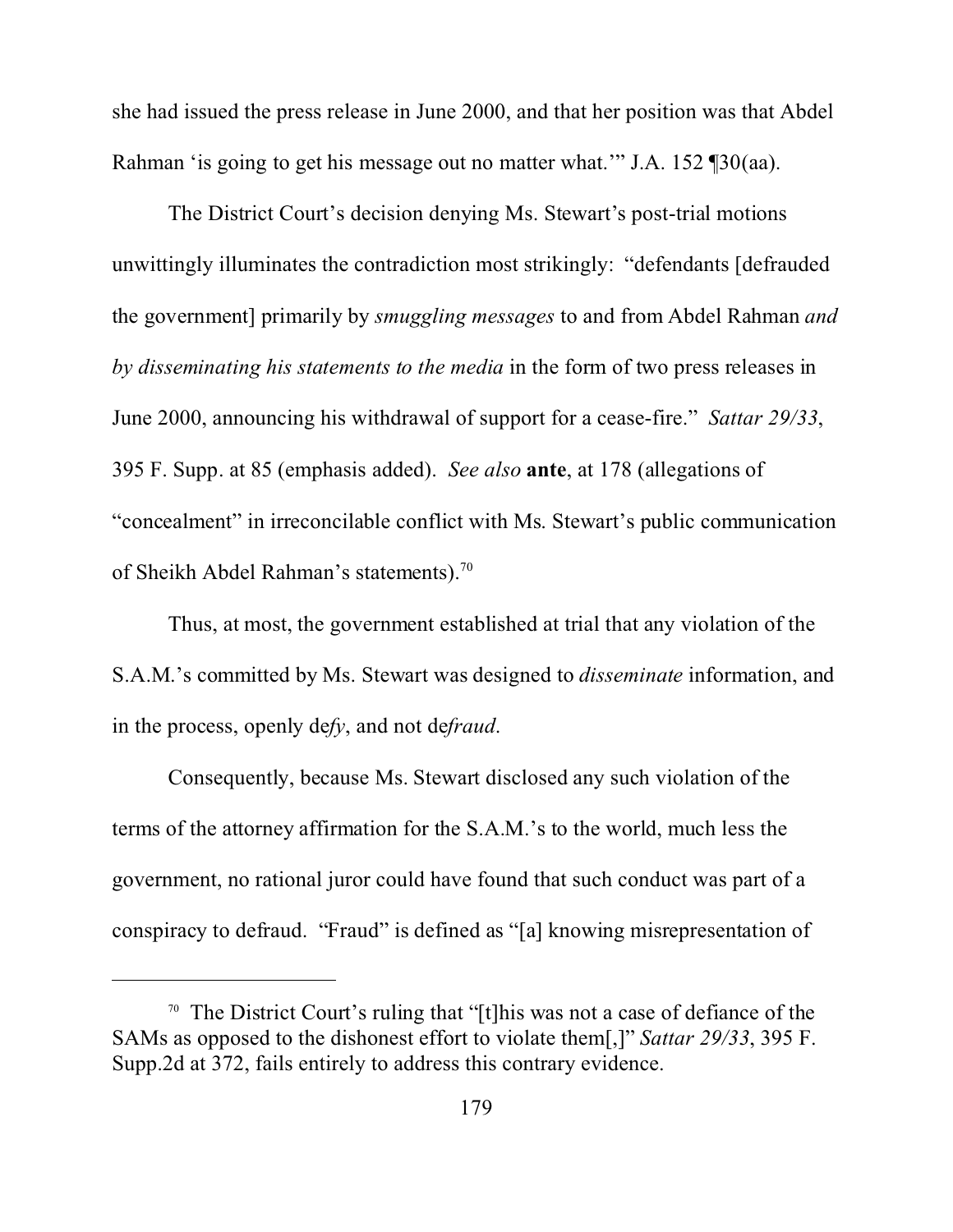she had issued the press release in June 2000, and that her position was that Abdel Rahman 'is going to get his message out no matter what.'" J.A. 152 ¶30(aa).

The District Court's decision denying Ms. Stewart's post-trial motions unwittingly illuminates the contradiction most strikingly: "defendants [defrauded the government] primarily by *smuggling messages* to and from Abdel Rahman *and by disseminating his statements to the media* in the form of two press releases in June 2000, announcing his withdrawal of support for a cease-fire." *Sattar 29/33*, 395 F. Supp. at 85 (emphasis added). *See also* **ante**, at 178 (allegations of "concealment" in irreconcilable conflict with Ms. Stewart's public communication of Sheikh Abdel Rahman's statements).[70]

Thus, at most, the government established at trial that any violation of the S.A.M.'s committed by Ms. Stewart was designed to *disseminate* information, and in the process, openly de*fy*, and not de*fraud*.

Consequently, because Ms. Stewart disclosed any such violation of the terms of the attorney affirmation for the S.A.M.'s to the world, much less the government, no rational juror could have found that such conduct was part of a conspiracy to defraud. "Fraud" is defined as "[a] knowing misrepresentation of

---

[70] The District Court's ruling that "[t]his was not a case of defiance of the SAMs as opposed to the dishonest effort to violate them[,]" *Sattar 29/33*, 395 F. Supp.2d at 372, fails entirely to address this contrary evidence.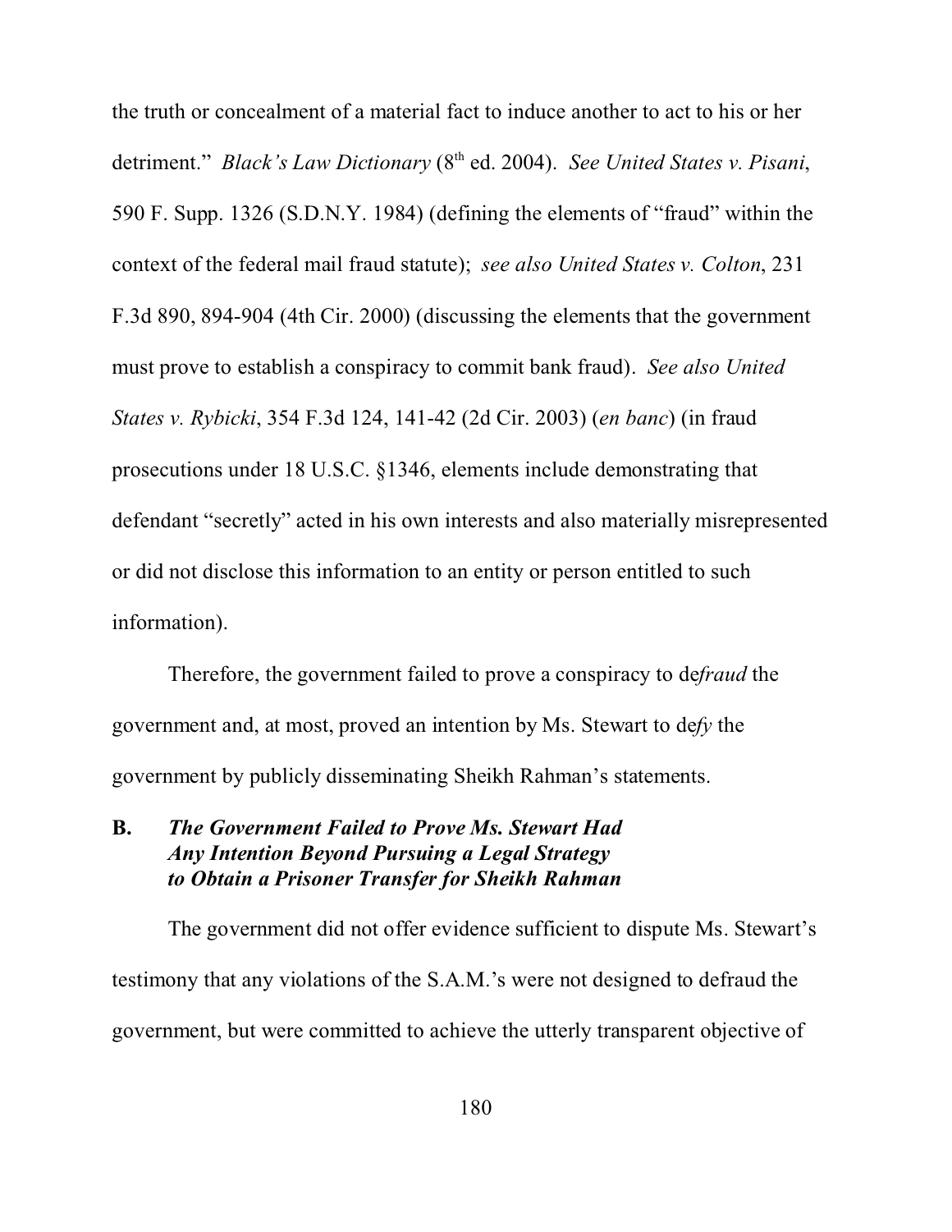the truth or concealment of a material fact to induce another to act to his or her detriment." *Black's Law Dictionary* (8th ed. 2004). *See United States v. Pisani*, 590 F. Supp. 1326 (S.D.N.Y. 1984) (defining the elements of "fraud" within the context of the federal mail fraud statute); *see also United States v. Colton*, 231 F.3d 890, 894-904 (4th Cir. 2000) (discussing the elements that the government must prove to establish a conspiracy to commit bank fraud). *See also United States v. Rybicki*, 354 F.3d 124, 141-42 (2d Cir. 2003) (*en banc*) (in fraud prosecutions under 18 U.S.C. §1346, elements include demonstrating that defendant "secretly" acted in his own interests and also materially misrepresented or did not disclose this information to an entity or person entitled to such information).

Therefore, the government failed to prove a conspiracy to de*fraud* the government and, at most, proved an intention by Ms. Stewart to de*fy* the government by publicly disseminating Sheikh Rahman's statements.

### B. *The Government Failed to Prove Ms. Stewart Had Any Intention Beyond Pursuing a Legal Strategy to Obtain a Prisoner Transfer for Sheikh Rahman*

The government did not offer evidence sufficient to dispute Ms. Stewart's testimony that any violations of the S.A.M.'s were not designed to defraud the government, but were committed to achieve the utterly transparent objective of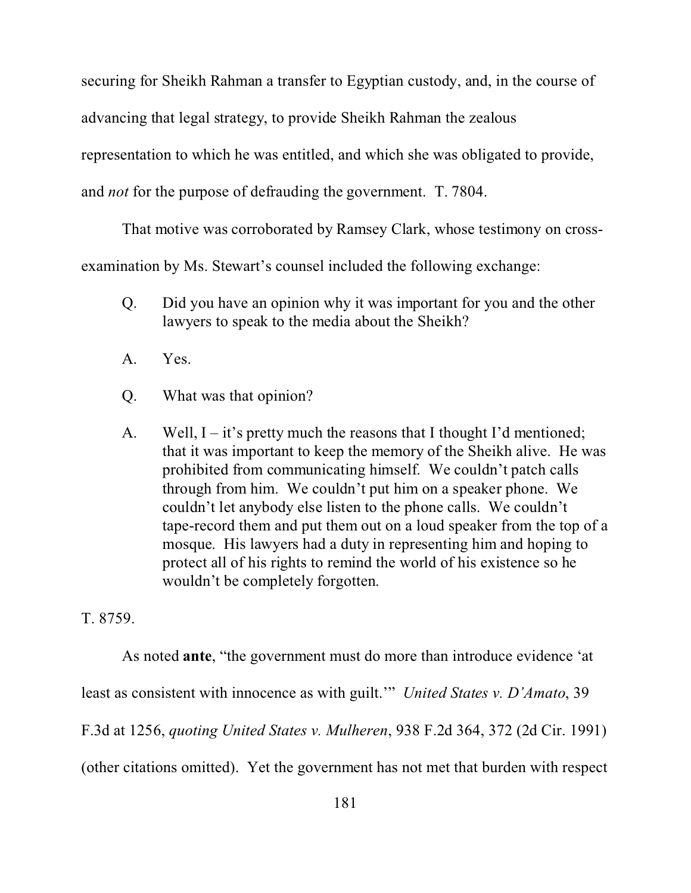securing for Sheikh Rahman a transfer to Egyptian custody, and, in the course of advancing that legal strategy, to provide Sheikh Rahman the zealous representation to which he was entitled, and which she was obligated to provide, and *not* for the purpose of defrauding the government. T. 7804.

That motive was corroborated by Ramsey Clark, whose testimony on cross-examination by Ms. Stewart's counsel included the following exchange:

> Q. Did you have an opinion why it was important for you and the other lawyers to speak to the media about the Sheikh?
>
> A. Yes.
>
> Q. What was that opinion?
>
> A. Well, I – it's pretty much the reasons that I thought I'd mentioned; that it was important to keep the memory of the Sheikh alive. He was prohibited from communicating himself. We couldn't patch calls through from him. We couldn't put him on a speaker phone. We couldn't let anybody else listen to the phone calls. We couldn't tape-record them and put them out on a loud speaker from the top of a mosque. His lawyers had a duty in representing him and hoping to protect all of his rights to remind the world of his existence so he wouldn't be completely forgotten.

T. 8759.

As noted **ante**, "the government must do more than introduce evidence 'at least as consistent with innocence as with guilt.'" *United States v. D'Amato*, 39 F.3d at 1256, *quoting United States v. Mulheren*, 938 F.2d 364, 372 (2d Cir. 1991) (other citations omitted). Yet the government has not met that burden with respect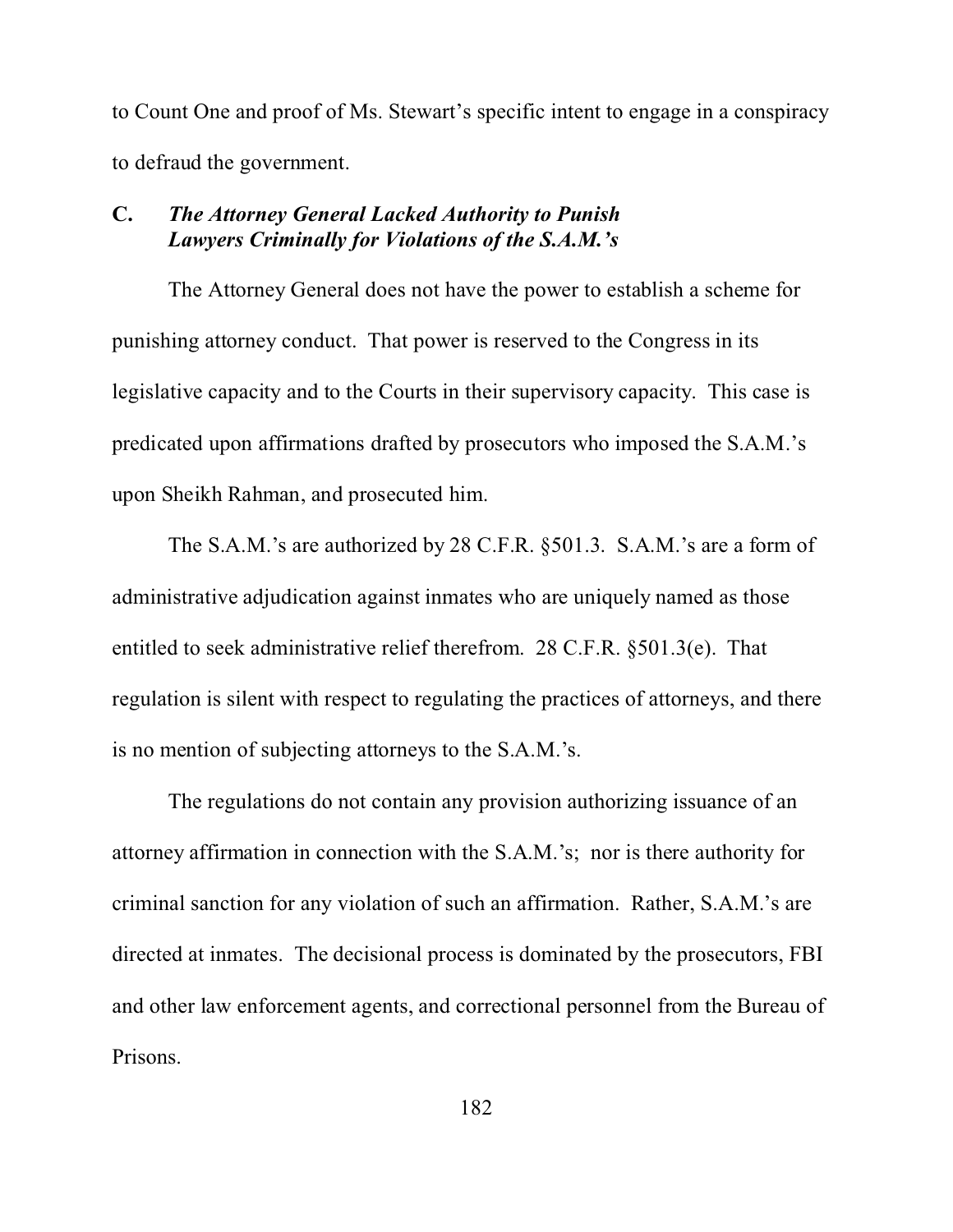to Count One and proof of Ms. Stewart's specific intent to engage in a conspiracy to defraud the government.

### C. *The Attorney General Lacked Authority to Punish Lawyers Criminally for Violations of the S.A.M.'s*

The Attorney General does not have the power to establish a scheme for punishing attorney conduct. That power is reserved to the Congress in its legislative capacity and to the Courts in their supervisory capacity. This case is predicated upon affirmations drafted by prosecutors who imposed the S.A.M.'s upon Sheikh Rahman, and prosecuted him.

The S.A.M.'s are authorized by 28 C.F.R. §501.3. S.A.M.'s are a form of administrative adjudication against inmates who are uniquely named as those entitled to seek administrative relief therefrom. 28 C.F.R. §501.3(e). That regulation is silent with respect to regulating the practices of attorneys, and there is no mention of subjecting attorneys to the S.A.M.'s.

The regulations do not contain any provision authorizing issuance of an attorney affirmation in connection with the S.A.M.'s; nor is there authority for criminal sanction for any violation of such an affirmation. Rather, S.A.M.'s are directed at inmates. The decisional process is dominated by the prosecutors, FBI and other law enforcement agents, and correctional personnel from the Bureau of Prisons.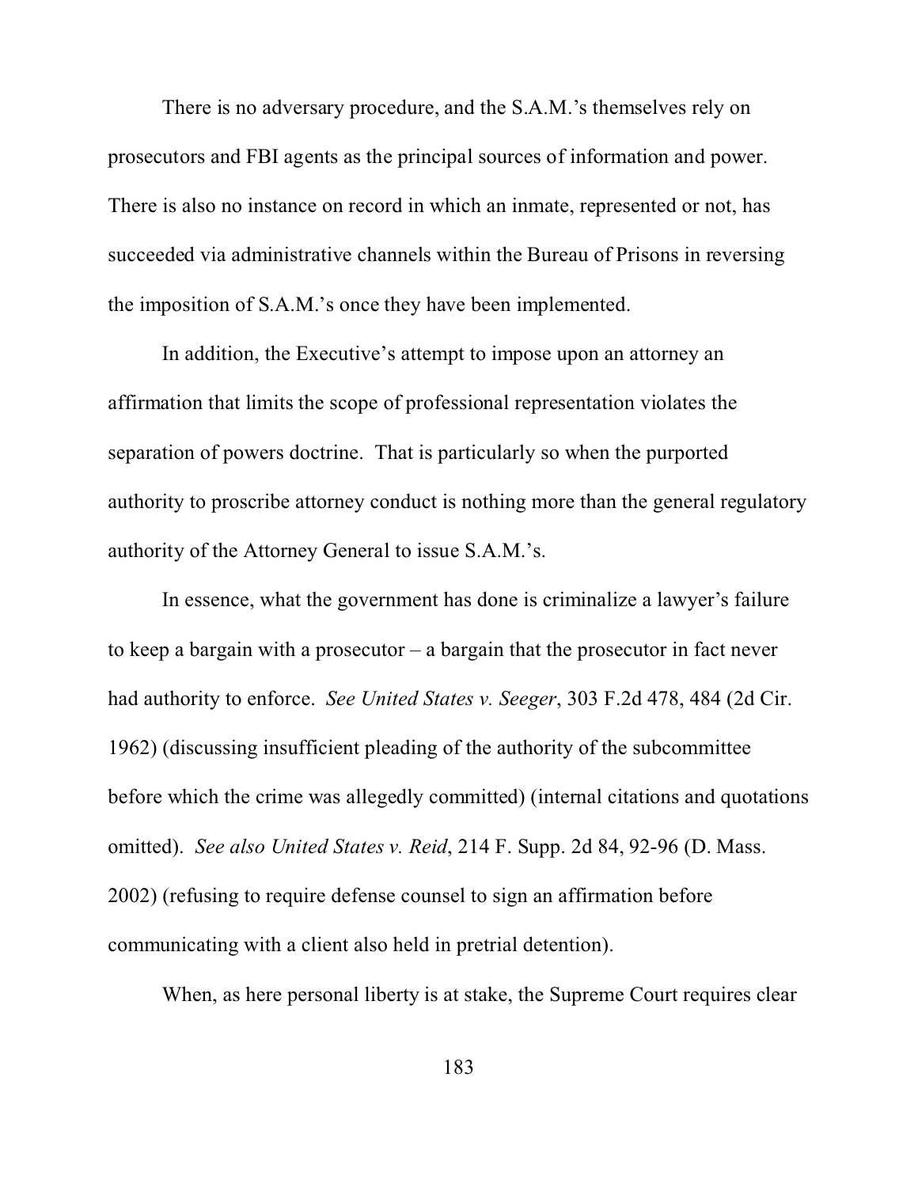There is no adversary procedure, and the S.A.M.'s themselves rely on prosecutors and FBI agents as the principal sources of information and power. There is also no instance on record in which an inmate, represented or not, has succeeded via administrative channels within the Bureau of Prisons in reversing the imposition of S.A.M.'s once they have been implemented.

In addition, the Executive's attempt to impose upon an attorney an affirmation that limits the scope of professional representation violates the separation of powers doctrine. That is particularly so when the purported authority to proscribe attorney conduct is nothing more than the general regulatory authority of the Attorney General to issue S.A.M.'s.

In essence, what the government has done is criminalize a lawyer's failure to keep a bargain with a prosecutor – a bargain that the prosecutor in fact never had authority to enforce. *See United States v. Seeger*, 303 F.2d 478, 484 (2d Cir. 1962) (discussing insufficient pleading of the authority of the subcommittee before which the crime was allegedly committed) (internal citations and quotations omitted). *See also United States v. Reid*, 214 F. Supp. 2d 84, 92-96 (D. Mass. 2002) (refusing to require defense counsel to sign an affirmation before communicating with a client also held in pretrial detention).

When, as here personal liberty is at stake, the Supreme Court requires clear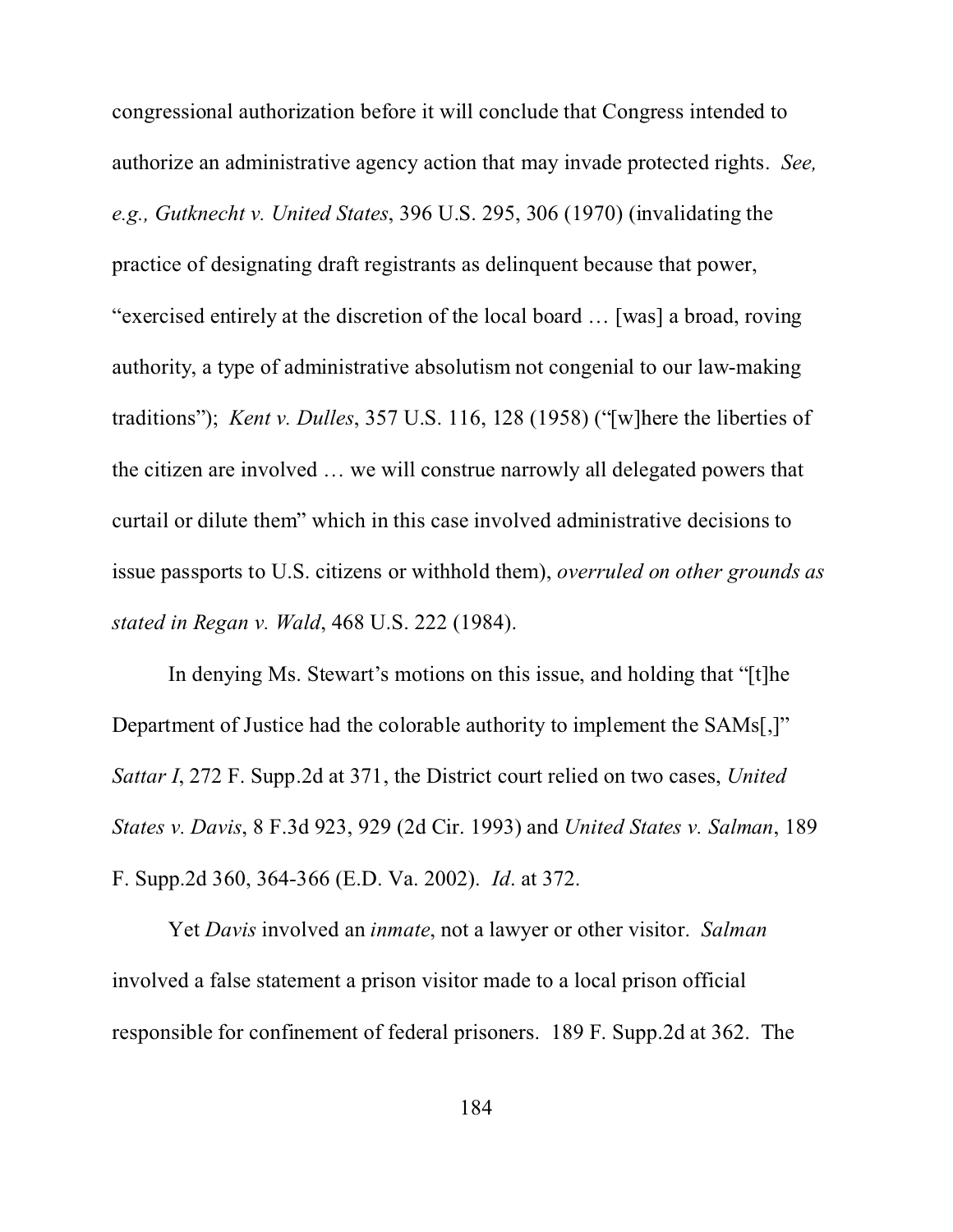congressional authorization before it will conclude that Congress intended to authorize an administrative agency action that may invade protected rights. *See, e.g., Gutknecht v. United States*, 396 U.S. 295, 306 (1970) (invalidating the practice of designating draft registrants as delinquent because that power, "exercised entirely at the discretion of the local board … [was] a broad, roving authority, a type of administrative absolutism not congenial to our law-making traditions"); *Kent v. Dulles*, 357 U.S. 116, 128 (1958) ("[w]here the liberties of the citizen are involved … we will construe narrowly all delegated powers that curtail or dilute them" which in this case involved administrative decisions to issue passports to U.S. citizens or withhold them), *overruled on other grounds as stated in Regan v. Wald*, 468 U.S. 222 (1984).

In denying Ms. Stewart's motions on this issue, and holding that "[t]he Department of Justice had the colorable authority to implement the SAMs[,]" *Sattar I*, 272 F. Supp.2d at 371, the District court relied on two cases, *United States v. Davis*, 8 F.3d 923, 929 (2d Cir. 1993) and *United States v. Salman*, 189 F. Supp.2d 360, 364-366 (E.D. Va. 2002). *Id*. at 372.

Yet *Davis* involved an *inmate*, not a lawyer or other visitor. *Salman* involved a false statement a prison visitor made to a local prison official responsible for confinement of federal prisoners. 189 F. Supp.2d at 362. The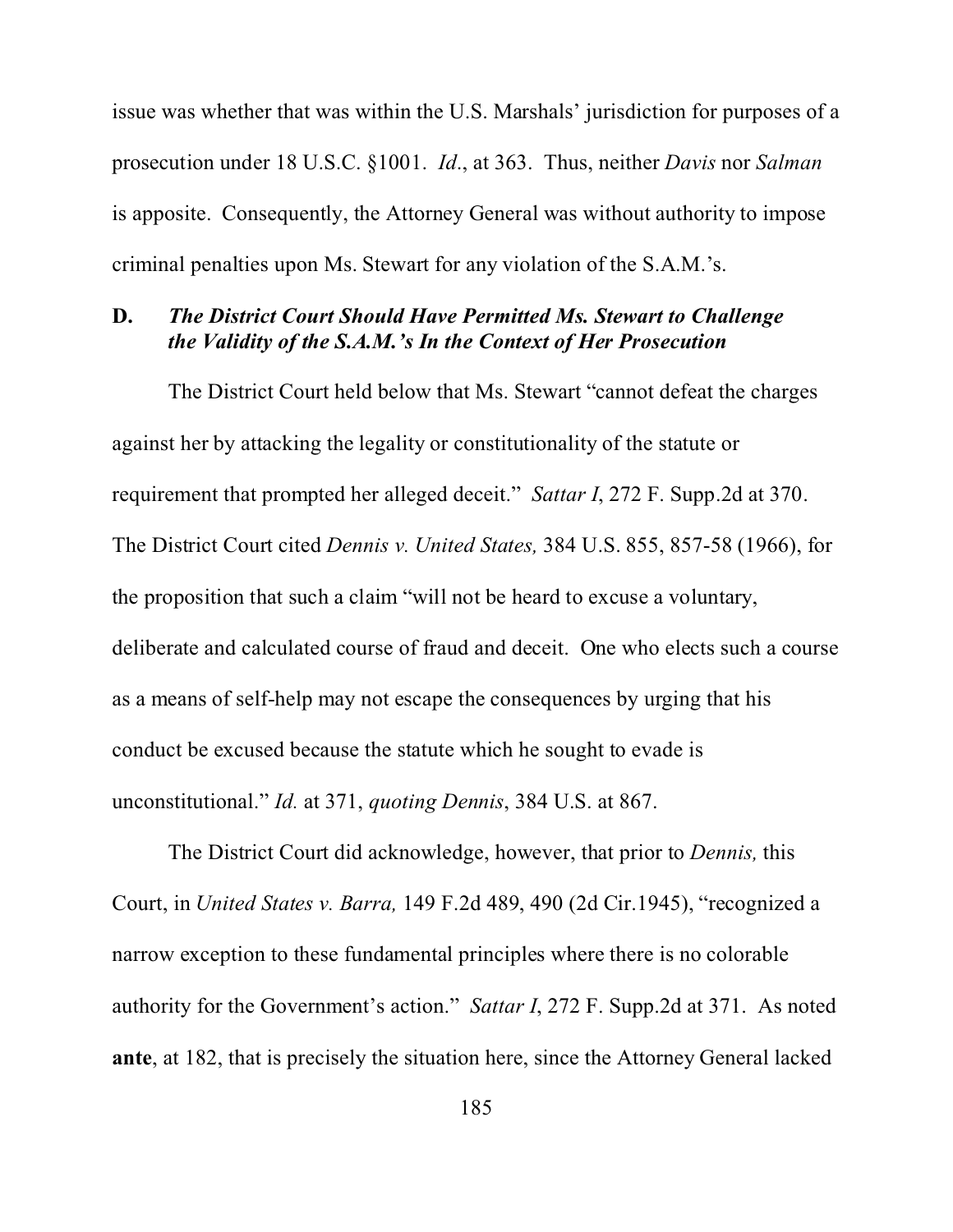issue was whether that was within the U.S. Marshals' jurisdiction for purposes of a prosecution under 18 U.S.C. §1001. *Id*., at 363. Thus, neither *Davis* nor *Salman* is apposite. Consequently, the Attorney General was without authority to impose criminal penalties upon Ms. Stewart for any violation of the S.A.M.'s.

### D. *The District Court Should Have Permitted Ms. Stewart to Challenge the Validity of the S.A.M.'s In the Context of Her Prosecution*

The District Court held below that Ms. Stewart "cannot defeat the charges against her by attacking the legality or constitutionality of the statute or requirement that prompted her alleged deceit." *Sattar I*, 272 F. Supp.2d at 370. The District Court cited *Dennis v. United States,* 384 U.S. 855, 857-58 (1966), for the proposition that such a claim "will not be heard to excuse a voluntary, deliberate and calculated course of fraud and deceit. One who elects such a course as a means of self-help may not escape the consequences by urging that his conduct be excused because the statute which he sought to evade is unconstitutional." *Id.* at 371, *quoting Dennis*, 384 U.S. at 867.

The District Court did acknowledge, however, that prior to *Dennis,* this Court, in *United States v. Barra,* 149 F.2d 489, 490 (2d Cir.1945), "recognized a narrow exception to these fundamental principles where there is no colorable authority for the Government's action." *Sattar I*, 272 F. Supp.2d at 371. As noted **ante**, at 182, that is precisely the situation here, since the Attorney General lacked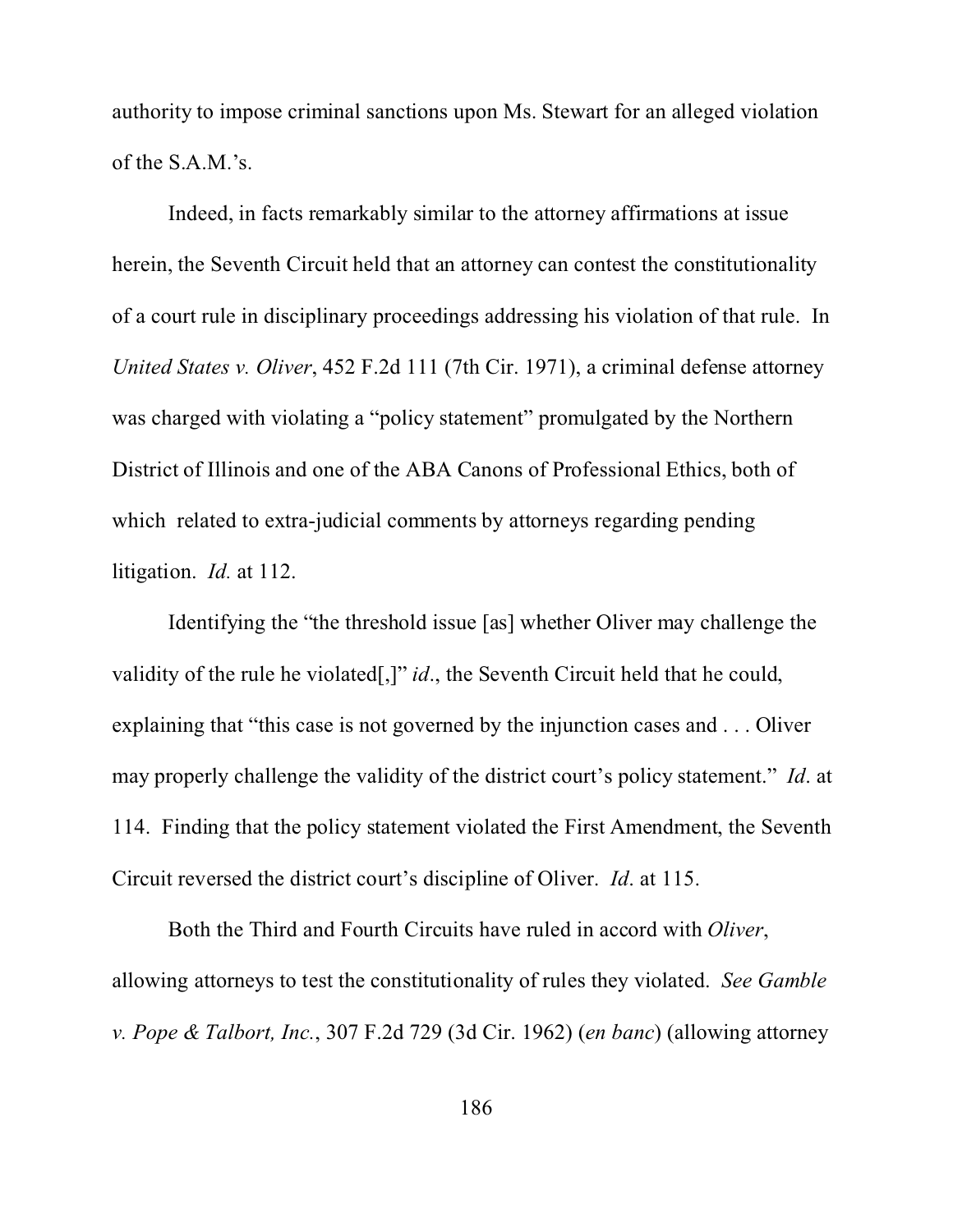authority to impose criminal sanctions upon Ms. Stewart for an alleged violation of the S.A.M.'s.

Indeed, in facts remarkably similar to the attorney affirmations at issue herein, the Seventh Circuit held that an attorney can contest the constitutionality of a court rule in disciplinary proceedings addressing his violation of that rule. In *United States v. Oliver*, 452 F.2d 111 (7th Cir. 1971), a criminal defense attorney was charged with violating a "policy statement" promulgated by the Northern District of Illinois and one of the ABA Canons of Professional Ethics, both of which related to extra-judicial comments by attorneys regarding pending litigation. *Id.* at 112.

Identifying the "the threshold issue [as] whether Oliver may challenge the validity of the rule he violated[,]" *id*., the Seventh Circuit held that he could, explaining that "this case is not governed by the injunction cases and . . . Oliver may properly challenge the validity of the district court's policy statement." *Id*. at 114. Finding that the policy statement violated the First Amendment, the Seventh Circuit reversed the district court's discipline of Oliver. *Id*. at 115.

Both the Third and Fourth Circuits have ruled in accord with *Oliver*, allowing attorneys to test the constitutionality of rules they violated. *See Gamble v. Pope & Talbort, Inc.*, 307 F.2d 729 (3d Cir. 1962) (*en banc*) (allowing attorney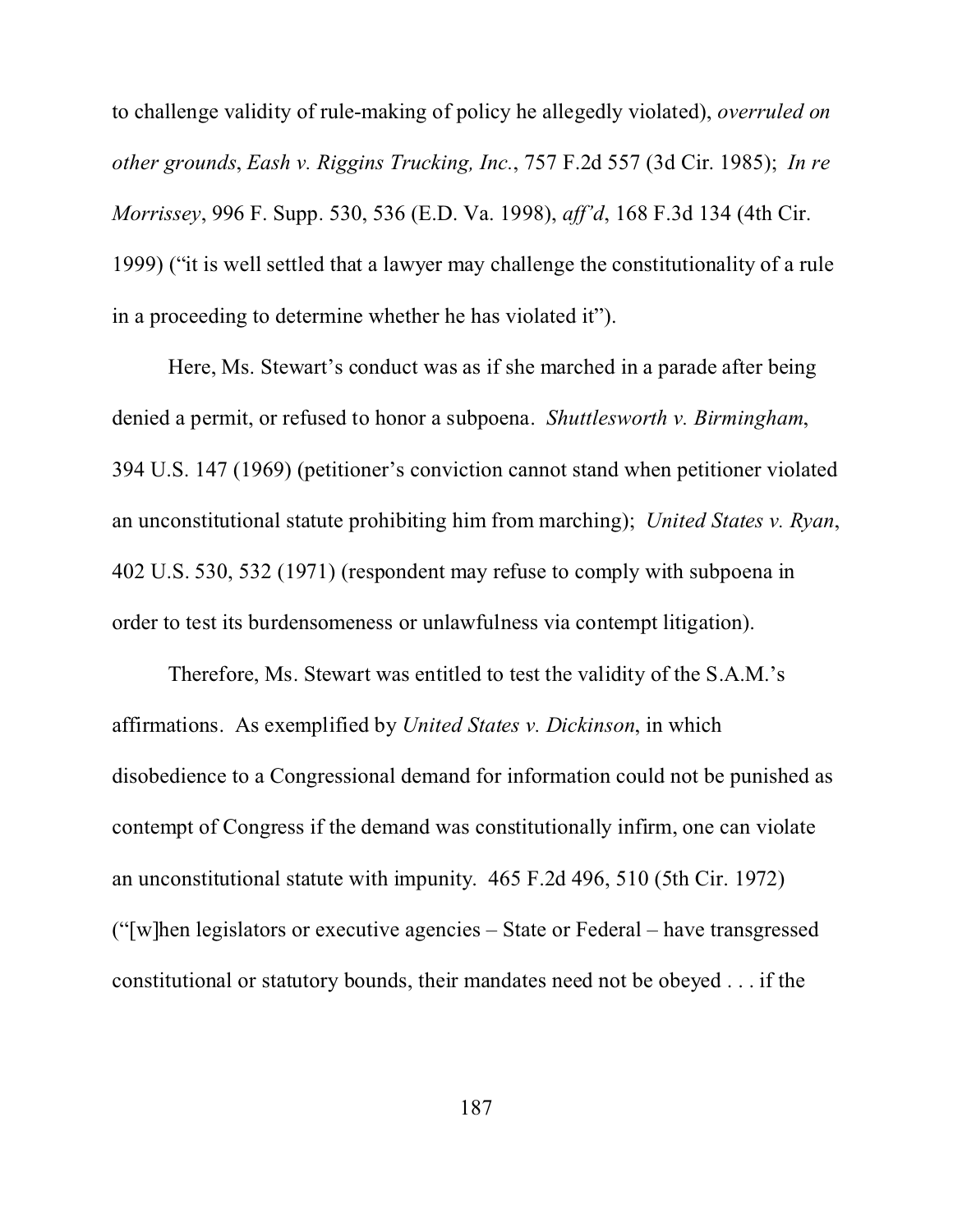to challenge validity of rule-making of policy he allegedly violated), *overruled on other grounds*, *Eash v. Riggins Trucking, Inc.*, 757 F.2d 557 (3d Cir. 1985); *In re Morrissey*, 996 F. Supp. 530, 536 (E.D. Va. 1998), *aff'd*, 168 F.3d 134 (4th Cir. 1999) ("it is well settled that a lawyer may challenge the constitutionality of a rule in a proceeding to determine whether he has violated it").

Here, Ms. Stewart's conduct was as if she marched in a parade after being denied a permit, or refused to honor a subpoena. *Shuttlesworth v. Birmingham*, 394 U.S. 147 (1969) (petitioner's conviction cannot stand when petitioner violated an unconstitutional statute prohibiting him from marching); *United States v. Ryan*, 402 U.S. 530, 532 (1971) (respondent may refuse to comply with subpoena in order to test its burdensomeness or unlawfulness via contempt litigation).

Therefore, Ms. Stewart was entitled to test the validity of the S.A.M.'s affirmations. As exemplified by *United States v. Dickinson*, in which disobedience to a Congressional demand for information could not be punished as contempt of Congress if the demand was constitutionally infirm, one can violate an unconstitutional statute with impunity. 465 F.2d 496, 510 (5th Cir. 1972) ("[w]hen legislators or executive agencies – State or Federal – have transgressed constitutional or statutory bounds, their mandates need not be obeyed . . . if the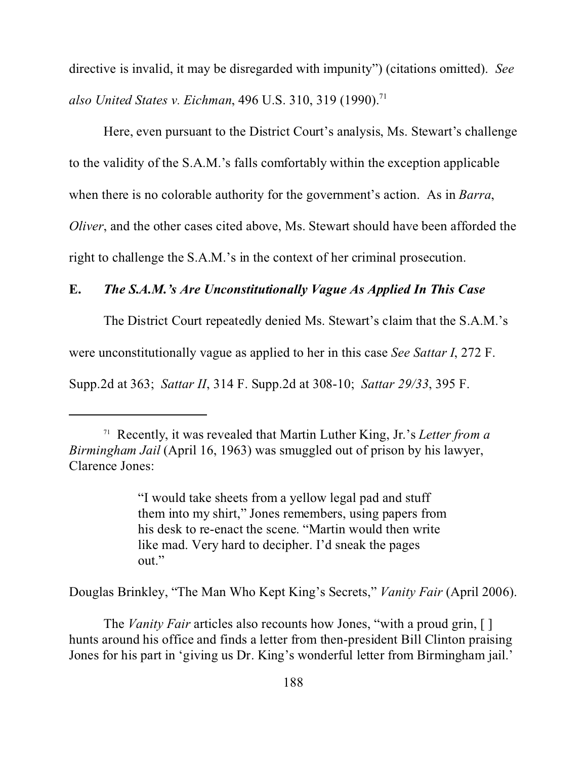directive is invalid, it may be disregarded with impunity") (citations omitted). *See also United States v. Eichman*, 496 U.S. 310, 319 (1990).[71]

Here, even pursuant to the District Court's analysis, Ms. Stewart's challenge to the validity of the S.A.M.'s falls comfortably within the exception applicable when there is no colorable authority for the government's action. As in *Barra*, *Oliver*, and the other cases cited above, Ms. Stewart should have been afforded the right to challenge the S.A.M.'s in the context of her criminal prosecution.

### E. *The S.A.M.'s Are Unconstitutionally Vague As Applied In This Case*

The District Court repeatedly denied Ms. Stewart's claim that the S.A.M.'s were unconstitutionally vague as applied to her in this case *See Sattar I*, 272 F. Supp.2d at 363; *Sattar II*, 314 F. Supp.2d at 308-10; *Sattar 29/33*, 395 F.

---

[71] Recently, it was revealed that Martin Luther King, Jr.'s *Letter from a Birmingham Jail* (April 16, 1963) was smuggled out of prison by his lawyer, Clarence Jones:

> "I would take sheets from a yellow legal pad and stuff them into my shirt," Jones remembers, using papers from his desk to re-enact the scene. "Martin would then write like mad. Very hard to decipher. I'd sneak the pages out."

Douglas Brinkley, "The Man Who Kept King's Secrets," *Vanity Fair* (April 2006).

The *Vanity Fair* articles also recounts how Jones, "with a proud grin, [ ] hunts around his office and finds a letter from then-president Bill Clinton praising Jones for his part in 'giving us Dr. King's wonderful letter from Birmingham jail.'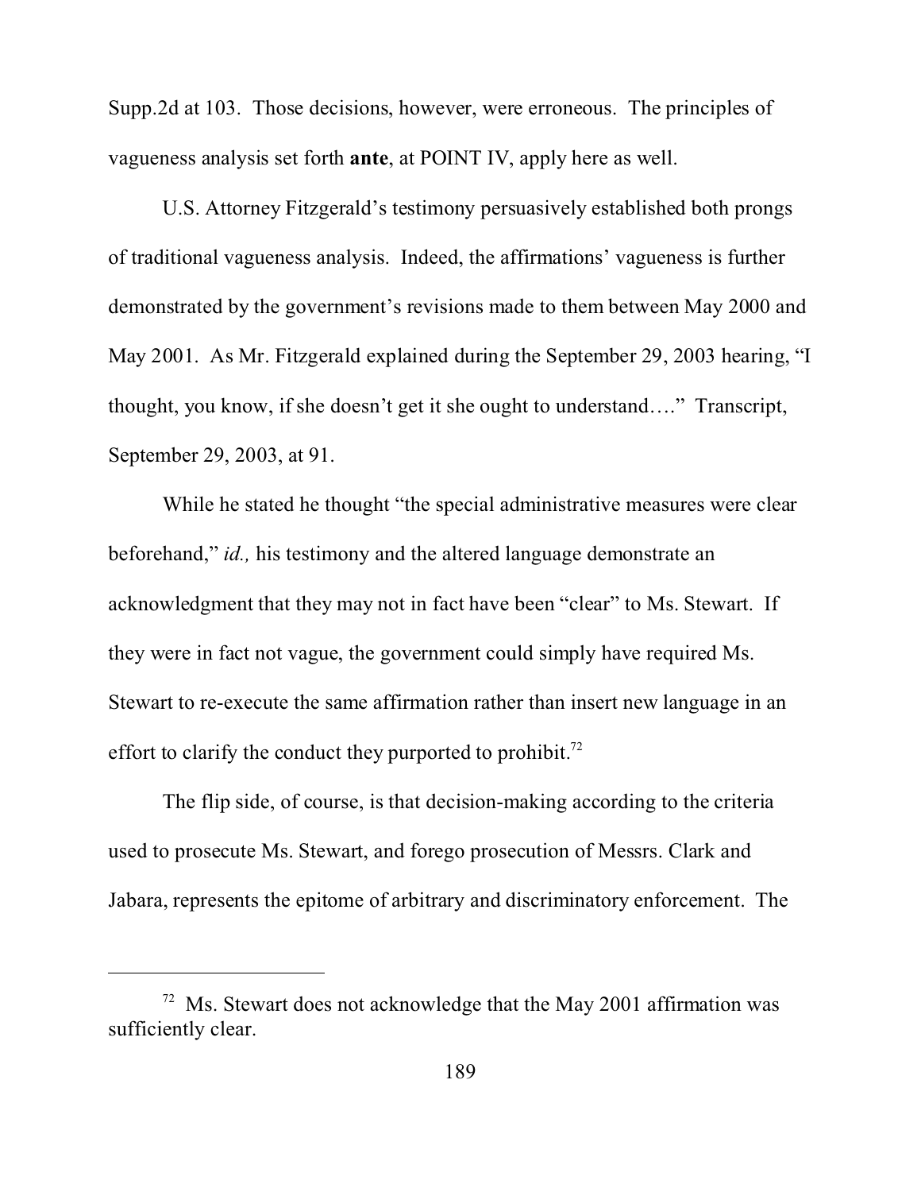Supp.2d at 103. Those decisions, however, were erroneous. The principles of vagueness analysis set forth **ante**, at POINT IV, apply here as well.

U.S. Attorney Fitzgerald's testimony persuasively established both prongs of traditional vagueness analysis. Indeed, the affirmations' vagueness is further demonstrated by the government's revisions made to them between May 2000 and May 2001. As Mr. Fitzgerald explained during the September 29, 2003 hearing, "I thought, you know, if she doesn't get it she ought to understand…." Transcript, September 29, 2003, at 91.

While he stated he thought "the special administrative measures were clear beforehand," *id.,* his testimony and the altered language demonstrate an acknowledgment that they may not in fact have been "clear" to Ms. Stewart. If they were in fact not vague, the government could simply have required Ms. Stewart to re-execute the same affirmation rather than insert new language in an effort to clarify the conduct they purported to prohibit.[72]

The flip side, of course, is that decision-making according to the criteria used to prosecute Ms. Stewart, and forego prosecution of Messrs. Clark and Jabara, represents the epitome of arbitrary and discriminatory enforcement. The

---

[72] Ms. Stewart does not acknowledge that the May 2001 affirmation was sufficiently clear.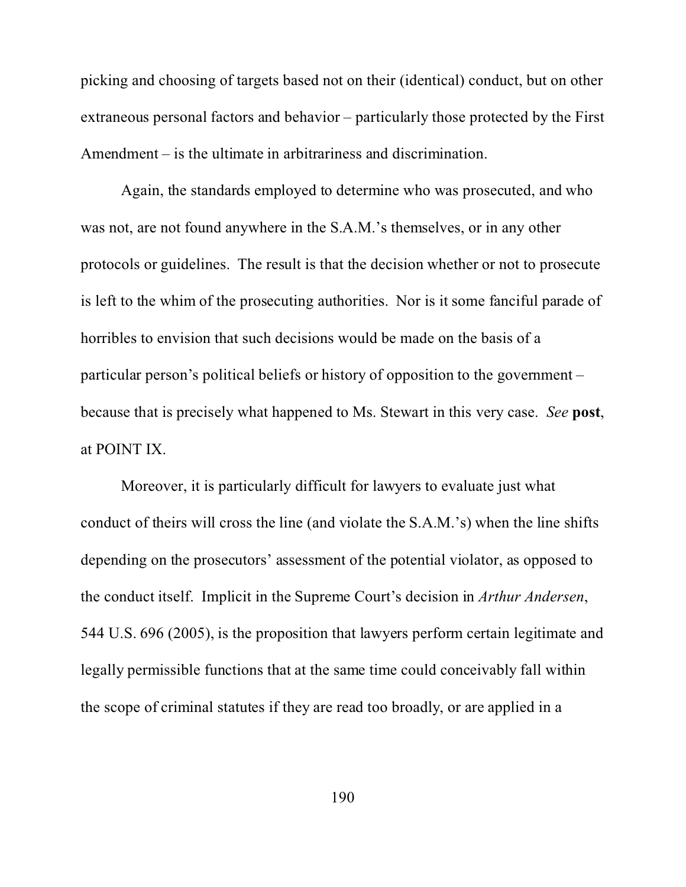picking and choosing of targets based not on their (identical) conduct, but on other extraneous personal factors and behavior – particularly those protected by the First Amendment – is the ultimate in arbitrariness and discrimination.

Again, the standards employed to determine who was prosecuted, and who was not, are not found anywhere in the S.A.M.'s themselves, or in any other protocols or guidelines. The result is that the decision whether or not to prosecute is left to the whim of the prosecuting authorities. Nor is it some fanciful parade of horribles to envision that such decisions would be made on the basis of a particular person's political beliefs or history of opposition to the government – because that is precisely what happened to Ms. Stewart in this very case. *See* **post**, at POINT IX.

Moreover, it is particularly difficult for lawyers to evaluate just what conduct of theirs will cross the line (and violate the S.A.M.'s) when the line shifts depending on the prosecutors' assessment of the potential violator, as opposed to the conduct itself. Implicit in the Supreme Court's decision in *Arthur Andersen*, 544 U.S. 696 (2005), is the proposition that lawyers perform certain legitimate and legally permissible functions that at the same time could conceivably fall within the scope of criminal statutes if they are read too broadly, or are applied in a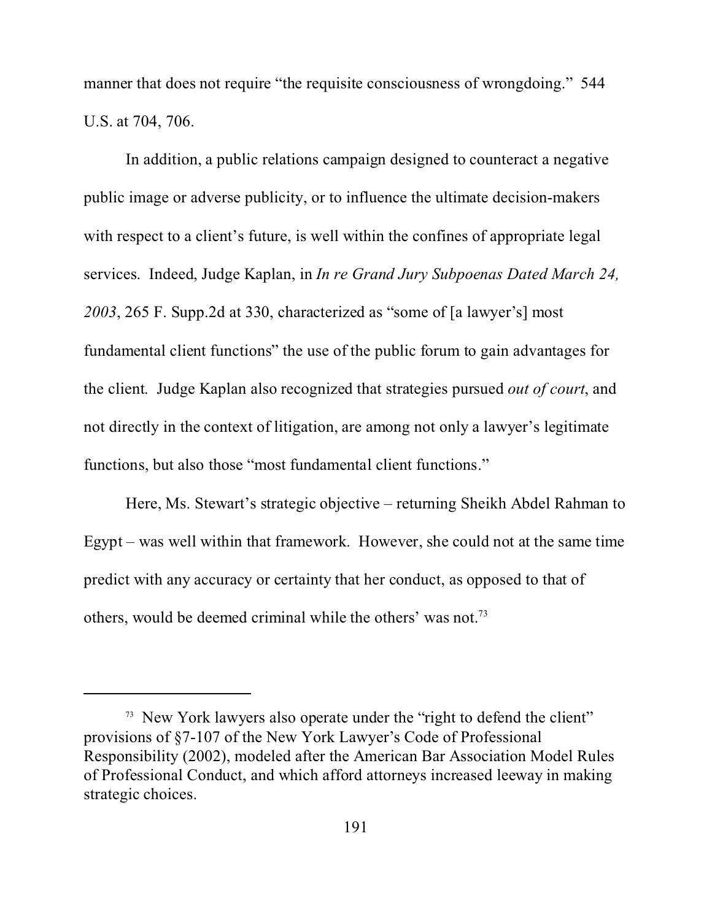manner that does not require "the requisite consciousness of wrongdoing." 544 U.S. at 704, 706.

In addition, a public relations campaign designed to counteract a negative public image or adverse publicity, or to influence the ultimate decision-makers with respect to a client's future, is well within the confines of appropriate legal services. Indeed, Judge Kaplan, in *In re Grand Jury Subpoenas Dated March 24, 2003*, 265 F. Supp.2d at 330, characterized as "some of [a lawyer's] most fundamental client functions" the use of the public forum to gain advantages for the client. Judge Kaplan also recognized that strategies pursued *out of court*, and not directly in the context of litigation, are among not only a lawyer's legitimate functions, but also those "most fundamental client functions."

Here, Ms. Stewart's strategic objective – returning Sheikh Abdel Rahman to Egypt – was well within that framework. However, she could not at the same time predict with any accuracy or certainty that her conduct, as opposed to that of others, would be deemed criminal while the others' was not.[73]

---

[73] New York lawyers also operate under the "right to defend the client" provisions of §7-107 of the New York Lawyer's Code of Professional Responsibility (2002), modeled after the American Bar Association Model Rules of Professional Conduct, and which afford attorneys increased leeway in making strategic choices.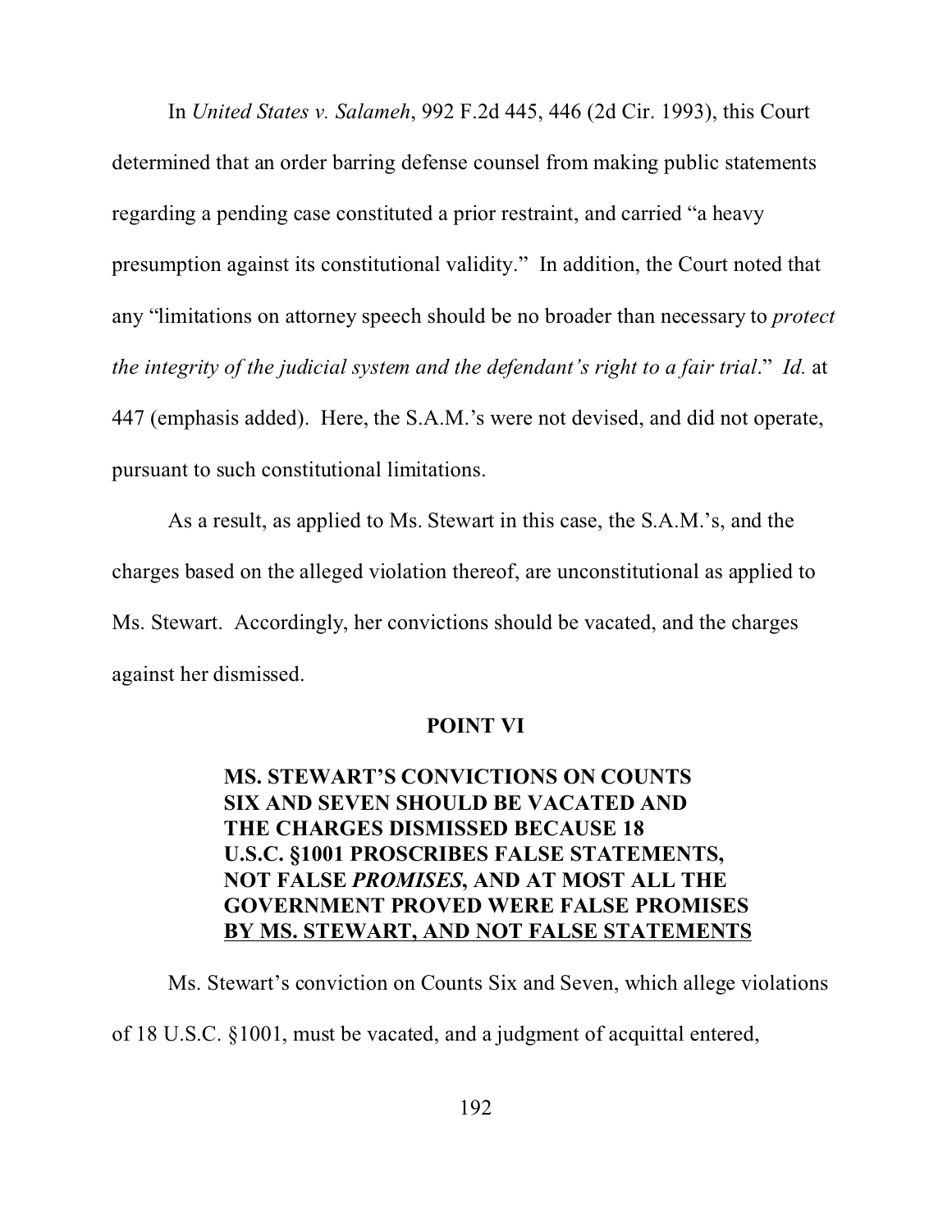In *United States v. Salameh*, 992 F.2d 445, 446 (2d Cir. 1993), this Court determined that an order barring defense counsel from making public statements regarding a pending case constituted a prior restraint, and carried "a heavy presumption against its constitutional validity." In addition, the Court noted that any "limitations on attorney speech should be no broader than necessary to *protect the integrity of the judicial system and the defendant's right to a fair trial*." *Id.* at 447 (emphasis added). Here, the S.A.M.'s were not devised, and did not operate, pursuant to such constitutional limitations.

As a result, as applied to Ms. Stewart in this case, the S.A.M.'s, and the charges based on the alleged violation thereof, are unconstitutional as applied to Ms. Stewart. Accordingly, her convictions should be vacated, and the charges against her dismissed.

## POINT VI

### MS. STEWART'S CONVICTIONS ON COUNTS SIX AND SEVEN SHOULD BE VACATED AND THE CHARGES DISMISSED BECAUSE 18 U.S.C. §1001 PROSCRIBES FALSE STATEMENTS, NOT FALSE *PROMISES*, AND AT MOST ALL THE GOVERNMENT PROVED WERE FALSE PROMISES BY MS. STEWART, AND NOT FALSE STATEMENTS

Ms. Stewart's conviction on Counts Six and Seven, which allege violations of 18 U.S.C. §1001, must be vacated, and a judgment of acquittal entered,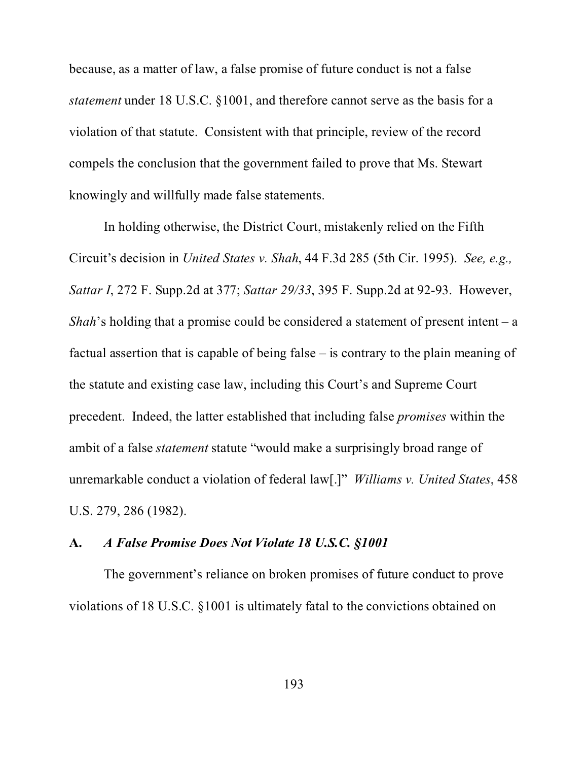because, as a matter of law, a false promise of future conduct is not a false *statement* under 18 U.S.C. §1001, and therefore cannot serve as the basis for a violation of that statute. Consistent with that principle, review of the record compels the conclusion that the government failed to prove that Ms. Stewart knowingly and willfully made false statements.

In holding otherwise, the District Court, mistakenly relied on the Fifth Circuit's decision in *United States v. Shah*, 44 F.3d 285 (5th Cir. 1995). *See, e.g., Sattar I*, 272 F. Supp.2d at 377; *Sattar 29/33*, 395 F. Supp.2d at 92-93. However, *Shah*'s holding that a promise could be considered a statement of present intent – a factual assertion that is capable of being false – is contrary to the plain meaning of the statute and existing case law, including this Court's and Supreme Court precedent. Indeed, the latter established that including false *promises* within the ambit of a false *statement* statute "would make a surprisingly broad range of unremarkable conduct a violation of federal law[.]" *Williams v. United States*, 458 U.S. 279, 286 (1982).

### A. *A False Promise Does Not Violate 18 U.S.C. §1001*

The government's reliance on broken promises of future conduct to prove violations of 18 U.S.C. §1001 is ultimately fatal to the convictions obtained on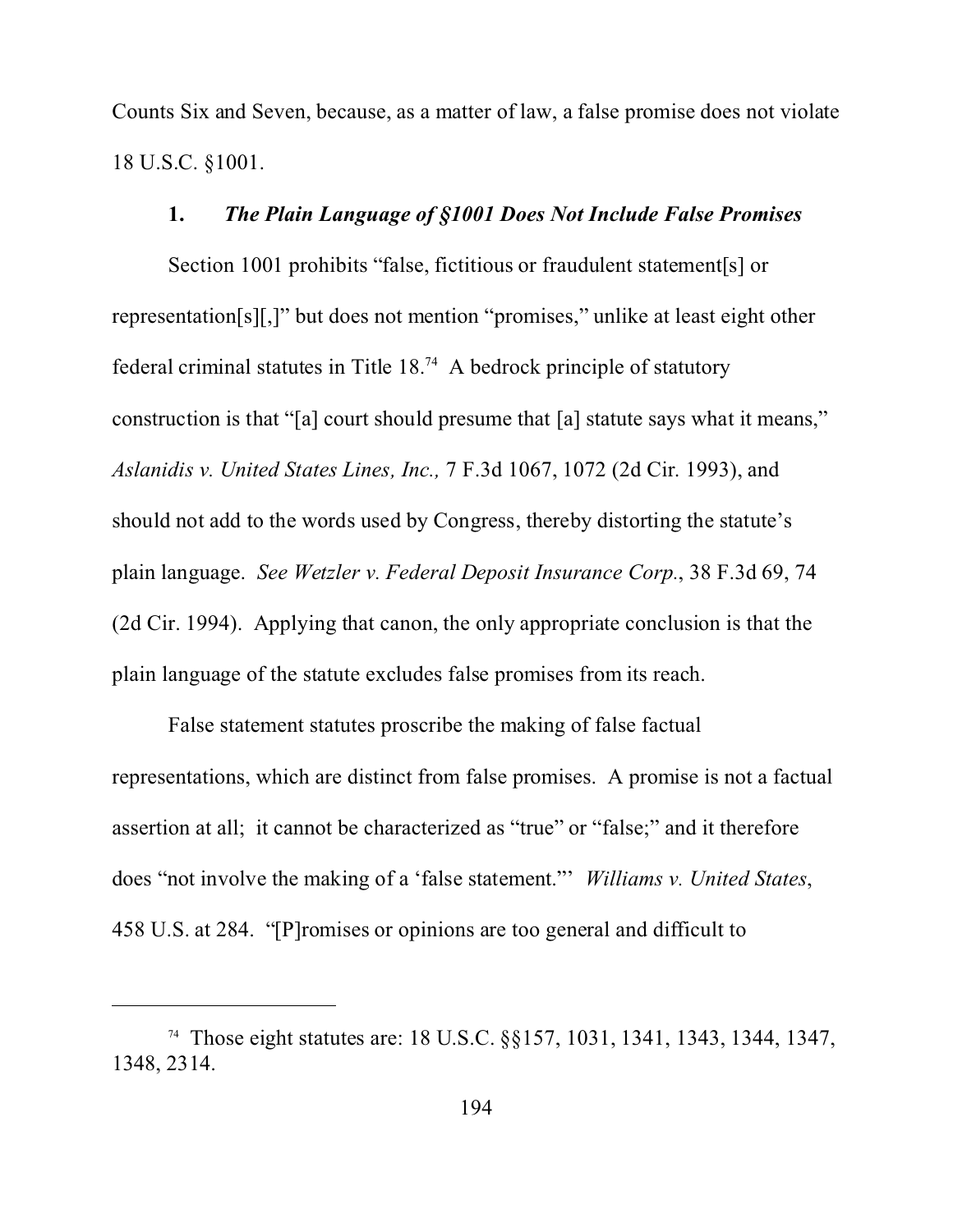Counts Six and Seven, because, as a matter of law, a false promise does not violate 18 U.S.C. §1001.

### 1. *The Plain Language of §1001 Does Not Include False Promises*

Section 1001 prohibits "false, fictitious or fraudulent statement[s] or representation[s][,]" but does not mention "promises," unlike at least eight other federal criminal statutes in Title 18.[74] A bedrock principle of statutory construction is that "[a] court should presume that [a] statute says what it means," *Aslanidis v. United States Lines, Inc.,* 7 F.3d 1067, 1072 (2d Cir. 1993), and should not add to the words used by Congress, thereby distorting the statute's plain language. *See Wetzler v. Federal Deposit Insurance Corp.*, 38 F.3d 69, 74 (2d Cir. 1994). Applying that canon, the only appropriate conclusion is that the plain language of the statute excludes false promises from its reach.

False statement statutes proscribe the making of false factual representations, which are distinct from false promises. A promise is not a factual assertion at all; it cannot be characterized as "true" or "false;" and it therefore does "not involve the making of a 'false statement.'" *Williams v. United States*, 458 U.S. at 284. "[P]romises or opinions are too general and difficult to

---

[74] Those eight statutes are: 18 U.S.C. §§157, 1031, 1341, 1343, 1344, 1347, 1348, 2314.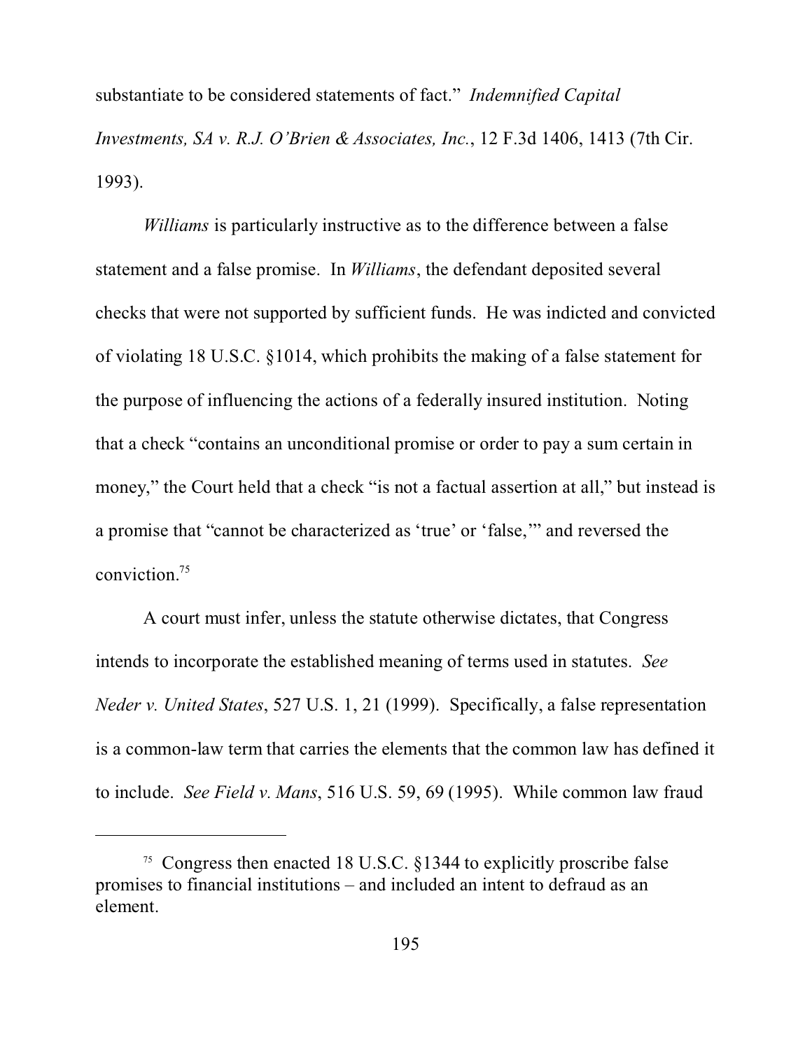substantiate to be considered statements of fact." *Indemnified Capital Investments, SA v. R.J. O'Brien & Associates, Inc.*, 12 F.3d 1406, 1413 (7th Cir. 1993).

*Williams* is particularly instructive as to the difference between a false statement and a false promise. In *Williams*, the defendant deposited several checks that were not supported by sufficient funds. He was indicted and convicted of violating 18 U.S.C. §1014, which prohibits the making of a false statement for the purpose of influencing the actions of a federally insured institution. Noting that a check "contains an unconditional promise or order to pay a sum certain in money," the Court held that a check "is not a factual assertion at all," but instead is a promise that "cannot be characterized as 'true' or 'false,'" and reversed the conviction.[75]

A court must infer, unless the statute otherwise dictates, that Congress intends to incorporate the established meaning of terms used in statutes. *See Neder v. United States*, 527 U.S. 1, 21 (1999). Specifically, a false representation is a common-law term that carries the elements that the common law has defined it to include. *See Field v. Mans*, 516 U.S. 59, 69 (1995). While common law fraud

---

[75] Congress then enacted 18 U.S.C. §1344 to explicitly proscribe false promises to financial institutions – and included an intent to defraud as an element.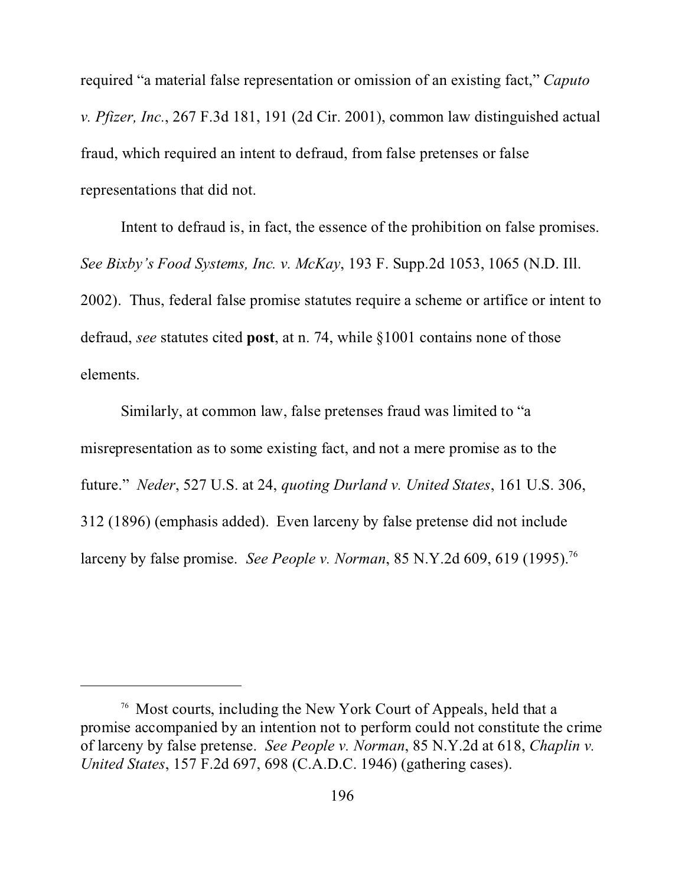required "a material false representation or omission of an existing fact," *Caputo v. Pfizer, Inc.*, 267 F.3d 181, 191 (2d Cir. 2001), common law distinguished actual fraud, which required an intent to defraud, from false pretenses or false representations that did not.

Intent to defraud is, in fact, the essence of the prohibition on false promises. *See Bixby's Food Systems, Inc. v. McKay*, 193 F. Supp.2d 1053, 1065 (N.D. Ill. 2002). Thus, federal false promise statutes require a scheme or artifice or intent to defraud, *see* statutes cited **post**, at n. 74, while §1001 contains none of those elements.

Similarly, at common law, false pretenses fraud was limited to "a misrepresentation as to some existing fact, and not a mere promise as to the future." *Neder*, 527 U.S. at 24, *quoting Durland v. United States*, 161 U.S. 306, 312 (1896) (emphasis added). Even larceny by false pretense did not include larceny by false promise. *See People v. Norman*, 85 N.Y.2d 609, 619 (1995).[76]

---

[76] Most courts, including the New York Court of Appeals, held that a promise accompanied by an intention not to perform could not constitute the crime of larceny by false pretense. *See People v. Norman*, 85 N.Y.2d at 618, *Chaplin v. United States*, 157 F.2d 697, 698 (C.A.D.C. 1946) (gathering cases).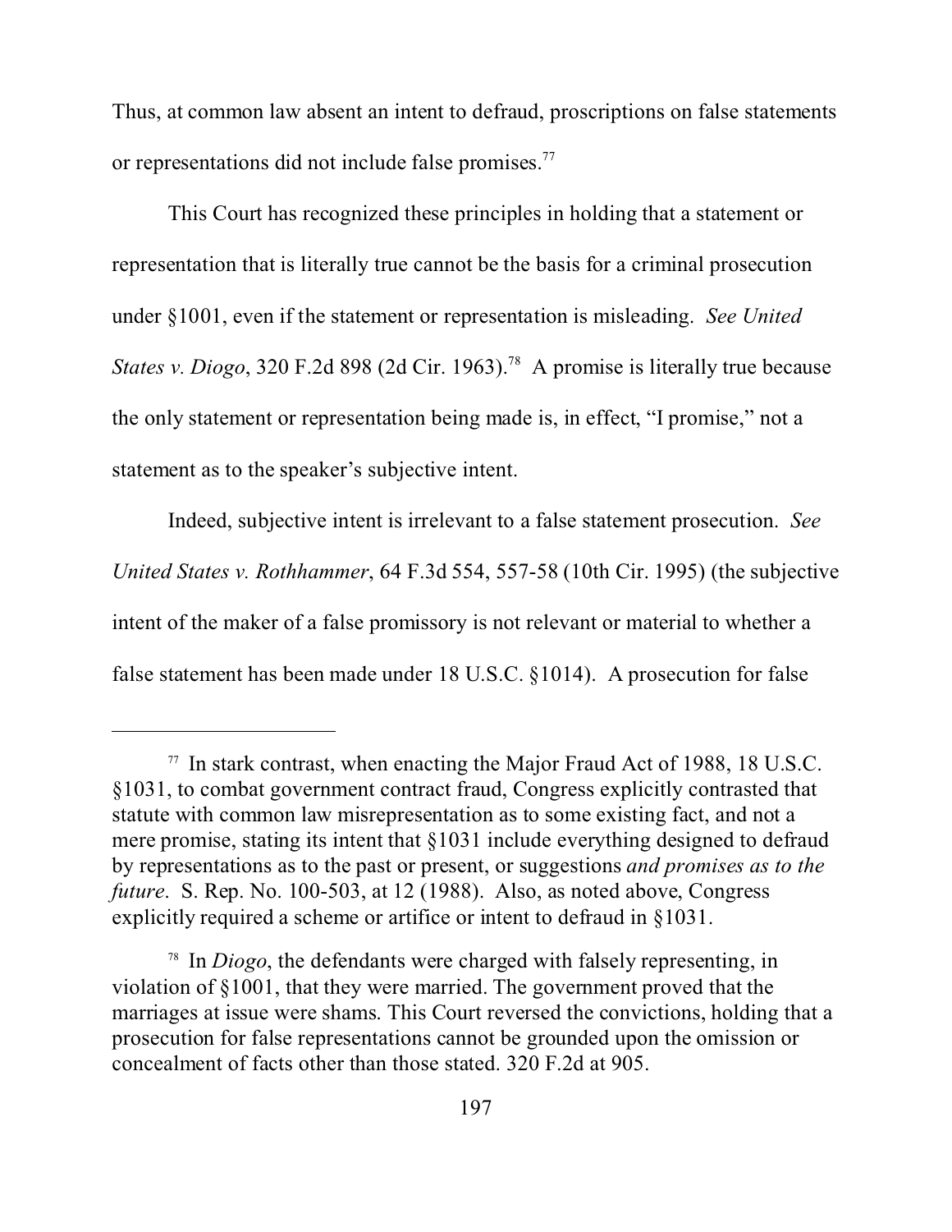Thus, at common law absent an intent to defraud, proscriptions on false statements or representations did not include false promises.[77]

This Court has recognized these principles in holding that a statement or representation that is literally true cannot be the basis for a criminal prosecution under §1001, even if the statement or representation is misleading. *See United States v. Diogo*, 320 F.2d 898 (2d Cir. 1963).[78] A promise is literally true because the only statement or representation being made is, in effect, "I promise," not a statement as to the speaker's subjective intent.

Indeed, subjective intent is irrelevant to a false statement prosecution. *See United States v. Rothhammer*, 64 F.3d 554, 557-58 (10th Cir. 1995) (the subjective intent of the maker of a false promissory is not relevant or material to whether a false statement has been made under 18 U.S.C. §1014). A prosecution for false

---

[77] In stark contrast, when enacting the Major Fraud Act of 1988, 18 U.S.C. §1031, to combat government contract fraud, Congress explicitly contrasted that statute with common law misrepresentation as to some existing fact, and not a mere promise, stating its intent that §1031 include everything designed to defraud by representations as to the past or present, or suggestions *and promises as to the future*. S. Rep. No. 100-503, at 12 (1988). Also, as noted above, Congress explicitly required a scheme or artifice or intent to defraud in §1031.

[78] In *Diogo*, the defendants were charged with falsely representing, in violation of §1001, that they were married. The government proved that the marriages at issue were shams. This Court reversed the convictions, holding that a prosecution for false representations cannot be grounded upon the omission or concealment of facts other than those stated. 320 F.2d at 905.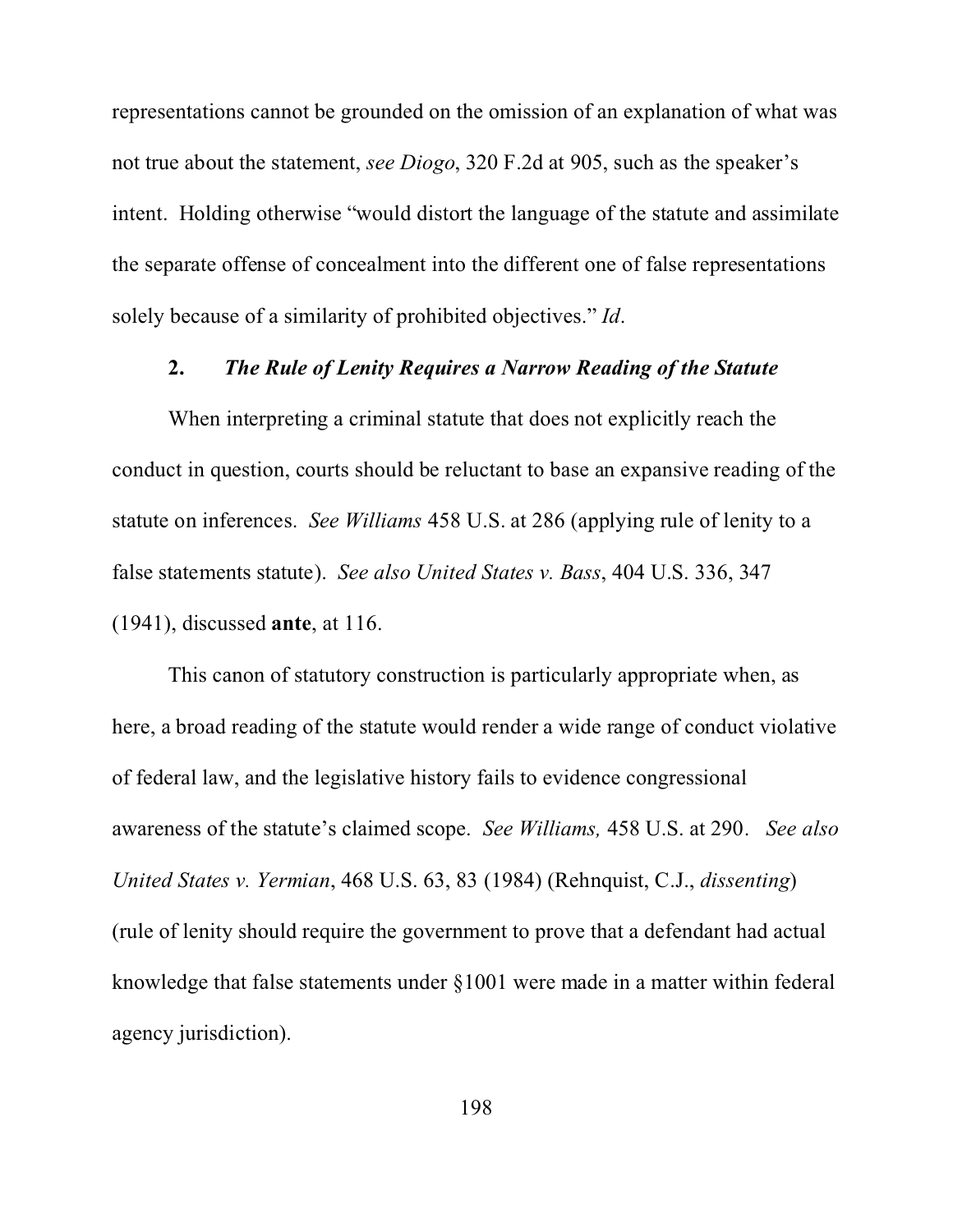representations cannot be grounded on the omission of an explanation of what was not true about the statement, *see Diogo*, 320 F.2d at 905, such as the speaker's intent. Holding otherwise "would distort the language of the statute and assimilate the separate offense of concealment into the different one of false representations solely because of a similarity of prohibited objectives." *Id*.

### 2. *The Rule of Lenity Requires a Narrow Reading of the Statute*

When interpreting a criminal statute that does not explicitly reach the conduct in question, courts should be reluctant to base an expansive reading of the statute on inferences. *See Williams* 458 U.S. at 286 (applying rule of lenity to a false statements statute). *See also United States v. Bass*, 404 U.S. 336, 347 (1941), discussed **ante**, at 116.

This canon of statutory construction is particularly appropriate when, as here, a broad reading of the statute would render a wide range of conduct violative of federal law, and the legislative history fails to evidence congressional awareness of the statute's claimed scope. *See Williams,* 458 U.S. at 290. *See also United States v. Yermian*, 468 U.S. 63, 83 (1984) (Rehnquist, C.J., *dissenting*) (rule of lenity should require the government to prove that a defendant had actual knowledge that false statements under §1001 were made in a matter within federal agency jurisdiction).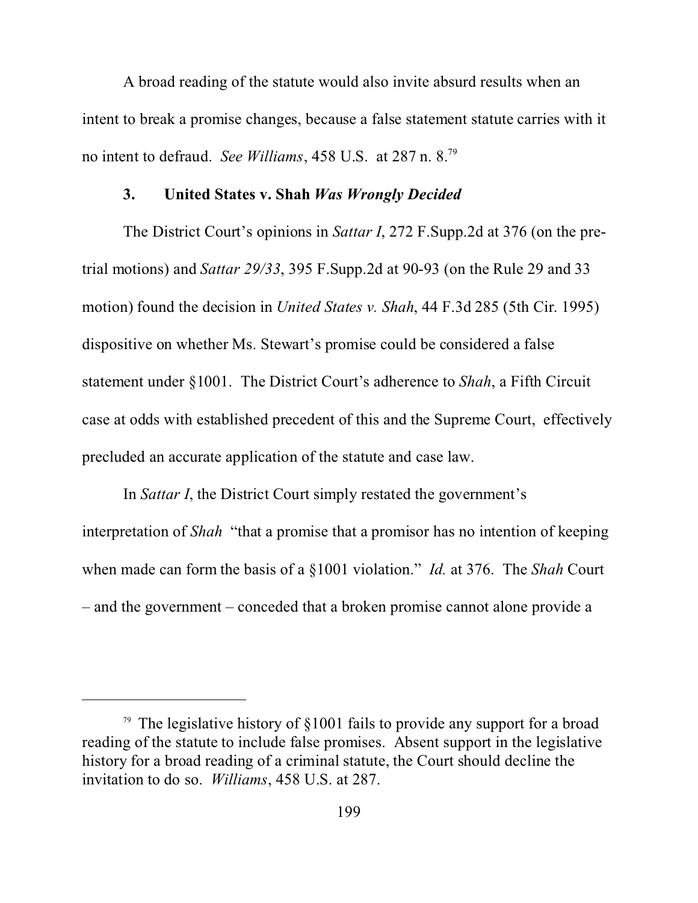A broad reading of the statute would also invite absurd results when an intent to break a promise changes, because a false statement statute carries with it no intent to defraud. *See Williams*, 458 U.S. at 287 n. 8.[79]

### 3. United States v. Shah *Was Wrongly Decided*

The District Court's opinions in *Sattar I*, 272 F.Supp.2d at 376 (on the pre-trial motions) and *Sattar 29/33*, 395 F.Supp.2d at 90-93 (on the Rule 29 and 33 motion) found the decision in *United States v. Shah*, 44 F.3d 285 (5th Cir. 1995) dispositive on whether Ms. Stewart's promise could be considered a false statement under §1001. The District Court's adherence to *Shah*, a Fifth Circuit case at odds with established precedent of this and the Supreme Court, effectively precluded an accurate application of the statute and case law.

In *Sattar I*, the District Court simply restated the government's interpretation of *Shah* "that a promise that a promisor has no intention of keeping when made can form the basis of a §1001 violation." *Id.* at 376. The *Shah* Court – and the government – conceded that a broken promise cannot alone provide a

---

[79] The legislative history of §1001 fails to provide any support for a broad reading of the statute to include false promises. Absent support in the legislative history for a broad reading of a criminal statute, the Court should decline the invitation to do so. *Williams*, 458 U.S. at 287.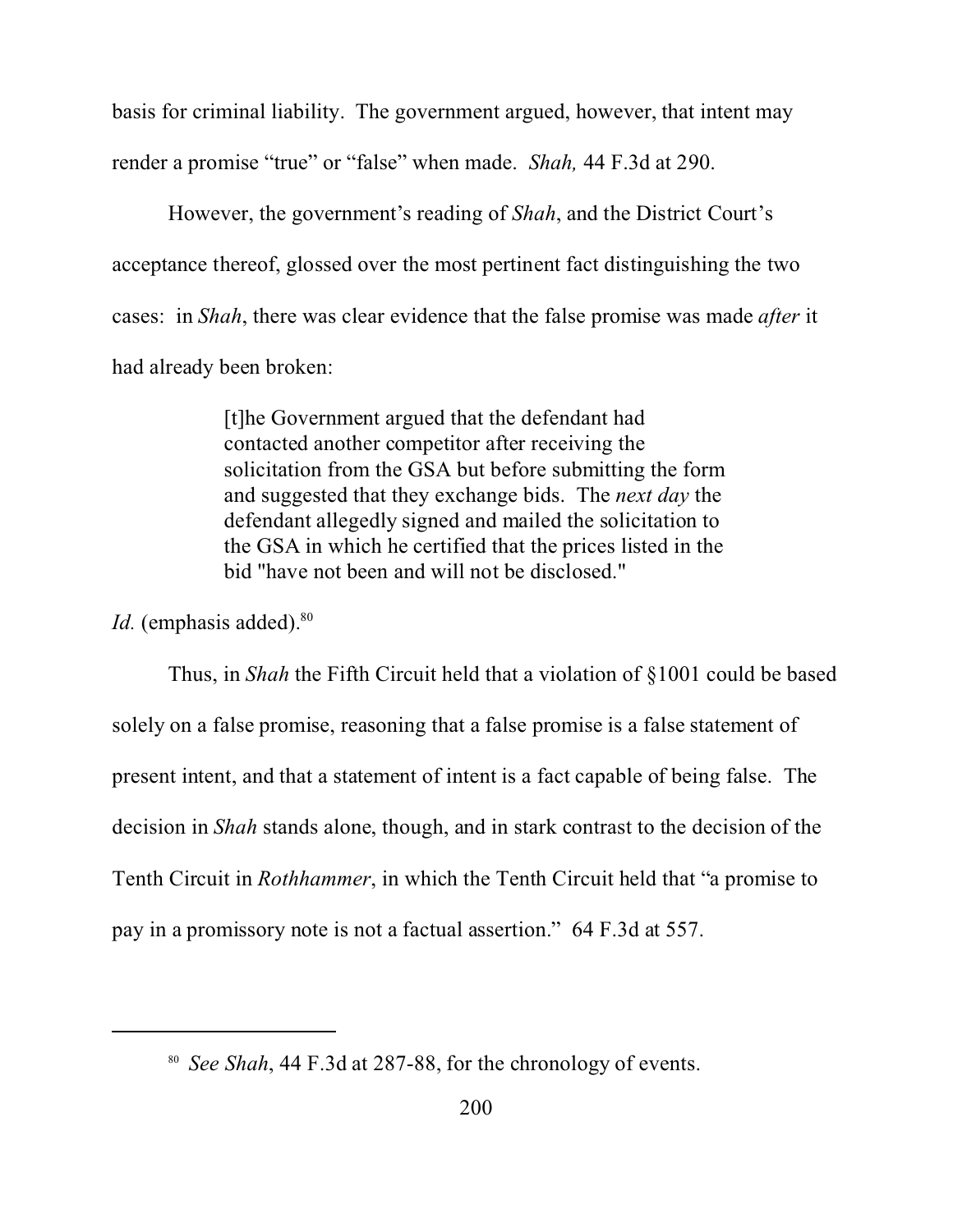basis for criminal liability. The government argued, however, that intent may render a promise "true" or "false" when made. *Shah,* 44 F.3d at 290.

However, the government's reading of *Shah*, and the District Court's acceptance thereof, glossed over the most pertinent fact distinguishing the two cases: in *Shah*, there was clear evidence that the false promise was made *after* it had already been broken:

> [t]he Government argued that the defendant had contacted another competitor after receiving the solicitation from the GSA but before submitting the form and suggested that they exchange bids. The *next day* the defendant allegedly signed and mailed the solicitation to the GSA in which he certified that the prices listed in the bid "have not been and will not be disclosed."

*Id.* (emphasis added).[80]

Thus, in *Shah* the Fifth Circuit held that a violation of §1001 could be based solely on a false promise, reasoning that a false promise is a false statement of present intent, and that a statement of intent is a fact capable of being false. The decision in *Shah* stands alone, though, and in stark contrast to the decision of the Tenth Circuit in *Rothhammer*, in which the Tenth Circuit held that "a promise to pay in a promissory note is not a factual assertion." 64 F.3d at 557.

---

[80] *See Shah*, 44 F.3d at 287-88, for the chronology of events.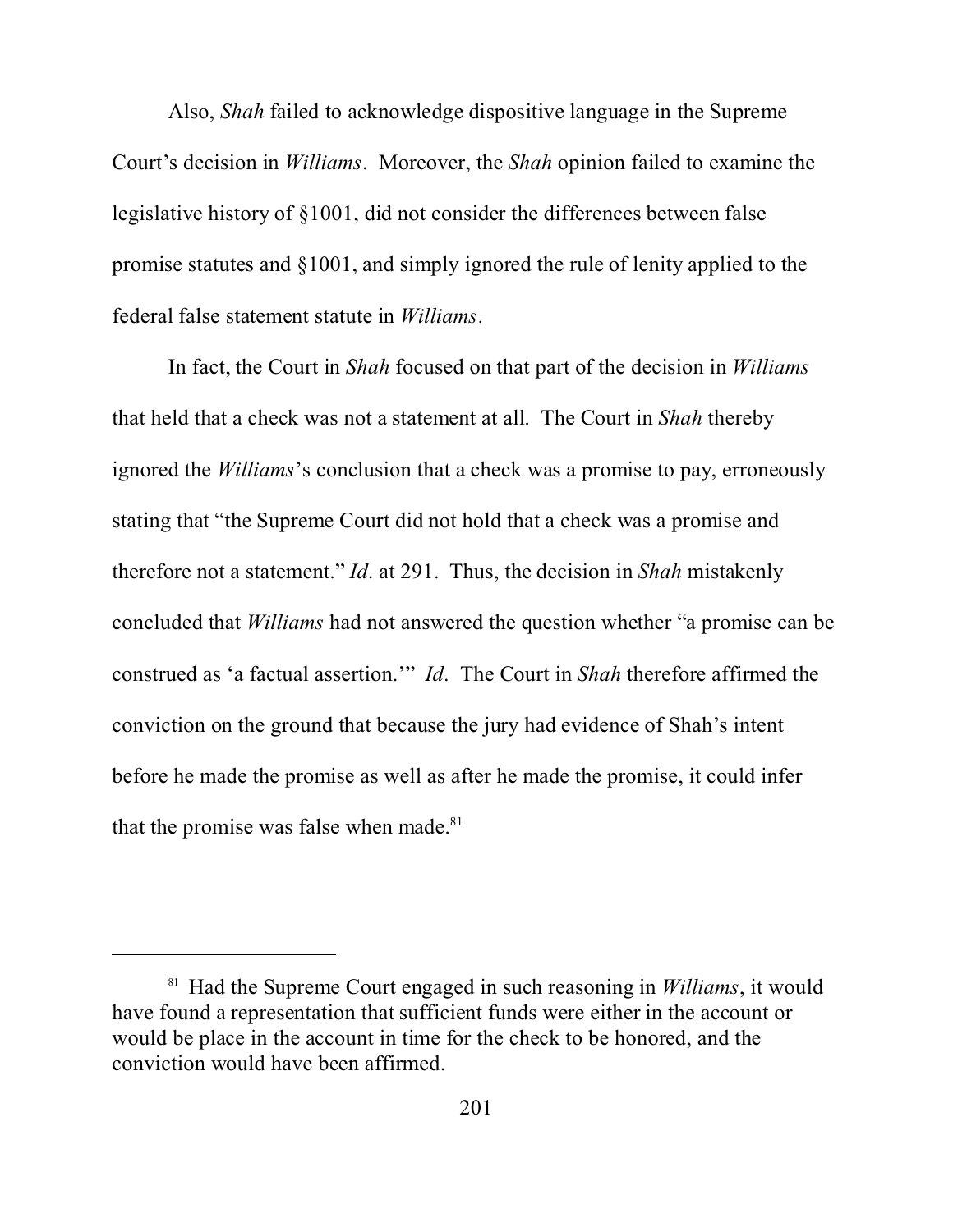Also, *Shah* failed to acknowledge dispositive language in the Supreme Court's decision in *Williams*. Moreover, the *Shah* opinion failed to examine the legislative history of §1001, did not consider the differences between false promise statutes and §1001, and simply ignored the rule of lenity applied to the federal false statement statute in *Williams*.

In fact, the Court in *Shah* focused on that part of the decision in *Williams* that held that a check was not a statement at all. The Court in *Shah* thereby ignored the *Williams*'s conclusion that a check was a promise to pay, erroneously stating that "the Supreme Court did not hold that a check was a promise and therefore not a statement." *Id*. at 291. Thus, the decision in *Shah* mistakenly concluded that *Williams* had not answered the question whether "a promise can be construed as 'a factual assertion.'" *Id*. The Court in *Shah* therefore affirmed the conviction on the ground that because the jury had evidence of Shah's intent before he made the promise as well as after he made the promise, it could infer that the promise was false when made.[81]

---

[81] Had the Supreme Court engaged in such reasoning in *Williams*, it would have found a representation that sufficient funds were either in the account or would be place in the account in time for the check to be honored, and the conviction would have been affirmed.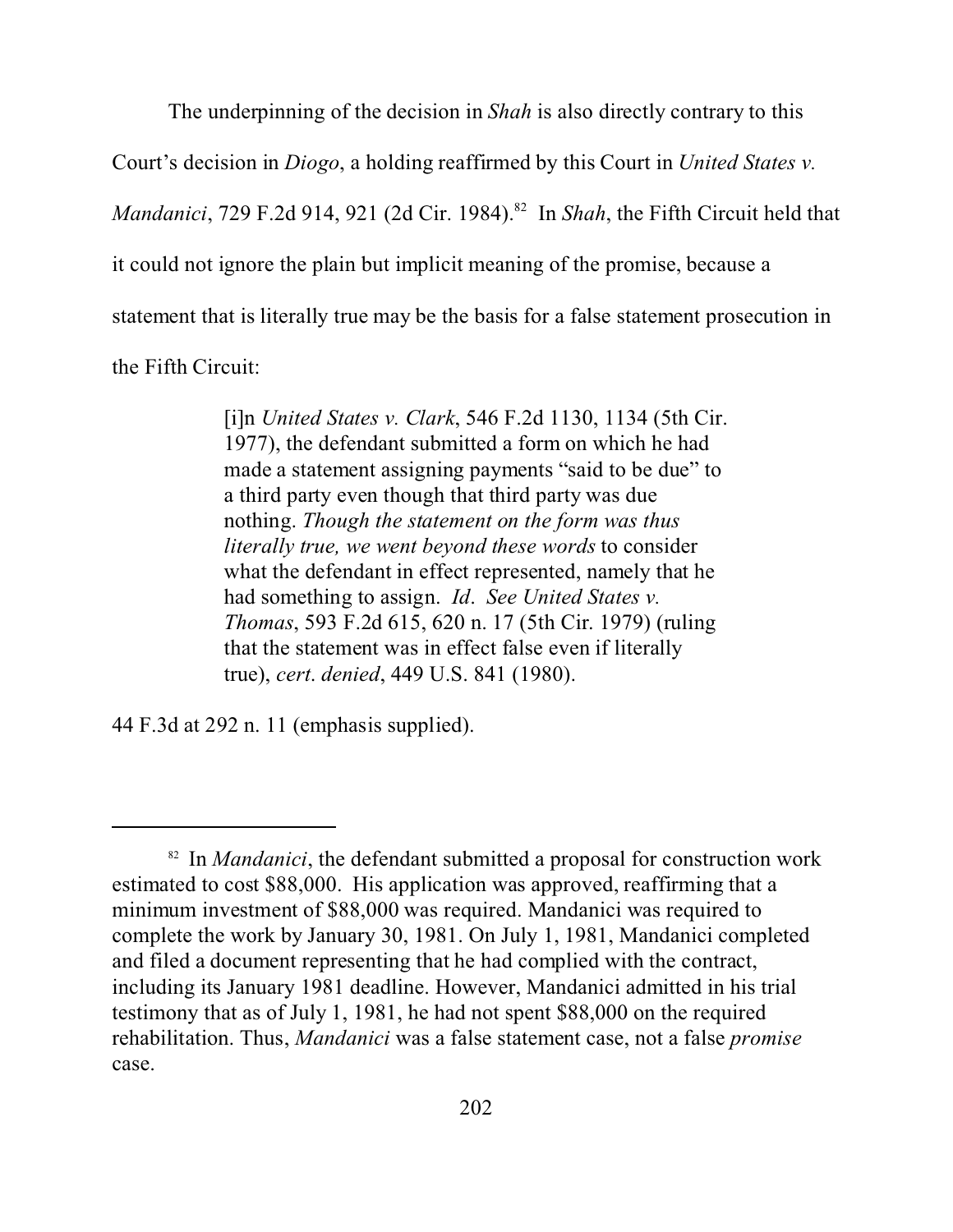The underpinning of the decision in *Shah* is also directly contrary to this Court's decision in *Diogo*, a holding reaffirmed by this Court in *United States v. Mandanici*, 729 F.2d 914, 921 (2d Cir. 1984).[82] In *Shah*, the Fifth Circuit held that it could not ignore the plain but implicit meaning of the promise, because a statement that is literally true may be the basis for a false statement prosecution in the Fifth Circuit:

> [i]n *United States v. Clark*, 546 F.2d 1130, 1134 (5th Cir. 1977), the defendant submitted a form on which he had made a statement assigning payments "said to be due" to a third party even though that third party was due nothing. *Though the statement on the form was thus literally true, we went beyond these words* to consider what the defendant in effect represented, namely that he had something to assign. *Id*. *See United States v. Thomas*, 593 F.2d 615, 620 n. 17 (5th Cir. 1979) (ruling that the statement was in effect false even if literally true), *cert. denied*, 449 U.S. 841 (1980).

44 F.3d at 292 n. 11 (emphasis supplied).

---

[82] In *Mandanici*, the defendant submitted a proposal for construction work estimated to cost $88,000. His application was approved, reaffirming that a minimum investment of $88,000 was required. Mandanici was required to complete the work by January 30, 1981. On July 1, 1981, Mandanici completed and filed a document representing that he had complied with the contract, including its January 1981 deadline. However, Mandanici admitted in his trial testimony that as of July 1, 1981, he had not spent $88,000 on the required rehabilitation. Thus, *Mandanici* was a false statement case, not a false *promise* case.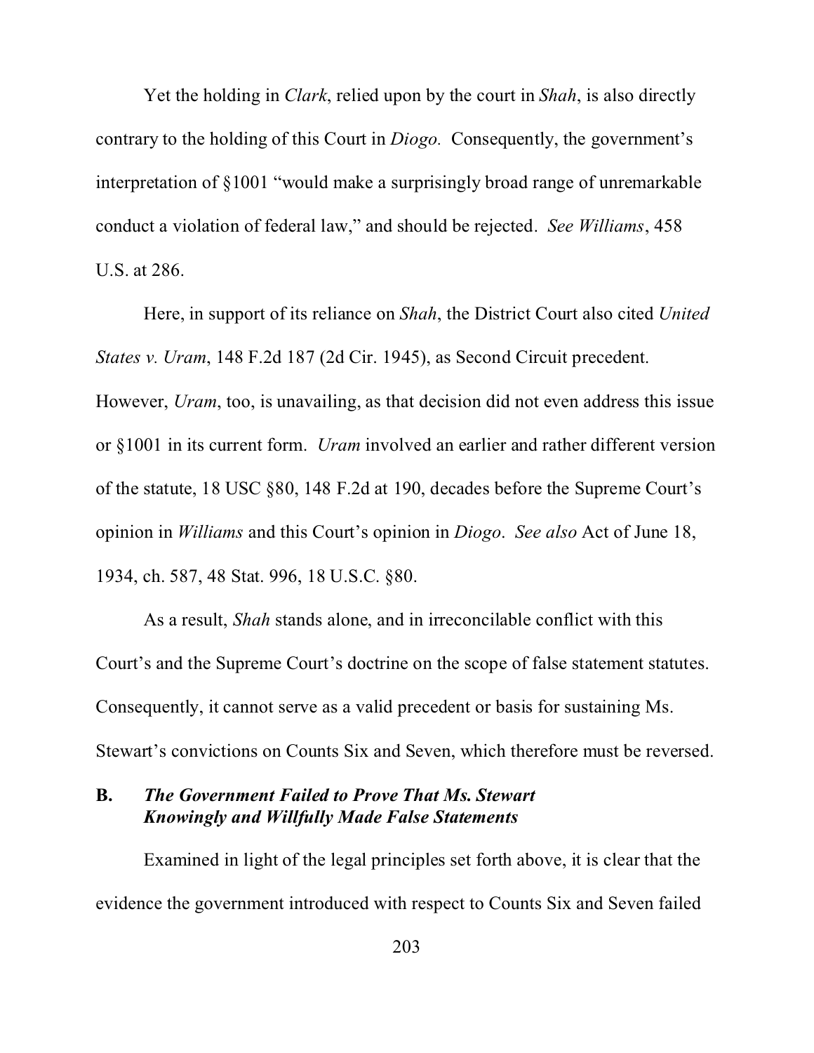Yet the holding in *Clark*, relied upon by the court in *Shah*, is also directly contrary to the holding of this Court in *Diogo.* Consequently, the government's interpretation of §1001 "would make a surprisingly broad range of unremarkable conduct a violation of federal law," and should be rejected. *See Williams*, 458 U.S. at 286.

Here, in support of its reliance on *Shah*, the District Court also cited *United States v. Uram*, 148 F.2d 187 (2d Cir. 1945), as Second Circuit precedent. However, *Uram*, too, is unavailing, as that decision did not even address this issue or §1001 in its current form. *Uram* involved an earlier and rather different version of the statute, 18 USC §80, 148 F.2d at 190, decades before the Supreme Court's opinion in *Williams* and this Court's opinion in *Diogo*. *See also* Act of June 18, 1934, ch. 587, 48 Stat. 996, 18 U.S.C. §80.

As a result, *Shah* stands alone, and in irreconcilable conflict with this Court's and the Supreme Court's doctrine on the scope of false statement statutes. Consequently, it cannot serve as a valid precedent or basis for sustaining Ms. Stewart's convictions on Counts Six and Seven, which therefore must be reversed.

### B. *The Government Failed to Prove That Ms. Stewart Knowingly and Willfully Made False Statements*

Examined in light of the legal principles set forth above, it is clear that the evidence the government introduced with respect to Counts Six and Seven failed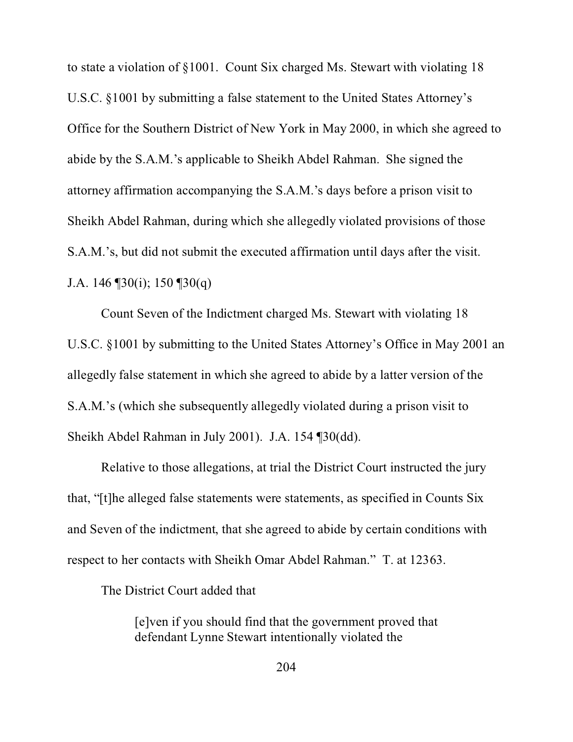to state a violation of §1001. Count Six charged Ms. Stewart with violating 18 U.S.C. §1001 by submitting a false statement to the United States Attorney's Office for the Southern District of New York in May 2000, in which she agreed to abide by the S.A.M.'s applicable to Sheikh Abdel Rahman. She signed the attorney affirmation accompanying the S.A.M.'s days before a prison visit to Sheikh Abdel Rahman, during which she allegedly violated provisions of those S.A.M.'s, but did not submit the executed affirmation until days after the visit. J.A. 146 ¶30(i); 150 ¶30(q)

Count Seven of the Indictment charged Ms. Stewart with violating 18 U.S.C. §1001 by submitting to the United States Attorney's Office in May 2001 an allegedly false statement in which she agreed to abide by a latter version of the S.A.M.'s (which she subsequently allegedly violated during a prison visit to Sheikh Abdel Rahman in July 2001). J.A. 154 ¶30(dd).

Relative to those allegations, at trial the District Court instructed the jury that, "[t]he alleged false statements were statements, as specified in Counts Six and Seven of the indictment, that she agreed to abide by certain conditions with respect to her contacts with Sheikh Omar Abdel Rahman." T. at 12363.

The District Court added that

> [e]ven if you should find that the government proved that defendant Lynne Stewart intentionally violated the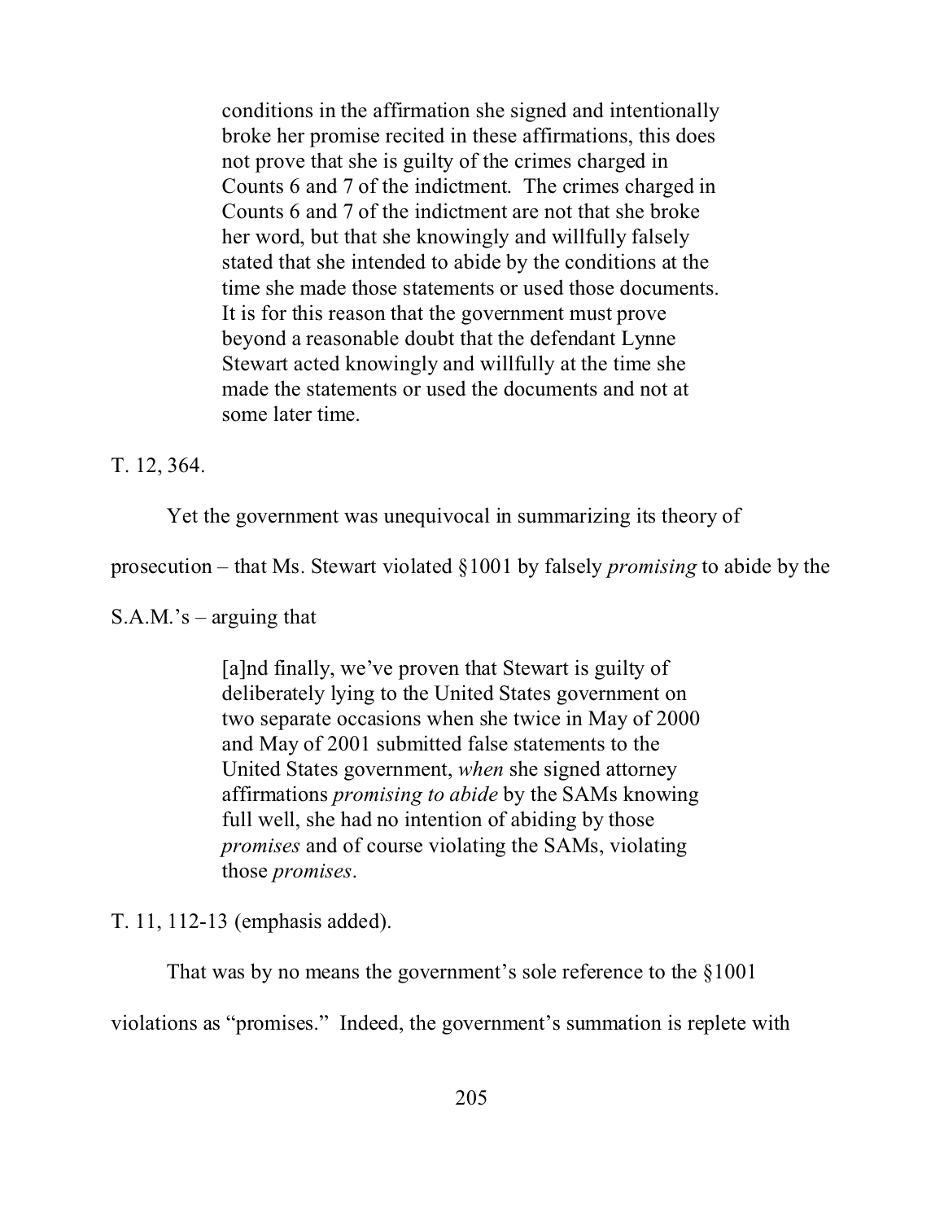> conditions in the affirmation she signed and intentionally broke her promise recited in these affirmations, this does not prove that she is guilty of the crimes charged in Counts 6 and 7 of the indictment. The crimes charged in Counts 6 and 7 of the indictment are not that she broke her word, but that she knowingly and willfully falsely stated that she intended to abide by the conditions at the time she made those statements or used those documents. It is for this reason that the government must prove beyond a reasonable doubt that the defendant Lynne Stewart acted knowingly and willfully at the time she made the statements or used the documents and not at some later time.

T. 12, 364.

Yet the government was unequivocal in summarizing its theory of prosecution – that Ms. Stewart violated §1001 by falsely *promising* to abide by the S.A.M.'s – arguing that

> [a]nd finally, we've proven that Stewart is guilty of deliberately lying to the United States government on two separate occasions when she twice in May of 2000 and May of 2001 submitted false statements to the United States government, *when* she signed attorney affirmations *promising to abide* by the SAMs knowing full well, she had no intention of abiding by those *promises* and of course violating the SAMs, violating those *promises*.

T. 11, 112-13 (emphasis added).

That was by no means the government's sole reference to the §1001 violations as "promises." Indeed, the government's summation is replete with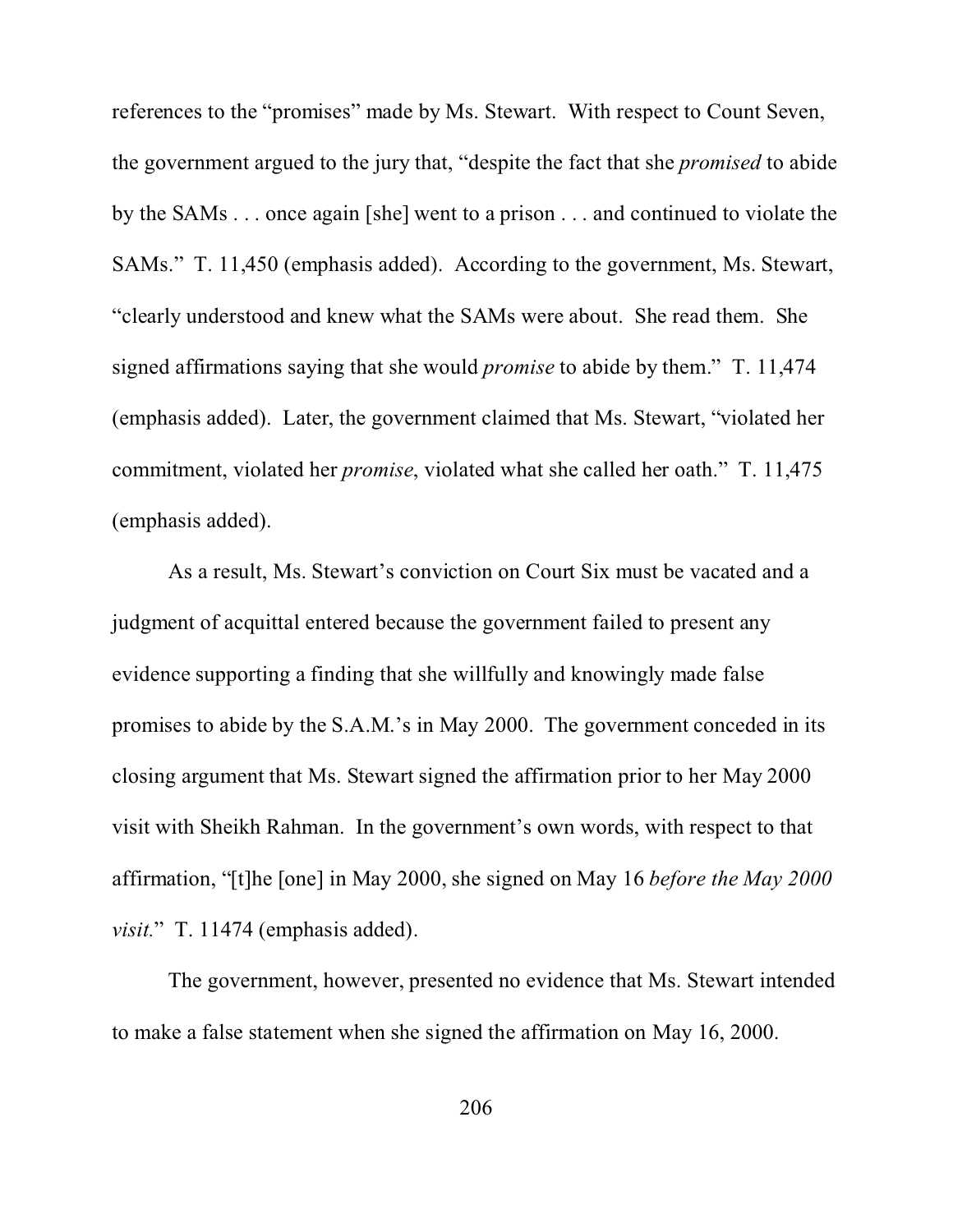references to the "promises" made by Ms. Stewart. With respect to Count Seven, the government argued to the jury that, "despite the fact that she *promised* to abide by the SAMs . . . once again [she] went to a prison . . . and continued to violate the SAMs." T. 11,450 (emphasis added). According to the government, Ms. Stewart, "clearly understood and knew what the SAMs were about. She read them. She signed affirmations saying that she would *promise* to abide by them." T. 11,474 (emphasis added). Later, the government claimed that Ms. Stewart, "violated her commitment, violated her *promise*, violated what she called her oath." T. 11,475 (emphasis added).

As a result, Ms. Stewart's conviction on Court Six must be vacated and a judgment of acquittal entered because the government failed to present any evidence supporting a finding that she willfully and knowingly made false promises to abide by the S.A.M.'s in May 2000. The government conceded in its closing argument that Ms. Stewart signed the affirmation prior to her May 2000 visit with Sheikh Rahman. In the government's own words, with respect to that affirmation, "[t]he [one] in May 2000, she signed on May 16 *before the May 2000 visit*." T. 11474 (emphasis added).

The government, however, presented no evidence that Ms. Stewart intended to make a false statement when she signed the affirmation on May 16, 2000.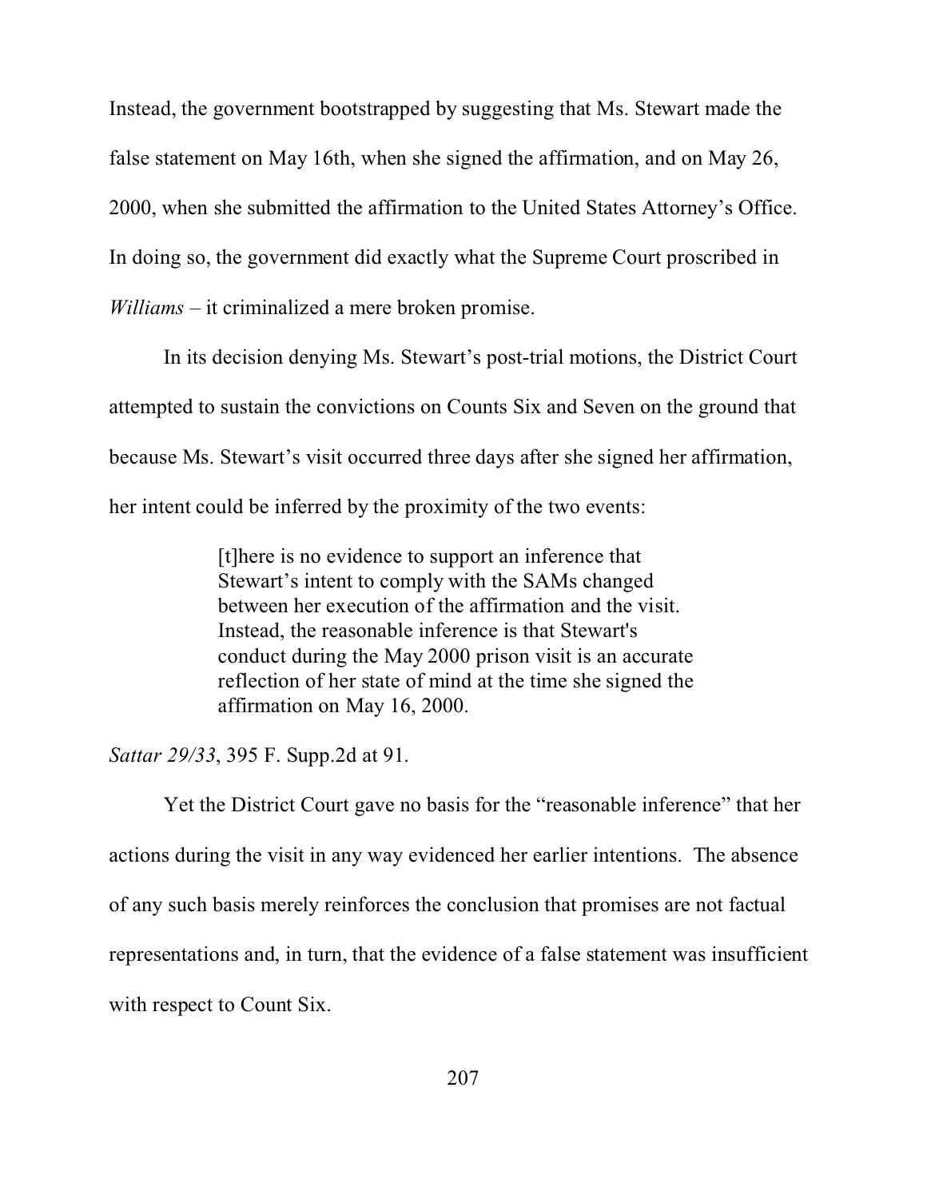Instead, the government bootstrapped by suggesting that Ms. Stewart made the false statement on May 16th, when she signed the affirmation, and on May 26, 2000, when she submitted the affirmation to the United States Attorney's Office. In doing so, the government did exactly what the Supreme Court proscribed in *Williams* – it criminalized a mere broken promise.

In its decision denying Ms. Stewart's post-trial motions, the District Court attempted to sustain the convictions on Counts Six and Seven on the ground that because Ms. Stewart's visit occurred three days after she signed her affirmation, her intent could be inferred by the proximity of the two events:

> [t]here is no evidence to support an inference that Stewart's intent to comply with the SAMs changed between her execution of the affirmation and the visit. Instead, the reasonable inference is that Stewart's conduct during the May 2000 prison visit is an accurate reflection of her state of mind at the time she signed the affirmation on May 16, 2000.

*Sattar 29/33*, 395 F. Supp.2d at 91.

Yet the District Court gave no basis for the "reasonable inference" that her actions during the visit in any way evidenced her earlier intentions. The absence of any such basis merely reinforces the conclusion that promises are not factual representations and, in turn, that the evidence of a false statement was insufficient with respect to Count Six.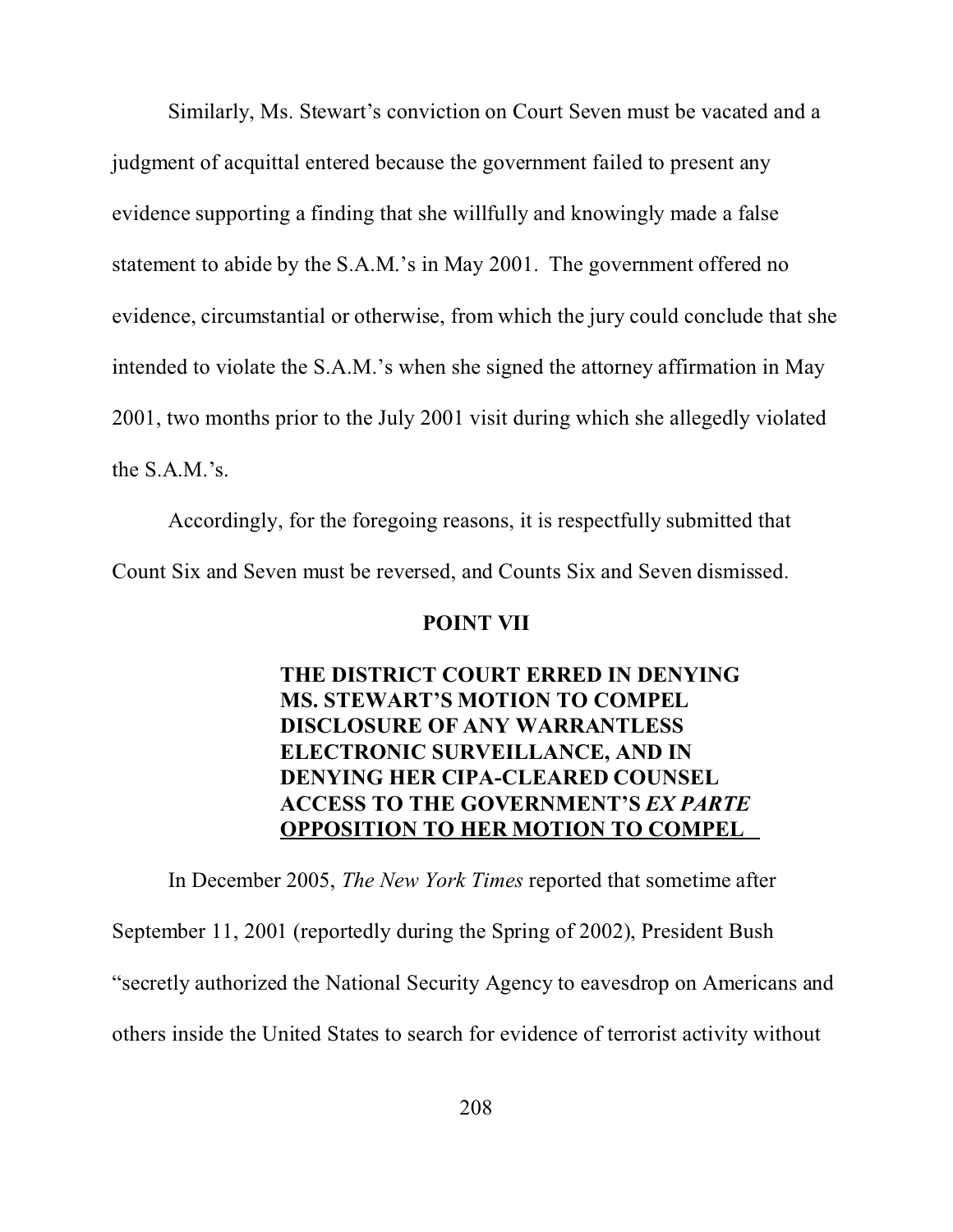Similarly, Ms. Stewart's conviction on Court Seven must be vacated and a judgment of acquittal entered because the government failed to present any evidence supporting a finding that she willfully and knowingly made a false statement to abide by the S.A.M.'s in May 2001. The government offered no evidence, circumstantial or otherwise, from which the jury could conclude that she intended to violate the S.A.M.'s when she signed the attorney affirmation in May 2001, two months prior to the July 2001 visit during which she allegedly violated the S.A.M.'s.

Accordingly, for the foregoing reasons, it is respectfully submitted that Count Six and Seven must be reversed, and Counts Six and Seven dismissed.

## POINT VII

### THE DISTRICT COURT ERRED IN DENYING MS. STEWART'S MOTION TO COMPEL DISCLOSURE OF ANY WARRANTLESS ELECTRONIC SURVEILLANCE, AND IN DENYING HER CIPA-CLEARED COUNSEL ACCESS TO THE GOVERNMENT'S *EX PARTE* OPPOSITION TO HER MOTION TO COMPEL

In December 2005, *The New York Times* reported that sometime after September 11, 2001 (reportedly during the Spring of 2002), President Bush "secretly authorized the National Security Agency to eavesdrop on Americans and others inside the United States to search for evidence of terrorist activity without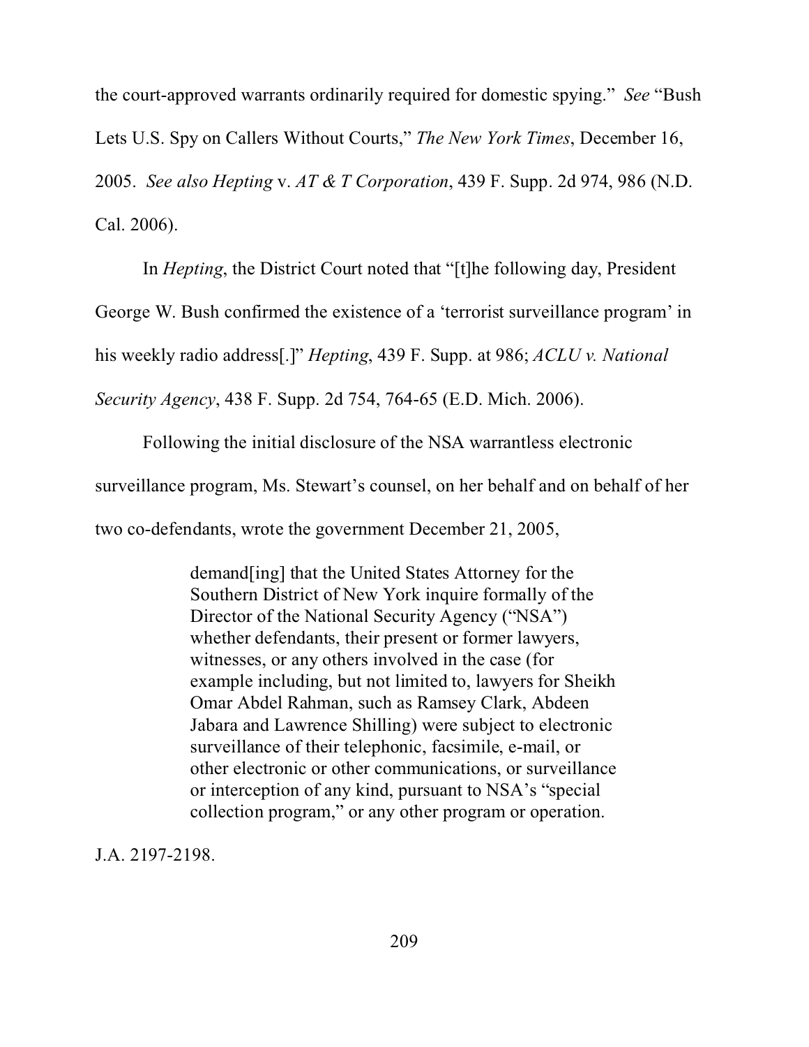the court-approved warrants ordinarily required for domestic spying." *See* "Bush Lets U.S. Spy on Callers Without Courts," *The New York Times*, December 16, 2005. *See also Hepting* v. *AT & T Corporation*, 439 F. Supp. 2d 974, 986 (N.D. Cal. 2006).

In *Hepting*, the District Court noted that "[t]he following day, President George W. Bush confirmed the existence of a 'terrorist surveillance program' in his weekly radio address[.]" *Hepting*, 439 F. Supp. at 986; *ACLU v. National Security Agency*, 438 F. Supp. 2d 754, 764-65 (E.D. Mich. 2006).

Following the initial disclosure of the NSA warrantless electronic surveillance program, Ms. Stewart's counsel, on her behalf and on behalf of her two co-defendants, wrote the government December 21, 2005,

> demand[ing] that the United States Attorney for the Southern District of New York inquire formally of the Director of the National Security Agency ("NSA") whether defendants, their present or former lawyers, witnesses, or any others involved in the case (for example including, but not limited to, lawyers for Sheikh Omar Abdel Rahman, such as Ramsey Clark, Abdeen Jabara and Lawrence Shilling) were subject to electronic surveillance of their telephonic, facsimile, e-mail, or other electronic or other communications, or surveillance or interception of any kind, pursuant to NSA's "special collection program," or any other program or operation.

J.A. 2197-2198.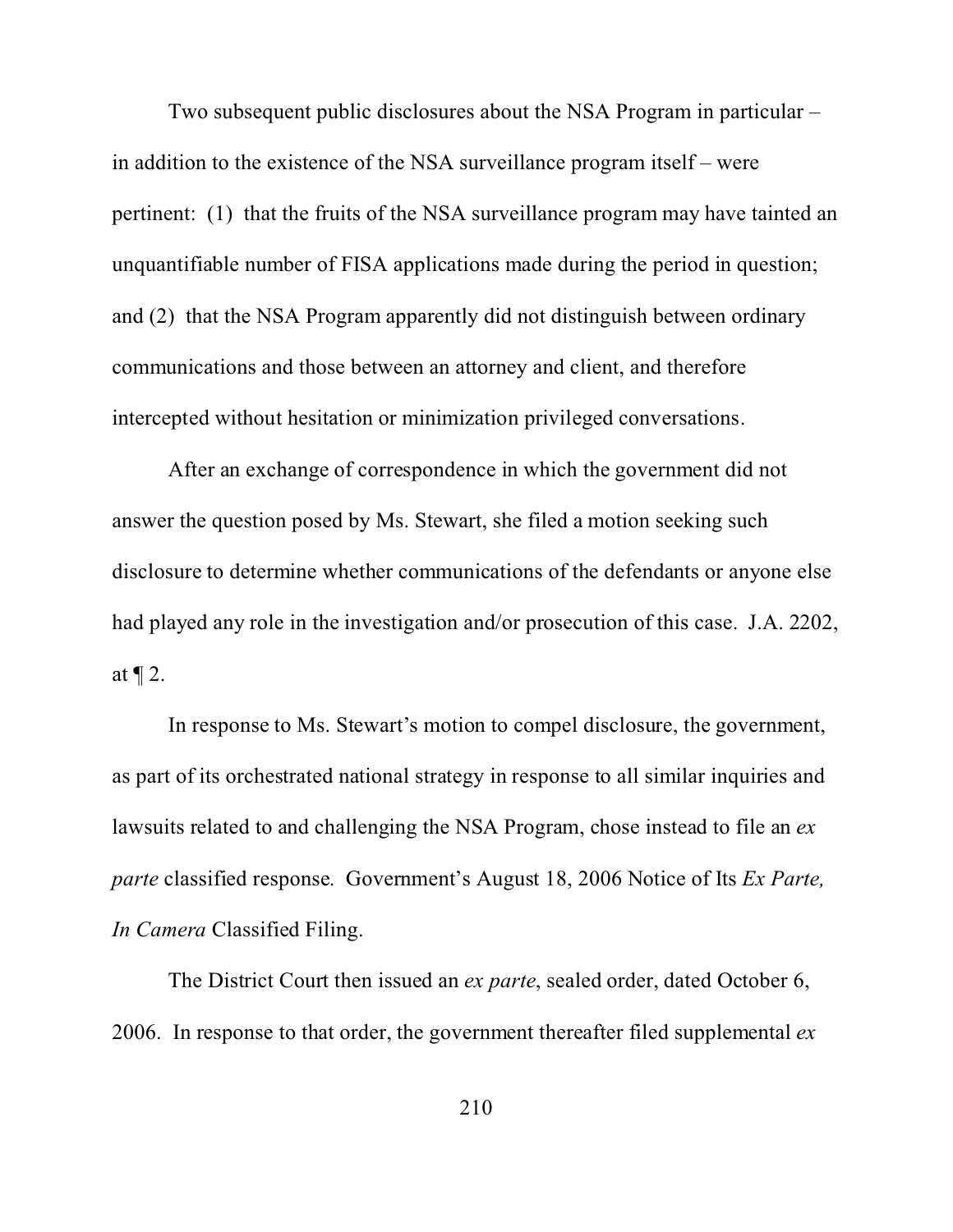Two subsequent public disclosures about the NSA Program in particular – in addition to the existence of the NSA surveillance program itself – were pertinent: (1) that the fruits of the NSA surveillance program may have tainted an unquantifiable number of FISA applications made during the period in question; and (2) that the NSA Program apparently did not distinguish between ordinary communications and those between an attorney and client, and therefore intercepted without hesitation or minimization privileged conversations.

After an exchange of correspondence in which the government did not answer the question posed by Ms. Stewart, she filed a motion seeking such disclosure to determine whether communications of the defendants or anyone else had played any role in the investigation and/or prosecution of this case. J.A. 2202, at ¶ 2.

In response to Ms. Stewart's motion to compel disclosure, the government, as part of its orchestrated national strategy in response to all similar inquiries and lawsuits related to and challenging the NSA Program, chose instead to file an *ex parte* classified response. Government's August 18, 2006 Notice of Its *Ex Parte, In Camera* Classified Filing.

The District Court then issued an *ex parte*, sealed order, dated October 6, 2006. In response to that order, the government thereafter filed supplemental *ex*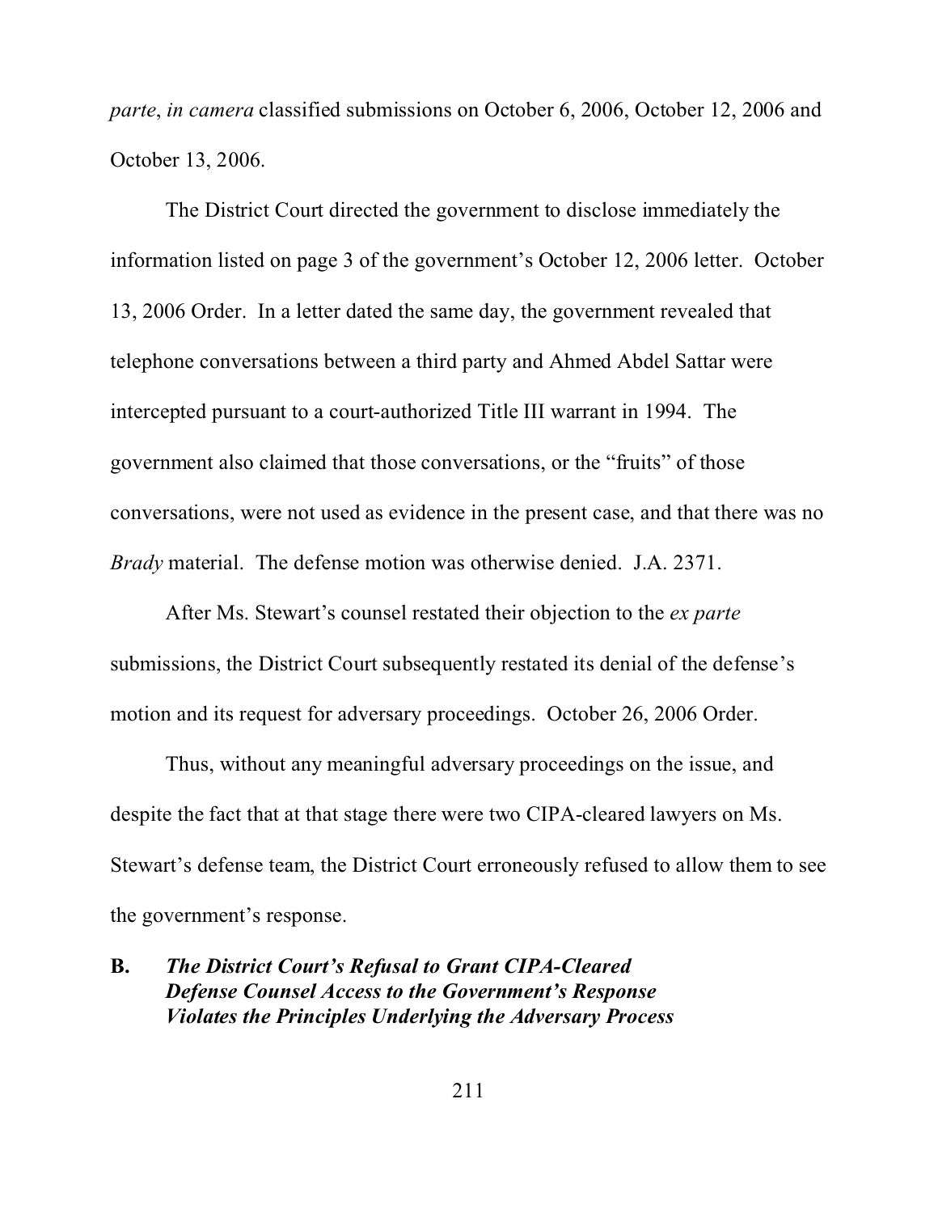*parte*, *in camera* classified submissions on October 6, 2006, October 12, 2006 and October 13, 2006.

The District Court directed the government to disclose immediately the information listed on page 3 of the government's October 12, 2006 letter. October 13, 2006 Order. In a letter dated the same day, the government revealed that telephone conversations between a third party and Ahmed Abdel Sattar were intercepted pursuant to a court-authorized Title III warrant in 1994. The government also claimed that those conversations, or the "fruits" of those conversations, were not used as evidence in the present case, and that there was no *Brady* material. The defense motion was otherwise denied. J.A. 2371.

After Ms. Stewart's counsel restated their objection to the *ex parte* submissions, the District Court subsequently restated its denial of the defense's motion and its request for adversary proceedings. October 26, 2006 Order.

Thus, without any meaningful adversary proceedings on the issue, and despite the fact that at that stage there were two CIPA-cleared lawyers on Ms. Stewart's defense team, the District Court erroneously refused to allow them to see the government's response.

**B. *The District Court's Refusal to Grant CIPA-Cleared Defense Counsel Access to the Government's Response Violates the Principles Underlying the Adversary Process***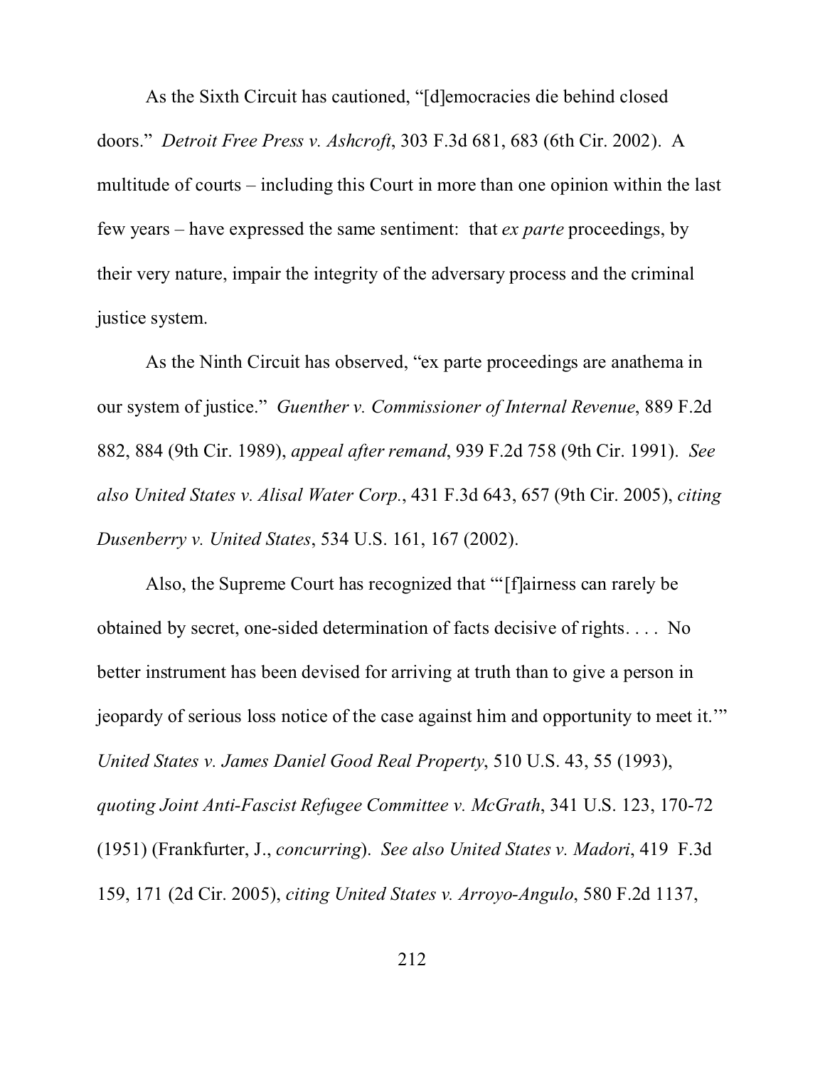As the Sixth Circuit has cautioned, "[d]emocracies die behind closed doors." *Detroit Free Press v. Ashcroft*, 303 F.3d 681, 683 (6th Cir. 2002). A multitude of courts – including this Court in more than one opinion within the last few years – have expressed the same sentiment: that *ex parte* proceedings, by their very nature, impair the integrity of the adversary process and the criminal justice system.

As the Ninth Circuit has observed, "ex parte proceedings are anathema in our system of justice." *Guenther v. Commissioner of Internal Revenue*, 889 F.2d 882, 884 (9th Cir. 1989), *appeal after remand*, 939 F.2d 758 (9th Cir. 1991). *See also United States v. Alisal Water Corp.*, 431 F.3d 643, 657 (9th Cir. 2005), *citing Dusenberry v. United States*, 534 U.S. 161, 167 (2002).

Also, the Supreme Court has recognized that "'[f]airness can rarely be obtained by secret, one-sided determination of facts decisive of rights. . . . No better instrument has been devised for arriving at truth than to give a person in jeopardy of serious loss notice of the case against him and opportunity to meet it.'" *United States v. James Daniel Good Real Property*, 510 U.S. 43, 55 (1993), *quoting Joint Anti-Fascist Refugee Committee v. McGrath*, 341 U.S. 123, 170-72 (1951) (Frankfurter, J., *concurring*). *See also United States v. Madori*, 419 F.3d 159, 171 (2d Cir. 2005), *citing United States v. Arroyo-Angulo*, 580 F.2d 1137,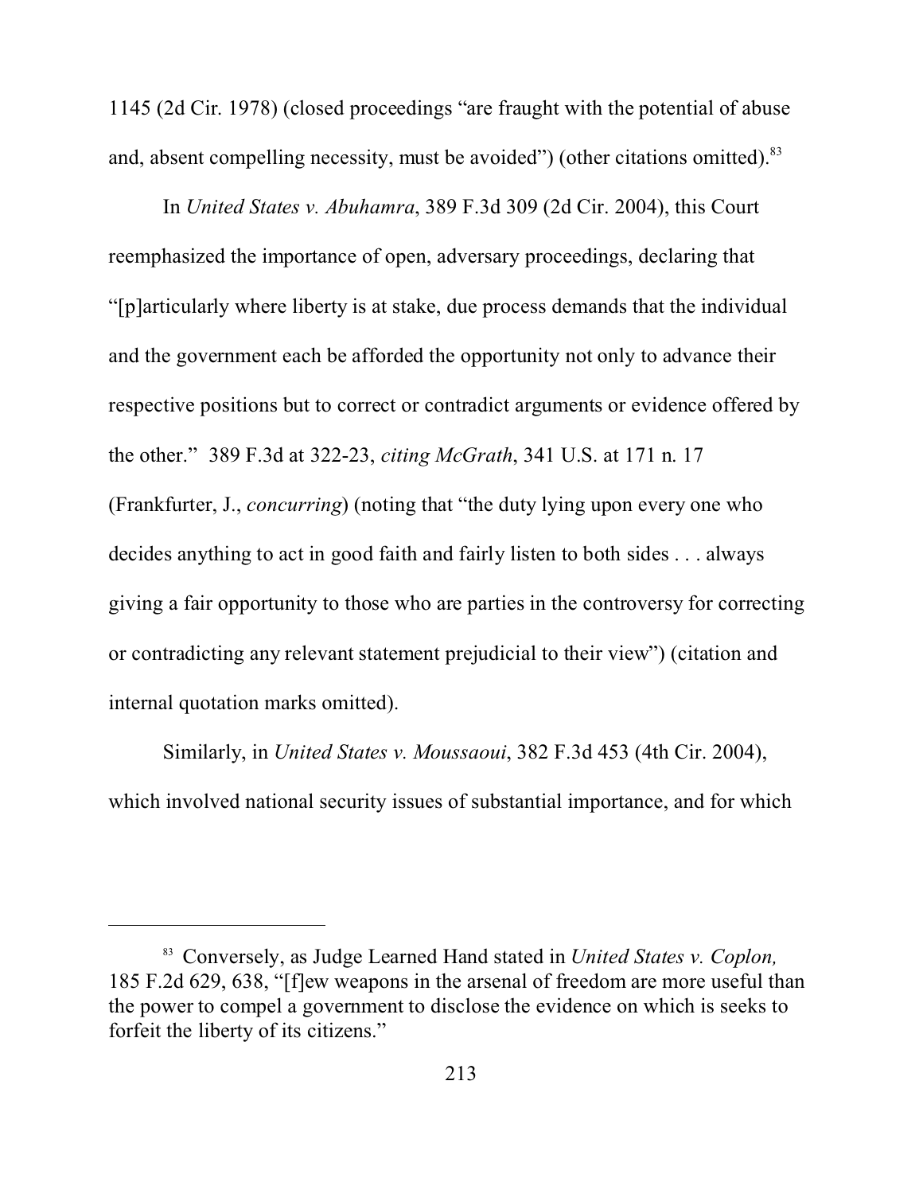1145 (2d Cir. 1978) (closed proceedings "are fraught with the potential of abuse and, absent compelling necessity, must be avoided") (other citations omitted).[83]

In *United States v. Abuhamra*, 389 F.3d 309 (2d Cir. 2004), this Court reemphasized the importance of open, adversary proceedings, declaring that "[p]articularly where liberty is at stake, due process demands that the individual and the government each be afforded the opportunity not only to advance their respective positions but to correct or contradict arguments or evidence offered by the other." 389 F.3d at 322-23, *citing McGrath*, 341 U.S. at 171 n. 17 (Frankfurter, J., *concurring*) (noting that "the duty lying upon every one who decides anything to act in good faith and fairly listen to both sides . . . always giving a fair opportunity to those who are parties in the controversy for correcting or contradicting any relevant statement prejudicial to their view") (citation and internal quotation marks omitted).

Similarly, in *United States v. Moussaoui*, 382 F.3d 453 (4th Cir. 2004), which involved national security issues of substantial importance, and for which

---

[83] Conversely, as Judge Learned Hand stated in *United States v. Coplon,* 185 F.2d 629, 638, "[f]ew weapons in the arsenal of freedom are more useful than the power to compel a government to disclose the evidence on which is seeks to forfeit the liberty of its citizens."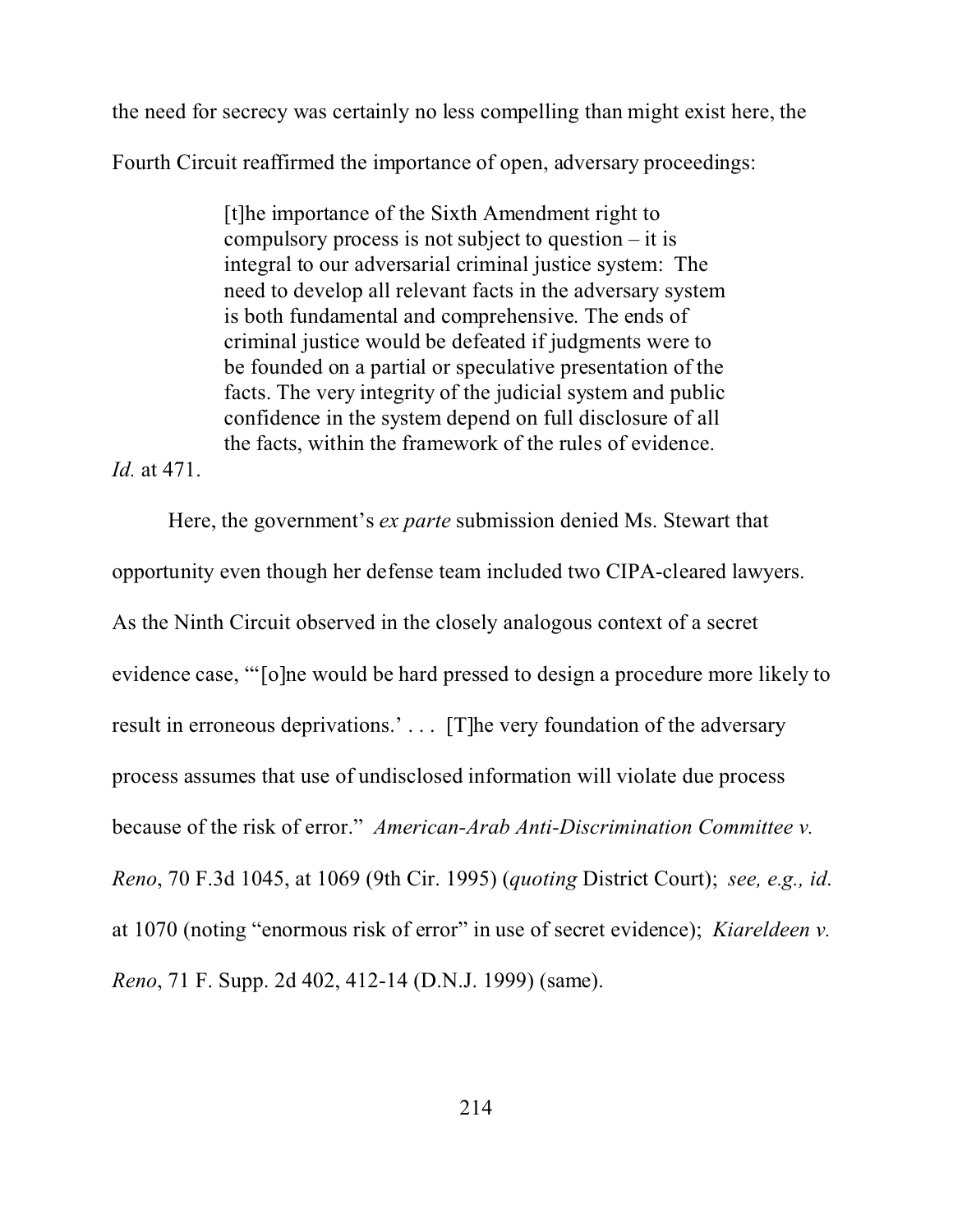the need for secrecy was certainly no less compelling than might exist here, the Fourth Circuit reaffirmed the importance of open, adversary proceedings:

> [t]he importance of the Sixth Amendment right to compulsory process is not subject to question – it is integral to our adversarial criminal justice system: The need to develop all relevant facts in the adversary system is both fundamental and comprehensive. The ends of criminal justice would be defeated if judgments were to be founded on a partial or speculative presentation of the facts. The very integrity of the judicial system and public confidence in the system depend on full disclosure of all the facts, within the framework of the rules of evidence.

*Id.* at 471.

Here, the government's *ex parte* submission denied Ms. Stewart that opportunity even though her defense team included two CIPA-cleared lawyers. As the Ninth Circuit observed in the closely analogous context of a secret evidence case, "'[o]ne would be hard pressed to design a procedure more likely to result in erroneous deprivations.' . . . [T]he very foundation of the adversary process assumes that use of undisclosed information will violate due process because of the risk of error." *American-Arab Anti-Discrimination Committee v. Reno*, 70 F.3d 1045, at 1069 (9th Cir. 1995) (*quoting* District Court); *see, e.g., id*. at 1070 (noting "enormous risk of error" in use of secret evidence); *Kiareldeen v. Reno*, 71 F. Supp. 2d 402, 412-14 (D.N.J. 1999) (same).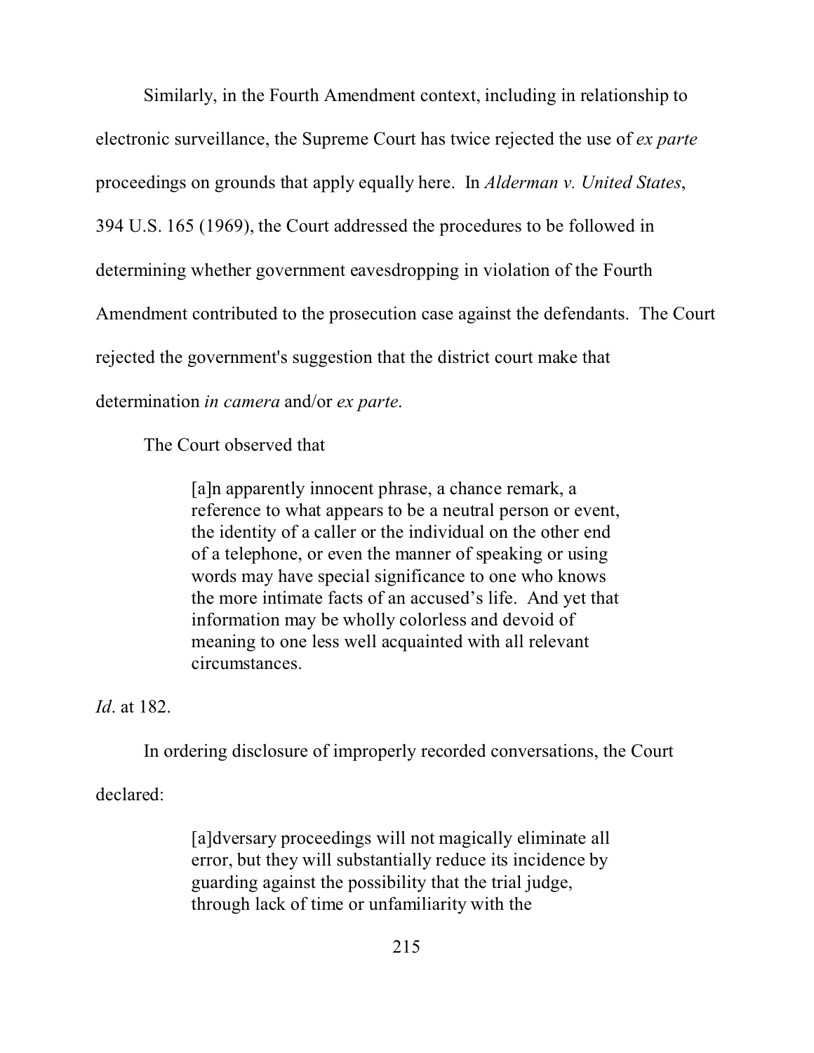Similarly, in the Fourth Amendment context, including in relationship to electronic surveillance, the Supreme Court has twice rejected the use of *ex parte* proceedings on grounds that apply equally here. In *Alderman v. United States*, 394 U.S. 165 (1969), the Court addressed the procedures to be followed in determining whether government eavesdropping in violation of the Fourth Amendment contributed to the prosecution case against the defendants. The Court rejected the government's suggestion that the district court make that determination *in camera* and/or *ex parte*.

The Court observed that

> [a]n apparently innocent phrase, a chance remark, a reference to what appears to be a neutral person or event, the identity of a caller or the individual on the other end of a telephone, or even the manner of speaking or using words may have special significance to one who knows the more intimate facts of an accused's life. And yet that information may be wholly colorless and devoid of meaning to one less well acquainted with all relevant circumstances.

*Id*. at 182.

In ordering disclosure of improperly recorded conversations, the Court declared:

> [a]dversary proceedings will not magically eliminate all error, but they will substantially reduce its incidence by guarding against the possibility that the trial judge, through lack of time or unfamiliarity with the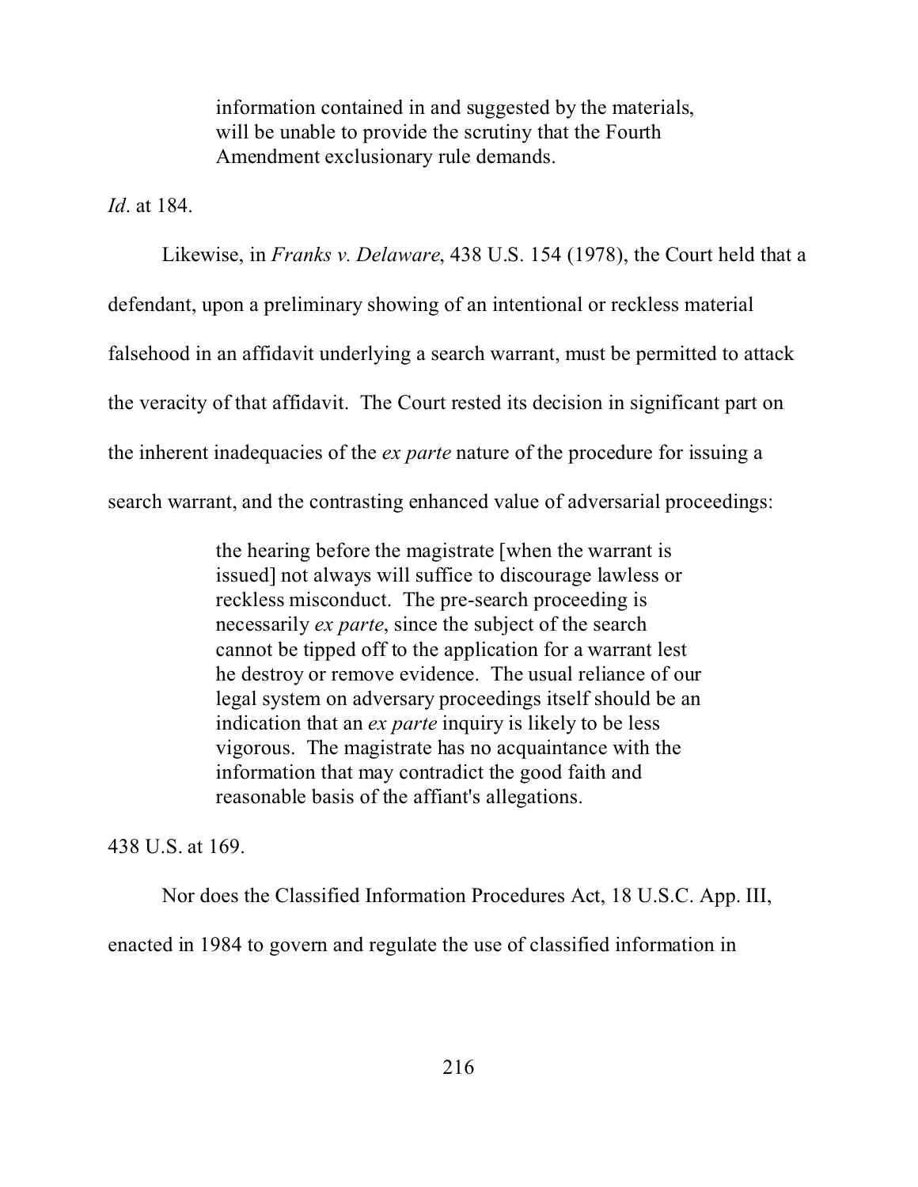> information contained in and suggested by the materials, will be unable to provide the scrutiny that the Fourth Amendment exclusionary rule demands.

*Id*. at 184.

Likewise, in *Franks v. Delaware*, 438 U.S. 154 (1978), the Court held that a defendant, upon a preliminary showing of an intentional or reckless material falsehood in an affidavit underlying a search warrant, must be permitted to attack the veracity of that affidavit. The Court rested its decision in significant part on the inherent inadequacies of the *ex parte* nature of the procedure for issuing a search warrant, and the contrasting enhanced value of adversarial proceedings:

> the hearing before the magistrate [when the warrant is issued] not always will suffice to discourage lawless or reckless misconduct. The pre-search proceeding is necessarily *ex parte*, since the subject of the search cannot be tipped off to the application for a warrant lest he destroy or remove evidence. The usual reliance of our legal system on adversary proceedings itself should be an indication that an *ex parte* inquiry is likely to be less vigorous. The magistrate has no acquaintance with the information that may contradict the good faith and reasonable basis of the affiant's allegations.

438 U.S. at 169.

Nor does the Classified Information Procedures Act, 18 U.S.C. App. III, enacted in 1984 to govern and regulate the use of classified information in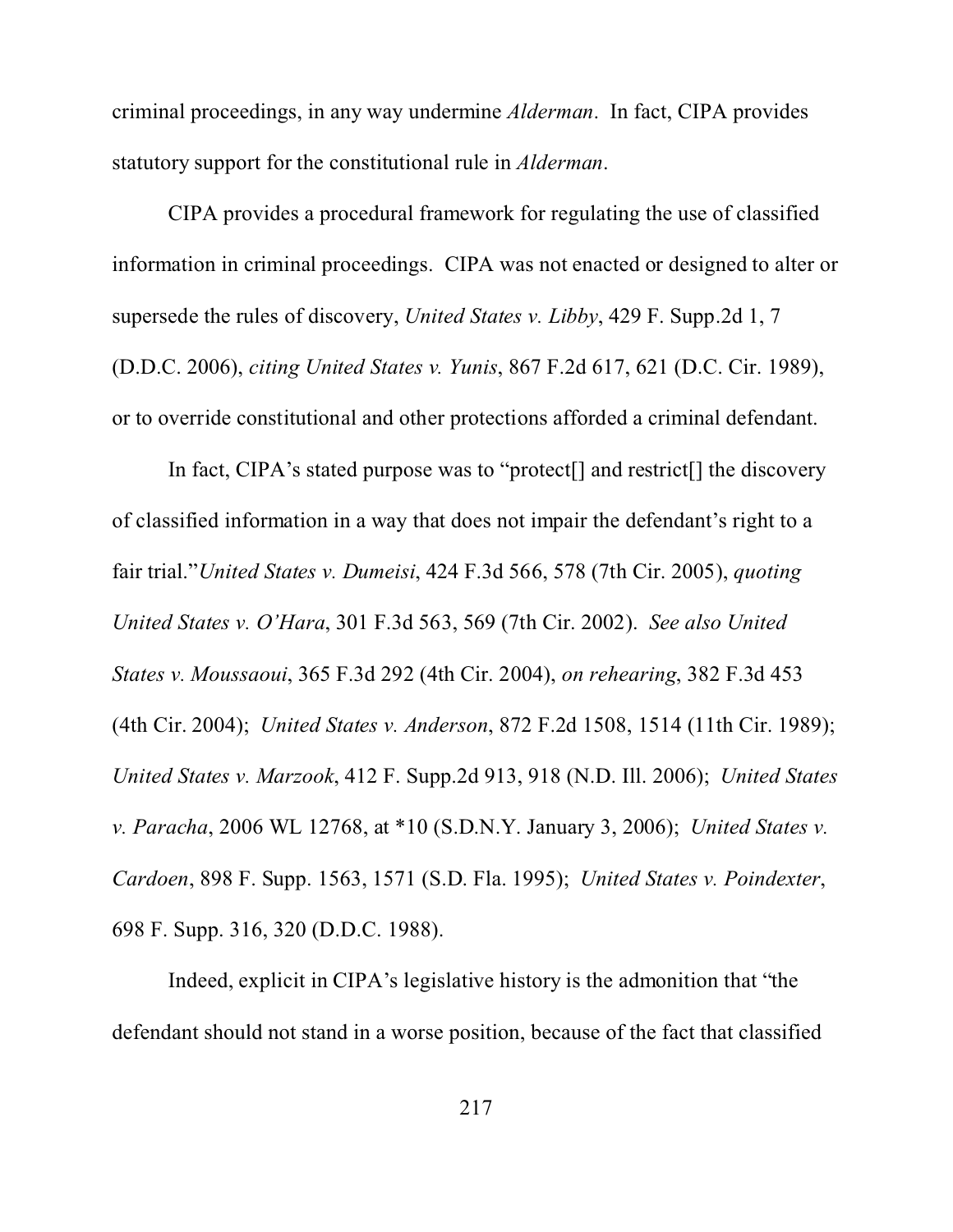criminal proceedings, in any way undermine *Alderman*. In fact, CIPA provides statutory support for the constitutional rule in *Alderman*.

CIPA provides a procedural framework for regulating the use of classified information in criminal proceedings. CIPA was not enacted or designed to alter or supersede the rules of discovery, *United States v. Libby*, 429 F. Supp.2d 1, 7 (D.D.C. 2006), *citing United States v. Yunis*, 867 F.2d 617, 621 (D.C. Cir. 1989), or to override constitutional and other protections afforded a criminal defendant.

In fact, CIPA's stated purpose was to "protect[] and restrict[] the discovery of classified information in a way that does not impair the defendant's right to a fair trial."*United States v. Dumeisi*, 424 F.3d 566, 578 (7th Cir. 2005), *quoting United States v. O'Hara*, 301 F.3d 563, 569 (7th Cir. 2002). *See also United States v. Moussaoui*, 365 F.3d 292 (4th Cir. 2004), *on rehearing*, 382 F.3d 453 (4th Cir. 2004); *United States v. Anderson*, 872 F.2d 1508, 1514 (11th Cir. 1989); *United States v. Marzook*, 412 F. Supp.2d 913, 918 (N.D. Ill. 2006); *United States v. Paracha*, 2006 WL 12768, at *10 (S.D.N.Y. January 3, 2006); *United States v. Cardoen*, 898 F. Supp. 1563, 1571 (S.D. Fla. 1995); *United States v. Poindexter*, 698 F. Supp. 316, 320 (D.D.C. 1988).

Indeed, explicit in CIPA's legislative history is the admonition that "the defendant should not stand in a worse position, because of the fact that classified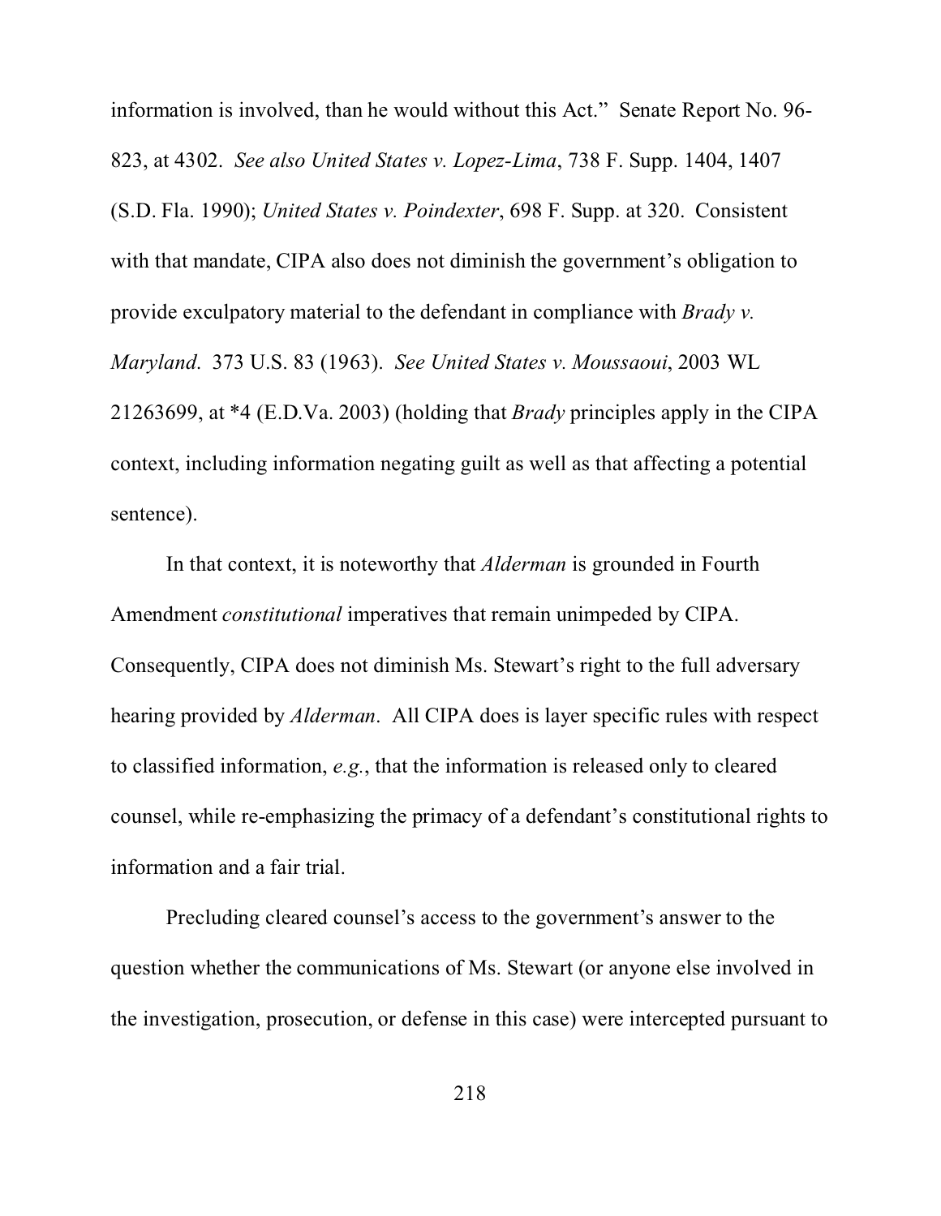information is involved, than he would without this Act." Senate Report No. 96-823, at 4302. *See also United States v. Lopez-Lima*, 738 F. Supp. 1404, 1407 (S.D. Fla. 1990); *United States v. Poindexter*, 698 F. Supp. at 320. Consistent with that mandate, CIPA also does not diminish the government's obligation to provide exculpatory material to the defendant in compliance with *Brady v. Maryland*. 373 U.S. 83 (1963). *See United States v. Moussaoui*, 2003 WL 21263699, at *4 (E.D.Va. 2003) (holding that *Brady* principles apply in the CIPA context, including information negating guilt as well as that affecting a potential sentence).

In that context, it is noteworthy that *Alderman* is grounded in Fourth Amendment *constitutional* imperatives that remain unimpeded by CIPA. Consequently, CIPA does not diminish Ms. Stewart's right to the full adversary hearing provided by *Alderman*. All CIPA does is layer specific rules with respect to classified information, *e.g.*, that the information is released only to cleared counsel, while re-emphasizing the primacy of a defendant's constitutional rights to information and a fair trial.

Precluding cleared counsel's access to the government's answer to the question whether the communications of Ms. Stewart (or anyone else involved in the investigation, prosecution, or defense in this case) were intercepted pursuant to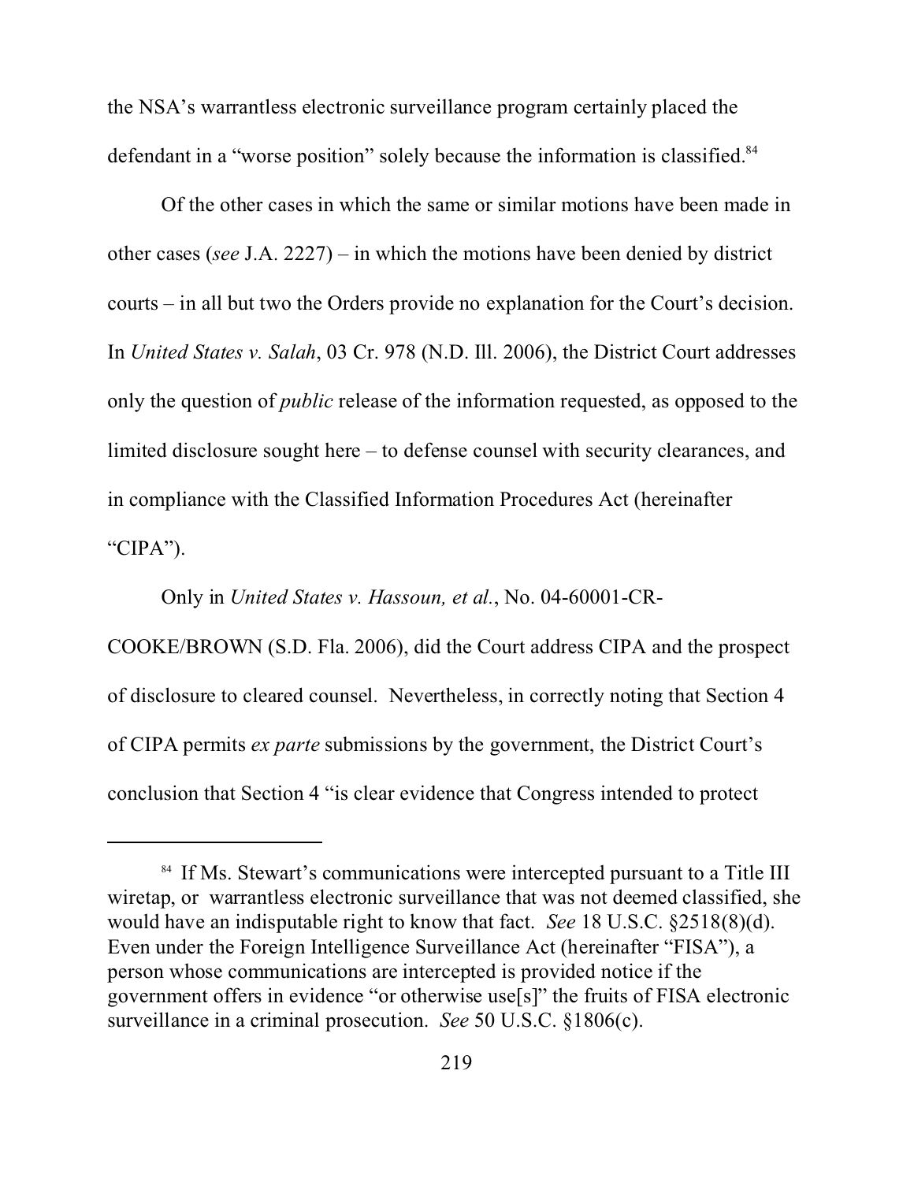the NSA's warrantless electronic surveillance program certainly placed the defendant in a "worse position" solely because the information is classified.[84]

Of the other cases in which the same or similar motions have been made in other cases (*see* J.A. 2227) – in which the motions have been denied by district courts – in all but two the Orders provide no explanation for the Court's decision. In *United States v. Salah*, 03 Cr. 978 (N.D. Ill. 2006), the District Court addresses only the question of *public* release of the information requested, as opposed to the limited disclosure sought here – to defense counsel with security clearances, and in compliance with the Classified Information Procedures Act (hereinafter "CIPA").

Only in *United States v. Hassoun, et al.*, No. 04-60001-CR-COOKE/BROWN (S.D. Fla. 2006), did the Court address CIPA and the prospect of disclosure to cleared counsel. Nevertheless, in correctly noting that Section 4 of CIPA permits *ex parte* submissions by the government, the District Court's conclusion that Section 4 "is clear evidence that Congress intended to protect

---

[84] If Ms. Stewart's communications were intercepted pursuant to a Title III wiretap, or warrantless electronic surveillance that was not deemed classified, she would have an indisputable right to know that fact. *See* 18 U.S.C. §2518(8)(d). Even under the Foreign Intelligence Surveillance Act (hereinafter "FISA"), a person whose communications are intercepted is provided notice if the government offers in evidence "or otherwise use[s]" the fruits of FISA electronic surveillance in a criminal prosecution. *See* 50 U.S.C. §1806(c).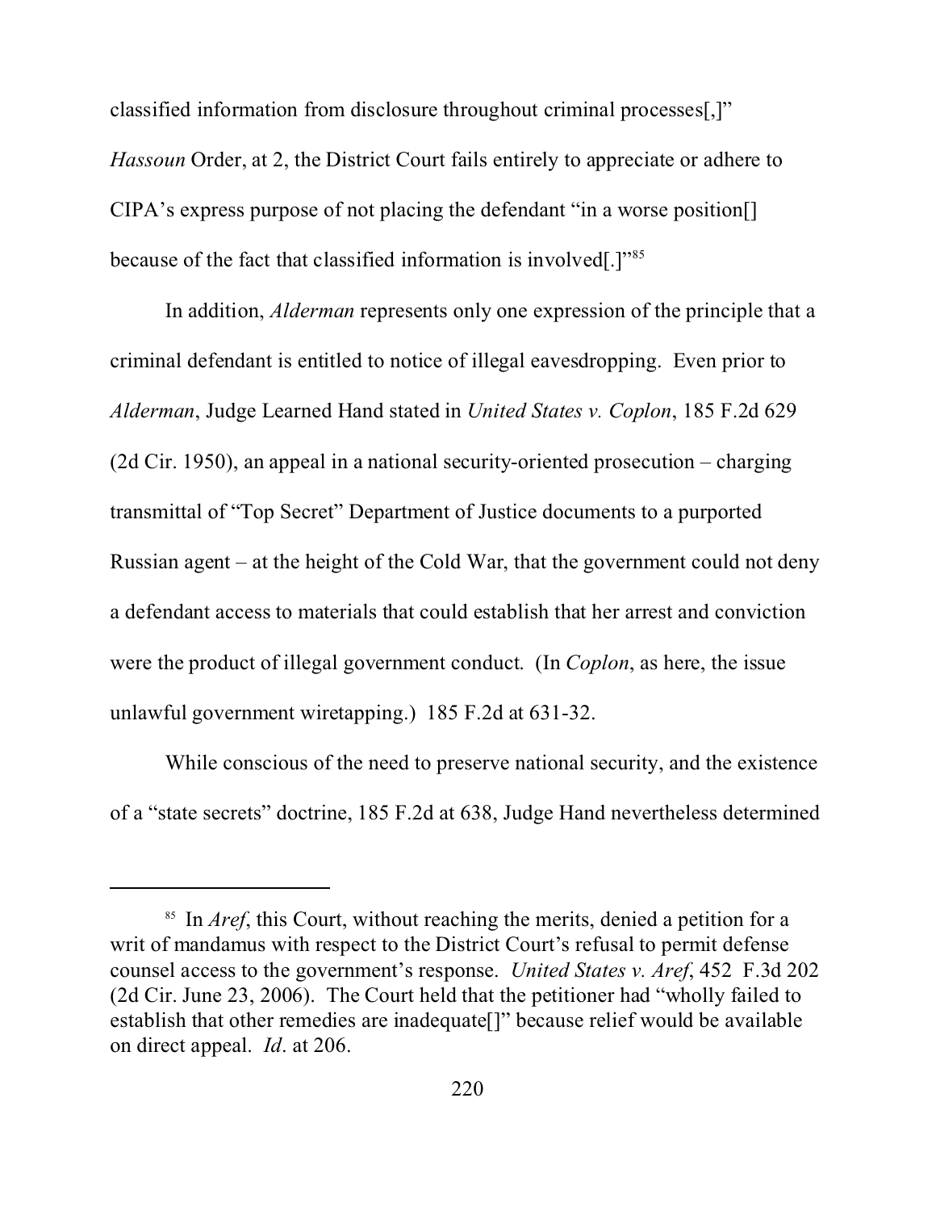classified information from disclosure throughout criminal processes[,]" *Hassoun* Order, at 2, the District Court fails entirely to appreciate or adhere to CIPA's express purpose of not placing the defendant "in a worse position[] because of the fact that classified information is involved[.]"[85]

In addition, *Alderman* represents only one expression of the principle that a criminal defendant is entitled to notice of illegal eavesdropping. Even prior to *Alderman*, Judge Learned Hand stated in *United States v. Coplon*, 185 F.2d 629 (2d Cir. 1950), an appeal in a national security-oriented prosecution – charging transmittal of "Top Secret" Department of Justice documents to a purported Russian agent – at the height of the Cold War, that the government could not deny a defendant access to materials that could establish that her arrest and conviction were the product of illegal government conduct. (In *Coplon*, as here, the issue unlawful government wiretapping.) 185 F.2d at 631-32.

While conscious of the need to preserve national security, and the existence of a "state secrets" doctrine, 185 F.2d at 638, Judge Hand nevertheless determined

---

[85] In *Aref*, this Court, without reaching the merits, denied a petition for a writ of mandamus with respect to the District Court's refusal to permit defense counsel access to the government's response. *United States v. Aref*, 452 F.3d 202 (2d Cir. June 23, 2006). The Court held that the petitioner had "wholly failed to establish that other remedies are inadequate[]" because relief would be available on direct appeal. *Id*. at 206.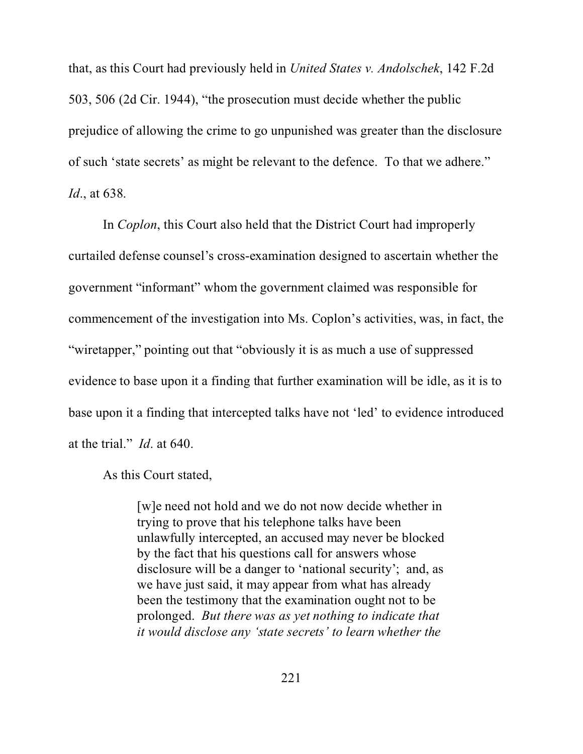that, as this Court had previously held in *United States v. Andolschek*, 142 F.2d 503, 506 (2d Cir. 1944), "the prosecution must decide whether the public prejudice of allowing the crime to go unpunished was greater than the disclosure of such 'state secrets' as might be relevant to the defence. To that we adhere." *Id*., at 638.

In *Coplon*, this Court also held that the District Court had improperly curtailed defense counsel's cross-examination designed to ascertain whether the government "informant" whom the government claimed was responsible for commencement of the investigation into Ms. Coplon's activities, was, in fact, the "wiretapper," pointing out that "obviously it is as much a use of suppressed evidence to base upon it a finding that further examination will be idle, as it is to base upon it a finding that intercepted talks have not 'led' to evidence introduced at the trial." *Id*. at 640.

As this Court stated,

> [w]e need not hold and we do not now decide whether in trying to prove that his telephone talks have been unlawfully intercepted, an accused may never be blocked by the fact that his questions call for answers whose disclosure will be a danger to 'national security'; and, as we have just said, it may appear from what has already been the testimony that the examination ought not to be prolonged. *But there was as yet nothing to indicate that it would disclose any 'state secrets' to learn whether the*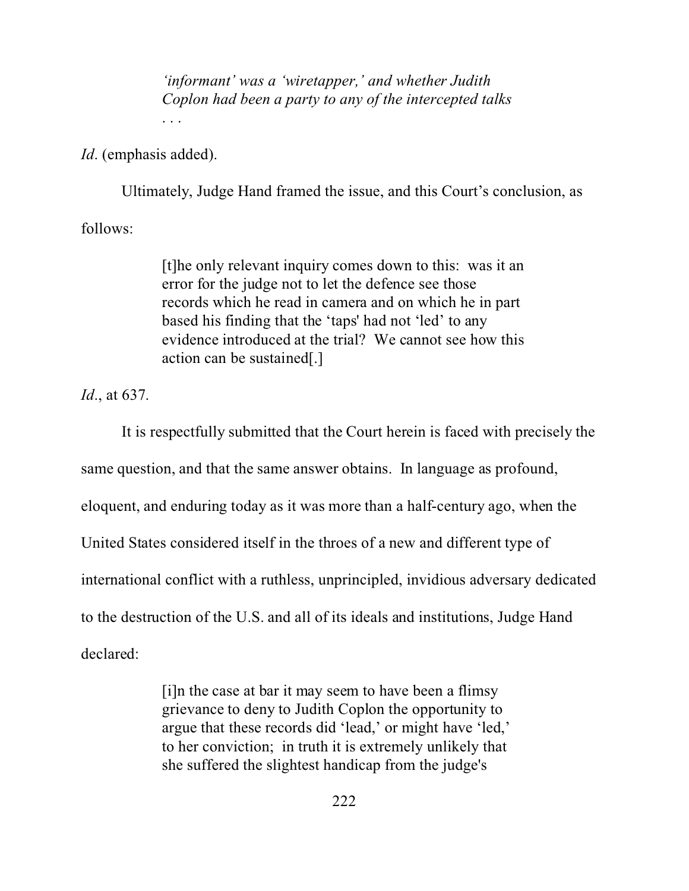> *'informant' was a 'wiretapper,' and whether Judith Coplon had been a party to any of the intercepted talks . . .*

*Id*. (emphasis added).

Ultimately, Judge Hand framed the issue, and this Court's conclusion, as follows:

> [t]he only relevant inquiry comes down to this: was it an error for the judge not to let the defence see those records which he read in camera and on which he in part based his finding that the 'taps' had not 'led' to any evidence introduced at the trial? We cannot see how this action can be sustained[.]

*Id*., at 637.

It is respectfully submitted that the Court herein is faced with precisely the same question, and that the same answer obtains. In language as profound, eloquent, and enduring today as it was more than a half-century ago, when the United States considered itself in the throes of a new and different type of international conflict with a ruthless, unprincipled, invidious adversary dedicated to the destruction of the U.S. and all of its ideals and institutions, Judge Hand declared:

> [i]n the case at bar it may seem to have been a flimsy grievance to deny to Judith Coplon the opportunity to argue that these records did 'lead,' or might have 'led,' to her conviction; in truth it is extremely unlikely that she suffered the slightest handicap from the judge's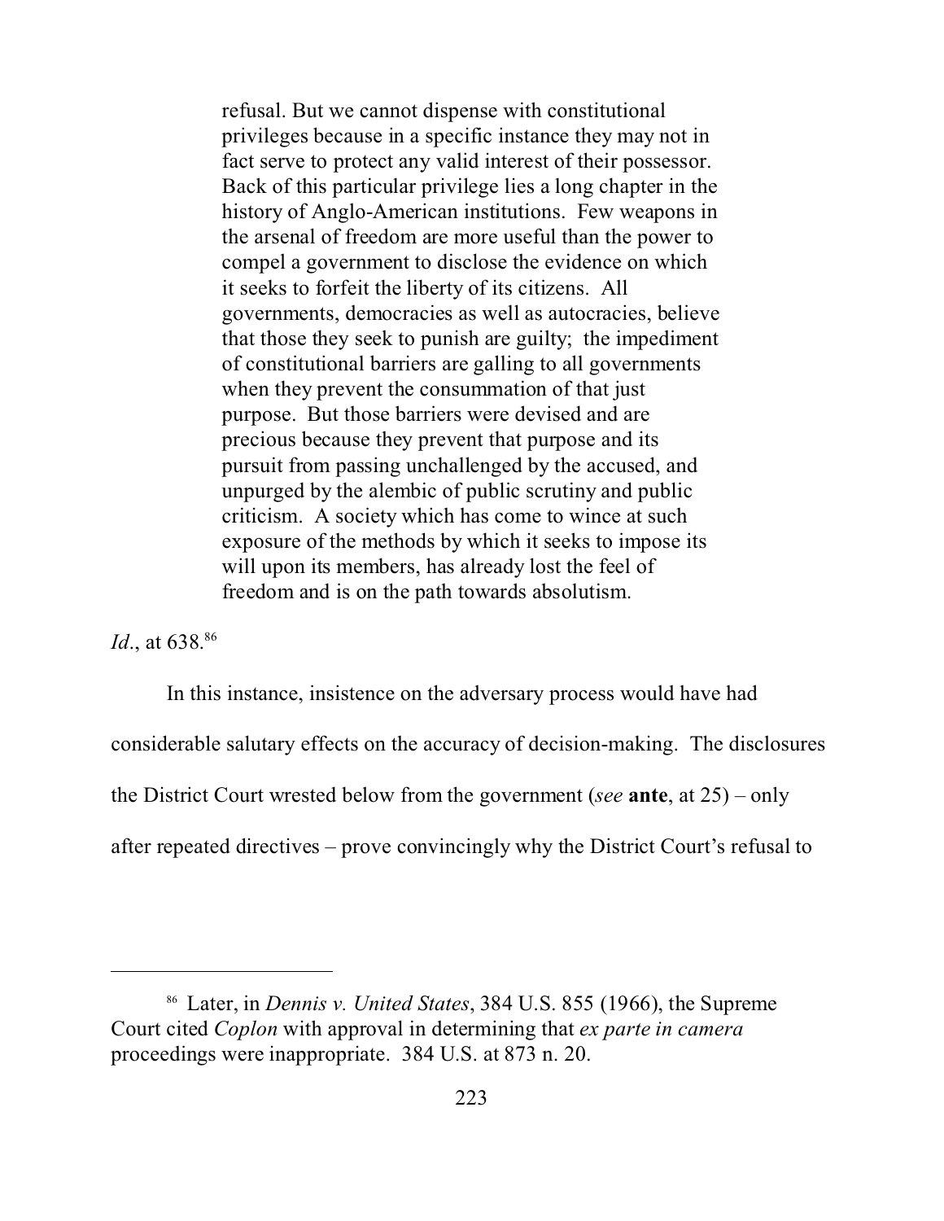> refusal. But we cannot dispense with constitutional privileges because in a specific instance they may not in fact serve to protect any valid interest of their possessor. Back of this particular privilege lies a long chapter in the history of Anglo-American institutions. Few weapons in the arsenal of freedom are more useful than the power to compel a government to disclose the evidence on which it seeks to forfeit the liberty of its citizens. All governments, democracies as well as autocracies, believe that those they seek to punish are guilty; the impediment of constitutional barriers are galling to all governments when they prevent the consummation of that just purpose. But those barriers were devised and are precious because they prevent that purpose and its pursuit from passing unchallenged by the accused, and unpurged by the alembic of public scrutiny and public criticism. A society which has come to wince at such exposure of the methods by which it seeks to impose its will upon its members, has already lost the feel of freedom and is on the path towards absolutism.

*Id*., at 638.[86]

In this instance, insistence on the adversary process would have had considerable salutary effects on the accuracy of decision-making. The disclosures the District Court wrested below from the government (*see* **ante**, at 25) – only after repeated directives – prove convincingly why the District Court's refusal to

---

[86] Later, in *Dennis v. United States*, 384 U.S. 855 (1966), the Supreme Court cited *Coplon* with approval in determining that *ex parte in camera* proceedings were inappropriate. 384 U.S. at 873 n. 20.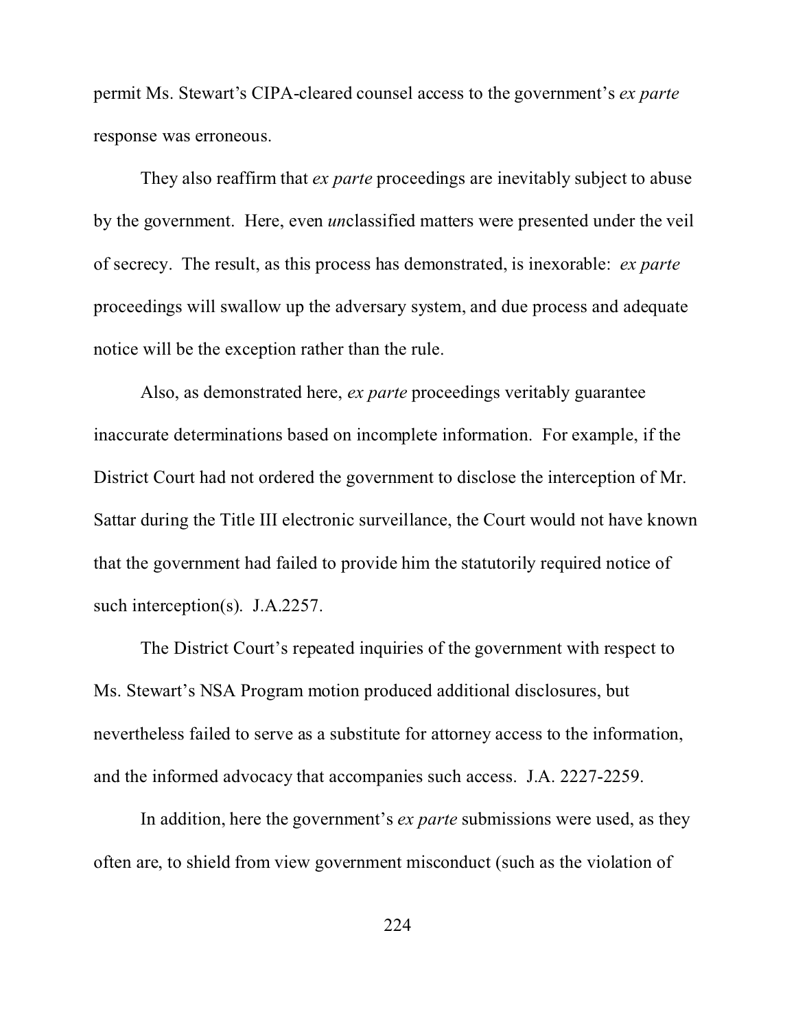permit Ms. Stewart's CIPA-cleared counsel access to the government's *ex parte* response was erroneous.

They also reaffirm that *ex parte* proceedings are inevitably subject to abuse by the government. Here, even *un*classified matters were presented under the veil of secrecy. The result, as this process has demonstrated, is inexorable: *ex parte* proceedings will swallow up the adversary system, and due process and adequate notice will be the exception rather than the rule.

Also, as demonstrated here, *ex parte* proceedings veritably guarantee inaccurate determinations based on incomplete information. For example, if the District Court had not ordered the government to disclose the interception of Mr. Sattar during the Title III electronic surveillance, the Court would not have known that the government had failed to provide him the statutorily required notice of such interception(s). J.A.2257.

The District Court's repeated inquiries of the government with respect to Ms. Stewart's NSA Program motion produced additional disclosures, but nevertheless failed to serve as a substitute for attorney access to the information, and the informed advocacy that accompanies such access. J.A. 2227-2259.

In addition, here the government's *ex parte* submissions were used, as they often are, to shield from view government misconduct (such as the violation of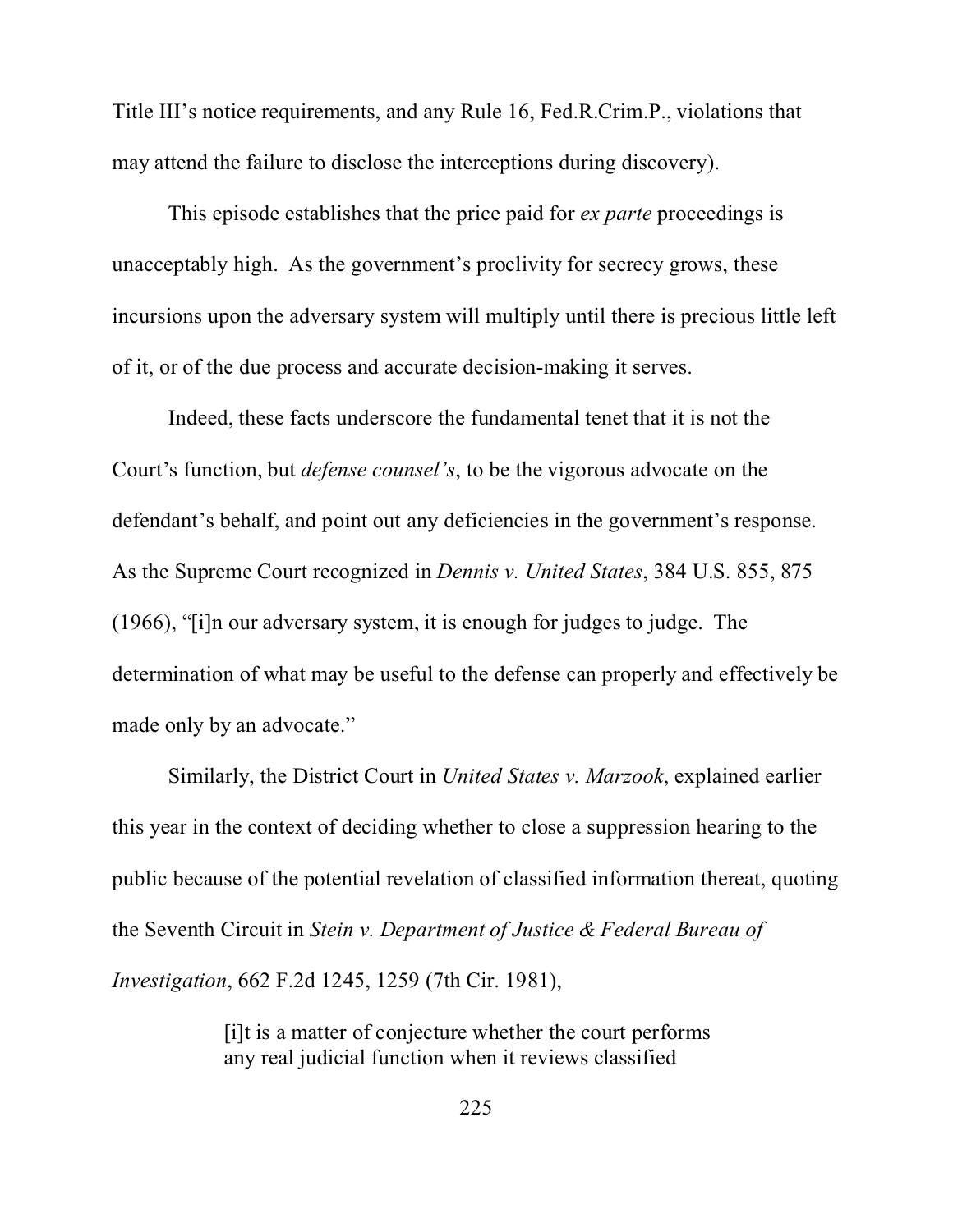Title III's notice requirements, and any Rule 16, Fed.R.Crim.P., violations that may attend the failure to disclose the interceptions during discovery).

This episode establishes that the price paid for *ex parte* proceedings is unacceptably high. As the government's proclivity for secrecy grows, these incursions upon the adversary system will multiply until there is precious little left of it, or of the due process and accurate decision-making it serves.

Indeed, these facts underscore the fundamental tenet that it is not the Court's function, but *defense counsel's*, to be the vigorous advocate on the defendant's behalf, and point out any deficiencies in the government's response. As the Supreme Court recognized in *Dennis v. United States*, 384 U.S. 855, 875 (1966), "[i]n our adversary system, it is enough for judges to judge. The determination of what may be useful to the defense can properly and effectively be made only by an advocate."

Similarly, the District Court in *United States v. Marzook*, explained earlier this year in the context of deciding whether to close a suppression hearing to the public because of the potential revelation of classified information thereat, quoting the Seventh Circuit in *Stein v. Department of Justice & Federal Bureau of Investigation*, 662 F.2d 1245, 1259 (7th Cir. 1981),

> [i]t is a matter of conjecture whether the court performs any real judicial function when it reviews classified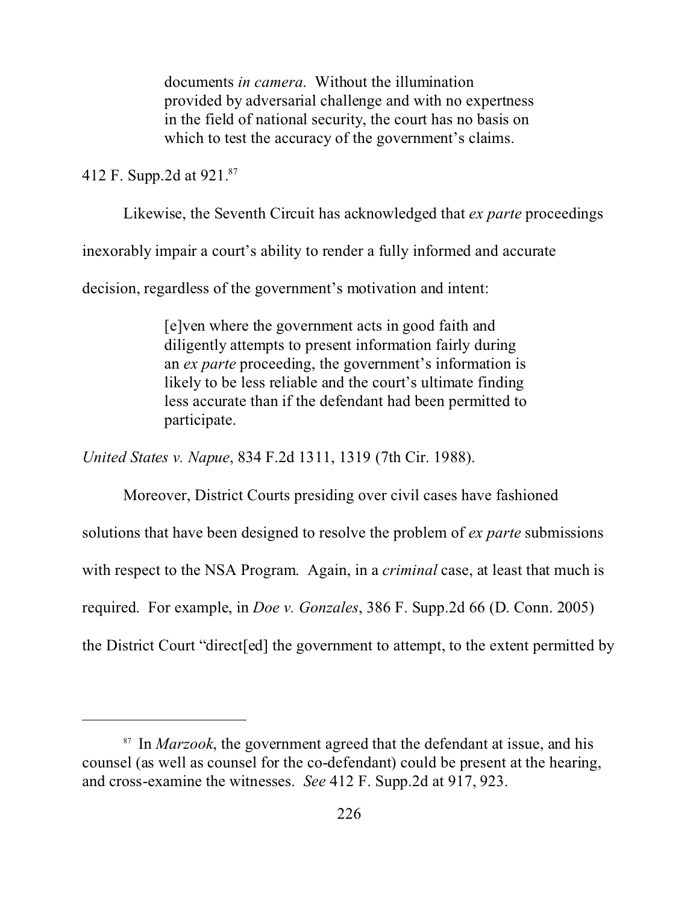> documents *in camera*. Without the illumination provided by adversarial challenge and with no expertness in the field of national security, the court has no basis on which to test the accuracy of the government's claims.

412 F. Supp.2d at 921.[87]

Likewise, the Seventh Circuit has acknowledged that *ex parte* proceedings inexorably impair a court's ability to render a fully informed and accurate decision, regardless of the government's motivation and intent:

> [e]ven where the government acts in good faith and diligently attempts to present information fairly during an *ex parte* proceeding, the government's information is likely to be less reliable and the court's ultimate finding less accurate than if the defendant had been permitted to participate.

*United States v. Napue*, 834 F.2d 1311, 1319 (7th Cir. 1988).

Moreover, District Courts presiding over civil cases have fashioned solutions that have been designed to resolve the problem of *ex parte* submissions with respect to the NSA Program. Again, in a *criminal* case, at least that much is required. For example, in *Doe v. Gonzales*, 386 F. Supp.2d 66 (D. Conn. 2005) the District Court "direct[ed] the government to attempt, to the extent permitted by

---

[87] In *Marzook*, the government agreed that the defendant at issue, and his counsel (as well as counsel for the co-defendant) could be present at the hearing, and cross-examine the witnesses. *See* 412 F. Supp.2d at 917, 923.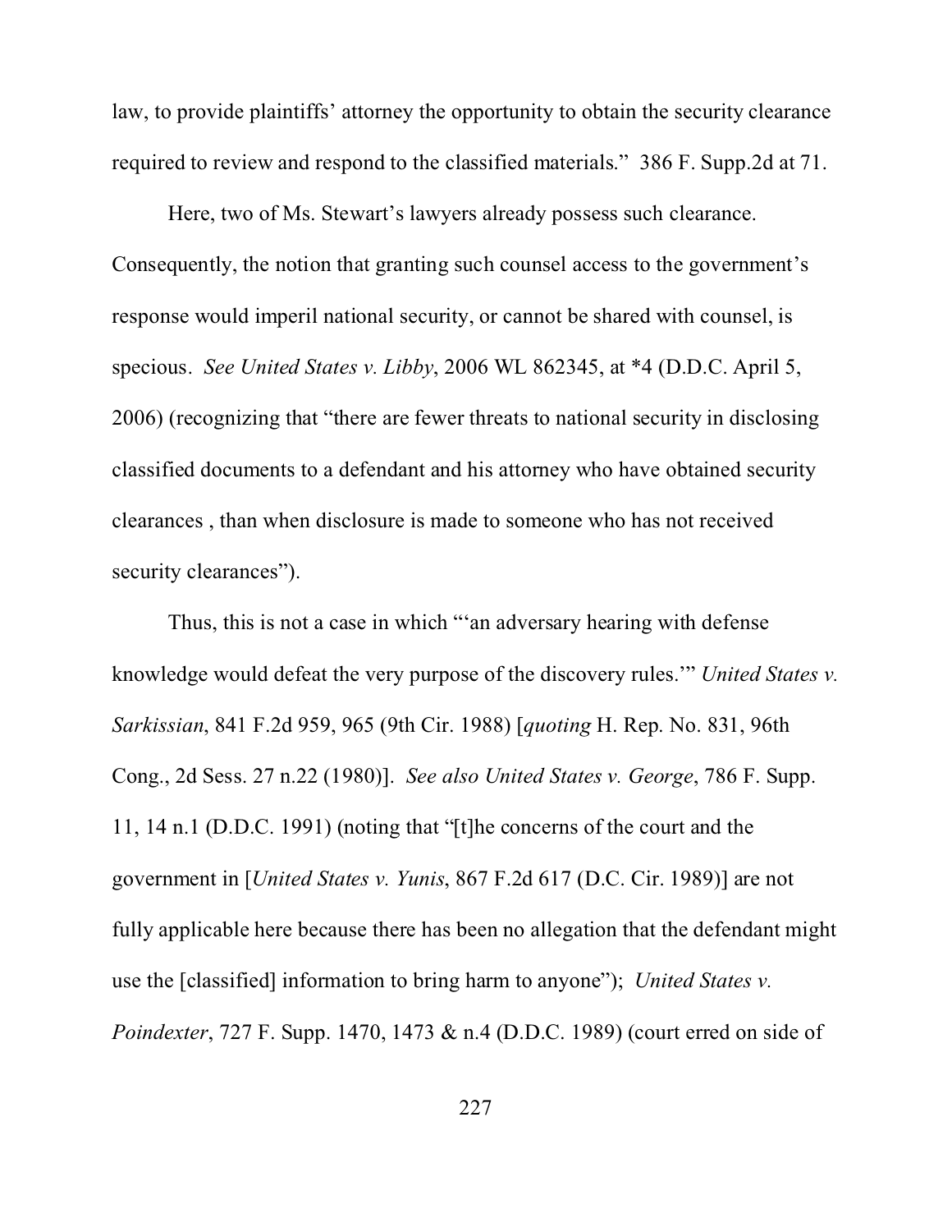law, to provide plaintiffs' attorney the opportunity to obtain the security clearance required to review and respond to the classified materials." 386 F. Supp.2d at 71.

Here, two of Ms. Stewart's lawyers already possess such clearance. Consequently, the notion that granting such counsel access to the government's response would imperil national security, or cannot be shared with counsel, is specious. *See United States v. Libby*, 2006 WL 862345, at *4 (D.D.C. April 5, 2006) (recognizing that "there are fewer threats to national security in disclosing classified documents to a defendant and his attorney who have obtained security clearances , than when disclosure is made to someone who has not received security clearances").

Thus, this is not a case in which "'an adversary hearing with defense knowledge would defeat the very purpose of the discovery rules.'" *United States v. Sarkissian*, 841 F.2d 959, 965 (9th Cir. 1988) [*quoting* H. Rep. No. 831, 96th Cong., 2d Sess. 27 n.22 (1980)]. *See also United States v. George*, 786 F. Supp. 11, 14 n.1 (D.D.C. 1991) (noting that "[t]he concerns of the court and the government in [*United States v. Yunis*, 867 F.2d 617 (D.C. Cir. 1989)] are not fully applicable here because there has been no allegation that the defendant might use the [classified] information to bring harm to anyone"); *United States v. Poindexter*, 727 F. Supp. 1470, 1473 & n.4 (D.D.C. 1989) (court erred on side of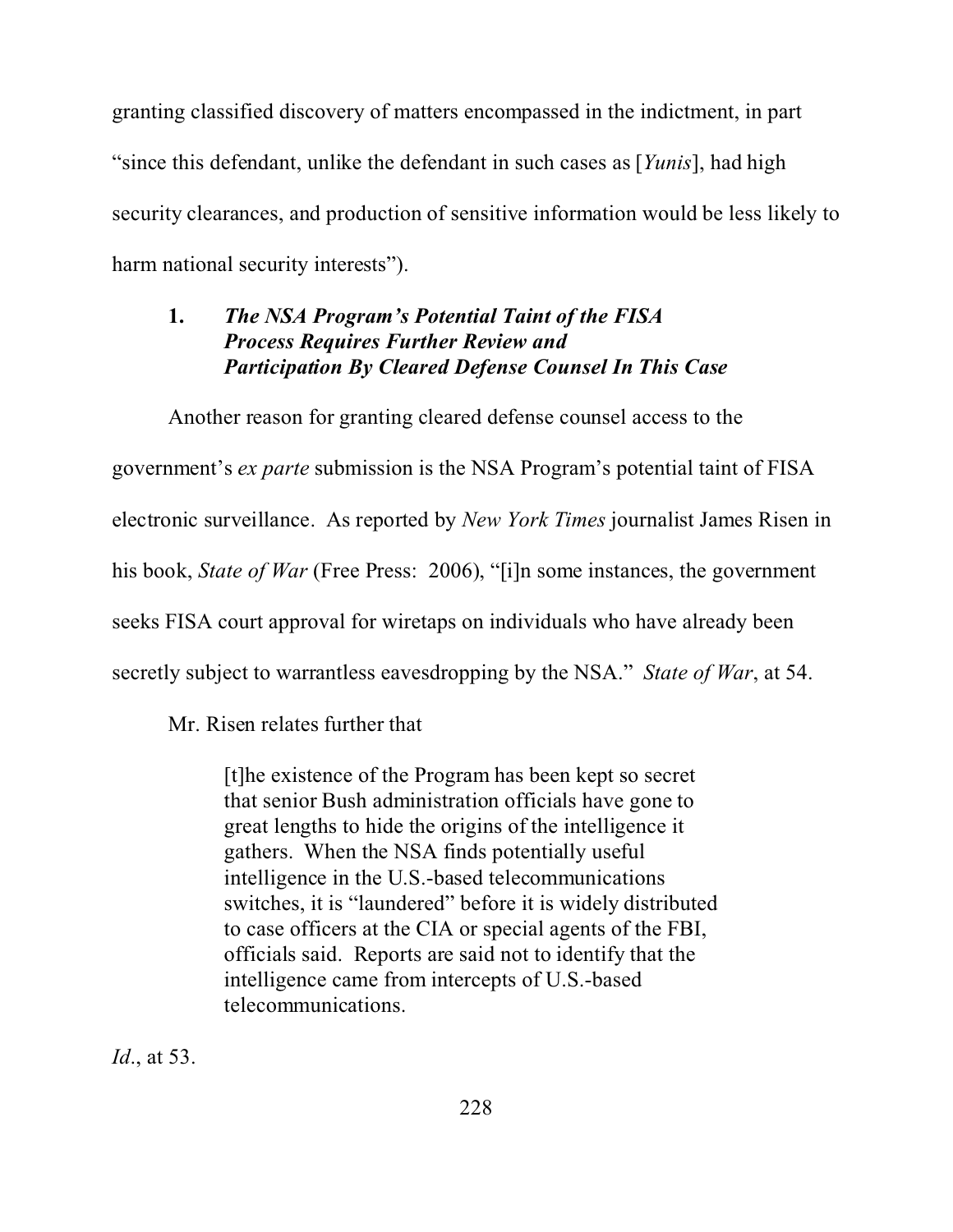granting classified discovery of matters encompassed in the indictment, in part "since this defendant, unlike the defendant in such cases as [*Yunis*], had high security clearances, and production of sensitive information would be less likely to harm national security interests").

### 1. ***The NSA Program's Potential Taint of the FISA Process Requires Further Review and Participation By Cleared Defense Counsel In This Case***

Another reason for granting cleared defense counsel access to the government's *ex parte* submission is the NSA Program's potential taint of FISA electronic surveillance. As reported by *New York Times* journalist James Risen in his book, *State of War* (Free Press: 2006), "[i]n some instances, the government seeks FISA court approval for wiretaps on individuals who have already been secretly subject to warrantless eavesdropping by the NSA." *State of War*, at 54.

Mr. Risen relates further that

> [t]he existence of the Program has been kept so secret that senior Bush administration officials have gone to great lengths to hide the origins of the intelligence it gathers. When the NSA finds potentially useful intelligence in the U.S.-based telecommunications switches, it is "laundered" before it is widely distributed to case officers at the CIA or special agents of the FBI, officials said. Reports are said not to identify that the intelligence came from intercepts of U.S.-based telecommunications.

*Id*., at 53.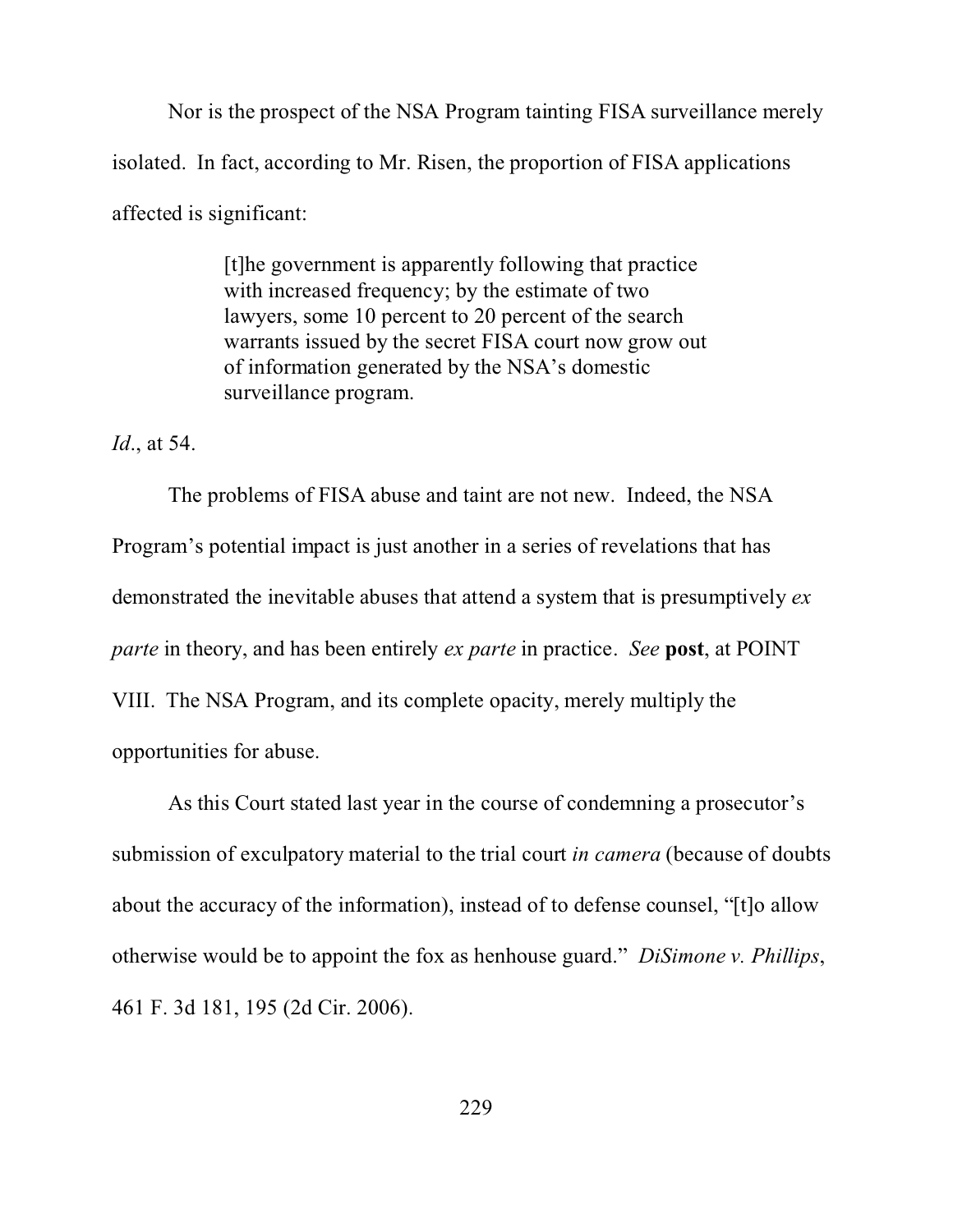Nor is the prospect of the NSA Program tainting FISA surveillance merely isolated. In fact, according to Mr. Risen, the proportion of FISA applications affected is significant:

> [t]he government is apparently following that practice with increased frequency; by the estimate of two lawyers, some 10 percent to 20 percent of the search warrants issued by the secret FISA court now grow out of information generated by the NSA's domestic surveillance program.

*Id*., at 54.

The problems of FISA abuse and taint are not new. Indeed, the NSA Program's potential impact is just another in a series of revelations that has demonstrated the inevitable abuses that attend a system that is presumptively *ex parte* in theory, and has been entirely *ex parte* in practice. *See* **post**, at POINT VIII. The NSA Program, and its complete opacity, merely multiply the opportunities for abuse.

As this Court stated last year in the course of condemning a prosecutor's submission of exculpatory material to the trial court *in camera* (because of doubts about the accuracy of the information), instead of to defense counsel, "[t]o allow otherwise would be to appoint the fox as henhouse guard." *DiSimone v. Phillips*, 461 F. 3d 181, 195 (2d Cir. 2006).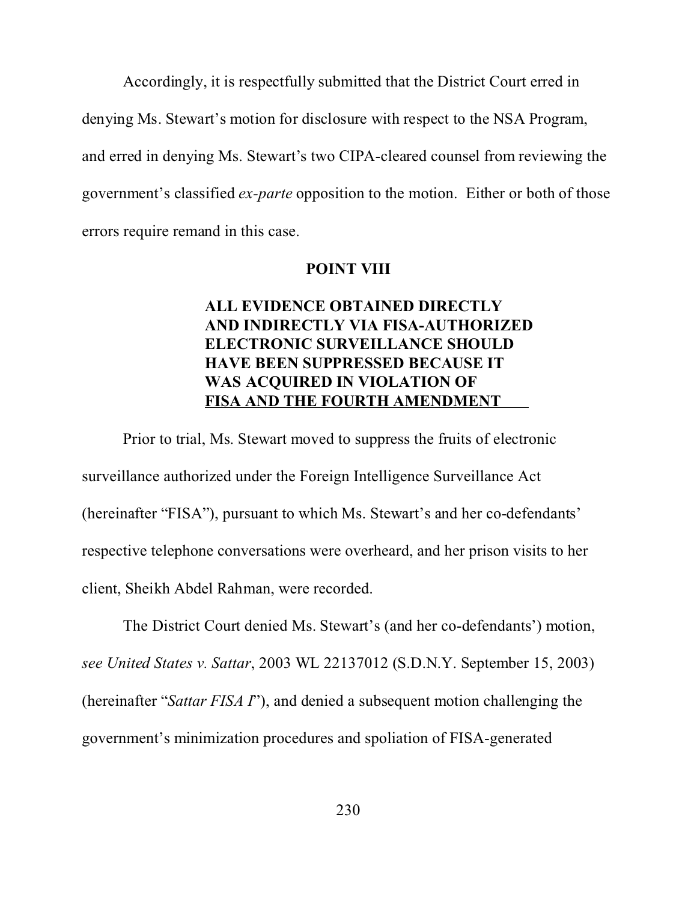Accordingly, it is respectfully submitted that the District Court erred in denying Ms. Stewart's motion for disclosure with respect to the NSA Program, and erred in denying Ms. Stewart's two CIPA-cleared counsel from reviewing the government's classified *ex-parte* opposition to the motion. Either or both of those errors require remand in this case.

## POINT VIII

### ALL EVIDENCE OBTAINED DIRECTLY AND INDIRECTLY VIA FISA-AUTHORIZED ELECTRONIC SURVEILLANCE SHOULD HAVE BEEN SUPPRESSED BECAUSE IT WAS ACQUIRED IN VIOLATION OF FISA AND THE FOURTH AMENDMENT

Prior to trial, Ms. Stewart moved to suppress the fruits of electronic surveillance authorized under the Foreign Intelligence Surveillance Act (hereinafter "FISA"), pursuant to which Ms. Stewart's and her co-defendants' respective telephone conversations were overheard, and her prison visits to her client, Sheikh Abdel Rahman, were recorded.

The District Court denied Ms. Stewart's (and her co-defendants') motion, *see United States v. Sattar*, 2003 WL 22137012 (S.D.N.Y. September 15, 2003) (hereinafter "*Sattar FISA I*"), and denied a subsequent motion challenging the government's minimization procedures and spoliation of FISA-generated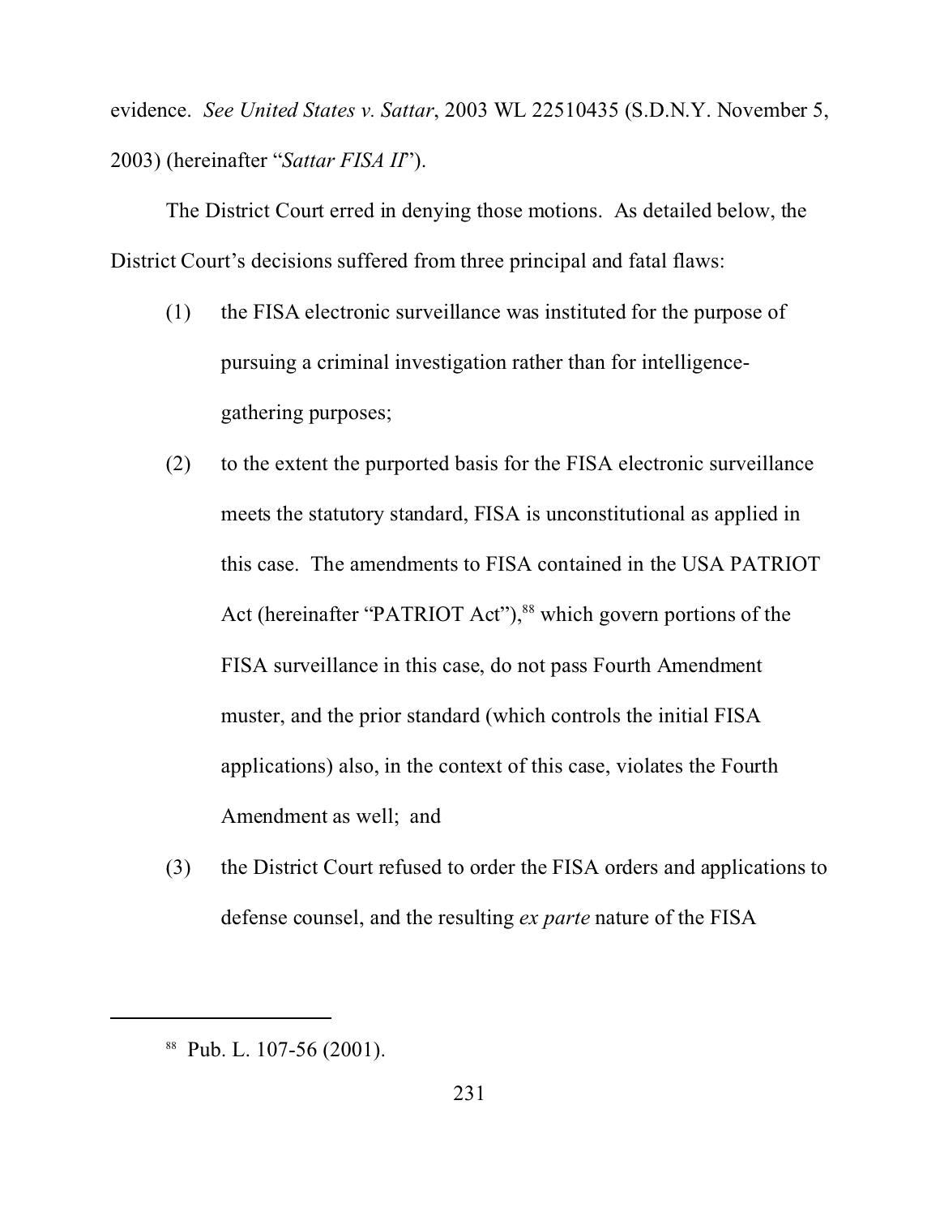evidence. *See United States v. Sattar*, 2003 WL 22510435 (S.D.N.Y. November 5, 2003) (hereinafter "*Sattar FISA II*").

The District Court erred in denying those motions. As detailed below, the District Court's decisions suffered from three principal and fatal flaws:

(1) the FISA electronic surveillance was instituted for the purpose of pursuing a criminal investigation rather than for intelligence-gathering purposes;

(2) to the extent the purported basis for the FISA electronic surveillance meets the statutory standard, FISA is unconstitutional as applied in this case. The amendments to FISA contained in the USA PATRIOT Act (hereinafter "PATRIOT Act"),[88] which govern portions of the FISA surveillance in this case, do not pass Fourth Amendment muster, and the prior standard (which controls the initial FISA applications) also, in the context of this case, violates the Fourth Amendment as well; and

(3) the District Court refused to order the FISA orders and applications to defense counsel, and the resulting *ex parte* nature of the FISA

---

[88] Pub. L. 107-56 (2001).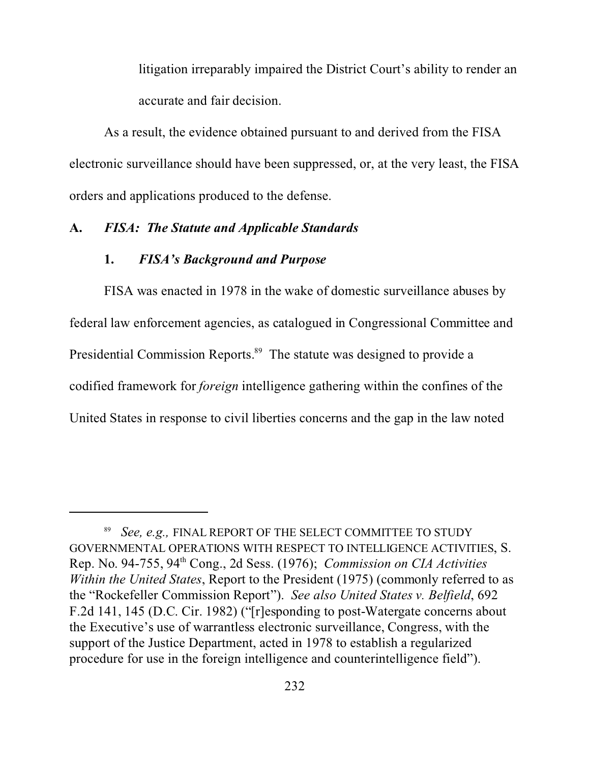litigation irreparably impaired the District Court's ability to render an accurate and fair decision.

As a result, the evidence obtained pursuant to and derived from the FISA electronic surveillance should have been suppressed, or, at the very least, the FISA orders and applications produced to the defense.

### A. *FISA: The Statute and Applicable Standards*

#### 1. *FISA's Background and Purpose*

FISA was enacted in 1978 in the wake of domestic surveillance abuses by federal law enforcement agencies, as catalogued in Congressional Committee and Presidential Commission Reports.[89] The statute was designed to provide a codified framework for *foreign* intelligence gathering within the confines of the United States in response to civil liberties concerns and the gap in the law noted

---

[89] *See, e.g.,* FINAL REPORT OF THE SELECT COMMITTEE TO STUDY GOVERNMENTAL OPERATIONS WITH RESPECT TO INTELLIGENCE ACTIVITIES, S. Rep. No. 94-755, 94th Cong., 2d Sess. (1976); *Commission on CIA Activities Within the United States*, Report to the President (1975) (commonly referred to as the "Rockefeller Commission Report"). *See also United States v. Belfield*, 692 F.2d 141, 145 (D.C. Cir. 1982) ("[r]esponding to post-Watergate concerns about the Executive's use of warrantless electronic surveillance, Congress, with the support of the Justice Department, acted in 1978 to establish a regularized procedure for use in the foreign intelligence and counterintelligence field").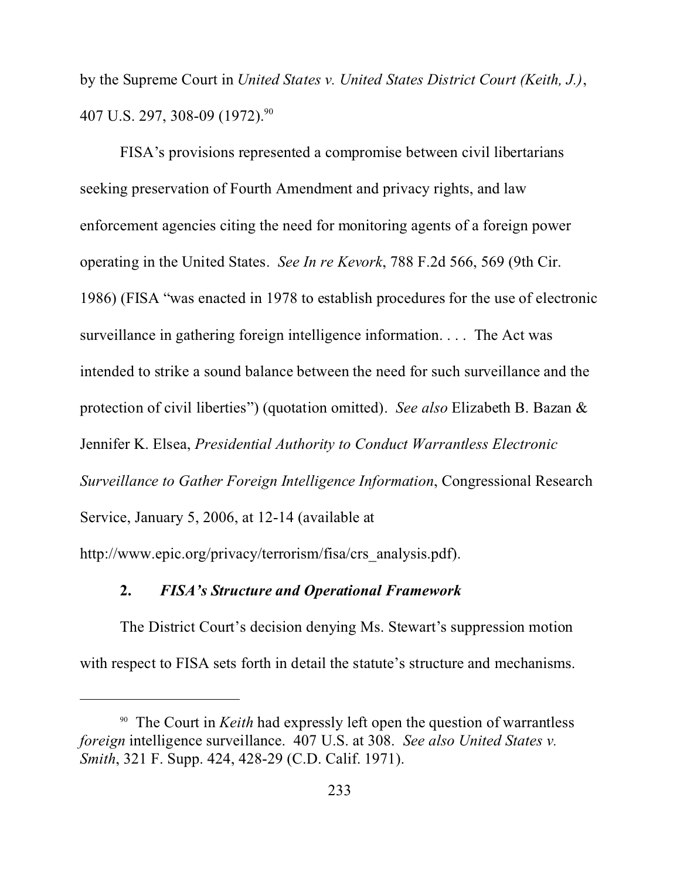by the Supreme Court in *United States v. United States District Court (Keith, J.)*, 407 U.S. 297, 308-09 (1972).[90]

FISA's provisions represented a compromise between civil libertarians seeking preservation of Fourth Amendment and privacy rights, and law enforcement agencies citing the need for monitoring agents of a foreign power operating in the United States. *See In re Kevork*, 788 F.2d 566, 569 (9th Cir. 1986) (FISA "was enacted in 1978 to establish procedures for the use of electronic surveillance in gathering foreign intelligence information. . . . The Act was intended to strike a sound balance between the need for such surveillance and the protection of civil liberties") (quotation omitted). *See also* Elizabeth B. Bazan & Jennifer K. Elsea, *Presidential Authority to Conduct Warrantless Electronic Surveillance to Gather Foreign Intelligence Information*, Congressional Research Service, January 5, 2006, at 12-14 (available at http://www.epic.org/privacy/terrorism/fisa/crs_analysis.pdf).

### 2. *FISA's Structure and Operational Framework*

The District Court's decision denying Ms. Stewart's suppression motion with respect to FISA sets forth in detail the statute's structure and mechanisms.

---

[90] The Court in *Keith* had expressly left open the question of warrantless *foreign* intelligence surveillance. 407 U.S. at 308. *See also United States v. Smith*, 321 F. Supp. 424, 428-29 (C.D. Calif. 1971).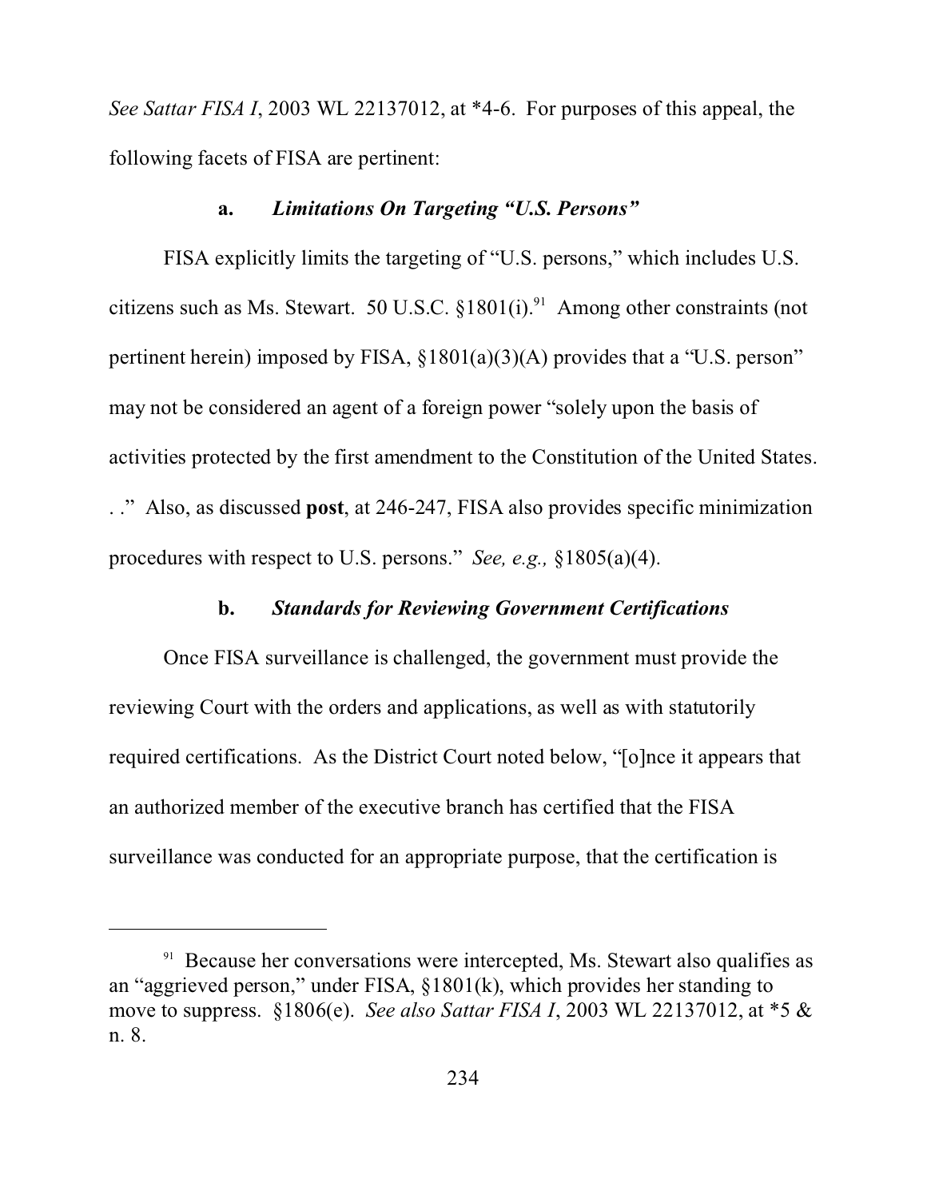*See Sattar FISA I*, 2003 WL 22137012, at *4-6. For purposes of this appeal, the following facets of FISA are pertinent:

**a. *Limitations On Targeting "U.S. Persons"***

FISA explicitly limits the targeting of "U.S. persons," which includes U.S. citizens such as Ms. Stewart. 50 U.S.C. §1801(i).[91] Among other constraints (not pertinent herein) imposed by FISA, §1801(a)(3)(A) provides that a "U.S. person" may not be considered an agent of a foreign power "solely upon the basis of activities protected by the first amendment to the Constitution of the United States. . ." Also, as discussed **post**, at 246-247, FISA also provides specific minimization procedures with respect to U.S. persons." *See, e.g.,* §1805(a)(4).

**b. *Standards for Reviewing Government Certifications***

Once FISA surveillance is challenged, the government must provide the reviewing Court with the orders and applications, as well as with statutorily required certifications. As the District Court noted below, "[o]nce it appears that an authorized member of the executive branch has certified that the FISA surveillance was conducted for an appropriate purpose, that the certification is

---

[91] Because her conversations were intercepted, Ms. Stewart also qualifies as an "aggrieved person," under FISA, §1801(k), which provides her standing to move to suppress. §1806(e). *See also Sattar FISA I*, 2003 WL 22137012, at *5 & n. 8.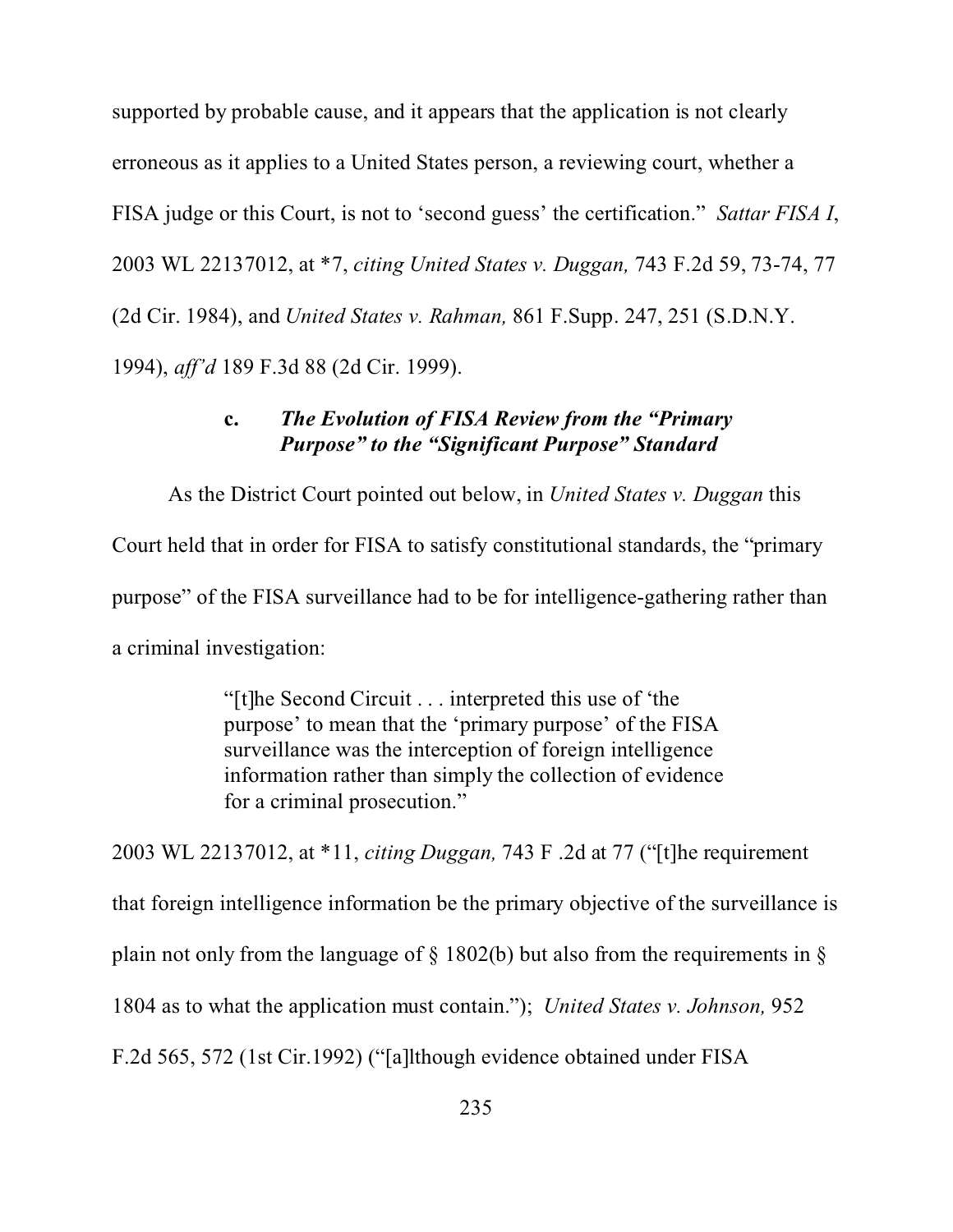supported by probable cause, and it appears that the application is not clearly erroneous as it applies to a United States person, a reviewing court, whether a FISA judge or this Court, is not to 'second guess' the certification." *Sattar FISA I*, 2003 WL 22137012, at *7, *citing United States v. Duggan,* 743 F.2d 59, 73-74, 77 (2d Cir. 1984), and *United States v. Rahman,* 861 F.Supp. 247, 251 (S.D.N.Y. 1994), *aff'd* 189 F.3d 88 (2d Cir. 1999).

#### c. *The Evolution of FISA Review from the "Primary Purpose" to the "Significant Purpose" Standard*

As the District Court pointed out below, in *United States v. Duggan* this Court held that in order for FISA to satisfy constitutional standards, the "primary purpose" of the FISA surveillance had to be for intelligence-gathering rather than a criminal investigation:

> "[t]he Second Circuit . . . interpreted this use of 'the purpose' to mean that the 'primary purpose' of the FISA surveillance was the interception of foreign intelligence information rather than simply the collection of evidence for a criminal prosecution."

2003 WL 22137012, at *11, *citing Duggan,* 743 F .2d at 77 ("[t]he requirement that foreign intelligence information be the primary objective of the surveillance is plain not only from the language of § 1802(b) but also from the requirements in § 1804 as to what the application must contain."); *United States v. Johnson,* 952 F.2d 565, 572 (1st Cir.1992) ("[a]lthough evidence obtained under FISA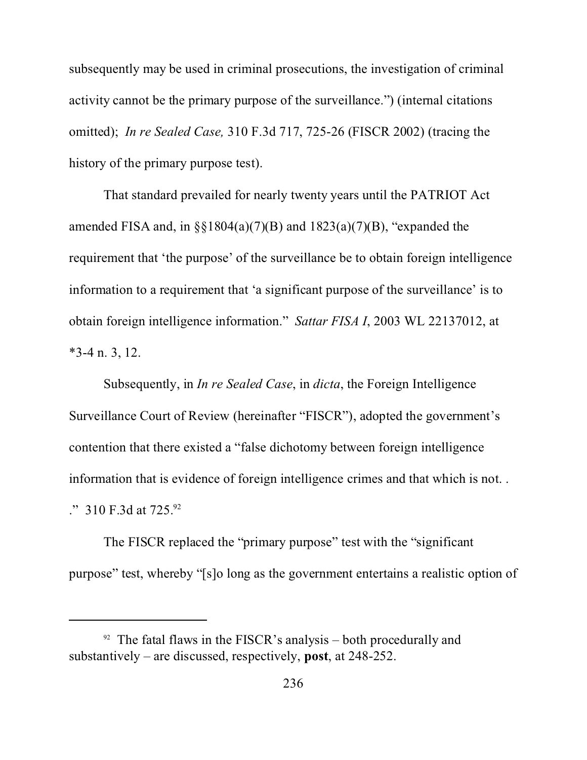subsequently may be used in criminal prosecutions, the investigation of criminal activity cannot be the primary purpose of the surveillance.") (internal citations omitted); *In re Sealed Case,* 310 F.3d 717, 725-26 (FISCR 2002) (tracing the history of the primary purpose test).

That standard prevailed for nearly twenty years until the PATRIOT Act amended FISA and, in §§1804(a)(7)(B) and 1823(a)(7)(B), "expanded the requirement that 'the purpose' of the surveillance be to obtain foreign intelligence information to a requirement that 'a significant purpose of the surveillance' is to obtain foreign intelligence information." *Sattar FISA I*, 2003 WL 22137012, at *3-4 n. 3, 12.

Subsequently, in *In re Sealed Case*, in *dicta*, the Foreign Intelligence Surveillance Court of Review (hereinafter "FISCR"), adopted the government's contention that there existed a "false dichotomy between foreign intelligence information that is evidence of foreign intelligence crimes and that which is not. . ." 310 F.3d at 725.[92]

The FISCR replaced the "primary purpose" test with the "significant purpose" test, whereby "[s]o long as the government entertains a realistic option of

---

[92] The fatal flaws in the FISCR's analysis – both procedurally and substantively – are discussed, respectively, **post**, at 248-252.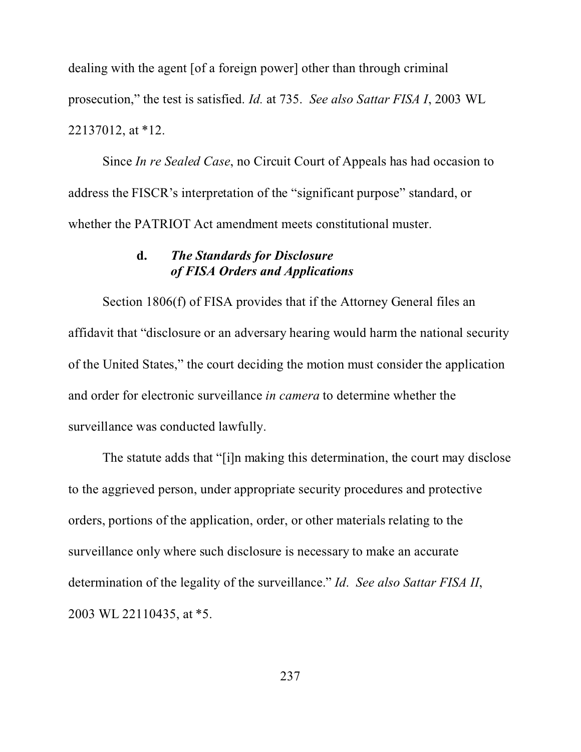dealing with the agent [of a foreign power] other than through criminal prosecution," the test is satisfied. *Id.* at 735. *See also Sattar FISA I*, 2003 WL 22137012, at *12.

Since *In re Sealed Case*, no Circuit Court of Appeals has had occasion to address the FISCR's interpretation of the "significant purpose" standard, or whether the PATRIOT Act amendment meets constitutional muster.

#### d. *The Standards for Disclosure of FISA Orders and Applications*

Section 1806(f) of FISA provides that if the Attorney General files an affidavit that "disclosure or an adversary hearing would harm the national security of the United States," the court deciding the motion must consider the application and order for electronic surveillance *in camera* to determine whether the surveillance was conducted lawfully.

The statute adds that "[i]n making this determination, the court may disclose to the aggrieved person, under appropriate security procedures and protective orders, portions of the application, order, or other materials relating to the surveillance only where such disclosure is necessary to make an accurate determination of the legality of the surveillance." *Id. See also Sattar FISA II*, 2003 WL 22110435, at *5.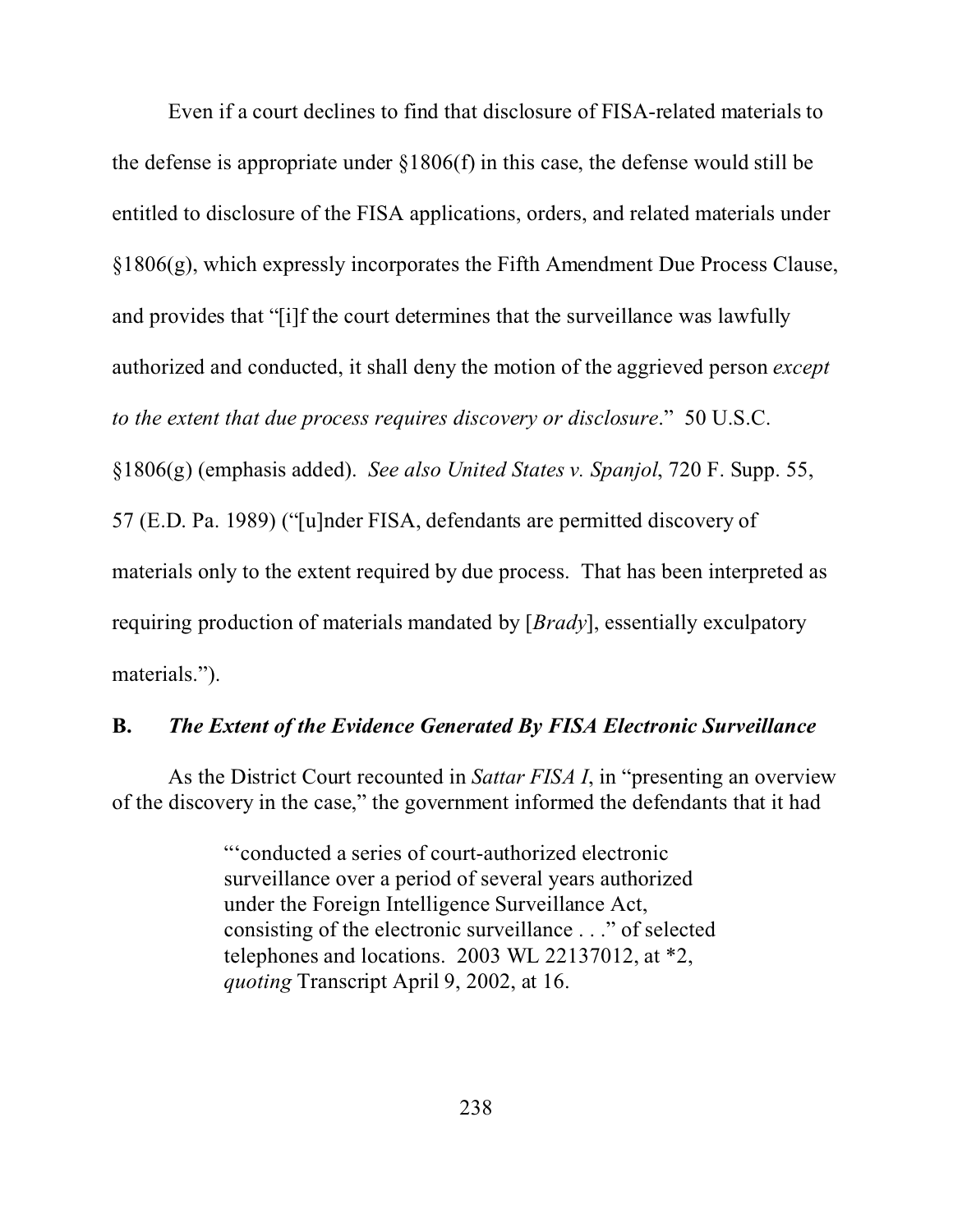Even if a court declines to find that disclosure of FISA-related materials to the defense is appropriate under §1806(f) in this case, the defense would still be entitled to disclosure of the FISA applications, orders, and related materials under §1806(g), which expressly incorporates the Fifth Amendment Due Process Clause, and provides that "[i]f the court determines that the surveillance was lawfully authorized and conducted, it shall deny the motion of the aggrieved person *except to the extent that due process requires discovery or disclosure*." 50 U.S.C. §1806(g) (emphasis added). *See also United States v. Spanjol*, 720 F. Supp. 55, 57 (E.D. Pa. 1989) ("[u]nder FISA, defendants are permitted discovery of materials only to the extent required by due process. That has been interpreted as requiring production of materials mandated by [*Brady*], essentially exculpatory materials.").

**B.** ***The Extent of the Evidence Generated By FISA Electronic Surveillance***

As the District Court recounted in *Sattar FISA I*, in "presenting an overview of the discovery in the case," the government informed the defendants that it had

> "'conducted a series of court-authorized electronic surveillance over a period of several years authorized under the Foreign Intelligence Surveillance Act, consisting of the electronic surveillance . . ." of selected telephones and locations. 2003 WL 22137012, at *2, *quoting* Transcript April 9, 2002, at 16.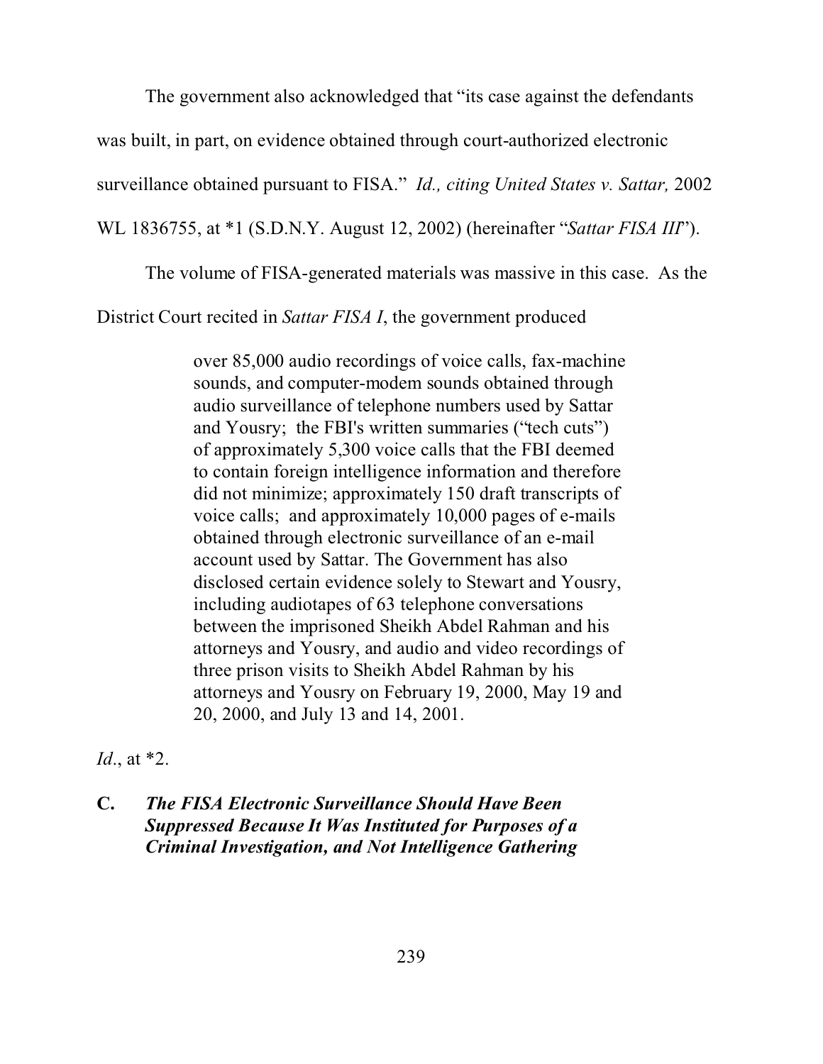The government also acknowledged that "its case against the defendants was built, in part, on evidence obtained through court-authorized electronic surveillance obtained pursuant to FISA." *Id., citing United States v. Sattar,* 2002 WL 1836755, at *1 (S.D.N.Y. August 12, 2002) (hereinafter "*Sattar FISA III*").

The volume of FISA-generated materials was massive in this case. As the District Court recited in *Sattar FISA I*, the government produced

> over 85,000 audio recordings of voice calls, fax-machine sounds, and computer-modem sounds obtained through audio surveillance of telephone numbers used by Sattar and Yousry; the FBI's written summaries ("tech cuts") of approximately 5,300 voice calls that the FBI deemed to contain foreign intelligence information and therefore did not minimize; approximately 150 draft transcripts of voice calls; and approximately 10,000 pages of e-mails obtained through electronic surveillance of an e-mail account used by Sattar. The Government has also disclosed certain evidence solely to Stewart and Yousry, including audiotapes of 63 telephone conversations between the imprisoned Sheikh Abdel Rahman and his attorneys and Yousry, and audio and video recordings of three prison visits to Sheikh Abdel Rahman by his attorneys and Yousry on February 19, 2000, May 19 and 20, 2000, and July 13 and 14, 2001.

*Id*., at *2.

### C. *The FISA Electronic Surveillance Should Have Been Suppressed Because It Was Instituted for Purposes of a Criminal Investigation, and Not Intelligence Gathering*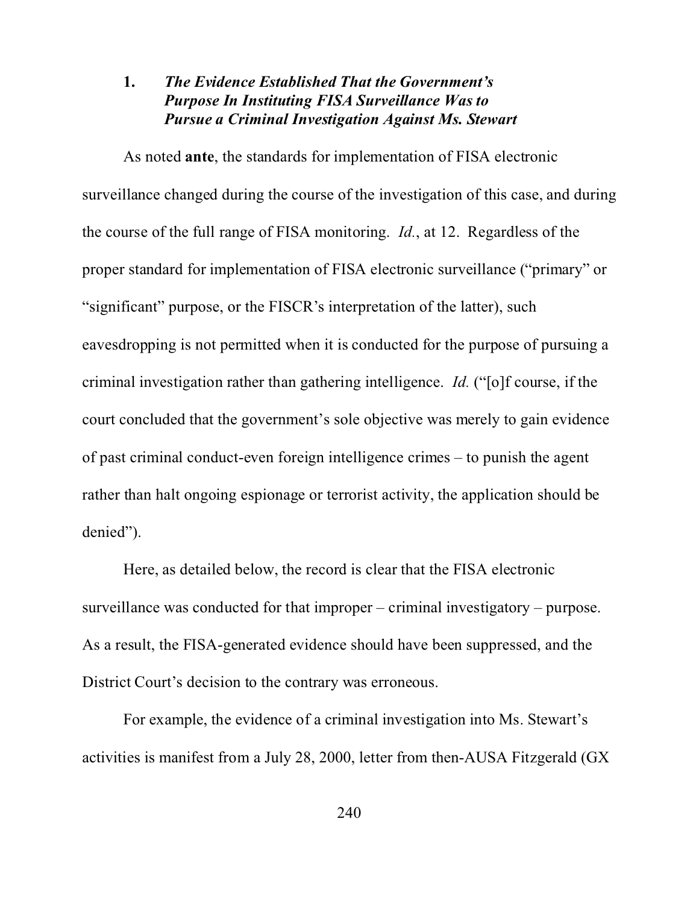### 1. ***The Evidence Established That the Government's Purpose In Instituting FISA Surveillance Was to Pursue a Criminal Investigation Against Ms. Stewart***

As noted **ante**, the standards for implementation of FISA electronic surveillance changed during the course of the investigation of this case, and during the course of the full range of FISA monitoring. *Id.*, at 12. Regardless of the proper standard for implementation of FISA electronic surveillance ("primary" or "significant" purpose, or the FISCR's interpretation of the latter), such eavesdropping is not permitted when it is conducted for the purpose of pursuing a criminal investigation rather than gathering intelligence. *Id.* ("[o]f course, if the court concluded that the government's sole objective was merely to gain evidence of past criminal conduct-even foreign intelligence crimes – to punish the agent rather than halt ongoing espionage or terrorist activity, the application should be denied").

Here, as detailed below, the record is clear that the FISA electronic surveillance was conducted for that improper – criminal investigatory – purpose. As a result, the FISA-generated evidence should have been suppressed, and the District Court's decision to the contrary was erroneous.

For example, the evidence of a criminal investigation into Ms. Stewart's activities is manifest from a July 28, 2000, letter from then-AUSA Fitzgerald (GX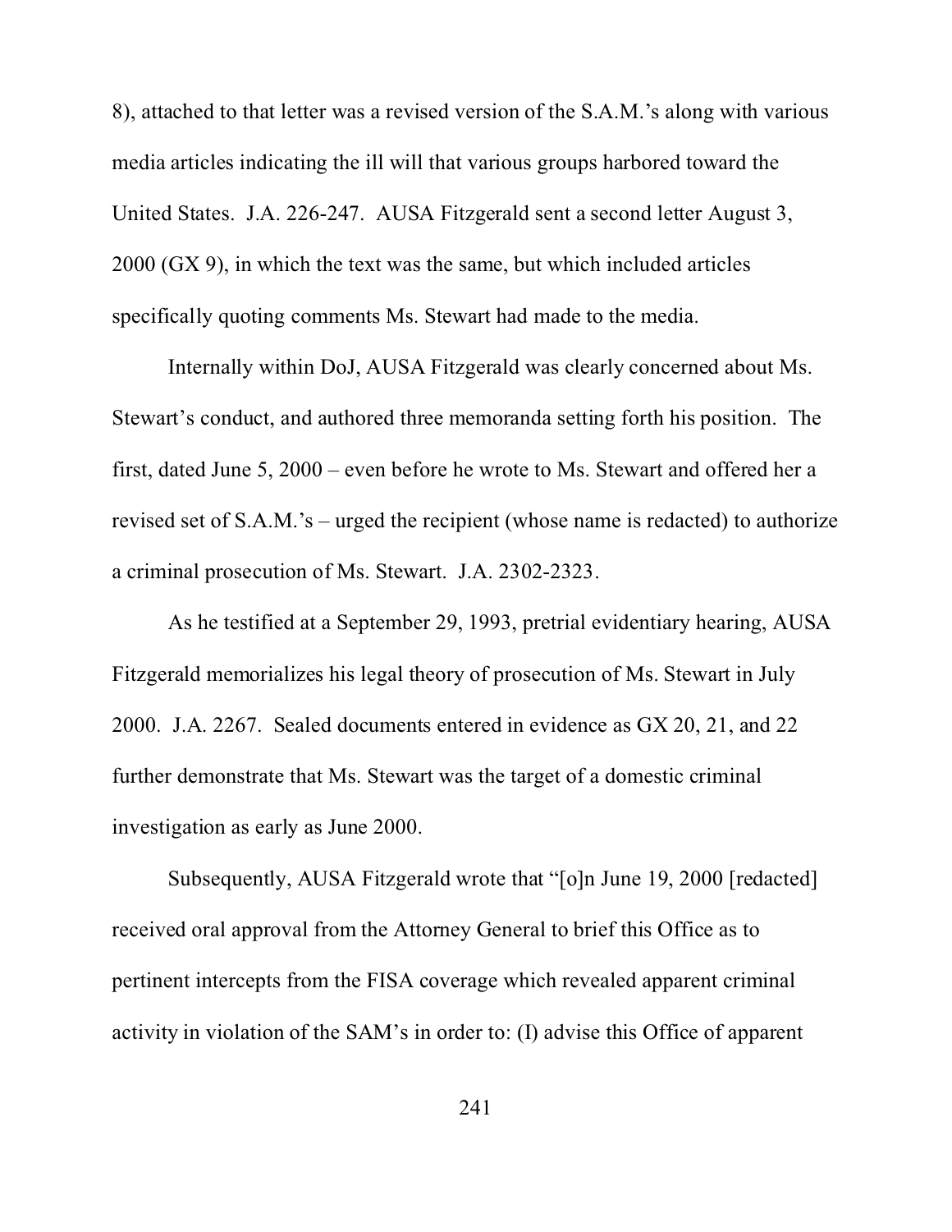8), attached to that letter was a revised version of the S.A.M.'s along with various media articles indicating the ill will that various groups harbored toward the United States. J.A. 226-247. AUSA Fitzgerald sent a second letter August 3, 2000 (GX 9), in which the text was the same, but which included articles specifically quoting comments Ms. Stewart had made to the media.

Internally within DoJ, AUSA Fitzgerald was clearly concerned about Ms. Stewart's conduct, and authored three memoranda setting forth his position. The first, dated June 5, 2000 – even before he wrote to Ms. Stewart and offered her a revised set of S.A.M.'s – urged the recipient (whose name is redacted) to authorize a criminal prosecution of Ms. Stewart. J.A. 2302-2323.

As he testified at a September 29, 1993, pretrial evidentiary hearing, AUSA Fitzgerald memorializes his legal theory of prosecution of Ms. Stewart in July 2000. J.A. 2267. Sealed documents entered in evidence as GX 20, 21, and 22 further demonstrate that Ms. Stewart was the target of a domestic criminal investigation as early as June 2000.

Subsequently, AUSA Fitzgerald wrote that "[o]n June 19, 2000 [redacted] received oral approval from the Attorney General to brief this Office as to pertinent intercepts from the FISA coverage which revealed apparent criminal activity in violation of the SAM's in order to: (I) advise this Office of apparent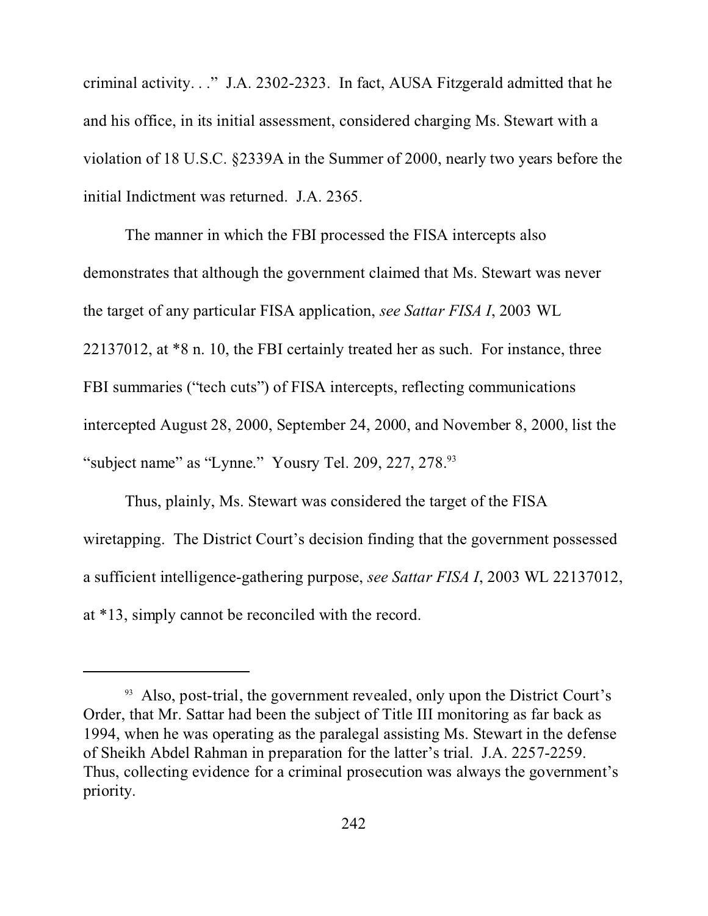criminal activity. . ." J.A. 2302-2323. In fact, AUSA Fitzgerald admitted that he and his office, in its initial assessment, considered charging Ms. Stewart with a violation of 18 U.S.C. §2339A in the Summer of 2000, nearly two years before the initial Indictment was returned. J.A. 2365.

The manner in which the FBI processed the FISA intercepts also demonstrates that although the government claimed that Ms. Stewart was never the target of any particular FISA application, *see Sattar FISA I*, 2003 WL 22137012, at *8 n. 10, the FBI certainly treated her as such. For instance, three FBI summaries ("tech cuts") of FISA intercepts, reflecting communications intercepted August 28, 2000, September 24, 2000, and November 8, 2000, list the "subject name" as "Lynne." Yousry Tel. 209, 227, 278.[93]

Thus, plainly, Ms. Stewart was considered the target of the FISA wiretapping. The District Court's decision finding that the government possessed a sufficient intelligence-gathering purpose, *see Sattar FISA I*, 2003 WL 22137012, at *13, simply cannot be reconciled with the record.

---

[93] Also, post-trial, the government revealed, only upon the District Court's Order, that Mr. Sattar had been the subject of Title III monitoring as far back as 1994, when he was operating as the paralegal assisting Ms. Stewart in the defense of Sheikh Abdel Rahman in preparation for the latter's trial. J.A. 2257-2259. Thus, collecting evidence for a criminal prosecution was always the government's priority.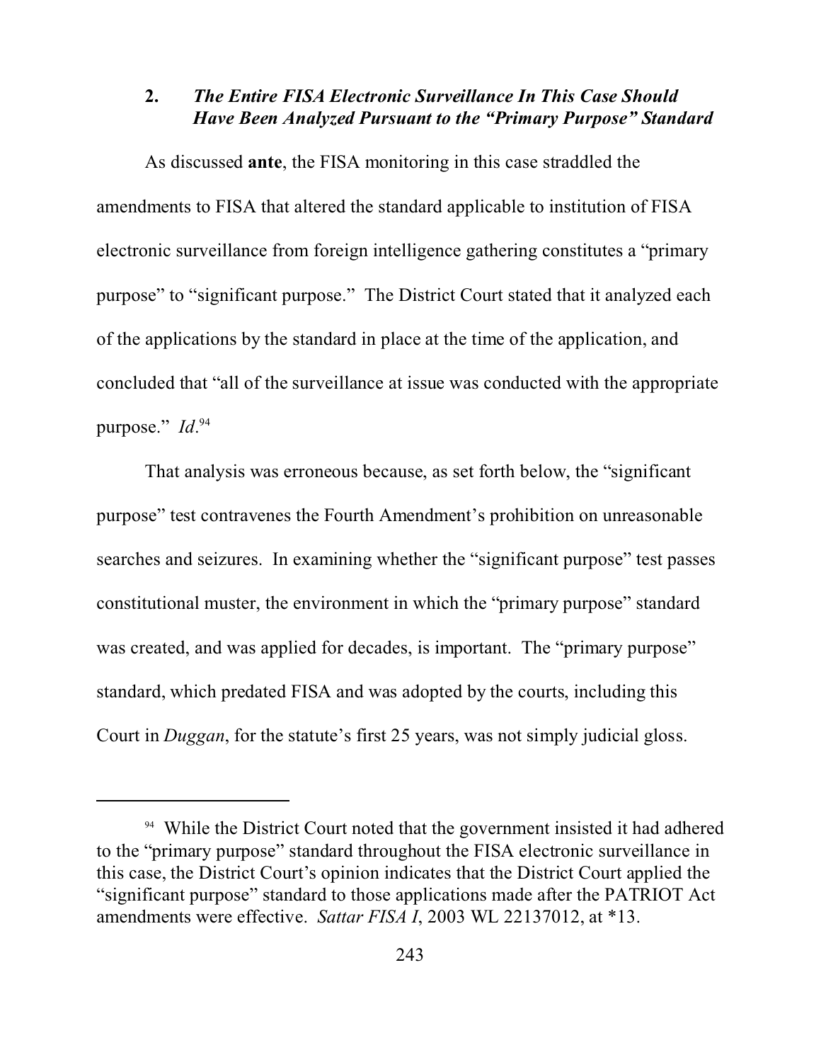### 2. *The Entire FISA Electronic Surveillance In This Case Should Have Been Analyzed Pursuant to the "Primary Purpose" Standard*

As discussed **ante**, the FISA monitoring in this case straddled the amendments to FISA that altered the standard applicable to institution of FISA electronic surveillance from foreign intelligence gathering constitutes a "primary purpose" to "significant purpose." The District Court stated that it analyzed each of the applications by the standard in place at the time of the application, and concluded that "all of the surveillance at issue was conducted with the appropriate purpose." *Id*.[94]

That analysis was erroneous because, as set forth below, the "significant purpose" test contravenes the Fourth Amendment's prohibition on unreasonable searches and seizures. In examining whether the "significant purpose" test passes constitutional muster, the environment in which the "primary purpose" standard was created, and was applied for decades, is important. The "primary purpose" standard, which predated FISA and was adopted by the courts, including this Court in *Duggan*, for the statute's first 25 years, was not simply judicial gloss.

---

[94] While the District Court noted that the government insisted it had adhered to the "primary purpose" standard throughout the FISA electronic surveillance in this case, the District Court's opinion indicates that the District Court applied the "significant purpose" standard to those applications made after the PATRIOT Act amendments were effective. *Sattar FISA I*, 2003 WL 22137012, at *13.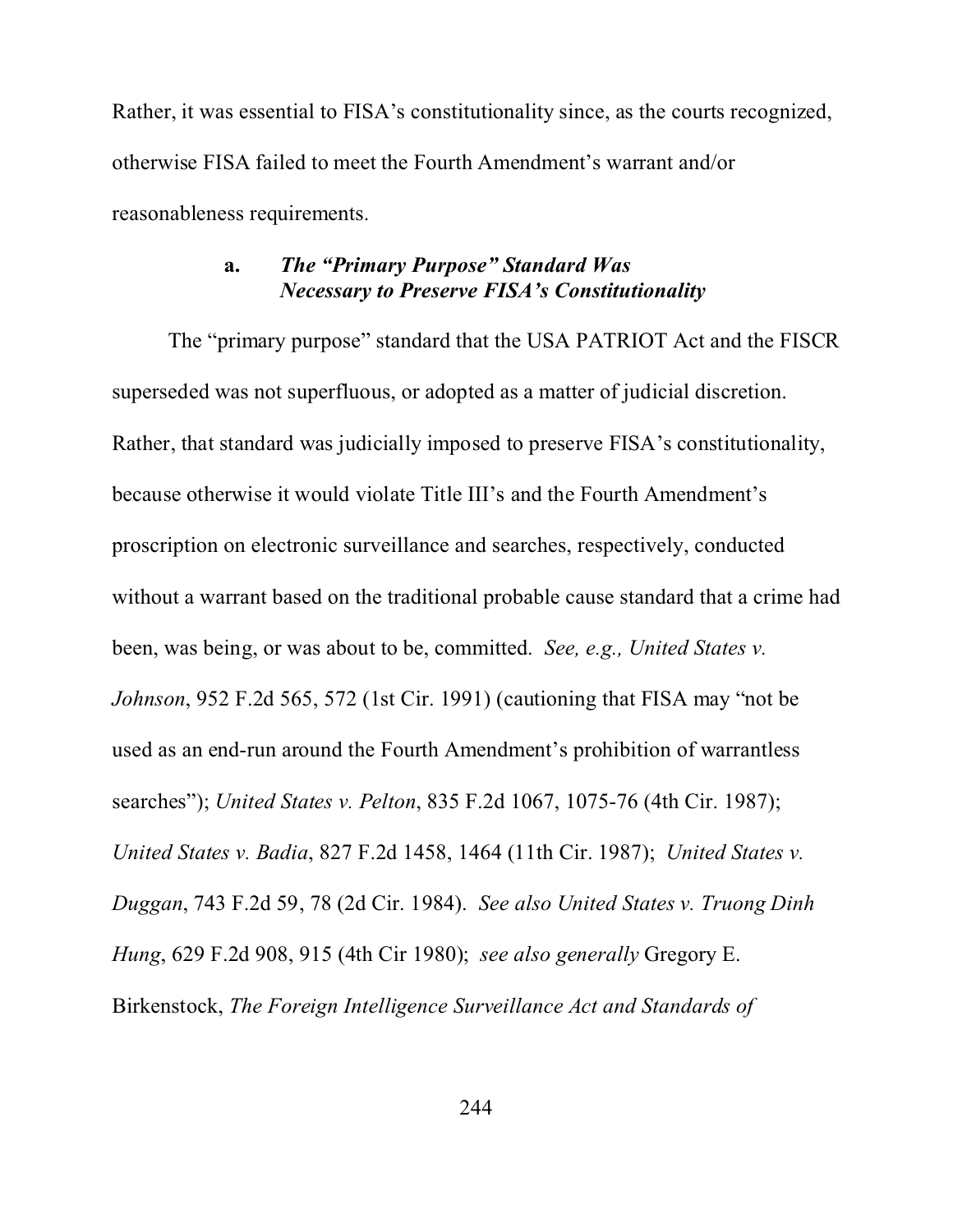Rather, it was essential to FISA's constitutionality since, as the courts recognized, otherwise FISA failed to meet the Fourth Amendment's warrant and/or reasonableness requirements.

### a. *The "Primary Purpose" Standard Was Necessary to Preserve FISA's Constitutionality*

The "primary purpose" standard that the USA PATRIOT Act and the FISCR superseded was not superfluous, or adopted as a matter of judicial discretion. Rather, that standard was judicially imposed to preserve FISA's constitutionality, because otherwise it would violate Title III's and the Fourth Amendment's proscription on electronic surveillance and searches, respectively, conducted without a warrant based on the traditional probable cause standard that a crime had been, was being, or was about to be, committed. *See, e.g., United States v. Johnson*, 952 F.2d 565, 572 (1st Cir. 1991) (cautioning that FISA may "not be used as an end-run around the Fourth Amendment's prohibition of warrantless searches"); *United States v. Pelton*, 835 F.2d 1067, 1075-76 (4th Cir. 1987); *United States v. Badia*, 827 F.2d 1458, 1464 (11th Cir. 1987); *United States v. Duggan*, 743 F.2d 59, 78 (2d Cir. 1984). *See also United States v. Truong Dinh Hung*, 629 F.2d 908, 915 (4th Cir 1980); *see also generally* Gregory E. Birkenstock, *The Foreign Intelligence Surveillance Act and Standards of*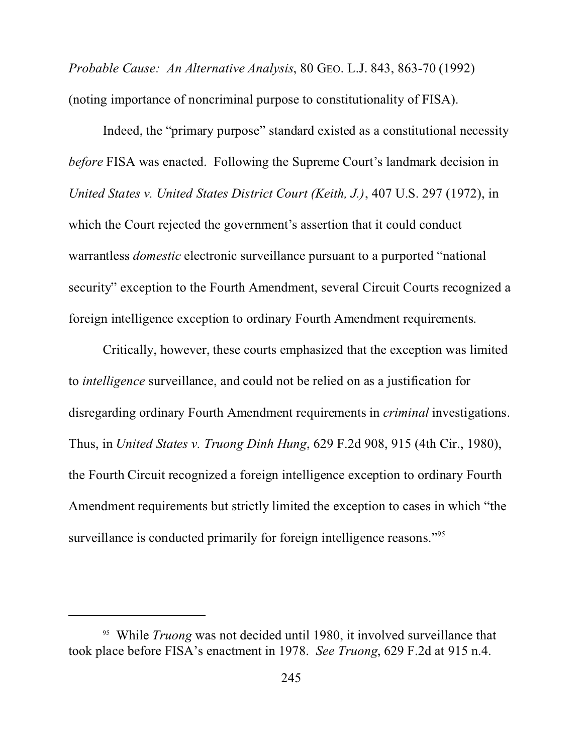*Probable Cause: An Alternative Analysis*, 80 GEO. L.J. 843, 863-70 (1992) (noting importance of noncriminal purpose to constitutionality of FISA).

Indeed, the "primary purpose" standard existed as a constitutional necessity *before* FISA was enacted. Following the Supreme Court's landmark decision in *United States v. United States District Court (Keith, J.)*, 407 U.S. 297 (1972), in which the Court rejected the government's assertion that it could conduct warrantless *domestic* electronic surveillance pursuant to a purported "national security" exception to the Fourth Amendment, several Circuit Courts recognized a foreign intelligence exception to ordinary Fourth Amendment requirements.

Critically, however, these courts emphasized that the exception was limited to *intelligence* surveillance, and could not be relied on as a justification for disregarding ordinary Fourth Amendment requirements in *criminal* investigations. Thus, in *United States v. Truong Dinh Hung*, 629 F.2d 908, 915 (4th Cir., 1980), the Fourth Circuit recognized a foreign intelligence exception to ordinary Fourth Amendment requirements but strictly limited the exception to cases in which "the surveillance is conducted primarily for foreign intelligence reasons."[95]

---

[95] While *Truong* was not decided until 1980, it involved surveillance that took place before FISA's enactment in 1978. *See Truong*, 629 F.2d at 915 n.4.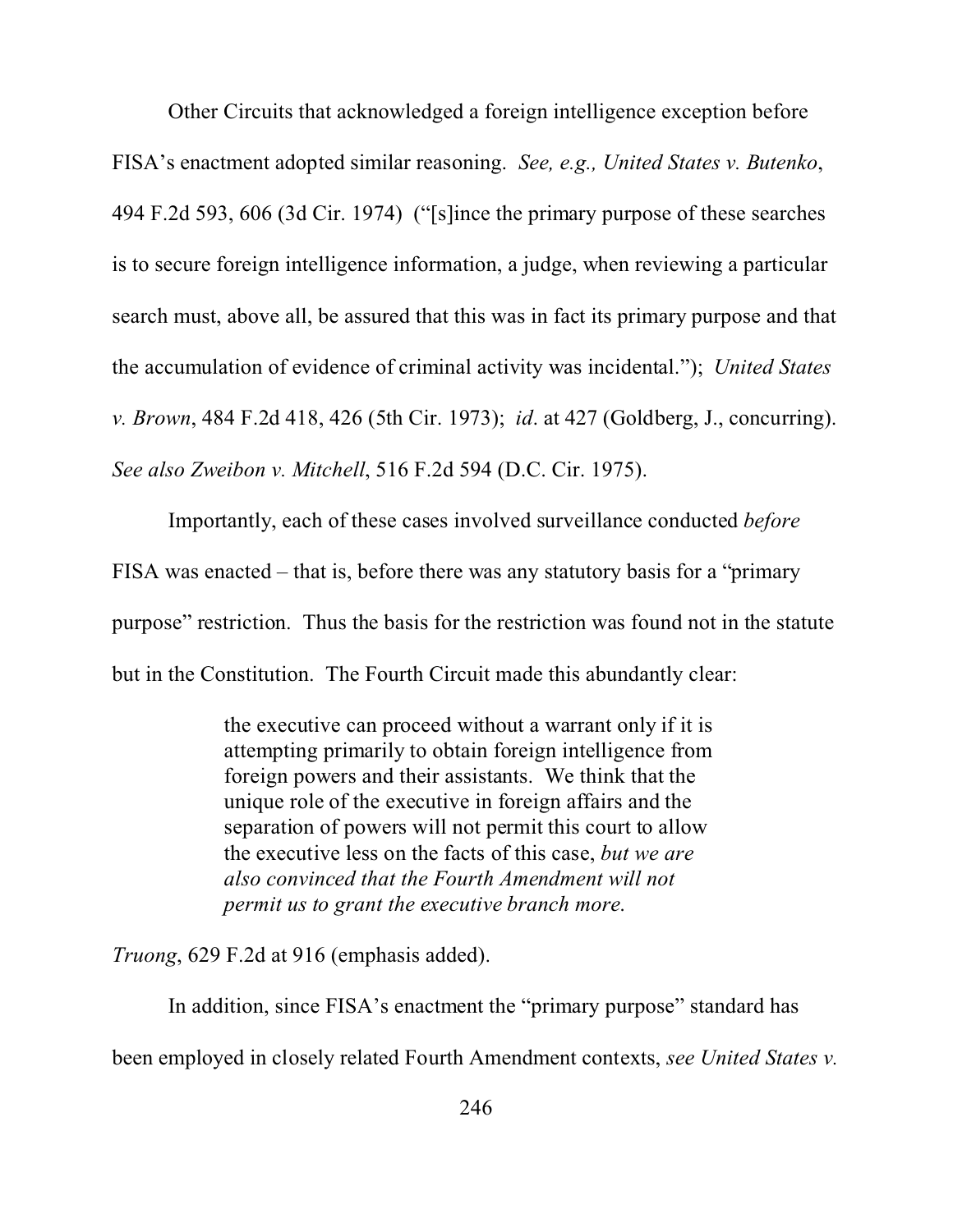Other Circuits that acknowledged a foreign intelligence exception before FISA's enactment adopted similar reasoning. *See, e.g., United States v. Butenko*, 494 F.2d 593, 606 (3d Cir. 1974) ("[s]ince the primary purpose of these searches is to secure foreign intelligence information, a judge, when reviewing a particular search must, above all, be assured that this was in fact its primary purpose and that the accumulation of evidence of criminal activity was incidental."); *United States v. Brown*, 484 F.2d 418, 426 (5th Cir. 1973); *id*. at 427 (Goldberg, J., concurring). *See also Zweibon v. Mitchell*, 516 F.2d 594 (D.C. Cir. 1975).

Importantly, each of these cases involved surveillance conducted *before* FISA was enacted – that is, before there was any statutory basis for a "primary purpose" restriction. Thus the basis for the restriction was found not in the statute but in the Constitution. The Fourth Circuit made this abundantly clear:

> the executive can proceed without a warrant only if it is attempting primarily to obtain foreign intelligence from foreign powers and their assistants. We think that the unique role of the executive in foreign affairs and the separation of powers will not permit this court to allow the executive less on the facts of this case, *but we are also convinced that the Fourth Amendment will not permit us to grant the executive branch more*.

*Truong*, 629 F.2d at 916 (emphasis added).

In addition, since FISA's enactment the "primary purpose" standard has been employed in closely related Fourth Amendment contexts, *see United States v.*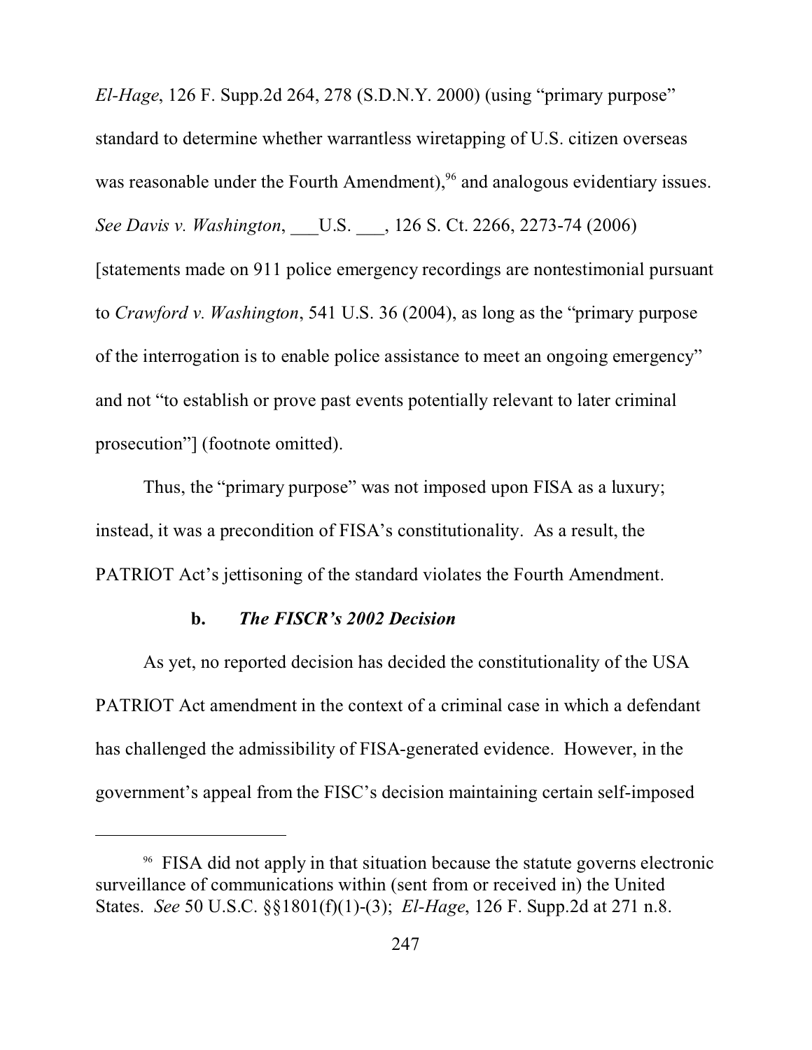*El-Hage*, 126 F. Supp.2d 264, 278 (S.D.N.Y. 2000) (using "primary purpose" standard to determine whether warrantless wiretapping of U.S. citizen overseas was reasonable under the Fourth Amendment),[96] and analogous evidentiary issues. *See Davis v. Washington*, ___U.S. ___, 126 S. Ct. 2266, 2273-74 (2006) [statements made on 911 police emergency recordings are nontestimonial pursuant to *Crawford v. Washington*, 541 U.S. 36 (2004), as long as the "primary purpose of the interrogation is to enable police assistance to meet an ongoing emergency" and not "to establish or prove past events potentially relevant to later criminal prosecution"] (footnote omitted).

Thus, the "primary purpose" was not imposed upon FISA as a luxury; instead, it was a precondition of FISA's constitutionality. As a result, the PATRIOT Act's jettisoning of the standard violates the Fourth Amendment.

#### b. *The FISCR's 2002 Decision*

As yet, no reported decision has decided the constitutionality of the USA PATRIOT Act amendment in the context of a criminal case in which a defendant has challenged the admissibility of FISA-generated evidence. However, in the government's appeal from the FISC's decision maintaining certain self-imposed

---

[96] FISA did not apply in that situation because the statute governs electronic surveillance of communications within (sent from or received in) the United States. *See* 50 U.S.C. §§1801(f)(1)-(3); *El-Hage*, 126 F. Supp.2d at 271 n.8.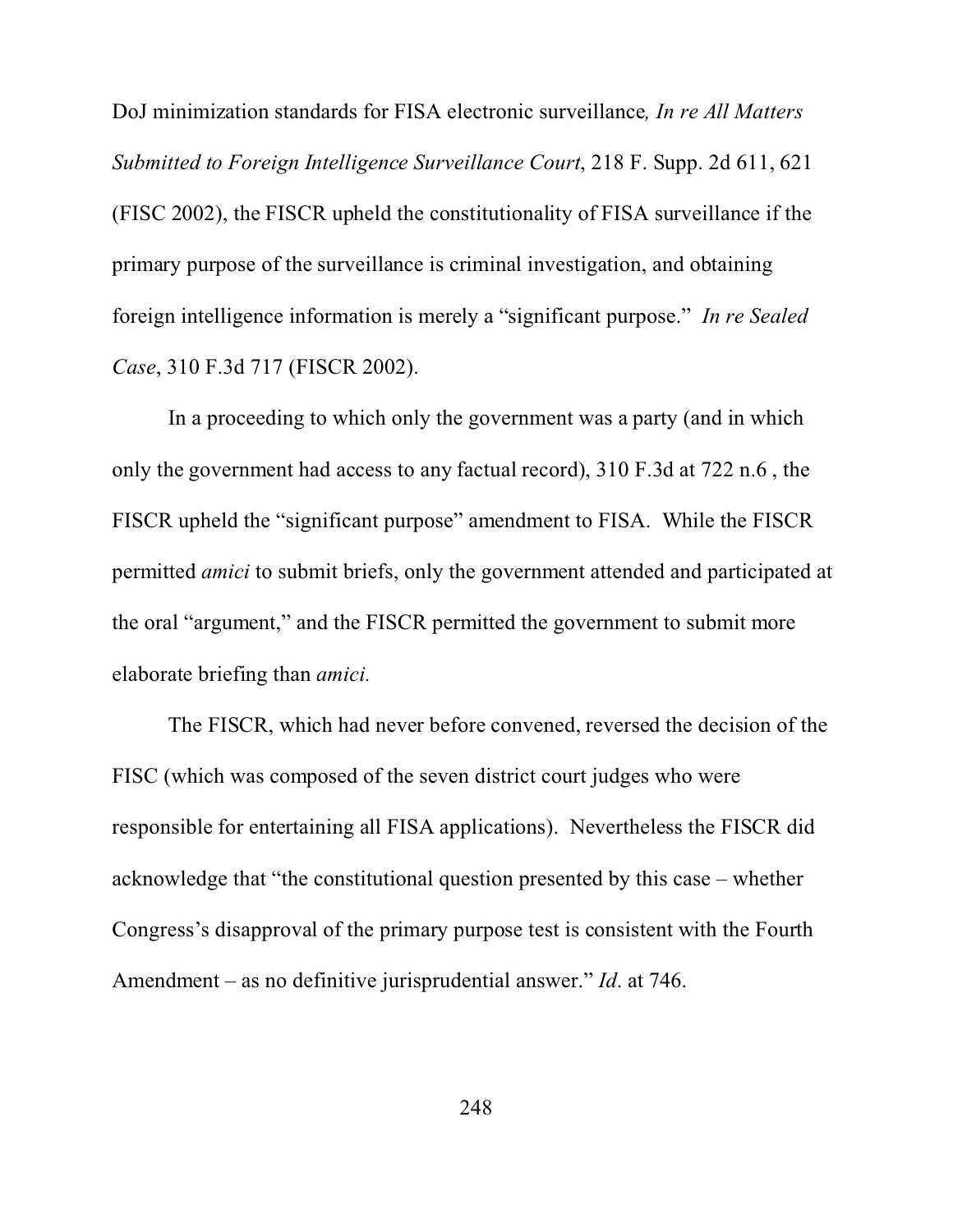DoJ minimization standards for FISA electronic surveillance*, In re All Matters Submitted to Foreign Intelligence Surveillance Court*, 218 F. Supp. 2d 611, 621 (FISC 2002), the FISCR upheld the constitutionality of FISA surveillance if the primary purpose of the surveillance is criminal investigation, and obtaining foreign intelligence information is merely a "significant purpose." *In re Sealed Case*, 310 F.3d 717 (FISCR 2002).

In a proceeding to which only the government was a party (and in which only the government had access to any factual record), 310 F.3d at 722 n.6 , the FISCR upheld the "significant purpose" amendment to FISA. While the FISCR permitted *amici* to submit briefs, only the government attended and participated at the oral "argument," and the FISCR permitted the government to submit more elaborate briefing than *amici.*

The FISCR, which had never before convened, reversed the decision of the FISC (which was composed of the seven district court judges who were responsible for entertaining all FISA applications). Nevertheless the FISCR did acknowledge that "the constitutional question presented by this case – whether Congress's disapproval of the primary purpose test is consistent with the Fourth Amendment – as no definitive jurisprudential answer." *Id*. at 746.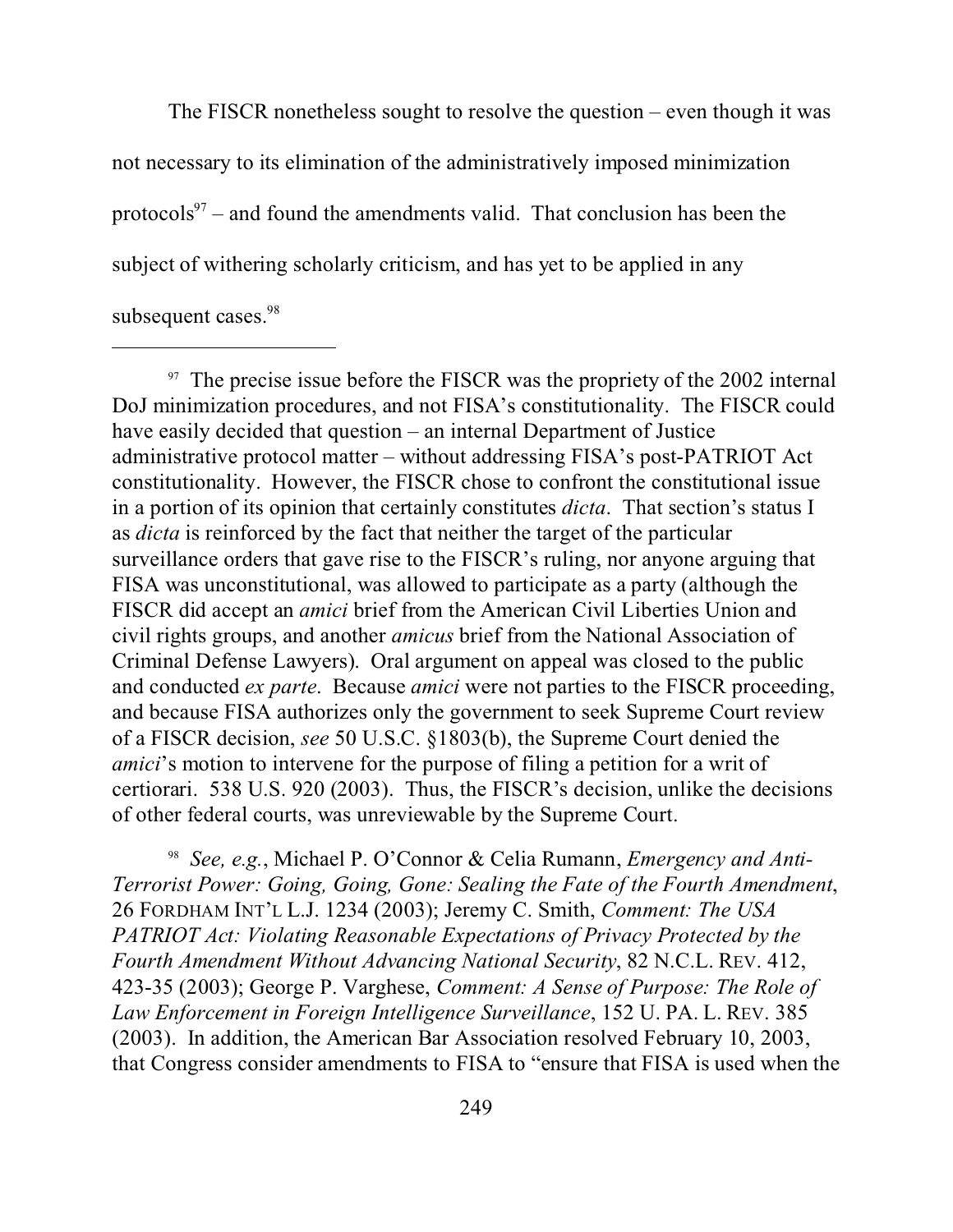The FISCR nonetheless sought to resolve the question – even though it was not necessary to its elimination of the administratively imposed minimization protocols[97] – and found the amendments valid. That conclusion has been the subject of withering scholarly criticism, and has yet to be applied in any subsequent cases.[98]

---

[97] The precise issue before the FISCR was the propriety of the 2002 internal DoJ minimization procedures, and not FISA's constitutionality. The FISCR could have easily decided that question – an internal Department of Justice administrative protocol matter – without addressing FISA's post-PATRIOT Act constitutionality. However, the FISCR chose to confront the constitutional issue in a portion of its opinion that certainly constitutes *dicta*. That section's status I as *dicta* is reinforced by the fact that neither the target of the particular surveillance orders that gave rise to the FISCR's ruling, nor anyone arguing that FISA was unconstitutional, was allowed to participate as a party (although the FISCR did accept an *amici* brief from the American Civil Liberties Union and civil rights groups, and another *amicus* brief from the National Association of Criminal Defense Lawyers). Oral argument on appeal was closed to the public and conducted *ex parte*. Because *amici* were not parties to the FISCR proceeding, and because FISA authorizes only the government to seek Supreme Court review of a FISCR decision, *see* 50 U.S.C. §1803(b), the Supreme Court denied the *amici*'s motion to intervene for the purpose of filing a petition for a writ of certiorari. 538 U.S. 920 (2003). Thus, the FISCR's decision, unlike the decisions of other federal courts, was unreviewable by the Supreme Court.

[98] *See, e.g.*, Michael P. O'Connor & Celia Rumann, *Emergency and Anti-Terrorist Power: Going, Going, Gone: Sealing the Fate of the Fourth Amendment*, 26 FORDHAM INT'L L.J. 1234 (2003); Jeremy C. Smith, *Comment: The USA PATRIOT Act: Violating Reasonable Expectations of Privacy Protected by the Fourth Amendment Without Advancing National Security*, 82 N.C.L. REV. 412, 423-35 (2003); George P. Varghese, *Comment: A Sense of Purpose: The Role of Law Enforcement in Foreign Intelligence Surveillance*, 152 U. PA. L. REV. 385 (2003). In addition, the American Bar Association resolved February 10, 2003, that Congress consider amendments to FISA to "ensure that FISA is used when the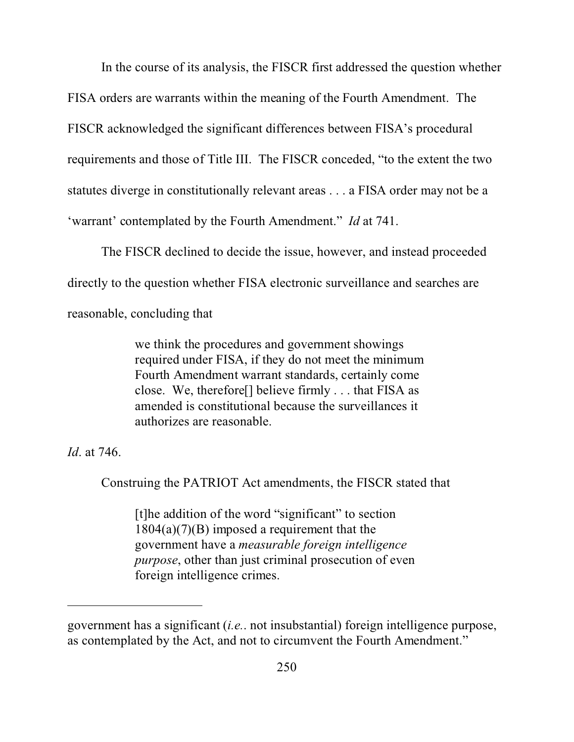In the course of its analysis, the FISCR first addressed the question whether FISA orders are warrants within the meaning of the Fourth Amendment. The FISCR acknowledged the significant differences between FISA's procedural requirements and those of Title III. The FISCR conceded, "to the extent the two statutes diverge in constitutionally relevant areas . . . a FISA order may not be a 'warrant' contemplated by the Fourth Amendment." *Id* at 741.

The FISCR declined to decide the issue, however, and instead proceeded directly to the question whether FISA electronic surveillance and searches are reasonable, concluding that

> we think the procedures and government showings required under FISA, if they do not meet the minimum Fourth Amendment warrant standards, certainly come close. We, therefore[] believe firmly . . . that FISA as amended is constitutional because the surveillances it authorizes are reasonable.

*Id*. at 746.

Construing the PATRIOT Act amendments, the FISCR stated that

> [t]he addition of the word "significant" to section 1804(a)(7)(B) imposed a requirement that the government have a *measurable foreign intelligence purpose*, other than just criminal prosecution of even foreign intelligence crimes.

---

government has a significant (*i.e.*. not insubstantial) foreign intelligence purpose, as contemplated by the Act, and not to circumvent the Fourth Amendment."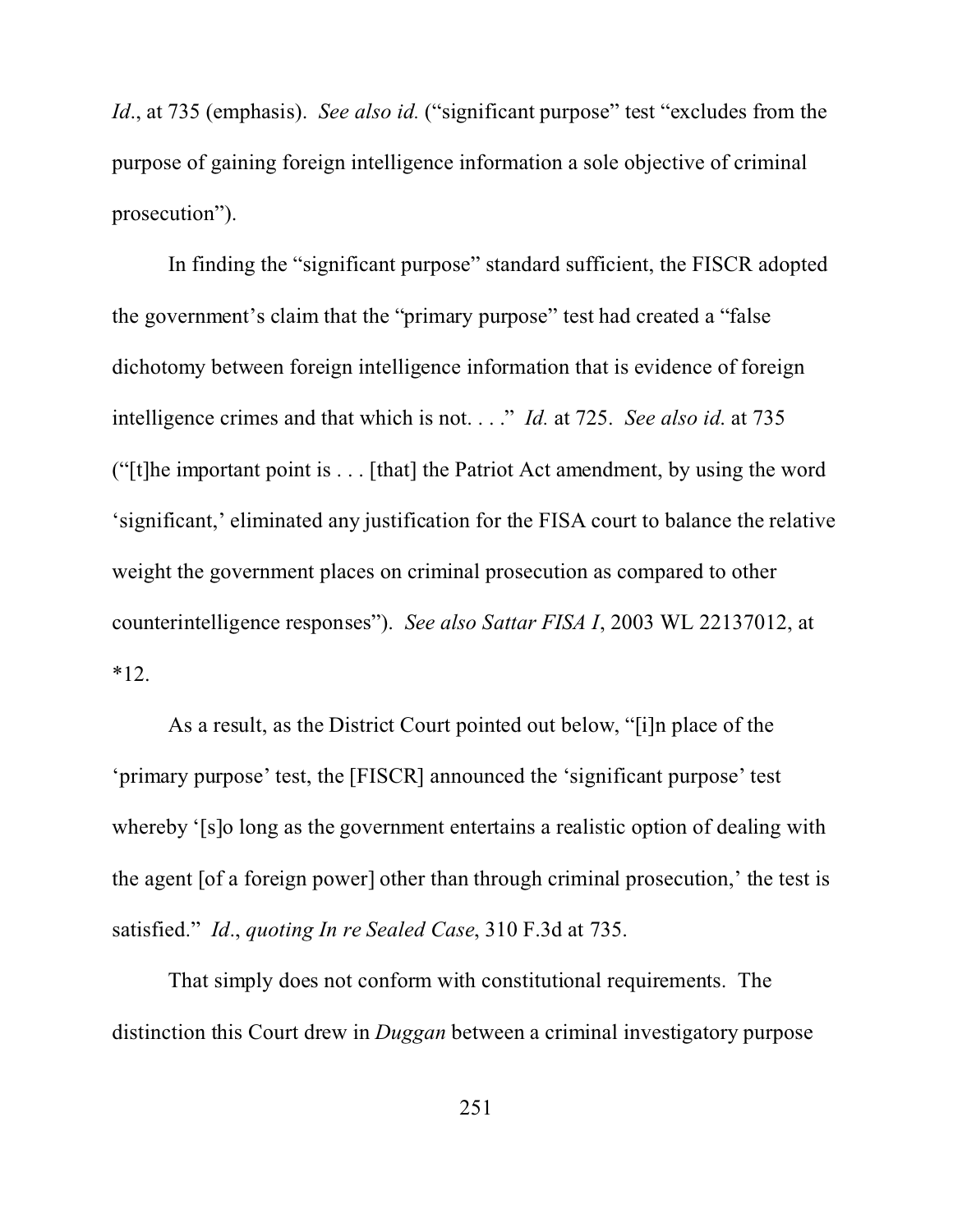*Id*., at 735 (emphasis). *See also id.* ("significant purpose" test "excludes from the purpose of gaining foreign intelligence information a sole objective of criminal prosecution").

In finding the "significant purpose" standard sufficient, the FISCR adopted the government's claim that the "primary purpose" test had created a "false dichotomy between foreign intelligence information that is evidence of foreign intelligence crimes and that which is not. . . ." *Id.* at 725. *See also id.* at 735 ("[t]he important point is . . . [that] the Patriot Act amendment, by using the word 'significant,' eliminated any justification for the FISA court to balance the relative weight the government places on criminal prosecution as compared to other counterintelligence responses"). *See also Sattar FISA I*, 2003 WL 22137012, at *12.

As a result, as the District Court pointed out below, "[i]n place of the 'primary purpose' test, the [FISCR] announced the 'significant purpose' test whereby '[s]o long as the government entertains a realistic option of dealing with the agent [of a foreign power] other than through criminal prosecution,' the test is satisfied." *Id*., *quoting In re Sealed Case*, 310 F.3d at 735.

That simply does not conform with constitutional requirements. The distinction this Court drew in *Duggan* between a criminal investigatory purpose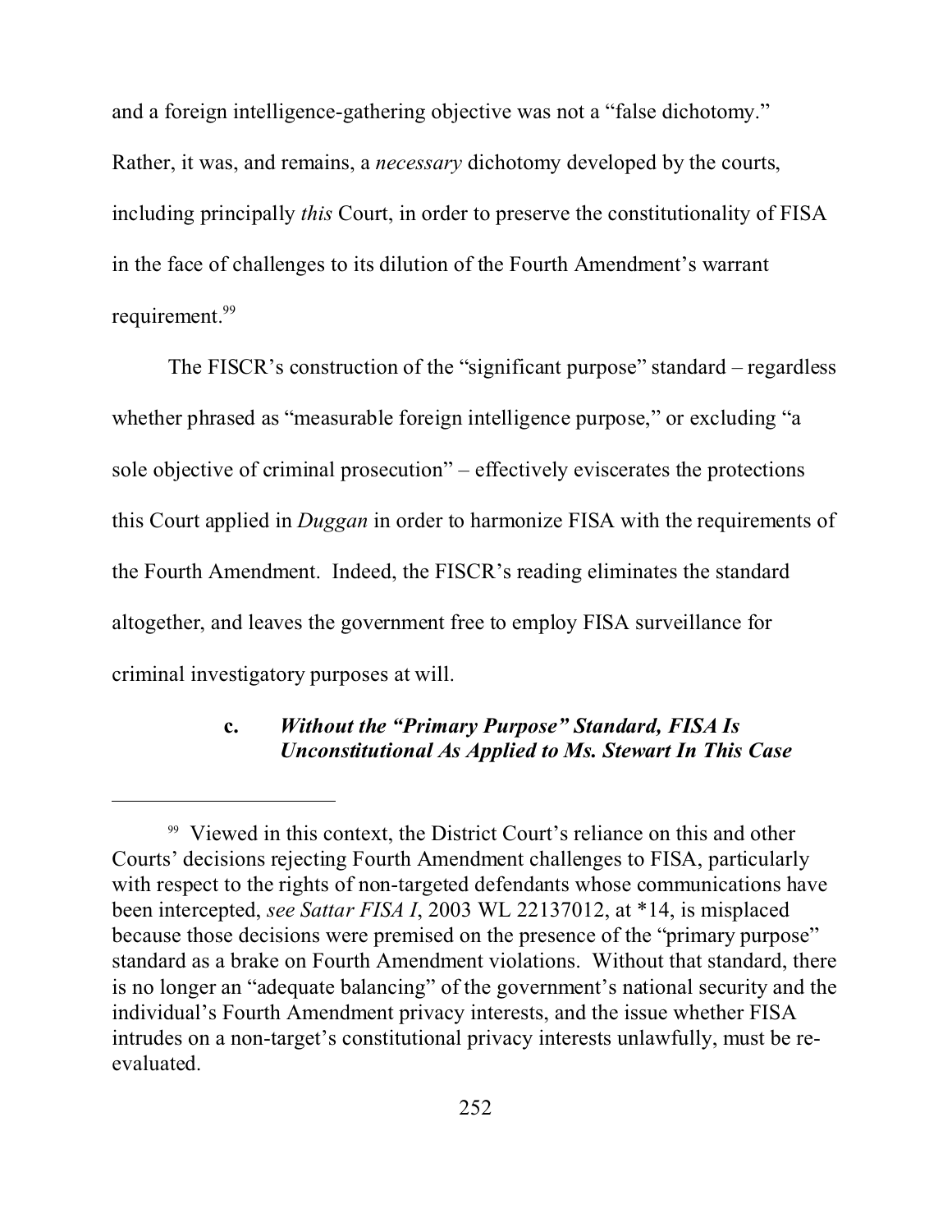and a foreign intelligence-gathering objective was not a "false dichotomy." Rather, it was, and remains, a *necessary* dichotomy developed by the courts, including principally *this* Court, in order to preserve the constitutionality of FISA in the face of challenges to its dilution of the Fourth Amendment's warrant requirement.[99]

The FISCR's construction of the "significant purpose" standard – regardless whether phrased as "measurable foreign intelligence purpose," or excluding "a sole objective of criminal prosecution" – effectively eviscerates the protections this Court applied in *Duggan* in order to harmonize FISA with the requirements of the Fourth Amendment. Indeed, the FISCR's reading eliminates the standard altogether, and leaves the government free to employ FISA surveillance for criminal investigatory purposes at will.

#### c. *Without the "Primary Purpose" Standard, FISA Is Unconstitutional As Applied to Ms. Stewart In This Case*

---

[99] Viewed in this context, the District Court's reliance on this and other Courts' decisions rejecting Fourth Amendment challenges to FISA, particularly with respect to the rights of non-targeted defendants whose communications have been intercepted, *see Sattar FISA I*, 2003 WL 22137012, at *14, is misplaced because those decisions were premised on the presence of the "primary purpose" standard as a brake on Fourth Amendment violations. Without that standard, there is no longer an "adequate balancing" of the government's national security and the individual's Fourth Amendment privacy interests, and the issue whether FISA intrudes on a non-target's constitutional privacy interests unlawfully, must be re-evaluated.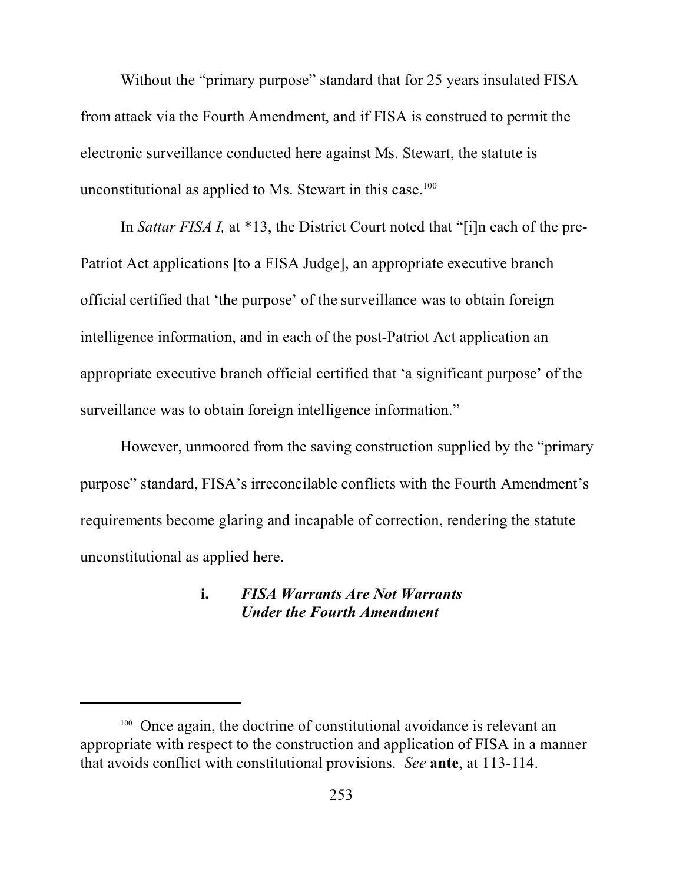Without the "primary purpose" standard that for 25 years insulated FISA from attack via the Fourth Amendment, and if FISA is construed to permit the electronic surveillance conducted here against Ms. Stewart, the statute is unconstitutional as applied to Ms. Stewart in this case.[100]

In *Sattar FISA I,* at *13, the District Court noted that "[i]n each of the pre-Patriot Act applications [to a FISA Judge], an appropriate executive branch official certified that 'the purpose' of the surveillance was to obtain foreign intelligence information, and in each of the post-Patriot Act application an appropriate executive branch official certified that 'a significant purpose' of the surveillance was to obtain foreign intelligence information."

However, unmoored from the saving construction supplied by the "primary purpose" standard, FISA's irreconcilable conflicts with the Fourth Amendment's requirements become glaring and incapable of correction, rendering the statute unconstitutional as applied here.

#### i. *FISA Warrants Are Not Warrants Under the Fourth Amendment*

---

[100] Once again, the doctrine of constitutional avoidance is relevant an appropriate with respect to the construction and application of FISA in a manner that avoids conflict with constitutional provisions. *See* **ante**, at 113-114.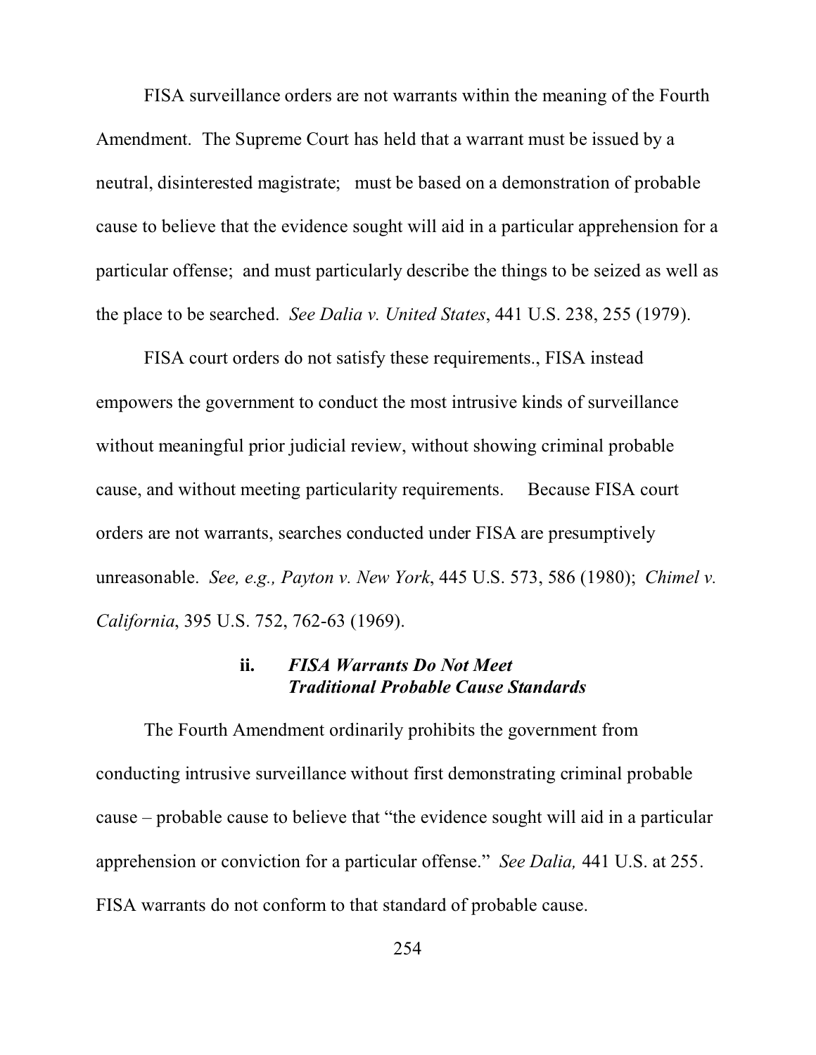FISA surveillance orders are not warrants within the meaning of the Fourth Amendment. The Supreme Court has held that a warrant must be issued by a neutral, disinterested magistrate; must be based on a demonstration of probable cause to believe that the evidence sought will aid in a particular apprehension for a particular offense; and must particularly describe the things to be seized as well as the place to be searched. *See Dalia v. United States*, 441 U.S. 238, 255 (1979).

FISA court orders do not satisfy these requirements., FISA instead empowers the government to conduct the most intrusive kinds of surveillance without meaningful prior judicial review, without showing criminal probable cause, and without meeting particularity requirements. Because FISA court orders are not warrants, searches conducted under FISA are presumptively unreasonable. *See, e.g., Payton v. New York*, 445 U.S. 573, 586 (1980); *Chimel v. California*, 395 U.S. 752, 762-63 (1969).

### ii. *FISA Warrants Do Not Meet Traditional Probable Cause Standards*

The Fourth Amendment ordinarily prohibits the government from conducting intrusive surveillance without first demonstrating criminal probable cause – probable cause to believe that "the evidence sought will aid in a particular apprehension or conviction for a particular offense." *See Dalia,* 441 U.S. at 255. FISA warrants do not conform to that standard of probable cause.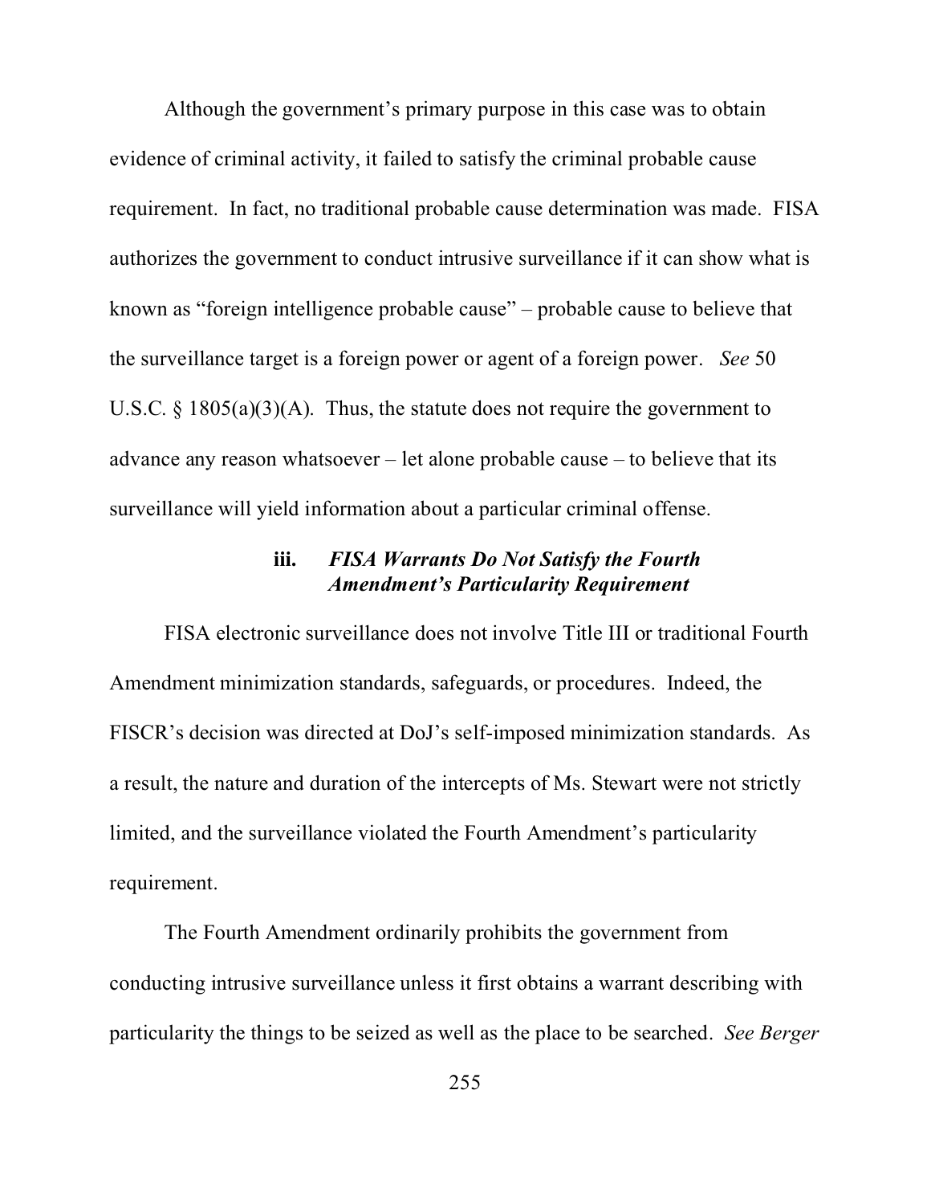Although the government's primary purpose in this case was to obtain evidence of criminal activity, it failed to satisfy the criminal probable cause requirement. In fact, no traditional probable cause determination was made. FISA authorizes the government to conduct intrusive surveillance if it can show what is known as "foreign intelligence probable cause" – probable cause to believe that the surveillance target is a foreign power or agent of a foreign power. *See* 50 U.S.C. § 1805(a)(3)(A). Thus, the statute does not require the government to advance any reason whatsoever – let alone probable cause – to believe that its surveillance will yield information about a particular criminal offense.

#### iii. *FISA Warrants Do Not Satisfy the Fourth Amendment's Particularity Requirement*

FISA electronic surveillance does not involve Title III or traditional Fourth Amendment minimization standards, safeguards, or procedures. Indeed, the FISCR's decision was directed at DoJ's self-imposed minimization standards. As a result, the nature and duration of the intercepts of Ms. Stewart were not strictly limited, and the surveillance violated the Fourth Amendment's particularity requirement.

The Fourth Amendment ordinarily prohibits the government from conducting intrusive surveillance unless it first obtains a warrant describing with particularity the things to be seized as well as the place to be searched. *See Berger*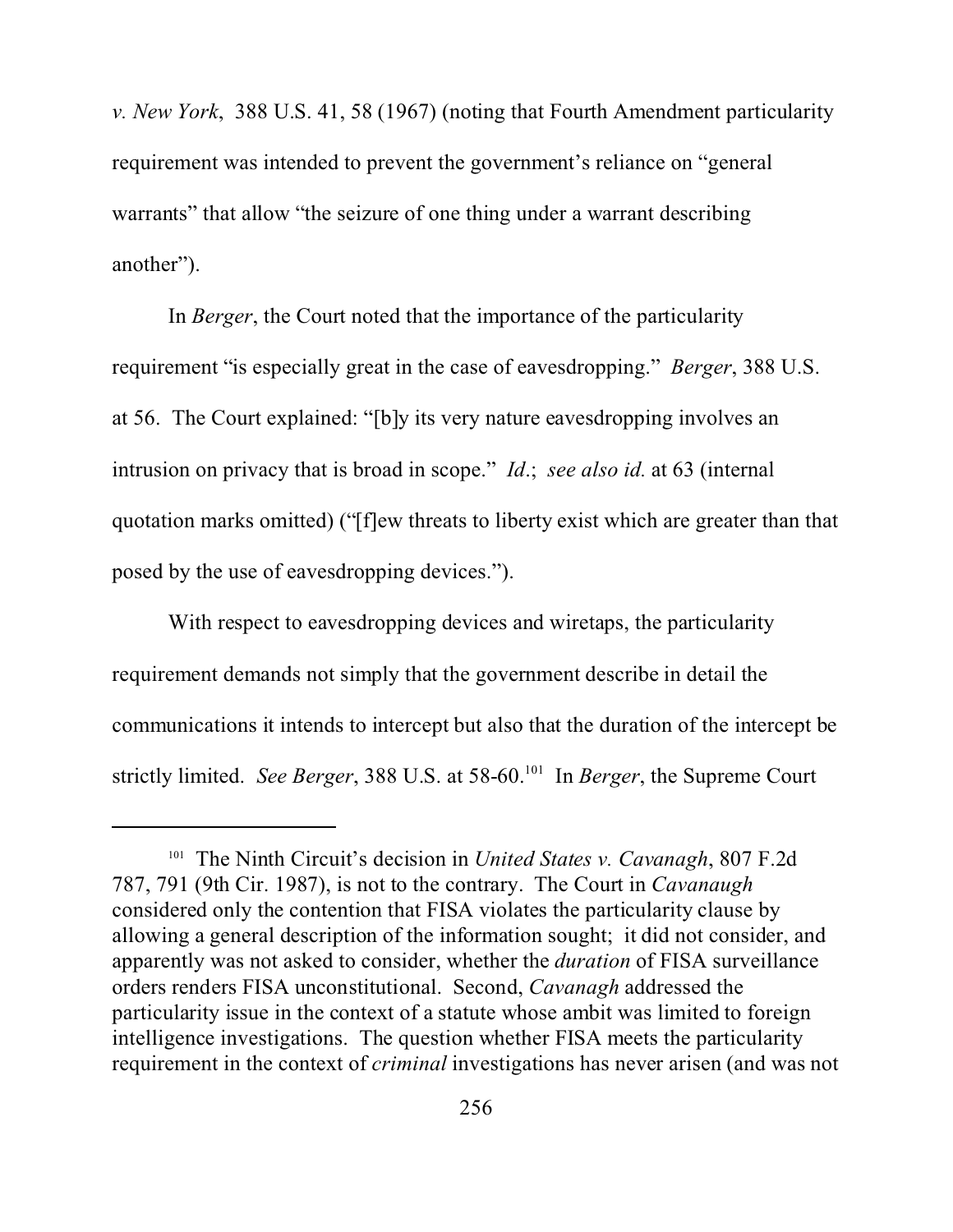*v. New York*, 388 U.S. 41, 58 (1967) (noting that Fourth Amendment particularity requirement was intended to prevent the government's reliance on "general warrants" that allow "the seizure of one thing under a warrant describing another").

In *Berger*, the Court noted that the importance of the particularity requirement "is especially great in the case of eavesdropping." *Berger*, 388 U.S. at 56. The Court explained: "[b]y its very nature eavesdropping involves an intrusion on privacy that is broad in scope." *Id*.; *see also id.* at 63 (internal quotation marks omitted) ("[f]ew threats to liberty exist which are greater than that posed by the use of eavesdropping devices.").

With respect to eavesdropping devices and wiretaps, the particularity requirement demands not simply that the government describe in detail the communications it intends to intercept but also that the duration of the intercept be strictly limited. *See Berger*, 388 U.S. at 58-60.[101] In *Berger*, the Supreme Court

---

[101] The Ninth Circuit's decision in *United States v. Cavanagh*, 807 F.2d 787, 791 (9th Cir. 1987), is not to the contrary. The Court in *Cavanaugh* considered only the contention that FISA violates the particularity clause by allowing a general description of the information sought; it did not consider, and apparently was not asked to consider, whether the *duration* of FISA surveillance orders renders FISA unconstitutional. Second, *Cavanagh* addressed the particularity issue in the context of a statute whose ambit was limited to foreign intelligence investigations. The question whether FISA meets the particularity requirement in the context of *criminal* investigations has never arisen (and was not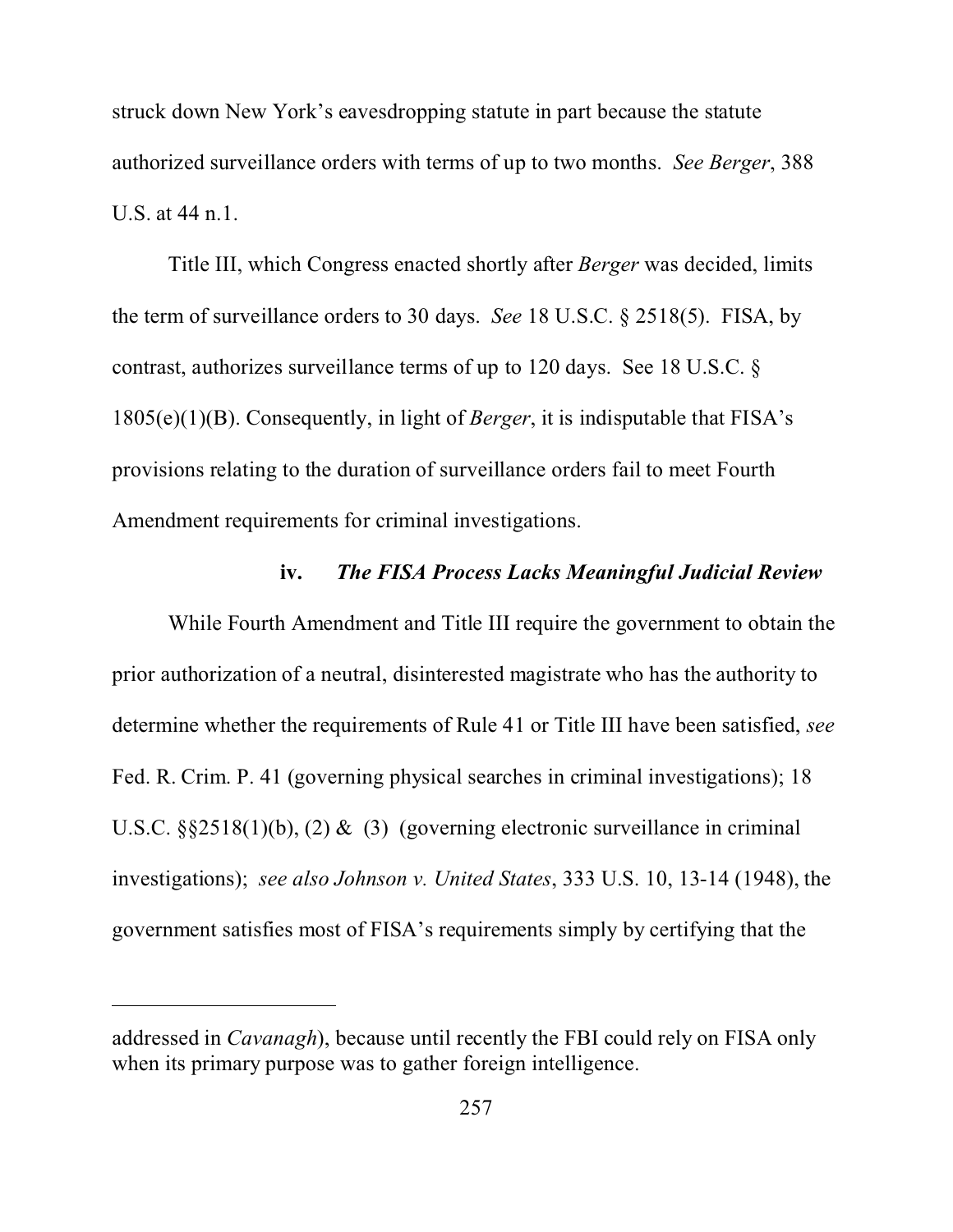struck down New York's eavesdropping statute in part because the statute authorized surveillance orders with terms of up to two months. *See Berger*, 388 U.S. at 44 n.1.

Title III, which Congress enacted shortly after *Berger* was decided, limits the term of surveillance orders to 30 days. *See* 18 U.S.C. § 2518(5). FISA, by contrast, authorizes surveillance terms of up to 120 days. See 18 U.S.C. § 1805(e)(1)(B). Consequently, in light of *Berger*, it is indisputable that FISA's provisions relating to the duration of surveillance orders fail to meet Fourth Amendment requirements for criminal investigations.

#### iv. *The FISA Process Lacks Meaningful Judicial Review*

While Fourth Amendment and Title III require the government to obtain the prior authorization of a neutral, disinterested magistrate who has the authority to determine whether the requirements of Rule 41 or Title III have been satisfied, *see* Fed. R. Crim. P. 41 (governing physical searches in criminal investigations); 18 U.S.C. §§2518(1)(b), (2) & (3) (governing electronic surveillance in criminal investigations); *see also Johnson v. United States*, 333 U.S. 10, 13-14 (1948), the government satisfies most of FISA's requirements simply by certifying that the

---

addressed in *Cavanagh*), because until recently the FBI could rely on FISA only when its primary purpose was to gather foreign intelligence.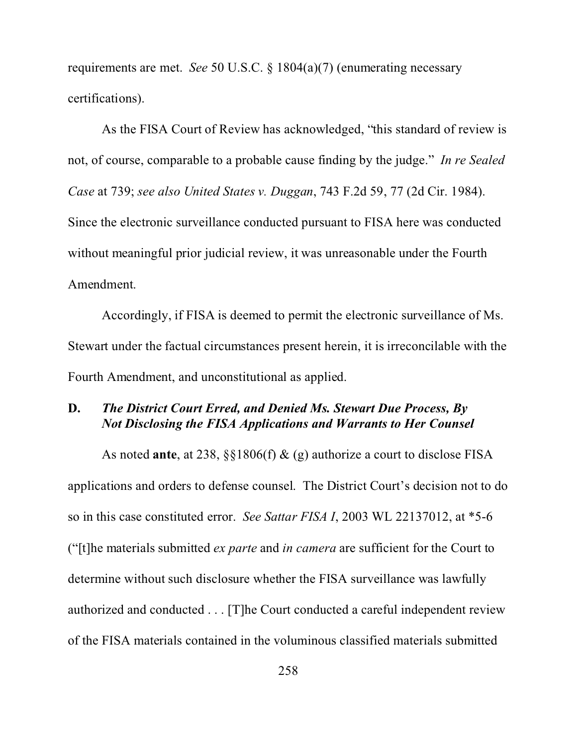requirements are met. *See* 50 U.S.C. § 1804(a)(7) (enumerating necessary certifications).

As the FISA Court of Review has acknowledged, "this standard of review is not, of course, comparable to a probable cause finding by the judge." *In re Sealed Case* at 739; *see also United States v. Duggan*, 743 F.2d 59, 77 (2d Cir. 1984). Since the electronic surveillance conducted pursuant to FISA here was conducted without meaningful prior judicial review, it was unreasonable under the Fourth Amendment.

Accordingly, if FISA is deemed to permit the electronic surveillance of Ms. Stewart under the factual circumstances present herein, it is irreconcilable with the Fourth Amendment, and unconstitutional as applied.

### D. *The District Court Erred, and Denied Ms. Stewart Due Process, By Not Disclosing the FISA Applications and Warrants to Her Counsel*

As noted **ante**, at 238, §§1806(f) & (g) authorize a court to disclose FISA applications and orders to defense counsel. The District Court's decision not to do so in this case constituted error. *See Sattar FISA I*, 2003 WL 22137012, at *5-6 ("[t]he materials submitted *ex parte* and *in camera* are sufficient for the Court to determine without such disclosure whether the FISA surveillance was lawfully authorized and conducted . . . [T]he Court conducted a careful independent review of the FISA materials contained in the voluminous classified materials submitted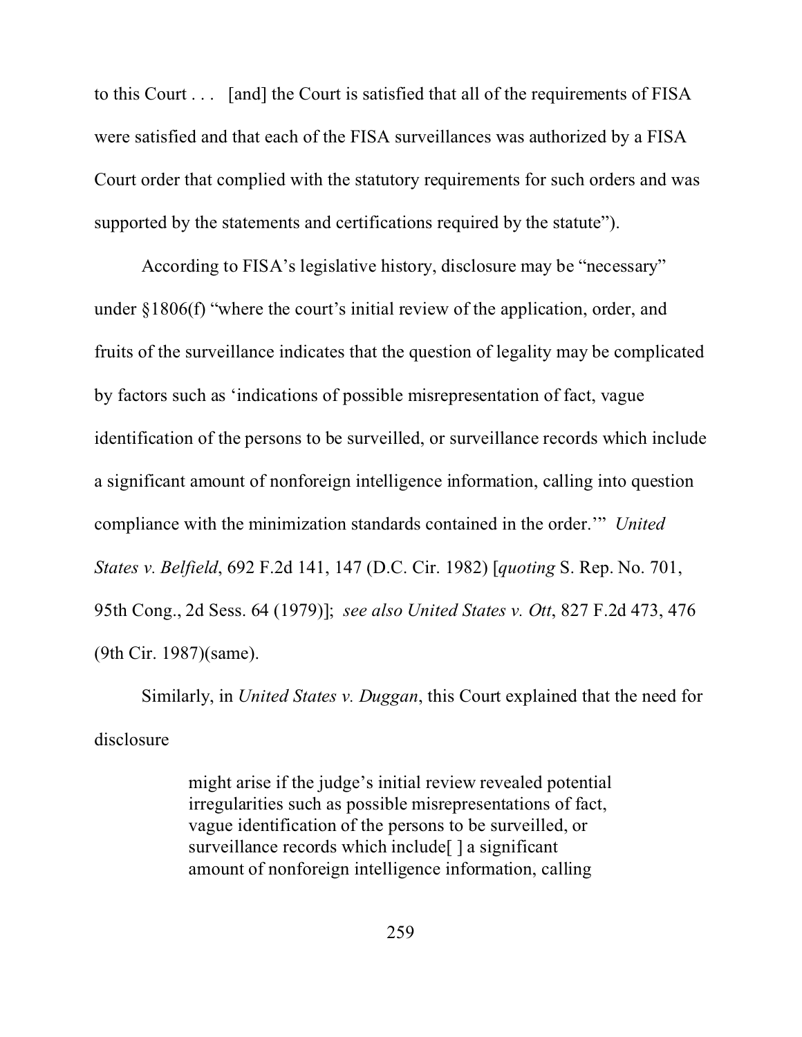to this Court . . .  [and] the Court is satisfied that all of the requirements of FISA were satisfied and that each of the FISA surveillances was authorized by a FISA Court order that complied with the statutory requirements for such orders and was supported by the statements and certifications required by the statute").

According to FISA's legislative history, disclosure may be "necessary" under §1806(f) "where the court's initial review of the application, order, and fruits of the surveillance indicates that the question of legality may be complicated by factors such as 'indications of possible misrepresentation of fact, vague identification of the persons to be surveilled, or surveillance records which include a significant amount of nonforeign intelligence information, calling into question compliance with the minimization standards contained in the order.'" *United States v. Belfield*, 692 F.2d 141, 147 (D.C. Cir. 1982) [*quoting* S. Rep. No. 701, 95th Cong., 2d Sess. 64 (1979)];  *see also United States v. Ott*, 827 F.2d 473, 476 (9th Cir. 1987)(same).

Similarly, in *United States v. Duggan*, this Court explained that the need for disclosure

> might arise if the judge's initial review revealed potential irregularities such as possible misrepresentations of fact, vague identification of the persons to be surveilled, or surveillance records which include[ ] a significant amount of nonforeign intelligence information, calling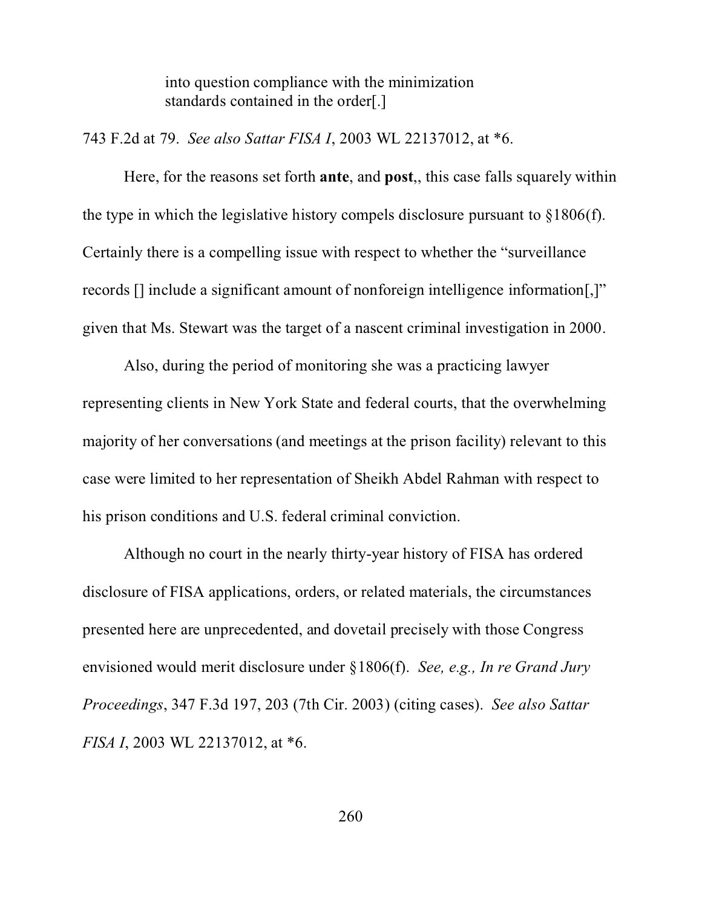> into question compliance with the minimization standards contained in the order[.]

743 F.2d at 79. *See also Sattar FISA I*, 2003 WL 22137012, at *6.

Here, for the reasons set forth **ante**, and **post**,, this case falls squarely within the type in which the legislative history compels disclosure pursuant to §1806(f). Certainly there is a compelling issue with respect to whether the "surveillance records [] include a significant amount of nonforeign intelligence information[,]" given that Ms. Stewart was the target of a nascent criminal investigation in 2000.

Also, during the period of monitoring she was a practicing lawyer representing clients in New York State and federal courts, that the overwhelming majority of her conversations (and meetings at the prison facility) relevant to this case were limited to her representation of Sheikh Abdel Rahman with respect to his prison conditions and U.S. federal criminal conviction.

Although no court in the nearly thirty-year history of FISA has ordered disclosure of FISA applications, orders, or related materials, the circumstances presented here are unprecedented, and dovetail precisely with those Congress envisioned would merit disclosure under §1806(f). *See, e.g., In re Grand Jury Proceedings*, 347 F.3d 197, 203 (7th Cir. 2003) (citing cases). *See also Sattar FISA I*, 2003 WL 22137012, at *6.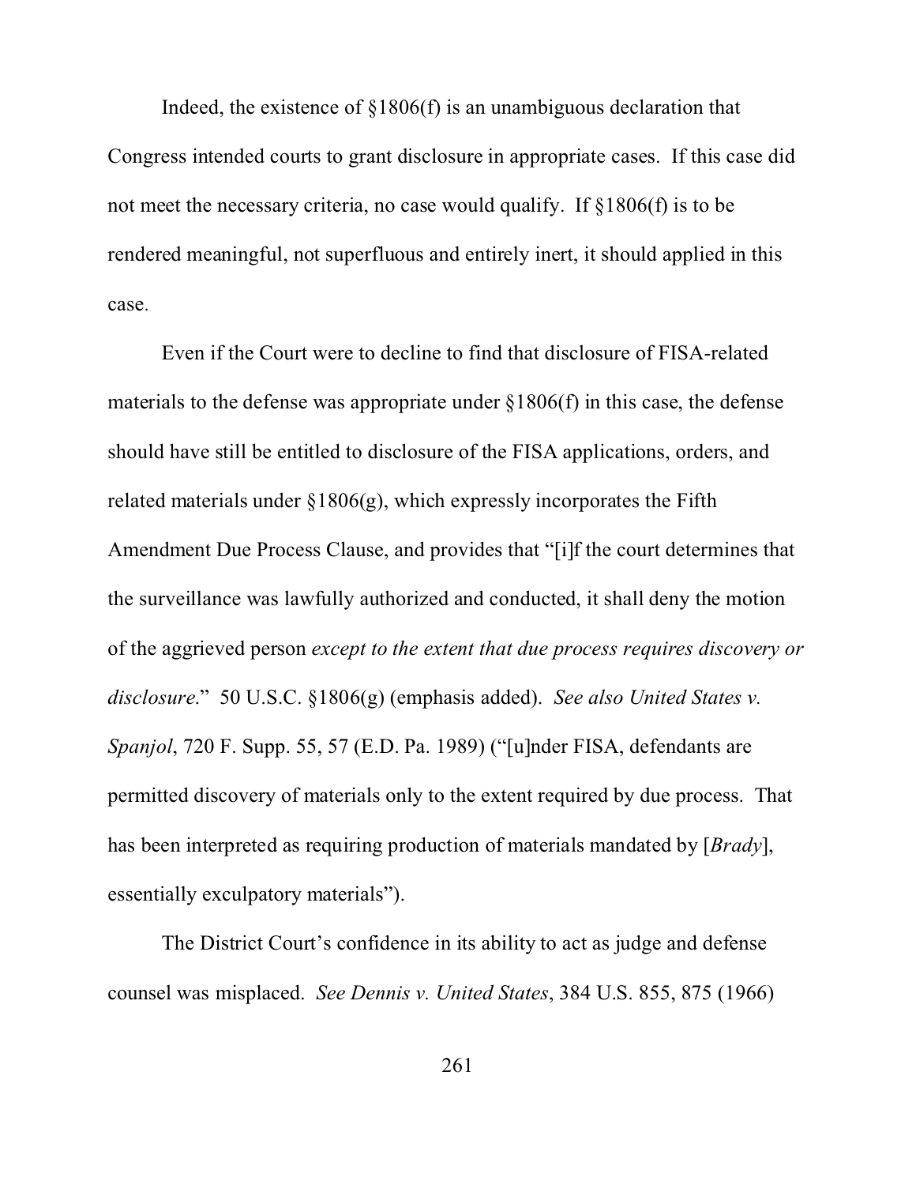Indeed, the existence of §1806(f) is an unambiguous declaration that Congress intended courts to grant disclosure in appropriate cases. If this case did not meet the necessary criteria, no case would qualify. If §1806(f) is to be rendered meaningful, not superfluous and entirely inert, it should applied in this case.

Even if the Court were to decline to find that disclosure of FISA-related materials to the defense was appropriate under §1806(f) in this case, the defense should have still be entitled to disclosure of the FISA applications, orders, and related materials under §1806(g), which expressly incorporates the Fifth Amendment Due Process Clause, and provides that "[i]f the court determines that the surveillance was lawfully authorized and conducted, it shall deny the motion of the aggrieved person *except to the extent that due process requires discovery or disclosure*." 50 U.S.C. §1806(g) (emphasis added). *See also United States v. Spanjol*, 720 F. Supp. 55, 57 (E.D. Pa. 1989) ("[u]nder FISA, defendants are permitted discovery of materials only to the extent required by due process. That has been interpreted as requiring production of materials mandated by [*Brady*], essentially exculpatory materials").

The District Court's confidence in its ability to act as judge and defense counsel was misplaced. *See Dennis v. United States*, 384 U.S. 855, 875 (1966)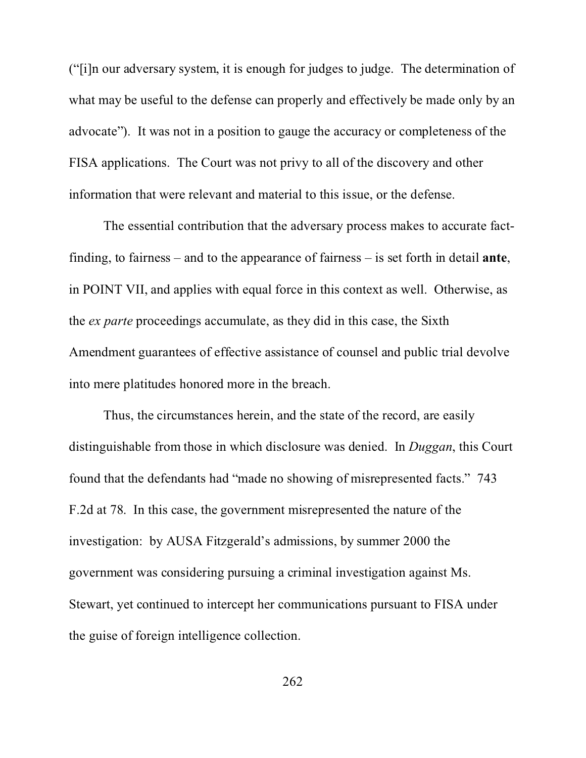("[i]n our adversary system, it is enough for judges to judge. The determination of what may be useful to the defense can properly and effectively be made only by an advocate"). It was not in a position to gauge the accuracy or completeness of the FISA applications. The Court was not privy to all of the discovery and other information that were relevant and material to this issue, or the defense.

The essential contribution that the adversary process makes to accurate fact-finding, to fairness – and to the appearance of fairness – is set forth in detail **ante**, in POINT VII, and applies with equal force in this context as well. Otherwise, as the *ex parte* proceedings accumulate, as they did in this case, the Sixth Amendment guarantees of effective assistance of counsel and public trial devolve into mere platitudes honored more in the breach.

Thus, the circumstances herein, and the state of the record, are easily distinguishable from those in which disclosure was denied. In *Duggan*, this Court found that the defendants had "made no showing of misrepresented facts." 743 F.2d at 78. In this case, the government misrepresented the nature of the investigation: by AUSA Fitzgerald's admissions, by summer 2000 the government was considering pursuing a criminal investigation against Ms. Stewart, yet continued to intercept her communications pursuant to FISA under the guise of foreign intelligence collection.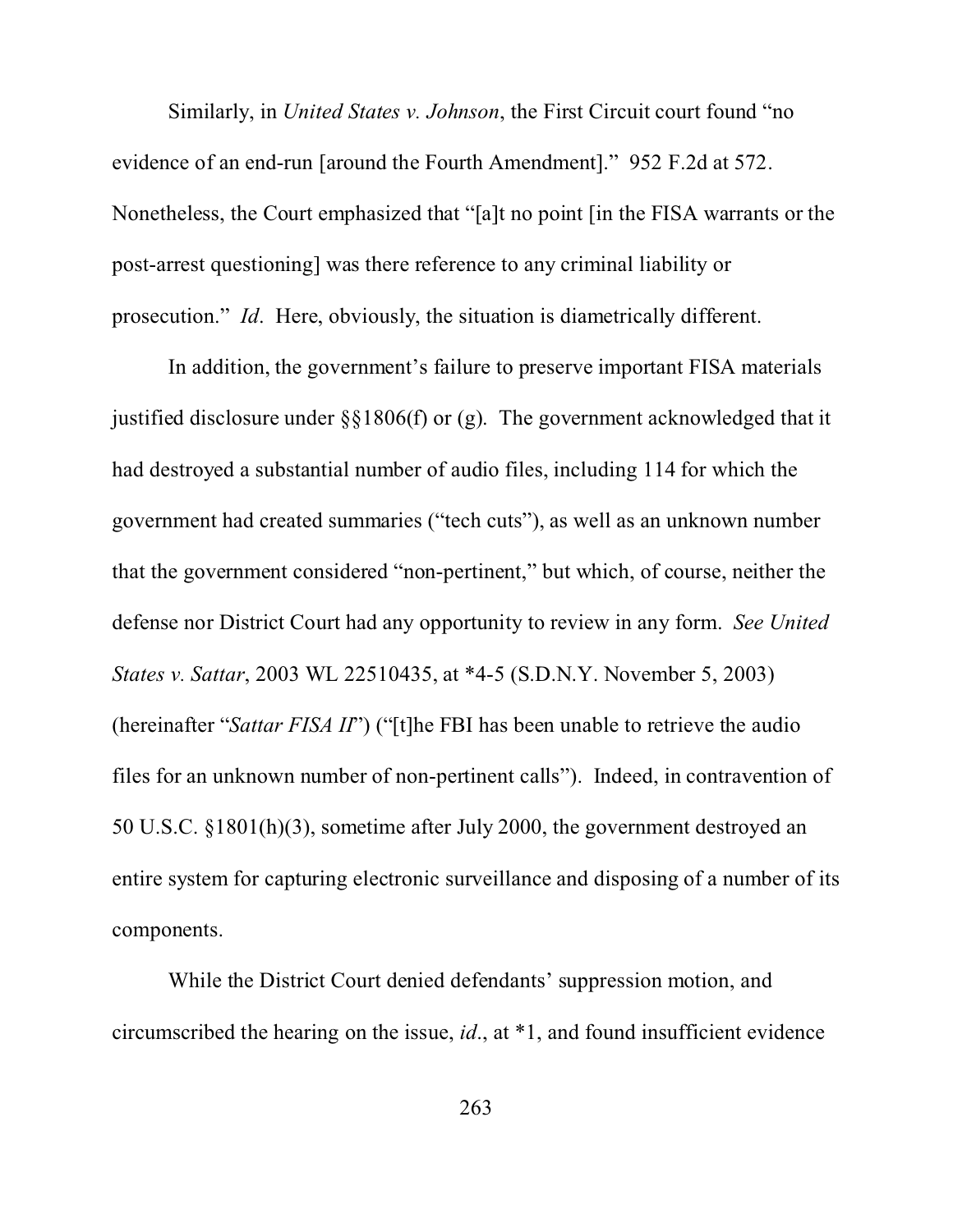Similarly, in *United States v. Johnson*, the First Circuit court found "no evidence of an end-run [around the Fourth Amendment]." 952 F.2d at 572. Nonetheless, the Court emphasized that "[a]t no point [in the FISA warrants or the post-arrest questioning] was there reference to any criminal liability or prosecution." *Id*. Here, obviously, the situation is diametrically different.

In addition, the government's failure to preserve important FISA materials justified disclosure under §§1806(f) or (g). The government acknowledged that it had destroyed a substantial number of audio files, including 114 for which the government had created summaries ("tech cuts"), as well as an unknown number that the government considered "non-pertinent," but which, of course, neither the defense nor District Court had any opportunity to review in any form. *See United States v. Sattar*, 2003 WL 22510435, at *4-5 (S.D.N.Y. November 5, 2003) (hereinafter "*Sattar FISA II*") ("[t]he FBI has been unable to retrieve the audio files for an unknown number of non-pertinent calls"). Indeed, in contravention of 50 U.S.C. §1801(h)(3), sometime after July 2000, the government destroyed an entire system for capturing electronic surveillance and disposing of a number of its components.

While the District Court denied defendants' suppression motion, and circumscribed the hearing on the issue, *id*., at *1, and found insufficient evidence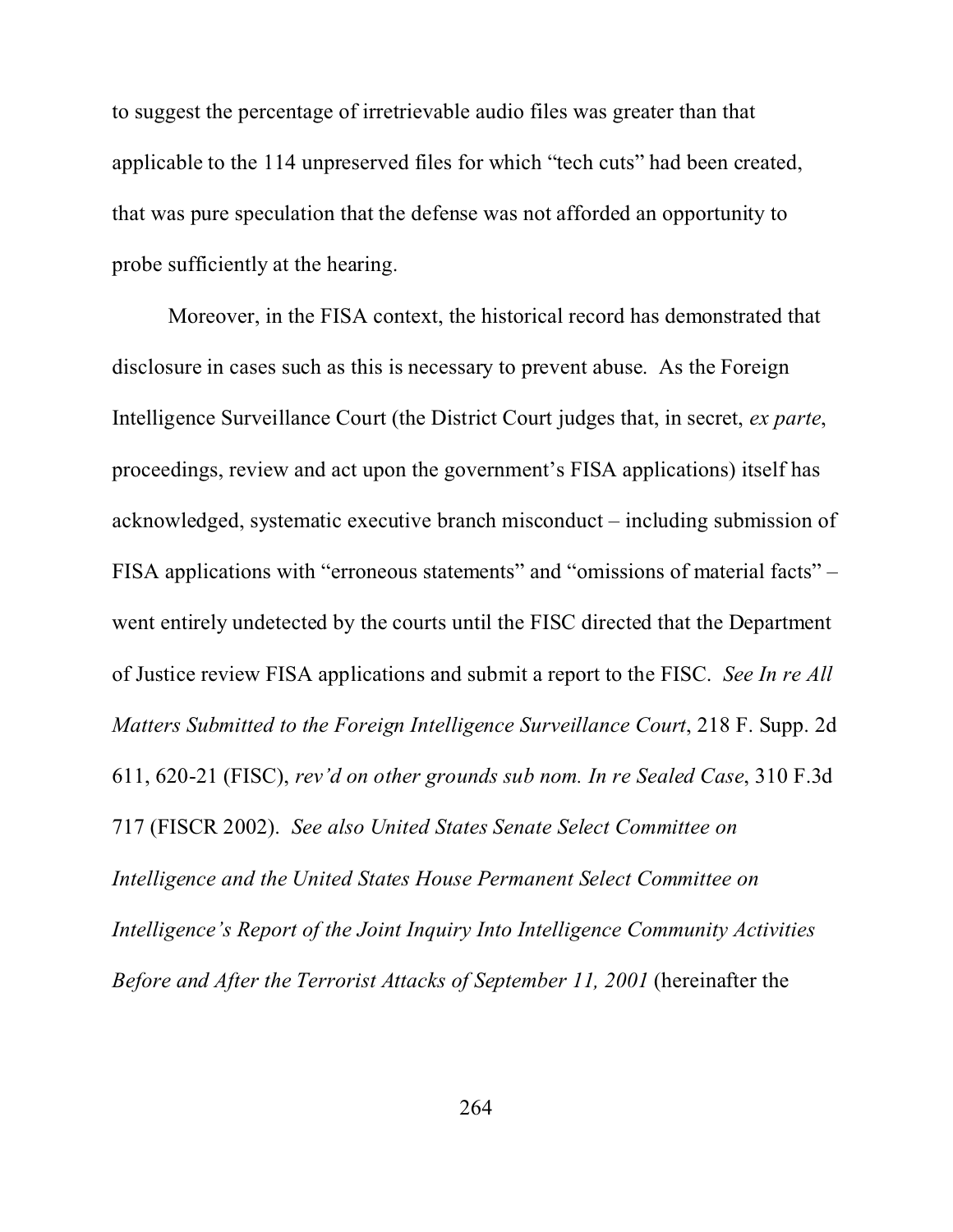to suggest the percentage of irretrievable audio files was greater than that applicable to the 114 unpreserved files for which "tech cuts" had been created, that was pure speculation that the defense was not afforded an opportunity to probe sufficiently at the hearing.

Moreover, in the FISA context, the historical record has demonstrated that disclosure in cases such as this is necessary to prevent abuse. As the Foreign Intelligence Surveillance Court (the District Court judges that, in secret, *ex parte*, proceedings, review and act upon the government's FISA applications) itself has acknowledged, systematic executive branch misconduct – including submission of FISA applications with "erroneous statements" and "omissions of material facts" – went entirely undetected by the courts until the FISC directed that the Department of Justice review FISA applications and submit a report to the FISC. *See In re All Matters Submitted to the Foreign Intelligence Surveillance Court*, 218 F. Supp. 2d 611, 620-21 (FISC), *rev'd on other grounds sub nom. In re Sealed Case*, 310 F.3d 717 (FISCR 2002). *See also United States Senate Select Committee on Intelligence and the United States House Permanent Select Committee on Intelligence's Report of the Joint Inquiry Into Intelligence Community Activities Before and After the Terrorist Attacks of September 11, 2001* (hereinafter the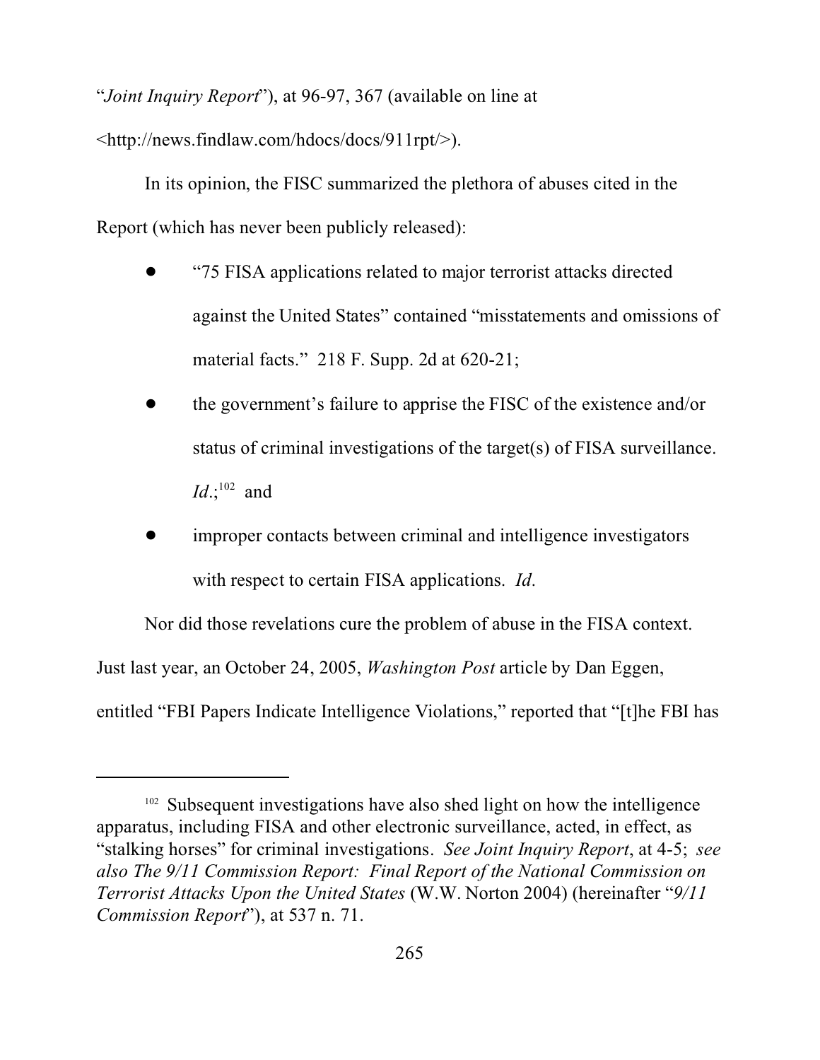"*Joint Inquiry Report*"), at 96-97, 367 (available on line at <http://news.findlaw.com/hdocs/docs/911rpt/>).

In its opinion, the FISC summarized the plethora of abuses cited in the Report (which has never been publicly released):

- "75 FISA applications related to major terrorist attacks directed against the United States" contained "misstatements and omissions of material facts." 218 F. Supp. 2d at 620-21;
- the government's failure to apprise the FISC of the existence and/or status of criminal investigations of the target(s) of FISA surveillance. *Id*.;[102] and
- improper contacts between criminal and intelligence investigators with respect to certain FISA applications. *Id*.

Nor did those revelations cure the problem of abuse in the FISA context. Just last year, an October 24, 2005, *Washington Post* article by Dan Eggen, entitled "FBI Papers Indicate Intelligence Violations," reported that "[t]he FBI has

---

[102] Subsequent investigations have also shed light on how the intelligence apparatus, including FISA and other electronic surveillance, acted, in effect, as "stalking horses" for criminal investigations. *See Joint Inquiry Report*, at 4-5; *see also The 9/11 Commission Report: Final Report of the National Commission on Terrorist Attacks Upon the United States* (W.W. Norton 2004) (hereinafter "*9/11 Commission Report*"), at 537 n. 71.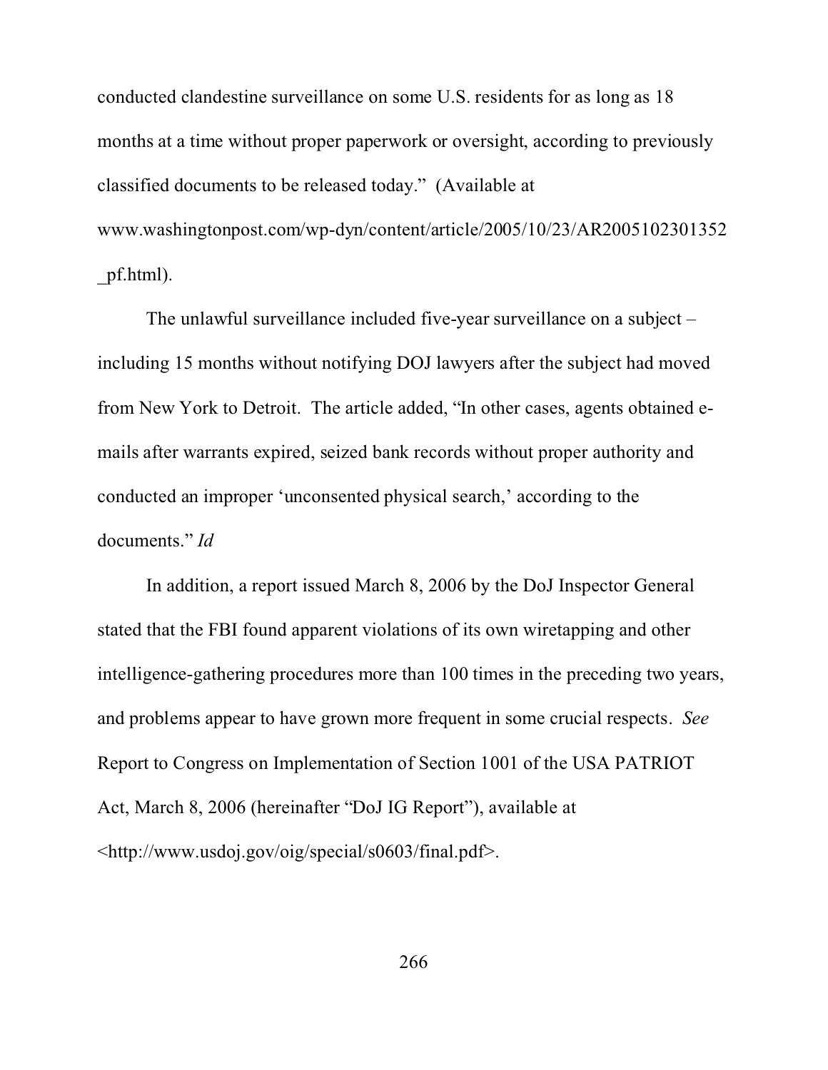conducted clandestine surveillance on some U.S. residents for as long as 18 months at a time without proper paperwork or oversight, according to previously classified documents to be released today." (Available at www.washingtonpost.com/wp-dyn/content/article/2005/10/23/AR2005102301352_pf.html).

The unlawful surveillance included five-year surveillance on a subject – including 15 months without notifying DOJ lawyers after the subject had moved from New York to Detroit. The article added, "In other cases, agents obtained e-mails after warrants expired, seized bank records without proper authority and conducted an improper 'unconsented physical search,' according to the documents." *Id*

In addition, a report issued March 8, 2006 by the DoJ Inspector General stated that the FBI found apparent violations of its own wiretapping and other intelligence-gathering procedures more than 100 times in the preceding two years, and problems appear to have grown more frequent in some crucial respects. *See* Report to Congress on Implementation of Section 1001 of the USA PATRIOT Act, March 8, 2006 (hereinafter "DoJ IG Report"), available at <http://www.usdoj.gov/oig/special/s0603/final.pdf>.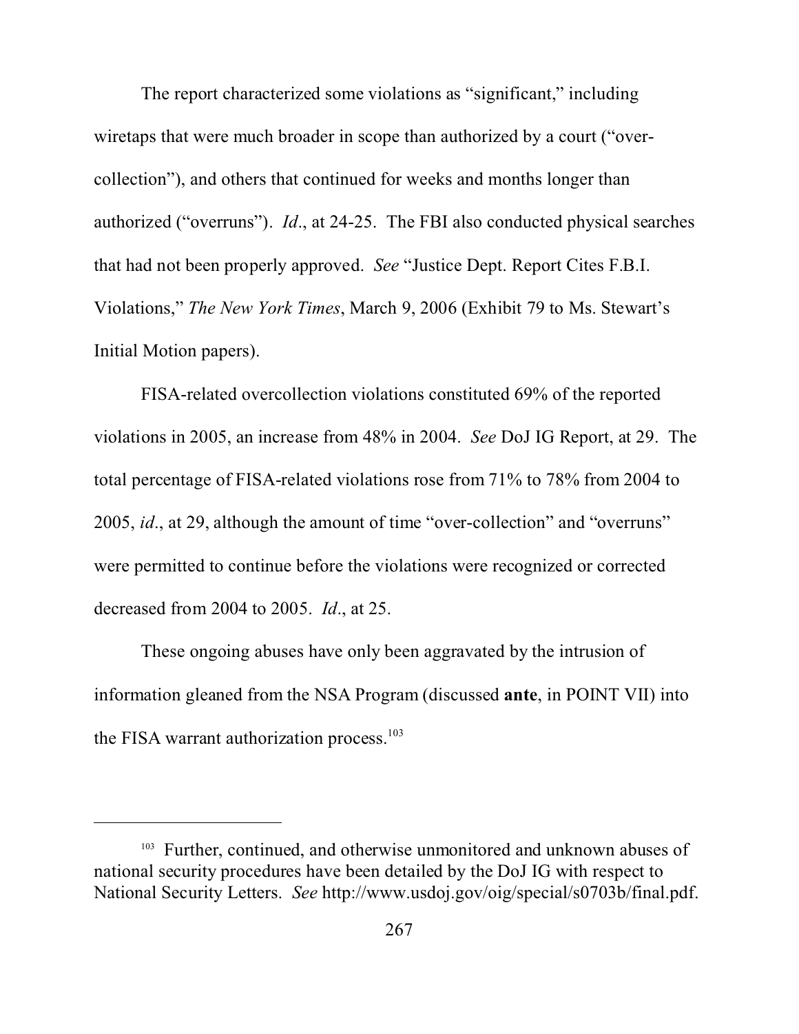The report characterized some violations as "significant," including wiretaps that were much broader in scope than authorized by a court ("over-collection"), and others that continued for weeks and months longer than authorized ("overruns"). *Id*., at 24-25. The FBI also conducted physical searches that had not been properly approved. *See* "Justice Dept. Report Cites F.B.I. Violations," *The New York Times*, March 9, 2006 (Exhibit 79 to Ms. Stewart's Initial Motion papers).

FISA-related overcollection violations constituted 69% of the reported violations in 2005, an increase from 48% in 2004. *See* DoJ IG Report, at 29. The total percentage of FISA-related violations rose from 71% to 78% from 2004 to 2005, *id*., at 29, although the amount of time "over-collection" and "overruns" were permitted to continue before the violations were recognized or corrected decreased from 2004 to 2005. *Id*., at 25.

These ongoing abuses have only been aggravated by the intrusion of information gleaned from the NSA Program (discussed **ante**, in POINT VII) into the FISA warrant authorization process.[103]

---

[103] Further, continued, and otherwise unmonitored and unknown abuses of national security procedures have been detailed by the DoJ IG with respect to National Security Letters. *See* http://www.usdoj.gov/oig/special/s0703b/final.pdf.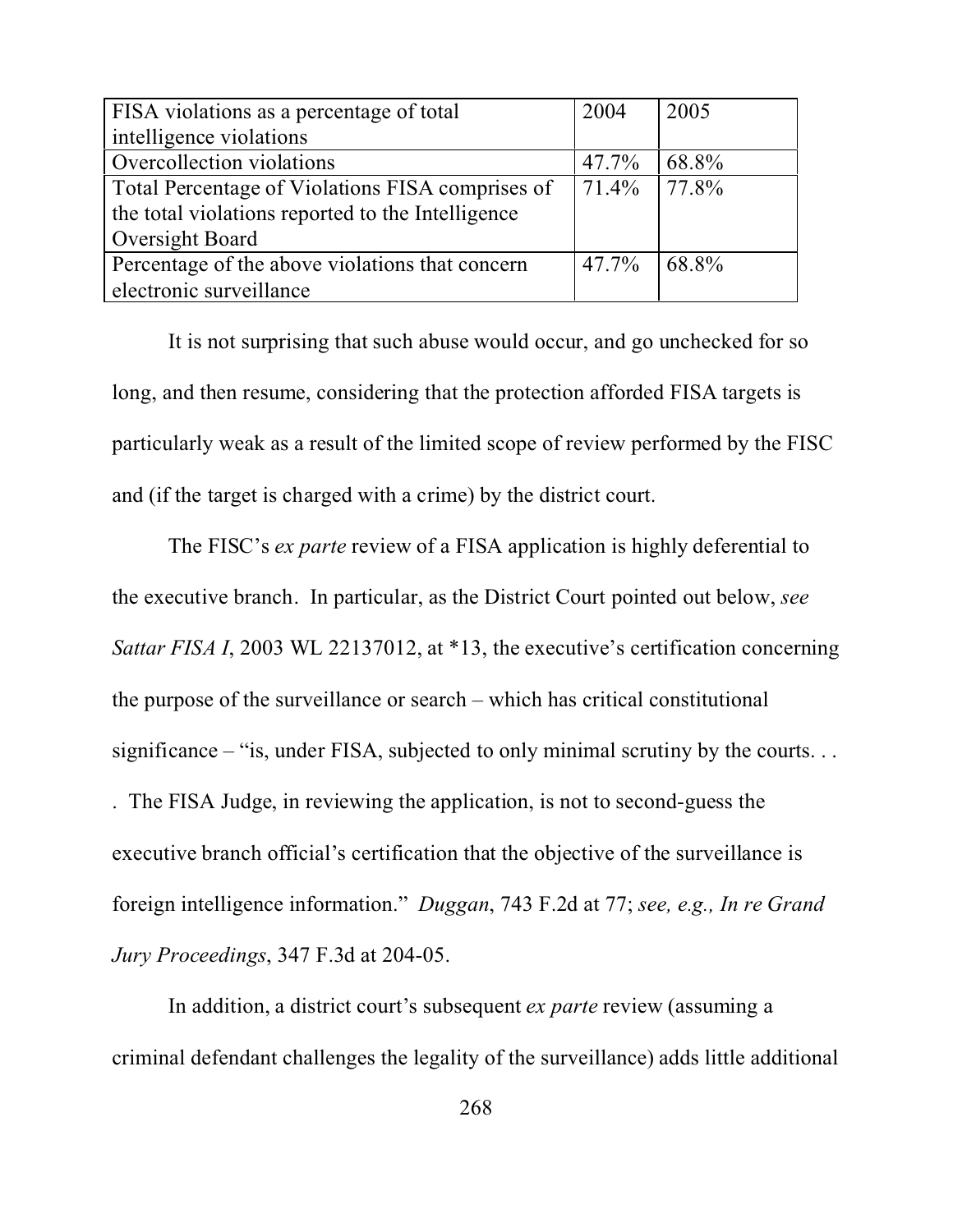| FISA violations as a percentage of total intelligence violations | 2004 | 2005 |
| --- | --- | --- |
| Overcollection violations | 47.7% | 68.8% |
| Total Percentage of Violations FISA comprises of the total violations reported to the Intelligence Oversight Board | 71.4% | 77.8% |
| Percentage of the above violations that concern electronic surveillance | 47.7% | 68.8% |

It is not surprising that such abuse would occur, and go unchecked for so long, and then resume, considering that the protection afforded FISA targets is particularly weak as a result of the limited scope of review performed by the FISC and (if the target is charged with a crime) by the district court.

The FISC's *ex parte* review of a FISA application is highly deferential to the executive branch. In particular, as the District Court pointed out below, *see Sattar FISA I*, 2003 WL 22137012, at *13, the executive's certification concerning the purpose of the surveillance or search – which has critical constitutional significance – "is, under FISA, subjected to only minimal scrutiny by the courts. . . . The FISA Judge, in reviewing the application, is not to second-guess the executive branch official's certification that the objective of the surveillance is foreign intelligence information." *Duggan*, 743 F.2d at 77; *see, e.g., In re Grand Jury Proceedings*, 347 F.3d at 204-05.

In addition, a district court's subsequent *ex parte* review (assuming a criminal defendant challenges the legality of the surveillance) adds little additional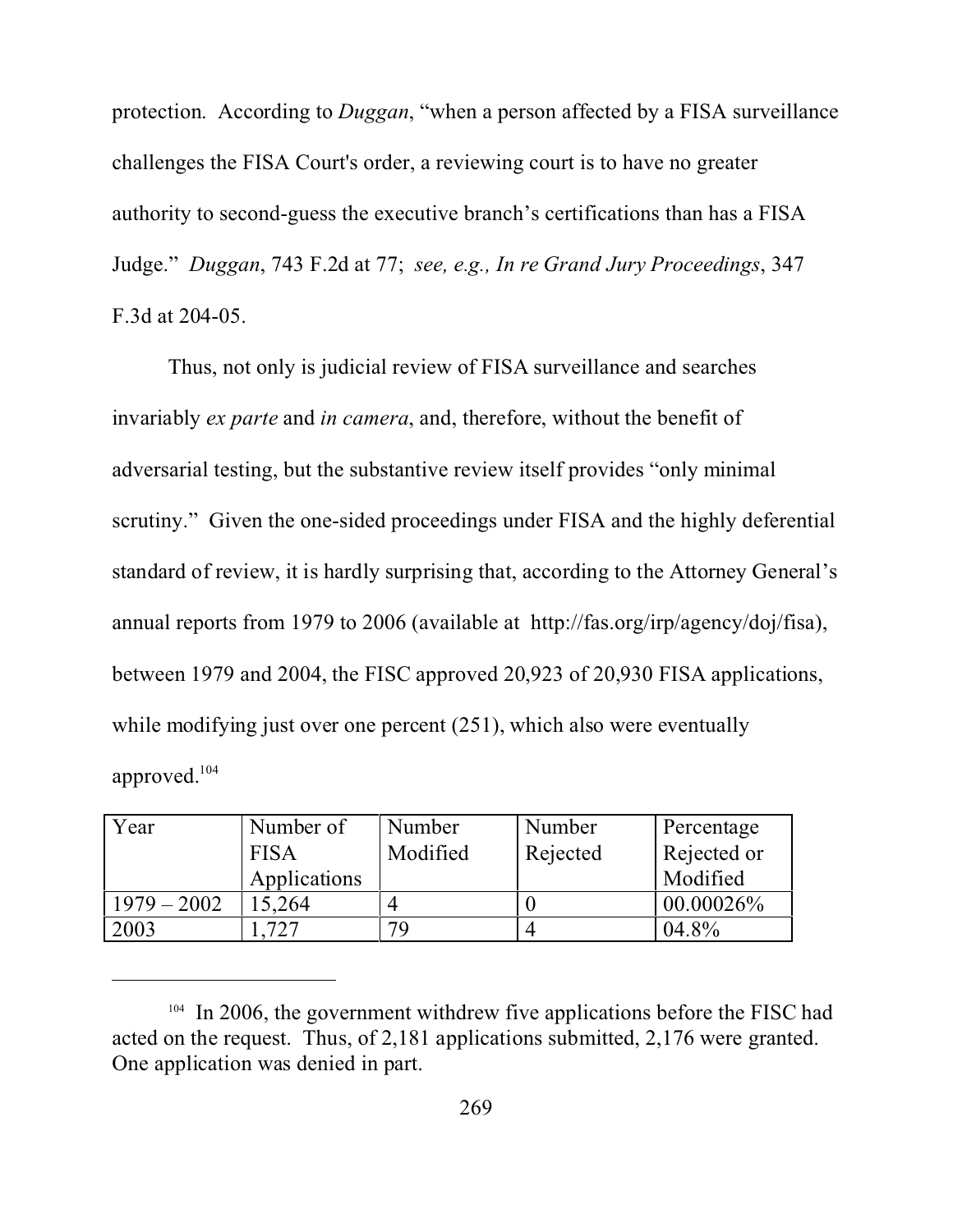protection. According to *Duggan*, "when a person affected by a FISA surveillance challenges the FISA Court's order, a reviewing court is to have no greater authority to second-guess the executive branch's certifications than has a FISA Judge." *Duggan*, 743 F.2d at 77; *see, e.g., In re Grand Jury Proceedings*, 347 F.3d at 204-05.

Thus, not only is judicial review of FISA surveillance and searches invariably *ex parte* and *in camera*, and, therefore, without the benefit of adversarial testing, but the substantive review itself provides "only minimal scrutiny." Given the one-sided proceedings under FISA and the highly deferential standard of review, it is hardly surprising that, according to the Attorney General's annual reports from 1979 to 2006 (available at http://fas.org/irp/agency/doj/fisa), between 1979 and 2004, the FISC approved 20,923 of 20,930 FISA applications, while modifying just over one percent (251), which also were eventually approved.[104]

| Year | Number of FISA Applications | Number Modified | Number Rejected | Percentage Rejected or Modified |
|---|---|---|---|---|
| 1979 – 2002 | 15,264 | 4 | 0 | 00.00026% |
| 2003 | 1,727 | 79 | 4 | 04.8% |

[104] In 2006, the government withdrew five applications before the FISC had acted on the request. Thus, of 2,181 applications submitted, 2,176 were granted. One application was denied in part.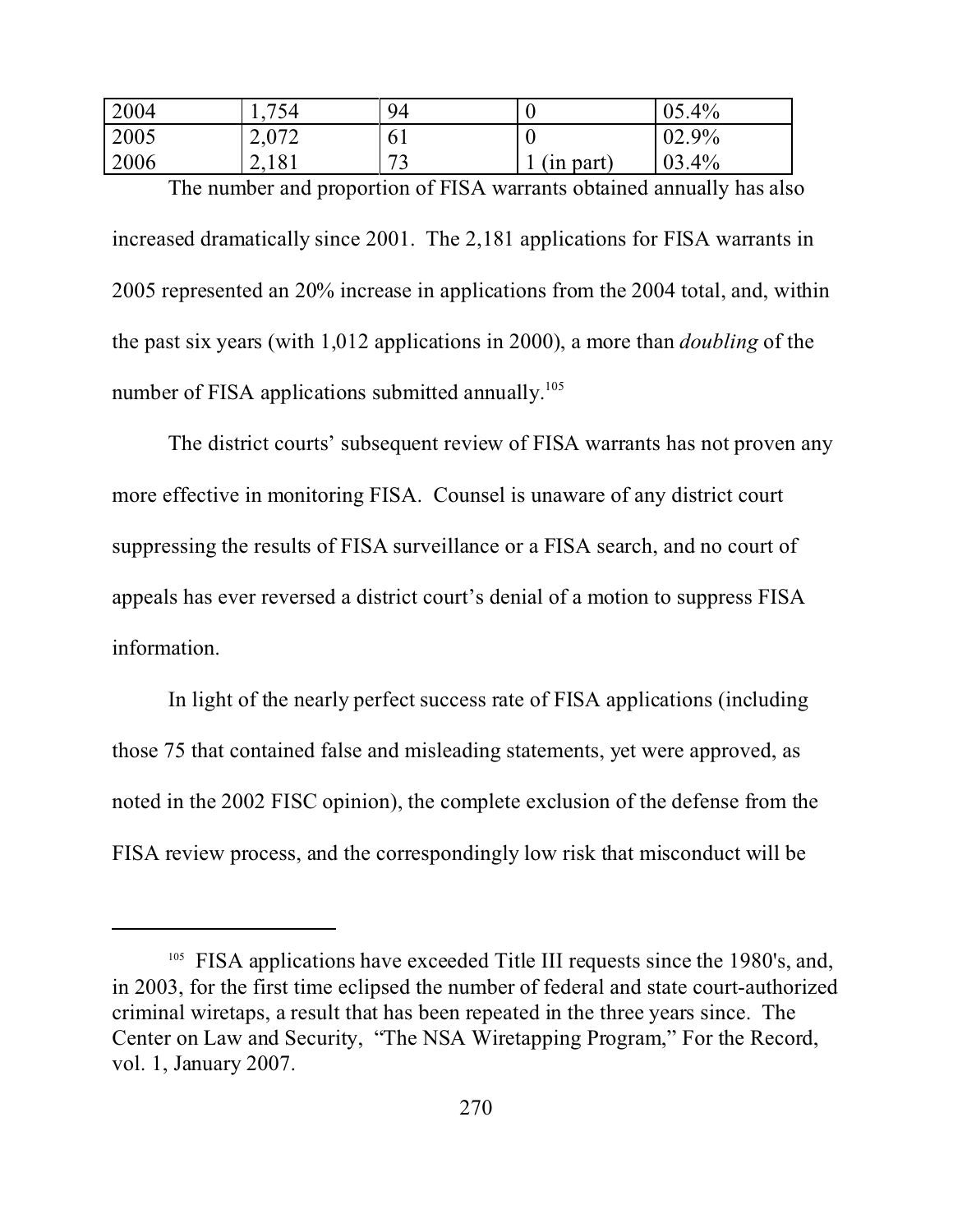| | | | | |
|---|---|---|---|---|
| 2004 | 1,754 | 94 | 0 | 05.4% |
| 2005 | 2,072 | 61 | 0 | 02.9% |
| 2006 | 2,181 | 73 | 1 (in part) | 03.4% |

The number and proportion of FISA warrants obtained annually has also increased dramatically since 2001. The 2,181 applications for FISA warrants in 2005 represented an 20% increase in applications from the 2004 total, and, within the past six years (with 1,012 applications in 2000), a more than *doubling* of the number of FISA applications submitted annually.[105]

The district courts' subsequent review of FISA warrants has not proven any more effective in monitoring FISA. Counsel is unaware of any district court suppressing the results of FISA surveillance or a FISA search, and no court of appeals has ever reversed a district court's denial of a motion to suppress FISA information.

In light of the nearly perfect success rate of FISA applications (including those 75 that contained false and misleading statements, yet were approved, as noted in the 2002 FISC opinion), the complete exclusion of the defense from the FISA review process, and the correspondingly low risk that misconduct will be

---

[105] FISA applications have exceeded Title III requests since the 1980's, and, in 2003, for the first time eclipsed the number of federal and state court-authorized criminal wiretaps, a result that has been repeated in the three years since. The Center on Law and Security, "The NSA Wiretapping Program," For the Record, vol. 1, January 2007.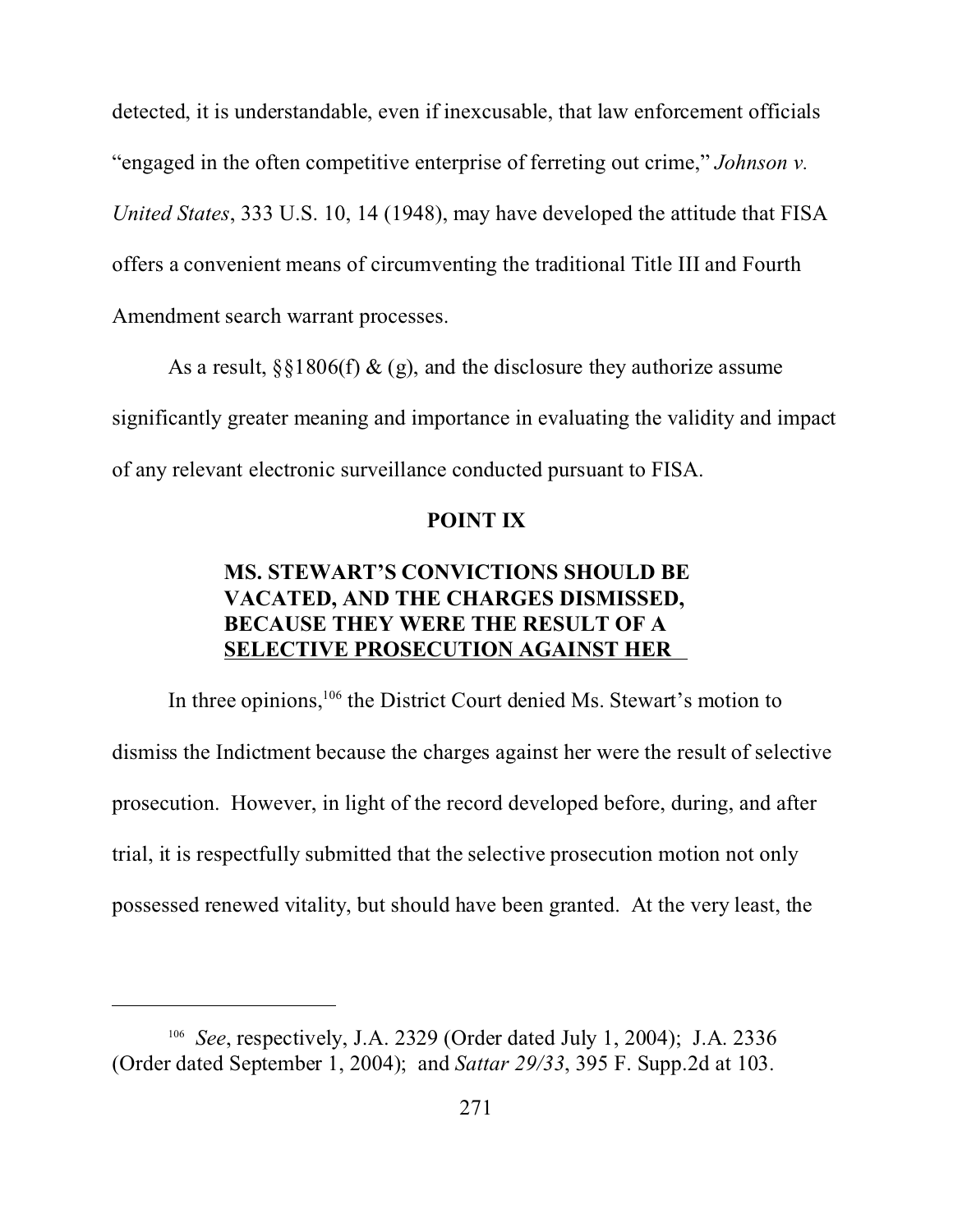detected, it is understandable, even if inexcusable, that law enforcement officials "engaged in the often competitive enterprise of ferreting out crime," *Johnson v. United States*, 333 U.S. 10, 14 (1948), may have developed the attitude that FISA offers a convenient means of circumventing the traditional Title III and Fourth Amendment search warrant processes.

As a result, §§1806(f) & (g), and the disclosure they authorize assume significantly greater meaning and importance in evaluating the validity and impact of any relevant electronic surveillance conducted pursuant to FISA.

**POINT IX**

**MS. STEWART'S CONVICTIONS SHOULD BE VACATED, AND THE CHARGES DISMISSED, BECAUSE THEY WERE THE RESULT OF A SELECTIVE PROSECUTION AGAINST HER**

In three opinions,[106] the District Court denied Ms. Stewart's motion to dismiss the Indictment because the charges against her were the result of selective prosecution. However, in light of the record developed before, during, and after trial, it is respectfully submitted that the selective prosecution motion not only possessed renewed vitality, but should have been granted. At the very least, the

[106] *See*, respectively, J.A. 2329 (Order dated July 1, 2004); J.A. 2336 (Order dated September 1, 2004); and *Sattar 29/33*, 395 F. Supp.2d at 103.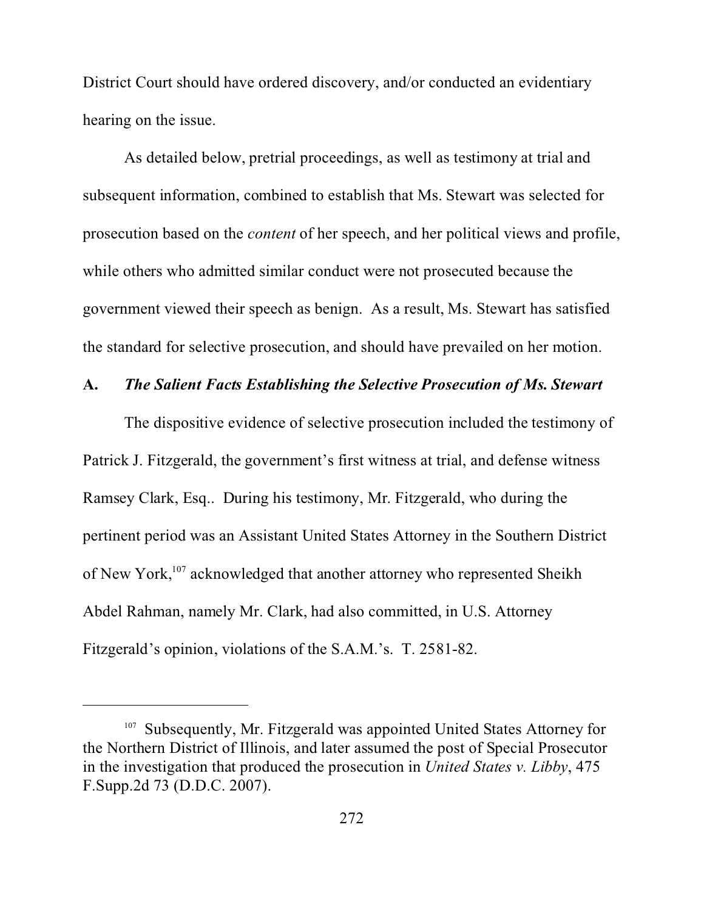District Court should have ordered discovery, and/or conducted an evidentiary hearing on the issue.

As detailed below, pretrial proceedings, as well as testimony at trial and subsequent information, combined to establish that Ms. Stewart was selected for prosecution based on the *content* of her speech, and her political views and profile, while others who admitted similar conduct were not prosecuted because the government viewed their speech as benign. As a result, Ms. Stewart has satisfied the standard for selective prosecution, and should have prevailed on her motion.

### A. *The Salient Facts Establishing the Selective Prosecution of Ms. Stewart*

The dispositive evidence of selective prosecution included the testimony of Patrick J. Fitzgerald, the government's first witness at trial, and defense witness Ramsey Clark, Esq.. During his testimony, Mr. Fitzgerald, who during the pertinent period was an Assistant United States Attorney in the Southern District of New York,[107] acknowledged that another attorney who represented Sheikh Abdel Rahman, namely Mr. Clark, had also committed, in U.S. Attorney Fitzgerald's opinion, violations of the S.A.M.'s. T. 2581-82.

---

[107] Subsequently, Mr. Fitzgerald was appointed United States Attorney for the Northern District of Illinois, and later assumed the post of Special Prosecutor in the investigation that produced the prosecution in *United States v. Libby*, 475 F.Supp.2d 73 (D.D.C. 2007).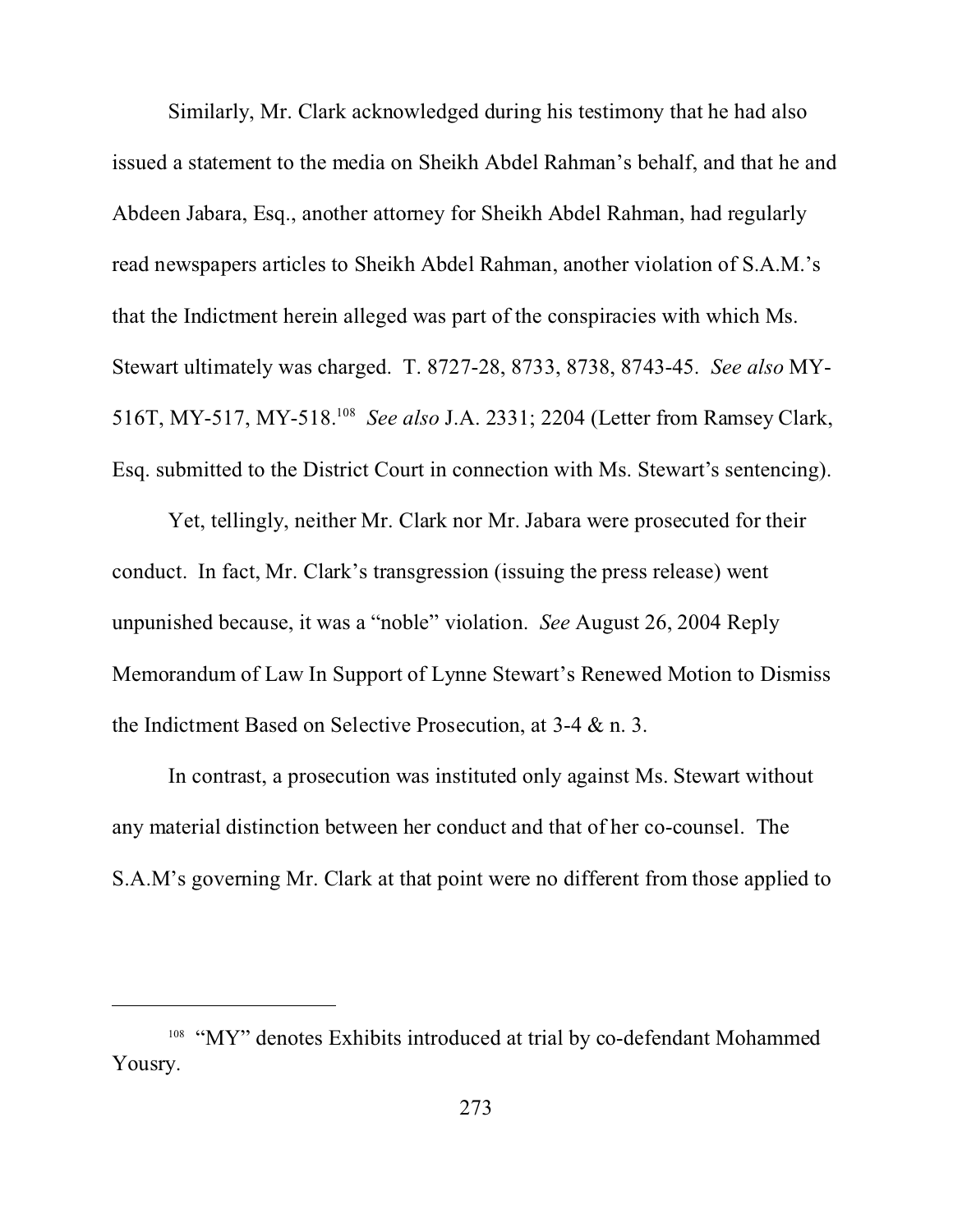Similarly, Mr. Clark acknowledged during his testimony that he had also issued a statement to the media on Sheikh Abdel Rahman's behalf, and that he and Abdeen Jabara, Esq., another attorney for Sheikh Abdel Rahman, had regularly read newspapers articles to Sheikh Abdel Rahman, another violation of S.A.M.'s that the Indictment herein alleged was part of the conspiracies with which Ms. Stewart ultimately was charged. T. 8727-28, 8733, 8738, 8743-45. *See also* MY-516T, MY-517, MY-518.[108] *See also* J.A. 2331; 2204 (Letter from Ramsey Clark, Esq. submitted to the District Court in connection with Ms. Stewart's sentencing).

Yet, tellingly, neither Mr. Clark nor Mr. Jabara were prosecuted for their conduct. In fact, Mr. Clark's transgression (issuing the press release) went unpunished because, it was a "noble" violation. *See* August 26, 2004 Reply Memorandum of Law In Support of Lynne Stewart's Renewed Motion to Dismiss the Indictment Based on Selective Prosecution, at 3-4 & n. 3.

In contrast, a prosecution was instituted only against Ms. Stewart without any material distinction between her conduct and that of her co-counsel. The S.A.M's governing Mr. Clark at that point were no different from those applied to

---

[108] "MY" denotes Exhibits introduced at trial by co-defendant Mohammed Yousry.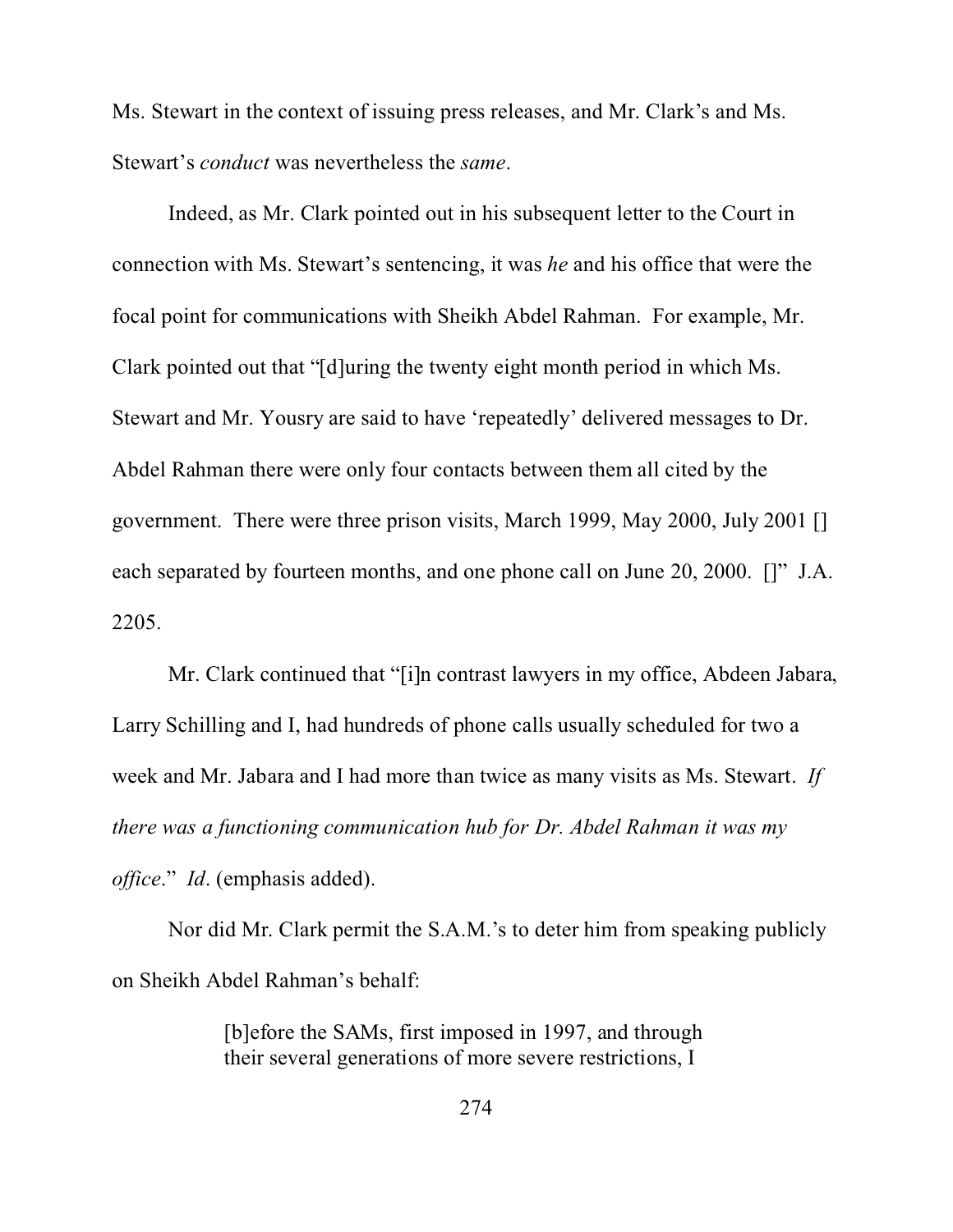Ms. Stewart in the context of issuing press releases, and Mr. Clark's and Ms. Stewart's *conduct* was nevertheless the *same*.

Indeed, as Mr. Clark pointed out in his subsequent letter to the Court in connection with Ms. Stewart's sentencing, it was *he* and his office that were the focal point for communications with Sheikh Abdel Rahman. For example, Mr. Clark pointed out that "[d]uring the twenty eight month period in which Ms. Stewart and Mr. Yousry are said to have 'repeatedly' delivered messages to Dr. Abdel Rahman there were only four contacts between them all cited by the government. There were three prison visits, March 1999, May 2000, July 2001 [] each separated by fourteen months, and one phone call on June 20, 2000. []" J.A. 2205.

Mr. Clark continued that "[i]n contrast lawyers in my office, Abdeen Jabara, Larry Schilling and I, had hundreds of phone calls usually scheduled for two a week and Mr. Jabara and I had more than twice as many visits as Ms. Stewart. *If there was a functioning communication hub for Dr. Abdel Rahman it was my office*." *Id*. (emphasis added).

Nor did Mr. Clark permit the S.A.M.'s to deter him from speaking publicly on Sheikh Abdel Rahman's behalf:

> [b]efore the SAMs, first imposed in 1997, and through their several generations of more severe restrictions, I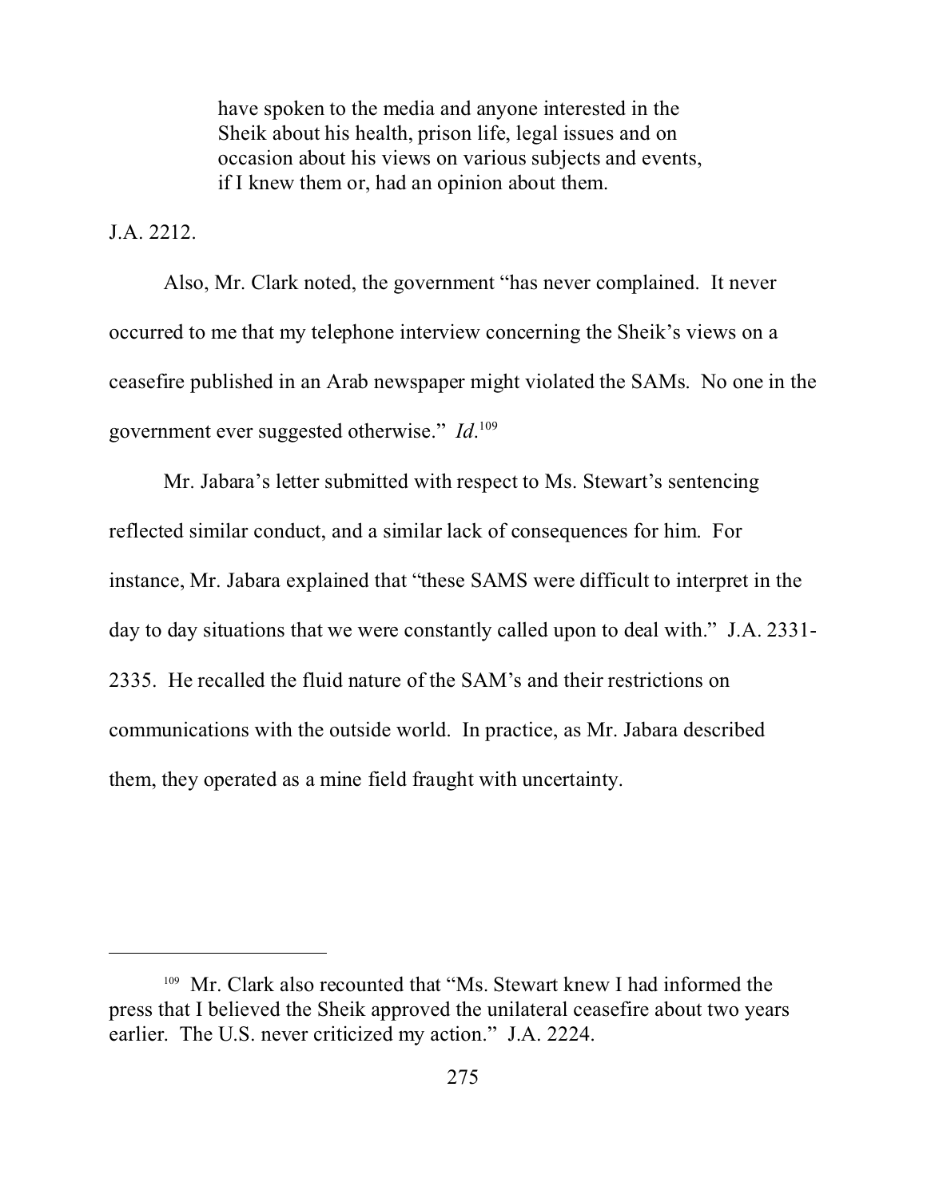> have spoken to the media and anyone interested in the Sheik about his health, prison life, legal issues and on occasion about his views on various subjects and events, if I knew them or, had an opinion about them.

J.A. 2212.

Also, Mr. Clark noted, the government "has never complained. It never occurred to me that my telephone interview concerning the Sheik's views on a ceasefire published in an Arab newspaper might violated the SAMs. No one in the government ever suggested otherwise." *Id*.[109]

Mr. Jabara's letter submitted with respect to Ms. Stewart's sentencing reflected similar conduct, and a similar lack of consequences for him. For instance, Mr. Jabara explained that "these SAMS were difficult to interpret in the day to day situations that we were constantly called upon to deal with." J.A. 2331-2335. He recalled the fluid nature of the SAM's and their restrictions on communications with the outside world. In practice, as Mr. Jabara described them, they operated as a mine field fraught with uncertainty.

---

[109] Mr. Clark also recounted that "Ms. Stewart knew I had informed the press that I believed the Sheik approved the unilateral ceasefire about two years earlier. The U.S. never criticized my action." J.A. 2224.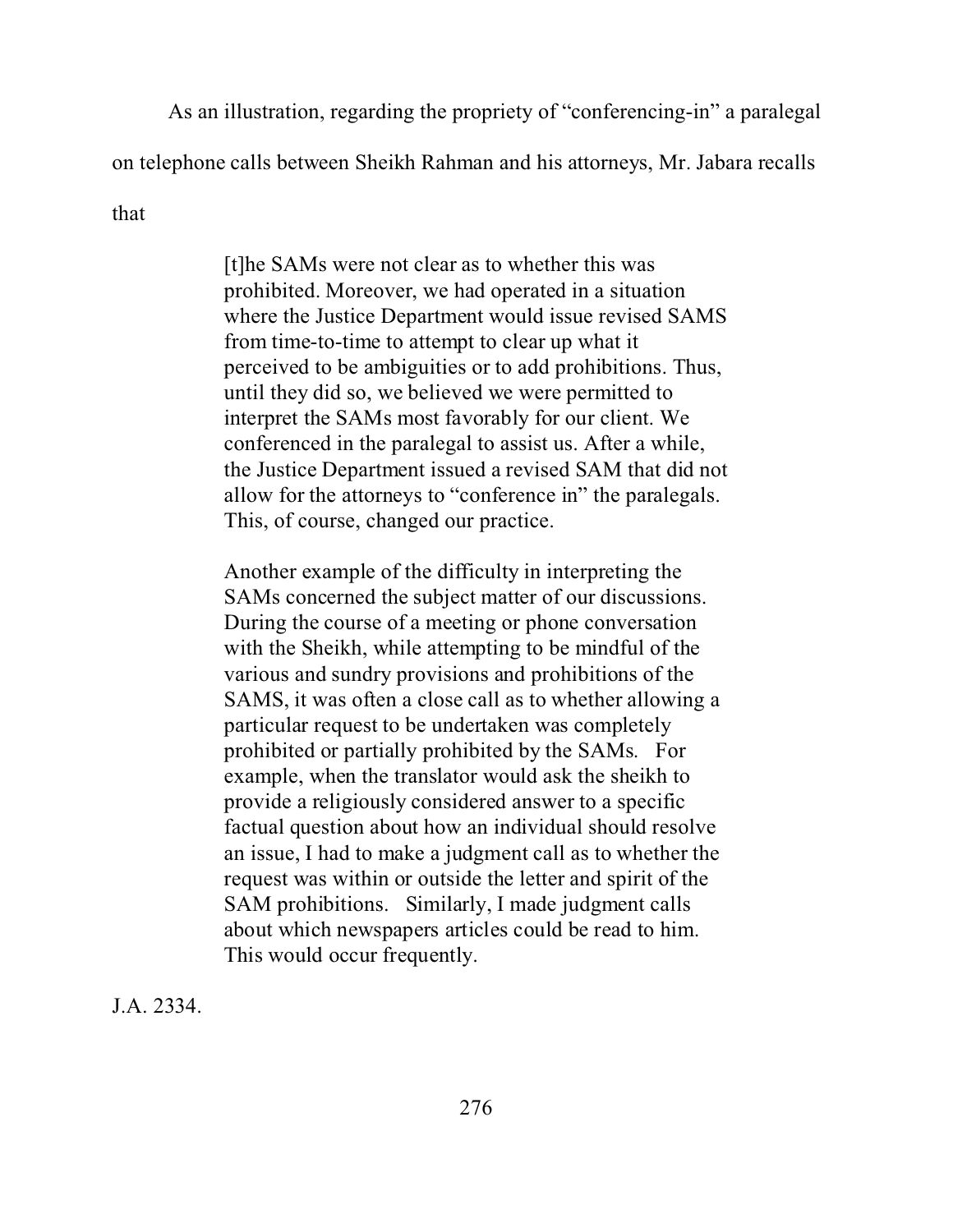As an illustration, regarding the propriety of "conferencing-in" a paralegal on telephone calls between Sheikh Rahman and his attorneys, Mr. Jabara recalls that

> [t]he SAMs were not clear as to whether this was prohibited. Moreover, we had operated in a situation where the Justice Department would issue revised SAMS from time-to-time to attempt to clear up what it perceived to be ambiguities or to add prohibitions. Thus, until they did so, we believed we were permitted to interpret the SAMs most favorably for our client. We conferenced in the paralegal to assist us. After a while, the Justice Department issued a revised SAM that did not allow for the attorneys to "conference in" the paralegals. This, of course, changed our practice.
>
> Another example of the difficulty in interpreting the SAMs concerned the subject matter of our discussions. During the course of a meeting or phone conversation with the Sheikh, while attempting to be mindful of the various and sundry provisions and prohibitions of the SAMS, it was often a close call as to whether allowing a particular request to be undertaken was completely prohibited or partially prohibited by the SAMs. For example, when the translator would ask the sheikh to provide a religiously considered answer to a specific factual question about how an individual should resolve an issue, I had to make a judgment call as to whether the request was within or outside the letter and spirit of the SAM prohibitions. Similarly, I made judgment calls about which newspapers articles could be read to him. This would occur frequently.

J.A. 2334.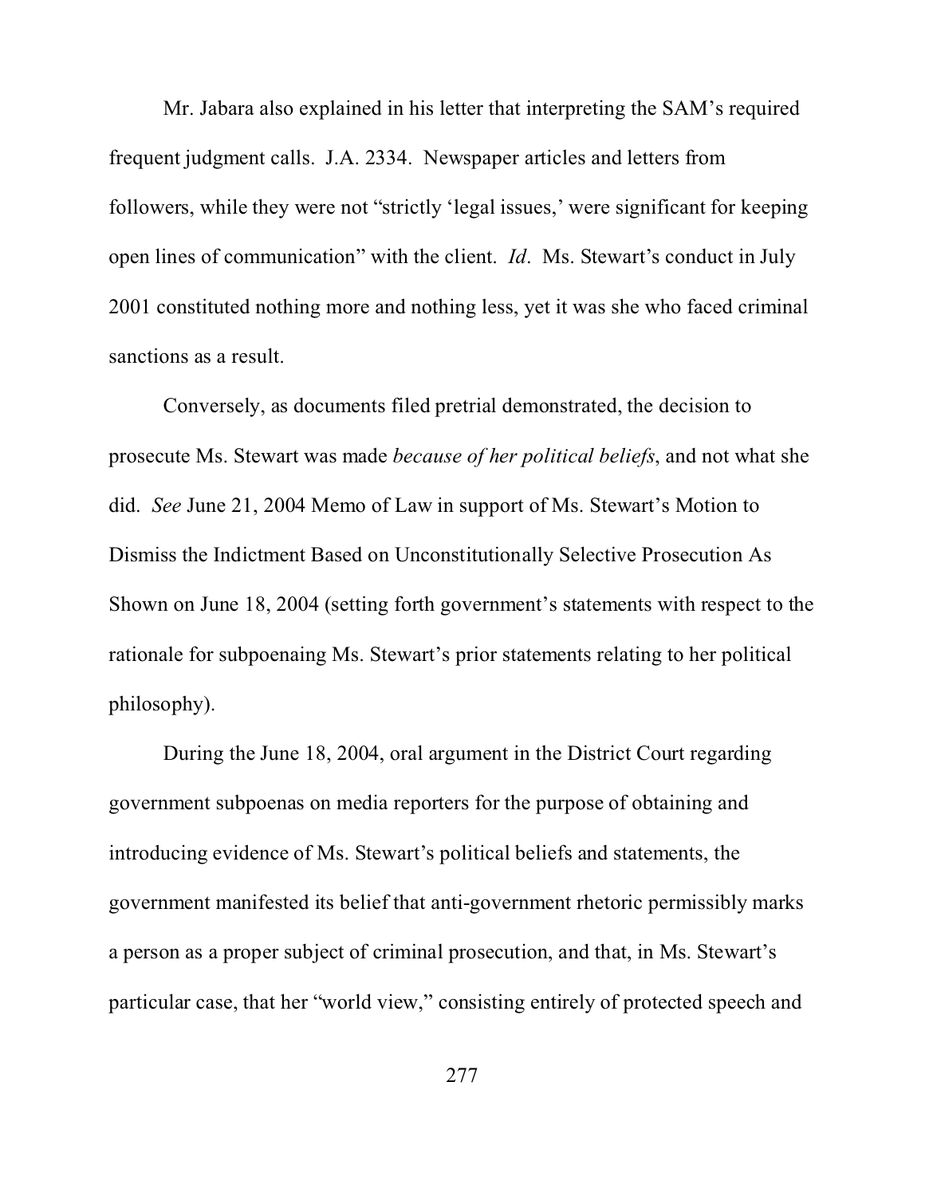Mr. Jabara also explained in his letter that interpreting the SAM's required frequent judgment calls. J.A. 2334. Newspaper articles and letters from followers, while they were not "strictly 'legal issues,' were significant for keeping open lines of communication" with the client. *Id*. Ms. Stewart's conduct in July 2001 constituted nothing more and nothing less, yet it was she who faced criminal sanctions as a result.

Conversely, as documents filed pretrial demonstrated, the decision to prosecute Ms. Stewart was made *because of her political beliefs*, and not what she did. *See* June 21, 2004 Memo of Law in support of Ms. Stewart's Motion to Dismiss the Indictment Based on Unconstitutionally Selective Prosecution As Shown on June 18, 2004 (setting forth government's statements with respect to the rationale for subpoenaing Ms. Stewart's prior statements relating to her political philosophy).

During the June 18, 2004, oral argument in the District Court regarding government subpoenas on media reporters for the purpose of obtaining and introducing evidence of Ms. Stewart's political beliefs and statements, the government manifested its belief that anti-government rhetoric permissibly marks a person as a proper subject of criminal prosecution, and that, in Ms. Stewart's particular case, that her "world view," consisting entirely of protected speech and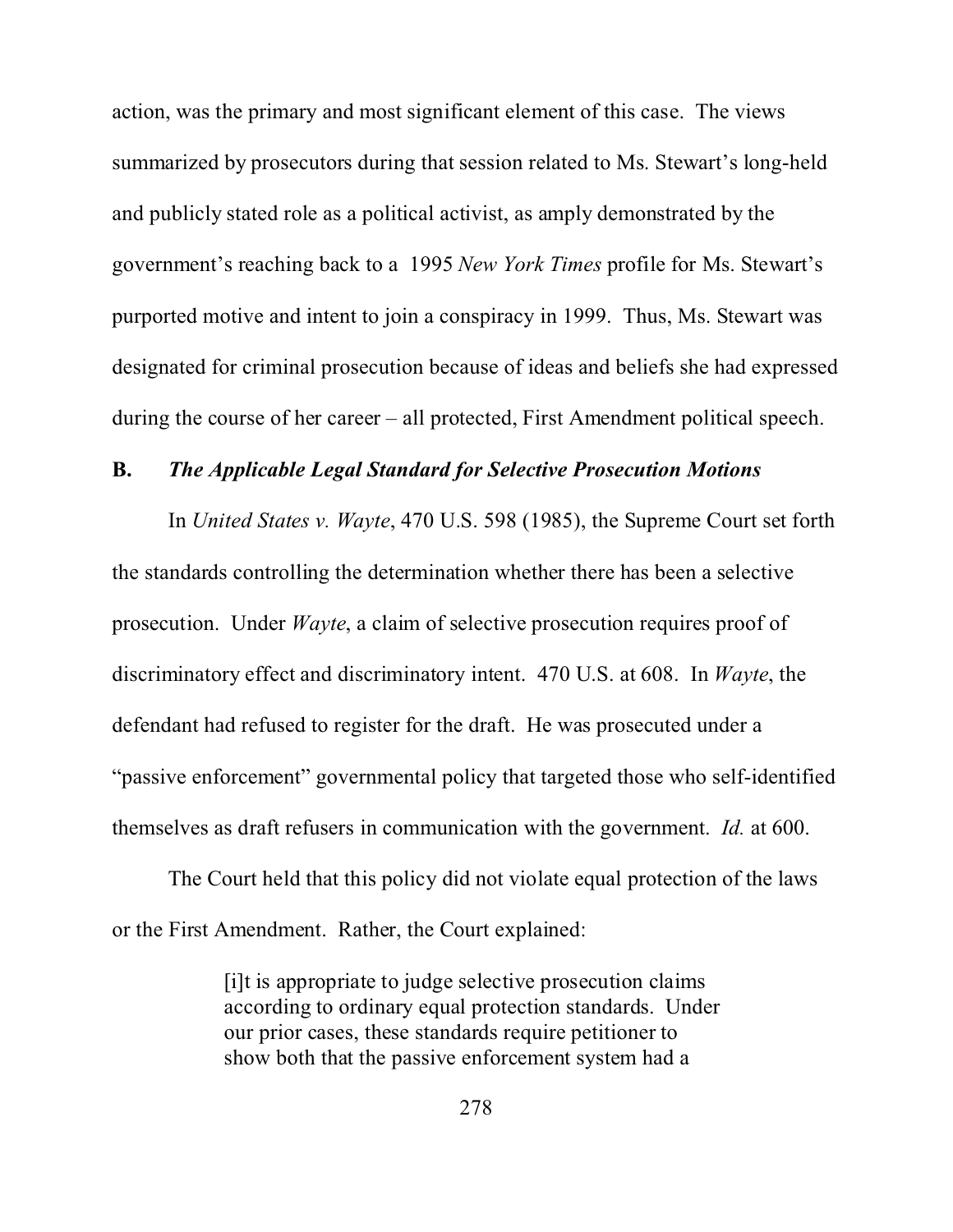action, was the primary and most significant element of this case. The views summarized by prosecutors during that session related to Ms. Stewart's long-held and publicly stated role as a political activist, as amply demonstrated by the government's reaching back to a 1995 *New York Times* profile for Ms. Stewart's purported motive and intent to join a conspiracy in 1999. Thus, Ms. Stewart was designated for criminal prosecution because of ideas and beliefs she had expressed during the course of her career – all protected, First Amendment political speech.

### B. *The Applicable Legal Standard for Selective Prosecution Motions*

In *United States v. Wayte*, 470 U.S. 598 (1985), the Supreme Court set forth the standards controlling the determination whether there has been a selective prosecution. Under *Wayte*, a claim of selective prosecution requires proof of discriminatory effect and discriminatory intent. 470 U.S. at 608. In *Wayte*, the defendant had refused to register for the draft. He was prosecuted under a "passive enforcement" governmental policy that targeted those who self-identified themselves as draft refusers in communication with the government. *Id.* at 600.

The Court held that this policy did not violate equal protection of the laws or the First Amendment. Rather, the Court explained:

> [i]t is appropriate to judge selective prosecution claims according to ordinary equal protection standards. Under our prior cases, these standards require petitioner to show both that the passive enforcement system had a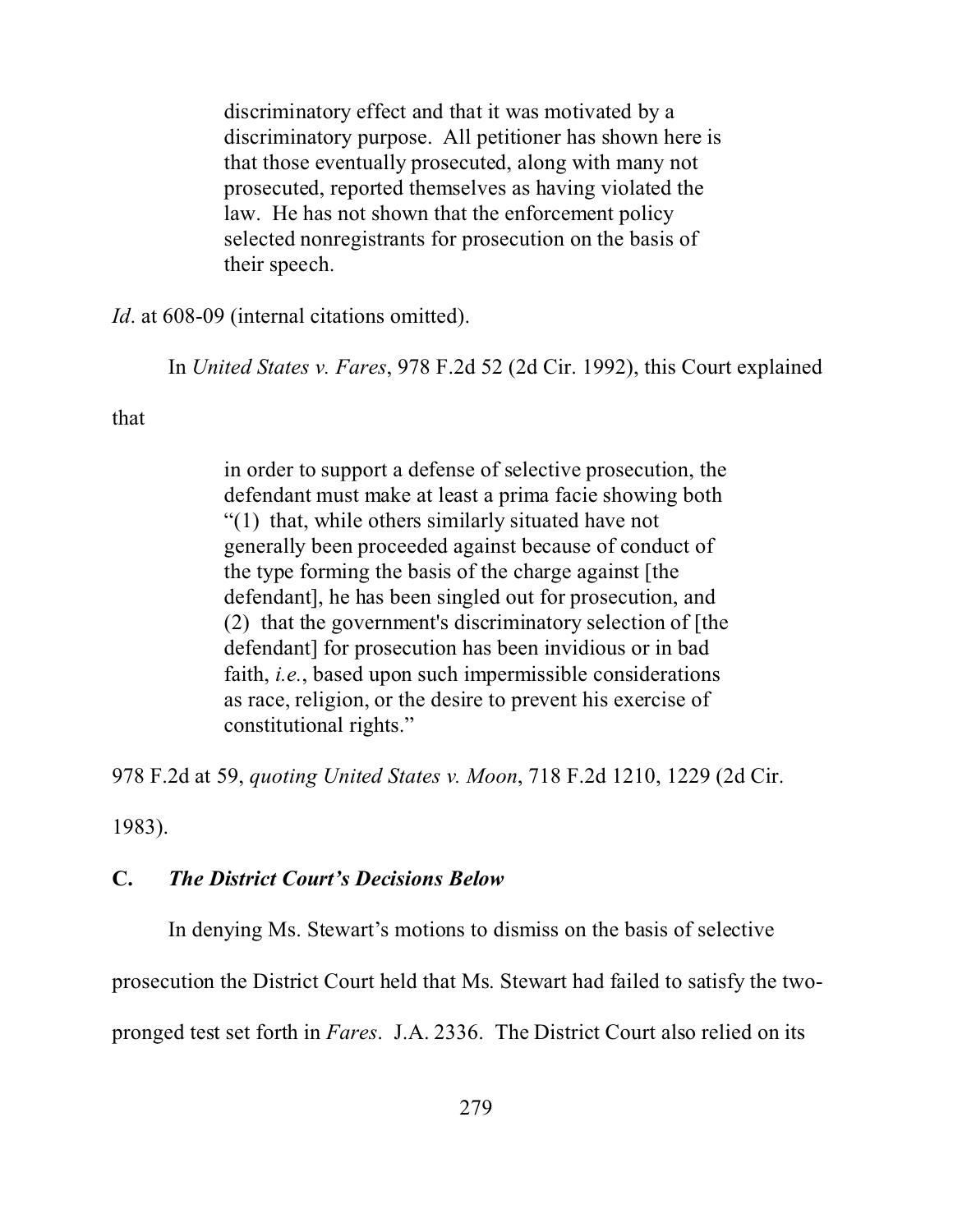> discriminatory effect and that it was motivated by a discriminatory purpose. All petitioner has shown here is that those eventually prosecuted, along with many not prosecuted, reported themselves as having violated the law. He has not shown that the enforcement policy selected nonregistrants for prosecution on the basis of their speech.

*Id*. at 608-09 (internal citations omitted).

In *United States v. Fares*, 978 F.2d 52 (2d Cir. 1992), this Court explained that

> in order to support a defense of selective prosecution, the defendant must make at least a prima facie showing both "(1) that, while others similarly situated have not generally been proceeded against because of conduct of the type forming the basis of the charge against [the defendant], he has been singled out for prosecution, and (2) that the government's discriminatory selection of [the defendant] for prosecution has been invidious or in bad faith, *i.e.*, based upon such impermissible considerations as race, religion, or the desire to prevent his exercise of constitutional rights."

978 F.2d at 59, *quoting United States v. Moon*, 718 F.2d 1210, 1229 (2d Cir. 1983).

### C. *The District Court's Decisions Below*

In denying Ms. Stewart's motions to dismiss on the basis of selective prosecution the District Court held that Ms. Stewart had failed to satisfy the two-pronged test set forth in *Fares*. J.A. 2336. The District Court also relied on its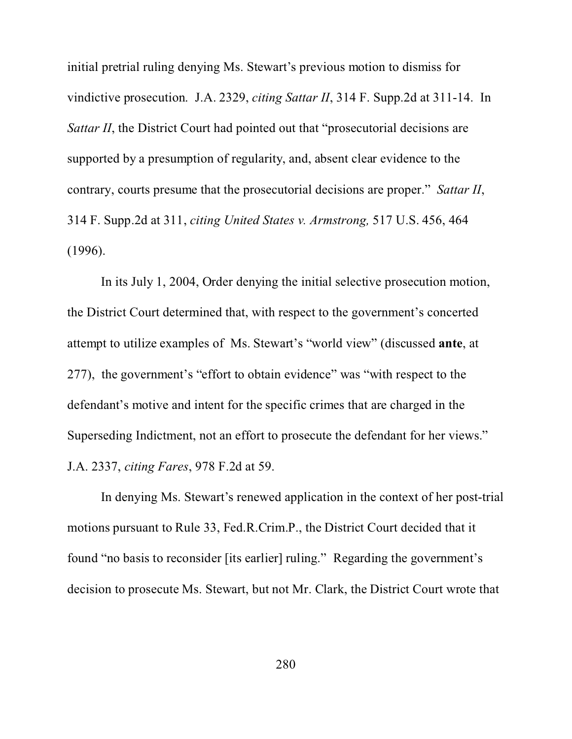initial pretrial ruling denying Ms. Stewart's previous motion to dismiss for vindictive prosecution. J.A. 2329, *citing Sattar II*, 314 F. Supp.2d at 311-14. In *Sattar II*, the District Court had pointed out that "prosecutorial decisions are supported by a presumption of regularity, and, absent clear evidence to the contrary, courts presume that the prosecutorial decisions are proper." *Sattar II*, 314 F. Supp.2d at 311, *citing United States v. Armstrong,* 517 U.S. 456, 464 (1996).

In its July 1, 2004, Order denying the initial selective prosecution motion, the District Court determined that, with respect to the government's concerted attempt to utilize examples of Ms. Stewart's "world view" (discussed **ante**, at 277), the government's "effort to obtain evidence" was "with respect to the defendant's motive and intent for the specific crimes that are charged in the Superseding Indictment, not an effort to prosecute the defendant for her views." J.A. 2337, *citing Fares*, 978 F.2d at 59.

In denying Ms. Stewart's renewed application in the context of her post-trial motions pursuant to Rule 33, Fed.R.Crim.P., the District Court decided that it found "no basis to reconsider [its earlier] ruling." Regarding the government's decision to prosecute Ms. Stewart, but not Mr. Clark, the District Court wrote that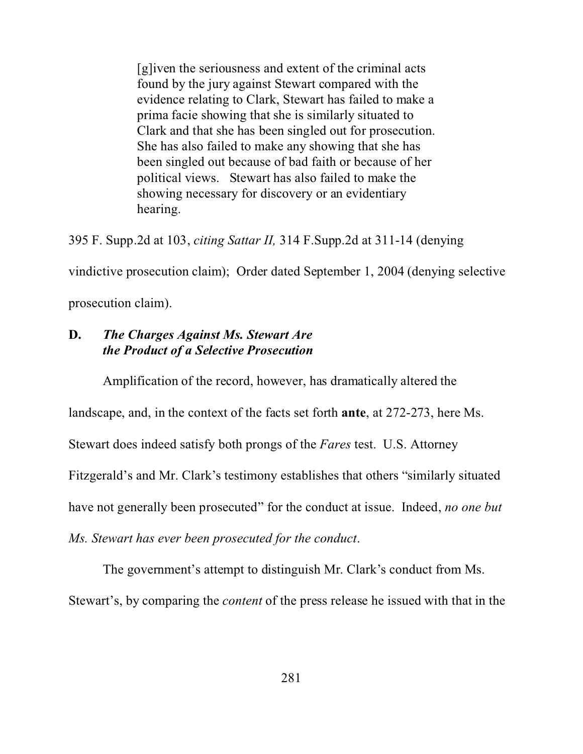> [g]iven the seriousness and extent of the criminal acts found by the jury against Stewart compared with the evidence relating to Clark, Stewart has failed to make a prima facie showing that she is similarly situated to Clark and that she has been singled out for prosecution. She has also failed to make any showing that she has been singled out because of bad faith or because of her political views. Stewart has also failed to make the showing necessary for discovery or an evidentiary hearing.

395 F. Supp.2d at 103, *citing Sattar II,* 314 F.Supp.2d at 311-14 (denying vindictive prosecution claim); Order dated September 1, 2004 (denying selective prosecution claim).

### D. *The Charges Against Ms. Stewart Are the Product of a Selective Prosecution*

Amplification of the record, however, has dramatically altered the landscape, and, in the context of the facts set forth **ante**, at 272-273, here Ms. Stewart does indeed satisfy both prongs of the *Fares* test. U.S. Attorney Fitzgerald's and Mr. Clark's testimony establishes that others "similarly situated have not generally been prosecuted" for the conduct at issue. Indeed, *no one but Ms. Stewart has ever been prosecuted for the conduct*.

The government's attempt to distinguish Mr. Clark's conduct from Ms. Stewart's, by comparing the *content* of the press release he issued with that in the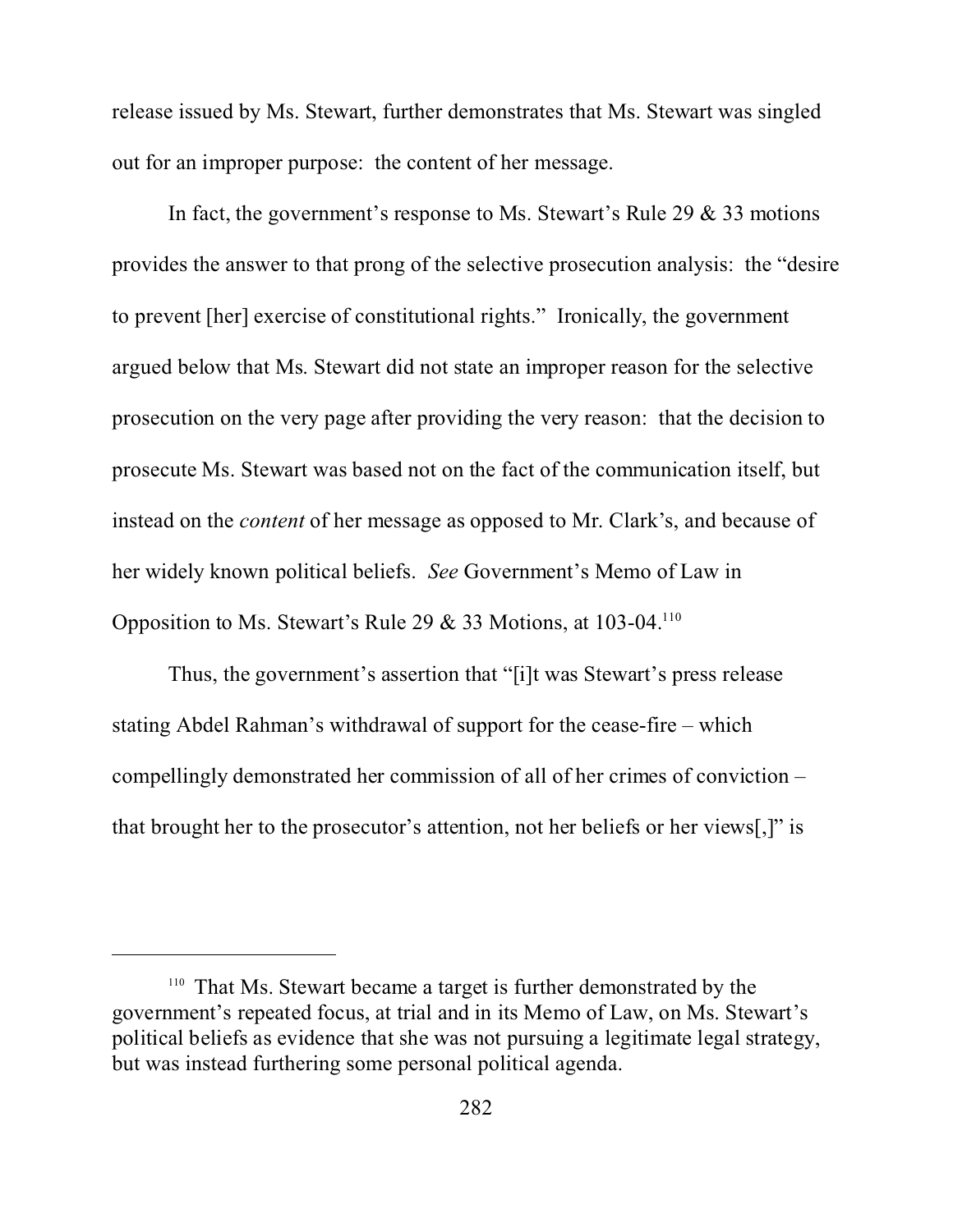release issued by Ms. Stewart, further demonstrates that Ms. Stewart was singled out for an improper purpose: the content of her message.

In fact, the government's response to Ms. Stewart's Rule 29 & 33 motions provides the answer to that prong of the selective prosecution analysis: the "desire to prevent [her] exercise of constitutional rights." Ironically, the government argued below that Ms. Stewart did not state an improper reason for the selective prosecution on the very page after providing the very reason: that the decision to prosecute Ms. Stewart was based not on the fact of the communication itself, but instead on the *content* of her message as opposed to Mr. Clark's, and because of her widely known political beliefs. *See* Government's Memo of Law in Opposition to Ms. Stewart's Rule 29 & 33 Motions, at 103-04.[110]

Thus, the government's assertion that "[i]t was Stewart's press release stating Abdel Rahman's withdrawal of support for the cease-fire – which compellingly demonstrated her commission of all of her crimes of conviction – that brought her to the prosecutor's attention, not her beliefs or her views[,]" is

---

[110] That Ms. Stewart became a target is further demonstrated by the government's repeated focus, at trial and in its Memo of Law, on Ms. Stewart's political beliefs as evidence that she was not pursuing a legitimate legal strategy, but was instead furthering some personal political agenda.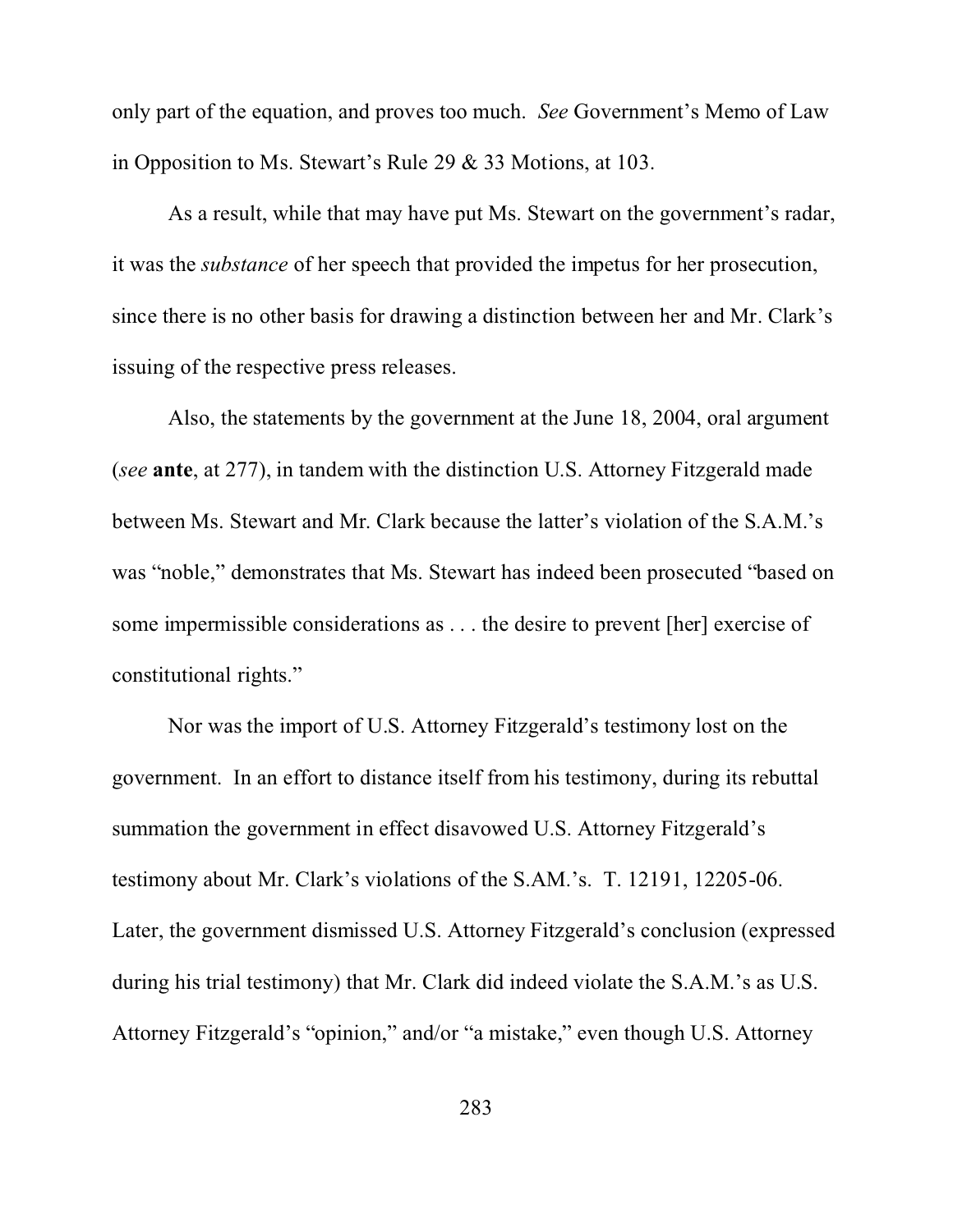only part of the equation, and proves too much. *See* Government's Memo of Law in Opposition to Ms. Stewart's Rule 29 & 33 Motions, at 103.

As a result, while that may have put Ms. Stewart on the government's radar, it was the *substance* of her speech that provided the impetus for her prosecution, since there is no other basis for drawing a distinction between her and Mr. Clark's issuing of the respective press releases.

Also, the statements by the government at the June 18, 2004, oral argument (*see* **ante**, at 277), in tandem with the distinction U.S. Attorney Fitzgerald made between Ms. Stewart and Mr. Clark because the latter's violation of the S.A.M.'s was "noble," demonstrates that Ms. Stewart has indeed been prosecuted "based on some impermissible considerations as . . . the desire to prevent [her] exercise of constitutional rights."

Nor was the import of U.S. Attorney Fitzgerald's testimony lost on the government. In an effort to distance itself from his testimony, during its rebuttal summation the government in effect disavowed U.S. Attorney Fitzgerald's testimony about Mr. Clark's violations of the S.AM.'s. T. 12191, 12205-06. Later, the government dismissed U.S. Attorney Fitzgerald's conclusion (expressed during his trial testimony) that Mr. Clark did indeed violate the S.A.M.'s as U.S. Attorney Fitzgerald's "opinion," and/or "a mistake," even though U.S. Attorney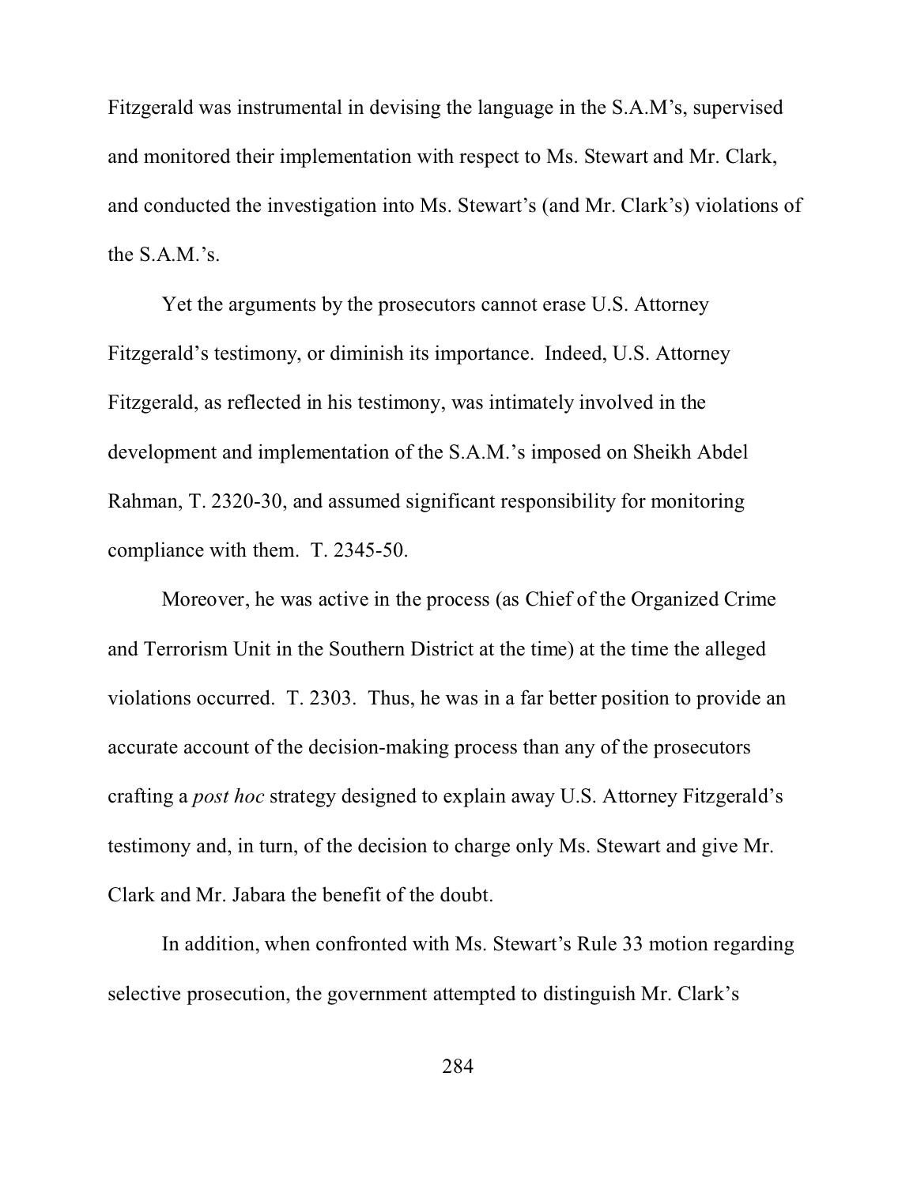Fitzgerald was instrumental in devising the language in the S.A.M's, supervised and monitored their implementation with respect to Ms. Stewart and Mr. Clark, and conducted the investigation into Ms. Stewart's (and Mr. Clark's) violations of the S.A.M.'s.

Yet the arguments by the prosecutors cannot erase U.S. Attorney Fitzgerald's testimony, or diminish its importance. Indeed, U.S. Attorney Fitzgerald, as reflected in his testimony, was intimately involved in the development and implementation of the S.A.M.'s imposed on Sheikh Abdel Rahman, T. 2320-30, and assumed significant responsibility for monitoring compliance with them. T. 2345-50.

Moreover, he was active in the process (as Chief of the Organized Crime and Terrorism Unit in the Southern District at the time) at the time the alleged violations occurred. T. 2303. Thus, he was in a far better position to provide an accurate account of the decision-making process than any of the prosecutors crafting a *post hoc* strategy designed to explain away U.S. Attorney Fitzgerald's testimony and, in turn, of the decision to charge only Ms. Stewart and give Mr. Clark and Mr. Jabara the benefit of the doubt.

In addition, when confronted with Ms. Stewart's Rule 33 motion regarding selective prosecution, the government attempted to distinguish Mr. Clark's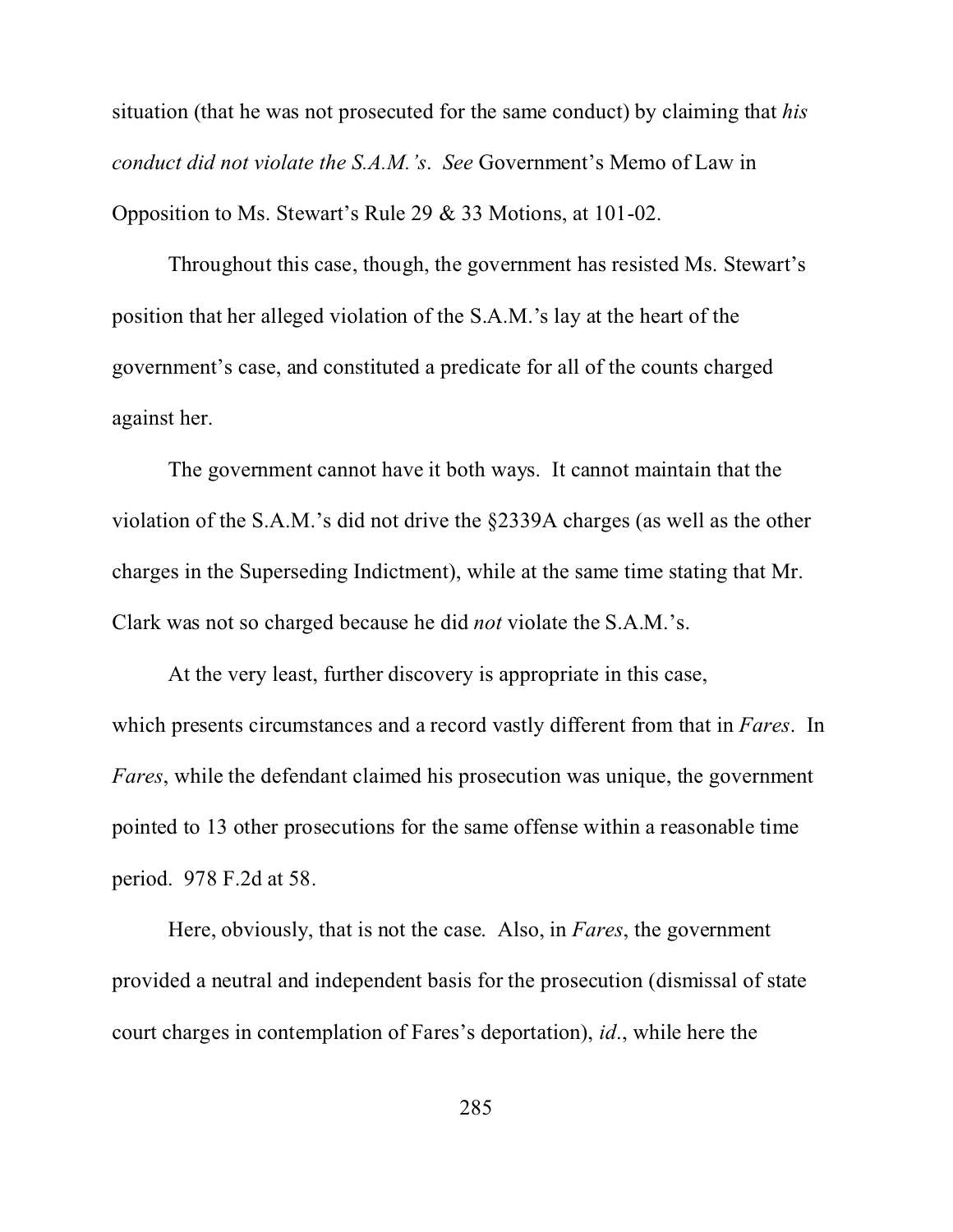situation (that he was not prosecuted for the same conduct) by claiming that *his conduct did not violate the S.A.M.'s*. *See* Government's Memo of Law in Opposition to Ms. Stewart's Rule 29 & 33 Motions, at 101-02.

Throughout this case, though, the government has resisted Ms. Stewart's position that her alleged violation of the S.A.M.'s lay at the heart of the government's case, and constituted a predicate for all of the counts charged against her.

The government cannot have it both ways. It cannot maintain that the violation of the S.A.M.'s did not drive the §2339A charges (as well as the other charges in the Superseding Indictment), while at the same time stating that Mr. Clark was not so charged because he did *not* violate the S.A.M.'s.

At the very least, further discovery is appropriate in this case, which presents circumstances and a record vastly different from that in *Fares*. In *Fares*, while the defendant claimed his prosecution was unique, the government pointed to 13 other prosecutions for the same offense within a reasonable time period. 978 F.2d at 58.

Here, obviously, that is not the case. Also, in *Fares*, the government provided a neutral and independent basis for the prosecution (dismissal of state court charges in contemplation of Fares's deportation), *id*., while here the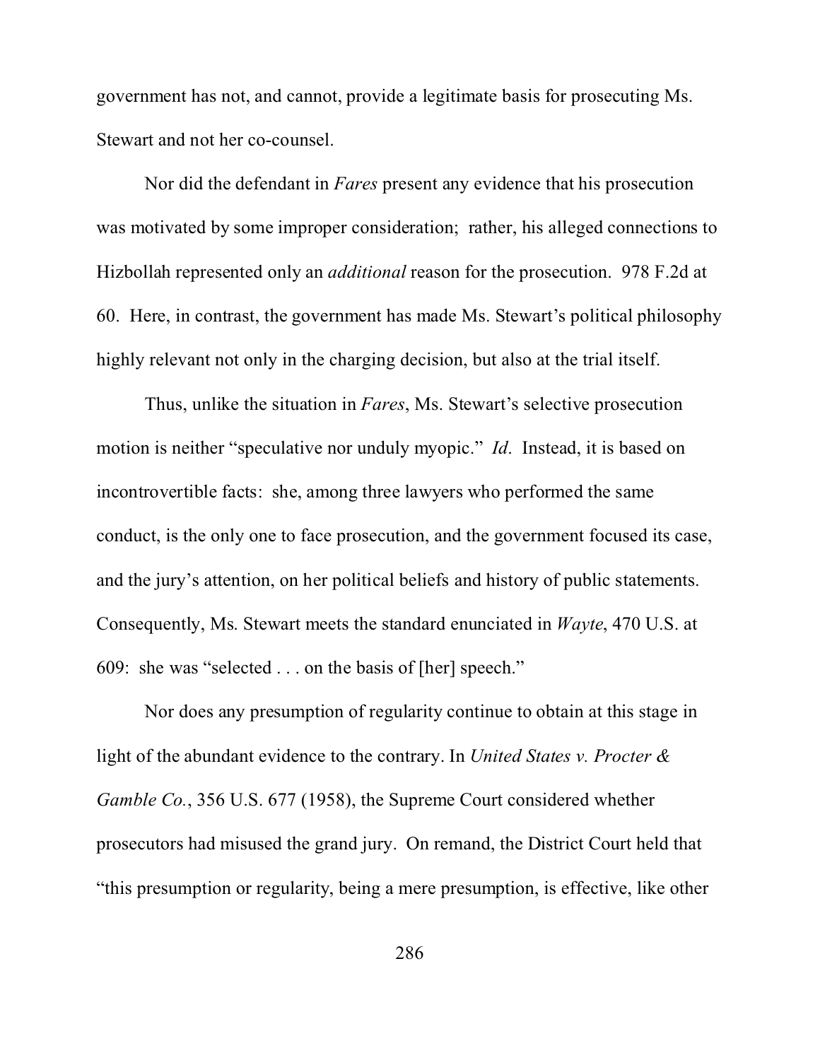government has not, and cannot, provide a legitimate basis for prosecuting Ms. Stewart and not her co-counsel.

Nor did the defendant in *Fares* present any evidence that his prosecution was motivated by some improper consideration; rather, his alleged connections to Hizbollah represented only an *additional* reason for the prosecution. 978 F.2d at 60. Here, in contrast, the government has made Ms. Stewart's political philosophy highly relevant not only in the charging decision, but also at the trial itself.

Thus, unlike the situation in *Fares*, Ms. Stewart's selective prosecution motion is neither "speculative nor unduly myopic." *Id*. Instead, it is based on incontrovertible facts: she, among three lawyers who performed the same conduct, is the only one to face prosecution, and the government focused its case, and the jury's attention, on her political beliefs and history of public statements. Consequently, Ms. Stewart meets the standard enunciated in *Wayte*, 470 U.S. at 609: she was "selected . . . on the basis of [her] speech."

Nor does any presumption of regularity continue to obtain at this stage in light of the abundant evidence to the contrary. In *United States v. Procter & Gamble Co.*, 356 U.S. 677 (1958), the Supreme Court considered whether prosecutors had misused the grand jury. On remand, the District Court held that "this presumption or regularity, being a mere presumption, is effective, like other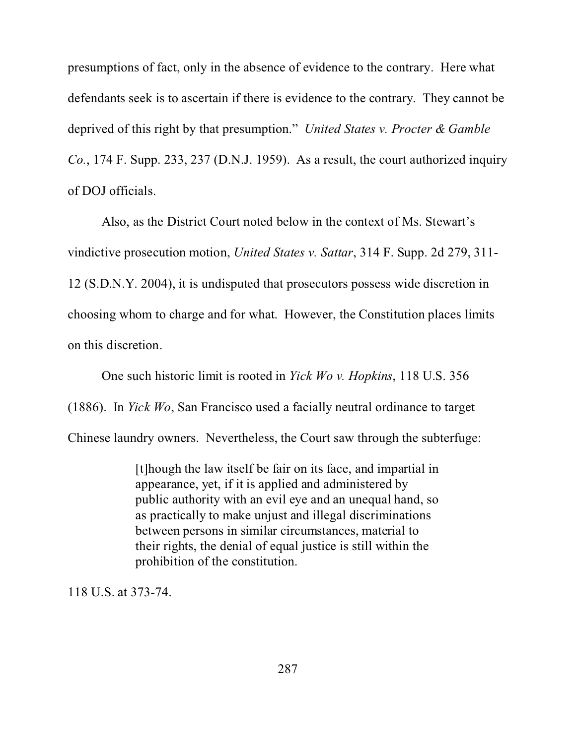presumptions of fact, only in the absence of evidence to the contrary. Here what defendants seek is to ascertain if there is evidence to the contrary. They cannot be deprived of this right by that presumption." *United States v. Procter & Gamble Co.*, 174 F. Supp. 233, 237 (D.N.J. 1959). As a result, the court authorized inquiry of DOJ officials.

Also, as the District Court noted below in the context of Ms. Stewart's vindictive prosecution motion, *United States v. Sattar*, 314 F. Supp. 2d 279, 311-12 (S.D.N.Y. 2004), it is undisputed that prosecutors possess wide discretion in choosing whom to charge and for what. However, the Constitution places limits on this discretion.

One such historic limit is rooted in *Yick Wo v. Hopkins*, 118 U.S. 356 (1886). In *Yick Wo*, San Francisco used a facially neutral ordinance to target Chinese laundry owners. Nevertheless, the Court saw through the subterfuge:

> [t]hough the law itself be fair on its face, and impartial in appearance, yet, if it is applied and administered by public authority with an evil eye and an unequal hand, so as practically to make unjust and illegal discriminations between persons in similar circumstances, material to their rights, the denial of equal justice is still within the prohibition of the constitution.

118 U.S. at 373-74.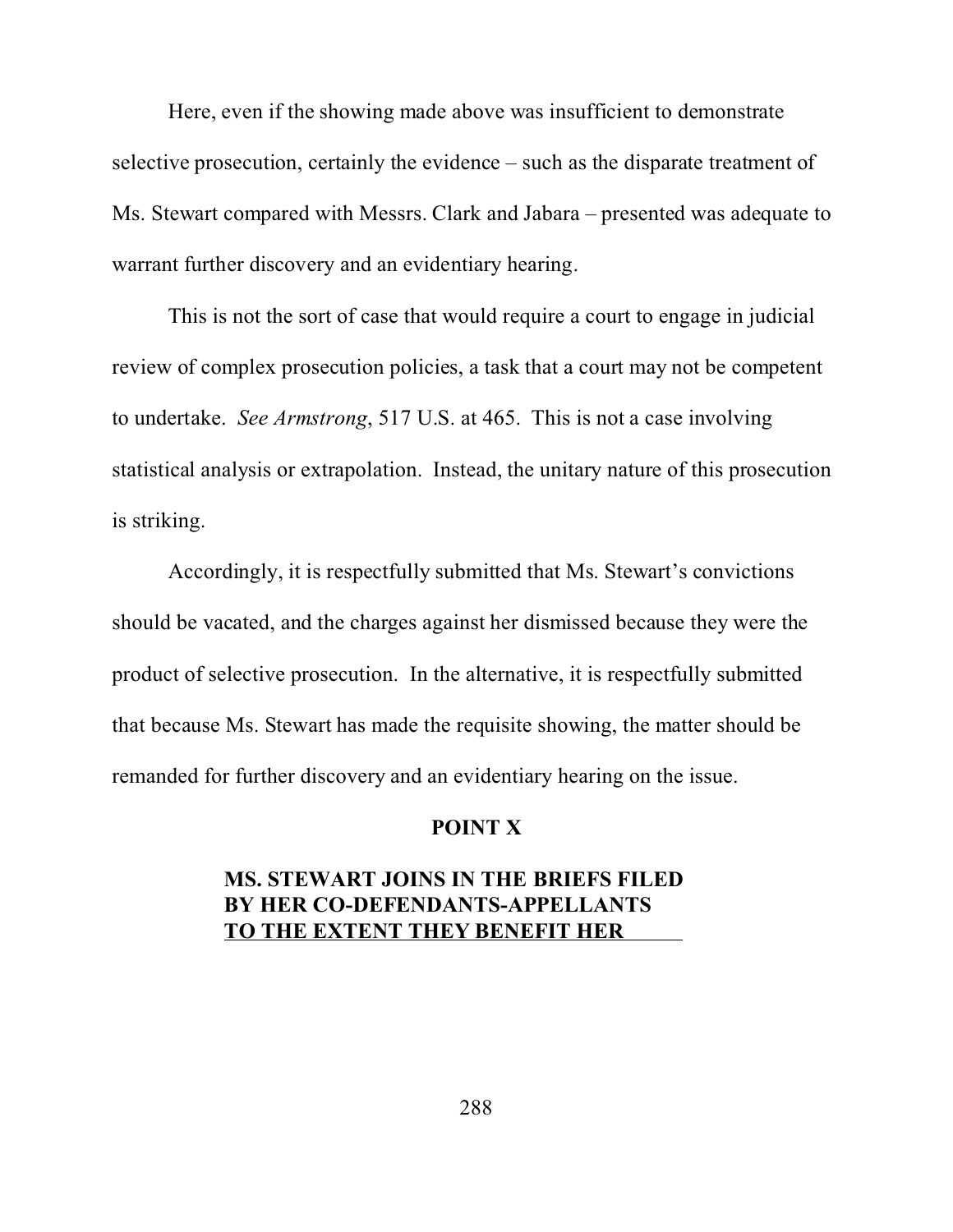Here, even if the showing made above was insufficient to demonstrate selective prosecution, certainly the evidence – such as the disparate treatment of Ms. Stewart compared with Messrs. Clark and Jabara – presented was adequate to warrant further discovery and an evidentiary hearing.

This is not the sort of case that would require a court to engage in judicial review of complex prosecution policies, a task that a court may not be competent to undertake. *See Armstrong*, 517 U.S. at 465. This is not a case involving statistical analysis or extrapolation. Instead, the unitary nature of this prosecution is striking.

Accordingly, it is respectfully submitted that Ms. Stewart's convictions should be vacated, and the charges against her dismissed because they were the product of selective prosecution. In the alternative, it is respectfully submitted that because Ms. Stewart has made the requisite showing, the matter should be remanded for further discovery and an evidentiary hearing on the issue.

## POINT X

### MS. STEWART JOINS IN THE BRIEFS FILED BY HER CO-DEFENDANTS-APPELLANTS TO THE EXTENT THEY BENEFIT HER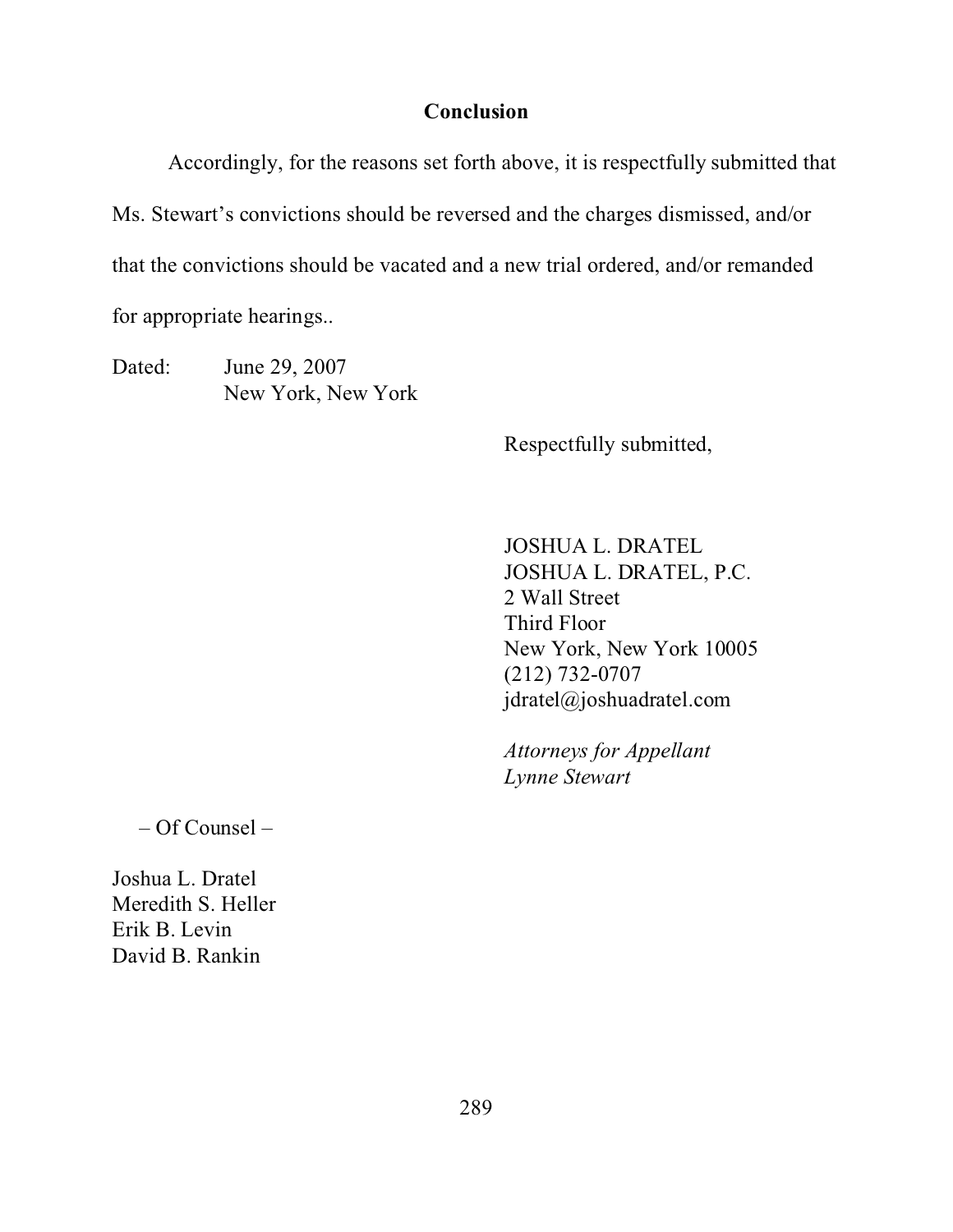## Conclusion

Accordingly, for the reasons set forth above, it is respectfully submitted that Ms. Stewart's convictions should be reversed and the charges dismissed, and/or that the convictions should be vacated and a new trial ordered, and/or remanded for appropriate hearings..

Dated: June 29, 2007
New York, New York

Respectfully submitted,

JOSHUA L. DRATEL
JOSHUA L. DRATEL, P.C.
2 Wall Street
Third Floor
New York, New York 10005
(212) 732-0707
jdratel@joshuadratel.com

*Attorneys for Appellant*
*Lynne Stewart*

– Of Counsel –

Joshua L. Dratel
Meredith S. Heller
Erik B. Levin
David B. Rankin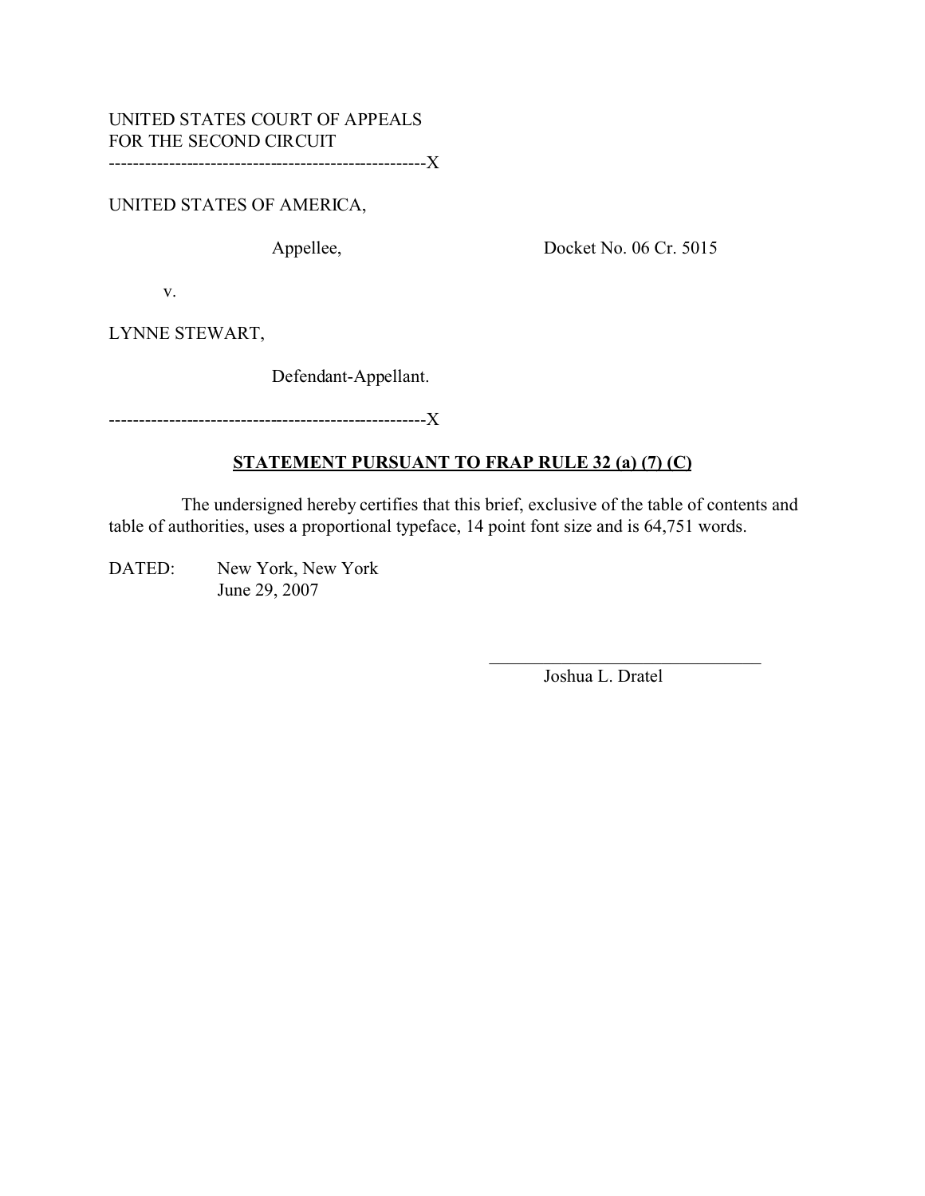UNITED STATES COURT OF APPEALS
FOR THE SECOND CIRCUIT
-----------------------------------------------------X

UNITED STATES OF AMERICA,

Appellee, Docket No. 06 Cr. 5015

v.

LYNNE STEWART,

Defendant-Appellant.

-----------------------------------------------------X

**STATEMENT PURSUANT TO FRAP RULE 32 (a) (7) (C)**

The undersigned hereby certifies that this brief, exclusive of the table of contents and table of authorities, uses a proportional typeface, 14 point font size and is 64,751 words.

DATED: New York, New York
June 29, 2007

\_\_\_\_\_\_\_\_\_\_\_\_\_\_\_\_\_\_\_\_\_\_\_\_\_\_\_\_\_\_
Joshua L. Dratel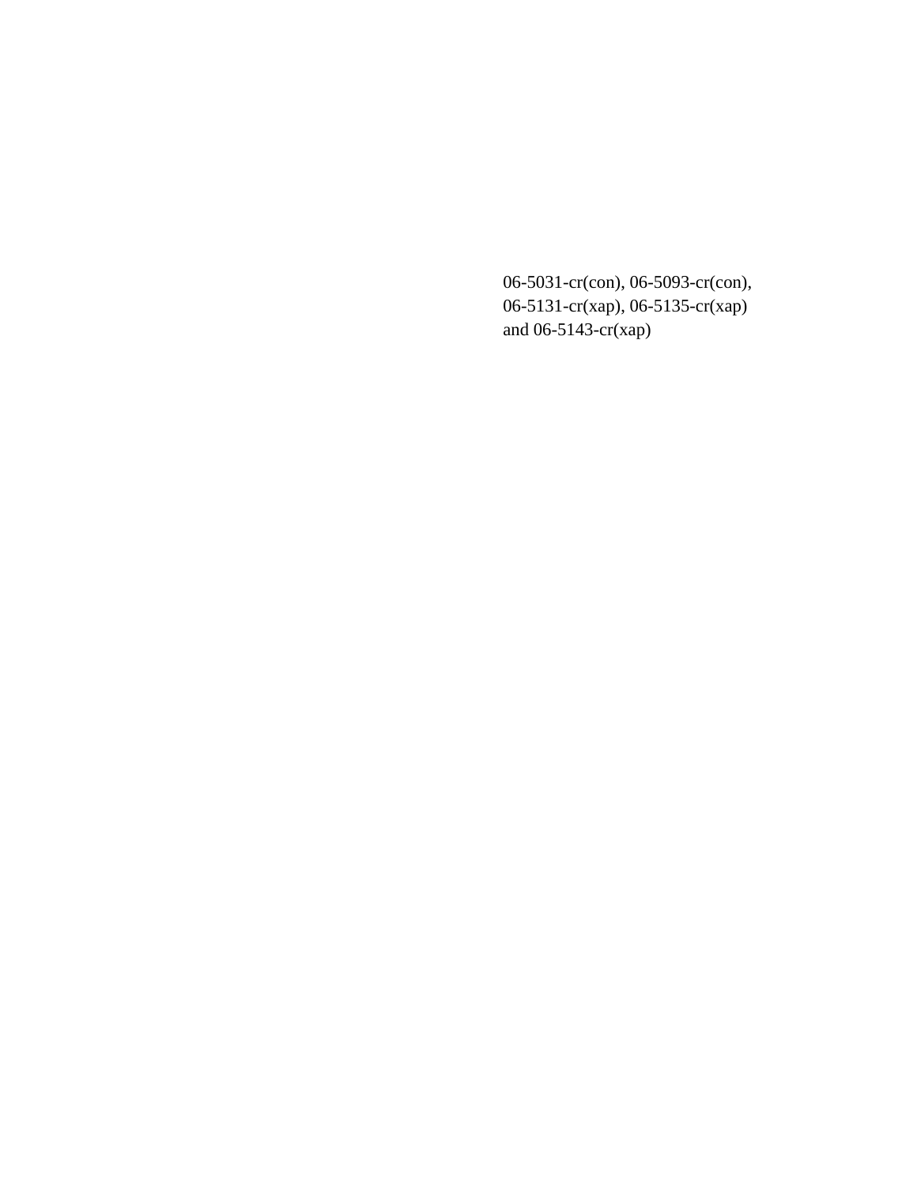06-5031-cr(con), 06-5093-cr(con),
06-5131-cr(xap), 06-5135-cr(xap)
and 06-5143-cr(xap)